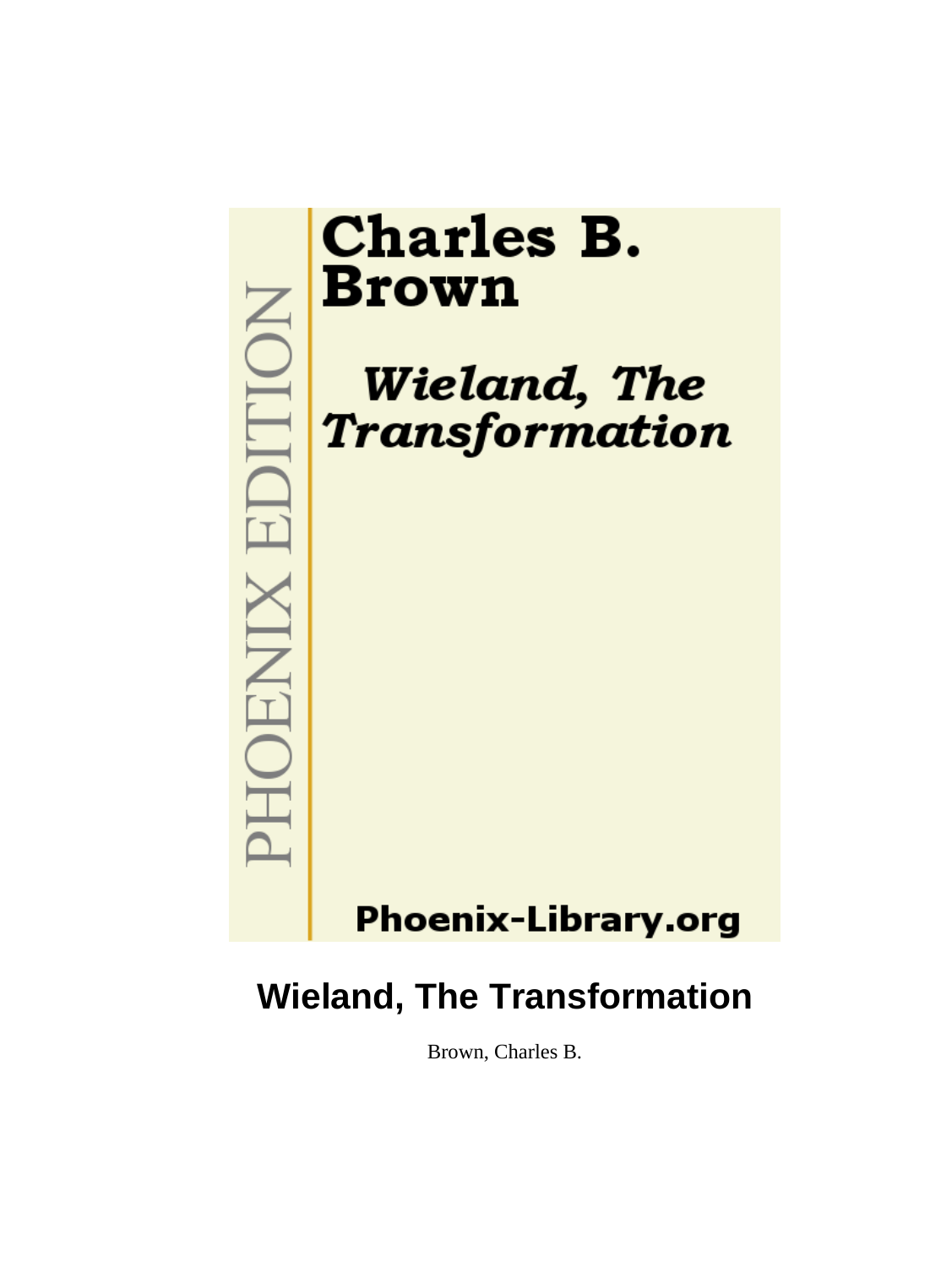PHOENIX EDITION

**Charles B. Brown**

***Wieland, The Transformation***

**Phoenix-Library.org**

# Wieland, The Transformation

Brown, Charles B.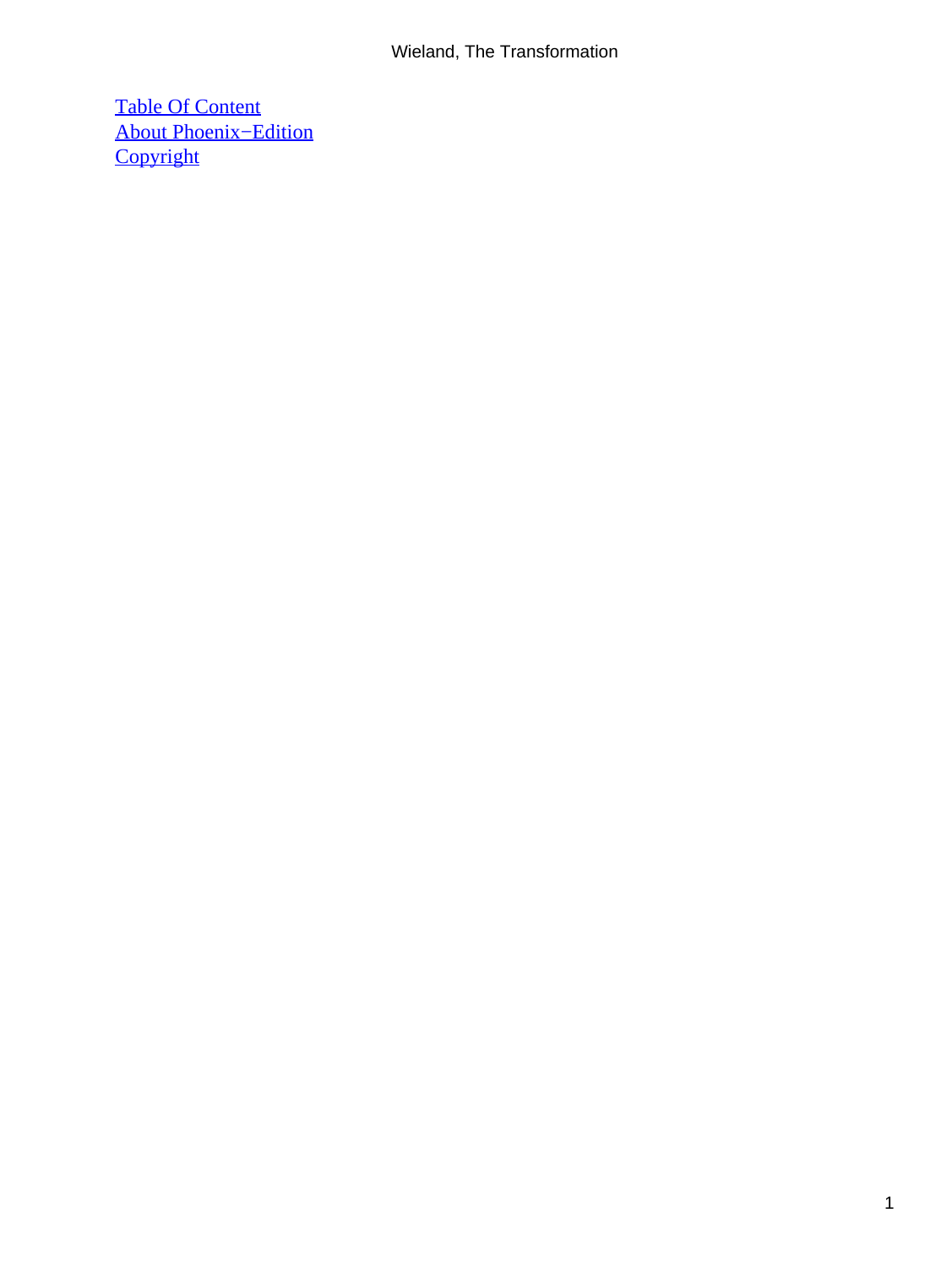[Table Of Content](#)
[About Phoenix−Edition](#)
[Copyright](#)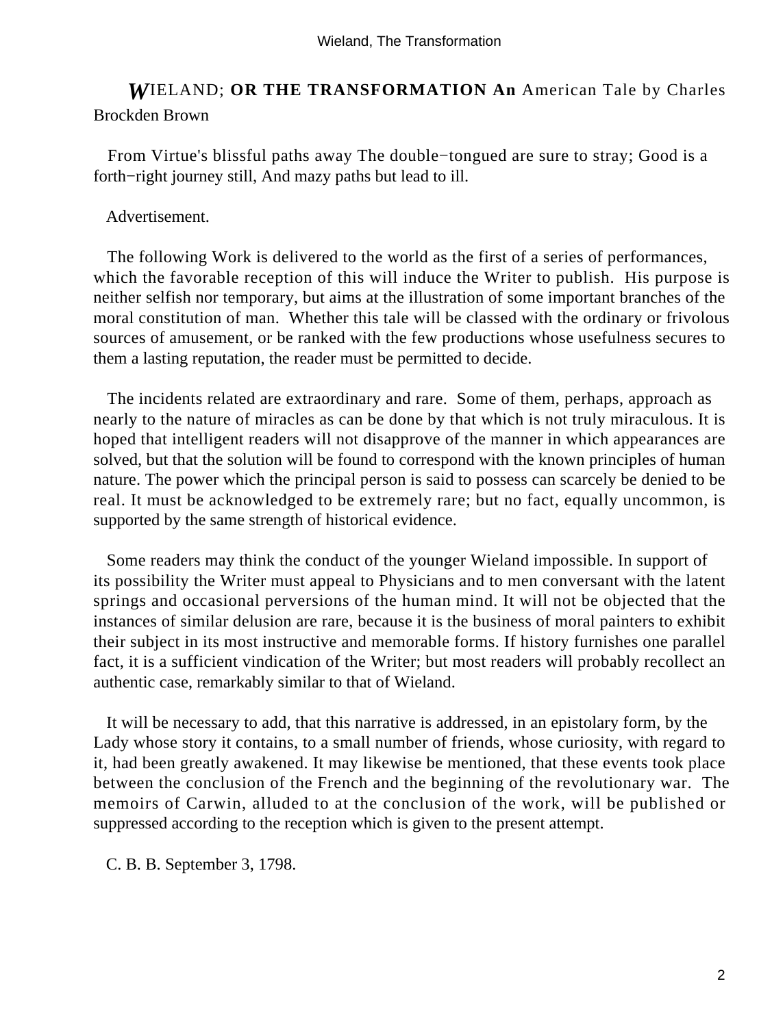# WIELAND; OR THE TRANSFORMATION An American Tale by Charles Brockden Brown

From Virtue's blissful paths away The double−tongued are sure to stray; Good is a forth−right journey still, And mazy paths but lead to ill.

Advertisement.

The following Work is delivered to the world as the first of a series of performances, which the favorable reception of this will induce the Writer to publish. His purpose is neither selfish nor temporary, but aims at the illustration of some important branches of the moral constitution of man. Whether this tale will be classed with the ordinary or frivolous sources of amusement, or be ranked with the few productions whose usefulness secures to them a lasting reputation, the reader must be permitted to decide.

The incidents related are extraordinary and rare. Some of them, perhaps, approach as nearly to the nature of miracles as can be done by that which is not truly miraculous. It is hoped that intelligent readers will not disapprove of the manner in which appearances are solved, but that the solution will be found to correspond with the known principles of human nature. The power which the principal person is said to possess can scarcely be denied to be real. It must be acknowledged to be extremely rare; but no fact, equally uncommon, is supported by the same strength of historical evidence.

Some readers may think the conduct of the younger Wieland impossible. In support of its possibility the Writer must appeal to Physicians and to men conversant with the latent springs and occasional perversions of the human mind. It will not be objected that the instances of similar delusion are rare, because it is the business of moral painters to exhibit their subject in its most instructive and memorable forms. If history furnishes one parallel fact, it is a sufficient vindication of the Writer; but most readers will probably recollect an authentic case, remarkably similar to that of Wieland.

It will be necessary to add, that this narrative is addressed, in an epistolary form, by the Lady whose story it contains, to a small number of friends, whose curiosity, with regard to it, had been greatly awakened. It may likewise be mentioned, that these events took place between the conclusion of the French and the beginning of the revolutionary war. The memoirs of Carwin, alluded to at the conclusion of the work, will be published or suppressed according to the reception which is given to the present attempt.

C. B. B. September 3, 1798.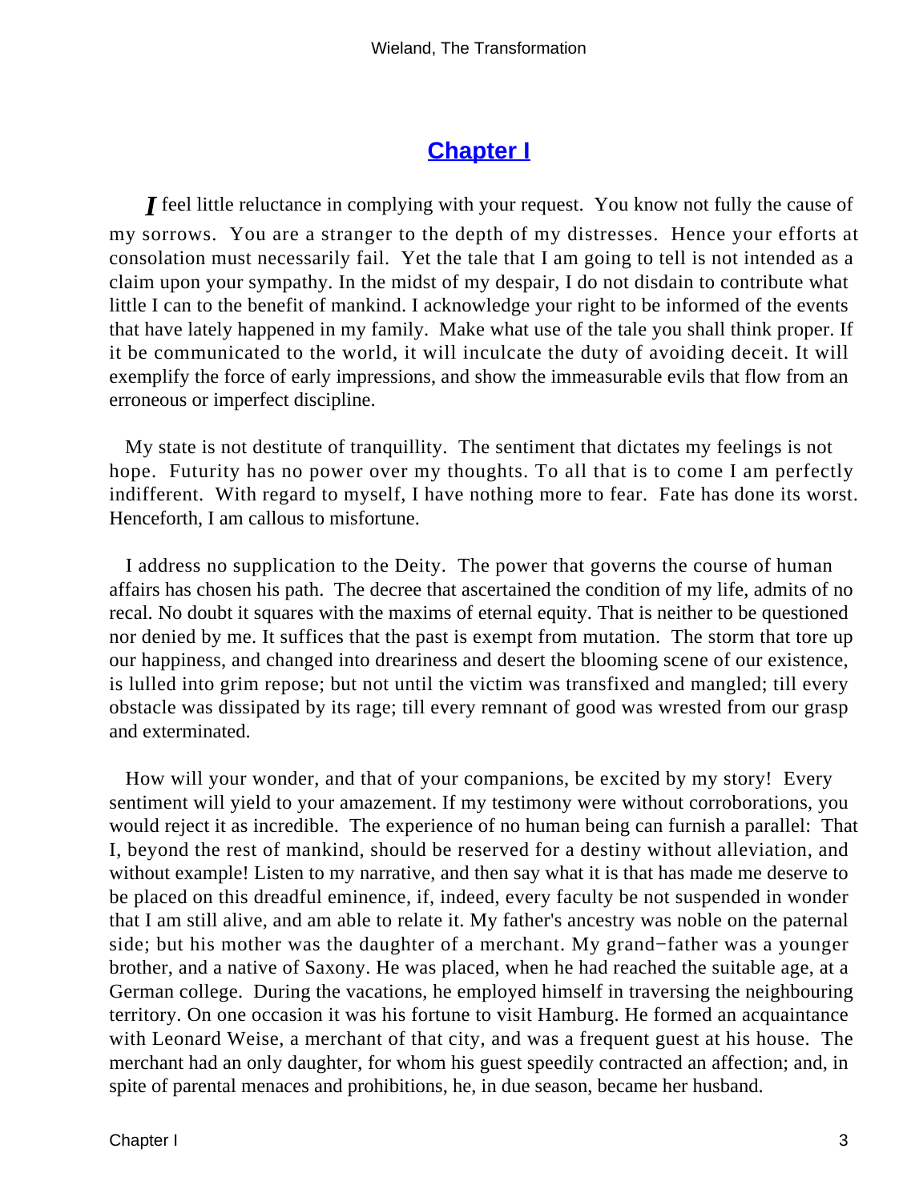## Chapter I

*I* feel little reluctance in complying with your request. You know not fully the cause of my sorrows. You are a stranger to the depth of my distresses. Hence your efforts at consolation must necessarily fail. Yet the tale that I am going to tell is not intended as a claim upon your sympathy. In the midst of my despair, I do not disdain to contribute what little I can to the benefit of mankind. I acknowledge your right to be informed of the events that have lately happened in my family. Make what use of the tale you shall think proper. If it be communicated to the world, it will inculcate the duty of avoiding deceit. It will exemplify the force of early impressions, and show the immeasurable evils that flow from an erroneous or imperfect discipline.

My state is not destitute of tranquillity. The sentiment that dictates my feelings is not hope. Futurity has no power over my thoughts. To all that is to come I am perfectly indifferent. With regard to myself, I have nothing more to fear. Fate has done its worst. Henceforth, I am callous to misfortune.

I address no supplication to the Deity. The power that governs the course of human affairs has chosen his path. The decree that ascertained the condition of my life, admits of no recal. No doubt it squares with the maxims of eternal equity. That is neither to be questioned nor denied by me. It suffices that the past is exempt from mutation. The storm that tore up our happiness, and changed into dreariness and desert the blooming scene of our existence, is lulled into grim repose; but not until the victim was transfixed and mangled; till every obstacle was dissipated by its rage; till every remnant of good was wrested from our grasp and exterminated.

How will your wonder, and that of your companions, be excited by my story! Every sentiment will yield to your amazement. If my testimony were without corroborations, you would reject it as incredible. The experience of no human being can furnish a parallel: That I, beyond the rest of mankind, should be reserved for a destiny without alleviation, and without example! Listen to my narrative, and then say what it is that has made me deserve to be placed on this dreadful eminence, if, indeed, every faculty be not suspended in wonder that I am still alive, and am able to relate it. My father's ancestry was noble on the paternal side; but his mother was the daughter of a merchant. My grand−father was a younger brother, and a native of Saxony. He was placed, when he had reached the suitable age, at a German college. During the vacations, he employed himself in traversing the neighbouring territory. On one occasion it was his fortune to visit Hamburg. He formed an acquaintance with Leonard Weise, a merchant of that city, and was a frequent guest at his house. The merchant had an only daughter, for whom his guest speedily contracted an affection; and, in spite of parental menaces and prohibitions, he, in due season, became her husband.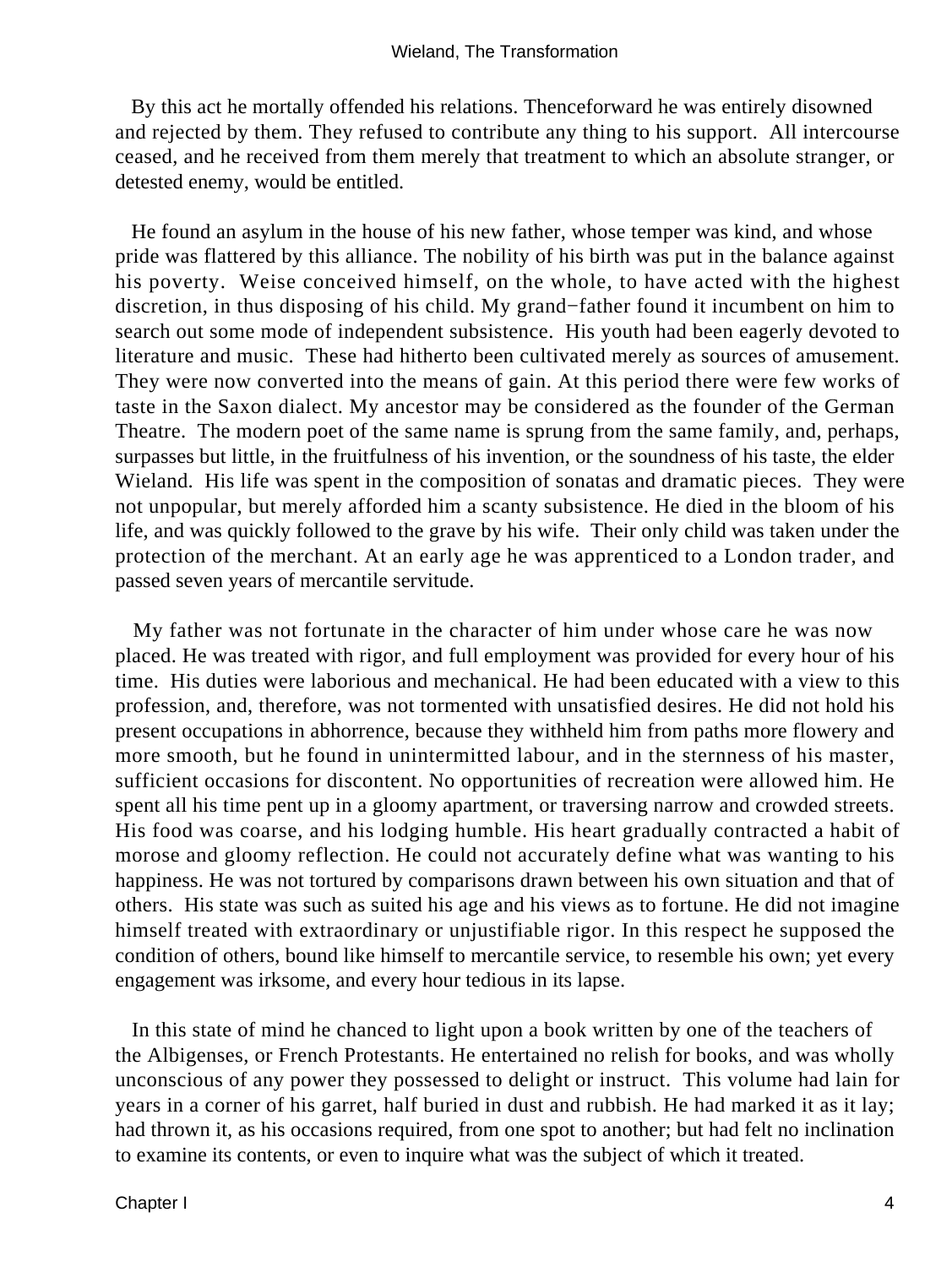By this act he mortally offended his relations. Thenceforward he was entirely disowned and rejected by them. They refused to contribute any thing to his support. All intercourse ceased, and he received from them merely that treatment to which an absolute stranger, or detested enemy, would be entitled.

He found an asylum in the house of his new father, whose temper was kind, and whose pride was flattered by this alliance. The nobility of his birth was put in the balance against his poverty. Weise conceived himself, on the whole, to have acted with the highest discretion, in thus disposing of his child. My grand−father found it incumbent on him to search out some mode of independent subsistence. His youth had been eagerly devoted to literature and music. These had hitherto been cultivated merely as sources of amusement. They were now converted into the means of gain. At this period there were few works of taste in the Saxon dialect. My ancestor may be considered as the founder of the German Theatre. The modern poet of the same name is sprung from the same family, and, perhaps, surpasses but little, in the fruitfulness of his invention, or the soundness of his taste, the elder Wieland. His life was spent in the composition of sonatas and dramatic pieces. They were not unpopular, but merely afforded him a scanty subsistence. He died in the bloom of his life, and was quickly followed to the grave by his wife. Their only child was taken under the protection of the merchant. At an early age he was apprenticed to a London trader, and passed seven years of mercantile servitude.

My father was not fortunate in the character of him under whose care he was now placed. He was treated with rigor, and full employment was provided for every hour of his time. His duties were laborious and mechanical. He had been educated with a view to this profession, and, therefore, was not tormented with unsatisfied desires. He did not hold his present occupations in abhorrence, because they withheld him from paths more flowery and more smooth, but he found in unintermitted labour, and in the sternness of his master, sufficient occasions for discontent. No opportunities of recreation were allowed him. He spent all his time pent up in a gloomy apartment, or traversing narrow and crowded streets. His food was coarse, and his lodging humble. His heart gradually contracted a habit of morose and gloomy reflection. He could not accurately define what was wanting to his happiness. He was not tortured by comparisons drawn between his own situation and that of others. His state was such as suited his age and his views as to fortune. He did not imagine himself treated with extraordinary or unjustifiable rigor. In this respect he supposed the condition of others, bound like himself to mercantile service, to resemble his own; yet every engagement was irksome, and every hour tedious in its lapse.

In this state of mind he chanced to light upon a book written by one of the teachers of the Albigenses, or French Protestants. He entertained no relish for books, and was wholly unconscious of any power they possessed to delight or instruct. This volume had lain for years in a corner of his garret, half buried in dust and rubbish. He had marked it as it lay; had thrown it, as his occasions required, from one spot to another; but had felt no inclination to examine its contents, or even to inquire what was the subject of which it treated.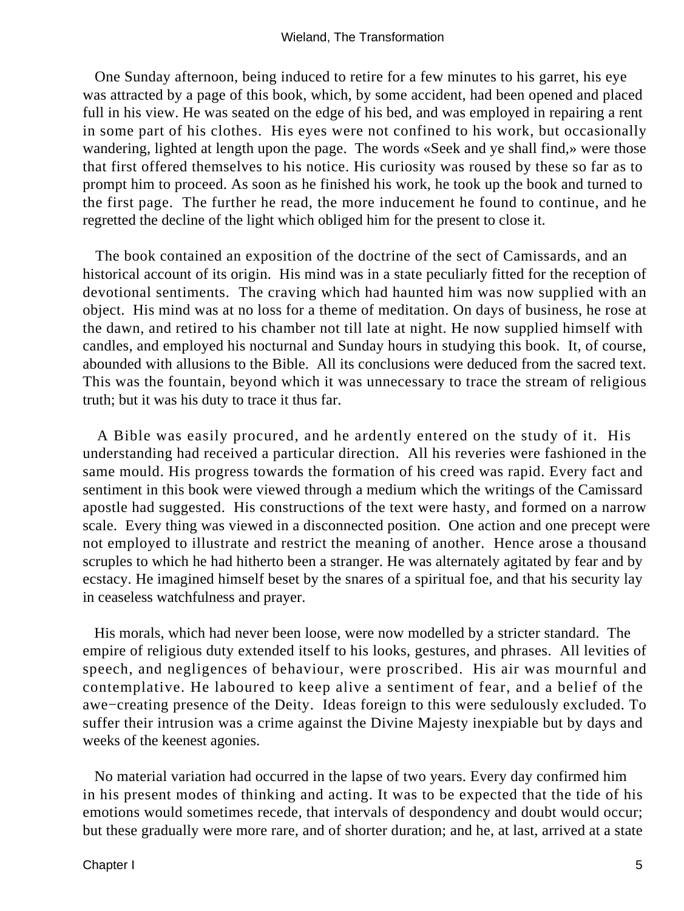One Sunday afternoon, being induced to retire for a few minutes to his garret, his eye was attracted by a page of this book, which, by some accident, had been opened and placed full in his view. He was seated on the edge of his bed, and was employed in repairing a rent in some part of his clothes. His eyes were not confined to his work, but occasionally wandering, lighted at length upon the page. The words «Seek and ye shall find,» were those that first offered themselves to his notice. His curiosity was roused by these so far as to prompt him to proceed. As soon as he finished his work, he took up the book and turned to the first page. The further he read, the more inducement he found to continue, and he regretted the decline of the light which obliged him for the present to close it.

The book contained an exposition of the doctrine of the sect of Camissards, and an historical account of its origin. His mind was in a state peculiarly fitted for the reception of devotional sentiments. The craving which had haunted him was now supplied with an object. His mind was at no loss for a theme of meditation. On days of business, he rose at the dawn, and retired to his chamber not till late at night. He now supplied himself with candles, and employed his nocturnal and Sunday hours in studying this book. It, of course, abounded with allusions to the Bible. All its conclusions were deduced from the sacred text. This was the fountain, beyond which it was unnecessary to trace the stream of religious truth; but it was his duty to trace it thus far.

A Bible was easily procured, and he ardently entered on the study of it. His understanding had received a particular direction. All his reveries were fashioned in the same mould. His progress towards the formation of his creed was rapid. Every fact and sentiment in this book were viewed through a medium which the writings of the Camissard apostle had suggested. His constructions of the text were hasty, and formed on a narrow scale. Every thing was viewed in a disconnected position. One action and one precept were not employed to illustrate and restrict the meaning of another. Hence arose a thousand scruples to which he had hitherto been a stranger. He was alternately agitated by fear and by ecstacy. He imagined himself beset by the snares of a spiritual foe, and that his security lay in ceaseless watchfulness and prayer.

His morals, which had never been loose, were now modelled by a stricter standard. The empire of religious duty extended itself to his looks, gestures, and phrases. All levities of speech, and negligences of behaviour, were proscribed. His air was mournful and contemplative. He laboured to keep alive a sentiment of fear, and a belief of the awe−creating presence of the Deity. Ideas foreign to this were sedulously excluded. To suffer their intrusion was a crime against the Divine Majesty inexpiable but by days and weeks of the keenest agonies.

No material variation had occurred in the lapse of two years. Every day confirmed him in his present modes of thinking and acting. It was to be expected that the tide of his emotions would sometimes recede, that intervals of despondency and doubt would occur; but these gradually were more rare, and of shorter duration; and he, at last, arrived at a state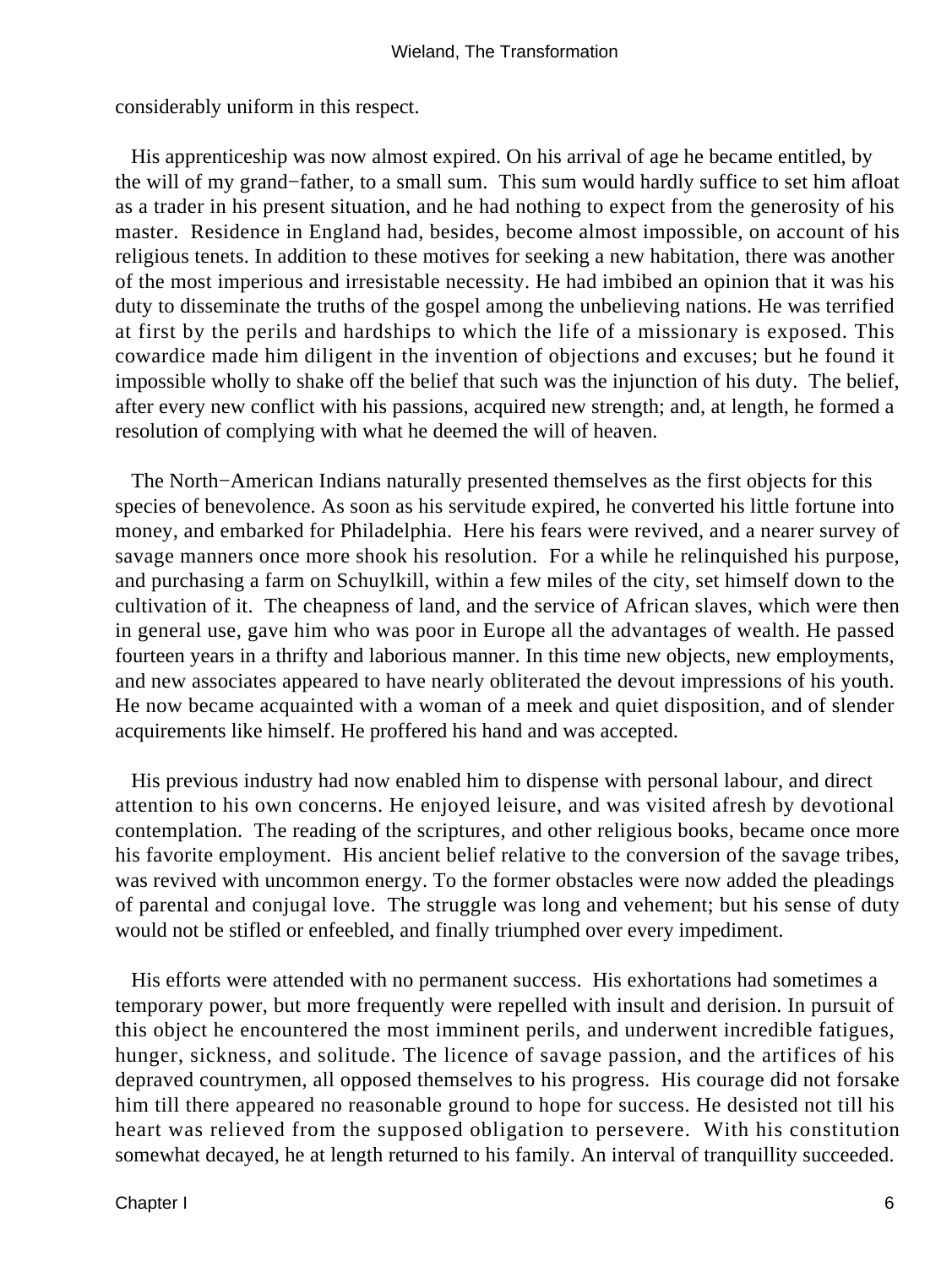considerably uniform in this respect.

His apprenticeship was now almost expired. On his arrival of age he became entitled, by the will of my grand−father, to a small sum. This sum would hardly suffice to set him afloat as a trader in his present situation, and he had nothing to expect from the generosity of his master. Residence in England had, besides, become almost impossible, on account of his religious tenets. In addition to these motives for seeking a new habitation, there was another of the most imperious and irresistable necessity. He had imbibed an opinion that it was his duty to disseminate the truths of the gospel among the unbelieving nations. He was terrified at first by the perils and hardships to which the life of a missionary is exposed. This cowardice made him diligent in the invention of objections and excuses; but he found it impossible wholly to shake off the belief that such was the injunction of his duty. The belief, after every new conflict with his passions, acquired new strength; and, at length, he formed a resolution of complying with what he deemed the will of heaven.

The North−American Indians naturally presented themselves as the first objects for this species of benevolence. As soon as his servitude expired, he converted his little fortune into money, and embarked for Philadelphia. Here his fears were revived, and a nearer survey of savage manners once more shook his resolution. For a while he relinquished his purpose, and purchasing a farm on Schuylkill, within a few miles of the city, set himself down to the cultivation of it. The cheapness of land, and the service of African slaves, which were then in general use, gave him who was poor in Europe all the advantages of wealth. He passed fourteen years in a thrifty and laborious manner. In this time new objects, new employments, and new associates appeared to have nearly obliterated the devout impressions of his youth. He now became acquainted with a woman of a meek and quiet disposition, and of slender acquirements like himself. He proffered his hand and was accepted.

His previous industry had now enabled him to dispense with personal labour, and direct attention to his own concerns. He enjoyed leisure, and was visited afresh by devotional contemplation. The reading of the scriptures, and other religious books, became once more his favorite employment. His ancient belief relative to the conversion of the savage tribes, was revived with uncommon energy. To the former obstacles were now added the pleadings of parental and conjugal love. The struggle was long and vehement; but his sense of duty would not be stifled or enfeebled, and finally triumphed over every impediment.

His efforts were attended with no permanent success. His exhortations had sometimes a temporary power, but more frequently were repelled with insult and derision. In pursuit of this object he encountered the most imminent perils, and underwent incredible fatigues, hunger, sickness, and solitude. The licence of savage passion, and the artifices of his depraved countrymen, all opposed themselves to his progress. His courage did not forsake him till there appeared no reasonable ground to hope for success. He desisted not till his heart was relieved from the supposed obligation to persevere. With his constitution somewhat decayed, he at length returned to his family. An interval of tranquillity succeeded.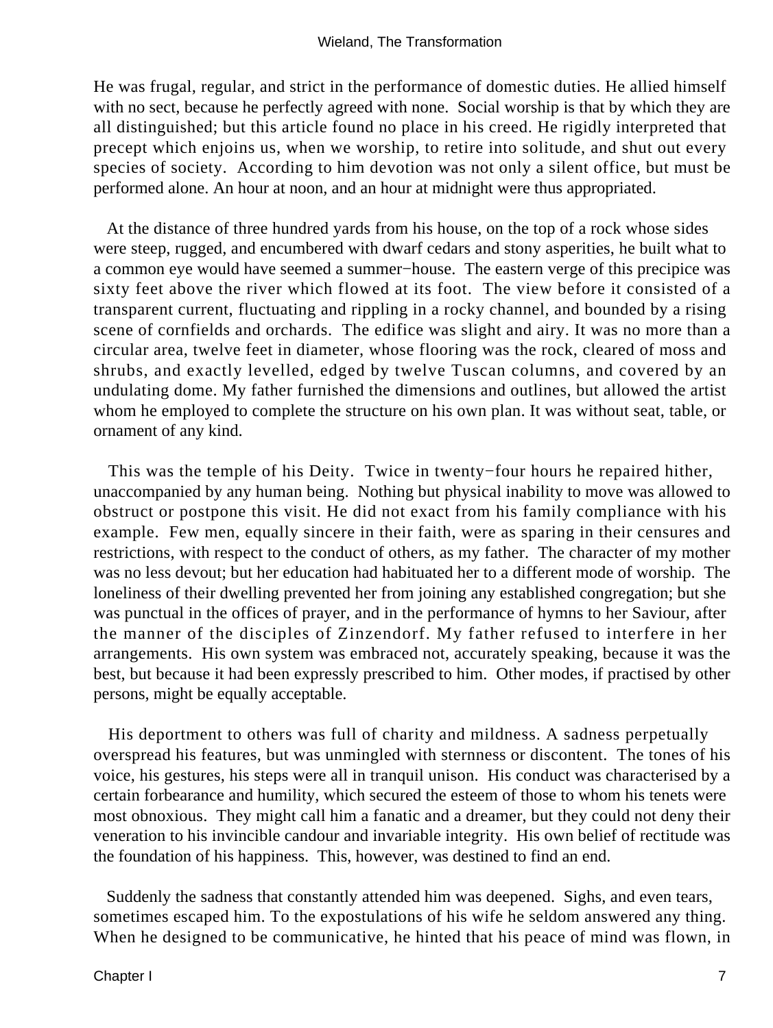He was frugal, regular, and strict in the performance of domestic duties. He allied himself with no sect, because he perfectly agreed with none. Social worship is that by which they are all distinguished; but this article found no place in his creed. He rigidly interpreted that precept which enjoins us, when we worship, to retire into solitude, and shut out every species of society. According to him devotion was not only a silent office, but must be performed alone. An hour at noon, and an hour at midnight were thus appropriated.

At the distance of three hundred yards from his house, on the top of a rock whose sides were steep, rugged, and encumbered with dwarf cedars and stony asperities, he built what to a common eye would have seemed a summer−house. The eastern verge of this precipice was sixty feet above the river which flowed at its foot. The view before it consisted of a transparent current, fluctuating and rippling in a rocky channel, and bounded by a rising scene of cornfields and orchards. The edifice was slight and airy. It was no more than a circular area, twelve feet in diameter, whose flooring was the rock, cleared of moss and shrubs, and exactly levelled, edged by twelve Tuscan columns, and covered by an undulating dome. My father furnished the dimensions and outlines, but allowed the artist whom he employed to complete the structure on his own plan. It was without seat, table, or ornament of any kind.

This was the temple of his Deity. Twice in twenty−four hours he repaired hither, unaccompanied by any human being. Nothing but physical inability to move was allowed to obstruct or postpone this visit. He did not exact from his family compliance with his example. Few men, equally sincere in their faith, were as sparing in their censures and restrictions, with respect to the conduct of others, as my father. The character of my mother was no less devout; but her education had habituated her to a different mode of worship. The loneliness of their dwelling prevented her from joining any established congregation; but she was punctual in the offices of prayer, and in the performance of hymns to her Saviour, after the manner of the disciples of Zinzendorf. My father refused to interfere in her arrangements. His own system was embraced not, accurately speaking, because it was the best, but because it had been expressly prescribed to him. Other modes, if practised by other persons, might be equally acceptable.

His deportment to others was full of charity and mildness. A sadness perpetually overspread his features, but was unmingled with sternness or discontent. The tones of his voice, his gestures, his steps were all in tranquil unison. His conduct was characterised by a certain forbearance and humility, which secured the esteem of those to whom his tenets were most obnoxious. They might call him a fanatic and a dreamer, but they could not deny their veneration to his invincible candour and invariable integrity. His own belief of rectitude was the foundation of his happiness. This, however, was destined to find an end.

Suddenly the sadness that constantly attended him was deepened. Sighs, and even tears, sometimes escaped him. To the expostulations of his wife he seldom answered any thing. When he designed to be communicative, he hinted that his peace of mind was flown, in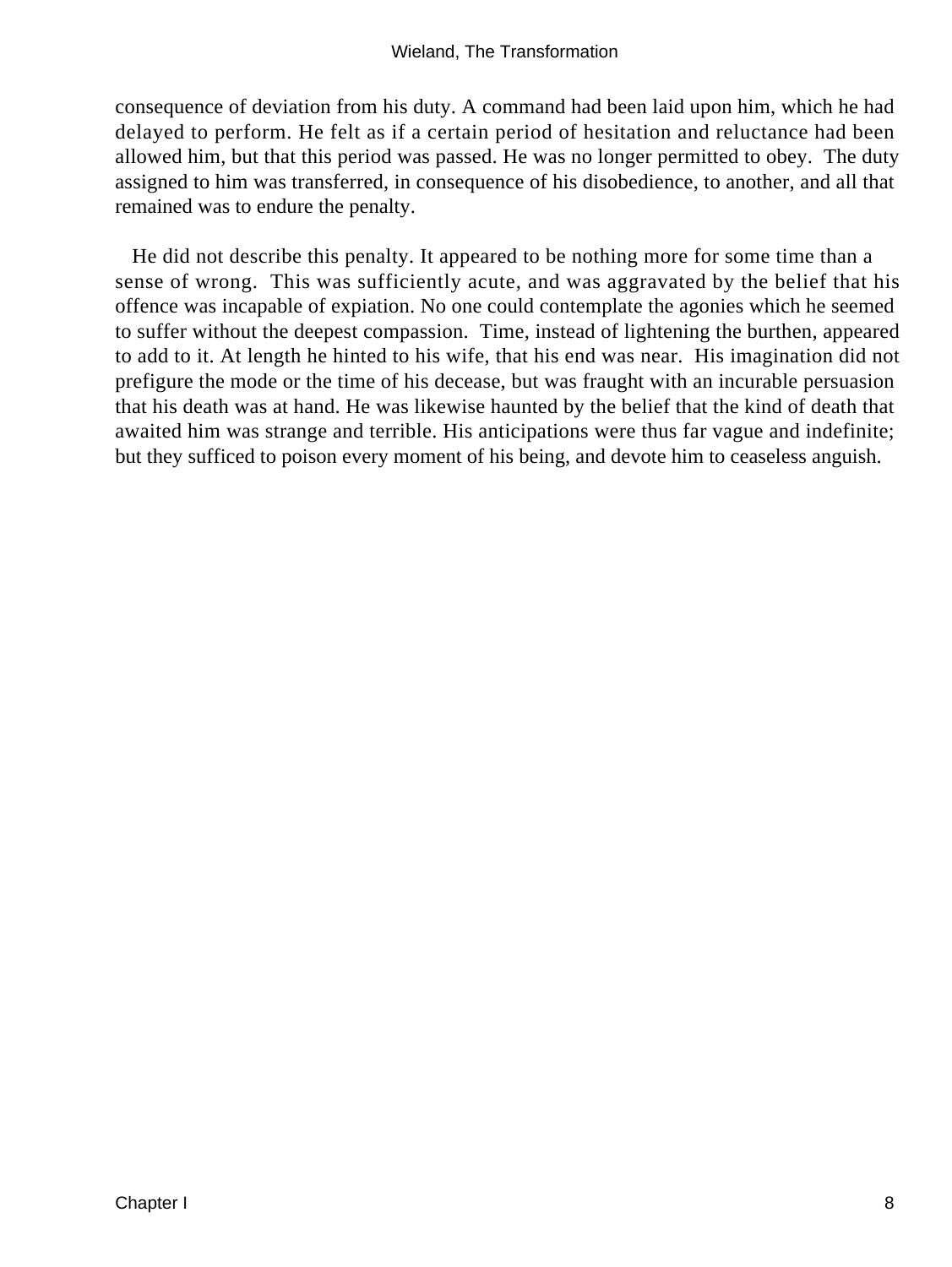consequence of deviation from his duty. A command had been laid upon him, which he had delayed to perform. He felt as if a certain period of hesitation and reluctance had been allowed him, but that this period was passed. He was no longer permitted to obey. The duty assigned to him was transferred, in consequence of his disobedience, to another, and all that remained was to endure the penalty.

He did not describe this penalty. It appeared to be nothing more for some time than a sense of wrong. This was sufficiently acute, and was aggravated by the belief that his offence was incapable of expiation. No one could contemplate the agonies which he seemed to suffer without the deepest compassion. Time, instead of lightening the burthen, appeared to add to it. At length he hinted to his wife, that his end was near. His imagination did not prefigure the mode or the time of his decease, but was fraught with an incurable persuasion that his death was at hand. He was likewise haunted by the belief that the kind of death that awaited him was strange and terrible. His anticipations were thus far vague and indefinite; but they sufficed to poison every moment of his being, and devote him to ceaseless anguish.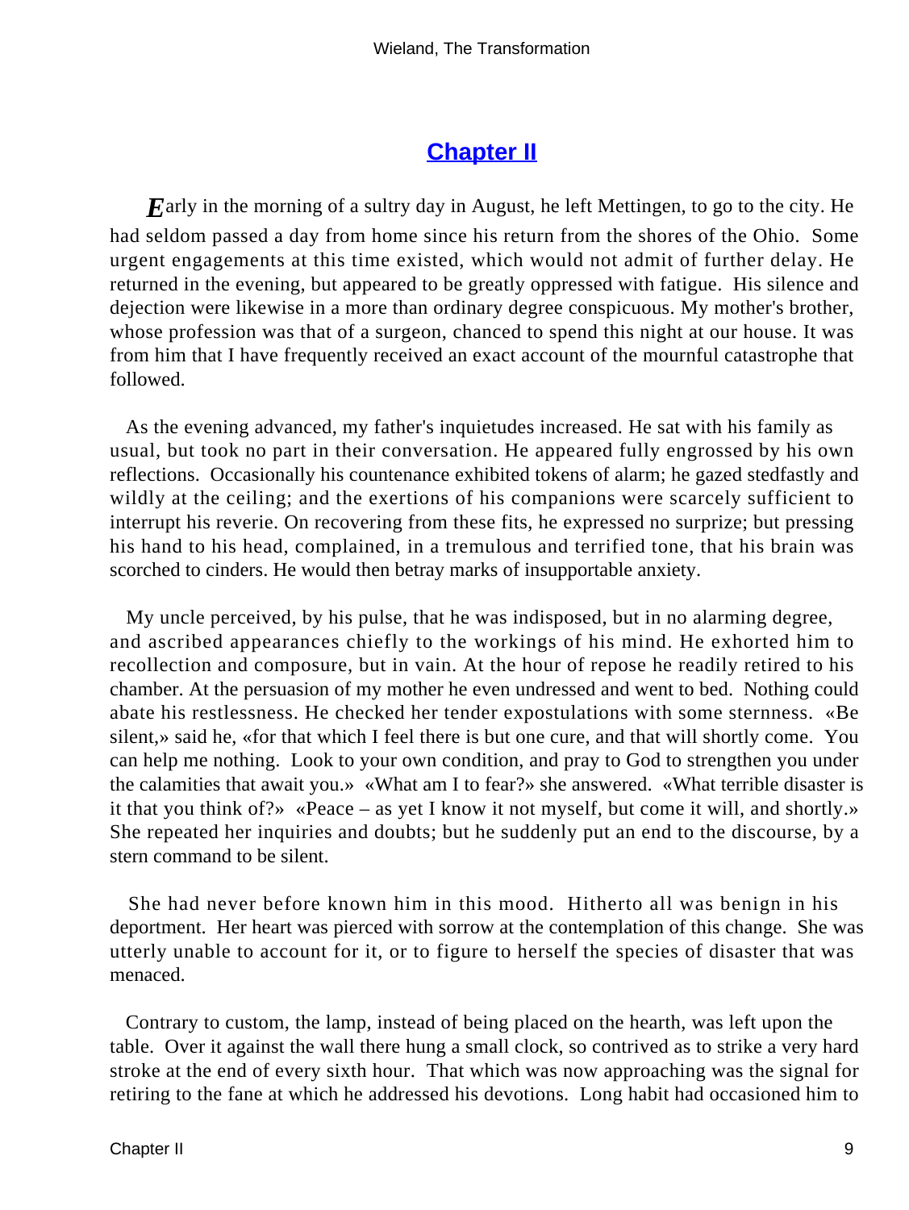## Chapter II

*E*arly in the morning of a sultry day in August, he left Mettingen, to go to the city. He had seldom passed a day from home since his return from the shores of the Ohio. Some urgent engagements at this time existed, which would not admit of further delay. He returned in the evening, but appeared to be greatly oppressed with fatigue. His silence and dejection were likewise in a more than ordinary degree conspicuous. My mother's brother, whose profession was that of a surgeon, chanced to spend this night at our house. It was from him that I have frequently received an exact account of the mournful catastrophe that followed.

As the evening advanced, my father's inquietudes increased. He sat with his family as usual, but took no part in their conversation. He appeared fully engrossed by his own reflections. Occasionally his countenance exhibited tokens of alarm; he gazed stedfastly and wildly at the ceiling; and the exertions of his companions were scarcely sufficient to interrupt his reverie. On recovering from these fits, he expressed no surprize; but pressing his hand to his head, complained, in a tremulous and terrified tone, that his brain was scorched to cinders. He would then betray marks of insupportable anxiety.

My uncle perceived, by his pulse, that he was indisposed, but in no alarming degree, and ascribed appearances chiefly to the workings of his mind. He exhorted him to recollection and composure, but in vain. At the hour of repose he readily retired to his chamber. At the persuasion of my mother he even undressed and went to bed. Nothing could abate his restlessness. He checked her tender expostulations with some sternness. «Be silent,» said he, «for that which I feel there is but one cure, and that will shortly come. You can help me nothing. Look to your own condition, and pray to God to strengthen you under the calamities that await you.» «What am I to fear?» she answered. «What terrible disaster is it that you think of?» «Peace – as yet I know it not myself, but come it will, and shortly.» She repeated her inquiries and doubts; but he suddenly put an end to the discourse, by a stern command to be silent.

She had never before known him in this mood. Hitherto all was benign in his deportment. Her heart was pierced with sorrow at the contemplation of this change. She was utterly unable to account for it, or to figure to herself the species of disaster that was menaced.

Contrary to custom, the lamp, instead of being placed on the hearth, was left upon the table. Over it against the wall there hung a small clock, so contrived as to strike a very hard stroke at the end of every sixth hour. That which was now approaching was the signal for retiring to the fane at which he addressed his devotions. Long habit had occasioned him to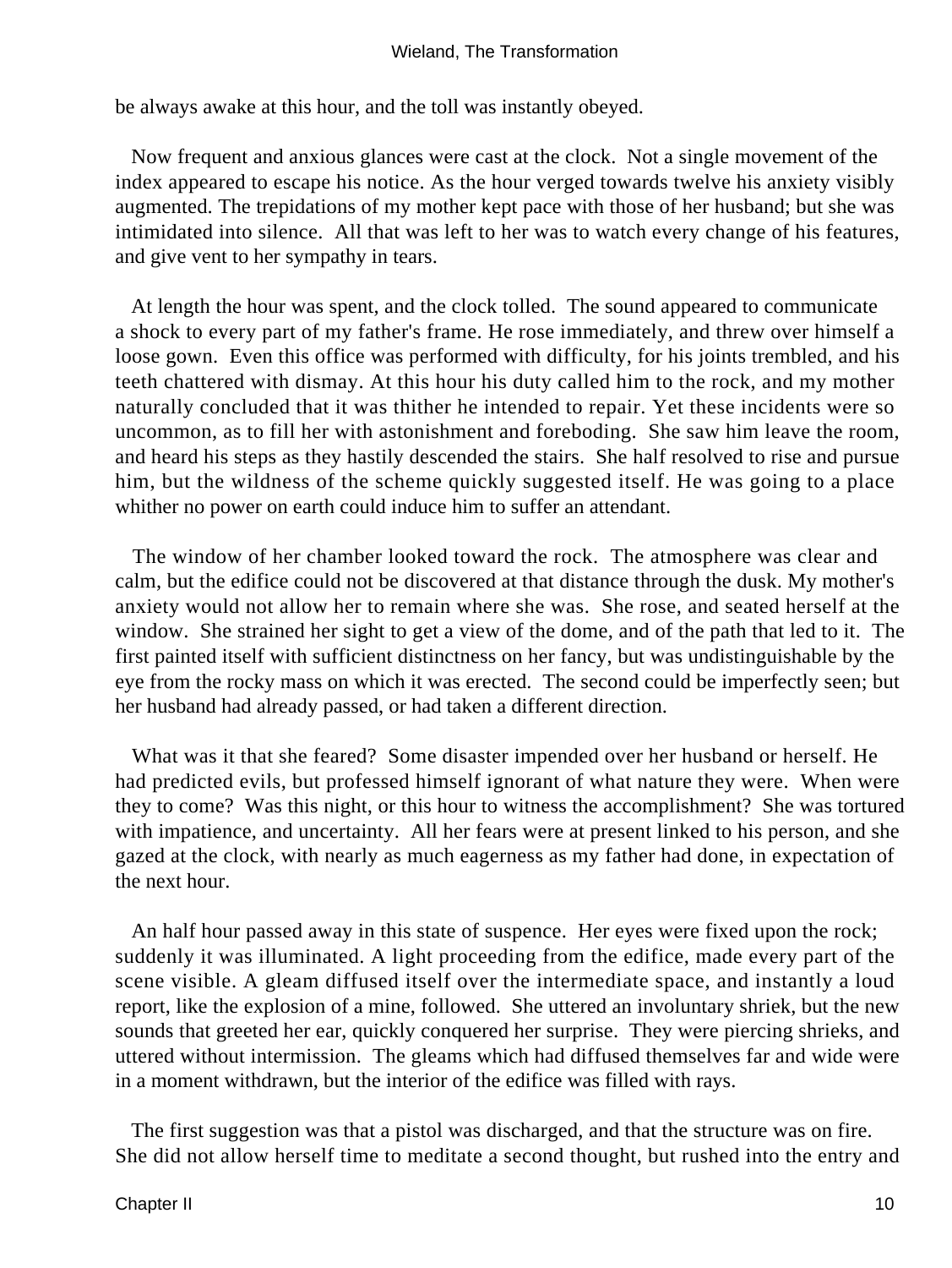be always awake at this hour, and the toll was instantly obeyed.

Now frequent and anxious glances were cast at the clock. Not a single movement of the index appeared to escape his notice. As the hour verged towards twelve his anxiety visibly augmented. The trepidations of my mother kept pace with those of her husband; but she was intimidated into silence. All that was left to her was to watch every change of his features, and give vent to her sympathy in tears.

At length the hour was spent, and the clock tolled. The sound appeared to communicate a shock to every part of my father's frame. He rose immediately, and threw over himself a loose gown. Even this office was performed with difficulty, for his joints trembled, and his teeth chattered with dismay. At this hour his duty called him to the rock, and my mother naturally concluded that it was thither he intended to repair. Yet these incidents were so uncommon, as to fill her with astonishment and foreboding. She saw him leave the room, and heard his steps as they hastily descended the stairs. She half resolved to rise and pursue him, but the wildness of the scheme quickly suggested itself. He was going to a place whither no power on earth could induce him to suffer an attendant.

The window of her chamber looked toward the rock. The atmosphere was clear and calm, but the edifice could not be discovered at that distance through the dusk. My mother's anxiety would not allow her to remain where she was. She rose, and seated herself at the window. She strained her sight to get a view of the dome, and of the path that led to it. The first painted itself with sufficient distinctness on her fancy, but was undistinguishable by the eye from the rocky mass on which it was erected. The second could be imperfectly seen; but her husband had already passed, or had taken a different direction.

What was it that she feared? Some disaster impended over her husband or herself. He had predicted evils, but professed himself ignorant of what nature they were. When were they to come? Was this night, or this hour to witness the accomplishment? She was tortured with impatience, and uncertainty. All her fears were at present linked to his person, and she gazed at the clock, with nearly as much eagerness as my father had done, in expectation of the next hour.

An half hour passed away in this state of suspence. Her eyes were fixed upon the rock; suddenly it was illuminated. A light proceeding from the edifice, made every part of the scene visible. A gleam diffused itself over the intermediate space, and instantly a loud report, like the explosion of a mine, followed. She uttered an involuntary shriek, but the new sounds that greeted her ear, quickly conquered her surprise. They were piercing shrieks, and uttered without intermission. The gleams which had diffused themselves far and wide were in a moment withdrawn, but the interior of the edifice was filled with rays.

The first suggestion was that a pistol was discharged, and that the structure was on fire. She did not allow herself time to meditate a second thought, but rushed into the entry and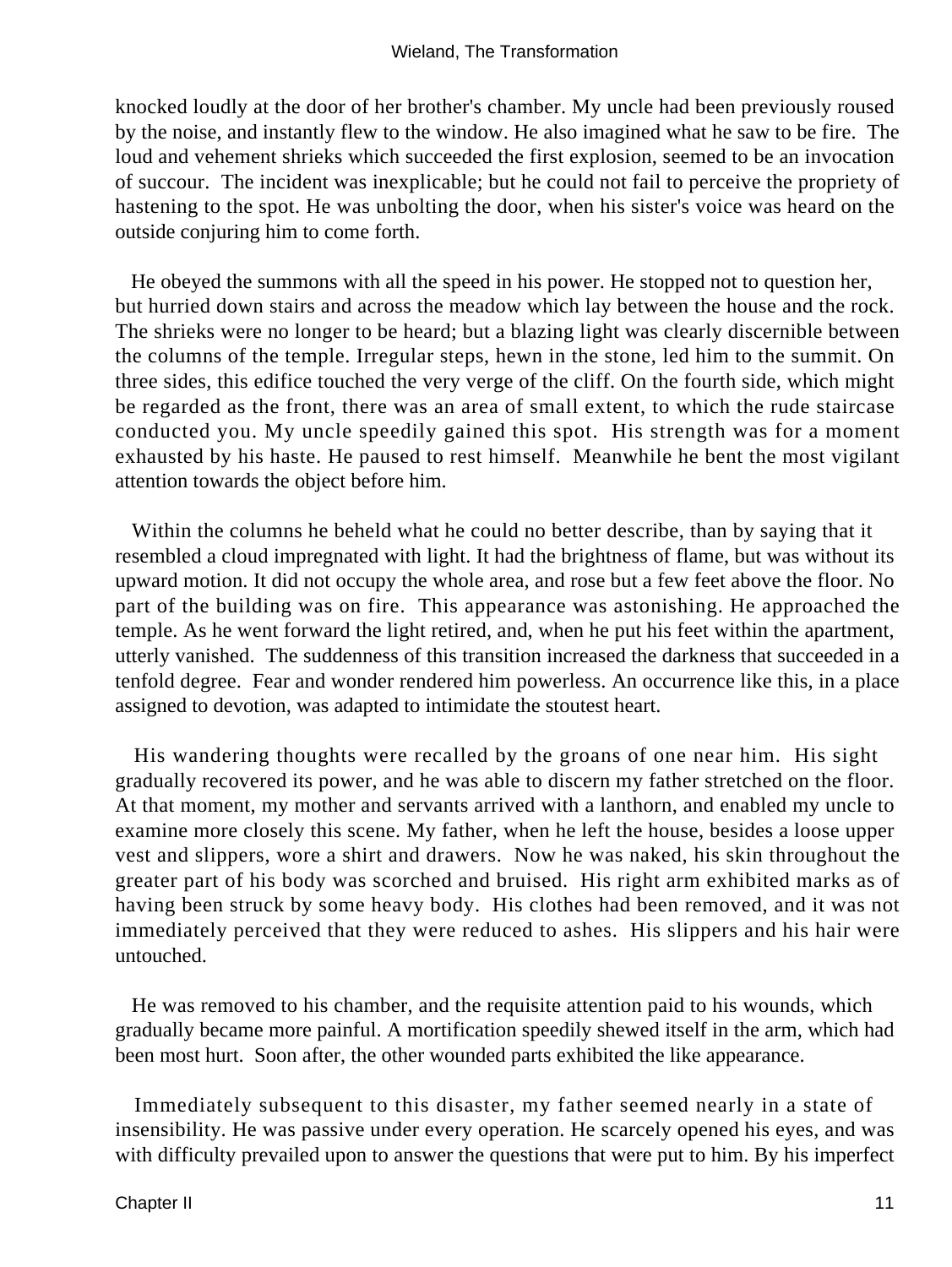knocked loudly at the door of her brother's chamber. My uncle had been previously roused by the noise, and instantly flew to the window. He also imagined what he saw to be fire. The loud and vehement shrieks which succeeded the first explosion, seemed to be an invocation of succour. The incident was inexplicable; but he could not fail to perceive the propriety of hastening to the spot. He was unbolting the door, when his sister's voice was heard on the outside conjuring him to come forth.

He obeyed the summons with all the speed in his power. He stopped not to question her, but hurried down stairs and across the meadow which lay between the house and the rock. The shrieks were no longer to be heard; but a blazing light was clearly discernible between the columns of the temple. Irregular steps, hewn in the stone, led him to the summit. On three sides, this edifice touched the very verge of the cliff. On the fourth side, which might be regarded as the front, there was an area of small extent, to which the rude staircase conducted you. My uncle speedily gained this spot. His strength was for a moment exhausted by his haste. He paused to rest himself. Meanwhile he bent the most vigilant attention towards the object before him.

Within the columns he beheld what he could no better describe, than by saying that it resembled a cloud impregnated with light. It had the brightness of flame, but was without its upward motion. It did not occupy the whole area, and rose but a few feet above the floor. No part of the building was on fire. This appearance was astonishing. He approached the temple. As he went forward the light retired, and, when he put his feet within the apartment, utterly vanished. The suddenness of this transition increased the darkness that succeeded in a tenfold degree. Fear and wonder rendered him powerless. An occurrence like this, in a place assigned to devotion, was adapted to intimidate the stoutest heart.

His wandering thoughts were recalled by the groans of one near him. His sight gradually recovered its power, and he was able to discern my father stretched on the floor. At that moment, my mother and servants arrived with a lanthorn, and enabled my uncle to examine more closely this scene. My father, when he left the house, besides a loose upper vest and slippers, wore a shirt and drawers. Now he was naked, his skin throughout the greater part of his body was scorched and bruised. His right arm exhibited marks as of having been struck by some heavy body. His clothes had been removed, and it was not immediately perceived that they were reduced to ashes. His slippers and his hair were untouched.

He was removed to his chamber, and the requisite attention paid to his wounds, which gradually became more painful. A mortification speedily shewed itself in the arm, which had been most hurt. Soon after, the other wounded parts exhibited the like appearance.

Immediately subsequent to this disaster, my father seemed nearly in a state of insensibility. He was passive under every operation. He scarcely opened his eyes, and was with difficulty prevailed upon to answer the questions that were put to him. By his imperfect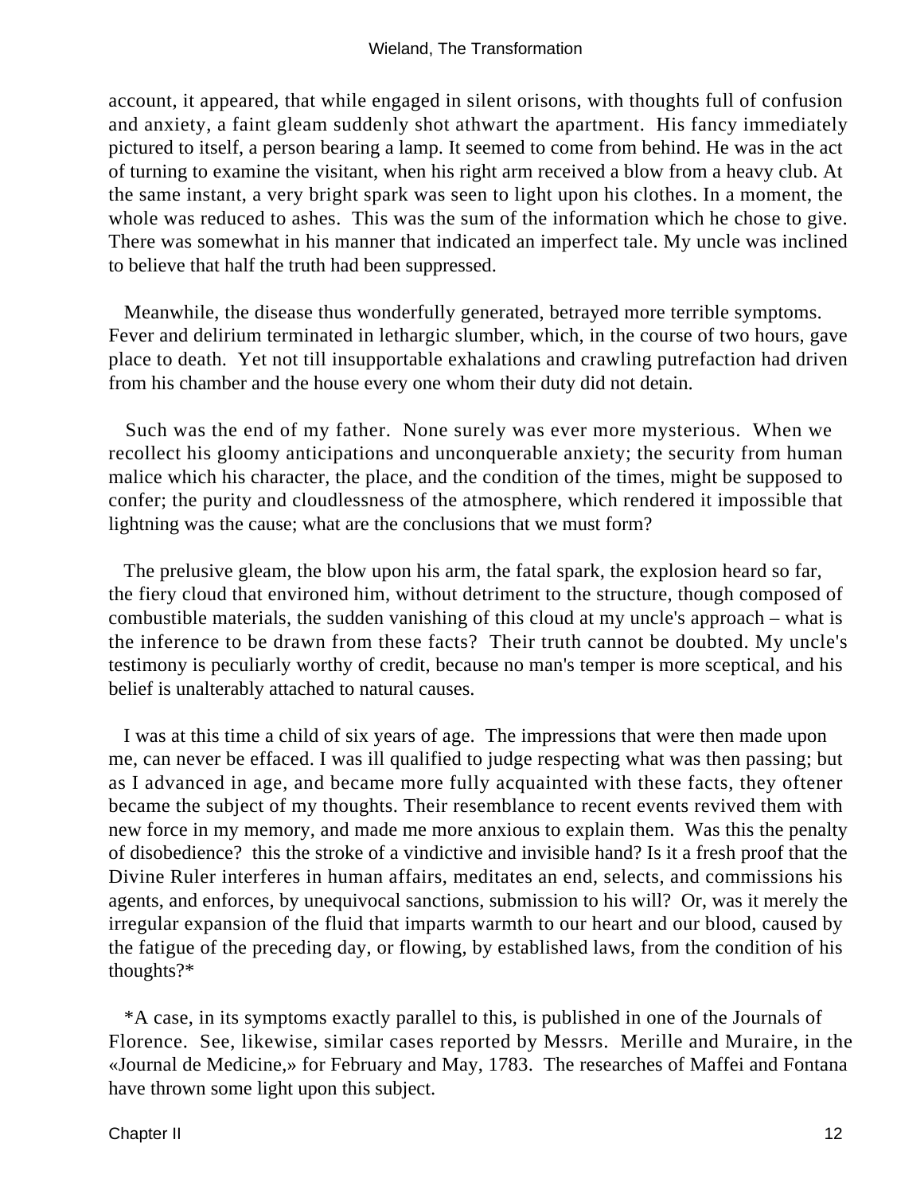account, it appeared, that while engaged in silent orisons, with thoughts full of confusion and anxiety, a faint gleam suddenly shot athwart the apartment. His fancy immediately pictured to itself, a person bearing a lamp. It seemed to come from behind. He was in the act of turning to examine the visitant, when his right arm received a blow from a heavy club. At the same instant, a very bright spark was seen to light upon his clothes. In a moment, the whole was reduced to ashes. This was the sum of the information which he chose to give. There was somewhat in his manner that indicated an imperfect tale. My uncle was inclined to believe that half the truth had been suppressed.

Meanwhile, the disease thus wonderfully generated, betrayed more terrible symptoms. Fever and delirium terminated in lethargic slumber, which, in the course of two hours, gave place to death. Yet not till insupportable exhalations and crawling putrefaction had driven from his chamber and the house every one whom their duty did not detain.

Such was the end of my father. None surely was ever more mysterious. When we recollect his gloomy anticipations and unconquerable anxiety; the security from human malice which his character, the place, and the condition of the times, might be supposed to confer; the purity and cloudlessness of the atmosphere, which rendered it impossible that lightning was the cause; what are the conclusions that we must form?

The prelusive gleam, the blow upon his arm, the fatal spark, the explosion heard so far, the fiery cloud that environed him, without detriment to the structure, though composed of combustible materials, the sudden vanishing of this cloud at my uncle's approach – what is the inference to be drawn from these facts? Their truth cannot be doubted. My uncle's testimony is peculiarly worthy of credit, because no man's temper is more sceptical, and his belief is unalterably attached to natural causes.

I was at this time a child of six years of age. The impressions that were then made upon me, can never be effaced. I was ill qualified to judge respecting what was then passing; but as I advanced in age, and became more fully acquainted with these facts, they oftener became the subject of my thoughts. Their resemblance to recent events revived them with new force in my memory, and made me more anxious to explain them. Was this the penalty of disobedience? this the stroke of a vindictive and invisible hand? Is it a fresh proof that the Divine Ruler interferes in human affairs, meditates an end, selects, and commissions his agents, and enforces, by unequivocal sanctions, submission to his will? Or, was it merely the irregular expansion of the fluid that imparts warmth to our heart and our blood, caused by the fatigue of the preceding day, or flowing, by established laws, from the condition of his thoughts?*

*A case, in its symptoms exactly parallel to this, is published in one of the Journals of Florence. See, likewise, similar cases reported by Messrs. Merille and Muraire, in the «Journal de Medicine,» for February and May, 1783. The researches of Maffei and Fontana have thrown some light upon this subject.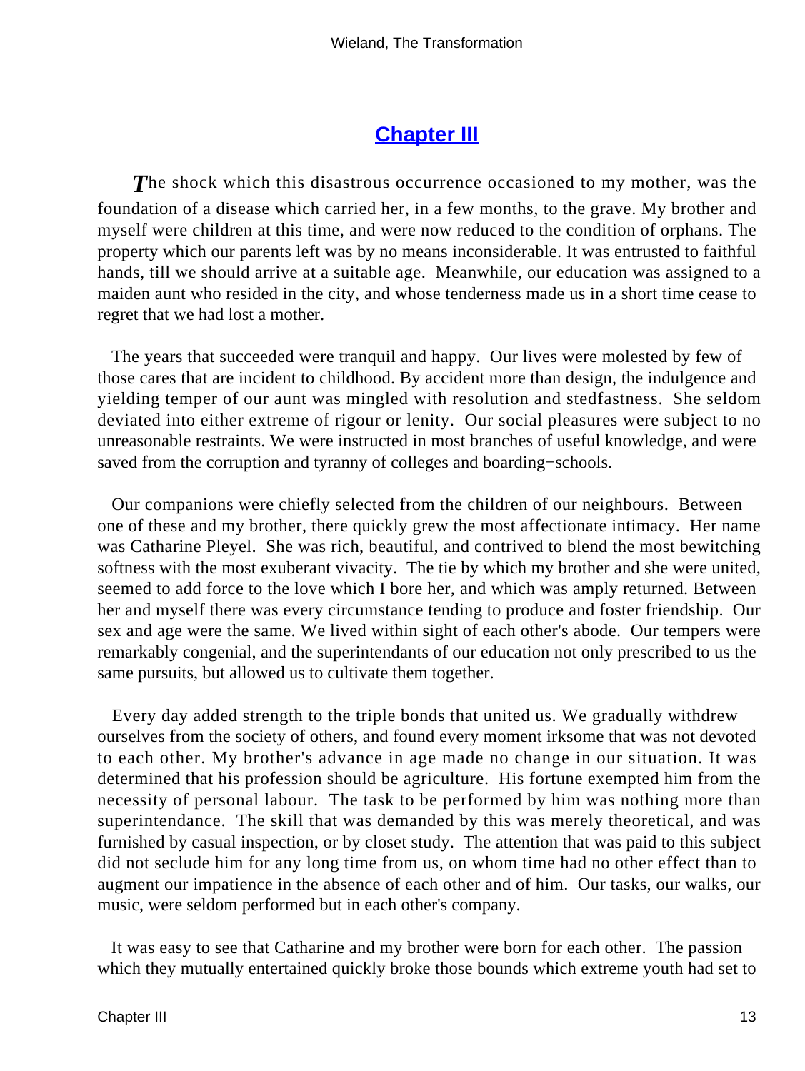## Chapter III

The shock which this disastrous occurrence occasioned to my mother, was the foundation of a disease which carried her, in a few months, to the grave. My brother and myself were children at this time, and were now reduced to the condition of orphans. The property which our parents left was by no means inconsiderable. It was entrusted to faithful hands, till we should arrive at a suitable age. Meanwhile, our education was assigned to a maiden aunt who resided in the city, and whose tenderness made us in a short time cease to regret that we had lost a mother.

The years that succeeded were tranquil and happy. Our lives were molested by few of those cares that are incident to childhood. By accident more than design, the indulgence and yielding temper of our aunt was mingled with resolution and stedfastness. She seldom deviated into either extreme of rigour or lenity. Our social pleasures were subject to no unreasonable restraints. We were instructed in most branches of useful knowledge, and were saved from the corruption and tyranny of colleges and boarding−schools.

Our companions were chiefly selected from the children of our neighbours. Between one of these and my brother, there quickly grew the most affectionate intimacy. Her name was Catharine Pleyel. She was rich, beautiful, and contrived to blend the most bewitching softness with the most exuberant vivacity. The tie by which my brother and she were united, seemed to add force to the love which I bore her, and which was amply returned. Between her and myself there was every circumstance tending to produce and foster friendship. Our sex and age were the same. We lived within sight of each other's abode. Our tempers were remarkably congenial, and the superintendants of our education not only prescribed to us the same pursuits, but allowed us to cultivate them together.

Every day added strength to the triple bonds that united us. We gradually withdrew ourselves from the society of others, and found every moment irksome that was not devoted to each other. My brother's advance in age made no change in our situation. It was determined that his profession should be agriculture. His fortune exempted him from the necessity of personal labour. The task to be performed by him was nothing more than superintendance. The skill that was demanded by this was merely theoretical, and was furnished by casual inspection, or by closet study. The attention that was paid to this subject did not seclude him for any long time from us, on whom time had no other effect than to augment our impatience in the absence of each other and of him. Our tasks, our walks, our music, were seldom performed but in each other's company.

It was easy to see that Catharine and my brother were born for each other. The passion which they mutually entertained quickly broke those bounds which extreme youth had set to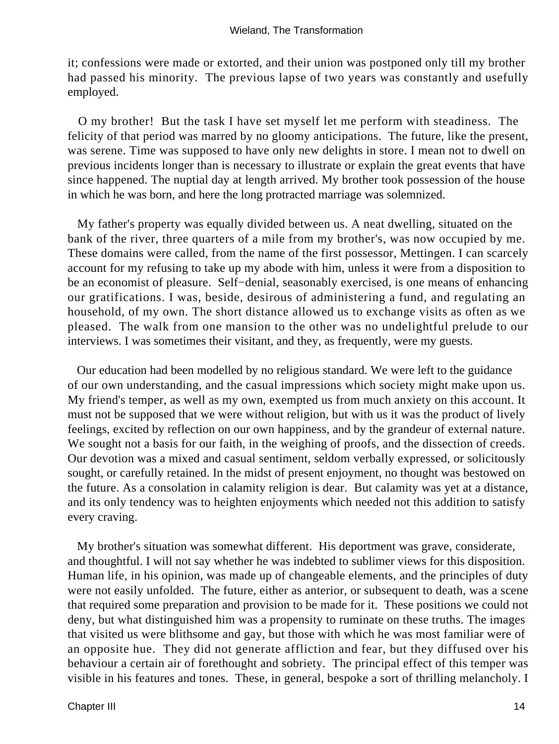it; confessions were made or extorted, and their union was postponed only till my brother had passed his minority. The previous lapse of two years was constantly and usefully employed.

O my brother! But the task I have set myself let me perform with steadiness. The felicity of that period was marred by no gloomy anticipations. The future, like the present, was serene. Time was supposed to have only new delights in store. I mean not to dwell on previous incidents longer than is necessary to illustrate or explain the great events that have since happened. The nuptial day at length arrived. My brother took possession of the house in which he was born, and here the long protracted marriage was solemnized.

My father's property was equally divided between us. A neat dwelling, situated on the bank of the river, three quarters of a mile from my brother's, was now occupied by me. These domains were called, from the name of the first possessor, Mettingen. I can scarcely account for my refusing to take up my abode with him, unless it were from a disposition to be an economist of pleasure. Self−denial, seasonably exercised, is one means of enhancing our gratifications. I was, beside, desirous of administering a fund, and regulating an household, of my own. The short distance allowed us to exchange visits as often as we pleased. The walk from one mansion to the other was no undelightful prelude to our interviews. I was sometimes their visitant, and they, as frequently, were my guests.

Our education had been modelled by no religious standard. We were left to the guidance of our own understanding, and the casual impressions which society might make upon us. My friend's temper, as well as my own, exempted us from much anxiety on this account. It must not be supposed that we were without religion, but with us it was the product of lively feelings, excited by reflection on our own happiness, and by the grandeur of external nature. We sought not a basis for our faith, in the weighing of proofs, and the dissection of creeds. Our devotion was a mixed and casual sentiment, seldom verbally expressed, or solicitously sought, or carefully retained. In the midst of present enjoyment, no thought was bestowed on the future. As a consolation in calamity religion is dear. But calamity was yet at a distance, and its only tendency was to heighten enjoyments which needed not this addition to satisfy every craving.

My brother's situation was somewhat different. His deportment was grave, considerate, and thoughtful. I will not say whether he was indebted to sublimer views for this disposition. Human life, in his opinion, was made up of changeable elements, and the principles of duty were not easily unfolded. The future, either as anterior, or subsequent to death, was a scene that required some preparation and provision to be made for it. These positions we could not deny, but what distinguished him was a propensity to ruminate on these truths. The images that visited us were blithsome and gay, but those with which he was most familiar were of an opposite hue. They did not generate affliction and fear, but they diffused over his behaviour a certain air of forethought and sobriety. The principal effect of this temper was visible in his features and tones. These, in general, bespoke a sort of thrilling melancholy. I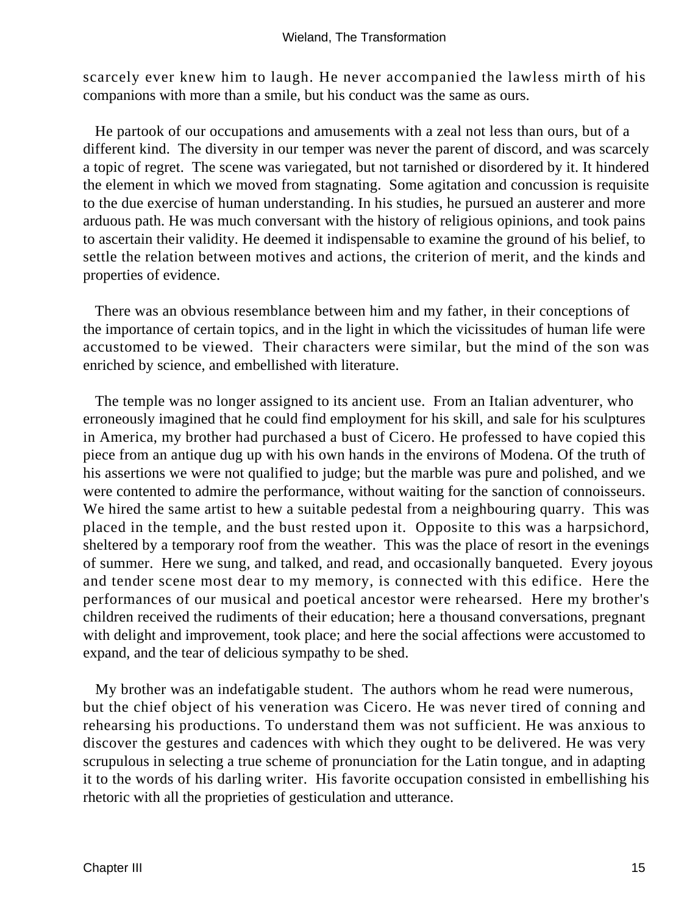scarcely ever knew him to laugh. He never accompanied the lawless mirth of his companions with more than a smile, but his conduct was the same as ours.

He partook of our occupations and amusements with a zeal not less than ours, but of a different kind. The diversity in our temper was never the parent of discord, and was scarcely a topic of regret. The scene was variegated, but not tarnished or disordered by it. It hindered the element in which we moved from stagnating. Some agitation and concussion is requisite to the due exercise of human understanding. In his studies, he pursued an austerer and more arduous path. He was much conversant with the history of religious opinions, and took pains to ascertain their validity. He deemed it indispensable to examine the ground of his belief, to settle the relation between motives and actions, the criterion of merit, and the kinds and properties of evidence.

There was an obvious resemblance between him and my father, in their conceptions of the importance of certain topics, and in the light in which the vicissitudes of human life were accustomed to be viewed. Their characters were similar, but the mind of the son was enriched by science, and embellished with literature.

The temple was no longer assigned to its ancient use. From an Italian adventurer, who erroneously imagined that he could find employment for his skill, and sale for his sculptures in America, my brother had purchased a bust of Cicero. He professed to have copied this piece from an antique dug up with his own hands in the environs of Modena. Of the truth of his assertions we were not qualified to judge; but the marble was pure and polished, and we were contented to admire the performance, without waiting for the sanction of connoisseurs. We hired the same artist to hew a suitable pedestal from a neighbouring quarry. This was placed in the temple, and the bust rested upon it. Opposite to this was a harpsichord, sheltered by a temporary roof from the weather. This was the place of resort in the evenings of summer. Here we sung, and talked, and read, and occasionally banqueted. Every joyous and tender scene most dear to my memory, is connected with this edifice. Here the performances of our musical and poetical ancestor were rehearsed. Here my brother's children received the rudiments of their education; here a thousand conversations, pregnant with delight and improvement, took place; and here the social affections were accustomed to expand, and the tear of delicious sympathy to be shed.

My brother was an indefatigable student. The authors whom he read were numerous, but the chief object of his veneration was Cicero. He was never tired of conning and rehearsing his productions. To understand them was not sufficient. He was anxious to discover the gestures and cadences with which they ought to be delivered. He was very scrupulous in selecting a true scheme of pronunciation for the Latin tongue, and in adapting it to the words of his darling writer. His favorite occupation consisted in embellishing his rhetoric with all the proprieties of gesticulation and utterance.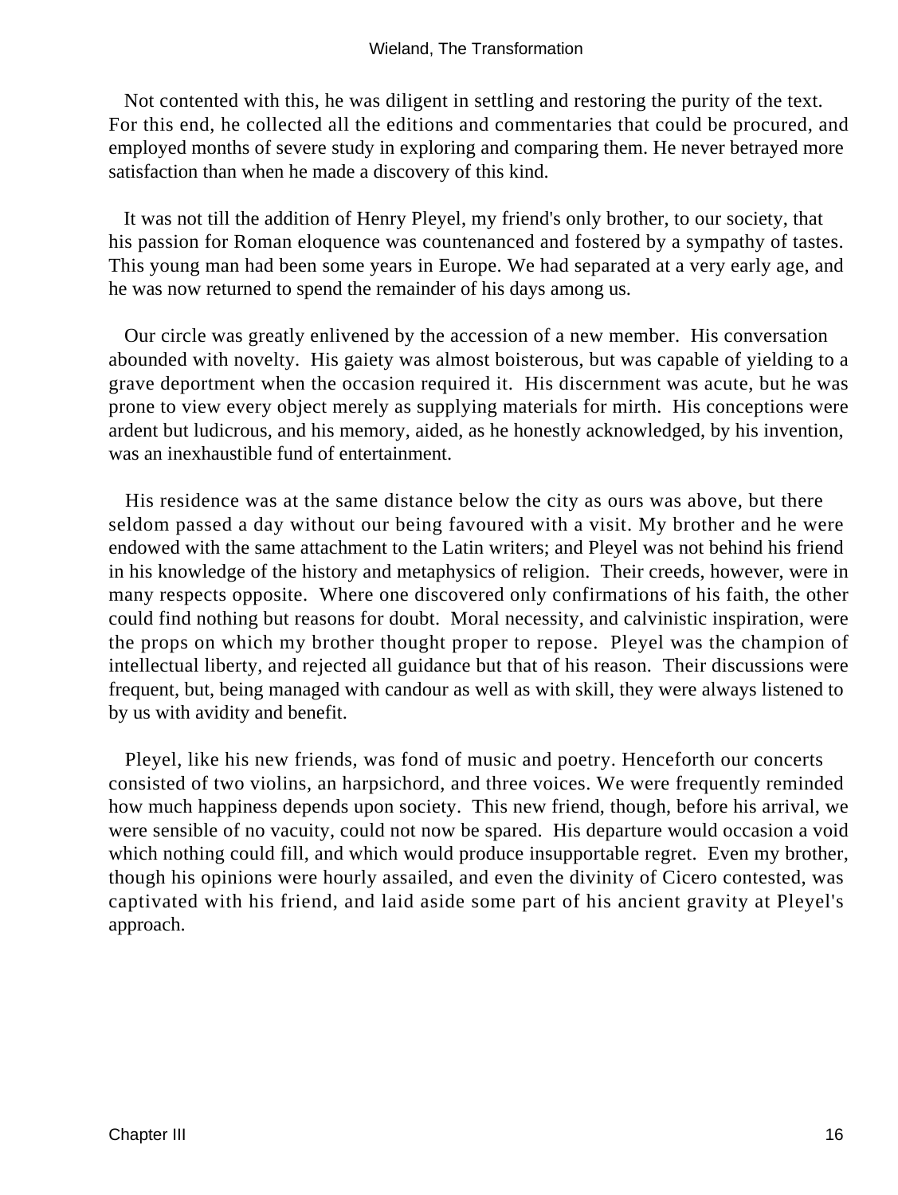Not contented with this, he was diligent in settling and restoring the purity of the text. For this end, he collected all the editions and commentaries that could be procured, and employed months of severe study in exploring and comparing them. He never betrayed more satisfaction than when he made a discovery of this kind.

It was not till the addition of Henry Pleyel, my friend's only brother, to our society, that his passion for Roman eloquence was countenanced and fostered by a sympathy of tastes. This young man had been some years in Europe. We had separated at a very early age, and he was now returned to spend the remainder of his days among us.

Our circle was greatly enlivened by the accession of a new member. His conversation abounded with novelty. His gaiety was almost boisterous, but was capable of yielding to a grave deportment when the occasion required it. His discernment was acute, but he was prone to view every object merely as supplying materials for mirth. His conceptions were ardent but ludicrous, and his memory, aided, as he honestly acknowledged, by his invention, was an inexhaustible fund of entertainment.

His residence was at the same distance below the city as ours was above, but there seldom passed a day without our being favoured with a visit. My brother and he were endowed with the same attachment to the Latin writers; and Pleyel was not behind his friend in his knowledge of the history and metaphysics of religion. Their creeds, however, were in many respects opposite. Where one discovered only confirmations of his faith, the other could find nothing but reasons for doubt. Moral necessity, and calvinistic inspiration, were the props on which my brother thought proper to repose. Pleyel was the champion of intellectual liberty, and rejected all guidance but that of his reason. Their discussions were frequent, but, being managed with candour as well as with skill, they were always listened to by us with avidity and benefit.

Pleyel, like his new friends, was fond of music and poetry. Henceforth our concerts consisted of two violins, an harpsichord, and three voices. We were frequently reminded how much happiness depends upon society. This new friend, though, before his arrival, we were sensible of no vacuity, could not now be spared. His departure would occasion a void which nothing could fill, and which would produce insupportable regret. Even my brother, though his opinions were hourly assailed, and even the divinity of Cicero contested, was captivated with his friend, and laid aside some part of his ancient gravity at Pleyel's approach.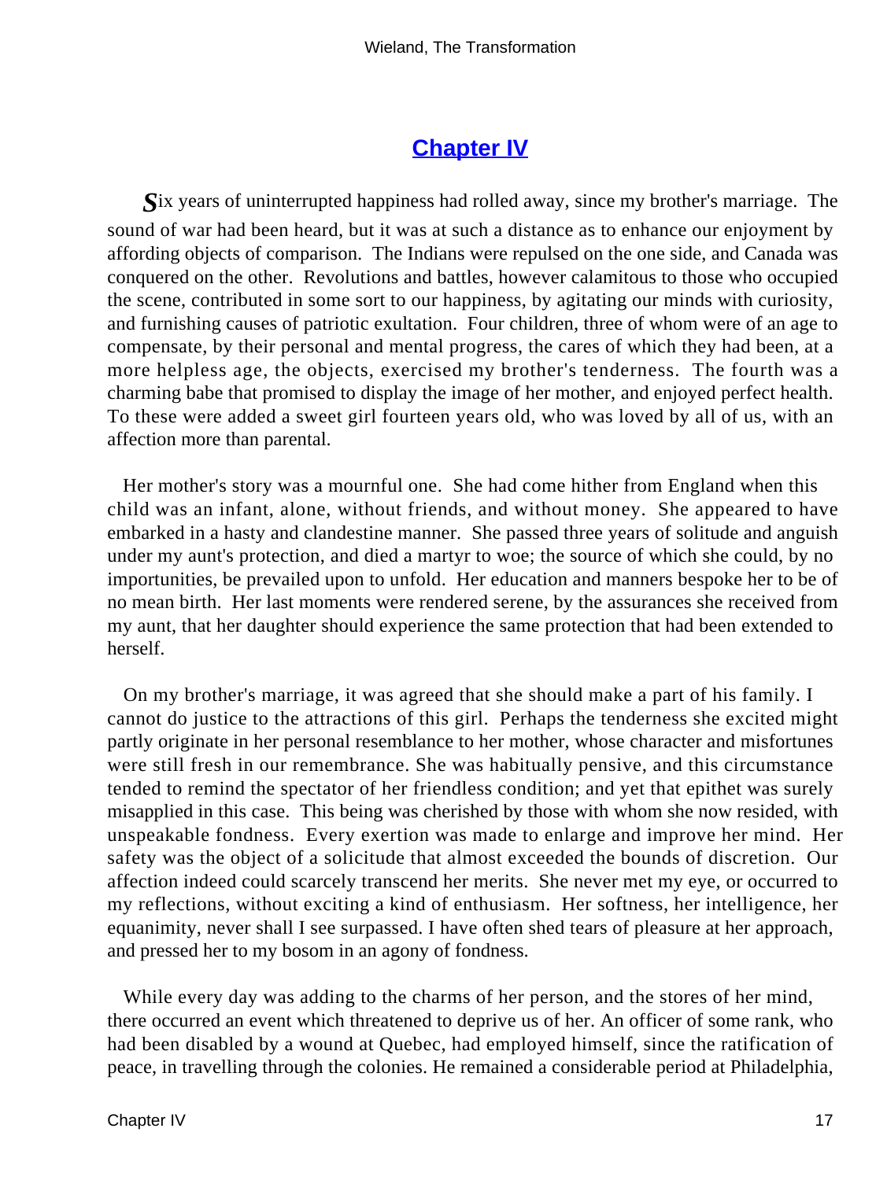## Chapter IV

Six years of uninterrupted happiness had rolled away, since my brother's marriage. The sound of war had been heard, but it was at such a distance as to enhance our enjoyment by affording objects of comparison. The Indians were repulsed on the one side, and Canada was conquered on the other. Revolutions and battles, however calamitous to those who occupied the scene, contributed in some sort to our happiness, by agitating our minds with curiosity, and furnishing causes of patriotic exultation. Four children, three of whom were of an age to compensate, by their personal and mental progress, the cares of which they had been, at a more helpless age, the objects, exercised my brother's tenderness. The fourth was a charming babe that promised to display the image of her mother, and enjoyed perfect health. To these were added a sweet girl fourteen years old, who was loved by all of us, with an affection more than parental.

Her mother's story was a mournful one. She had come hither from England when this child was an infant, alone, without friends, and without money. She appeared to have embarked in a hasty and clandestine manner. She passed three years of solitude and anguish under my aunt's protection, and died a martyr to woe; the source of which she could, by no importunities, be prevailed upon to unfold. Her education and manners bespoke her to be of no mean birth. Her last moments were rendered serene, by the assurances she received from my aunt, that her daughter should experience the same protection that had been extended to herself.

On my brother's marriage, it was agreed that she should make a part of his family. I cannot do justice to the attractions of this girl. Perhaps the tenderness she excited might partly originate in her personal resemblance to her mother, whose character and misfortunes were still fresh in our remembrance. She was habitually pensive, and this circumstance tended to remind the spectator of her friendless condition; and yet that epithet was surely misapplied in this case. This being was cherished by those with whom she now resided, with unspeakable fondness. Every exertion was made to enlarge and improve her mind. Her safety was the object of a solicitude that almost exceeded the bounds of discretion. Our affection indeed could scarcely transcend her merits. She never met my eye, or occurred to my reflections, without exciting a kind of enthusiasm. Her softness, her intelligence, her equanimity, never shall I see surpassed. I have often shed tears of pleasure at her approach, and pressed her to my bosom in an agony of fondness.

While every day was adding to the charms of her person, and the stores of her mind, there occurred an event which threatened to deprive us of her. An officer of some rank, who had been disabled by a wound at Quebec, had employed himself, since the ratification of peace, in travelling through the colonies. He remained a considerable period at Philadelphia,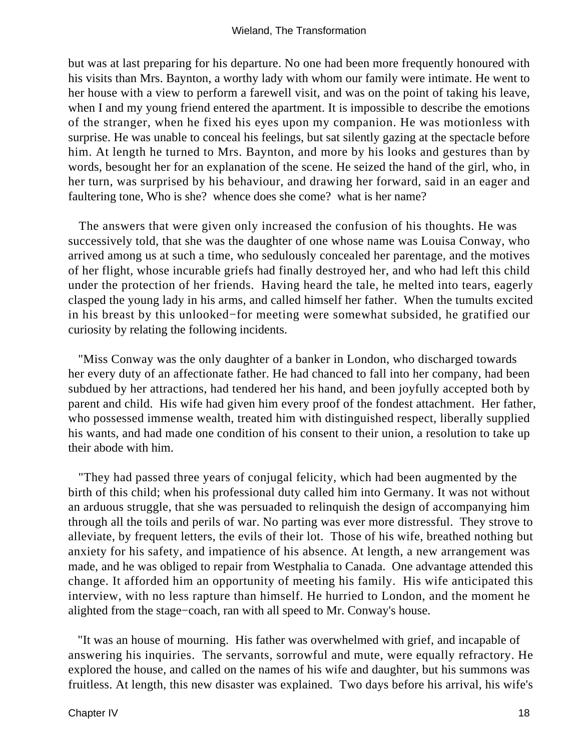but was at last preparing for his departure. No one had been more frequently honoured with his visits than Mrs. Baynton, a worthy lady with whom our family were intimate. He went to her house with a view to perform a farewell visit, and was on the point of taking his leave, when I and my young friend entered the apartment. It is impossible to describe the emotions of the stranger, when he fixed his eyes upon my companion. He was motionless with surprise. He was unable to conceal his feelings, but sat silently gazing at the spectacle before him. At length he turned to Mrs. Baynton, and more by his looks and gestures than by words, besought her for an explanation of the scene. He seized the hand of the girl, who, in her turn, was surprised by his behaviour, and drawing her forward, said in an eager and faultering tone, Who is she? whence does she come? what is her name?

The answers that were given only increased the confusion of his thoughts. He was successively told, that she was the daughter of one whose name was Louisa Conway, who arrived among us at such a time, who sedulously concealed her parentage, and the motives of her flight, whose incurable griefs had finally destroyed her, and who had left this child under the protection of her friends. Having heard the tale, he melted into tears, eagerly clasped the young lady in his arms, and called himself her father. When the tumults excited in his breast by this unlooked−for meeting were somewhat subsided, he gratified our curiosity by relating the following incidents.

"Miss Conway was the only daughter of a banker in London, who discharged towards her every duty of an affectionate father. He had chanced to fall into her company, had been subdued by her attractions, had tendered her his hand, and been joyfully accepted both by parent and child. His wife had given him every proof of the fondest attachment. Her father, who possessed immense wealth, treated him with distinguished respect, liberally supplied his wants, and had made one condition of his consent to their union, a resolution to take up their abode with him.

"They had passed three years of conjugal felicity, which had been augmented by the birth of this child; when his professional duty called him into Germany. It was not without an arduous struggle, that she was persuaded to relinquish the design of accompanying him through all the toils and perils of war. No parting was ever more distressful. They strove to alleviate, by frequent letters, the evils of their lot. Those of his wife, breathed nothing but anxiety for his safety, and impatience of his absence. At length, a new arrangement was made, and he was obliged to repair from Westphalia to Canada. One advantage attended this change. It afforded him an opportunity of meeting his family. His wife anticipated this interview, with no less rapture than himself. He hurried to London, and the moment he alighted from the stage−coach, ran with all speed to Mr. Conway's house.

"It was an house of mourning. His father was overwhelmed with grief, and incapable of answering his inquiries. The servants, sorrowful and mute, were equally refractory. He explored the house, and called on the names of his wife and daughter, but his summons was fruitless. At length, this new disaster was explained. Two days before his arrival, his wife's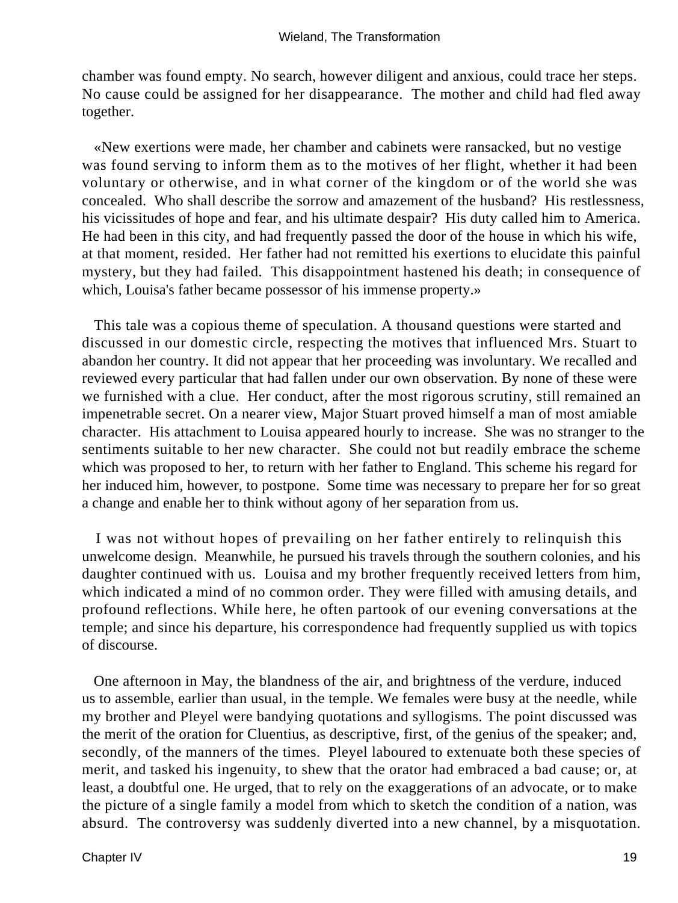chamber was found empty. No search, however diligent and anxious, could trace her steps. No cause could be assigned for her disappearance. The mother and child had fled away together.

«New exertions were made, her chamber and cabinets were ransacked, but no vestige was found serving to inform them as to the motives of her flight, whether it had been voluntary or otherwise, and in what corner of the kingdom or of the world she was concealed. Who shall describe the sorrow and amazement of the husband? His restlessness, his vicissitudes of hope and fear, and his ultimate despair? His duty called him to America. He had been in this city, and had frequently passed the door of the house in which his wife, at that moment, resided. Her father had not remitted his exertions to elucidate this painful mystery, but they had failed. This disappointment hastened his death; in consequence of which, Louisa's father became possessor of his immense property.»

This tale was a copious theme of speculation. A thousand questions were started and discussed in our domestic circle, respecting the motives that influenced Mrs. Stuart to abandon her country. It did not appear that her proceeding was involuntary. We recalled and reviewed every particular that had fallen under our own observation. By none of these were we furnished with a clue. Her conduct, after the most rigorous scrutiny, still remained an impenetrable secret. On a nearer view, Major Stuart proved himself a man of most amiable character. His attachment to Louisa appeared hourly to increase. She was no stranger to the sentiments suitable to her new character. She could not but readily embrace the scheme which was proposed to her, to return with her father to England. This scheme his regard for her induced him, however, to postpone. Some time was necessary to prepare her for so great a change and enable her to think without agony of her separation from us.

I was not without hopes of prevailing on her father entirely to relinquish this unwelcome design. Meanwhile, he pursued his travels through the southern colonies, and his daughter continued with us. Louisa and my brother frequently received letters from him, which indicated a mind of no common order. They were filled with amusing details, and profound reflections. While here, he often partook of our evening conversations at the temple; and since his departure, his correspondence had frequently supplied us with topics of discourse.

One afternoon in May, the blandness of the air, and brightness of the verdure, induced us to assemble, earlier than usual, in the temple. We females were busy at the needle, while my brother and Pleyel were bandying quotations and syllogisms. The point discussed was the merit of the oration for Cluentius, as descriptive, first, of the genius of the speaker; and, secondly, of the manners of the times. Pleyel laboured to extenuate both these species of merit, and tasked his ingenuity, to shew that the orator had embraced a bad cause; or, at least, a doubtful one. He urged, that to rely on the exaggerations of an advocate, or to make the picture of a single family a model from which to sketch the condition of a nation, was absurd. The controversy was suddenly diverted into a new channel, by a misquotation.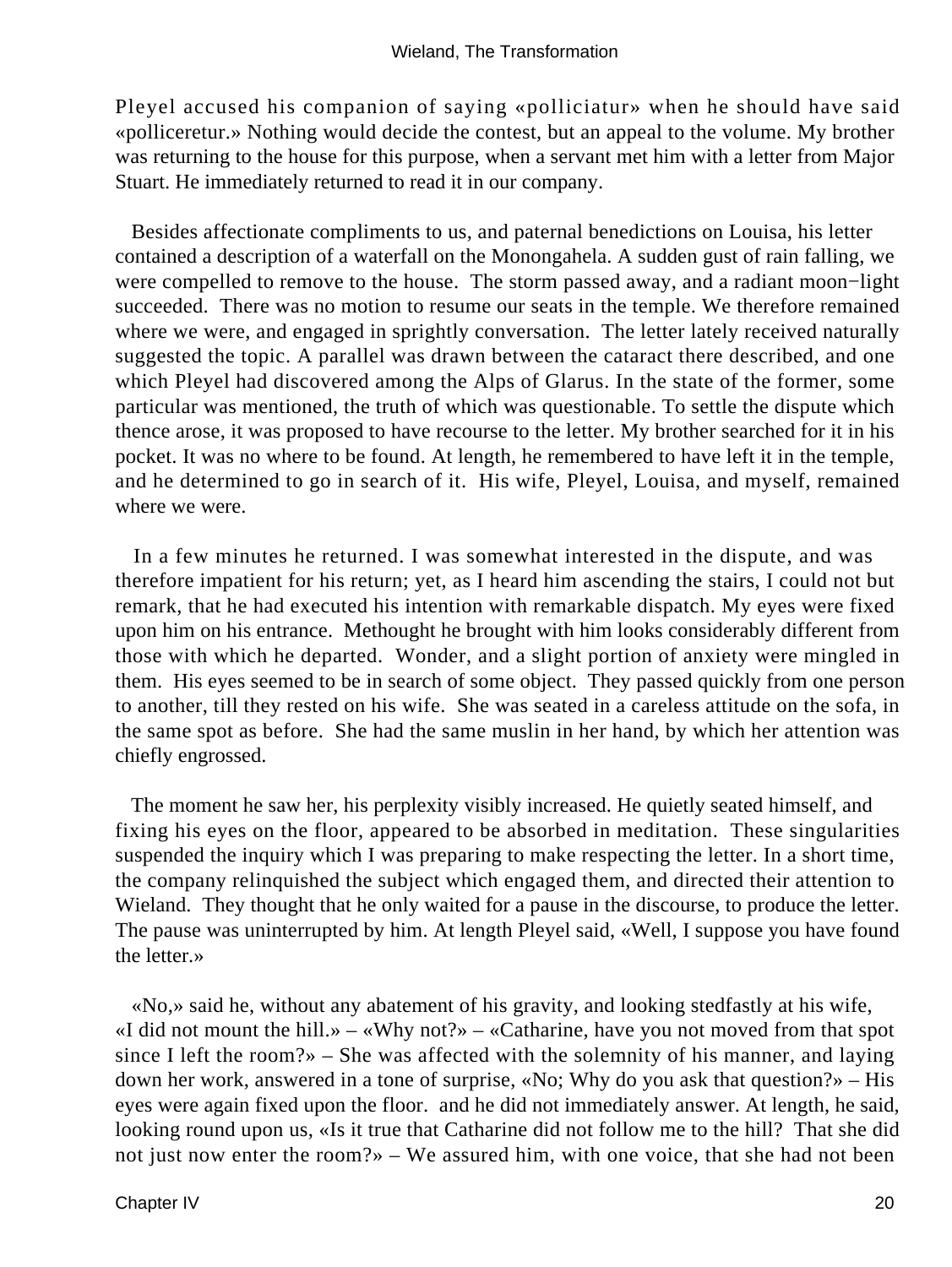Pleyel accused his companion of saying «polliciatur» when he should have said «polliceretur.» Nothing would decide the contest, but an appeal to the volume. My brother was returning to the house for this purpose, when a servant met him with a letter from Major Stuart. He immediately returned to read it in our company.

Besides affectionate compliments to us, and paternal benedictions on Louisa, his letter contained a description of a waterfall on the Monongahela. A sudden gust of rain falling, we were compelled to remove to the house. The storm passed away, and a radiant moon−light succeeded. There was no motion to resume our seats in the temple. We therefore remained where we were, and engaged in sprightly conversation. The letter lately received naturally suggested the topic. A parallel was drawn between the cataract there described, and one which Pleyel had discovered among the Alps of Glarus. In the state of the former, some particular was mentioned, the truth of which was questionable. To settle the dispute which thence arose, it was proposed to have recourse to the letter. My brother searched for it in his pocket. It was no where to be found. At length, he remembered to have left it in the temple, and he determined to go in search of it. His wife, Pleyel, Louisa, and myself, remained where we were.

In a few minutes he returned. I was somewhat interested in the dispute, and was therefore impatient for his return; yet, as I heard him ascending the stairs, I could not but remark, that he had executed his intention with remarkable dispatch. My eyes were fixed upon him on his entrance. Methought he brought with him looks considerably different from those with which he departed. Wonder, and a slight portion of anxiety were mingled in them. His eyes seemed to be in search of some object. They passed quickly from one person to another, till they rested on his wife. She was seated in a careless attitude on the sofa, in the same spot as before. She had the same muslin in her hand, by which her attention was chiefly engrossed.

The moment he saw her, his perplexity visibly increased. He quietly seated himself, and fixing his eyes on the floor, appeared to be absorbed in meditation. These singularities suspended the inquiry which I was preparing to make respecting the letter. In a short time, the company relinquished the subject which engaged them, and directed their attention to Wieland. They thought that he only waited for a pause in the discourse, to produce the letter. The pause was uninterrupted by him. At length Pleyel said, «Well, I suppose you have found the letter.»

«No,» said he, without any abatement of his gravity, and looking stedfastly at his wife, «I did not mount the hill.» – «Why not?» – «Catharine, have you not moved from that spot since I left the room?» – She was affected with the solemnity of his manner, and laying down her work, answered in a tone of surprise, «No; Why do you ask that question?» – His eyes were again fixed upon the floor. and he did not immediately answer. At length, he said, looking round upon us, «Is it true that Catharine did not follow me to the hill? That she did not just now enter the room?» – We assured him, with one voice, that she had not been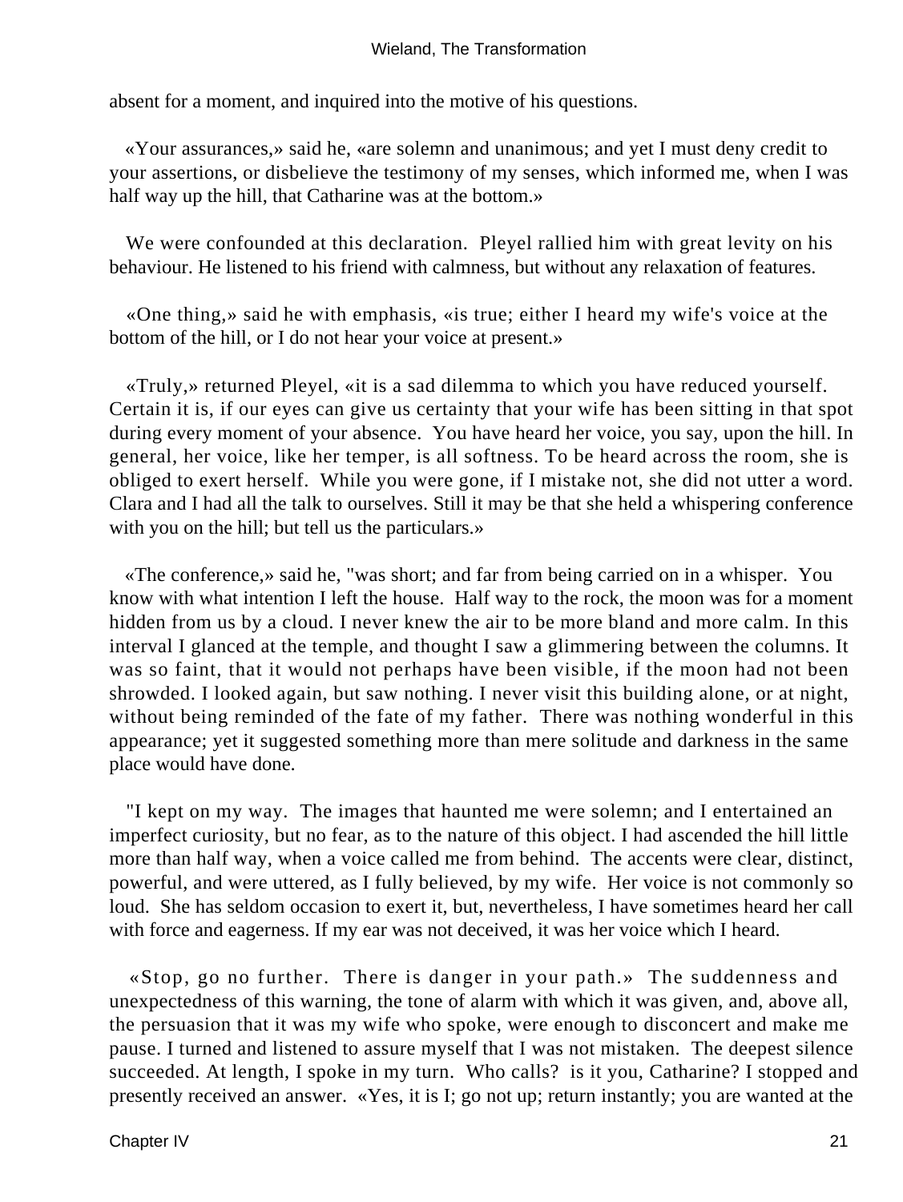absent for a moment, and inquired into the motive of his questions.

«Your assurances,» said he, «are solemn and unanimous; and yet I must deny credit to your assertions, or disbelieve the testimony of my senses, which informed me, when I was half way up the hill, that Catharine was at the bottom.»

We were confounded at this declaration. Pleyel rallied him with great levity on his behaviour. He listened to his friend with calmness, but without any relaxation of features.

«One thing,» said he with emphasis, «is true; either I heard my wife's voice at the bottom of the hill, or I do not hear your voice at present.»

«Truly,» returned Pleyel, «it is a sad dilemma to which you have reduced yourself. Certain it is, if our eyes can give us certainty that your wife has been sitting in that spot during every moment of your absence. You have heard her voice, you say, upon the hill. In general, her voice, like her temper, is all softness. To be heard across the room, she is obliged to exert herself. While you were gone, if I mistake not, she did not utter a word. Clara and I had all the talk to ourselves. Still it may be that she held a whispering conference with you on the hill; but tell us the particulars.»

«The conference,» said he, "was short; and far from being carried on in a whisper. You know with what intention I left the house. Half way to the rock, the moon was for a moment hidden from us by a cloud. I never knew the air to be more bland and more calm. In this interval I glanced at the temple, and thought I saw a glimmering between the columns. It was so faint, that it would not perhaps have been visible, if the moon had not been shrowded. I looked again, but saw nothing. I never visit this building alone, or at night, without being reminded of the fate of my father. There was nothing wonderful in this appearance; yet it suggested something more than mere solitude and darkness in the same place would have done.

"I kept on my way. The images that haunted me were solemn; and I entertained an imperfect curiosity, but no fear, as to the nature of this object. I had ascended the hill little more than half way, when a voice called me from behind. The accents were clear, distinct, powerful, and were uttered, as I fully believed, by my wife. Her voice is not commonly so loud. She has seldom occasion to exert it, but, nevertheless, I have sometimes heard her call with force and eagerness. If my ear was not deceived, it was her voice which I heard.

«Stop, go no further. There is danger in your path.» The suddenness and unexpectedness of this warning, the tone of alarm with which it was given, and, above all, the persuasion that it was my wife who spoke, were enough to disconcert and make me pause. I turned and listened to assure myself that I was not mistaken. The deepest silence succeeded. At length, I spoke in my turn. Who calls? is it you, Catharine? I stopped and presently received an answer. «Yes, it is I; go not up; return instantly; you are wanted at the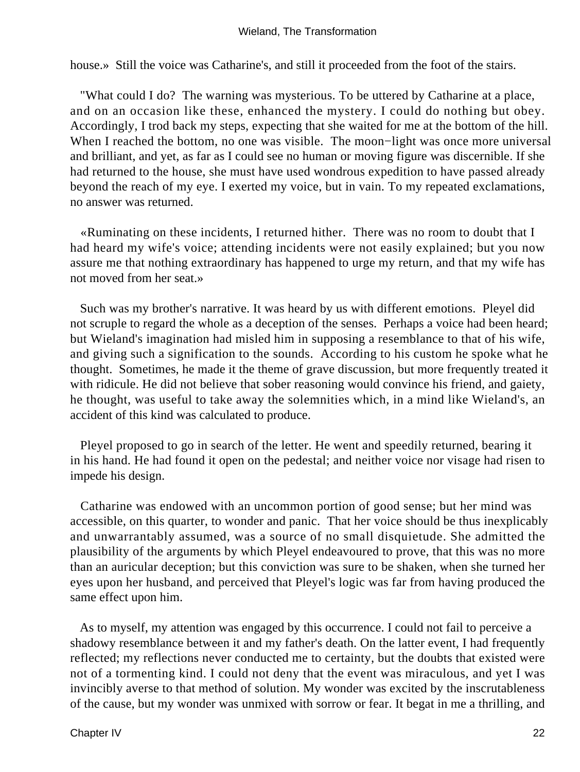house.» Still the voice was Catharine's, and still it proceeded from the foot of the stairs.

"What could I do? The warning was mysterious. To be uttered by Catharine at a place, and on an occasion like these, enhanced the mystery. I could do nothing but obey. Accordingly, I trod back my steps, expecting that she waited for me at the bottom of the hill. When I reached the bottom, no one was visible. The moon−light was once more universal and brilliant, and yet, as far as I could see no human or moving figure was discernible. If she had returned to the house, she must have used wondrous expedition to have passed already beyond the reach of my eye. I exerted my voice, but in vain. To my repeated exclamations, no answer was returned.

«Ruminating on these incidents, I returned hither. There was no room to doubt that I had heard my wife's voice; attending incidents were not easily explained; but you now assure me that nothing extraordinary has happened to urge my return, and that my wife has not moved from her seat.»

Such was my brother's narrative. It was heard by us with different emotions. Pleyel did not scruple to regard the whole as a deception of the senses. Perhaps a voice had been heard; but Wieland's imagination had misled him in supposing a resemblance to that of his wife, and giving such a signification to the sounds. According to his custom he spoke what he thought. Sometimes, he made it the theme of grave discussion, but more frequently treated it with ridicule. He did not believe that sober reasoning would convince his friend, and gaiety, he thought, was useful to take away the solemnities which, in a mind like Wieland's, an accident of this kind was calculated to produce.

Pleyel proposed to go in search of the letter. He went and speedily returned, bearing it in his hand. He had found it open on the pedestal; and neither voice nor visage had risen to impede his design.

Catharine was endowed with an uncommon portion of good sense; but her mind was accessible, on this quarter, to wonder and panic. That her voice should be thus inexplicably and unwarrantably assumed, was a source of no small disquietude. She admitted the plausibility of the arguments by which Pleyel endeavoured to prove, that this was no more than an auricular deception; but this conviction was sure to be shaken, when she turned her eyes upon her husband, and perceived that Pleyel's logic was far from having produced the same effect upon him.

As to myself, my attention was engaged by this occurrence. I could not fail to perceive a shadowy resemblance between it and my father's death. On the latter event, I had frequently reflected; my reflections never conducted me to certainty, but the doubts that existed were not of a tormenting kind. I could not deny that the event was miraculous, and yet I was invincibly averse to that method of solution. My wonder was excited by the inscrutableness of the cause, but my wonder was unmixed with sorrow or fear. It begat in me a thrilling, and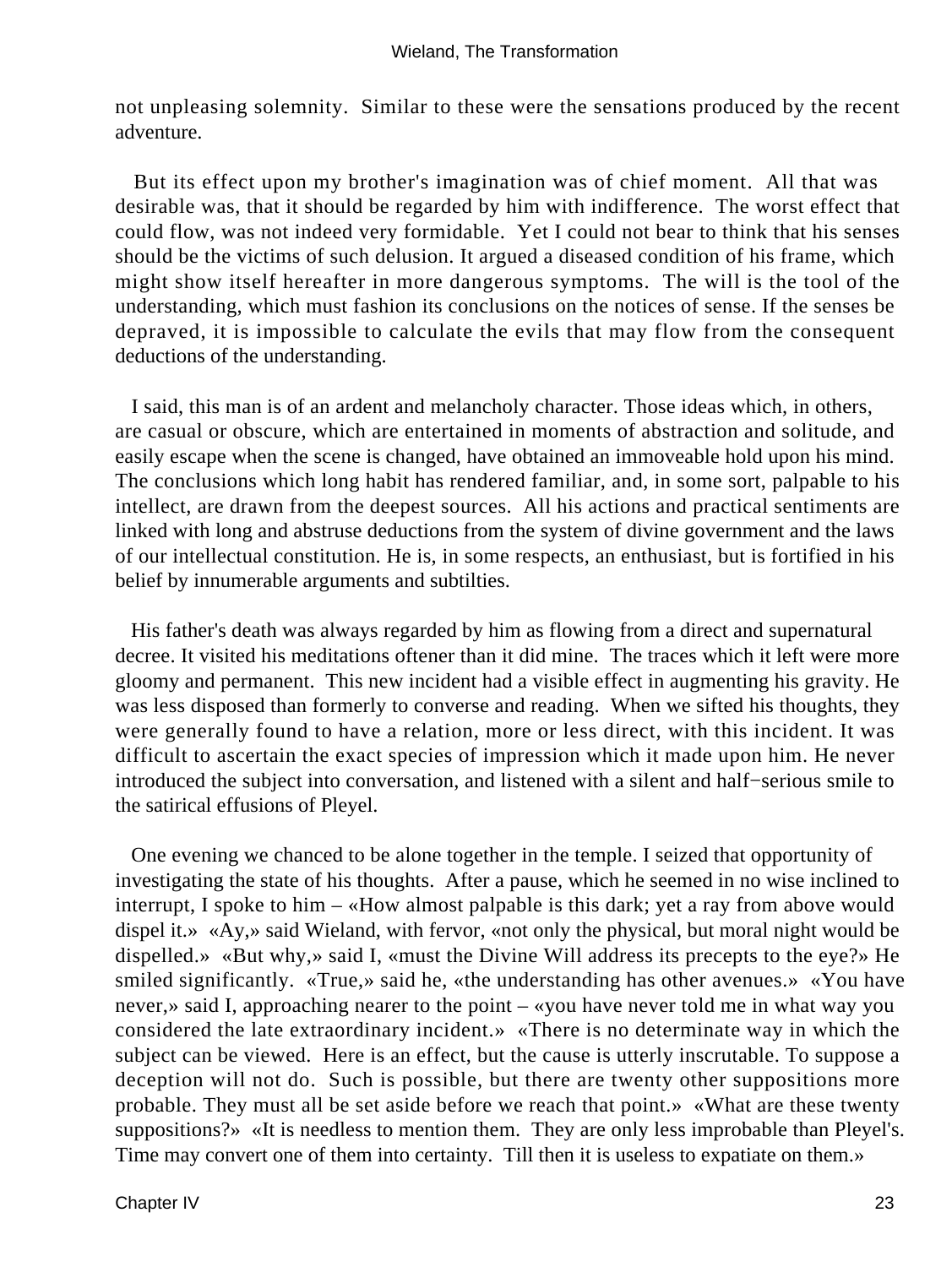not unpleasing solemnity. Similar to these were the sensations produced by the recent adventure.

But its effect upon my brother's imagination was of chief moment. All that was desirable was, that it should be regarded by him with indifference. The worst effect that could flow, was not indeed very formidable. Yet I could not bear to think that his senses should be the victims of such delusion. It argued a diseased condition of his frame, which might show itself hereafter in more dangerous symptoms. The will is the tool of the understanding, which must fashion its conclusions on the notices of sense. If the senses be depraved, it is impossible to calculate the evils that may flow from the consequent deductions of the understanding.

I said, this man is of an ardent and melancholy character. Those ideas which, in others, are casual or obscure, which are entertained in moments of abstraction and solitude, and easily escape when the scene is changed, have obtained an immoveable hold upon his mind. The conclusions which long habit has rendered familiar, and, in some sort, palpable to his intellect, are drawn from the deepest sources. All his actions and practical sentiments are linked with long and abstruse deductions from the system of divine government and the laws of our intellectual constitution. He is, in some respects, an enthusiast, but is fortified in his belief by innumerable arguments and subtilties.

His father's death was always regarded by him as flowing from a direct and supernatural decree. It visited his meditations oftener than it did mine. The traces which it left were more gloomy and permanent. This new incident had a visible effect in augmenting his gravity. He was less disposed than formerly to converse and reading. When we sifted his thoughts, they were generally found to have a relation, more or less direct, with this incident. It was difficult to ascertain the exact species of impression which it made upon him. He never introduced the subject into conversation, and listened with a silent and half−serious smile to the satirical effusions of Pleyel.

One evening we chanced to be alone together in the temple. I seized that opportunity of investigating the state of his thoughts. After a pause, which he seemed in no wise inclined to interrupt, I spoke to him – «How almost palpable is this dark; yet a ray from above would dispel it.» «Ay,» said Wieland, with fervor, «not only the physical, but moral night would be dispelled.» «But why,» said I, «must the Divine Will address its precepts to the eye?» He smiled significantly. «True,» said he, «the understanding has other avenues.» «You have never,» said I, approaching nearer to the point – «you have never told me in what way you considered the late extraordinary incident.» «There is no determinate way in which the subject can be viewed. Here is an effect, but the cause is utterly inscrutable. To suppose a deception will not do. Such is possible, but there are twenty other suppositions more probable. They must all be set aside before we reach that point.» «What are these twenty suppositions?» «It is needless to mention them. They are only less improbable than Pleyel's. Time may convert one of them into certainty. Till then it is useless to expatiate on them.»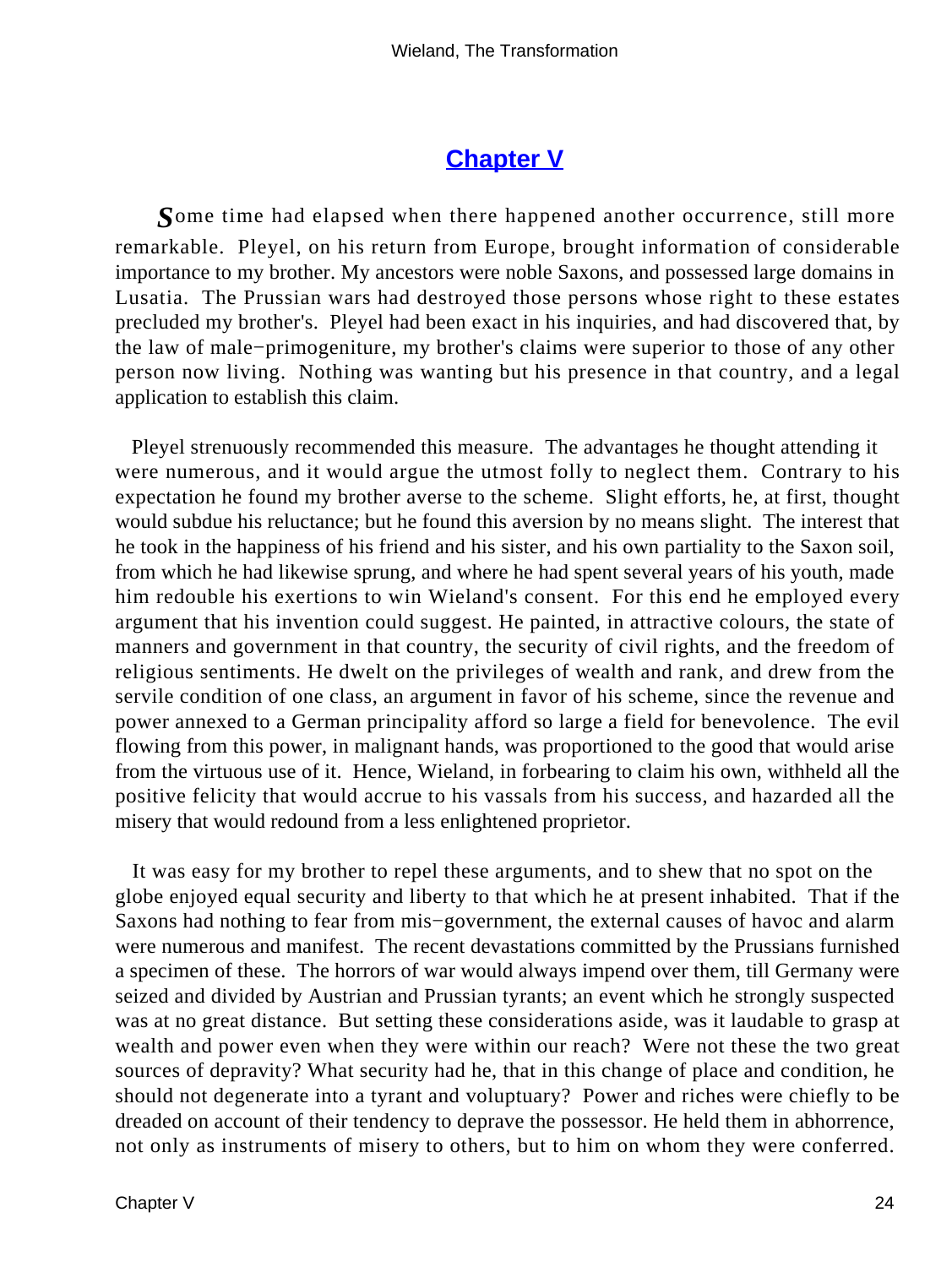## Chapter V

Some time had elapsed when there happened another occurrence, still more remarkable. Pleyel, on his return from Europe, brought information of considerable importance to my brother. My ancestors were noble Saxons, and possessed large domains in Lusatia. The Prussian wars had destroyed those persons whose right to these estates precluded my brother's. Pleyel had been exact in his inquiries, and had discovered that, by the law of male−primogeniture, my brother's claims were superior to those of any other person now living. Nothing was wanting but his presence in that country, and a legal application to establish this claim.

Pleyel strenuously recommended this measure. The advantages he thought attending it were numerous, and it would argue the utmost folly to neglect them. Contrary to his expectation he found my brother averse to the scheme. Slight efforts, he, at first, thought would subdue his reluctance; but he found this aversion by no means slight. The interest that he took in the happiness of his friend and his sister, and his own partiality to the Saxon soil, from which he had likewise sprung, and where he had spent several years of his youth, made him redouble his exertions to win Wieland's consent. For this end he employed every argument that his invention could suggest. He painted, in attractive colours, the state of manners and government in that country, the security of civil rights, and the freedom of religious sentiments. He dwelt on the privileges of wealth and rank, and drew from the servile condition of one class, an argument in favor of his scheme, since the revenue and power annexed to a German principality afford so large a field for benevolence. The evil flowing from this power, in malignant hands, was proportioned to the good that would arise from the virtuous use of it. Hence, Wieland, in forbearing to claim his own, withheld all the positive felicity that would accrue to his vassals from his success, and hazarded all the misery that would redound from a less enlightened proprietor.

It was easy for my brother to repel these arguments, and to shew that no spot on the globe enjoyed equal security and liberty to that which he at present inhabited. That if the Saxons had nothing to fear from mis−government, the external causes of havoc and alarm were numerous and manifest. The recent devastations committed by the Prussians furnished a specimen of these. The horrors of war would always impend over them, till Germany were seized and divided by Austrian and Prussian tyrants; an event which he strongly suspected was at no great distance. But setting these considerations aside, was it laudable to grasp at wealth and power even when they were within our reach? Were not these the two great sources of depravity? What security had he, that in this change of place and condition, he should not degenerate into a tyrant and voluptuary? Power and riches were chiefly to be dreaded on account of their tendency to deprave the possessor. He held them in abhorrence, not only as instruments of misery to others, but to him on whom they were conferred.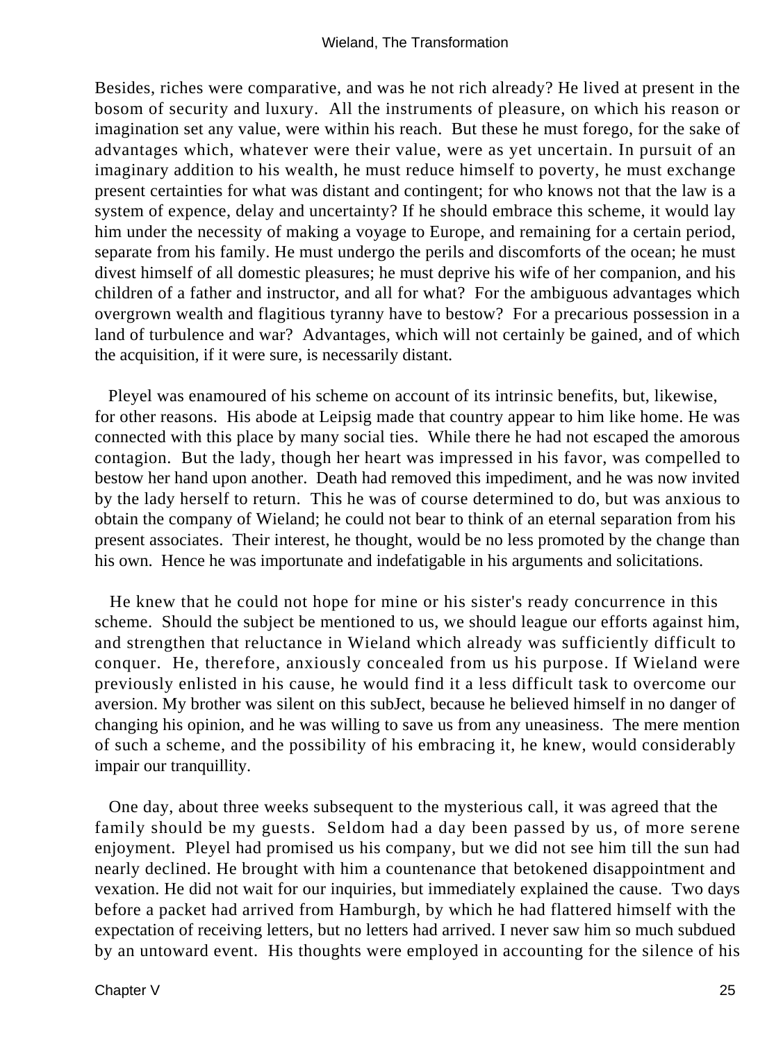Besides, riches were comparative, and was he not rich already? He lived at present in the bosom of security and luxury. All the instruments of pleasure, on which his reason or imagination set any value, were within his reach. But these he must forego, for the sake of advantages which, whatever were their value, were as yet uncertain. In pursuit of an imaginary addition to his wealth, he must reduce himself to poverty, he must exchange present certainties for what was distant and contingent; for who knows not that the law is a system of expence, delay and uncertainty? If he should embrace this scheme, it would lay him under the necessity of making a voyage to Europe, and remaining for a certain period, separate from his family. He must undergo the perils and discomforts of the ocean; he must divest himself of all domestic pleasures; he must deprive his wife of her companion, and his children of a father and instructor, and all for what? For the ambiguous advantages which overgrown wealth and flagitious tyranny have to bestow? For a precarious possession in a land of turbulence and war? Advantages, which will not certainly be gained, and of which the acquisition, if it were sure, is necessarily distant.

Pleyel was enamoured of his scheme on account of its intrinsic benefits, but, likewise, for other reasons. His abode at Leipsig made that country appear to him like home. He was connected with this place by many social ties. While there he had not escaped the amorous contagion. But the lady, though her heart was impressed in his favor, was compelled to bestow her hand upon another. Death had removed this impediment, and he was now invited by the lady herself to return. This he was of course determined to do, but was anxious to obtain the company of Wieland; he could not bear to think of an eternal separation from his present associates. Their interest, he thought, would be no less promoted by the change than his own. Hence he was importunate and indefatigable in his arguments and solicitations.

He knew that he could not hope for mine or his sister's ready concurrence in this scheme. Should the subject be mentioned to us, we should league our efforts against him, and strengthen that reluctance in Wieland which already was sufficiently difficult to conquer. He, therefore, anxiously concealed from us his purpose. If Wieland were previously enlisted in his cause, he would find it a less difficult task to overcome our aversion. My brother was silent on this subJect, because he believed himself in no danger of changing his opinion, and he was willing to save us from any uneasiness. The mere mention of such a scheme, and the possibility of his embracing it, he knew, would considerably impair our tranquillity.

One day, about three weeks subsequent to the mysterious call, it was agreed that the family should be my guests. Seldom had a day been passed by us, of more serene enjoyment. Pleyel had promised us his company, but we did not see him till the sun had nearly declined. He brought with him a countenance that betokened disappointment and vexation. He did not wait for our inquiries, but immediately explained the cause. Two days before a packet had arrived from Hamburgh, by which he had flattered himself with the expectation of receiving letters, but no letters had arrived. I never saw him so much subdued by an untoward event. His thoughts were employed in accounting for the silence of his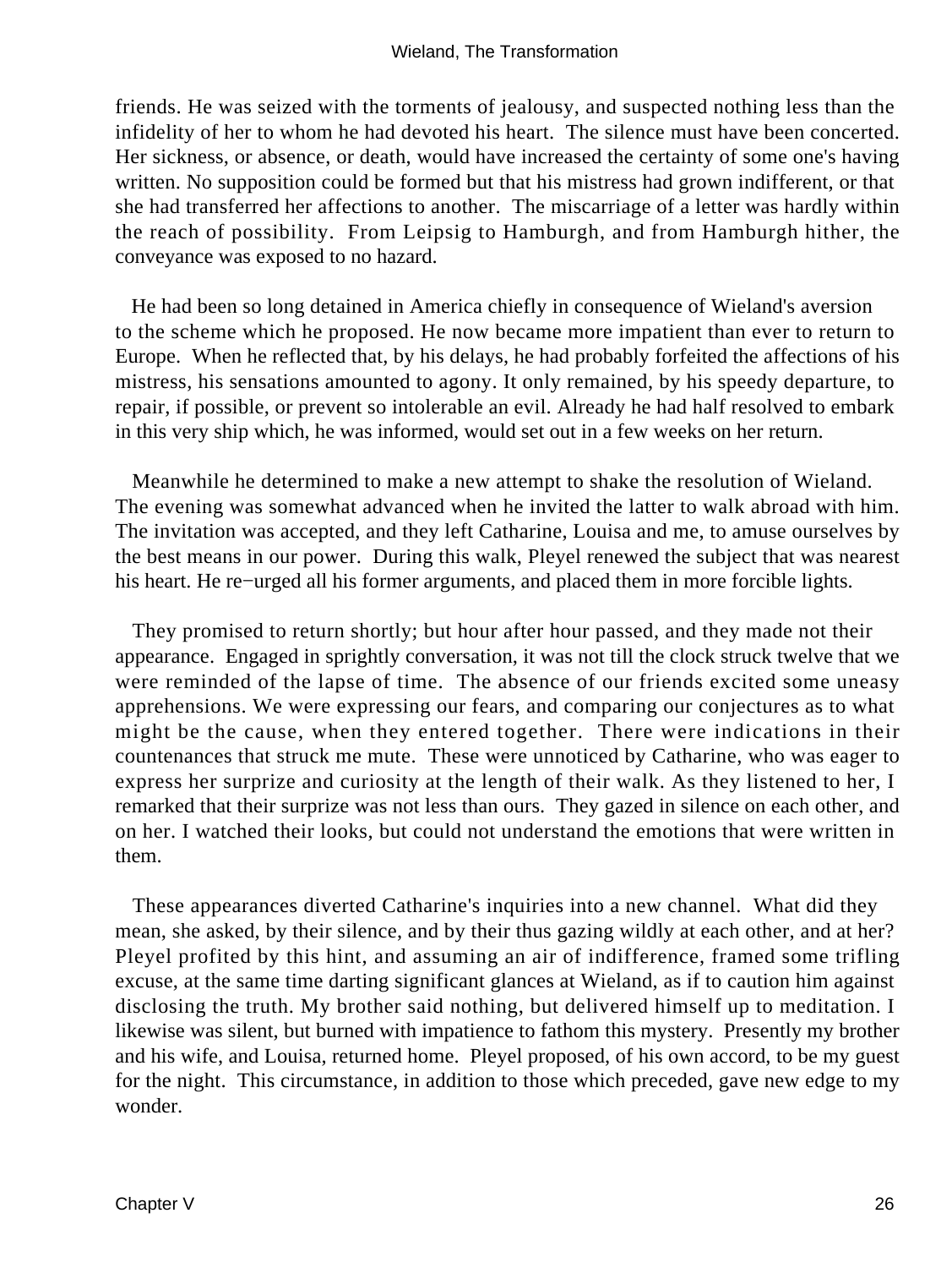friends. He was seized with the torments of jealousy, and suspected nothing less than the infidelity of her to whom he had devoted his heart. The silence must have been concerted. Her sickness, or absence, or death, would have increased the certainty of some one's having written. No supposition could be formed but that his mistress had grown indifferent, or that she had transferred her affections to another. The miscarriage of a letter was hardly within the reach of possibility. From Leipsig to Hamburgh, and from Hamburgh hither, the conveyance was exposed to no hazard.

He had been so long detained in America chiefly in consequence of Wieland's aversion to the scheme which he proposed. He now became more impatient than ever to return to Europe. When he reflected that, by his delays, he had probably forfeited the affections of his mistress, his sensations amounted to agony. It only remained, by his speedy departure, to repair, if possible, or prevent so intolerable an evil. Already he had half resolved to embark in this very ship which, he was informed, would set out in a few weeks on her return.

Meanwhile he determined to make a new attempt to shake the resolution of Wieland. The evening was somewhat advanced when he invited the latter to walk abroad with him. The invitation was accepted, and they left Catharine, Louisa and me, to amuse ourselves by the best means in our power. During this walk, Pleyel renewed the subject that was nearest his heart. He re−urged all his former arguments, and placed them in more forcible lights.

They promised to return shortly; but hour after hour passed, and they made not their appearance. Engaged in sprightly conversation, it was not till the clock struck twelve that we were reminded of the lapse of time. The absence of our friends excited some uneasy apprehensions. We were expressing our fears, and comparing our conjectures as to what might be the cause, when they entered together. There were indications in their countenances that struck me mute. These were unnoticed by Catharine, who was eager to express her surprize and curiosity at the length of their walk. As they listened to her, I remarked that their surprize was not less than ours. They gazed in silence on each other, and on her. I watched their looks, but could not understand the emotions that were written in them.

These appearances diverted Catharine's inquiries into a new channel. What did they mean, she asked, by their silence, and by their thus gazing wildly at each other, and at her? Pleyel profited by this hint, and assuming an air of indifference, framed some trifling excuse, at the same time darting significant glances at Wieland, as if to caution him against disclosing the truth. My brother said nothing, but delivered himself up to meditation. I likewise was silent, but burned with impatience to fathom this mystery. Presently my brother and his wife, and Louisa, returned home. Pleyel proposed, of his own accord, to be my guest for the night. This circumstance, in addition to those which preceded, gave new edge to my wonder.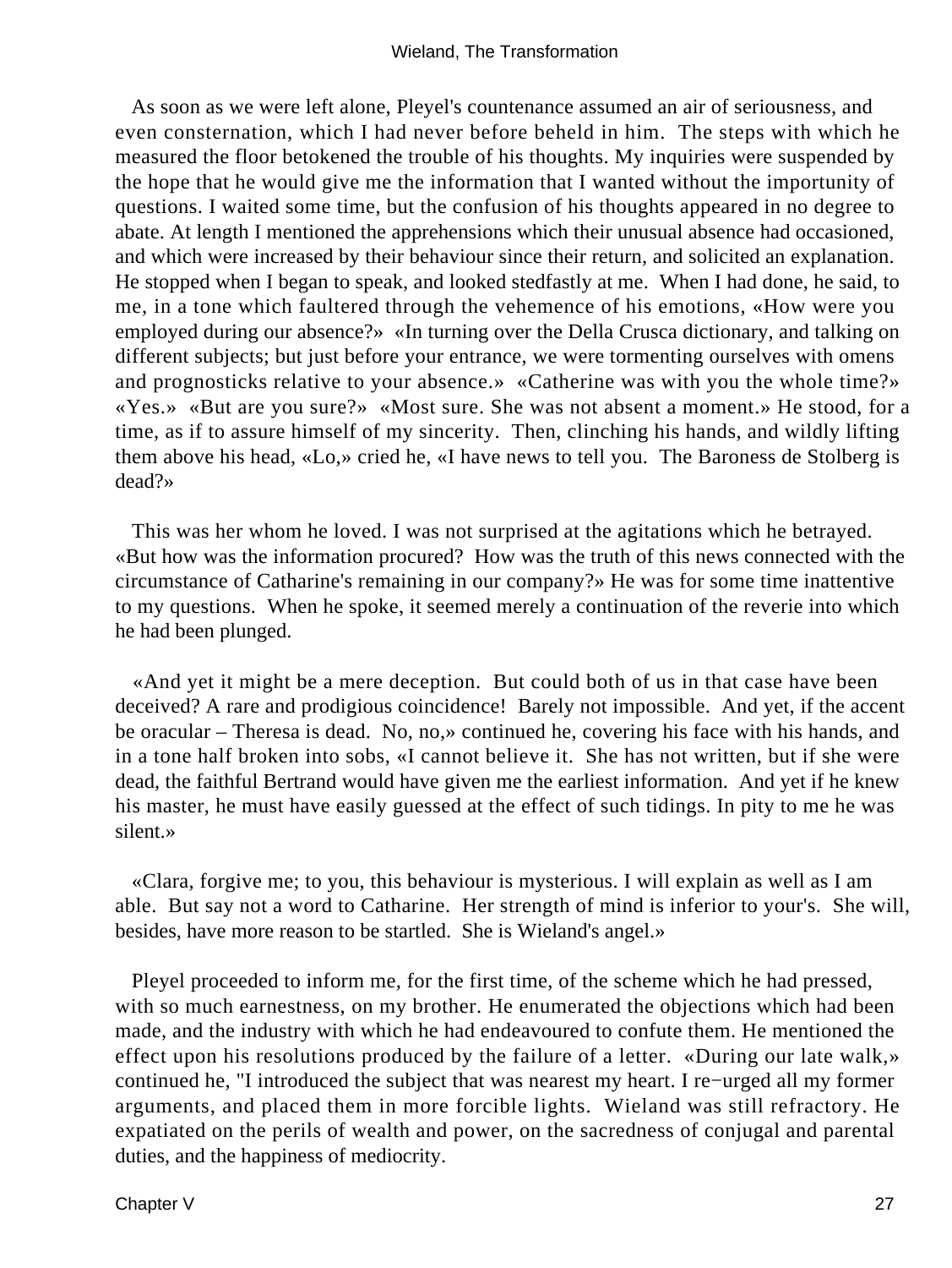As soon as we were left alone, Pleyel's countenance assumed an air of seriousness, and even consternation, which I had never before beheld in him. The steps with which he measured the floor betokened the trouble of his thoughts. My inquiries were suspended by the hope that he would give me the information that I wanted without the importunity of questions. I waited some time, but the confusion of his thoughts appeared in no degree to abate. At length I mentioned the apprehensions which their unusual absence had occasioned, and which were increased by their behaviour since their return, and solicited an explanation. He stopped when I began to speak, and looked stedfastly at me. When I had done, he said, to me, in a tone which faultered through the vehemence of his emotions, «How were you employed during our absence?» «In turning over the Della Crusca dictionary, and talking on different subjects; but just before your entrance, we were tormenting ourselves with omens and prognosticks relative to your absence.» «Catherine was with you the whole time?» «Yes.» «But are you sure?» «Most sure. She was not absent a moment.» He stood, for a time, as if to assure himself of my sincerity. Then, clinching his hands, and wildly lifting them above his head, «Lo,» cried he, «I have news to tell you. The Baroness de Stolberg is dead?»

This was her whom he loved. I was not surprised at the agitations which he betrayed. «But how was the information procured? How was the truth of this news connected with the circumstance of Catharine's remaining in our company?» He was for some time inattentive to my questions. When he spoke, it seemed merely a continuation of the reverie into which he had been plunged.

«And yet it might be a mere deception. But could both of us in that case have been deceived? A rare and prodigious coincidence! Barely not impossible. And yet, if the accent be oracular – Theresa is dead. No, no,» continued he, covering his face with his hands, and in a tone half broken into sobs, «I cannot believe it. She has not written, but if she were dead, the faithful Bertrand would have given me the earliest information. And yet if he knew his master, he must have easily guessed at the effect of such tidings. In pity to me he was silent.»

«Clara, forgive me; to you, this behaviour is mysterious. I will explain as well as I am able. But say not a word to Catharine. Her strength of mind is inferior to your's. She will, besides, have more reason to be startled. She is Wieland's angel.»

Pleyel proceeded to inform me, for the first time, of the scheme which he had pressed, with so much earnestness, on my brother. He enumerated the objections which had been made, and the industry with which he had endeavoured to confute them. He mentioned the effect upon his resolutions produced by the failure of a letter. «During our late walk,» continued he, "I introduced the subject that was nearest my heart. I re−urged all my former arguments, and placed them in more forcible lights. Wieland was still refractory. He expatiated on the perils of wealth and power, on the sacredness of conjugal and parental duties, and the happiness of mediocrity.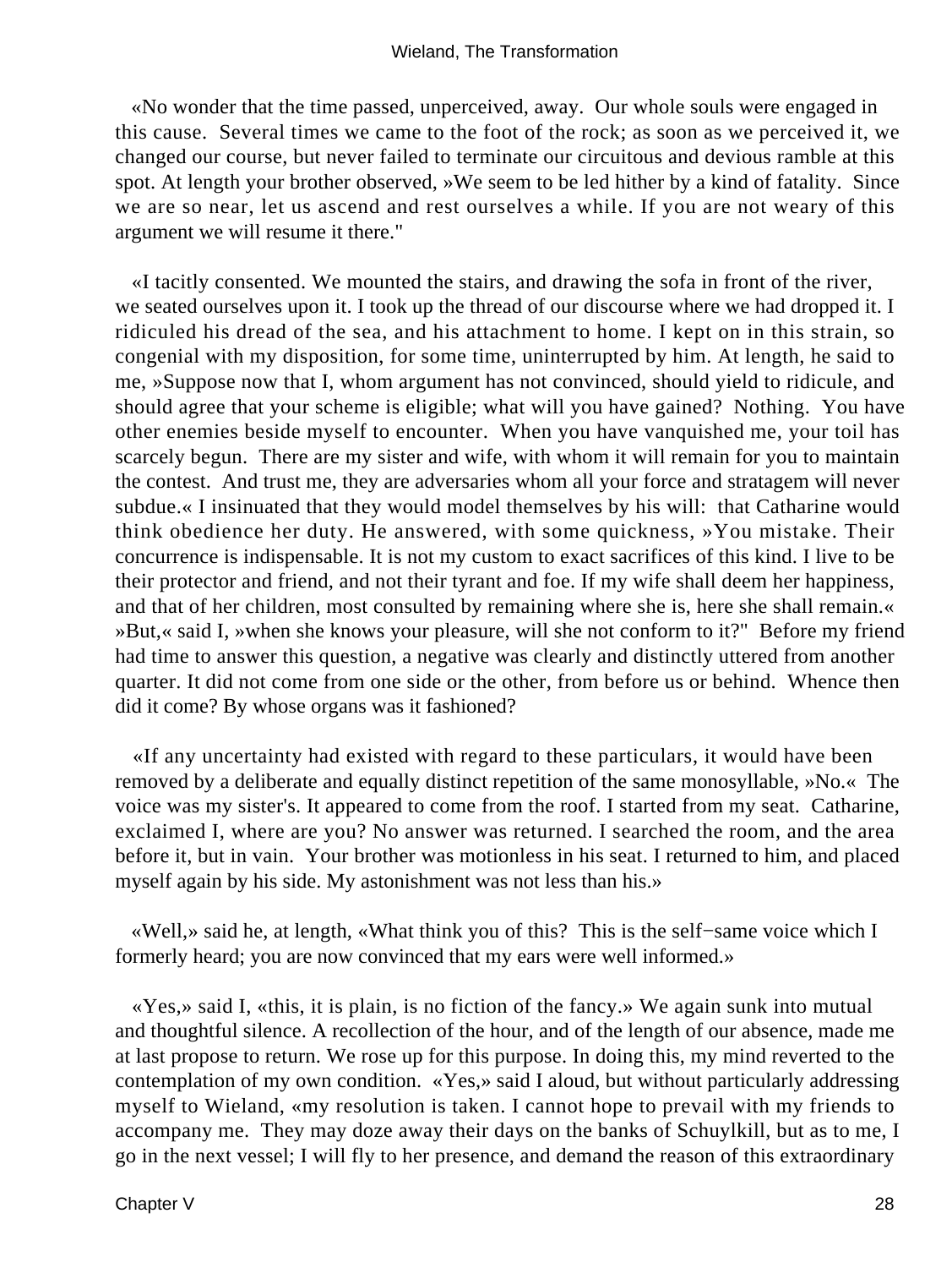«No wonder that the time passed, unperceived, away. Our whole souls were engaged in this cause. Several times we came to the foot of the rock; as soon as we perceived it, we changed our course, but never failed to terminate our circuitous and devious ramble at this spot. At length your brother observed, »We seem to be led hither by a kind of fatality. Since we are so near, let us ascend and rest ourselves a while. If you are not weary of this argument we will resume it there."

«I tacitly consented. We mounted the stairs, and drawing the sofa in front of the river, we seated ourselves upon it. I took up the thread of our discourse where we had dropped it. I ridiculed his dread of the sea, and his attachment to home. I kept on in this strain, so congenial with my disposition, for some time, uninterrupted by him. At length, he said to me, »Suppose now that I, whom argument has not convinced, should yield to ridicule, and should agree that your scheme is eligible; what will you have gained? Nothing. You have other enemies beside myself to encounter. When you have vanquished me, your toil has scarcely begun. There are my sister and wife, with whom it will remain for you to maintain the contest. And trust me, they are adversaries whom all your force and stratagem will never subdue.« I insinuated that they would model themselves by his will: that Catharine would think obedience her duty. He answered, with some quickness, »You mistake. Their concurrence is indispensable. It is not my custom to exact sacrifices of this kind. I live to be their protector and friend, and not their tyrant and foe. If my wife shall deem her happiness, and that of her children, most consulted by remaining where she is, here she shall remain.« »But,« said I, »when she knows your pleasure, will she not conform to it?" Before my friend had time to answer this question, a negative was clearly and distinctly uttered from another quarter. It did not come from one side or the other, from before us or behind. Whence then did it come? By whose organs was it fashioned?

«If any uncertainty had existed with regard to these particulars, it would have been removed by a deliberate and equally distinct repetition of the same monosyllable, »No.« The voice was my sister's. It appeared to come from the roof. I started from my seat. Catharine, exclaimed I, where are you? No answer was returned. I searched the room, and the area before it, but in vain. Your brother was motionless in his seat. I returned to him, and placed myself again by his side. My astonishment was not less than his.»

«Well,» said he, at length, «What think you of this? This is the self−same voice which I formerly heard; you are now convinced that my ears were well informed.»

«Yes,» said I, «this, it is plain, is no fiction of the fancy.» We again sunk into mutual and thoughtful silence. A recollection of the hour, and of the length of our absence, made me at last propose to return. We rose up for this purpose. In doing this, my mind reverted to the contemplation of my own condition. «Yes,» said I aloud, but without particularly addressing myself to Wieland, «my resolution is taken. I cannot hope to prevail with my friends to accompany me. They may doze away their days on the banks of Schuylkill, but as to me, I go in the next vessel; I will fly to her presence, and demand the reason of this extraordinary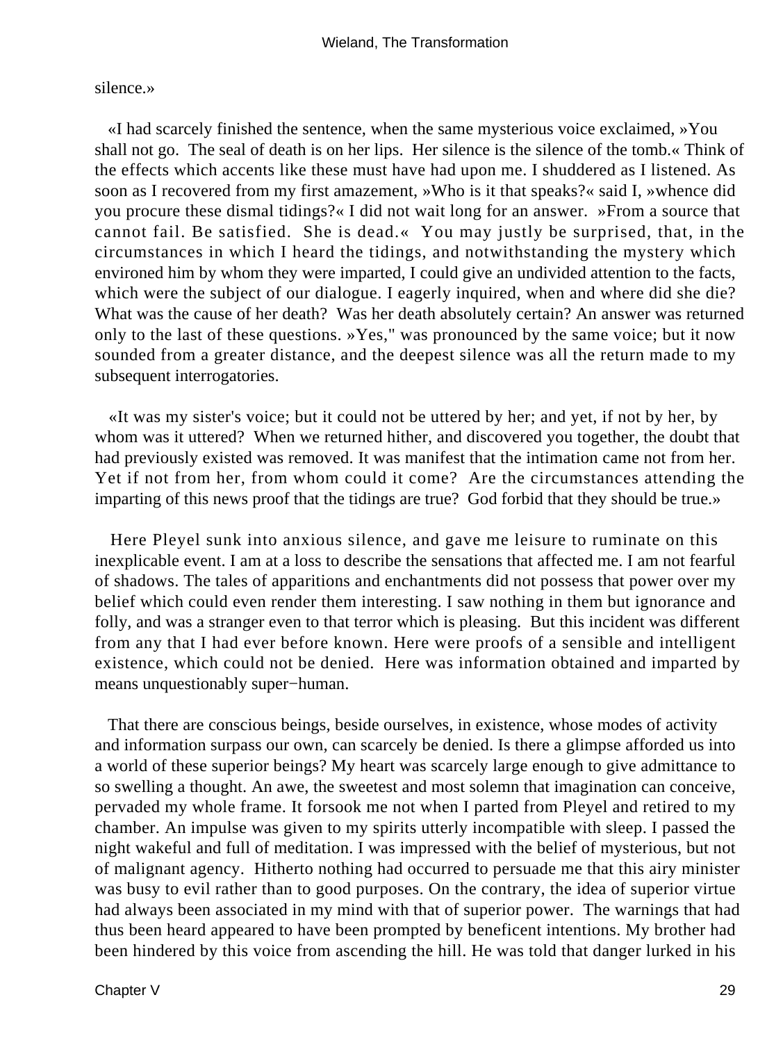silence.»

«I had scarcely finished the sentence, when the same mysterious voice exclaimed, »You shall not go. The seal of death is on her lips. Her silence is the silence of the tomb.« Think of the effects which accents like these must have had upon me. I shuddered as I listened. As soon as I recovered from my first amazement, »Who is it that speaks?« said I, »whence did you procure these dismal tidings?« I did not wait long for an answer. »From a source that cannot fail. Be satisfied. She is dead.« You may justly be surprised, that, in the circumstances in which I heard the tidings, and notwithstanding the mystery which environed him by whom they were imparted, I could give an undivided attention to the facts, which were the subject of our dialogue. I eagerly inquired, when and where did she die? What was the cause of her death? Was her death absolutely certain? An answer was returned only to the last of these questions. »Yes," was pronounced by the same voice; but it now sounded from a greater distance, and the deepest silence was all the return made to my subsequent interrogatories.

«It was my sister's voice; but it could not be uttered by her; and yet, if not by her, by whom was it uttered? When we returned hither, and discovered you together, the doubt that had previously existed was removed. It was manifest that the intimation came not from her. Yet if not from her, from whom could it come? Are the circumstances attending the imparting of this news proof that the tidings are true? God forbid that they should be true.»

Here Pleyel sunk into anxious silence, and gave me leisure to ruminate on this inexplicable event. I am at a loss to describe the sensations that affected me. I am not fearful of shadows. The tales of apparitions and enchantments did not possess that power over my belief which could even render them interesting. I saw nothing in them but ignorance and folly, and was a stranger even to that terror which is pleasing. But this incident was different from any that I had ever before known. Here were proofs of a sensible and intelligent existence, which could not be denied. Here was information obtained and imparted by means unquestionably super−human.

That there are conscious beings, beside ourselves, in existence, whose modes of activity and information surpass our own, can scarcely be denied. Is there a glimpse afforded us into a world of these superior beings? My heart was scarcely large enough to give admittance to so swelling a thought. An awe, the sweetest and most solemn that imagination can conceive, pervaded my whole frame. It forsook me not when I parted from Pleyel and retired to my chamber. An impulse was given to my spirits utterly incompatible with sleep. I passed the night wakeful and full of meditation. I was impressed with the belief of mysterious, but not of malignant agency. Hitherto nothing had occurred to persuade me that this airy minister was busy to evil rather than to good purposes. On the contrary, the idea of superior virtue had always been associated in my mind with that of superior power. The warnings that had thus been heard appeared to have been prompted by beneficent intentions. My brother had been hindered by this voice from ascending the hill. He was told that danger lurked in his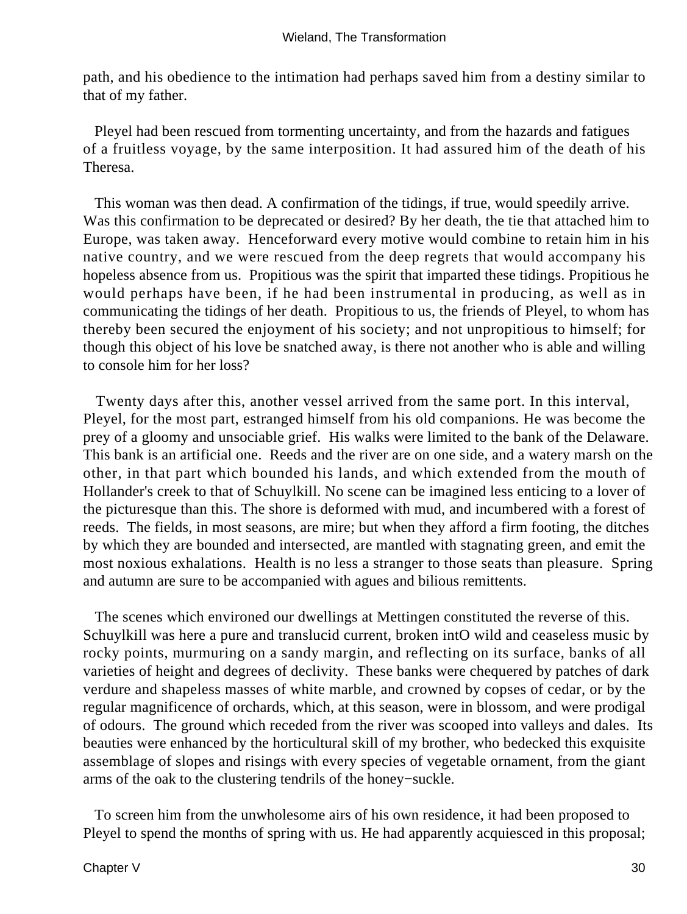path, and his obedience to the intimation had perhaps saved him from a destiny similar to that of my father.

Pleyel had been rescued from tormenting uncertainty, and from the hazards and fatigues of a fruitless voyage, by the same interposition. It had assured him of the death of his Theresa.

This woman was then dead. A confirmation of the tidings, if true, would speedily arrive. Was this confirmation to be deprecated or desired? By her death, the tie that attached him to Europe, was taken away. Henceforward every motive would combine to retain him in his native country, and we were rescued from the deep regrets that would accompany his hopeless absence from us. Propitious was the spirit that imparted these tidings. Propitious he would perhaps have been, if he had been instrumental in producing, as well as in communicating the tidings of her death. Propitious to us, the friends of Pleyel, to whom has thereby been secured the enjoyment of his society; and not unpropitious to himself; for though this object of his love be snatched away, is there not another who is able and willing to console him for her loss?

Twenty days after this, another vessel arrived from the same port. In this interval, Pleyel, for the most part, estranged himself from his old companions. He was become the prey of a gloomy and unsociable grief. His walks were limited to the bank of the Delaware. This bank is an artificial one. Reeds and the river are on one side, and a watery marsh on the other, in that part which bounded his lands, and which extended from the mouth of Hollander's creek to that of Schuylkill. No scene can be imagined less enticing to a lover of the picturesque than this. The shore is deformed with mud, and incumbered with a forest of reeds. The fields, in most seasons, are mire; but when they afford a firm footing, the ditches by which they are bounded and intersected, are mantled with stagnating green, and emit the most noxious exhalations. Health is no less a stranger to those seats than pleasure. Spring and autumn are sure to be accompanied with agues and bilious remittents.

The scenes which environed our dwellings at Mettingen constituted the reverse of this. Schuylkill was here a pure and translucid current, broken intO wild and ceaseless music by rocky points, murmuring on a sandy margin, and reflecting on its surface, banks of all varieties of height and degrees of declivity. These banks were chequered by patches of dark verdure and shapeless masses of white marble, and crowned by copses of cedar, or by the regular magnificence of orchards, which, at this season, were in blossom, and were prodigal of odours. The ground which receded from the river was scooped into valleys and dales. Its beauties were enhanced by the horticultural skill of my brother, who bedecked this exquisite assemblage of slopes and risings with every species of vegetable ornament, from the giant arms of the oak to the clustering tendrils of the honey−suckle.

To screen him from the unwholesome airs of his own residence, it had been proposed to Pleyel to spend the months of spring with us. He had apparently acquiesced in this proposal;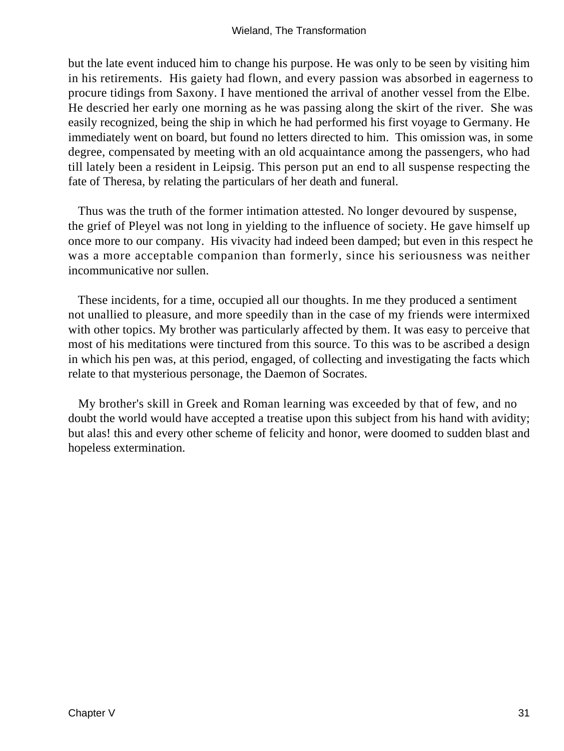but the late event induced him to change his purpose. He was only to be seen by visiting him in his retirements. His gaiety had flown, and every passion was absorbed in eagerness to procure tidings from Saxony. I have mentioned the arrival of another vessel from the Elbe. He descried her early one morning as he was passing along the skirt of the river. She was easily recognized, being the ship in which he had performed his first voyage to Germany. He immediately went on board, but found no letters directed to him. This omission was, in some degree, compensated by meeting with an old acquaintance among the passengers, who had till lately been a resident in Leipsig. This person put an end to all suspense respecting the fate of Theresa, by relating the particulars of her death and funeral.

Thus was the truth of the former intimation attested. No longer devoured by suspense, the grief of Pleyel was not long in yielding to the influence of society. He gave himself up once more to our company. His vivacity had indeed been damped; but even in this respect he was a more acceptable companion than formerly, since his seriousness was neither incommunicative nor sullen.

These incidents, for a time, occupied all our thoughts. In me they produced a sentiment not unallied to pleasure, and more speedily than in the case of my friends were intermixed with other topics. My brother was particularly affected by them. It was easy to perceive that most of his meditations were tinctured from this source. To this was to be ascribed a design in which his pen was, at this period, engaged, of collecting and investigating the facts which relate to that mysterious personage, the Daemon of Socrates.

My brother's skill in Greek and Roman learning was exceeded by that of few, and no doubt the world would have accepted a treatise upon this subject from his hand with avidity; but alas! this and every other scheme of felicity and honor, were doomed to sudden blast and hopeless extermination.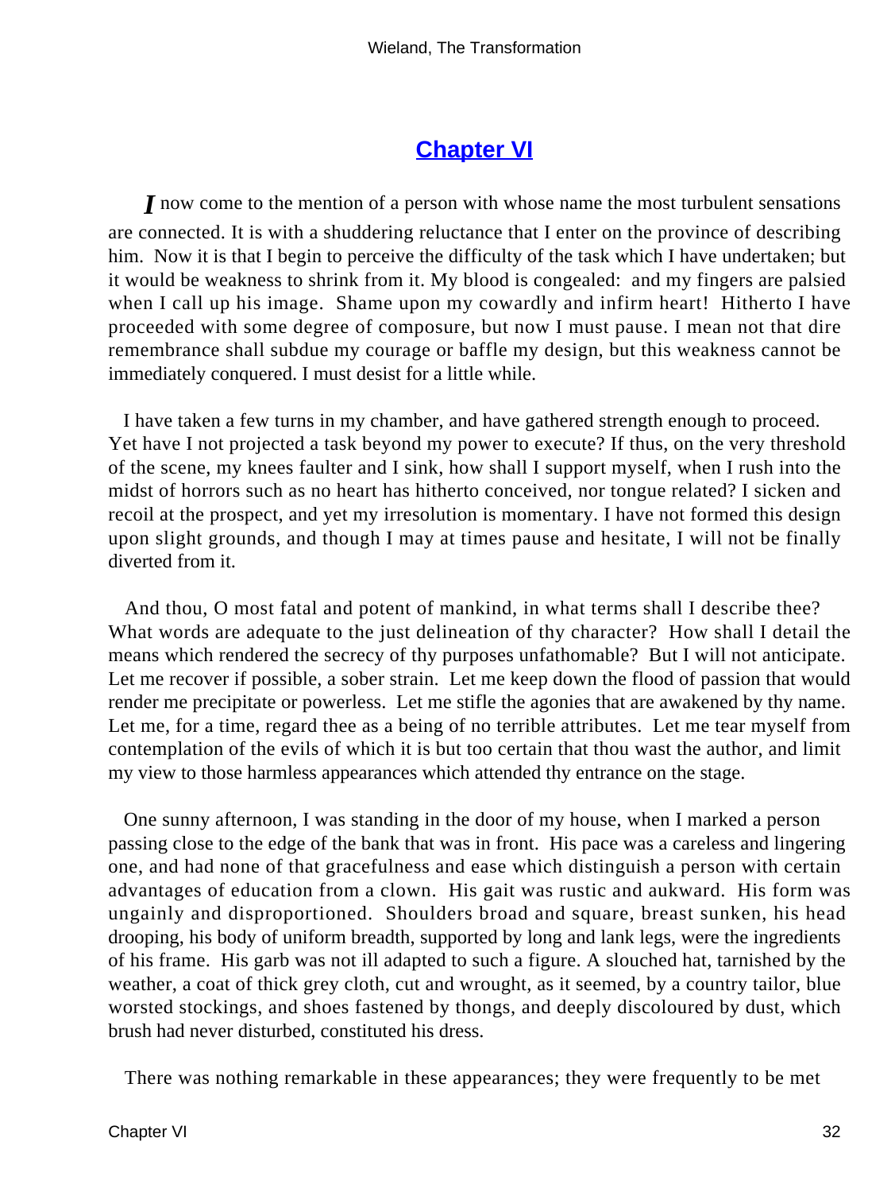## [Chapter VI]()

*I* now come to the mention of a person with whose name the most turbulent sensations are connected. It is with a shuddering reluctance that I enter on the province of describing him. Now it is that I begin to perceive the difficulty of the task which I have undertaken; but it would be weakness to shrink from it. My blood is congealed: and my fingers are palsied when I call up his image. Shame upon my cowardly and infirm heart! Hitherto I have proceeded with some degree of composure, but now I must pause. I mean not that dire remembrance shall subdue my courage or baffle my design, but this weakness cannot be immediately conquered. I must desist for a little while.

I have taken a few turns in my chamber, and have gathered strength enough to proceed. Yet have I not projected a task beyond my power to execute? If thus, on the very threshold of the scene, my knees faulter and I sink, how shall I support myself, when I rush into the midst of horrors such as no heart has hitherto conceived, nor tongue related? I sicken and recoil at the prospect, and yet my irresolution is momentary. I have not formed this design upon slight grounds, and though I may at times pause and hesitate, I will not be finally diverted from it.

And thou, O most fatal and potent of mankind, in what terms shall I describe thee? What words are adequate to the just delineation of thy character? How shall I detail the means which rendered the secrecy of thy purposes unfathomable? But I will not anticipate. Let me recover if possible, a sober strain. Let me keep down the flood of passion that would render me precipitate or powerless. Let me stifle the agonies that are awakened by thy name. Let me, for a time, regard thee as a being of no terrible attributes. Let me tear myself from contemplation of the evils of which it is but too certain that thou wast the author, and limit my view to those harmless appearances which attended thy entrance on the stage.

One sunny afternoon, I was standing in the door of my house, when I marked a person passing close to the edge of the bank that was in front. His pace was a careless and lingering one, and had none of that gracefulness and ease which distinguish a person with certain advantages of education from a clown. His gait was rustic and aukward. His form was ungainly and disproportioned. Shoulders broad and square, breast sunken, his head drooping, his body of uniform breadth, supported by long and lank legs, were the ingredients of his frame. His garb was not ill adapted to such a figure. A slouched hat, tarnished by the weather, a coat of thick grey cloth, cut and wrought, as it seemed, by a country tailor, blue worsted stockings, and shoes fastened by thongs, and deeply discoloured by dust, which brush had never disturbed, constituted his dress.

There was nothing remarkable in these appearances; they were frequently to be met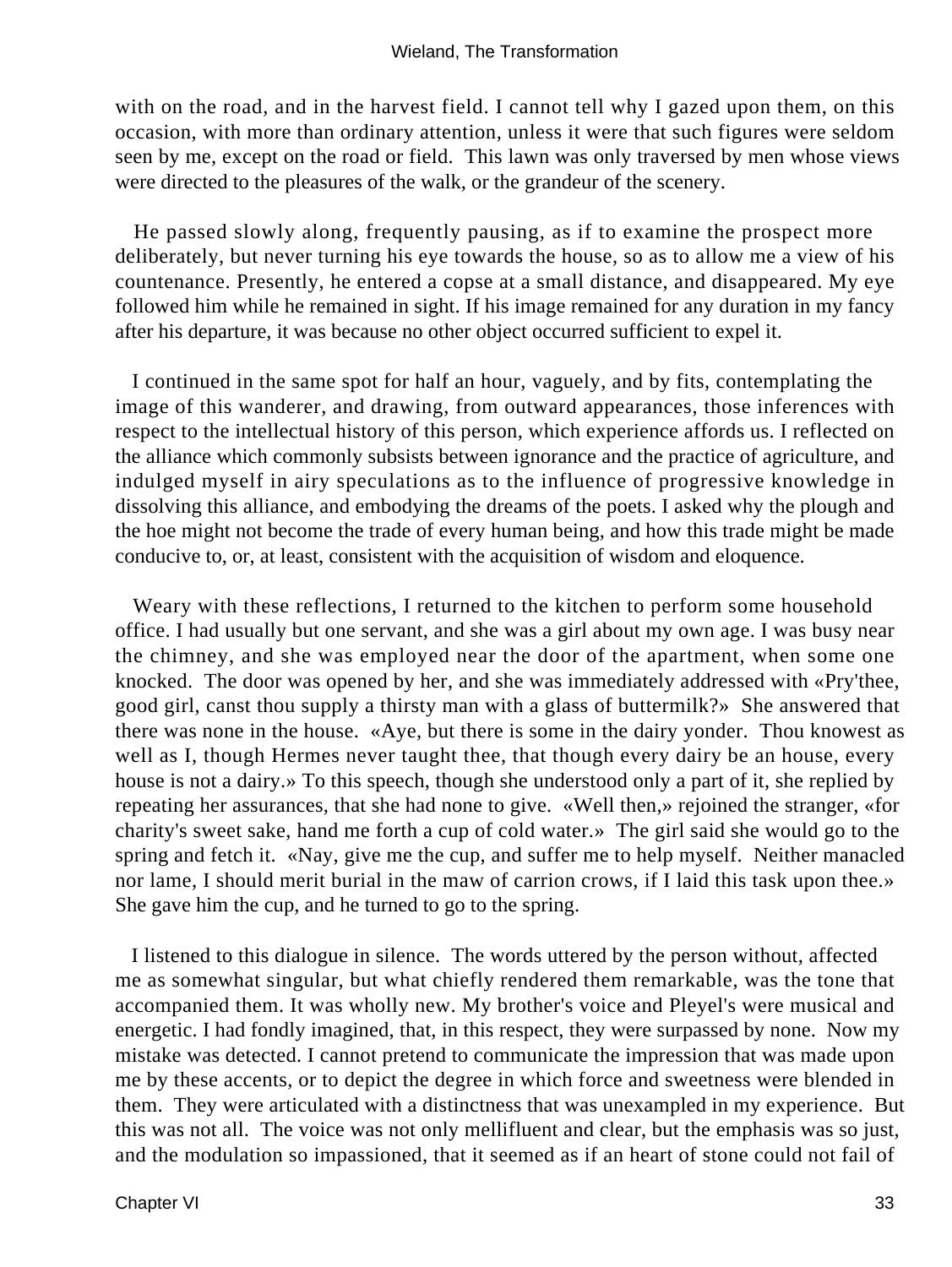with on the road, and in the harvest field. I cannot tell why I gazed upon them, on this occasion, with more than ordinary attention, unless it were that such figures were seldom seen by me, except on the road or field. This lawn was only traversed by men whose views were directed to the pleasures of the walk, or the grandeur of the scenery.

He passed slowly along, frequently pausing, as if to examine the prospect more deliberately, but never turning his eye towards the house, so as to allow me a view of his countenance. Presently, he entered a copse at a small distance, and disappeared. My eye followed him while he remained in sight. If his image remained for any duration in my fancy after his departure, it was because no other object occurred sufficient to expel it.

I continued in the same spot for half an hour, vaguely, and by fits, contemplating the image of this wanderer, and drawing, from outward appearances, those inferences with respect to the intellectual history of this person, which experience affords us. I reflected on the alliance which commonly subsists between ignorance and the practice of agriculture, and indulged myself in airy speculations as to the influence of progressive knowledge in dissolving this alliance, and embodying the dreams of the poets. I asked why the plough and the hoe might not become the trade of every human being, and how this trade might be made conducive to, or, at least, consistent with the acquisition of wisdom and eloquence.

Weary with these reflections, I returned to the kitchen to perform some household office. I had usually but one servant, and she was a girl about my own age. I was busy near the chimney, and she was employed near the door of the apartment, when some one knocked. The door was opened by her, and she was immediately addressed with «Pry'thee, good girl, canst thou supply a thirsty man with a glass of buttermilk?» She answered that there was none in the house. «Aye, but there is some in the dairy yonder. Thou knowest as well as I, though Hermes never taught thee, that though every dairy be an house, every house is not a dairy.» To this speech, though she understood only a part of it, she replied by repeating her assurances, that she had none to give. «Well then,» rejoined the stranger, «for charity's sweet sake, hand me forth a cup of cold water.» The girl said she would go to the spring and fetch it. «Nay, give me the cup, and suffer me to help myself. Neither manacled nor lame, I should merit burial in the maw of carrion crows, if I laid this task upon thee.» She gave him the cup, and he turned to go to the spring.

I listened to this dialogue in silence. The words uttered by the person without, affected me as somewhat singular, but what chiefly rendered them remarkable, was the tone that accompanied them. It was wholly new. My brother's voice and Pleyel's were musical and energetic. I had fondly imagined, that, in this respect, they were surpassed by none. Now my mistake was detected. I cannot pretend to communicate the impression that was made upon me by these accents, or to depict the degree in which force and sweetness were blended in them. They were articulated with a distinctness that was unexampled in my experience. But this was not all. The voice was not only mellifluent and clear, but the emphasis was so just, and the modulation so impassioned, that it seemed as if an heart of stone could not fail of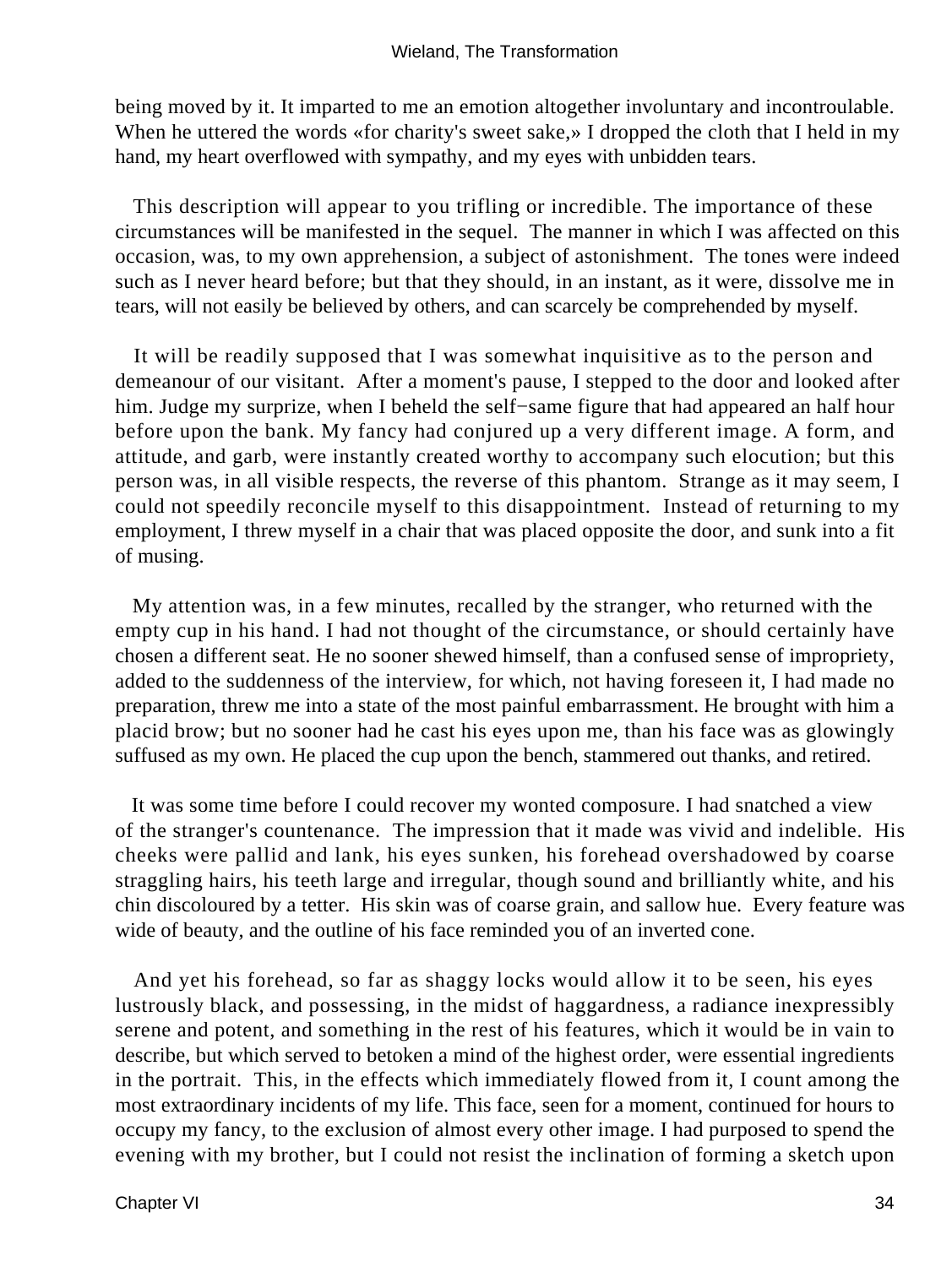being moved by it. It imparted to me an emotion altogether involuntary and incontroulable. When he uttered the words «for charity's sweet sake,» I dropped the cloth that I held in my hand, my heart overflowed with sympathy, and my eyes with unbidden tears.

This description will appear to you trifling or incredible. The importance of these circumstances will be manifested in the sequel. The manner in which I was affected on this occasion, was, to my own apprehension, a subject of astonishment. The tones were indeed such as I never heard before; but that they should, in an instant, as it were, dissolve me in tears, will not easily be believed by others, and can scarcely be comprehended by myself.

It will be readily supposed that I was somewhat inquisitive as to the person and demeanour of our visitant. After a moment's pause, I stepped to the door and looked after him. Judge my surprize, when I beheld the self−same figure that had appeared an half hour before upon the bank. My fancy had conjured up a very different image. A form, and attitude, and garb, were instantly created worthy to accompany such elocution; but this person was, in all visible respects, the reverse of this phantom. Strange as it may seem, I could not speedily reconcile myself to this disappointment. Instead of returning to my employment, I threw myself in a chair that was placed opposite the door, and sunk into a fit of musing.

My attention was, in a few minutes, recalled by the stranger, who returned with the empty cup in his hand. I had not thought of the circumstance, or should certainly have chosen a different seat. He no sooner shewed himself, than a confused sense of impropriety, added to the suddenness of the interview, for which, not having foreseen it, I had made no preparation, threw me into a state of the most painful embarrassment. He brought with him a placid brow; but no sooner had he cast his eyes upon me, than his face was as glowingly suffused as my own. He placed the cup upon the bench, stammered out thanks, and retired.

It was some time before I could recover my wonted composure. I had snatched a view of the stranger's countenance. The impression that it made was vivid and indelible. His cheeks were pallid and lank, his eyes sunken, his forehead overshadowed by coarse straggling hairs, his teeth large and irregular, though sound and brilliantly white, and his chin discoloured by a tetter. His skin was of coarse grain, and sallow hue. Every feature was wide of beauty, and the outline of his face reminded you of an inverted cone.

And yet his forehead, so far as shaggy locks would allow it to be seen, his eyes lustrously black, and possessing, in the midst of haggardness, a radiance inexpressibly serene and potent, and something in the rest of his features, which it would be in vain to describe, but which served to betoken a mind of the highest order, were essential ingredients in the portrait. This, in the effects which immediately flowed from it, I count among the most extraordinary incidents of my life. This face, seen for a moment, continued for hours to occupy my fancy, to the exclusion of almost every other image. I had purposed to spend the evening with my brother, but I could not resist the inclination of forming a sketch upon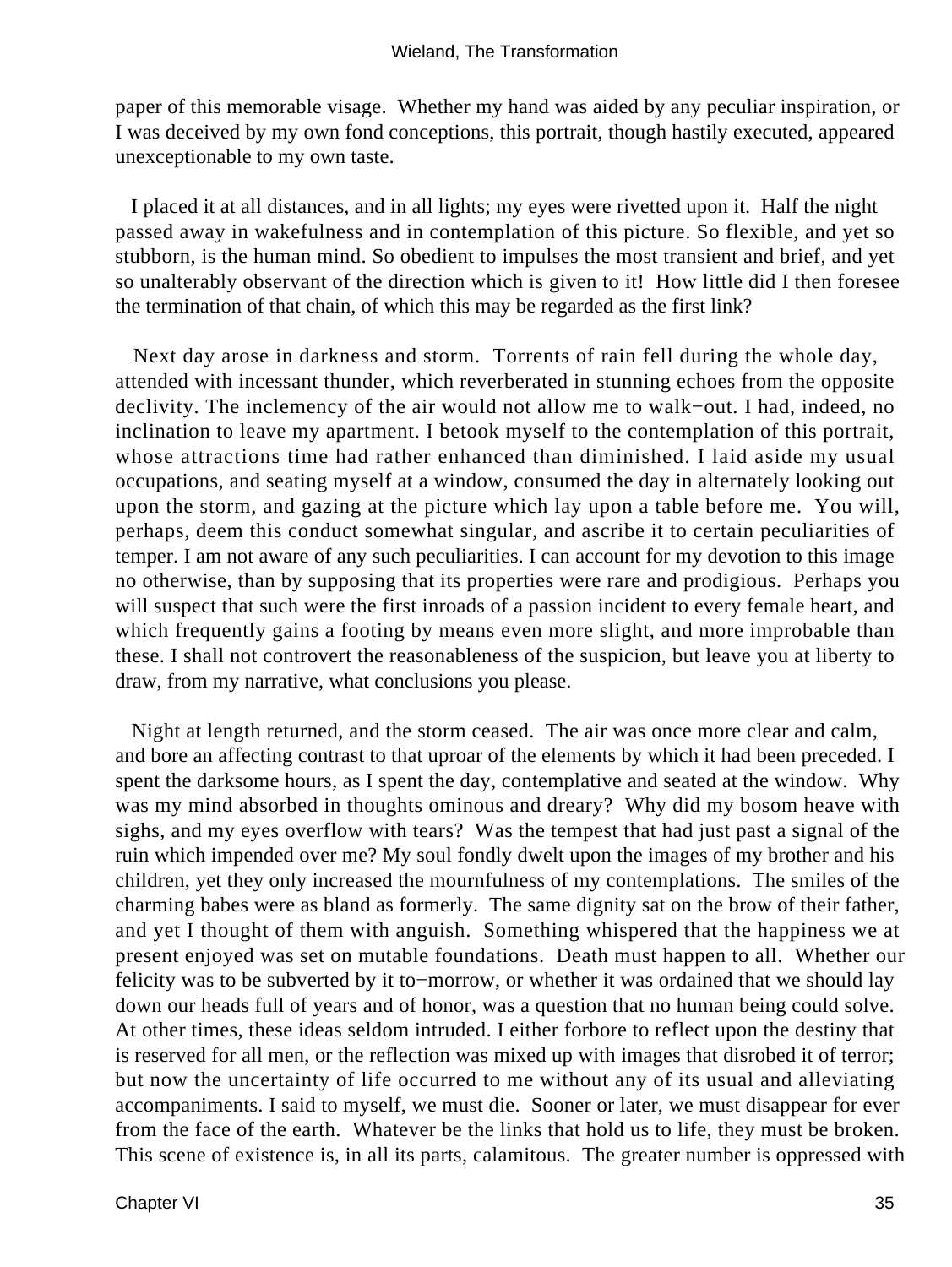paper of this memorable visage. Whether my hand was aided by any peculiar inspiration, or I was deceived by my own fond conceptions, this portrait, though hastily executed, appeared unexceptionable to my own taste.

I placed it at all distances, and in all lights; my eyes were rivetted upon it. Half the night passed away in wakefulness and in contemplation of this picture. So flexible, and yet so stubborn, is the human mind. So obedient to impulses the most transient and brief, and yet so unalterably observant of the direction which is given to it! How little did I then foresee the termination of that chain, of which this may be regarded as the first link?

Next day arose in darkness and storm. Torrents of rain fell during the whole day, attended with incessant thunder, which reverberated in stunning echoes from the opposite declivity. The inclemency of the air would not allow me to walk−out. I had, indeed, no inclination to leave my apartment. I betook myself to the contemplation of this portrait, whose attractions time had rather enhanced than diminished. I laid aside my usual occupations, and seating myself at a window, consumed the day in alternately looking out upon the storm, and gazing at the picture which lay upon a table before me. You will, perhaps, deem this conduct somewhat singular, and ascribe it to certain peculiarities of temper. I am not aware of any such peculiarities. I can account for my devotion to this image no otherwise, than by supposing that its properties were rare and prodigious. Perhaps you will suspect that such were the first inroads of a passion incident to every female heart, and which frequently gains a footing by means even more slight, and more improbable than these. I shall not controvert the reasonableness of the suspicion, but leave you at liberty to draw, from my narrative, what conclusions you please.

Night at length returned, and the storm ceased. The air was once more clear and calm, and bore an affecting contrast to that uproar of the elements by which it had been preceded. I spent the darksome hours, as I spent the day, contemplative and seated at the window. Why was my mind absorbed in thoughts ominous and dreary? Why did my bosom heave with sighs, and my eyes overflow with tears? Was the tempest that had just past a signal of the ruin which impended over me? My soul fondly dwelt upon the images of my brother and his children, yet they only increased the mournfulness of my contemplations. The smiles of the charming babes were as bland as formerly. The same dignity sat on the brow of their father, and yet I thought of them with anguish. Something whispered that the happiness we at present enjoyed was set on mutable foundations. Death must happen to all. Whether our felicity was to be subverted by it to−morrow, or whether it was ordained that we should lay down our heads full of years and of honor, was a question that no human being could solve. At other times, these ideas seldom intruded. I either forbore to reflect upon the destiny that is reserved for all men, or the reflection was mixed up with images that disrobed it of terror; but now the uncertainty of life occurred to me without any of its usual and alleviating accompaniments. I said to myself, we must die. Sooner or later, we must disappear for ever from the face of the earth. Whatever be the links that hold us to life, they must be broken. This scene of existence is, in all its parts, calamitous. The greater number is oppressed with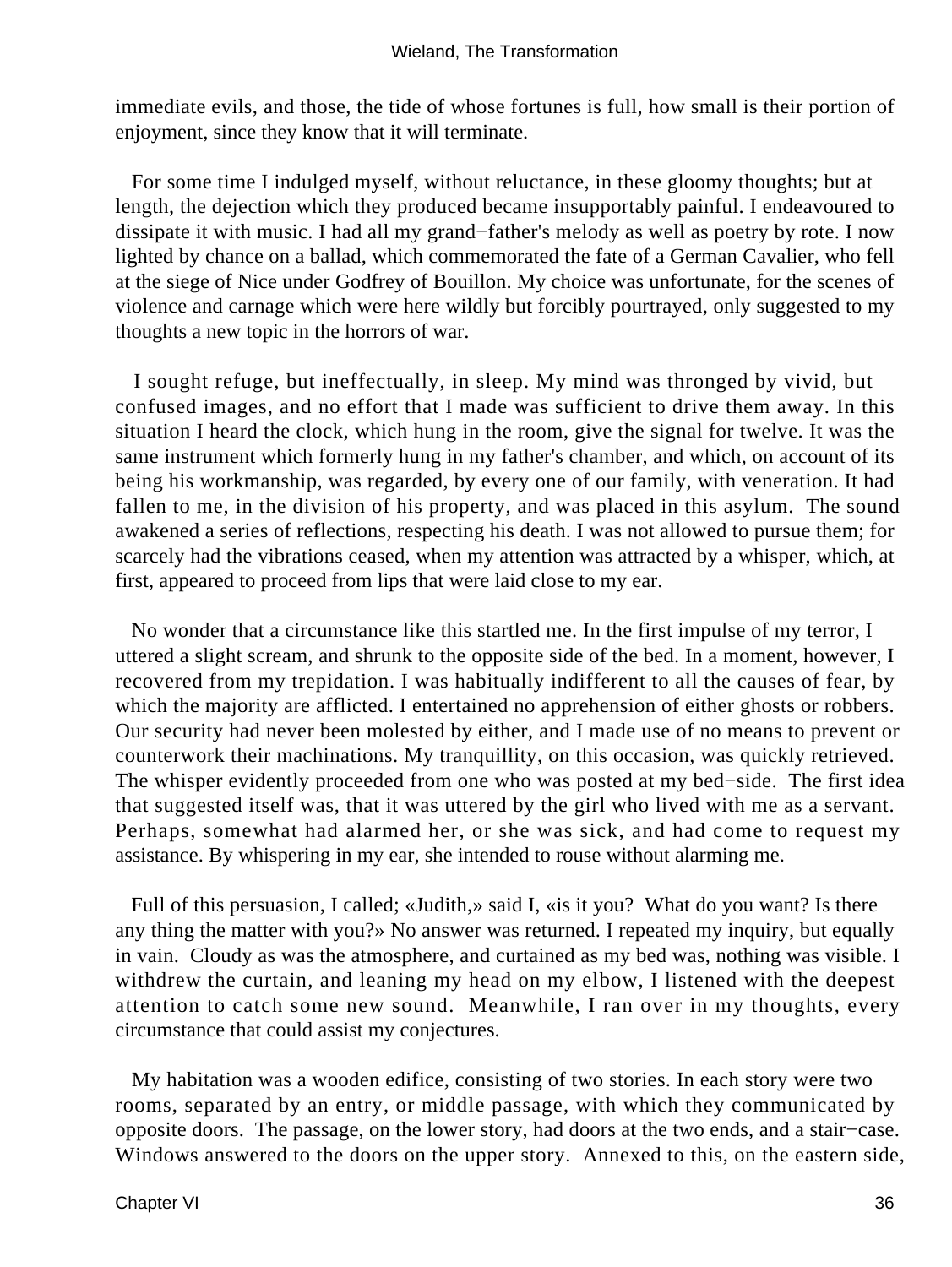immediate evils, and those, the tide of whose fortunes is full, how small is their portion of enjoyment, since they know that it will terminate.

For some time I indulged myself, without reluctance, in these gloomy thoughts; but at length, the dejection which they produced became insupportably painful. I endeavoured to dissipate it with music. I had all my grand−father's melody as well as poetry by rote. I now lighted by chance on a ballad, which commemorated the fate of a German Cavalier, who fell at the siege of Nice under Godfrey of Bouillon. My choice was unfortunate, for the scenes of violence and carnage which were here wildly but forcibly pourtrayed, only suggested to my thoughts a new topic in the horrors of war.

I sought refuge, but ineffectually, in sleep. My mind was thronged by vivid, but confused images, and no effort that I made was sufficient to drive them away. In this situation I heard the clock, which hung in the room, give the signal for twelve. It was the same instrument which formerly hung in my father's chamber, and which, on account of its being his workmanship, was regarded, by every one of our family, with veneration. It had fallen to me, in the division of his property, and was placed in this asylum. The sound awakened a series of reflections, respecting his death. I was not allowed to pursue them; for scarcely had the vibrations ceased, when my attention was attracted by a whisper, which, at first, appeared to proceed from lips that were laid close to my ear.

No wonder that a circumstance like this startled me. In the first impulse of my terror, I uttered a slight scream, and shrunk to the opposite side of the bed. In a moment, however, I recovered from my trepidation. I was habitually indifferent to all the causes of fear, by which the majority are afflicted. I entertained no apprehension of either ghosts or robbers. Our security had never been molested by either, and I made use of no means to prevent or counterwork their machinations. My tranquillity, on this occasion, was quickly retrieved. The whisper evidently proceeded from one who was posted at my bed−side. The first idea that suggested itself was, that it was uttered by the girl who lived with me as a servant. Perhaps, somewhat had alarmed her, or she was sick, and had come to request my assistance. By whispering in my ear, she intended to rouse without alarming me.

Full of this persuasion, I called; «Judith,» said I, «is it you? What do you want? Is there any thing the matter with you?» No answer was returned. I repeated my inquiry, but equally in vain. Cloudy as was the atmosphere, and curtained as my bed was, nothing was visible. I withdrew the curtain, and leaning my head on my elbow, I listened with the deepest attention to catch some new sound. Meanwhile, I ran over in my thoughts, every circumstance that could assist my conjectures.

My habitation was a wooden edifice, consisting of two stories. In each story were two rooms, separated by an entry, or middle passage, with which they communicated by opposite doors. The passage, on the lower story, had doors at the two ends, and a stair−case. Windows answered to the doors on the upper story. Annexed to this, on the eastern side,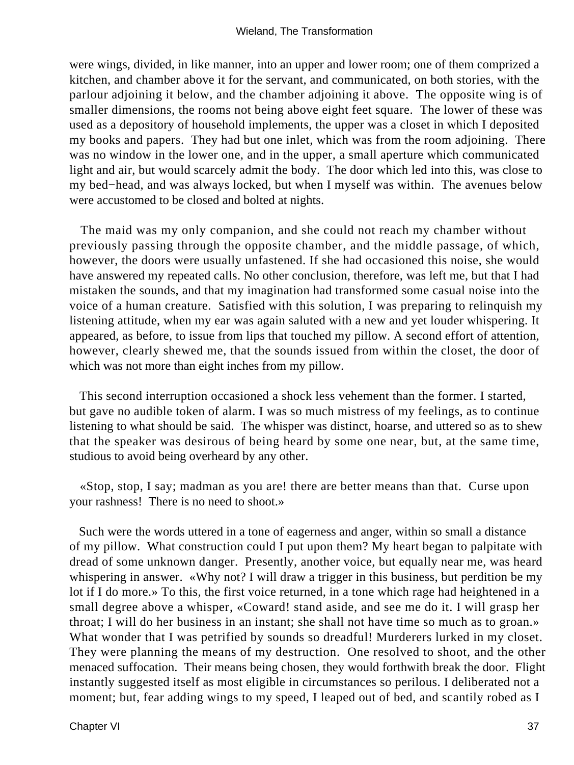were wings, divided, in like manner, into an upper and lower room; one of them comprized a kitchen, and chamber above it for the servant, and communicated, on both stories, with the parlour adjoining it below, and the chamber adjoining it above. The opposite wing is of smaller dimensions, the rooms not being above eight feet square. The lower of these was used as a depository of household implements, the upper was a closet in which I deposited my books and papers. They had but one inlet, which was from the room adjoining. There was no window in the lower one, and in the upper, a small aperture which communicated light and air, but would scarcely admit the body. The door which led into this, was close to my bed−head, and was always locked, but when I myself was within. The avenues below were accustomed to be closed and bolted at nights.

The maid was my only companion, and she could not reach my chamber without previously passing through the opposite chamber, and the middle passage, of which, however, the doors were usually unfastened. If she had occasioned this noise, she would have answered my repeated calls. No other conclusion, therefore, was left me, but that I had mistaken the sounds, and that my imagination had transformed some casual noise into the voice of a human creature. Satisfied with this solution, I was preparing to relinquish my listening attitude, when my ear was again saluted with a new and yet louder whispering. It appeared, as before, to issue from lips that touched my pillow. A second effort of attention, however, clearly shewed me, that the sounds issued from within the closet, the door of which was not more than eight inches from my pillow.

This second interruption occasioned a shock less vehement than the former. I started, but gave no audible token of alarm. I was so much mistress of my feelings, as to continue listening to what should be said. The whisper was distinct, hoarse, and uttered so as to shew that the speaker was desirous of being heard by some one near, but, at the same time, studious to avoid being overheard by any other.

«Stop, stop, I say; madman as you are! there are better means than that. Curse upon your rashness! There is no need to shoot.»

Such were the words uttered in a tone of eagerness and anger, within so small a distance of my pillow. What construction could I put upon them? My heart began to palpitate with dread of some unknown danger. Presently, another voice, but equally near me, was heard whispering in answer. «Why not? I will draw a trigger in this business, but perdition be my lot if I do more.» To this, the first voice returned, in a tone which rage had heightened in a small degree above a whisper, «Coward! stand aside, and see me do it. I will grasp her throat; I will do her business in an instant; she shall not have time so much as to groan.» What wonder that I was petrified by sounds so dreadful! Murderers lurked in my closet. They were planning the means of my destruction. One resolved to shoot, and the other menaced suffocation. Their means being chosen, they would forthwith break the door. Flight instantly suggested itself as most eligible in circumstances so perilous. I deliberated not a moment; but, fear adding wings to my speed, I leaped out of bed, and scantily robed as I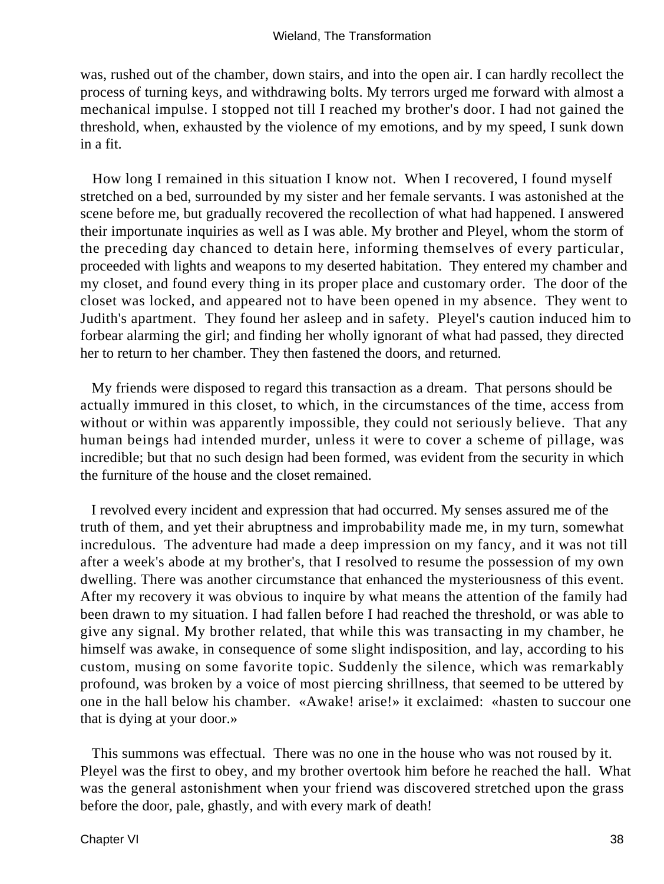was, rushed out of the chamber, down stairs, and into the open air. I can hardly recollect the process of turning keys, and withdrawing bolts. My terrors urged me forward with almost a mechanical impulse. I stopped not till I reached my brother's door. I had not gained the threshold, when, exhausted by the violence of my emotions, and by my speed, I sunk down in a fit.

How long I remained in this situation I know not. When I recovered, I found myself stretched on a bed, surrounded by my sister and her female servants. I was astonished at the scene before me, but gradually recovered the recollection of what had happened. I answered their importunate inquiries as well as I was able. My brother and Pleyel, whom the storm of the preceding day chanced to detain here, informing themselves of every particular, proceeded with lights and weapons to my deserted habitation. They entered my chamber and my closet, and found every thing in its proper place and customary order. The door of the closet was locked, and appeared not to have been opened in my absence. They went to Judith's apartment. They found her asleep and in safety. Pleyel's caution induced him to forbear alarming the girl; and finding her wholly ignorant of what had passed, they directed her to return to her chamber. They then fastened the doors, and returned.

My friends were disposed to regard this transaction as a dream. That persons should be actually immured in this closet, to which, in the circumstances of the time, access from without or within was apparently impossible, they could not seriously believe. That any human beings had intended murder, unless it were to cover a scheme of pillage, was incredible; but that no such design had been formed, was evident from the security in which the furniture of the house and the closet remained.

I revolved every incident and expression that had occurred. My senses assured me of the truth of them, and yet their abruptness and improbability made me, in my turn, somewhat incredulous. The adventure had made a deep impression on my fancy, and it was not till after a week's abode at my brother's, that I resolved to resume the possession of my own dwelling. There was another circumstance that enhanced the mysteriousness of this event. After my recovery it was obvious to inquire by what means the attention of the family had been drawn to my situation. I had fallen before I had reached the threshold, or was able to give any signal. My brother related, that while this was transacting in my chamber, he himself was awake, in consequence of some slight indisposition, and lay, according to his custom, musing on some favorite topic. Suddenly the silence, which was remarkably profound, was broken by a voice of most piercing shrillness, that seemed to be uttered by one in the hall below his chamber. «Awake! arise!» it exclaimed: «hasten to succour one that is dying at your door.»

This summons was effectual. There was no one in the house who was not roused by it. Pleyel was the first to obey, and my brother overtook him before he reached the hall. What was the general astonishment when your friend was discovered stretched upon the grass before the door, pale, ghastly, and with every mark of death!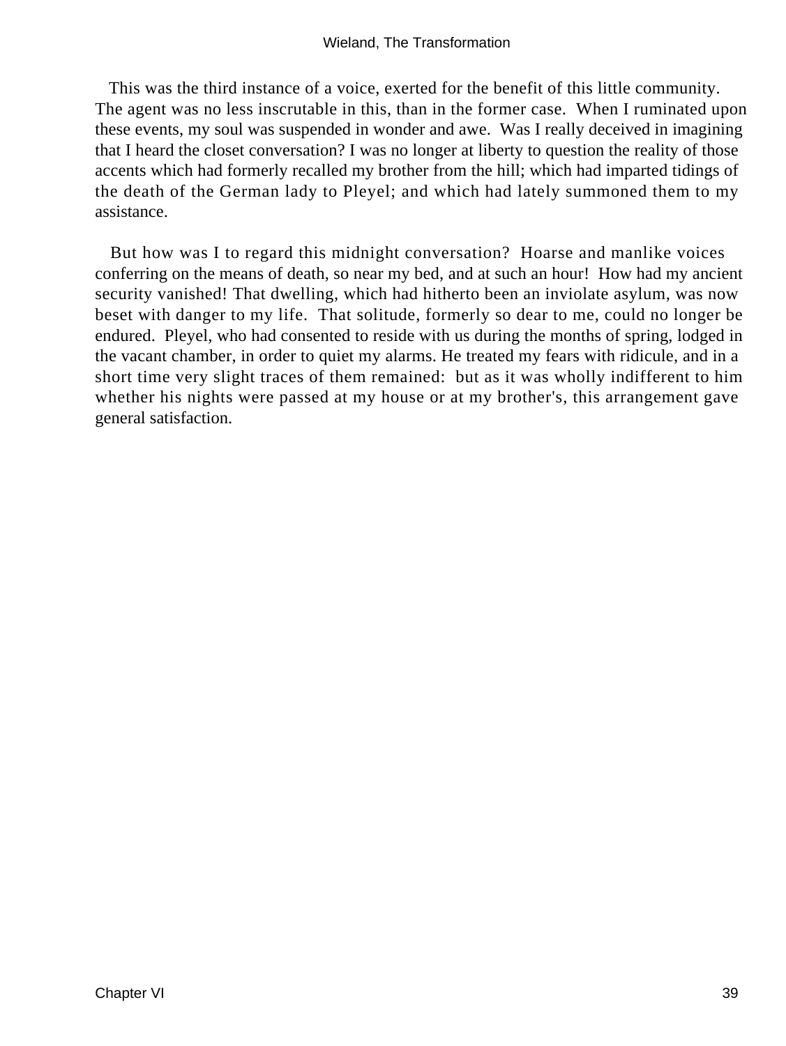This was the third instance of a voice, exerted for the benefit of this little community. The agent was no less inscrutable in this, than in the former case. When I ruminated upon these events, my soul was suspended in wonder and awe. Was I really deceived in imagining that I heard the closet conversation? I was no longer at liberty to question the reality of those accents which had formerly recalled my brother from the hill; which had imparted tidings of the death of the German lady to Pleyel; and which had lately summoned them to my assistance.

But how was I to regard this midnight conversation? Hoarse and manlike voices conferring on the means of death, so near my bed, and at such an hour! How had my ancient security vanished! That dwelling, which had hitherto been an inviolate asylum, was now beset with danger to my life. That solitude, formerly so dear to me, could no longer be endured. Pleyel, who had consented to reside with us during the months of spring, lodged in the vacant chamber, in order to quiet my alarms. He treated my fears with ridicule, and in a short time very slight traces of them remained: but as it was wholly indifferent to him whether his nights were passed at my house or at my brother's, this arrangement gave general satisfaction.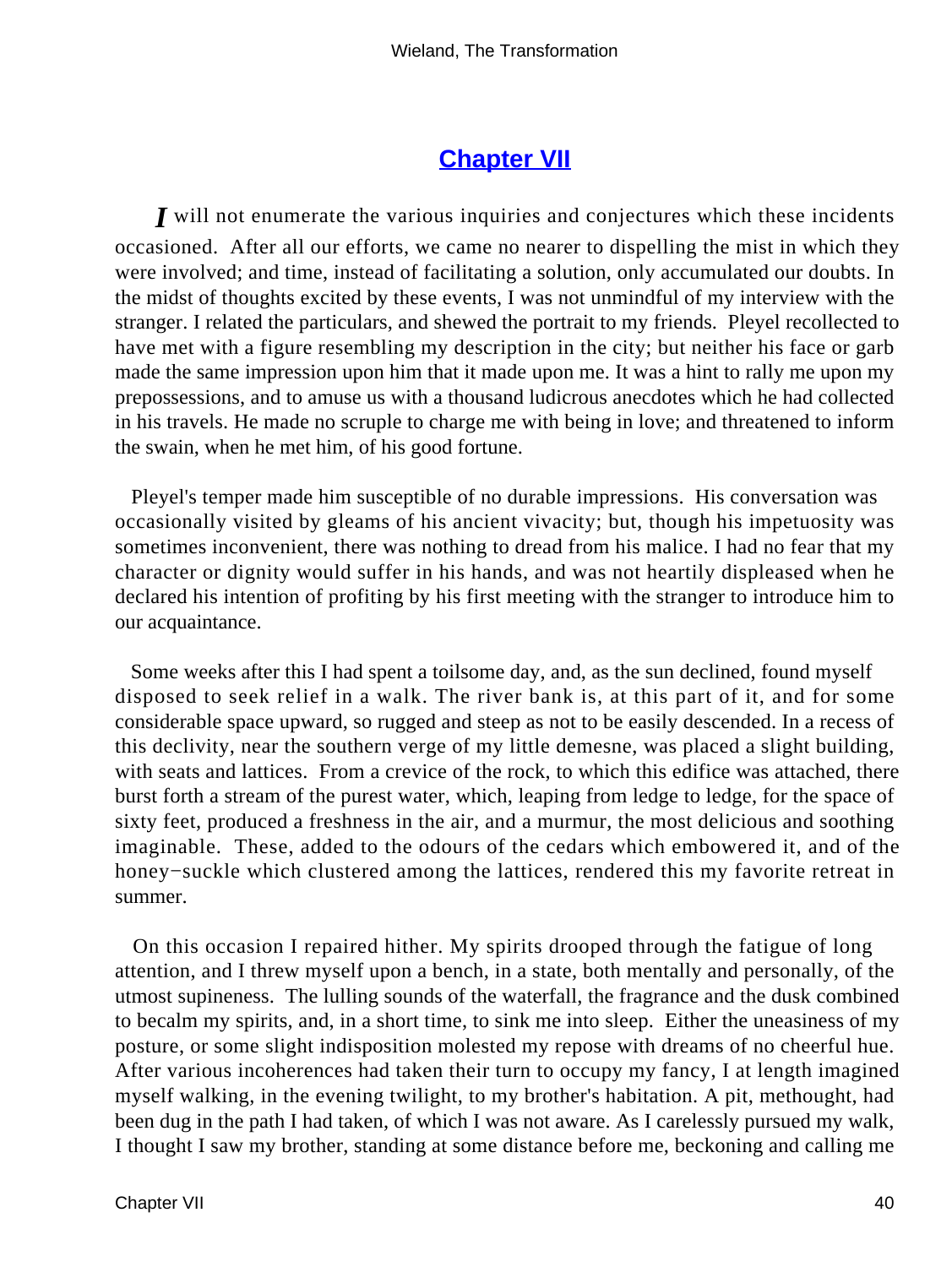## Chapter VII

*I* will not enumerate the various inquiries and conjectures which these incidents occasioned. After all our efforts, we came no nearer to dispelling the mist in which they were involved; and time, instead of facilitating a solution, only accumulated our doubts. In the midst of thoughts excited by these events, I was not unmindful of my interview with the stranger. I related the particulars, and shewed the portrait to my friends. Pleyel recollected to have met with a figure resembling my description in the city; but neither his face or garb made the same impression upon him that it made upon me. It was a hint to rally me upon my prepossessions, and to amuse us with a thousand ludicrous anecdotes which he had collected in his travels. He made no scruple to charge me with being in love; and threatened to inform the swain, when he met him, of his good fortune.

Pleyel's temper made him susceptible of no durable impressions. His conversation was occasionally visited by gleams of his ancient vivacity; but, though his impetuosity was sometimes inconvenient, there was nothing to dread from his malice. I had no fear that my character or dignity would suffer in his hands, and was not heartily displeased when he declared his intention of profiting by his first meeting with the stranger to introduce him to our acquaintance.

Some weeks after this I had spent a toilsome day, and, as the sun declined, found myself disposed to seek relief in a walk. The river bank is, at this part of it, and for some considerable space upward, so rugged and steep as not to be easily descended. In a recess of this declivity, near the southern verge of my little demesne, was placed a slight building, with seats and lattices. From a crevice of the rock, to which this edifice was attached, there burst forth a stream of the purest water, which, leaping from ledge to ledge, for the space of sixty feet, produced a freshness in the air, and a murmur, the most delicious and soothing imaginable. These, added to the odours of the cedars which embowered it, and of the honey−suckle which clustered among the lattices, rendered this my favorite retreat in summer.

On this occasion I repaired hither. My spirits drooped through the fatigue of long attention, and I threw myself upon a bench, in a state, both mentally and personally, of the utmost supineness. The lulling sounds of the waterfall, the fragrance and the dusk combined to becalm my spirits, and, in a short time, to sink me into sleep. Either the uneasiness of my posture, or some slight indisposition molested my repose with dreams of no cheerful hue. After various incoherences had taken their turn to occupy my fancy, I at length imagined myself walking, in the evening twilight, to my brother's habitation. A pit, methought, had been dug in the path I had taken, of which I was not aware. As I carelessly pursued my walk, I thought I saw my brother, standing at some distance before me, beckoning and calling me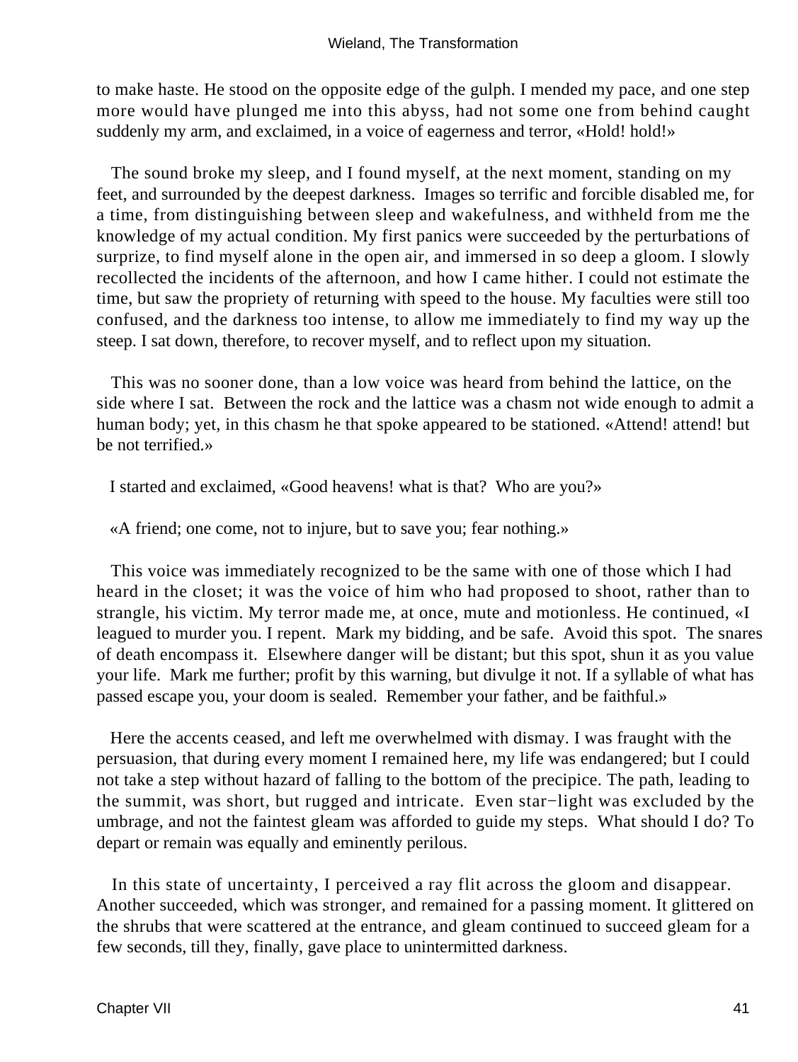to make haste. He stood on the opposite edge of the gulph. I mended my pace, and one step more would have plunged me into this abyss, had not some one from behind caught suddenly my arm, and exclaimed, in a voice of eagerness and terror, «Hold! hold!»

The sound broke my sleep, and I found myself, at the next moment, standing on my feet, and surrounded by the deepest darkness. Images so terrific and forcible disabled me, for a time, from distinguishing between sleep and wakefulness, and withheld from me the knowledge of my actual condition. My first panics were succeeded by the perturbations of surprize, to find myself alone in the open air, and immersed in so deep a gloom. I slowly recollected the incidents of the afternoon, and how I came hither. I could not estimate the time, but saw the propriety of returning with speed to the house. My faculties were still too confused, and the darkness too intense, to allow me immediately to find my way up the steep. I sat down, therefore, to recover myself, and to reflect upon my situation.

This was no sooner done, than a low voice was heard from behind the lattice, on the side where I sat. Between the rock and the lattice was a chasm not wide enough to admit a human body; yet, in this chasm he that spoke appeared to be stationed. «Attend! attend! but be not terrified.»

I started and exclaimed, «Good heavens! what is that? Who are you?»

«A friend; one come, not to injure, but to save you; fear nothing.»

This voice was immediately recognized to be the same with one of those which I had heard in the closet; it was the voice of him who had proposed to shoot, rather than to strangle, his victim. My terror made me, at once, mute and motionless. He continued, «I leagued to murder you. I repent. Mark my bidding, and be safe. Avoid this spot. The snares of death encompass it. Elsewhere danger will be distant; but this spot, shun it as you value your life. Mark me further; profit by this warning, but divulge it not. If a syllable of what has passed escape you, your doom is sealed. Remember your father, and be faithful.»

Here the accents ceased, and left me overwhelmed with dismay. I was fraught with the persuasion, that during every moment I remained here, my life was endangered; but I could not take a step without hazard of falling to the bottom of the precipice. The path, leading to the summit, was short, but rugged and intricate. Even star−light was excluded by the umbrage, and not the faintest gleam was afforded to guide my steps. What should I do? To depart or remain was equally and eminently perilous.

In this state of uncertainty, I perceived a ray flit across the gloom and disappear. Another succeeded, which was stronger, and remained for a passing moment. It glittered on the shrubs that were scattered at the entrance, and gleam continued to succeed gleam for a few seconds, till they, finally, gave place to unintermitted darkness.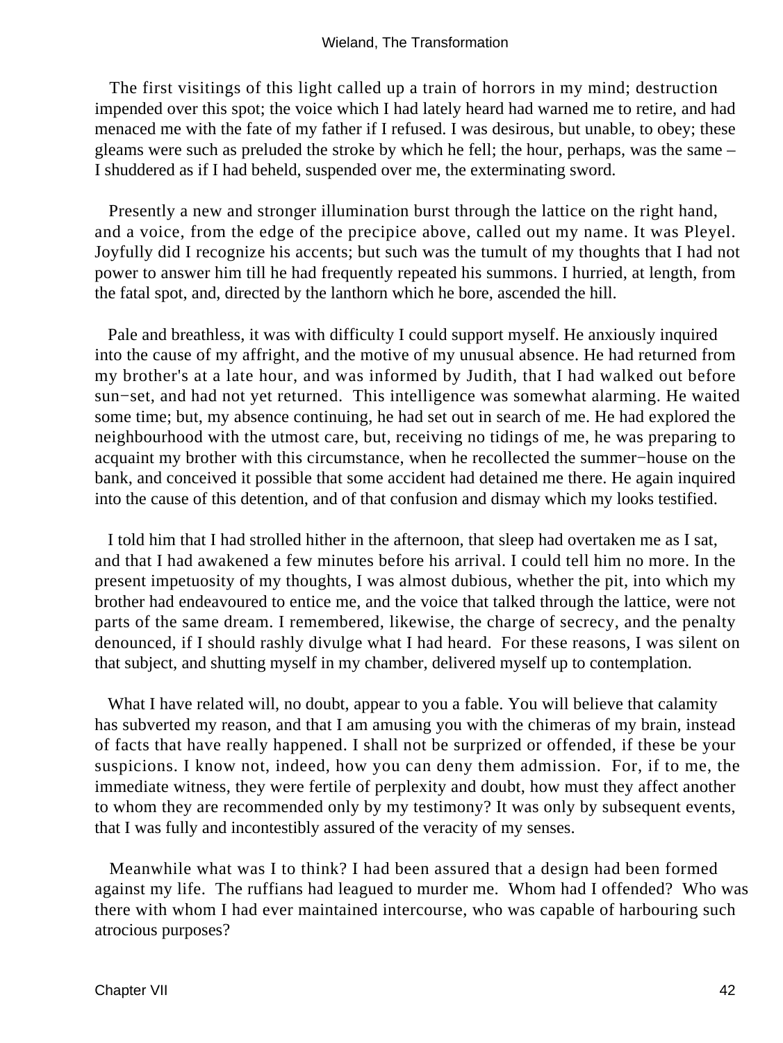The first visitings of this light called up a train of horrors in my mind; destruction impended over this spot; the voice which I had lately heard had warned me to retire, and had menaced me with the fate of my father if I refused. I was desirous, but unable, to obey; these gleams were such as preluded the stroke by which he fell; the hour, perhaps, was the same – I shuddered as if I had beheld, suspended over me, the exterminating sword.

Presently a new and stronger illumination burst through the lattice on the right hand, and a voice, from the edge of the precipice above, called out my name. It was Pleyel. Joyfully did I recognize his accents; but such was the tumult of my thoughts that I had not power to answer him till he had frequently repeated his summons. I hurried, at length, from the fatal spot, and, directed by the lanthorn which he bore, ascended the hill.

Pale and breathless, it was with difficulty I could support myself. He anxiously inquired into the cause of my affright, and the motive of my unusual absence. He had returned from my brother's at a late hour, and was informed by Judith, that I had walked out before sun−set, and had not yet returned. This intelligence was somewhat alarming. He waited some time; but, my absence continuing, he had set out in search of me. He had explored the neighbourhood with the utmost care, but, receiving no tidings of me, he was preparing to acquaint my brother with this circumstance, when he recollected the summer−house on the bank, and conceived it possible that some accident had detained me there. He again inquired into the cause of this detention, and of that confusion and dismay which my looks testified.

I told him that I had strolled hither in the afternoon, that sleep had overtaken me as I sat, and that I had awakened a few minutes before his arrival. I could tell him no more. In the present impetuosity of my thoughts, I was almost dubious, whether the pit, into which my brother had endeavoured to entice me, and the voice that talked through the lattice, were not parts of the same dream. I remembered, likewise, the charge of secrecy, and the penalty denounced, if I should rashly divulge what I had heard. For these reasons, I was silent on that subject, and shutting myself in my chamber, delivered myself up to contemplation.

What I have related will, no doubt, appear to you a fable. You will believe that calamity has subverted my reason, and that I am amusing you with the chimeras of my brain, instead of facts that have really happened. I shall not be surprized or offended, if these be your suspicions. I know not, indeed, how you can deny them admission. For, if to me, the immediate witness, they were fertile of perplexity and doubt, how must they affect another to whom they are recommended only by my testimony? It was only by subsequent events, that I was fully and incontestibly assured of the veracity of my senses.

Meanwhile what was I to think? I had been assured that a design had been formed against my life. The ruffians had leagued to murder me. Whom had I offended? Who was there with whom I had ever maintained intercourse, who was capable of harbouring such atrocious purposes?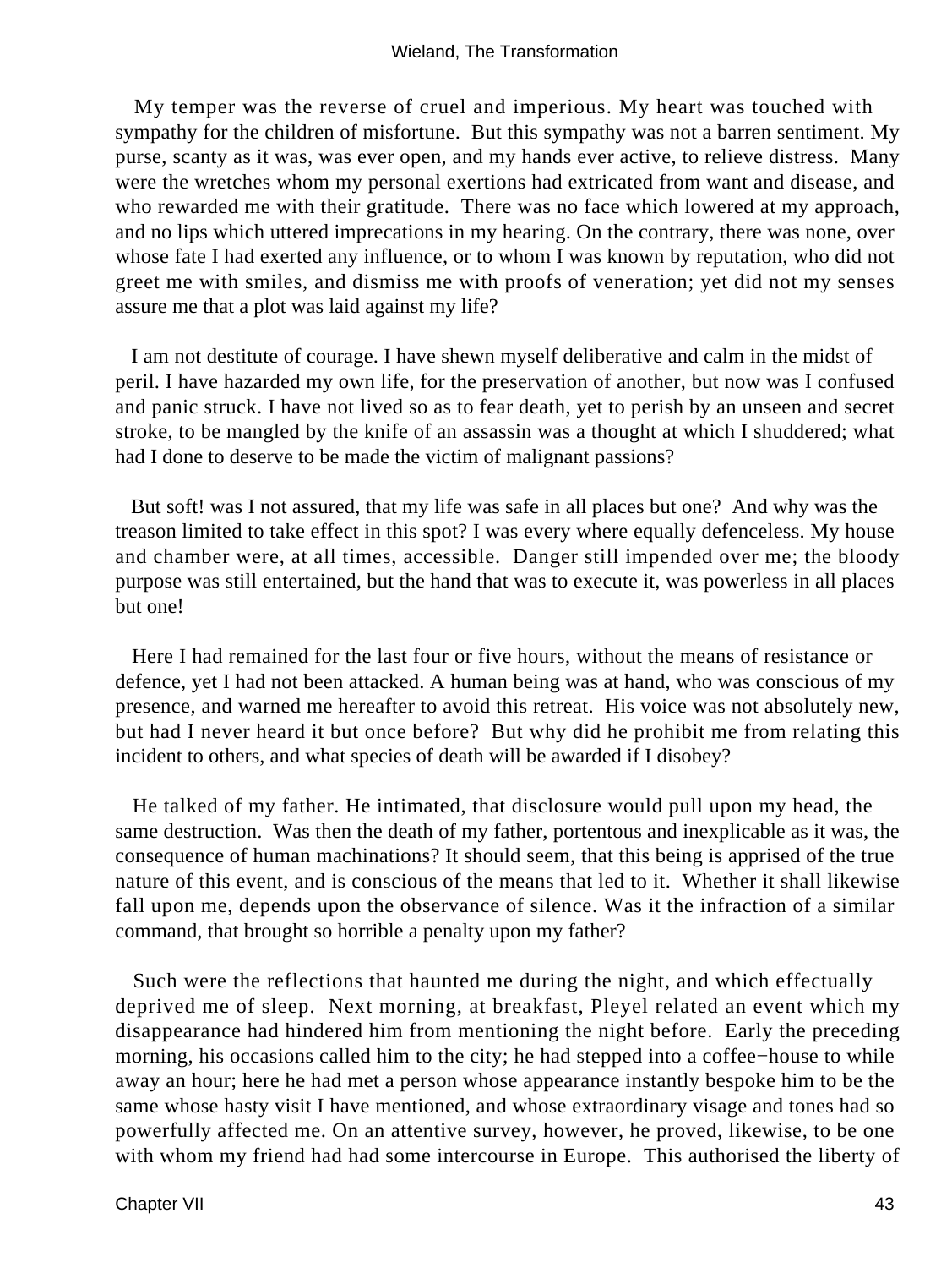My temper was the reverse of cruel and imperious. My heart was touched with sympathy for the children of misfortune. But this sympathy was not a barren sentiment. My purse, scanty as it was, was ever open, and my hands ever active, to relieve distress. Many were the wretches whom my personal exertions had extricated from want and disease, and who rewarded me with their gratitude. There was no face which lowered at my approach, and no lips which uttered imprecations in my hearing. On the contrary, there was none, over whose fate I had exerted any influence, or to whom I was known by reputation, who did not greet me with smiles, and dismiss me with proofs of veneration; yet did not my senses assure me that a plot was laid against my life?

I am not destitute of courage. I have shewn myself deliberative and calm in the midst of peril. I have hazarded my own life, for the preservation of another, but now was I confused and panic struck. I have not lived so as to fear death, yet to perish by an unseen and secret stroke, to be mangled by the knife of an assassin was a thought at which I shuddered; what had I done to deserve to be made the victim of malignant passions?

But soft! was I not assured, that my life was safe in all places but one? And why was the treason limited to take effect in this spot? I was every where equally defenceless. My house and chamber were, at all times, accessible. Danger still impended over me; the bloody purpose was still entertained, but the hand that was to execute it, was powerless in all places but one!

Here I had remained for the last four or five hours, without the means of resistance or defence, yet I had not been attacked. A human being was at hand, who was conscious of my presence, and warned me hereafter to avoid this retreat. His voice was not absolutely new, but had I never heard it but once before? But why did he prohibit me from relating this incident to others, and what species of death will be awarded if I disobey?

He talked of my father. He intimated, that disclosure would pull upon my head, the same destruction. Was then the death of my father, portentous and inexplicable as it was, the consequence of human machinations? It should seem, that this being is apprised of the true nature of this event, and is conscious of the means that led to it. Whether it shall likewise fall upon me, depends upon the observance of silence. Was it the infraction of a similar command, that brought so horrible a penalty upon my father?

Such were the reflections that haunted me during the night, and which effectually deprived me of sleep. Next morning, at breakfast, Pleyel related an event which my disappearance had hindered him from mentioning the night before. Early the preceding morning, his occasions called him to the city; he had stepped into a coffee−house to while away an hour; here he had met a person whose appearance instantly bespoke him to be the same whose hasty visit I have mentioned, and whose extraordinary visage and tones had so powerfully affected me. On an attentive survey, however, he proved, likewise, to be one with whom my friend had had some intercourse in Europe. This authorised the liberty of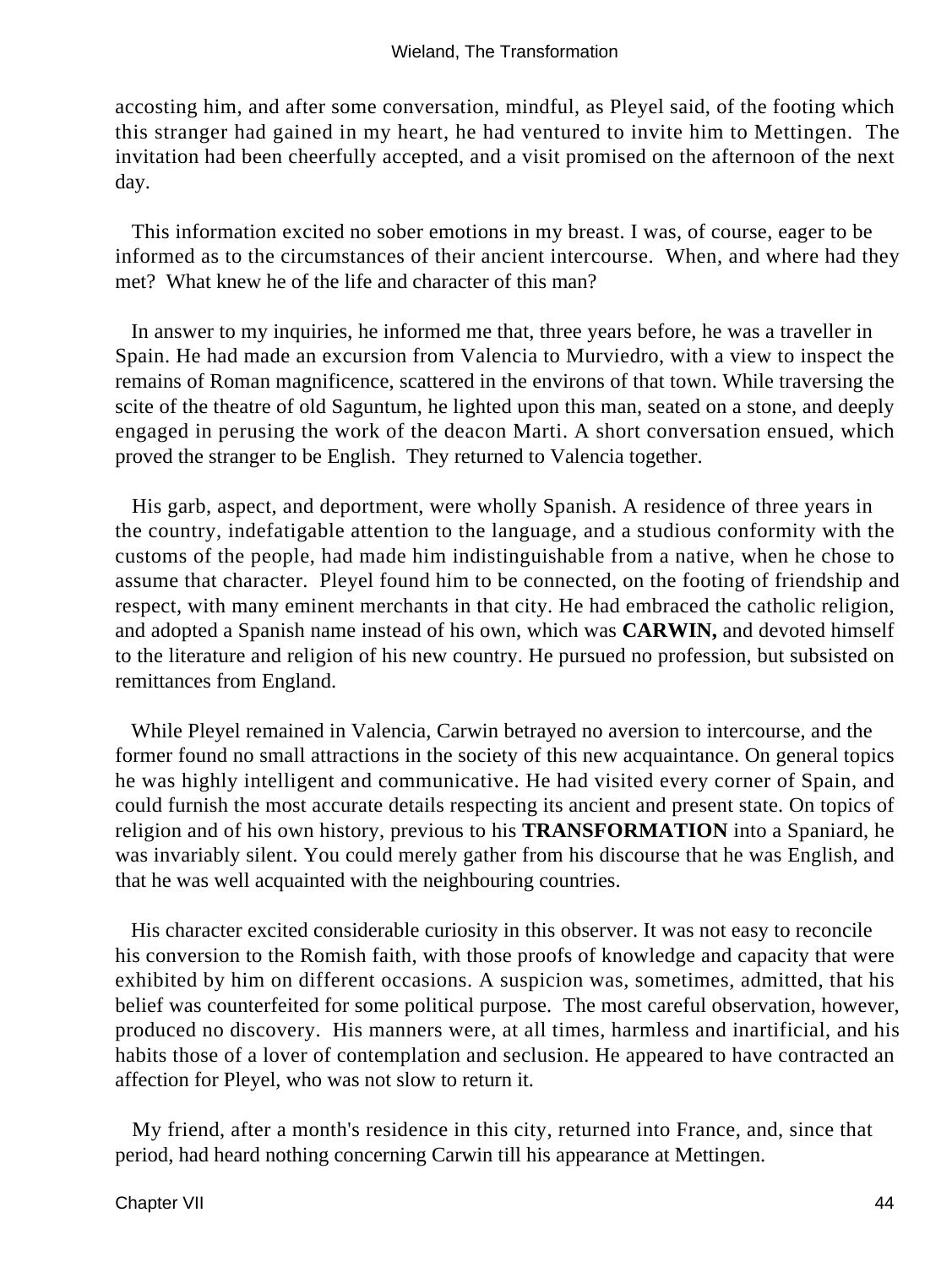accosting him, and after some conversation, mindful, as Pleyel said, of the footing which this stranger had gained in my heart, he had ventured to invite him to Mettingen. The invitation had been cheerfully accepted, and a visit promised on the afternoon of the next day.

This information excited no sober emotions in my breast. I was, of course, eager to be informed as to the circumstances of their ancient intercourse. When, and where had they met? What knew he of the life and character of this man?

In answer to my inquiries, he informed me that, three years before, he was a traveller in Spain. He had made an excursion from Valencia to Murviedro, with a view to inspect the remains of Roman magnificence, scattered in the environs of that town. While traversing the scite of the theatre of old Saguntum, he lighted upon this man, seated on a stone, and deeply engaged in perusing the work of the deacon Marti. A short conversation ensued, which proved the stranger to be English. They returned to Valencia together.

His garb, aspect, and deportment, were wholly Spanish. A residence of three years in the country, indefatigable attention to the language, and a studious conformity with the customs of the people, had made him indistinguishable from a native, when he chose to assume that character. Pleyel found him to be connected, on the footing of friendship and respect, with many eminent merchants in that city. He had embraced the catholic religion, and adopted a Spanish name instead of his own, which was **CARWIN,** and devoted himself to the literature and religion of his new country. He pursued no profession, but subsisted on remittances from England.

While Pleyel remained in Valencia, Carwin betrayed no aversion to intercourse, and the former found no small attractions in the society of this new acquaintance. On general topics he was highly intelligent and communicative. He had visited every corner of Spain, and could furnish the most accurate details respecting its ancient and present state. On topics of religion and of his own history, previous to his **TRANSFORMATION** into a Spaniard, he was invariably silent. You could merely gather from his discourse that he was English, and that he was well acquainted with the neighbouring countries.

His character excited considerable curiosity in this observer. It was not easy to reconcile his conversion to the Romish faith, with those proofs of knowledge and capacity that were exhibited by him on different occasions. A suspicion was, sometimes, admitted, that his belief was counterfeited for some political purpose. The most careful observation, however, produced no discovery. His manners were, at all times, harmless and inartificial, and his habits those of a lover of contemplation and seclusion. He appeared to have contracted an affection for Pleyel, who was not slow to return it.

My friend, after a month's residence in this city, returned into France, and, since that period, had heard nothing concerning Carwin till his appearance at Mettingen.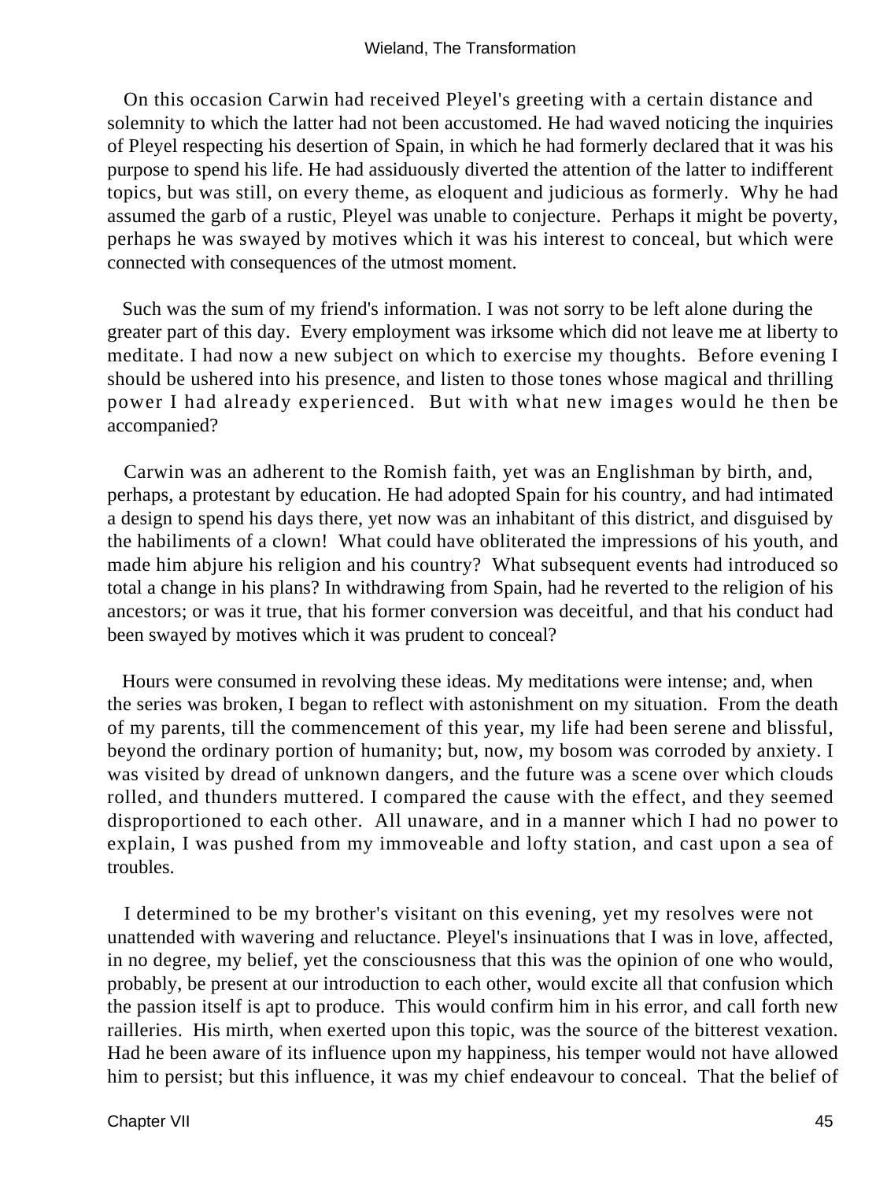On this occasion Carwin had received Pleyel's greeting with a certain distance and solemnity to which the latter had not been accustomed. He had waved noticing the inquiries of Pleyel respecting his desertion of Spain, in which he had formerly declared that it was his purpose to spend his life. He had assiduously diverted the attention of the latter to indifferent topics, but was still, on every theme, as eloquent and judicious as formerly. Why he had assumed the garb of a rustic, Pleyel was unable to conjecture. Perhaps it might be poverty, perhaps he was swayed by motives which it was his interest to conceal, but which were connected with consequences of the utmost moment.

Such was the sum of my friend's information. I was not sorry to be left alone during the greater part of this day. Every employment was irksome which did not leave me at liberty to meditate. I had now a new subject on which to exercise my thoughts. Before evening I should be ushered into his presence, and listen to those tones whose magical and thrilling power I had already experienced. But with what new images would he then be accompanied?

Carwin was an adherent to the Romish faith, yet was an Englishman by birth, and, perhaps, a protestant by education. He had adopted Spain for his country, and had intimated a design to spend his days there, yet now was an inhabitant of this district, and disguised by the habiliments of a clown! What could have obliterated the impressions of his youth, and made him abjure his religion and his country? What subsequent events had introduced so total a change in his plans? In withdrawing from Spain, had he reverted to the religion of his ancestors; or was it true, that his former conversion was deceitful, and that his conduct had been swayed by motives which it was prudent to conceal?

Hours were consumed in revolving these ideas. My meditations were intense; and, when the series was broken, I began to reflect with astonishment on my situation. From the death of my parents, till the commencement of this year, my life had been serene and blissful, beyond the ordinary portion of humanity; but, now, my bosom was corroded by anxiety. I was visited by dread of unknown dangers, and the future was a scene over which clouds rolled, and thunders muttered. I compared the cause with the effect, and they seemed disproportioned to each other. All unaware, and in a manner which I had no power to explain, I was pushed from my immoveable and lofty station, and cast upon a sea of troubles.

I determined to be my brother's visitant on this evening, yet my resolves were not unattended with wavering and reluctance. Pleyel's insinuations that I was in love, affected, in no degree, my belief, yet the consciousness that this was the opinion of one who would, probably, be present at our introduction to each other, would excite all that confusion which the passion itself is apt to produce. This would confirm him in his error, and call forth new railleries. His mirth, when exerted upon this topic, was the source of the bitterest vexation. Had he been aware of its influence upon my happiness, his temper would not have allowed him to persist; but this influence, it was my chief endeavour to conceal. That the belief of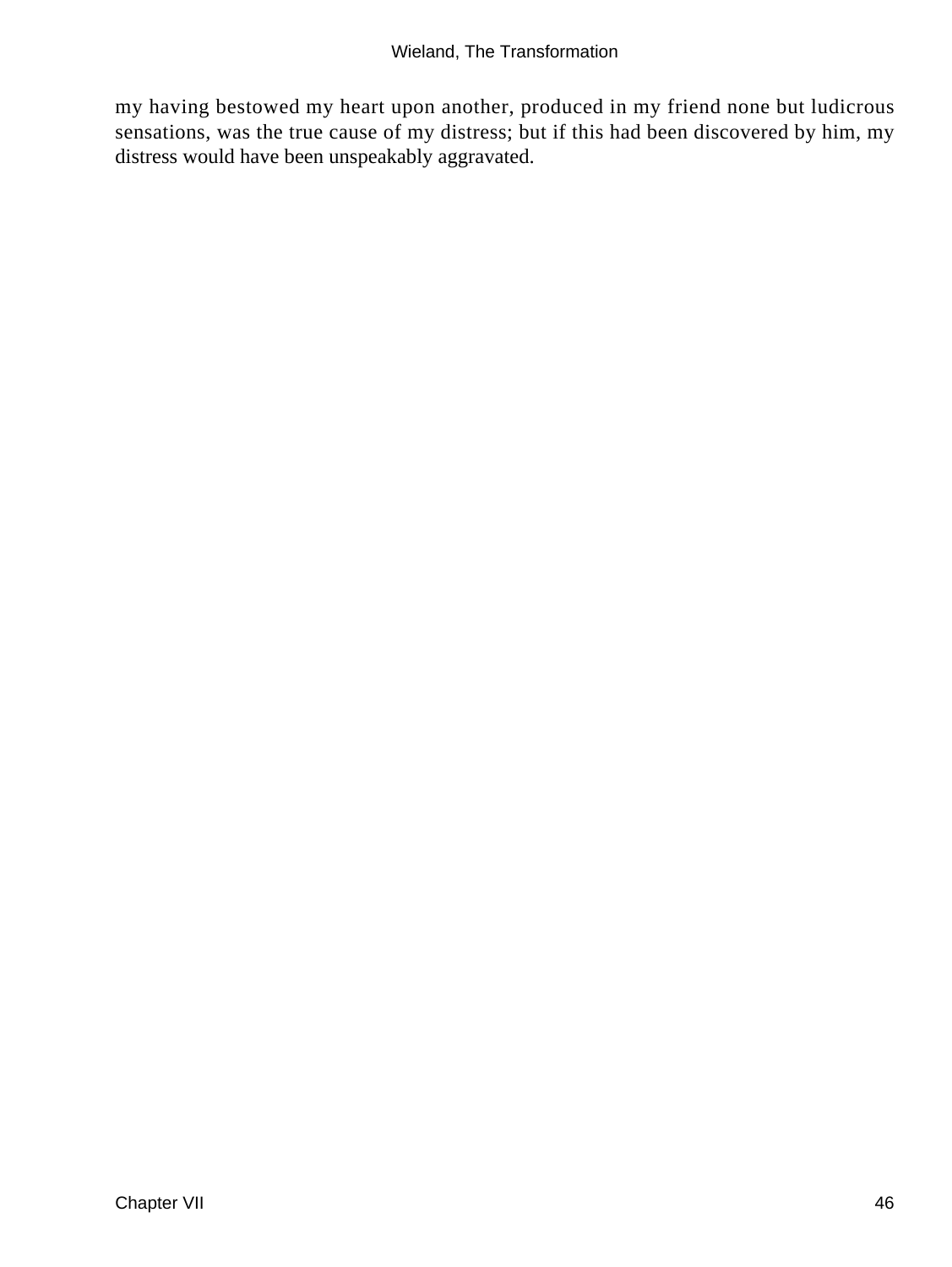my having bestowed my heart upon another, produced in my friend none but ludicrous sensations, was the true cause of my distress; but if this had been discovered by him, my distress would have been unspeakably aggravated.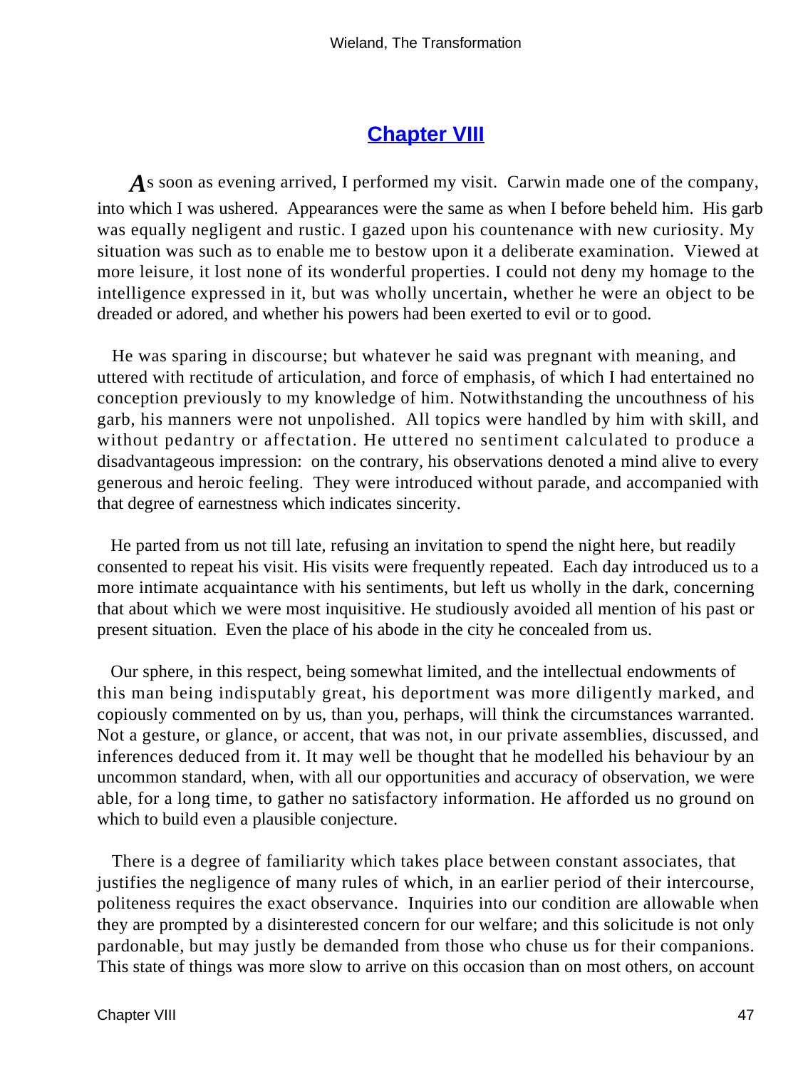## Chapter VIII

As soon as evening arrived, I performed my visit. Carwin made one of the company, into which I was ushered. Appearances were the same as when I before beheld him. His garb was equally negligent and rustic. I gazed upon his countenance with new curiosity. My situation was such as to enable me to bestow upon it a deliberate examination. Viewed at more leisure, it lost none of its wonderful properties. I could not deny my homage to the intelligence expressed in it, but was wholly uncertain, whether he were an object to be dreaded or adored, and whether his powers had been exerted to evil or to good.

He was sparing in discourse; but whatever he said was pregnant with meaning, and uttered with rectitude of articulation, and force of emphasis, of which I had entertained no conception previously to my knowledge of him. Notwithstanding the uncouthness of his garb, his manners were not unpolished. All topics were handled by him with skill, and without pedantry or affectation. He uttered no sentiment calculated to produce a disadvantageous impression: on the contrary, his observations denoted a mind alive to every generous and heroic feeling. They were introduced without parade, and accompanied with that degree of earnestness which indicates sincerity.

He parted from us not till late, refusing an invitation to spend the night here, but readily consented to repeat his visit. His visits were frequently repeated. Each day introduced us to a more intimate acquaintance with his sentiments, but left us wholly in the dark, concerning that about which we were most inquisitive. He studiously avoided all mention of his past or present situation. Even the place of his abode in the city he concealed from us.

Our sphere, in this respect, being somewhat limited, and the intellectual endowments of this man being indisputably great, his deportment was more diligently marked, and copiously commented on by us, than you, perhaps, will think the circumstances warranted. Not a gesture, or glance, or accent, that was not, in our private assemblies, discussed, and inferences deduced from it. It may well be thought that he modelled his behaviour by an uncommon standard, when, with all our opportunities and accuracy of observation, we were able, for a long time, to gather no satisfactory information. He afforded us no ground on which to build even a plausible conjecture.

There is a degree of familiarity which takes place between constant associates, that justifies the negligence of many rules of which, in an earlier period of their intercourse, politeness requires the exact observance. Inquiries into our condition are allowable when they are prompted by a disinterested concern for our welfare; and this solicitude is not only pardonable, but may justly be demanded from those who chuse us for their companions. This state of things was more slow to arrive on this occasion than on most others, on account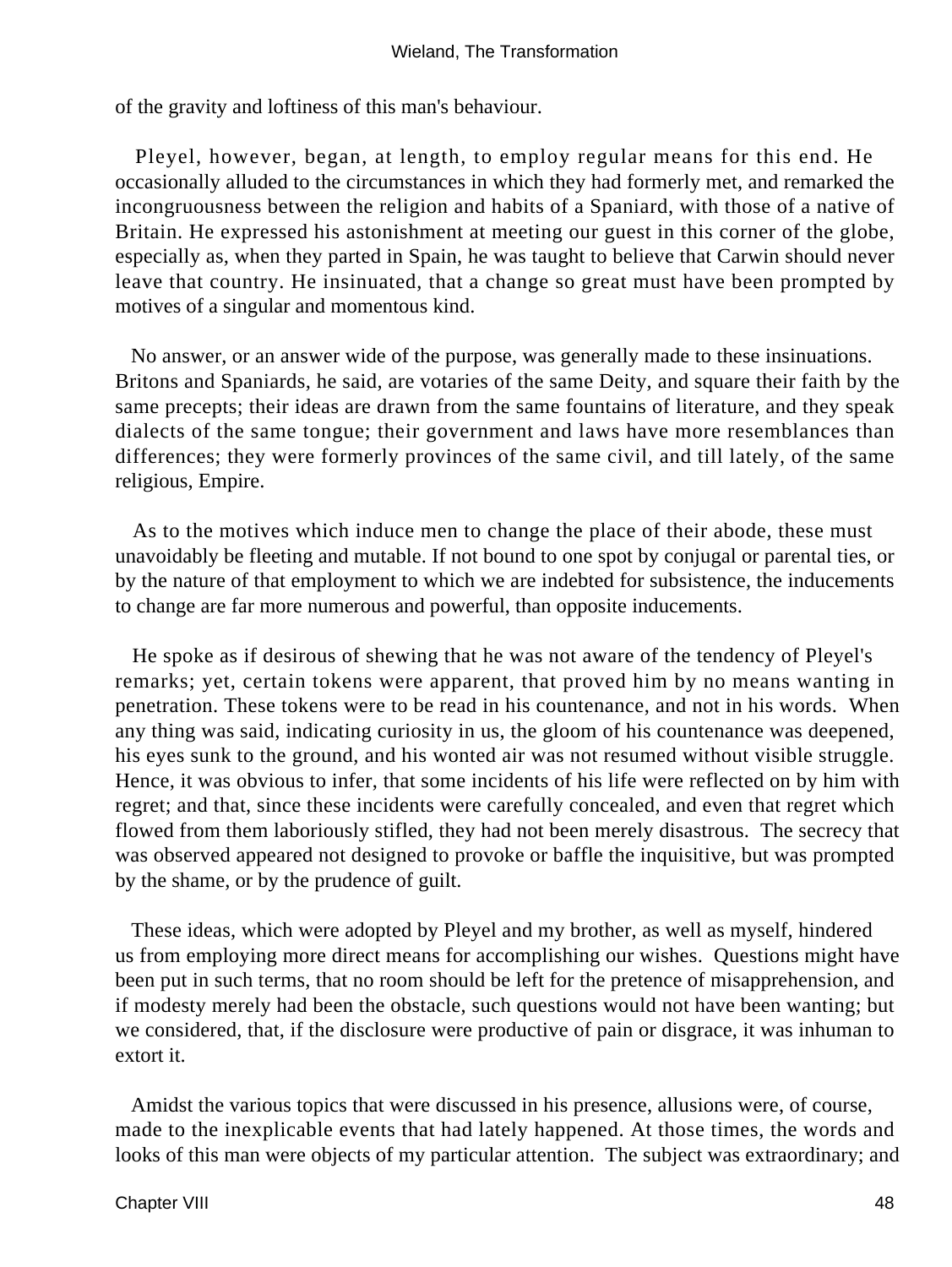of the gravity and loftiness of this man's behaviour.

Pleyel, however, began, at length, to employ regular means for this end. He occasionally alluded to the circumstances in which they had formerly met, and remarked the incongruousness between the religion and habits of a Spaniard, with those of a native of Britain. He expressed his astonishment at meeting our guest in this corner of the globe, especially as, when they parted in Spain, he was taught to believe that Carwin should never leave that country. He insinuated, that a change so great must have been prompted by motives of a singular and momentous kind.

No answer, or an answer wide of the purpose, was generally made to these insinuations. Britons and Spaniards, he said, are votaries of the same Deity, and square their faith by the same precepts; their ideas are drawn from the same fountains of literature, and they speak dialects of the same tongue; their government and laws have more resemblances than differences; they were formerly provinces of the same civil, and till lately, of the same religious, Empire.

As to the motives which induce men to change the place of their abode, these must unavoidably be fleeting and mutable. If not bound to one spot by conjugal or parental ties, or by the nature of that employment to which we are indebted for subsistence, the inducements to change are far more numerous and powerful, than opposite inducements.

He spoke as if desirous of shewing that he was not aware of the tendency of Pleyel's remarks; yet, certain tokens were apparent, that proved him by no means wanting in penetration. These tokens were to be read in his countenance, and not in his words. When any thing was said, indicating curiosity in us, the gloom of his countenance was deepened, his eyes sunk to the ground, and his wonted air was not resumed without visible struggle. Hence, it was obvious to infer, that some incidents of his life were reflected on by him with regret; and that, since these incidents were carefully concealed, and even that regret which flowed from them laboriously stifled, they had not been merely disastrous. The secrecy that was observed appeared not designed to provoke or baffle the inquisitive, but was prompted by the shame, or by the prudence of guilt.

These ideas, which were adopted by Pleyel and my brother, as well as myself, hindered us from employing more direct means for accomplishing our wishes. Questions might have been put in such terms, that no room should be left for the pretence of misapprehension, and if modesty merely had been the obstacle, such questions would not have been wanting; but we considered, that, if the disclosure were productive of pain or disgrace, it was inhuman to extort it.

Amidst the various topics that were discussed in his presence, allusions were, of course, made to the inexplicable events that had lately happened. At those times, the words and looks of this man were objects of my particular attention. The subject was extraordinary; and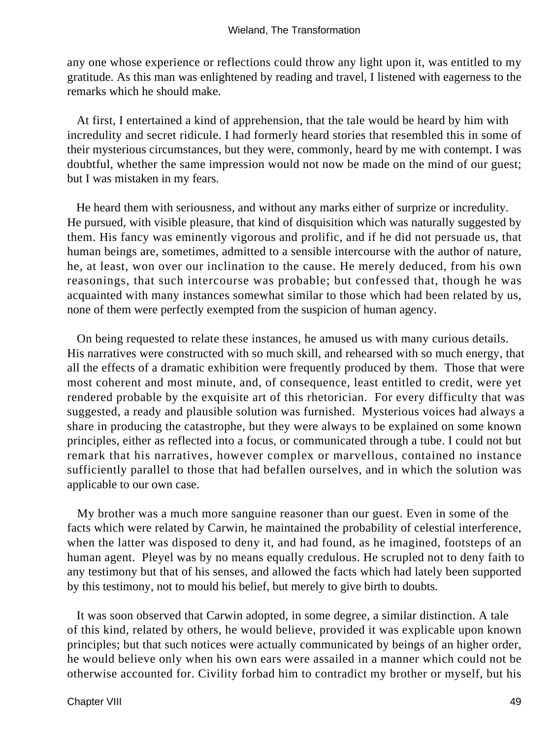any one whose experience or reflections could throw any light upon it, was entitled to my gratitude. As this man was enlightened by reading and travel, I listened with eagerness to the remarks which he should make.

At first, I entertained a kind of apprehension, that the tale would be heard by him with incredulity and secret ridicule. I had formerly heard stories that resembled this in some of their mysterious circumstances, but they were, commonly, heard by me with contempt. I was doubtful, whether the same impression would not now be made on the mind of our guest; but I was mistaken in my fears.

He heard them with seriousness, and without any marks either of surprize or incredulity. He pursued, with visible pleasure, that kind of disquisition which was naturally suggested by them. His fancy was eminently vigorous and prolific, and if he did not persuade us, that human beings are, sometimes, admitted to a sensible intercourse with the author of nature, he, at least, won over our inclination to the cause. He merely deduced, from his own reasonings, that such intercourse was probable; but confessed that, though he was acquainted with many instances somewhat similar to those which had been related by us, none of them were perfectly exempted from the suspicion of human agency.

On being requested to relate these instances, he amused us with many curious details. His narratives were constructed with so much skill, and rehearsed with so much energy, that all the effects of a dramatic exhibition were frequently produced by them. Those that were most coherent and most minute, and, of consequence, least entitled to credit, were yet rendered probable by the exquisite art of this rhetorician. For every difficulty that was suggested, a ready and plausible solution was furnished. Mysterious voices had always a share in producing the catastrophe, but they were always to be explained on some known principles, either as reflected into a focus, or communicated through a tube. I could not but remark that his narratives, however complex or marvellous, contained no instance sufficiently parallel to those that had befallen ourselves, and in which the solution was applicable to our own case.

My brother was a much more sanguine reasoner than our guest. Even in some of the facts which were related by Carwin, he maintained the probability of celestial interference, when the latter was disposed to deny it, and had found, as he imagined, footsteps of an human agent. Pleyel was by no means equally credulous. He scrupled not to deny faith to any testimony but that of his senses, and allowed the facts which had lately been supported by this testimony, not to mould his belief, but merely to give birth to doubts.

It was soon observed that Carwin adopted, in some degree, a similar distinction. A tale of this kind, related by others, he would believe, provided it was explicable upon known principles; but that such notices were actually communicated by beings of an higher order, he would believe only when his own ears were assailed in a manner which could not be otherwise accounted for. Civility forbad him to contradict my brother or myself, but his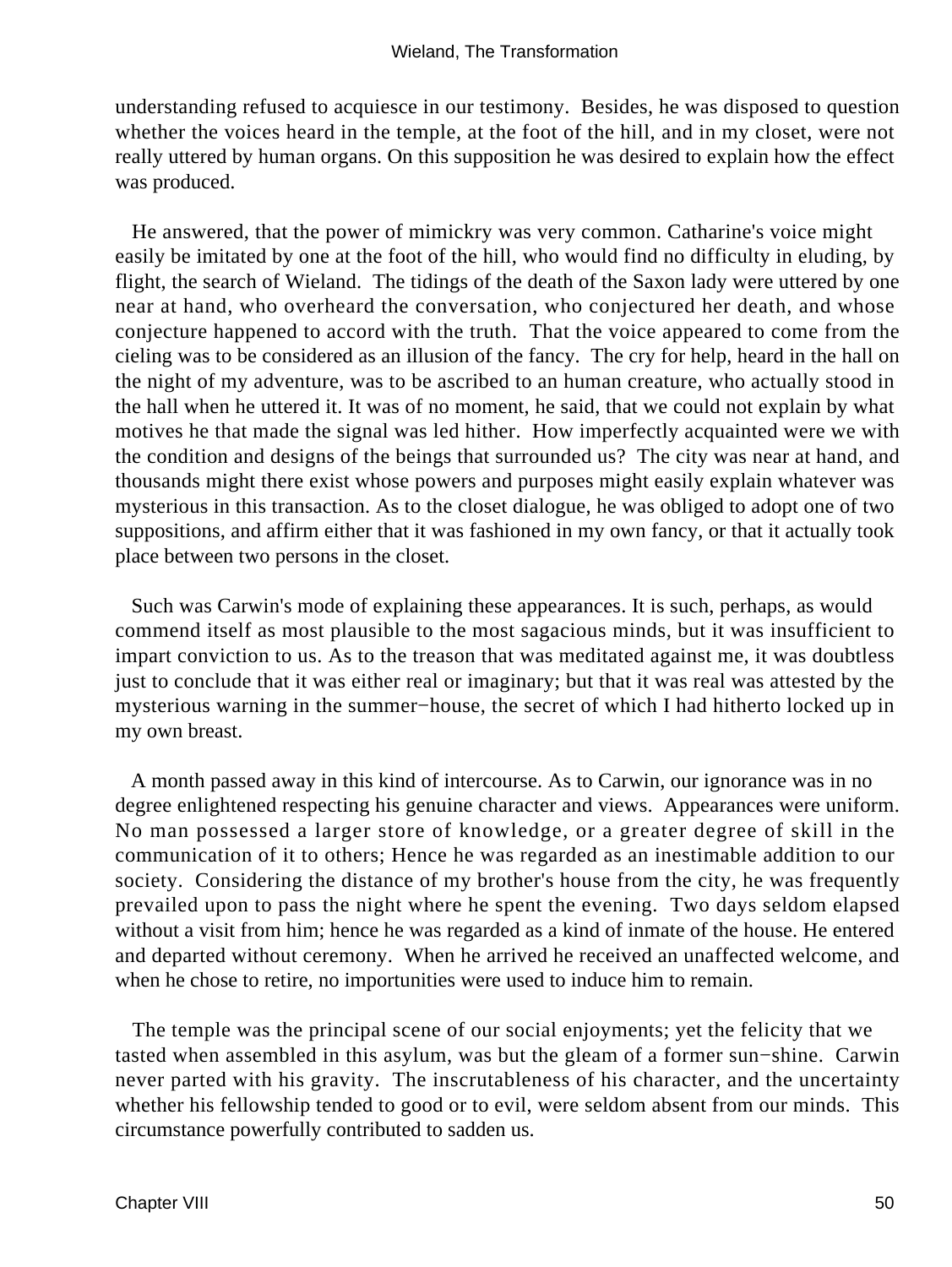understanding refused to acquiesce in our testimony. Besides, he was disposed to question whether the voices heard in the temple, at the foot of the hill, and in my closet, were not really uttered by human organs. On this supposition he was desired to explain how the effect was produced.

He answered, that the power of mimickry was very common. Catharine's voice might easily be imitated by one at the foot of the hill, who would find no difficulty in eluding, by flight, the search of Wieland. The tidings of the death of the Saxon lady were uttered by one near at hand, who overheard the conversation, who conjectured her death, and whose conjecture happened to accord with the truth. That the voice appeared to come from the cieling was to be considered as an illusion of the fancy. The cry for help, heard in the hall on the night of my adventure, was to be ascribed to an human creature, who actually stood in the hall when he uttered it. It was of no moment, he said, that we could not explain by what motives he that made the signal was led hither. How imperfectly acquainted were we with the condition and designs of the beings that surrounded us? The city was near at hand, and thousands might there exist whose powers and purposes might easily explain whatever was mysterious in this transaction. As to the closet dialogue, he was obliged to adopt one of two suppositions, and affirm either that it was fashioned in my own fancy, or that it actually took place between two persons in the closet.

Such was Carwin's mode of explaining these appearances. It is such, perhaps, as would commend itself as most plausible to the most sagacious minds, but it was insufficient to impart conviction to us. As to the treason that was meditated against me, it was doubtless just to conclude that it was either real or imaginary; but that it was real was attested by the mysterious warning in the summer−house, the secret of which I had hitherto locked up in my own breast.

A month passed away in this kind of intercourse. As to Carwin, our ignorance was in no degree enlightened respecting his genuine character and views. Appearances were uniform. No man possessed a larger store of knowledge, or a greater degree of skill in the communication of it to others; Hence he was regarded as an inestimable addition to our society. Considering the distance of my brother's house from the city, he was frequently prevailed upon to pass the night where he spent the evening. Two days seldom elapsed without a visit from him; hence he was regarded as a kind of inmate of the house. He entered and departed without ceremony. When he arrived he received an unaffected welcome, and when he chose to retire, no importunities were used to induce him to remain.

The temple was the principal scene of our social enjoyments; yet the felicity that we tasted when assembled in this asylum, was but the gleam of a former sun−shine. Carwin never parted with his gravity. The inscrutableness of his character, and the uncertainty whether his fellowship tended to good or to evil, were seldom absent from our minds. This circumstance powerfully contributed to sadden us.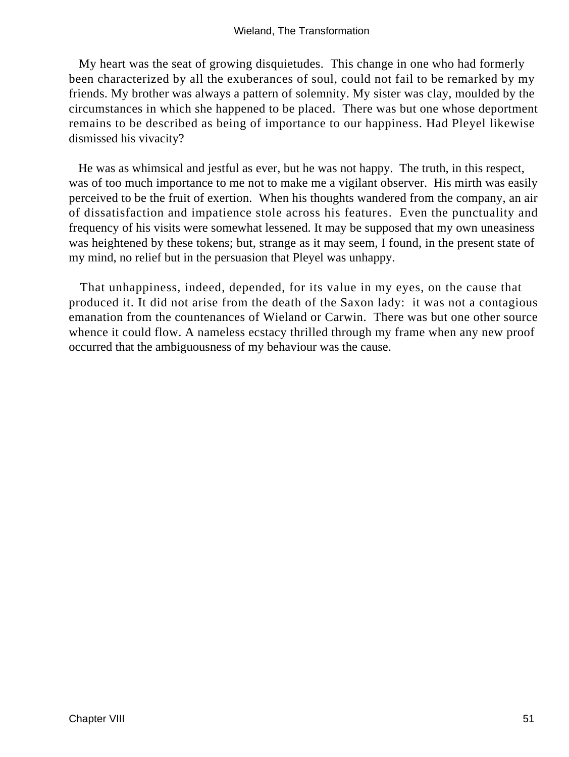My heart was the seat of growing disquietudes. This change in one who had formerly been characterized by all the exuberances of soul, could not fail to be remarked by my friends. My brother was always a pattern of solemnity. My sister was clay, moulded by the circumstances in which she happened to be placed. There was but one whose deportment remains to be described as being of importance to our happiness. Had Pleyel likewise dismissed his vivacity?

He was as whimsical and jestful as ever, but he was not happy. The truth, in this respect, was of too much importance to me not to make me a vigilant observer. His mirth was easily perceived to be the fruit of exertion. When his thoughts wandered from the company, an air of dissatisfaction and impatience stole across his features. Even the punctuality and frequency of his visits were somewhat lessened. It may be supposed that my own uneasiness was heightened by these tokens; but, strange as it may seem, I found, in the present state of my mind, no relief but in the persuasion that Pleyel was unhappy.

That unhappiness, indeed, depended, for its value in my eyes, on the cause that produced it. It did not arise from the death of the Saxon lady: it was not a contagious emanation from the countenances of Wieland or Carwin. There was but one other source whence it could flow. A nameless ecstacy thrilled through my frame when any new proof occurred that the ambiguousness of my behaviour was the cause.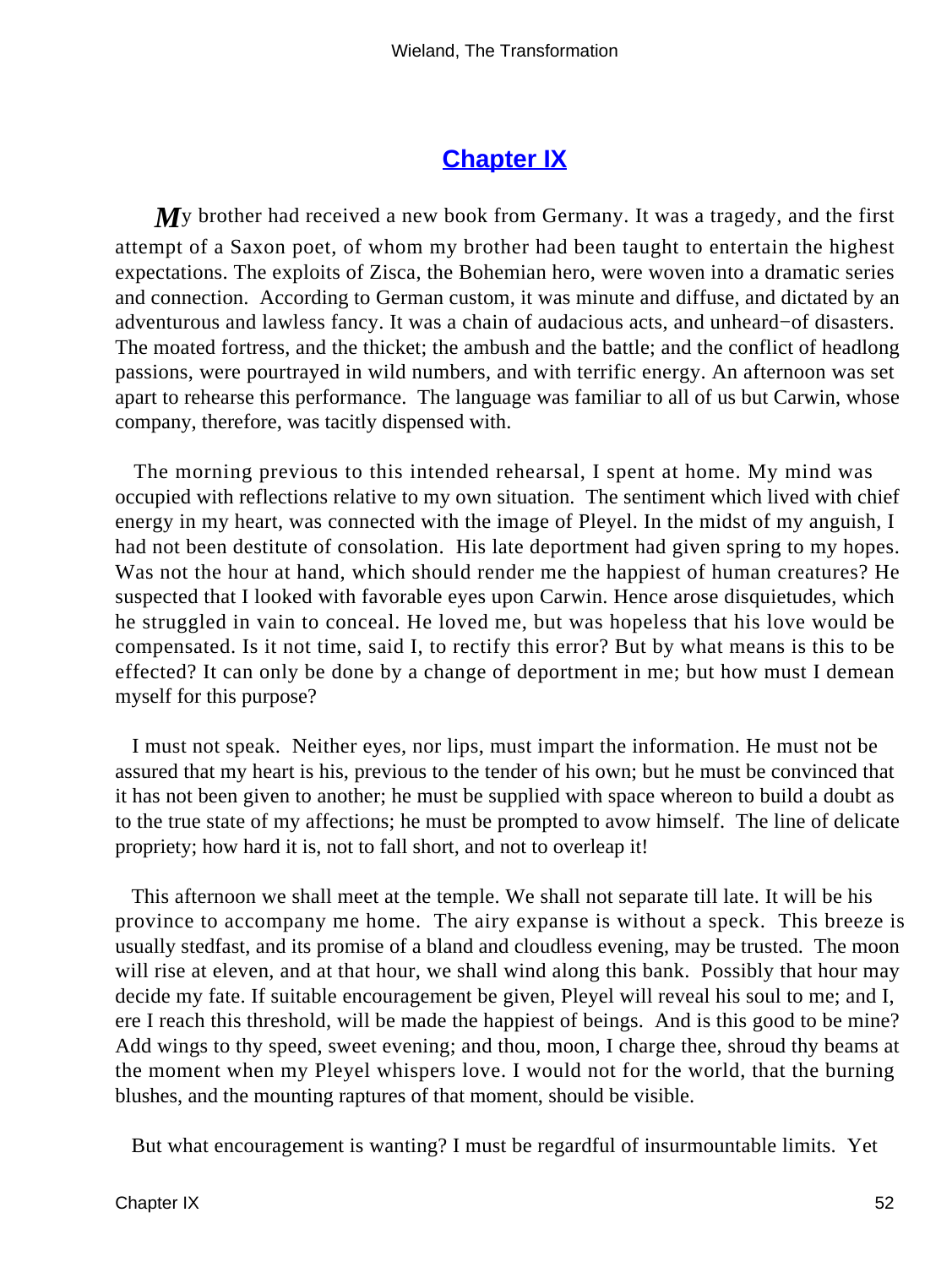## Chapter IX

My brother had received a new book from Germany. It was a tragedy, and the first attempt of a Saxon poet, of whom my brother had been taught to entertain the highest expectations. The exploits of Zisca, the Bohemian hero, were woven into a dramatic series and connection. According to German custom, it was minute and diffuse, and dictated by an adventurous and lawless fancy. It was a chain of audacious acts, and unheard−of disasters. The moated fortress, and the thicket; the ambush and the battle; and the conflict of headlong passions, were pourtrayed in wild numbers, and with terrific energy. An afternoon was set apart to rehearse this performance. The language was familiar to all of us but Carwin, whose company, therefore, was tacitly dispensed with.

The morning previous to this intended rehearsal, I spent at home. My mind was occupied with reflections relative to my own situation. The sentiment which lived with chief energy in my heart, was connected with the image of Pleyel. In the midst of my anguish, I had not been destitute of consolation. His late deportment had given spring to my hopes. Was not the hour at hand, which should render me the happiest of human creatures? He suspected that I looked with favorable eyes upon Carwin. Hence arose disquietudes, which he struggled in vain to conceal. He loved me, but was hopeless that his love would be compensated. Is it not time, said I, to rectify this error? But by what means is this to be effected? It can only be done by a change of deportment in me; but how must I demean myself for this purpose?

I must not speak. Neither eyes, nor lips, must impart the information. He must not be assured that my heart is his, previous to the tender of his own; but he must be convinced that it has not been given to another; he must be supplied with space whereon to build a doubt as to the true state of my affections; he must be prompted to avow himself. The line of delicate propriety; how hard it is, not to fall short, and not to overleap it!

This afternoon we shall meet at the temple. We shall not separate till late. It will be his province to accompany me home. The airy expanse is without a speck. This breeze is usually stedfast, and its promise of a bland and cloudless evening, may be trusted. The moon will rise at eleven, and at that hour, we shall wind along this bank. Possibly that hour may decide my fate. If suitable encouragement be given, Pleyel will reveal his soul to me; and I, ere I reach this threshold, will be made the happiest of beings. And is this good to be mine? Add wings to thy speed, sweet evening; and thou, moon, I charge thee, shroud thy beams at the moment when my Pleyel whispers love. I would not for the world, that the burning blushes, and the mounting raptures of that moment, should be visible.

But what encouragement is wanting? I must be regardful of insurmountable limits. Yet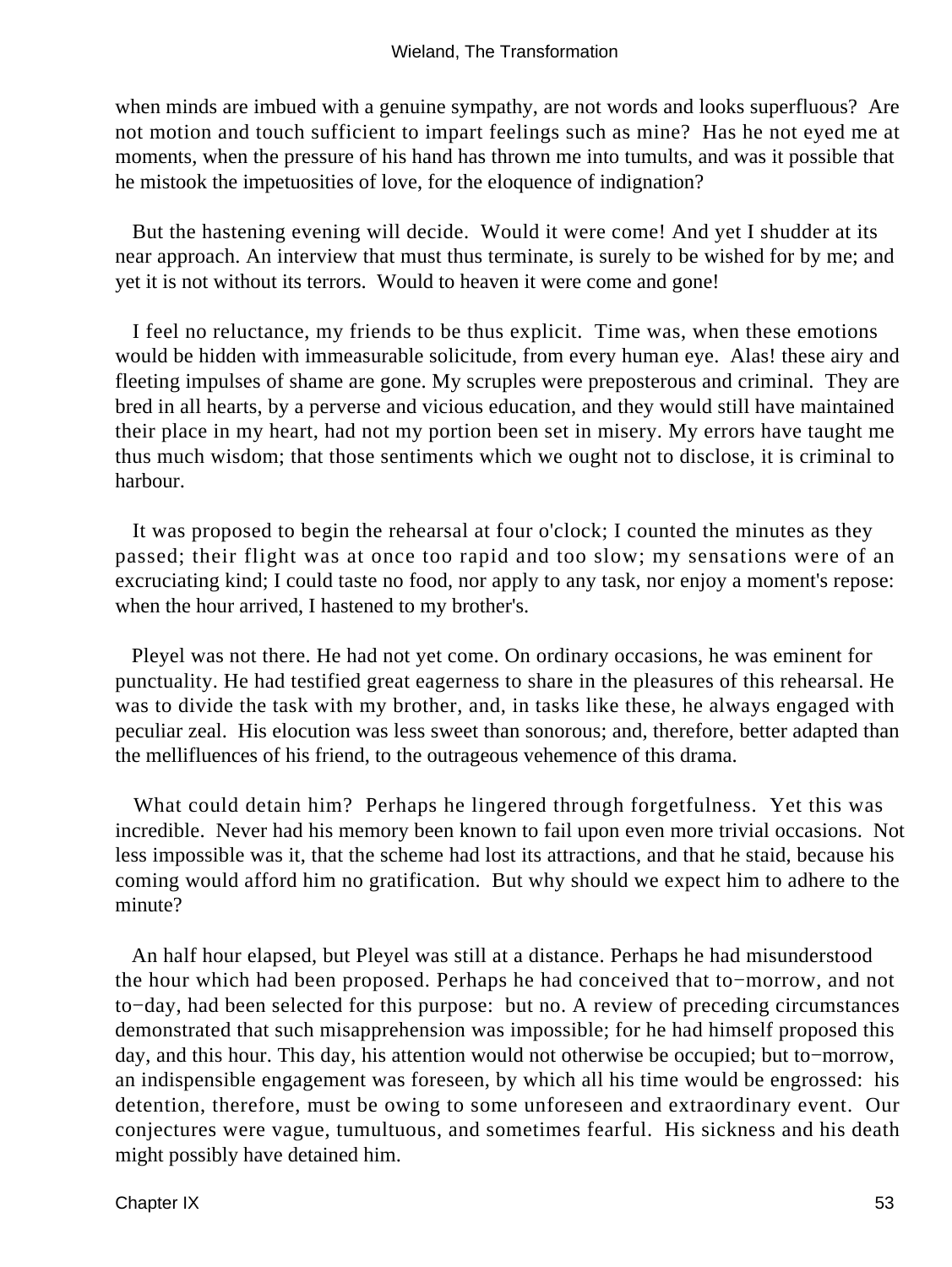when minds are imbued with a genuine sympathy, are not words and looks superfluous? Are not motion and touch sufficient to impart feelings such as mine? Has he not eyed me at moments, when the pressure of his hand has thrown me into tumults, and was it possible that he mistook the impetuosities of love, for the eloquence of indignation?

But the hastening evening will decide. Would it were come! And yet I shudder at its near approach. An interview that must thus terminate, is surely to be wished for by me; and yet it is not without its terrors. Would to heaven it were come and gone!

I feel no reluctance, my friends to be thus explicit. Time was, when these emotions would be hidden with immeasurable solicitude, from every human eye. Alas! these airy and fleeting impulses of shame are gone. My scruples were preposterous and criminal. They are bred in all hearts, by a perverse and vicious education, and they would still have maintained their place in my heart, had not my portion been set in misery. My errors have taught me thus much wisdom; that those sentiments which we ought not to disclose, it is criminal to harbour.

It was proposed to begin the rehearsal at four o'clock; I counted the minutes as they passed; their flight was at once too rapid and too slow; my sensations were of an excruciating kind; I could taste no food, nor apply to any task, nor enjoy a moment's repose: when the hour arrived, I hastened to my brother's.

Pleyel was not there. He had not yet come. On ordinary occasions, he was eminent for punctuality. He had testified great eagerness to share in the pleasures of this rehearsal. He was to divide the task with my brother, and, in tasks like these, he always engaged with peculiar zeal. His elocution was less sweet than sonorous; and, therefore, better adapted than the mellifluences of his friend, to the outrageous vehemence of this drama.

What could detain him? Perhaps he lingered through forgetfulness. Yet this was incredible. Never had his memory been known to fail upon even more trivial occasions. Not less impossible was it, that the scheme had lost its attractions, and that he staid, because his coming would afford him no gratification. But why should we expect him to adhere to the minute?

An half hour elapsed, but Pleyel was still at a distance. Perhaps he had misunderstood the hour which had been proposed. Perhaps he had conceived that to−morrow, and not to−day, had been selected for this purpose: but no. A review of preceding circumstances demonstrated that such misapprehension was impossible; for he had himself proposed this day, and this hour. This day, his attention would not otherwise be occupied; but to−morrow, an indispensible engagement was foreseen, by which all his time would be engrossed: his detention, therefore, must be owing to some unforeseen and extraordinary event. Our conjectures were vague, tumultuous, and sometimes fearful. His sickness and his death might possibly have detained him.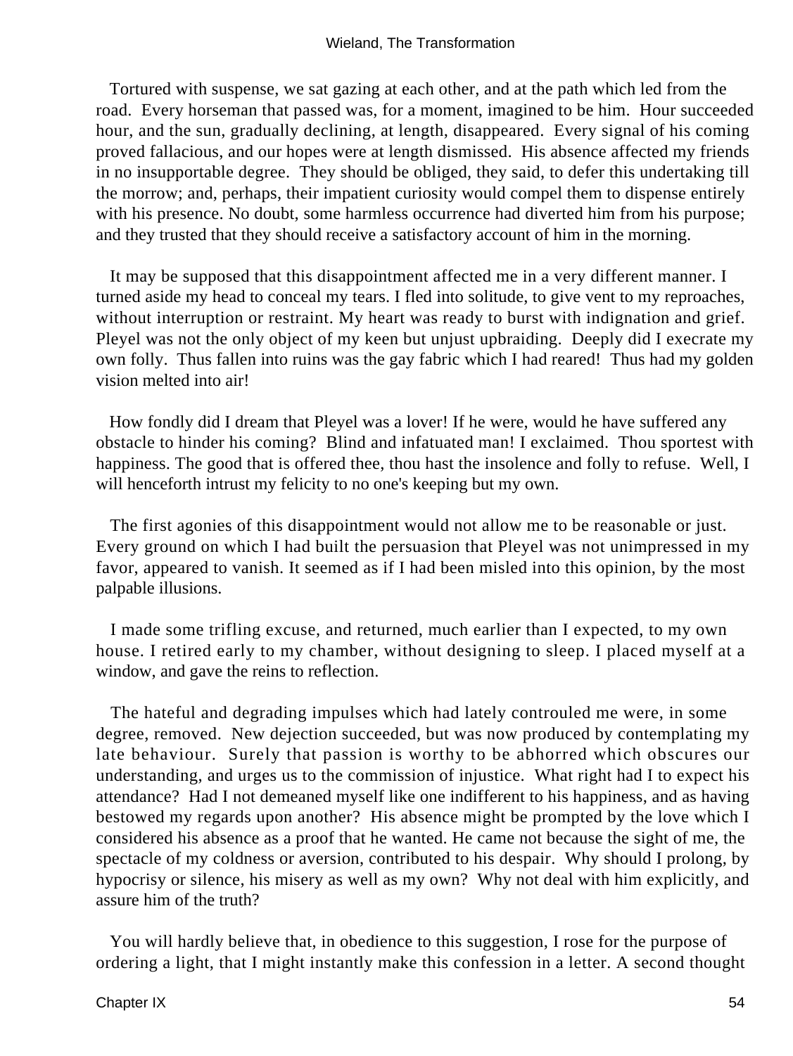Tortured with suspense, we sat gazing at each other, and at the path which led from the road. Every horseman that passed was, for a moment, imagined to be him. Hour succeeded hour, and the sun, gradually declining, at length, disappeared. Every signal of his coming proved fallacious, and our hopes were at length dismissed. His absence affected my friends in no insupportable degree. They should be obliged, they said, to defer this undertaking till the morrow; and, perhaps, their impatient curiosity would compel them to dispense entirely with his presence. No doubt, some harmless occurrence had diverted him from his purpose; and they trusted that they should receive a satisfactory account of him in the morning.

It may be supposed that this disappointment affected me in a very different manner. I turned aside my head to conceal my tears. I fled into solitude, to give vent to my reproaches, without interruption or restraint. My heart was ready to burst with indignation and grief. Pleyel was not the only object of my keen but unjust upbraiding. Deeply did I execrate my own folly. Thus fallen into ruins was the gay fabric which I had reared! Thus had my golden vision melted into air!

How fondly did I dream that Pleyel was a lover! If he were, would he have suffered any obstacle to hinder his coming? Blind and infatuated man! I exclaimed. Thou sportest with happiness. The good that is offered thee, thou hast the insolence and folly to refuse. Well, I will henceforth intrust my felicity to no one's keeping but my own.

The first agonies of this disappointment would not allow me to be reasonable or just. Every ground on which I had built the persuasion that Pleyel was not unimpressed in my favor, appeared to vanish. It seemed as if I had been misled into this opinion, by the most palpable illusions.

I made some trifling excuse, and returned, much earlier than I expected, to my own house. I retired early to my chamber, without designing to sleep. I placed myself at a window, and gave the reins to reflection.

The hateful and degrading impulses which had lately controuled me were, in some degree, removed. New dejection succeeded, but was now produced by contemplating my late behaviour. Surely that passion is worthy to be abhorred which obscures our understanding, and urges us to the commission of injustice. What right had I to expect his attendance? Had I not demeaned myself like one indifferent to his happiness, and as having bestowed my regards upon another? His absence might be prompted by the love which I considered his absence as a proof that he wanted. He came not because the sight of me, the spectacle of my coldness or aversion, contributed to his despair. Why should I prolong, by hypocrisy or silence, his misery as well as my own? Why not deal with him explicitly, and assure him of the truth?

You will hardly believe that, in obedience to this suggestion, I rose for the purpose of ordering a light, that I might instantly make this confession in a letter. A second thought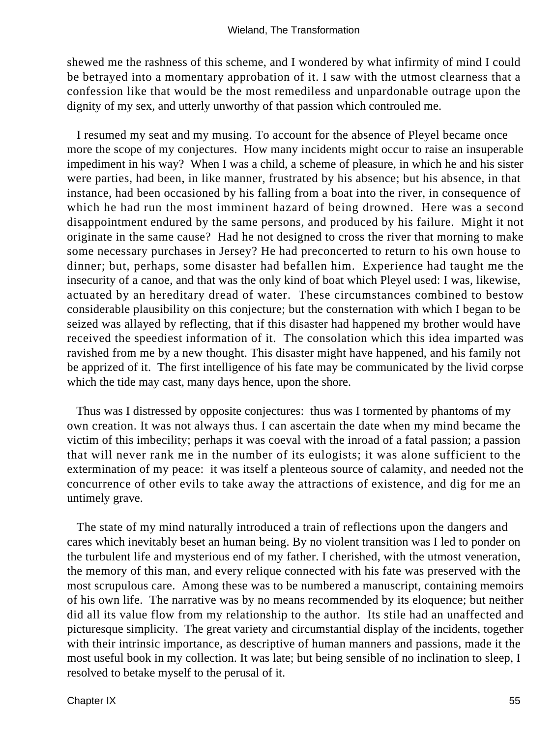shewed me the rashness of this scheme, and I wondered by what infirmity of mind I could be betrayed into a momentary approbation of it. I saw with the utmost clearness that a confession like that would be the most remediless and unpardonable outrage upon the dignity of my sex, and utterly unworthy of that passion which controuled me.

I resumed my seat and my musing. To account for the absence of Pleyel became once more the scope of my conjectures. How many incidents might occur to raise an insuperable impediment in his way? When I was a child, a scheme of pleasure, in which he and his sister were parties, had been, in like manner, frustrated by his absence; but his absence, in that instance, had been occasioned by his falling from a boat into the river, in consequence of which he had run the most imminent hazard of being drowned. Here was a second disappointment endured by the same persons, and produced by his failure. Might it not originate in the same cause? Had he not designed to cross the river that morning to make some necessary purchases in Jersey? He had preconcerted to return to his own house to dinner; but, perhaps, some disaster had befallen him. Experience had taught me the insecurity of a canoe, and that was the only kind of boat which Pleyel used: I was, likewise, actuated by an hereditary dread of water. These circumstances combined to bestow considerable plausibility on this conjecture; but the consternation with which I began to be seized was allayed by reflecting, that if this disaster had happened my brother would have received the speediest information of it. The consolation which this idea imparted was ravished from me by a new thought. This disaster might have happened, and his family not be apprized of it. The first intelligence of his fate may be communicated by the livid corpse which the tide may cast, many days hence, upon the shore.

Thus was I distressed by opposite conjectures: thus was I tormented by phantoms of my own creation. It was not always thus. I can ascertain the date when my mind became the victim of this imbecility; perhaps it was coeval with the inroad of a fatal passion; a passion that will never rank me in the number of its eulogists; it was alone sufficient to the extermination of my peace: it was itself a plenteous source of calamity, and needed not the concurrence of other evils to take away the attractions of existence, and dig for me an untimely grave.

The state of my mind naturally introduced a train of reflections upon the dangers and cares which inevitably beset an human being. By no violent transition was I led to ponder on the turbulent life and mysterious end of my father. I cherished, with the utmost veneration, the memory of this man, and every relique connected with his fate was preserved with the most scrupulous care. Among these was to be numbered a manuscript, containing memoirs of his own life. The narrative was by no means recommended by its eloquence; but neither did all its value flow from my relationship to the author. Its stile had an unaffected and picturesque simplicity. The great variety and circumstantial display of the incidents, together with their intrinsic importance, as descriptive of human manners and passions, made it the most useful book in my collection. It was late; but being sensible of no inclination to sleep, I resolved to betake myself to the perusal of it.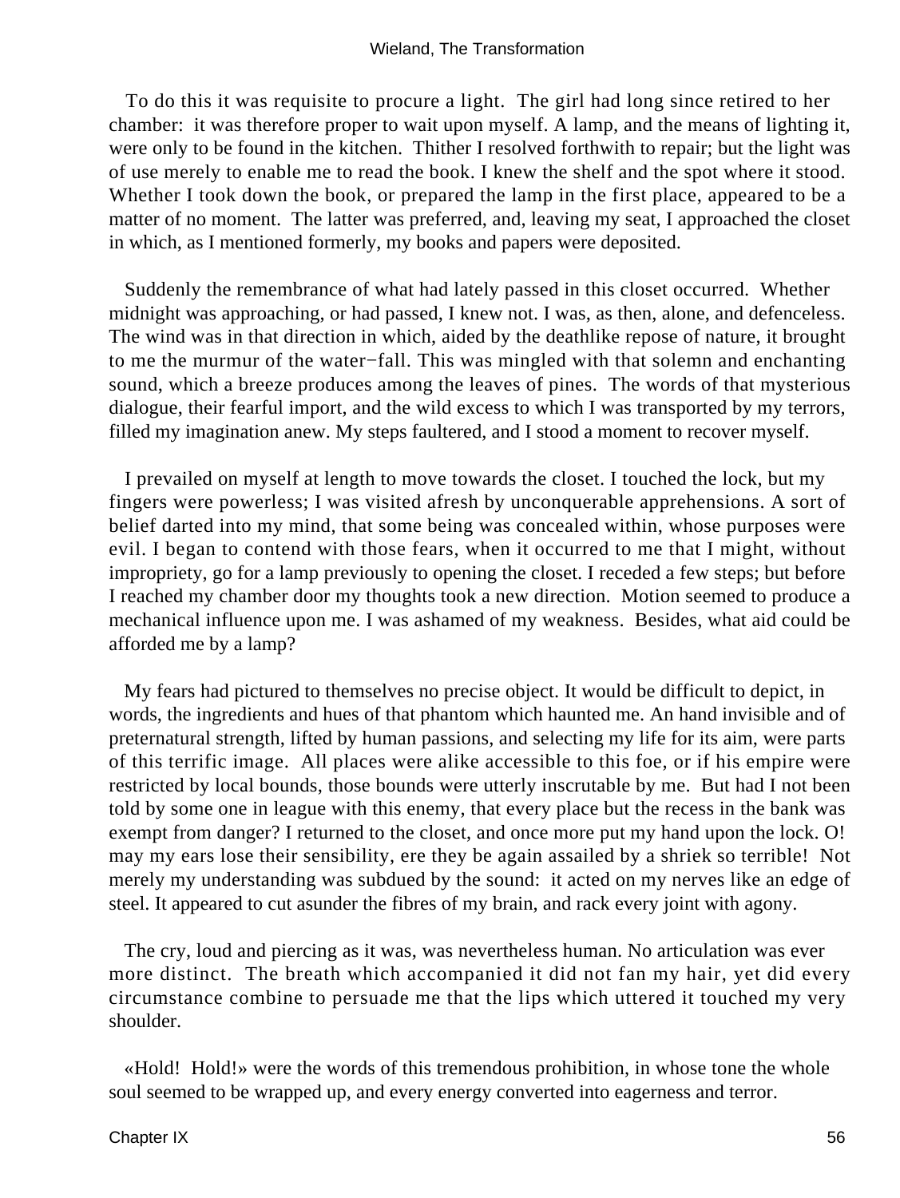To do this it was requisite to procure a light. The girl had long since retired to her chamber: it was therefore proper to wait upon myself. A lamp, and the means of lighting it, were only to be found in the kitchen. Thither I resolved forthwith to repair; but the light was of use merely to enable me to read the book. I knew the shelf and the spot where it stood. Whether I took down the book, or prepared the lamp in the first place, appeared to be a matter of no moment. The latter was preferred, and, leaving my seat, I approached the closet in which, as I mentioned formerly, my books and papers were deposited.

Suddenly the remembrance of what had lately passed in this closet occurred. Whether midnight was approaching, or had passed, I knew not. I was, as then, alone, and defenceless. The wind was in that direction in which, aided by the deathlike repose of nature, it brought to me the murmur of the water−fall. This was mingled with that solemn and enchanting sound, which a breeze produces among the leaves of pines. The words of that mysterious dialogue, their fearful import, and the wild excess to which I was transported by my terrors, filled my imagination anew. My steps faultered, and I stood a moment to recover myself.

I prevailed on myself at length to move towards the closet. I touched the lock, but my fingers were powerless; I was visited afresh by unconquerable apprehensions. A sort of belief darted into my mind, that some being was concealed within, whose purposes were evil. I began to contend with those fears, when it occurred to me that I might, without impropriety, go for a lamp previously to opening the closet. I receded a few steps; but before I reached my chamber door my thoughts took a new direction. Motion seemed to produce a mechanical influence upon me. I was ashamed of my weakness. Besides, what aid could be afforded me by a lamp?

My fears had pictured to themselves no precise object. It would be difficult to depict, in words, the ingredients and hues of that phantom which haunted me. An hand invisible and of preternatural strength, lifted by human passions, and selecting my life for its aim, were parts of this terrific image. All places were alike accessible to this foe, or if his empire were restricted by local bounds, those bounds were utterly inscrutable by me. But had I not been told by some one in league with this enemy, that every place but the recess in the bank was exempt from danger? I returned to the closet, and once more put my hand upon the lock. O! may my ears lose their sensibility, ere they be again assailed by a shriek so terrible! Not merely my understanding was subdued by the sound: it acted on my nerves like an edge of steel. It appeared to cut asunder the fibres of my brain, and rack every joint with agony.

The cry, loud and piercing as it was, was nevertheless human. No articulation was ever more distinct. The breath which accompanied it did not fan my hair, yet did every circumstance combine to persuade me that the lips which uttered it touched my very shoulder.

«Hold! Hold!» were the words of this tremendous prohibition, in whose tone the whole soul seemed to be wrapped up, and every energy converted into eagerness and terror.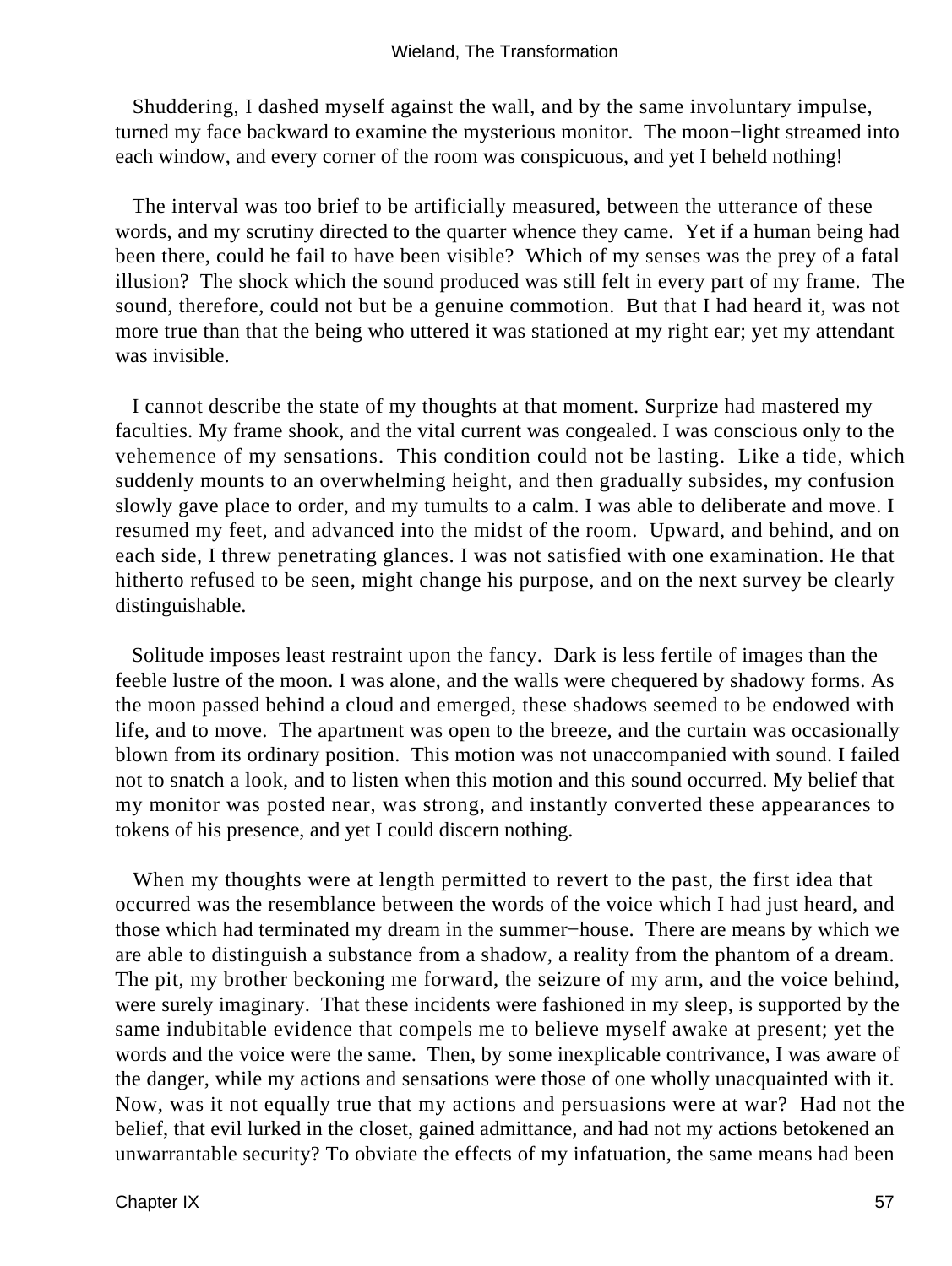Shuddering, I dashed myself against the wall, and by the same involuntary impulse, turned my face backward to examine the mysterious monitor. The moon−light streamed into each window, and every corner of the room was conspicuous, and yet I beheld nothing!

The interval was too brief to be artificially measured, between the utterance of these words, and my scrutiny directed to the quarter whence they came. Yet if a human being had been there, could he fail to have been visible? Which of my senses was the prey of a fatal illusion? The shock which the sound produced was still felt in every part of my frame. The sound, therefore, could not but be a genuine commotion. But that I had heard it, was not more true than that the being who uttered it was stationed at my right ear; yet my attendant was invisible.

I cannot describe the state of my thoughts at that moment. Surprize had mastered my faculties. My frame shook, and the vital current was congealed. I was conscious only to the vehemence of my sensations. This condition could not be lasting. Like a tide, which suddenly mounts to an overwhelming height, and then gradually subsides, my confusion slowly gave place to order, and my tumults to a calm. I was able to deliberate and move. I resumed my feet, and advanced into the midst of the room. Upward, and behind, and on each side, I threw penetrating glances. I was not satisfied with one examination. He that hitherto refused to be seen, might change his purpose, and on the next survey be clearly distinguishable.

Solitude imposes least restraint upon the fancy. Dark is less fertile of images than the feeble lustre of the moon. I was alone, and the walls were chequered by shadowy forms. As the moon passed behind a cloud and emerged, these shadows seemed to be endowed with life, and to move. The apartment was open to the breeze, and the curtain was occasionally blown from its ordinary position. This motion was not unaccompanied with sound. I failed not to snatch a look, and to listen when this motion and this sound occurred. My belief that my monitor was posted near, was strong, and instantly converted these appearances to tokens of his presence, and yet I could discern nothing.

When my thoughts were at length permitted to revert to the past, the first idea that occurred was the resemblance between the words of the voice which I had just heard, and those which had terminated my dream in the summer−house. There are means by which we are able to distinguish a substance from a shadow, a reality from the phantom of a dream. The pit, my brother beckoning me forward, the seizure of my arm, and the voice behind, were surely imaginary. That these incidents were fashioned in my sleep, is supported by the same indubitable evidence that compels me to believe myself awake at present; yet the words and the voice were the same. Then, by some inexplicable contrivance, I was aware of the danger, while my actions and sensations were those of one wholly unacquainted with it. Now, was it not equally true that my actions and persuasions were at war? Had not the belief, that evil lurked in the closet, gained admittance, and had not my actions betokened an unwarrantable security? To obviate the effects of my infatuation, the same means had been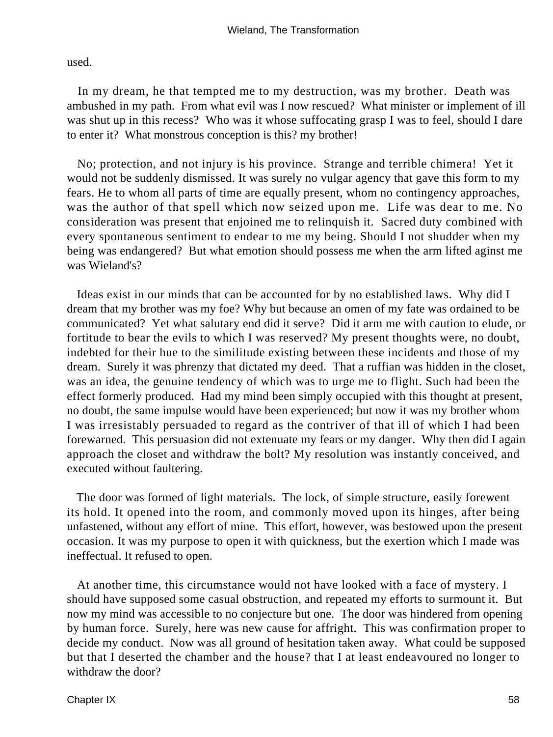used.

In my dream, he that tempted me to my destruction, was my brother. Death was ambushed in my path. From what evil was I now rescued? What minister or implement of ill was shut up in this recess? Who was it whose suffocating grasp I was to feel, should I dare to enter it? What monstrous conception is this? my brother!

No; protection, and not injury is his province. Strange and terrible chimera! Yet it would not be suddenly dismissed. It was surely no vulgar agency that gave this form to my fears. He to whom all parts of time are equally present, whom no contingency approaches, was the author of that spell which now seized upon me. Life was dear to me. No consideration was present that enjoined me to relinquish it. Sacred duty combined with every spontaneous sentiment to endear to me my being. Should I not shudder when my being was endangered? But what emotion should possess me when the arm lifted aginst me was Wieland's?

Ideas exist in our minds that can be accounted for by no established laws. Why did I dream that my brother was my foe? Why but because an omen of my fate was ordained to be communicated? Yet what salutary end did it serve? Did it arm me with caution to elude, or fortitude to bear the evils to which I was reserved? My present thoughts were, no doubt, indebted for their hue to the similitude existing between these incidents and those of my dream. Surely it was phrenzy that dictated my deed. That a ruffian was hidden in the closet, was an idea, the genuine tendency of which was to urge me to flight. Such had been the effect formerly produced. Had my mind been simply occupied with this thought at present, no doubt, the same impulse would have been experienced; but now it was my brother whom I was irresistably persuaded to regard as the contriver of that ill of which I had been forewarned. This persuasion did not extenuate my fears or my danger. Why then did I again approach the closet and withdraw the bolt? My resolution was instantly conceived, and executed without faultering.

The door was formed of light materials. The lock, of simple structure, easily forewent its hold. It opened into the room, and commonly moved upon its hinges, after being unfastened, without any effort of mine. This effort, however, was bestowed upon the present occasion. It was my purpose to open it with quickness, but the exertion which I made was ineffectual. It refused to open.

At another time, this circumstance would not have looked with a face of mystery. I should have supposed some casual obstruction, and repeated my efforts to surmount it. But now my mind was accessible to no conjecture but one. The door was hindered from opening by human force. Surely, here was new cause for affright. This was confirmation proper to decide my conduct. Now was all ground of hesitation taken away. What could be supposed but that I deserted the chamber and the house? that I at least endeavoured no longer to withdraw the door?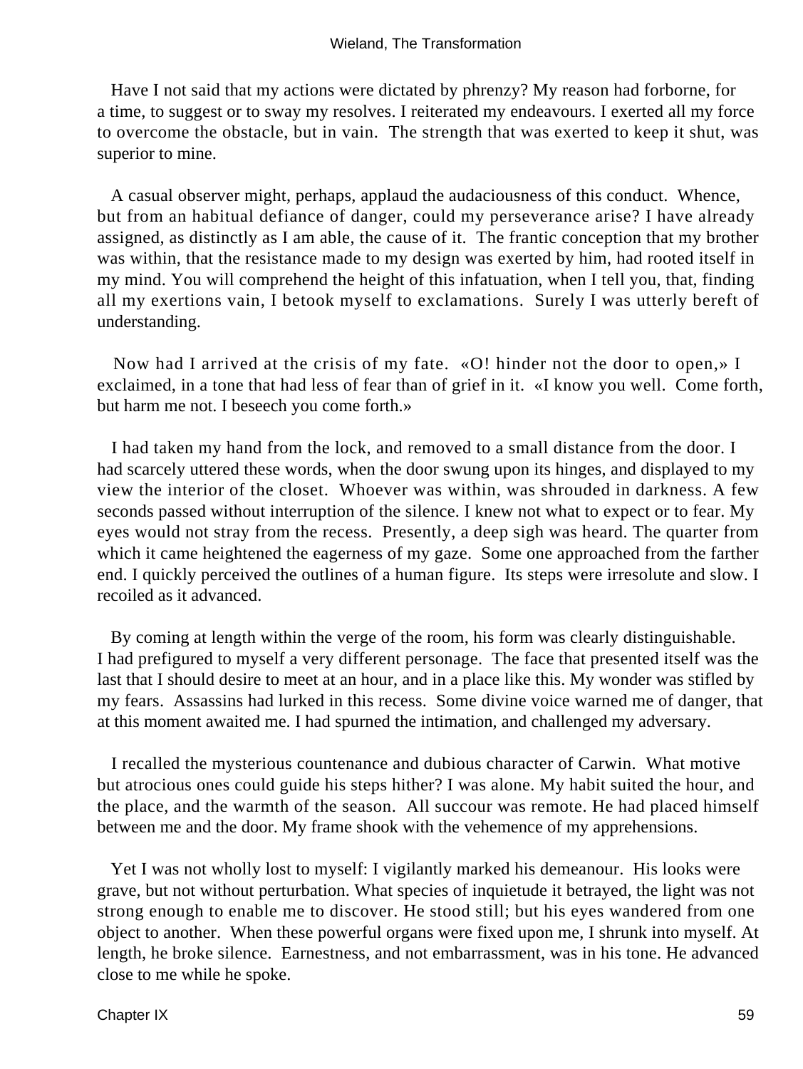Have I not said that my actions were dictated by phrenzy? My reason had forborne, for a time, to suggest or to sway my resolves. I reiterated my endeavours. I exerted all my force to overcome the obstacle, but in vain. The strength that was exerted to keep it shut, was superior to mine.

A casual observer might, perhaps, applaud the audaciousness of this conduct. Whence, but from an habitual defiance of danger, could my perseverance arise? I have already assigned, as distinctly as I am able, the cause of it. The frantic conception that my brother was within, that the resistance made to my design was exerted by him, had rooted itself in my mind. You will comprehend the height of this infatuation, when I tell you, that, finding all my exertions vain, I betook myself to exclamations. Surely I was utterly bereft of understanding.

Now had I arrived at the crisis of my fate. «O! hinder not the door to open,» I exclaimed, in a tone that had less of fear than of grief in it. «I know you well. Come forth, but harm me not. I beseech you come forth.»

I had taken my hand from the lock, and removed to a small distance from the door. I had scarcely uttered these words, when the door swung upon its hinges, and displayed to my view the interior of the closet. Whoever was within, was shrouded in darkness. A few seconds passed without interruption of the silence. I knew not what to expect or to fear. My eyes would not stray from the recess. Presently, a deep sigh was heard. The quarter from which it came heightened the eagerness of my gaze. Some one approached from the farther end. I quickly perceived the outlines of a human figure. Its steps were irresolute and slow. I recoiled as it advanced.

By coming at length within the verge of the room, his form was clearly distinguishable. I had prefigured to myself a very different personage. The face that presented itself was the last that I should desire to meet at an hour, and in a place like this. My wonder was stifled by my fears. Assassins had lurked in this recess. Some divine voice warned me of danger, that at this moment awaited me. I had spurned the intimation, and challenged my adversary.

I recalled the mysterious countenance and dubious character of Carwin. What motive but atrocious ones could guide his steps hither? I was alone. My habit suited the hour, and the place, and the warmth of the season. All succour was remote. He had placed himself between me and the door. My frame shook with the vehemence of my apprehensions.

Yet I was not wholly lost to myself: I vigilantly marked his demeanour. His looks were grave, but not without perturbation. What species of inquietude it betrayed, the light was not strong enough to enable me to discover. He stood still; but his eyes wandered from one object to another. When these powerful organs were fixed upon me, I shrunk into myself. At length, he broke silence. Earnestness, and not embarrassment, was in his tone. He advanced close to me while he spoke.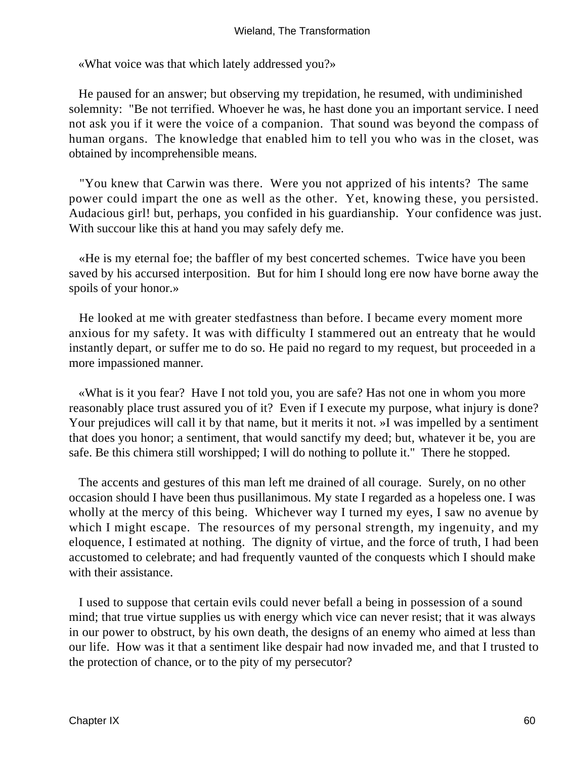«What voice was that which lately addressed you?»

He paused for an answer; but observing my trepidation, he resumed, with undiminished solemnity: "Be not terrified. Whoever he was, he hast done you an important service. I need not ask you if it were the voice of a companion. That sound was beyond the compass of human organs. The knowledge that enabled him to tell you who was in the closet, was obtained by incomprehensible means.

"You knew that Carwin was there. Were you not apprized of his intents? The same power could impart the one as well as the other. Yet, knowing these, you persisted. Audacious girl! but, perhaps, you confided in his guardianship. Your confidence was just. With succour like this at hand you may safely defy me.

«He is my eternal foe; the baffler of my best concerted schemes. Twice have you been saved by his accursed interposition. But for him I should long ere now have borne away the spoils of your honor.»

He looked at me with greater stedfastness than before. I became every moment more anxious for my safety. It was with difficulty I stammered out an entreaty that he would instantly depart, or suffer me to do so. He paid no regard to my request, but proceeded in a more impassioned manner.

«What is it you fear? Have I not told you, you are safe? Has not one in whom you more reasonably place trust assured you of it? Even if I execute my purpose, what injury is done? Your prejudices will call it by that name, but it merits it not. »I was impelled by a sentiment that does you honor; a sentiment, that would sanctify my deed; but, whatever it be, you are safe. Be this chimera still worshipped; I will do nothing to pollute it." There he stopped.

The accents and gestures of this man left me drained of all courage. Surely, on no other occasion should I have been thus pusillanimous. My state I regarded as a hopeless one. I was wholly at the mercy of this being. Whichever way I turned my eyes, I saw no avenue by which I might escape. The resources of my personal strength, my ingenuity, and my eloquence, I estimated at nothing. The dignity of virtue, and the force of truth, I had been accustomed to celebrate; and had frequently vaunted of the conquests which I should make with their assistance.

I used to suppose that certain evils could never befall a being in possession of a sound mind; that true virtue supplies us with energy which vice can never resist; that it was always in our power to obstruct, by his own death, the designs of an enemy who aimed at less than our life. How was it that a sentiment like despair had now invaded me, and that I trusted to the protection of chance, or to the pity of my persecutor?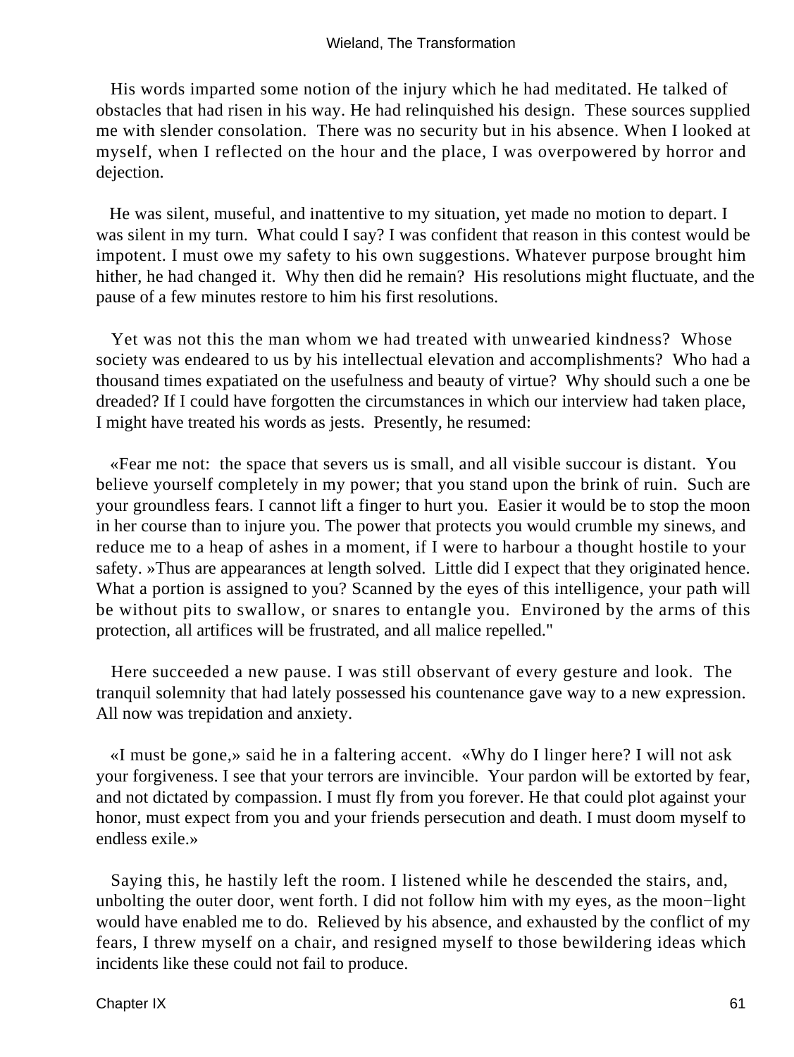His words imparted some notion of the injury which he had meditated. He talked of obstacles that had risen in his way. He had relinquished his design. These sources supplied me with slender consolation. There was no security but in his absence. When I looked at myself, when I reflected on the hour and the place, I was overpowered by horror and dejection.

He was silent, museful, and inattentive to my situation, yet made no motion to depart. I was silent in my turn. What could I say? I was confident that reason in this contest would be impotent. I must owe my safety to his own suggestions. Whatever purpose brought him hither, he had changed it. Why then did he remain? His resolutions might fluctuate, and the pause of a few minutes restore to him his first resolutions.

Yet was not this the man whom we had treated with unwearied kindness? Whose society was endeared to us by his intellectual elevation and accomplishments? Who had a thousand times expatiated on the usefulness and beauty of virtue? Why should such a one be dreaded? If I could have forgotten the circumstances in which our interview had taken place, I might have treated his words as jests. Presently, he resumed:

«Fear me not: the space that severs us is small, and all visible succour is distant. You believe yourself completely in my power; that you stand upon the brink of ruin. Such are your groundless fears. I cannot lift a finger to hurt you. Easier it would be to stop the moon in her course than to injure you. The power that protects you would crumble my sinews, and reduce me to a heap of ashes in a moment, if I were to harbour a thought hostile to your safety. »Thus are appearances at length solved. Little did I expect that they originated hence. What a portion is assigned to you? Scanned by the eyes of this intelligence, your path will be without pits to swallow, or snares to entangle you. Environed by the arms of this protection, all artifices will be frustrated, and all malice repelled."

Here succeeded a new pause. I was still observant of every gesture and look. The tranquil solemnity that had lately possessed his countenance gave way to a new expression. All now was trepidation and anxiety.

«I must be gone,» said he in a faltering accent. «Why do I linger here? I will not ask your forgiveness. I see that your terrors are invincible. Your pardon will be extorted by fear, and not dictated by compassion. I must fly from you forever. He that could plot against your honor, must expect from you and your friends persecution and death. I must doom myself to endless exile.»

Saying this, he hastily left the room. I listened while he descended the stairs, and, unbolting the outer door, went forth. I did not follow him with my eyes, as the moon−light would have enabled me to do. Relieved by his absence, and exhausted by the conflict of my fears, I threw myself on a chair, and resigned myself to those bewildering ideas which incidents like these could not fail to produce.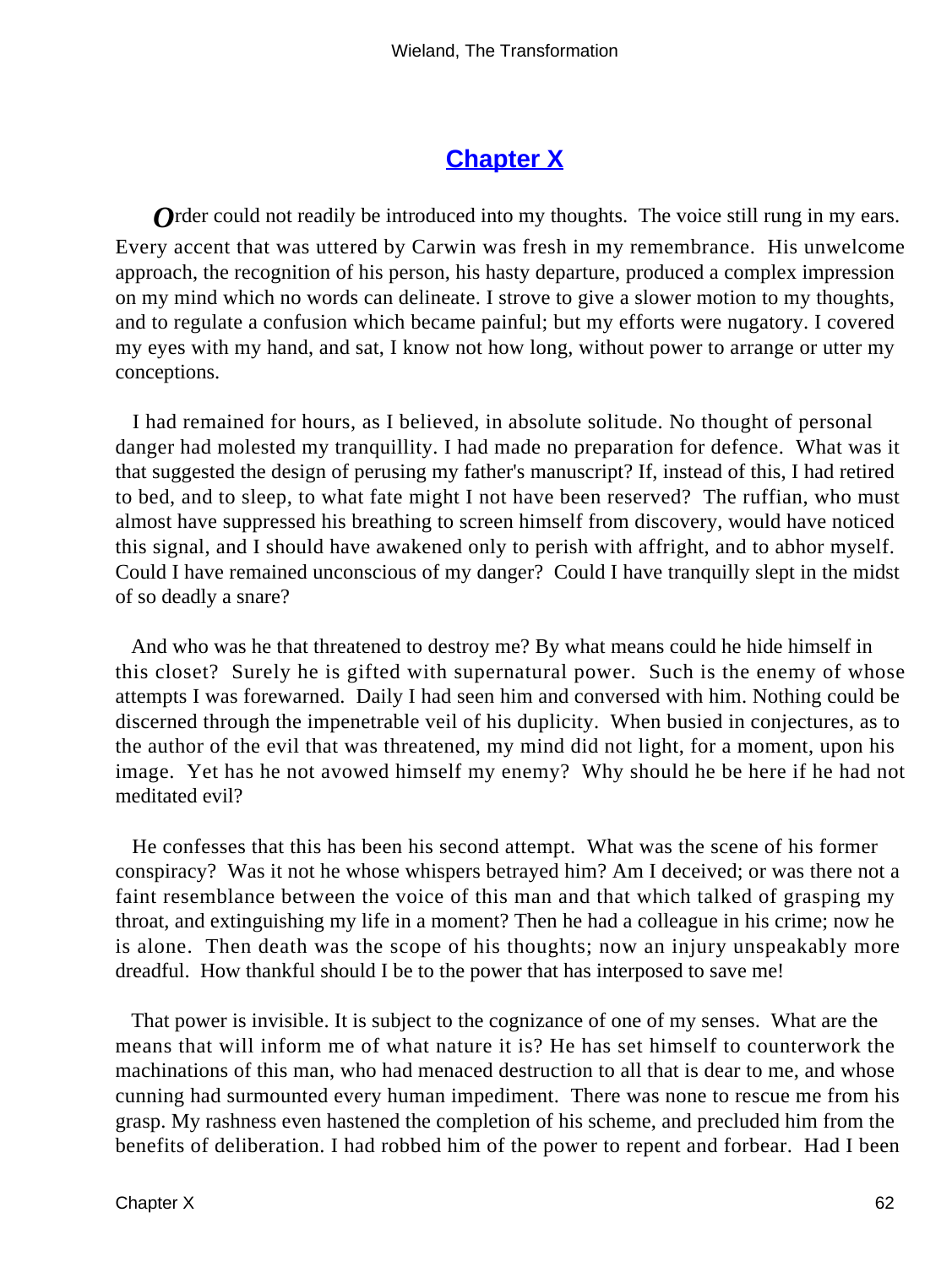## [Chapter X]()

*O*rder could not readily be introduced into my thoughts. The voice still rung in my ears. Every accent that was uttered by Carwin was fresh in my remembrance. His unwelcome approach, the recognition of his person, his hasty departure, produced a complex impression on my mind which no words can delineate. I strove to give a slower motion to my thoughts, and to regulate a confusion which became painful; but my efforts were nugatory. I covered my eyes with my hand, and sat, I know not how long, without power to arrange or utter my conceptions.

I had remained for hours, as I believed, in absolute solitude. No thought of personal danger had molested my tranquillity. I had made no preparation for defence. What was it that suggested the design of perusing my father's manuscript? If, instead of this, I had retired to bed, and to sleep, to what fate might I not have been reserved? The ruffian, who must almost have suppressed his breathing to screen himself from discovery, would have noticed this signal, and I should have awakened only to perish with affright, and to abhor myself. Could I have remained unconscious of my danger? Could I have tranquilly slept in the midst of so deadly a snare?

And who was he that threatened to destroy me? By what means could he hide himself in this closet? Surely he is gifted with supernatural power. Such is the enemy of whose attempts I was forewarned. Daily I had seen him and conversed with him. Nothing could be discerned through the impenetrable veil of his duplicity. When busied in conjectures, as to the author of the evil that was threatened, my mind did not light, for a moment, upon his image. Yet has he not avowed himself my enemy? Why should he be here if he had not meditated evil?

He confesses that this has been his second attempt. What was the scene of his former conspiracy? Was it not he whose whispers betrayed him? Am I deceived; or was there not a faint resemblance between the voice of this man and that which talked of grasping my throat, and extinguishing my life in a moment? Then he had a colleague in his crime; now he is alone. Then death was the scope of his thoughts; now an injury unspeakably more dreadful. How thankful should I be to the power that has interposed to save me!

That power is invisible. It is subject to the cognizance of one of my senses. What are the means that will inform me of what nature it is? He has set himself to counterwork the machinations of this man, who had menaced destruction to all that is dear to me, and whose cunning had surmounted every human impediment. There was none to rescue me from his grasp. My rashness even hastened the completion of his scheme, and precluded him from the benefits of deliberation. I had robbed him of the power to repent and forbear. Had I been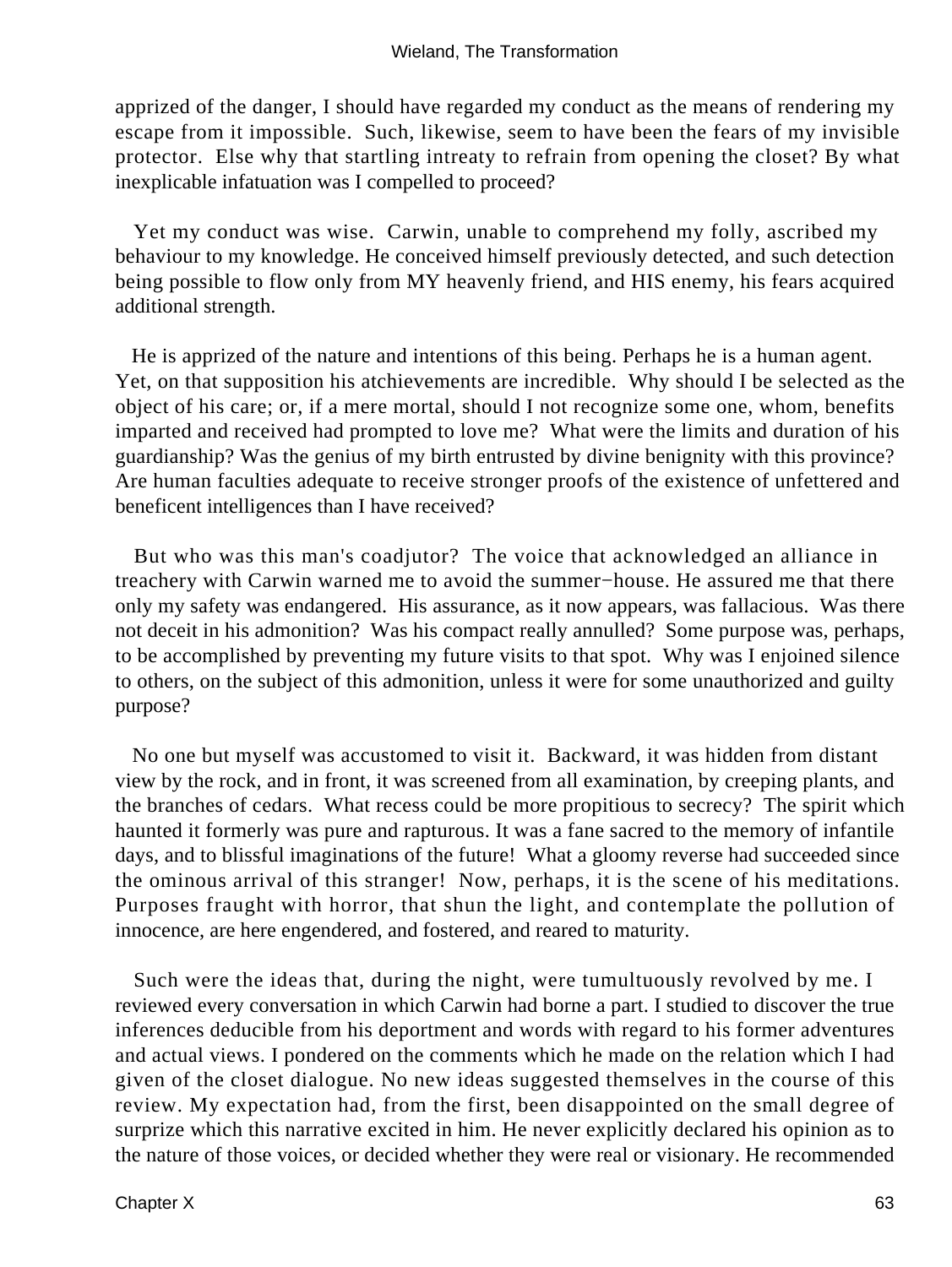apprized of the danger, I should have regarded my conduct as the means of rendering my escape from it impossible. Such, likewise, seem to have been the fears of my invisible protector. Else why that startling intreaty to refrain from opening the closet? By what inexplicable infatuation was I compelled to proceed?

Yet my conduct was wise. Carwin, unable to comprehend my folly, ascribed my behaviour to my knowledge. He conceived himself previously detected, and such detection being possible to flow only from MY heavenly friend, and HIS enemy, his fears acquired additional strength.

He is apprized of the nature and intentions of this being. Perhaps he is a human agent. Yet, on that supposition his atchievements are incredible. Why should I be selected as the object of his care; or, if a mere mortal, should I not recognize some one, whom, benefits imparted and received had prompted to love me? What were the limits and duration of his guardianship? Was the genius of my birth entrusted by divine benignity with this province? Are human faculties adequate to receive stronger proofs of the existence of unfettered and beneficent intelligences than I have received?

But who was this man's coadjutor? The voice that acknowledged an alliance in treachery with Carwin warned me to avoid the summer−house. He assured me that there only my safety was endangered. His assurance, as it now appears, was fallacious. Was there not deceit in his admonition? Was his compact really annulled? Some purpose was, perhaps, to be accomplished by preventing my future visits to that spot. Why was I enjoined silence to others, on the subject of this admonition, unless it were for some unauthorized and guilty purpose?

No one but myself was accustomed to visit it. Backward, it was hidden from distant view by the rock, and in front, it was screened from all examination, by creeping plants, and the branches of cedars. What recess could be more propitious to secrecy? The spirit which haunted it formerly was pure and rapturous. It was a fane sacred to the memory of infantile days, and to blissful imaginations of the future! What a gloomy reverse had succeeded since the ominous arrival of this stranger! Now, perhaps, it is the scene of his meditations. Purposes fraught with horror, that shun the light, and contemplate the pollution of innocence, are here engendered, and fostered, and reared to maturity.

Such were the ideas that, during the night, were tumultuously revolved by me. I reviewed every conversation in which Carwin had borne a part. I studied to discover the true inferences deducible from his deportment and words with regard to his former adventures and actual views. I pondered on the comments which he made on the relation which I had given of the closet dialogue. No new ideas suggested themselves in the course of this review. My expectation had, from the first, been disappointed on the small degree of surprize which this narrative excited in him. He never explicitly declared his opinion as to the nature of those voices, or decided whether they were real or visionary. He recommended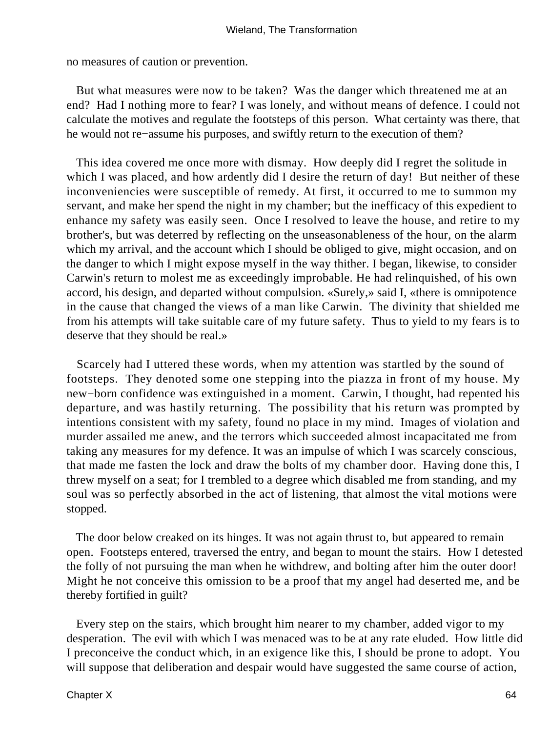no measures of caution or prevention.

But what measures were now to be taken? Was the danger which threatened me at an end? Had I nothing more to fear? I was lonely, and without means of defence. I could not calculate the motives and regulate the footsteps of this person. What certainty was there, that he would not re−assume his purposes, and swiftly return to the execution of them?

This idea covered me once more with dismay. How deeply did I regret the solitude in which I was placed, and how ardently did I desire the return of day! But neither of these inconveniencies were susceptible of remedy. At first, it occurred to me to summon my servant, and make her spend the night in my chamber; but the inefficacy of this expedient to enhance my safety was easily seen. Once I resolved to leave the house, and retire to my brother's, but was deterred by reflecting on the unseasonableness of the hour, on the alarm which my arrival, and the account which I should be obliged to give, might occasion, and on the danger to which I might expose myself in the way thither. I began, likewise, to consider Carwin's return to molest me as exceedingly improbable. He had relinquished, of his own accord, his design, and departed without compulsion. «Surely,» said I, «there is omnipotence in the cause that changed the views of a man like Carwin. The divinity that shielded me from his attempts will take suitable care of my future safety. Thus to yield to my fears is to deserve that they should be real.»

Scarcely had I uttered these words, when my attention was startled by the sound of footsteps. They denoted some one stepping into the piazza in front of my house. My new−born confidence was extinguished in a moment. Carwin, I thought, had repented his departure, and was hastily returning. The possibility that his return was prompted by intentions consistent with my safety, found no place in my mind. Images of violation and murder assailed me anew, and the terrors which succeeded almost incapacitated me from taking any measures for my defence. It was an impulse of which I was scarcely conscious, that made me fasten the lock and draw the bolts of my chamber door. Having done this, I threw myself on a seat; for I trembled to a degree which disabled me from standing, and my soul was so perfectly absorbed in the act of listening, that almost the vital motions were stopped.

The door below creaked on its hinges. It was not again thrust to, but appeared to remain open. Footsteps entered, traversed the entry, and began to mount the stairs. How I detested the folly of not pursuing the man when he withdrew, and bolting after him the outer door! Might he not conceive this omission to be a proof that my angel had deserted me, and be thereby fortified in guilt?

Every step on the stairs, which brought him nearer to my chamber, added vigor to my desperation. The evil with which I was menaced was to be at any rate eluded. How little did I preconceive the conduct which, in an exigence like this, I should be prone to adopt. You will suppose that deliberation and despair would have suggested the same course of action,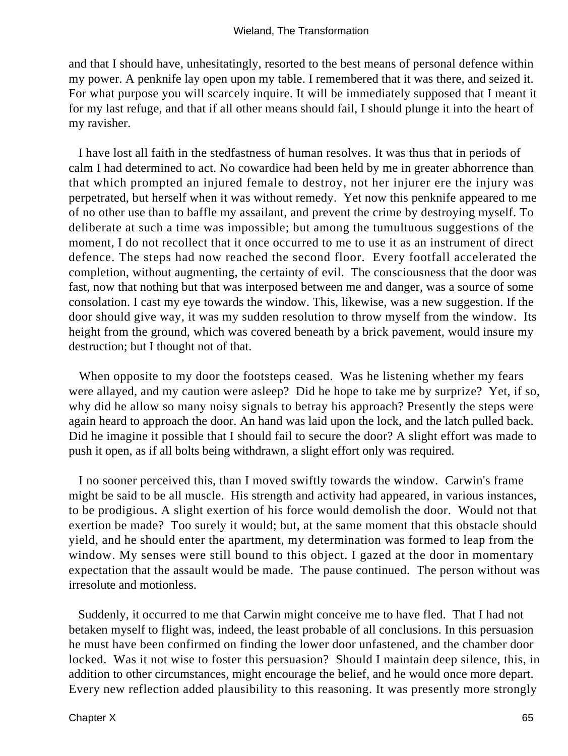and that I should have, unhesitatingly, resorted to the best means of personal defence within my power. A penknife lay open upon my table. I remembered that it was there, and seized it. For what purpose you will scarcely inquire. It will be immediately supposed that I meant it for my last refuge, and that if all other means should fail, I should plunge it into the heart of my ravisher.

I have lost all faith in the stedfastness of human resolves. It was thus that in periods of calm I had determined to act. No cowardice had been held by me in greater abhorrence than that which prompted an injured female to destroy, not her injurer ere the injury was perpetrated, but herself when it was without remedy. Yet now this penknife appeared to me of no other use than to baffle my assailant, and prevent the crime by destroying myself. To deliberate at such a time was impossible; but among the tumultuous suggestions of the moment, I do not recollect that it once occurred to me to use it as an instrument of direct defence. The steps had now reached the second floor. Every footfall accelerated the completion, without augmenting, the certainty of evil. The consciousness that the door was fast, now that nothing but that was interposed between me and danger, was a source of some consolation. I cast my eye towards the window. This, likewise, was a new suggestion. If the door should give way, it was my sudden resolution to throw myself from the window. Its height from the ground, which was covered beneath by a brick pavement, would insure my destruction; but I thought not of that.

When opposite to my door the footsteps ceased. Was he listening whether my fears were allayed, and my caution were asleep? Did he hope to take me by surprize? Yet, if so, why did he allow so many noisy signals to betray his approach? Presently the steps were again heard to approach the door. An hand was laid upon the lock, and the latch pulled back. Did he imagine it possible that I should fail to secure the door? A slight effort was made to push it open, as if all bolts being withdrawn, a slight effort only was required.

I no sooner perceived this, than I moved swiftly towards the window. Carwin's frame might be said to be all muscle. His strength and activity had appeared, in various instances, to be prodigious. A slight exertion of his force would demolish the door. Would not that exertion be made? Too surely it would; but, at the same moment that this obstacle should yield, and he should enter the apartment, my determination was formed to leap from the window. My senses were still bound to this object. I gazed at the door in momentary expectation that the assault would be made. The pause continued. The person without was irresolute and motionless.

Suddenly, it occurred to me that Carwin might conceive me to have fled. That I had not betaken myself to flight was, indeed, the least probable of all conclusions. In this persuasion he must have been confirmed on finding the lower door unfastened, and the chamber door locked. Was it not wise to foster this persuasion? Should I maintain deep silence, this, in addition to other circumstances, might encourage the belief, and he would once more depart. Every new reflection added plausibility to this reasoning. It was presently more strongly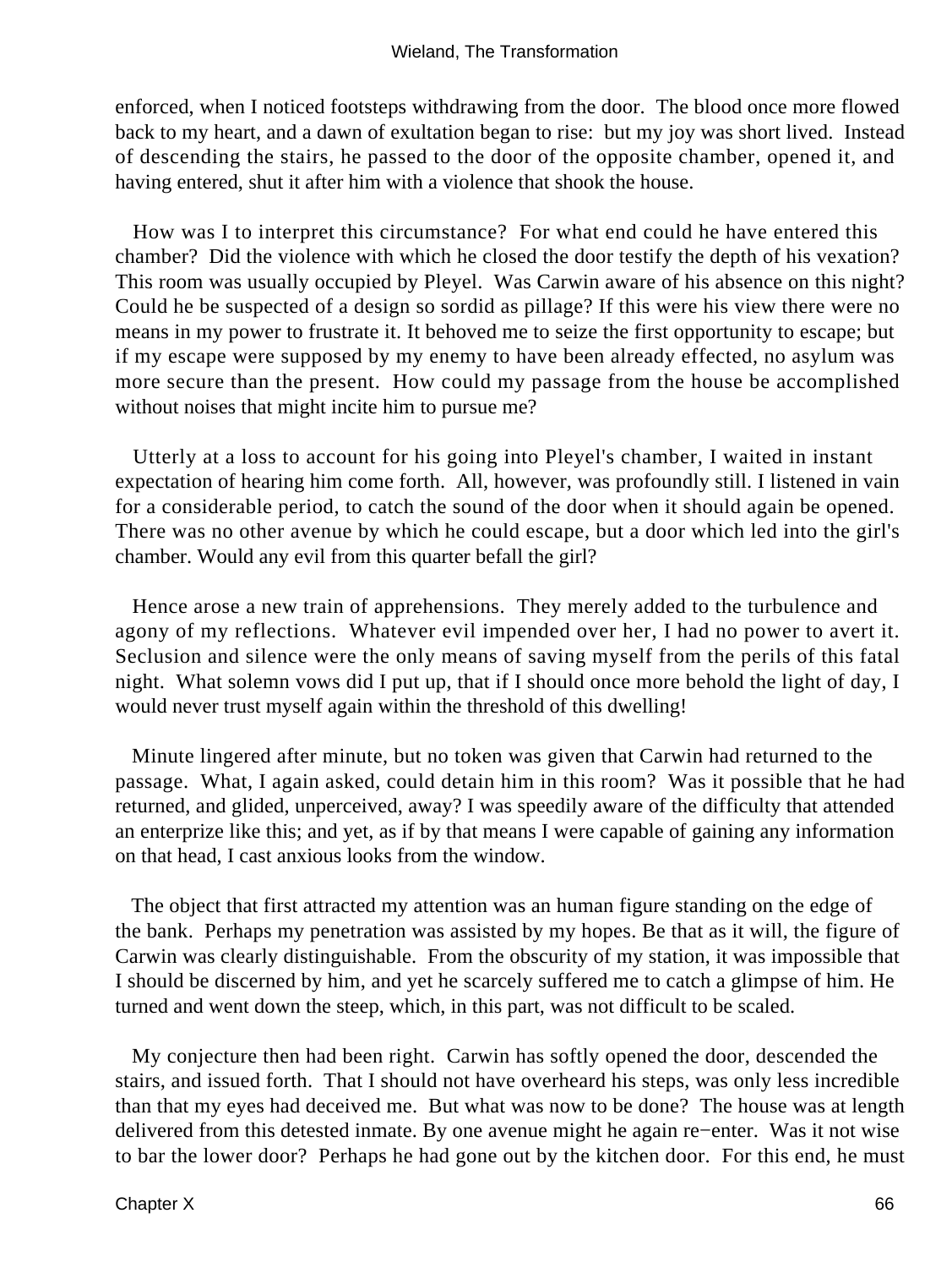enforced, when I noticed footsteps withdrawing from the door. The blood once more flowed back to my heart, and a dawn of exultation began to rise: but my joy was short lived. Instead of descending the stairs, he passed to the door of the opposite chamber, opened it, and having entered, shut it after him with a violence that shook the house.

How was I to interpret this circumstance? For what end could he have entered this chamber? Did the violence with which he closed the door testify the depth of his vexation? This room was usually occupied by Pleyel. Was Carwin aware of his absence on this night? Could he be suspected of a design so sordid as pillage? If this were his view there were no means in my power to frustrate it. It behoved me to seize the first opportunity to escape; but if my escape were supposed by my enemy to have been already effected, no asylum was more secure than the present. How could my passage from the house be accomplished without noises that might incite him to pursue me?

Utterly at a loss to account for his going into Pleyel's chamber, I waited in instant expectation of hearing him come forth. All, however, was profoundly still. I listened in vain for a considerable period, to catch the sound of the door when it should again be opened. There was no other avenue by which he could escape, but a door which led into the girl's chamber. Would any evil from this quarter befall the girl?

Hence arose a new train of apprehensions. They merely added to the turbulence and agony of my reflections. Whatever evil impended over her, I had no power to avert it. Seclusion and silence were the only means of saving myself from the perils of this fatal night. What solemn vows did I put up, that if I should once more behold the light of day, I would never trust myself again within the threshold of this dwelling!

Minute lingered after minute, but no token was given that Carwin had returned to the passage. What, I again asked, could detain him in this room? Was it possible that he had returned, and glided, unperceived, away? I was speedily aware of the difficulty that attended an enterprize like this; and yet, as if by that means I were capable of gaining any information on that head, I cast anxious looks from the window.

The object that first attracted my attention was an human figure standing on the edge of the bank. Perhaps my penetration was assisted by my hopes. Be that as it will, the figure of Carwin was clearly distinguishable. From the obscurity of my station, it was impossible that I should be discerned by him, and yet he scarcely suffered me to catch a glimpse of him. He turned and went down the steep, which, in this part, was not difficult to be scaled.

My conjecture then had been right. Carwin has softly opened the door, descended the stairs, and issued forth. That I should not have overheard his steps, was only less incredible than that my eyes had deceived me. But what was now to be done? The house was at length delivered from this detested inmate. By one avenue might he again re−enter. Was it not wise to bar the lower door? Perhaps he had gone out by the kitchen door. For this end, he must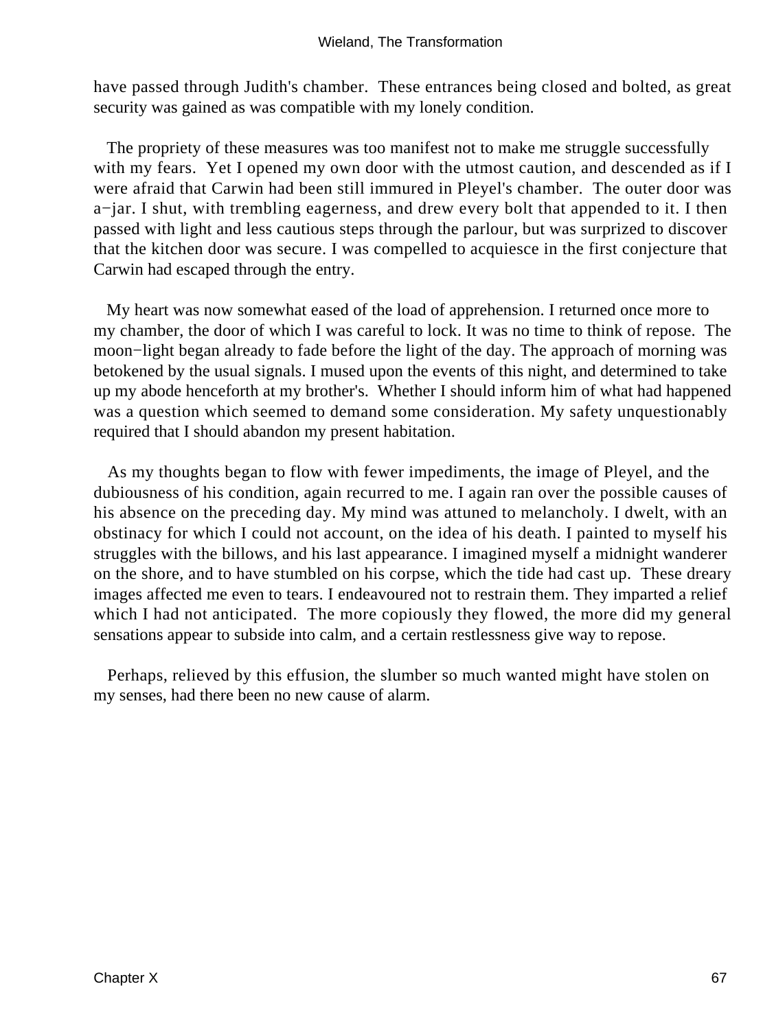have passed through Judith's chamber. These entrances being closed and bolted, as great security was gained as was compatible with my lonely condition.

The propriety of these measures was too manifest not to make me struggle successfully with my fears. Yet I opened my own door with the utmost caution, and descended as if I were afraid that Carwin had been still immured in Pleyel's chamber. The outer door was a−jar. I shut, with trembling eagerness, and drew every bolt that appended to it. I then passed with light and less cautious steps through the parlour, but was surprized to discover that the kitchen door was secure. I was compelled to acquiesce in the first conjecture that Carwin had escaped through the entry.

My heart was now somewhat eased of the load of apprehension. I returned once more to my chamber, the door of which I was careful to lock. It was no time to think of repose. The moon−light began already to fade before the light of the day. The approach of morning was betokened by the usual signals. I mused upon the events of this night, and determined to take up my abode henceforth at my brother's. Whether I should inform him of what had happened was a question which seemed to demand some consideration. My safety unquestionably required that I should abandon my present habitation.

As my thoughts began to flow with fewer impediments, the image of Pleyel, and the dubiousness of his condition, again recurred to me. I again ran over the possible causes of his absence on the preceding day. My mind was attuned to melancholy. I dwelt, with an obstinacy for which I could not account, on the idea of his death. I painted to myself his struggles with the billows, and his last appearance. I imagined myself a midnight wanderer on the shore, and to have stumbled on his corpse, which the tide had cast up. These dreary images affected me even to tears. I endeavoured not to restrain them. They imparted a relief which I had not anticipated. The more copiously they flowed, the more did my general sensations appear to subside into calm, and a certain restlessness give way to repose.

Perhaps, relieved by this effusion, the slumber so much wanted might have stolen on my senses, had there been no new cause of alarm.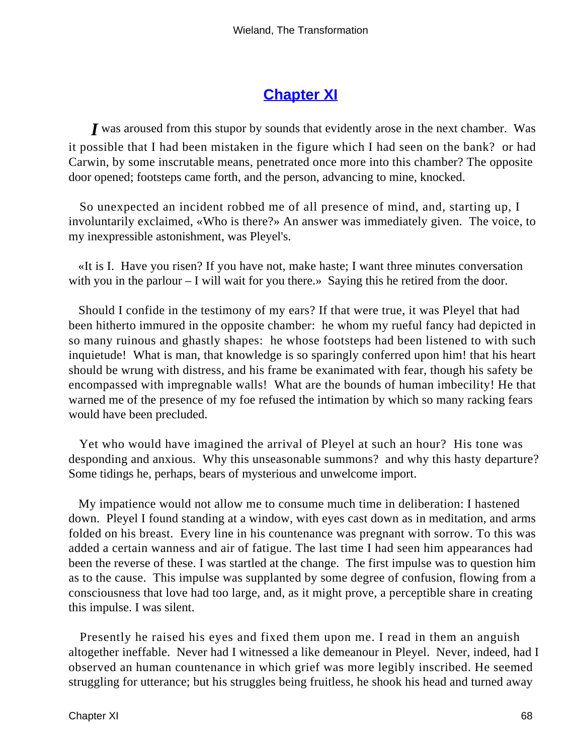## Chapter XI

I was aroused from this stupor by sounds that evidently arose in the next chamber. Was it possible that I had been mistaken in the figure which I had seen on the bank? or had Carwin, by some inscrutable means, penetrated once more into this chamber? The opposite door opened; footsteps came forth, and the person, advancing to mine, knocked.

So unexpected an incident robbed me of all presence of mind, and, starting up, I involuntarily exclaimed, «Who is there?» An answer was immediately given. The voice, to my inexpressible astonishment, was Pleyel's.

«It is I. Have you risen? If you have not, make haste; I want three minutes conversation with you in the parlour – I will wait for you there.» Saying this he retired from the door.

Should I confide in the testimony of my ears? If that were true, it was Pleyel that had been hitherto immured in the opposite chamber: he whom my rueful fancy had depicted in so many ruinous and ghastly shapes: he whose footsteps had been listened to with such inquietude! What is man, that knowledge is so sparingly conferred upon him! that his heart should be wrung with distress, and his frame be exanimated with fear, though his safety be encompassed with impregnable walls! What are the bounds of human imbecility! He that warned me of the presence of my foe refused the intimation by which so many racking fears would have been precluded.

Yet who would have imagined the arrival of Pleyel at such an hour? His tone was desponding and anxious. Why this unseasonable summons? and why this hasty departure? Some tidings he, perhaps, bears of mysterious and unwelcome import.

My impatience would not allow me to consume much time in deliberation: I hastened down. Pleyel I found standing at a window, with eyes cast down as in meditation, and arms folded on his breast. Every line in his countenance was pregnant with sorrow. To this was added a certain wanness and air of fatigue. The last time I had seen him appearances had been the reverse of these. I was startled at the change. The first impulse was to question him as to the cause. This impulse was supplanted by some degree of confusion, flowing from a consciousness that love had too large, and, as it might prove, a perceptible share in creating this impulse. I was silent.

Presently he raised his eyes and fixed them upon me. I read in them an anguish altogether ineffable. Never had I witnessed a like demeanour in Pleyel. Never, indeed, had I observed an human countenance in which grief was more legibly inscribed. He seemed struggling for utterance; but his struggles being fruitless, he shook his head and turned away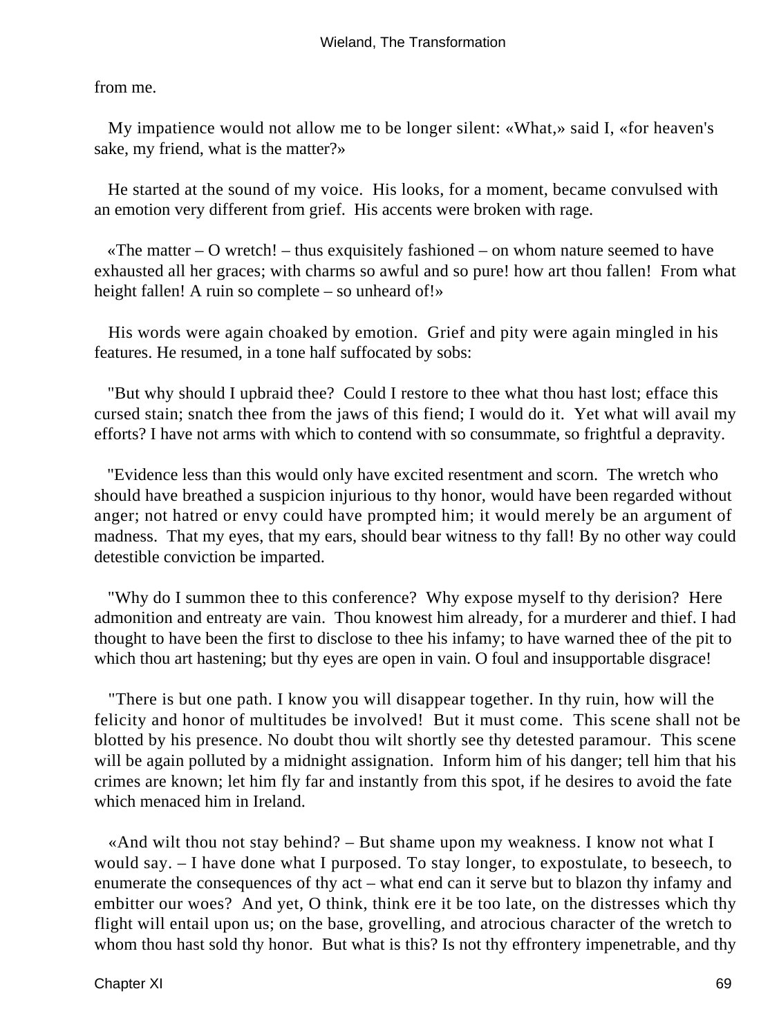from me.

My impatience would not allow me to be longer silent: «What,» said I, «for heaven's sake, my friend, what is the matter?»

He started at the sound of my voice. His looks, for a moment, became convulsed with an emotion very different from grief. His accents were broken with rage.

«The matter – O wretch! – thus exquisitely fashioned – on whom nature seemed to have exhausted all her graces; with charms so awful and so pure! how art thou fallen! From what height fallen! A ruin so complete – so unheard of!»

His words were again choaked by emotion. Grief and pity were again mingled in his features. He resumed, in a tone half suffocated by sobs:

"But why should I upbraid thee? Could I restore to thee what thou hast lost; efface this cursed stain; snatch thee from the jaws of this fiend; I would do it. Yet what will avail my efforts? I have not arms with which to contend with so consummate, so frightful a depravity.

"Evidence less than this would only have excited resentment and scorn. The wretch who should have breathed a suspicion injurious to thy honor, would have been regarded without anger; not hatred or envy could have prompted him; it would merely be an argument of madness. That my eyes, that my ears, should bear witness to thy fall! By no other way could detestible conviction be imparted.

"Why do I summon thee to this conference? Why expose myself to thy derision? Here admonition and entreaty are vain. Thou knowest him already, for a murderer and thief. I had thought to have been the first to disclose to thee his infamy; to have warned thee of the pit to which thou art hastening; but thy eyes are open in vain. O foul and insupportable disgrace!

"There is but one path. I know you will disappear together. In thy ruin, how will the felicity and honor of multitudes be involved! But it must come. This scene shall not be blotted by his presence. No doubt thou wilt shortly see thy detested paramour. This scene will be again polluted by a midnight assignation. Inform him of his danger; tell him that his crimes are known; let him fly far and instantly from this spot, if he desires to avoid the fate which menaced him in Ireland.

«And wilt thou not stay behind? – But shame upon my weakness. I know not what I would say. – I have done what I purposed. To stay longer, to expostulate, to beseech, to enumerate the consequences of thy act – what end can it serve but to blazon thy infamy and embitter our woes? And yet, O think, think ere it be too late, on the distresses which thy flight will entail upon us; on the base, grovelling, and atrocious character of the wretch to whom thou hast sold thy honor. But what is this? Is not thy effrontery impenetrable, and thy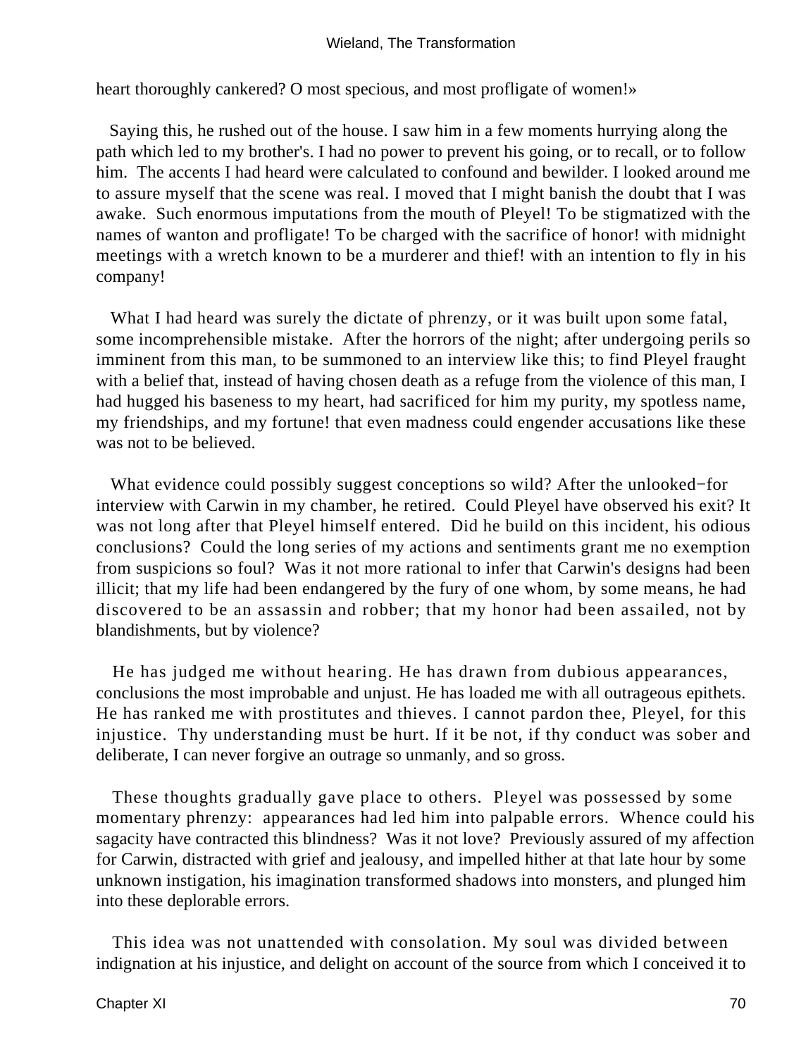heart thoroughly cankered? O most specious, and most profligate of women!»

Saying this, he rushed out of the house. I saw him in a few moments hurrying along the path which led to my brother's. I had no power to prevent his going, or to recall, or to follow him. The accents I had heard were calculated to confound and bewilder. I looked around me to assure myself that the scene was real. I moved that I might banish the doubt that I was awake. Such enormous imputations from the mouth of Pleyel! To be stigmatized with the names of wanton and profligate! To be charged with the sacrifice of honor! with midnight meetings with a wretch known to be a murderer and thief! with an intention to fly in his company!

What I had heard was surely the dictate of phrenzy, or it was built upon some fatal, some incomprehensible mistake. After the horrors of the night; after undergoing perils so imminent from this man, to be summoned to an interview like this; to find Pleyel fraught with a belief that, instead of having chosen death as a refuge from the violence of this man, I had hugged his baseness to my heart, had sacrificed for him my purity, my spotless name, my friendships, and my fortune! that even madness could engender accusations like these was not to be believed.

What evidence could possibly suggest conceptions so wild? After the unlooked−for interview with Carwin in my chamber, he retired. Could Pleyel have observed his exit? It was not long after that Pleyel himself entered. Did he build on this incident, his odious conclusions? Could the long series of my actions and sentiments grant me no exemption from suspicions so foul? Was it not more rational to infer that Carwin's designs had been illicit; that my life had been endangered by the fury of one whom, by some means, he had discovered to be an assassin and robber; that my honor had been assailed, not by blandishments, but by violence?

He has judged me without hearing. He has drawn from dubious appearances, conclusions the most improbable and unjust. He has loaded me with all outrageous epithets. He has ranked me with prostitutes and thieves. I cannot pardon thee, Pleyel, for this injustice. Thy understanding must be hurt. If it be not, if thy conduct was sober and deliberate, I can never forgive an outrage so unmanly, and so gross.

These thoughts gradually gave place to others. Pleyel was possessed by some momentary phrenzy: appearances had led him into palpable errors. Whence could his sagacity have contracted this blindness? Was it not love? Previously assured of my affection for Carwin, distracted with grief and jealousy, and impelled hither at that late hour by some unknown instigation, his imagination transformed shadows into monsters, and plunged him into these deplorable errors.

This idea was not unattended with consolation. My soul was divided between indignation at his injustice, and delight on account of the source from which I conceived it to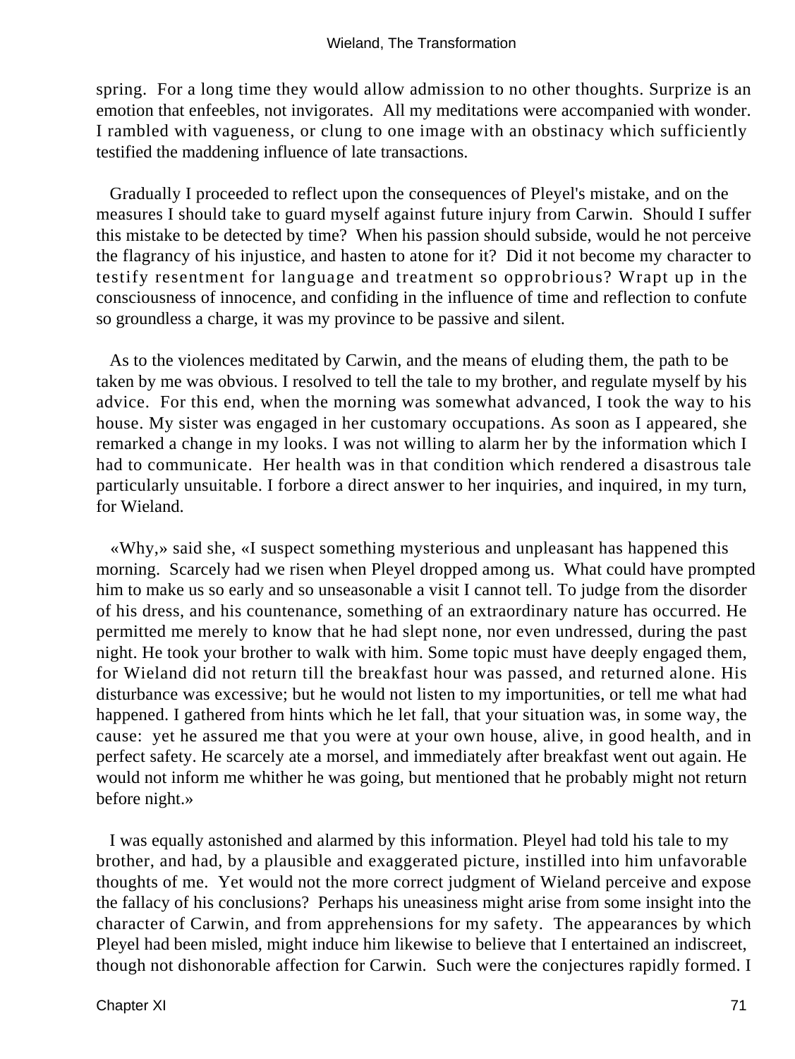spring. For a long time they would allow admission to no other thoughts. Surprize is an emotion that enfeebles, not invigorates. All my meditations were accompanied with wonder. I rambled with vagueness, or clung to one image with an obstinacy which sufficiently testified the maddening influence of late transactions.

Gradually I proceeded to reflect upon the consequences of Pleyel's mistake, and on the measures I should take to guard myself against future injury from Carwin. Should I suffer this mistake to be detected by time? When his passion should subside, would he not perceive the flagrancy of his injustice, and hasten to atone for it? Did it not become my character to testify resentment for language and treatment so opprobrious? Wrapt up in the consciousness of innocence, and confiding in the influence of time and reflection to confute so groundless a charge, it was my province to be passive and silent.

As to the violences meditated by Carwin, and the means of eluding them, the path to be taken by me was obvious. I resolved to tell the tale to my brother, and regulate myself by his advice. For this end, when the morning was somewhat advanced, I took the way to his house. My sister was engaged in her customary occupations. As soon as I appeared, she remarked a change in my looks. I was not willing to alarm her by the information which I had to communicate. Her health was in that condition which rendered a disastrous tale particularly unsuitable. I forbore a direct answer to her inquiries, and inquired, in my turn, for Wieland.

«Why,» said she, «I suspect something mysterious and unpleasant has happened this morning. Scarcely had we risen when Pleyel dropped among us. What could have prompted him to make us so early and so unseasonable a visit I cannot tell. To judge from the disorder of his dress, and his countenance, something of an extraordinary nature has occurred. He permitted me merely to know that he had slept none, nor even undressed, during the past night. He took your brother to walk with him. Some topic must have deeply engaged them, for Wieland did not return till the breakfast hour was passed, and returned alone. His disturbance was excessive; but he would not listen to my importunities, or tell me what had happened. I gathered from hints which he let fall, that your situation was, in some way, the cause: yet he assured me that you were at your own house, alive, in good health, and in perfect safety. He scarcely ate a morsel, and immediately after breakfast went out again. He would not inform me whither he was going, but mentioned that he probably might not return before night.»

I was equally astonished and alarmed by this information. Pleyel had told his tale to my brother, and had, by a plausible and exaggerated picture, instilled into him unfavorable thoughts of me. Yet would not the more correct judgment of Wieland perceive and expose the fallacy of his conclusions? Perhaps his uneasiness might arise from some insight into the character of Carwin, and from apprehensions for my safety. The appearances by which Pleyel had been misled, might induce him likewise to believe that I entertained an indiscreet, though not dishonorable affection for Carwin. Such were the conjectures rapidly formed. I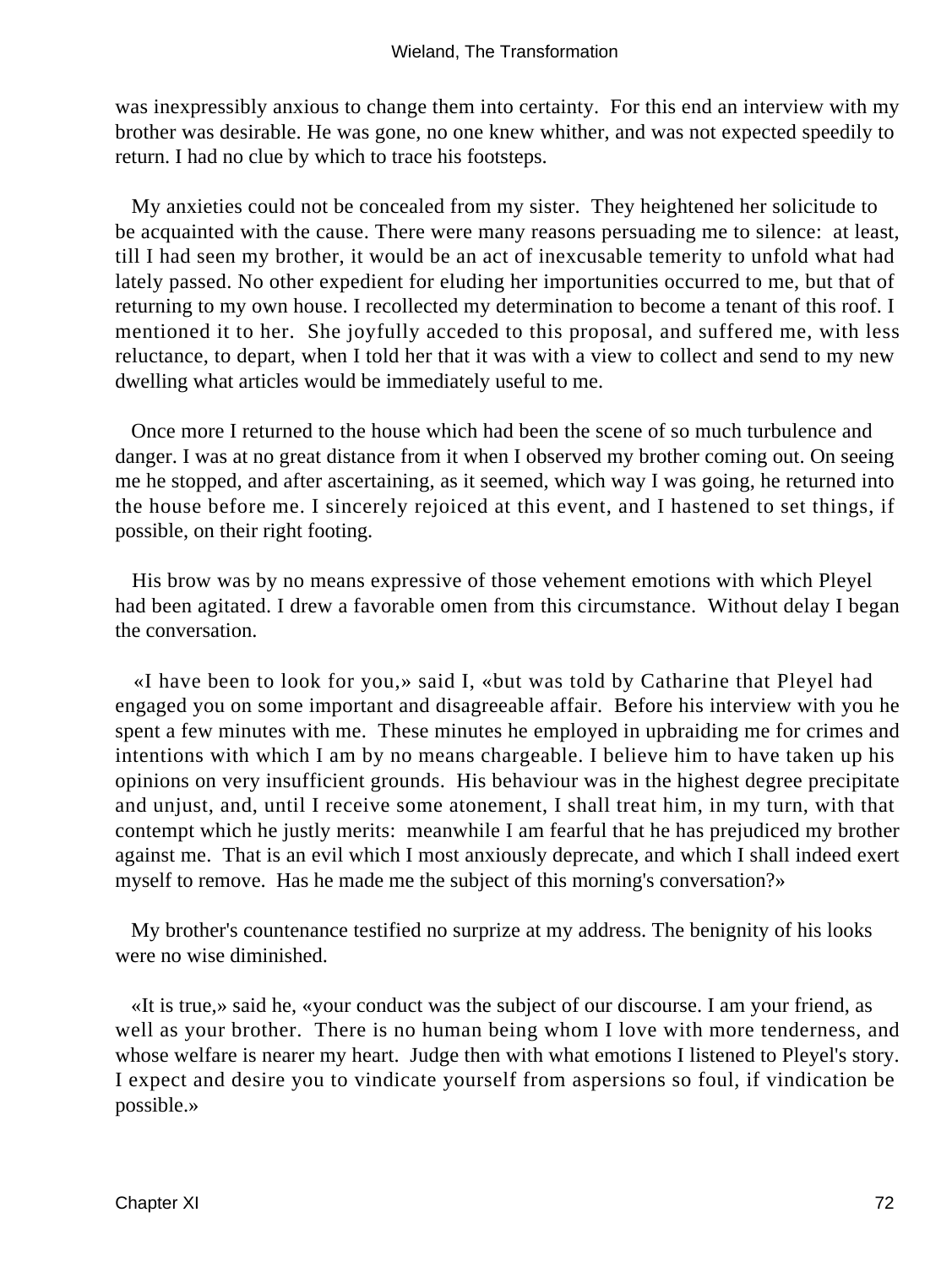was inexpressibly anxious to change them into certainty. For this end an interview with my brother was desirable. He was gone, no one knew whither, and was not expected speedily to return. I had no clue by which to trace his footsteps.

My anxieties could not be concealed from my sister. They heightened her solicitude to be acquainted with the cause. There were many reasons persuading me to silence: at least, till I had seen my brother, it would be an act of inexcusable temerity to unfold what had lately passed. No other expedient for eluding her importunities occurred to me, but that of returning to my own house. I recollected my determination to become a tenant of this roof. I mentioned it to her. She joyfully acceded to this proposal, and suffered me, with less reluctance, to depart, when I told her that it was with a view to collect and send to my new dwelling what articles would be immediately useful to me.

Once more I returned to the house which had been the scene of so much turbulence and danger. I was at no great distance from it when I observed my brother coming out. On seeing me he stopped, and after ascertaining, as it seemed, which way I was going, he returned into the house before me. I sincerely rejoiced at this event, and I hastened to set things, if possible, on their right footing.

His brow was by no means expressive of those vehement emotions with which Pleyel had been agitated. I drew a favorable omen from this circumstance. Without delay I began the conversation.

«I have been to look for you,» said I, «but was told by Catharine that Pleyel had engaged you on some important and disagreeable affair. Before his interview with you he spent a few minutes with me. These minutes he employed in upbraiding me for crimes and intentions with which I am by no means chargeable. I believe him to have taken up his opinions on very insufficient grounds. His behaviour was in the highest degree precipitate and unjust, and, until I receive some atonement, I shall treat him, in my turn, with that contempt which he justly merits: meanwhile I am fearful that he has prejudiced my brother against me. That is an evil which I most anxiously deprecate, and which I shall indeed exert myself to remove. Has he made me the subject of this morning's conversation?»

My brother's countenance testified no surprize at my address. The benignity of his looks were no wise diminished.

«It is true,» said he, «your conduct was the subject of our discourse. I am your friend, as well as your brother. There is no human being whom I love with more tenderness, and whose welfare is nearer my heart. Judge then with what emotions I listened to Pleyel's story. I expect and desire you to vindicate yourself from aspersions so foul, if vindication be possible.»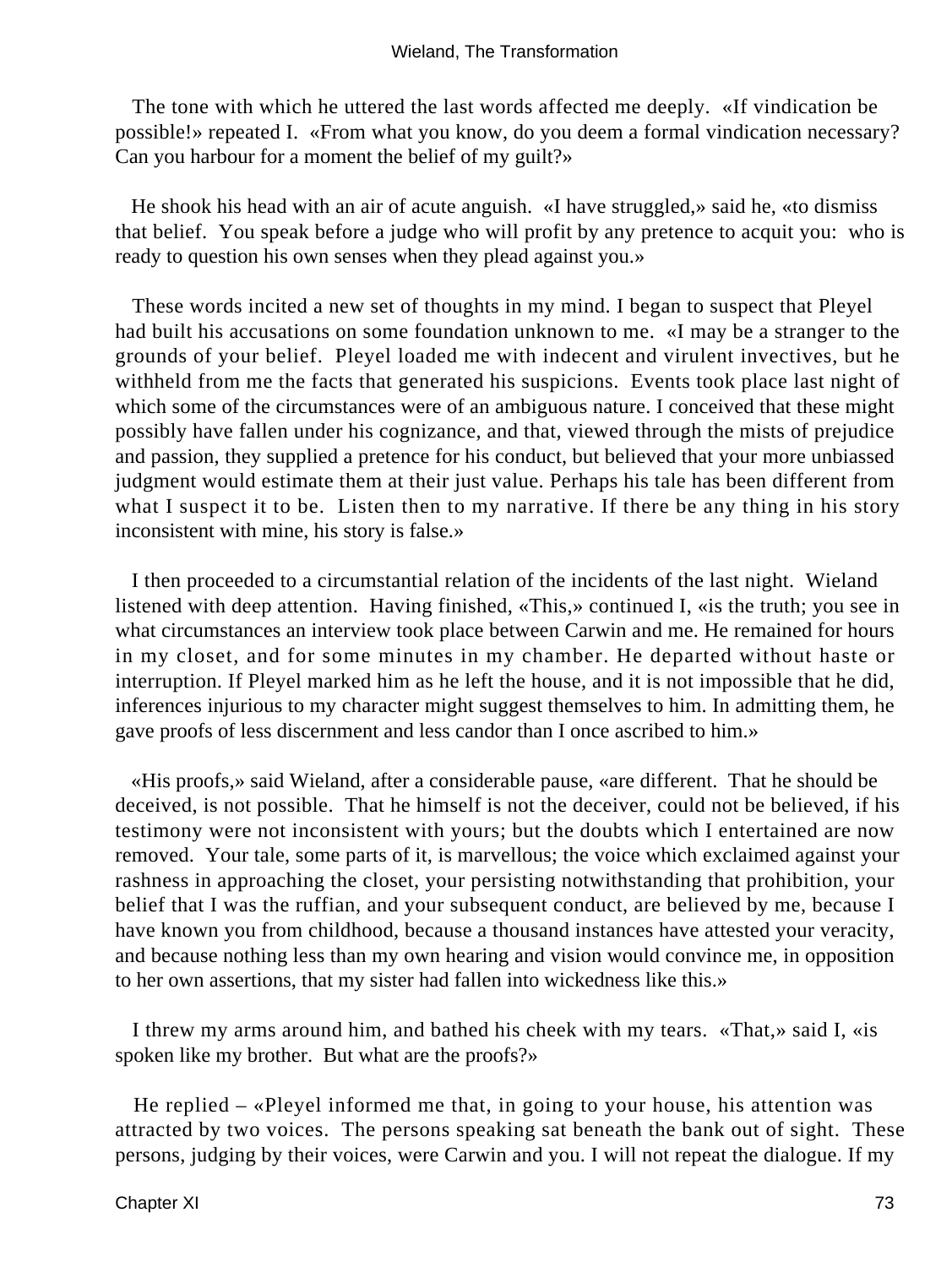The tone with which he uttered the last words affected me deeply. «If vindication be possible!» repeated I. «From what you know, do you deem a formal vindication necessary? Can you harbour for a moment the belief of my guilt?»

He shook his head with an air of acute anguish. «I have struggled,» said he, «to dismiss that belief. You speak before a judge who will profit by any pretence to acquit you: who is ready to question his own senses when they plead against you.»

These words incited a new set of thoughts in my mind. I began to suspect that Pleyel had built his accusations on some foundation unknown to me. «I may be a stranger to the grounds of your belief. Pleyel loaded me with indecent and virulent invectives, but he withheld from me the facts that generated his suspicions. Events took place last night of which some of the circumstances were of an ambiguous nature. I conceived that these might possibly have fallen under his cognizance, and that, viewed through the mists of prejudice and passion, they supplied a pretence for his conduct, but believed that your more unbiassed judgment would estimate them at their just value. Perhaps his tale has been different from what I suspect it to be. Listen then to my narrative. If there be any thing in his story inconsistent with mine, his story is false.»

I then proceeded to a circumstantial relation of the incidents of the last night. Wieland listened with deep attention. Having finished, «This,» continued I, «is the truth; you see in what circumstances an interview took place between Carwin and me. He remained for hours in my closet, and for some minutes in my chamber. He departed without haste or interruption. If Pleyel marked him as he left the house, and it is not impossible that he did, inferences injurious to my character might suggest themselves to him. In admitting them, he gave proofs of less discernment and less candor than I once ascribed to him.»

«His proofs,» said Wieland, after a considerable pause, «are different. That he should be deceived, is not possible. That he himself is not the deceiver, could not be believed, if his testimony were not inconsistent with yours; but the doubts which I entertained are now removed. Your tale, some parts of it, is marvellous; the voice which exclaimed against your rashness in approaching the closet, your persisting notwithstanding that prohibition, your belief that I was the ruffian, and your subsequent conduct, are believed by me, because I have known you from childhood, because a thousand instances have attested your veracity, and because nothing less than my own hearing and vision would convince me, in opposition to her own assertions, that my sister had fallen into wickedness like this.»

I threw my arms around him, and bathed his cheek with my tears. «That,» said I, «is spoken like my brother. But what are the proofs?»

He replied – «Pleyel informed me that, in going to your house, his attention was attracted by two voices. The persons speaking sat beneath the bank out of sight. These persons, judging by their voices, were Carwin and you. I will not repeat the dialogue. If my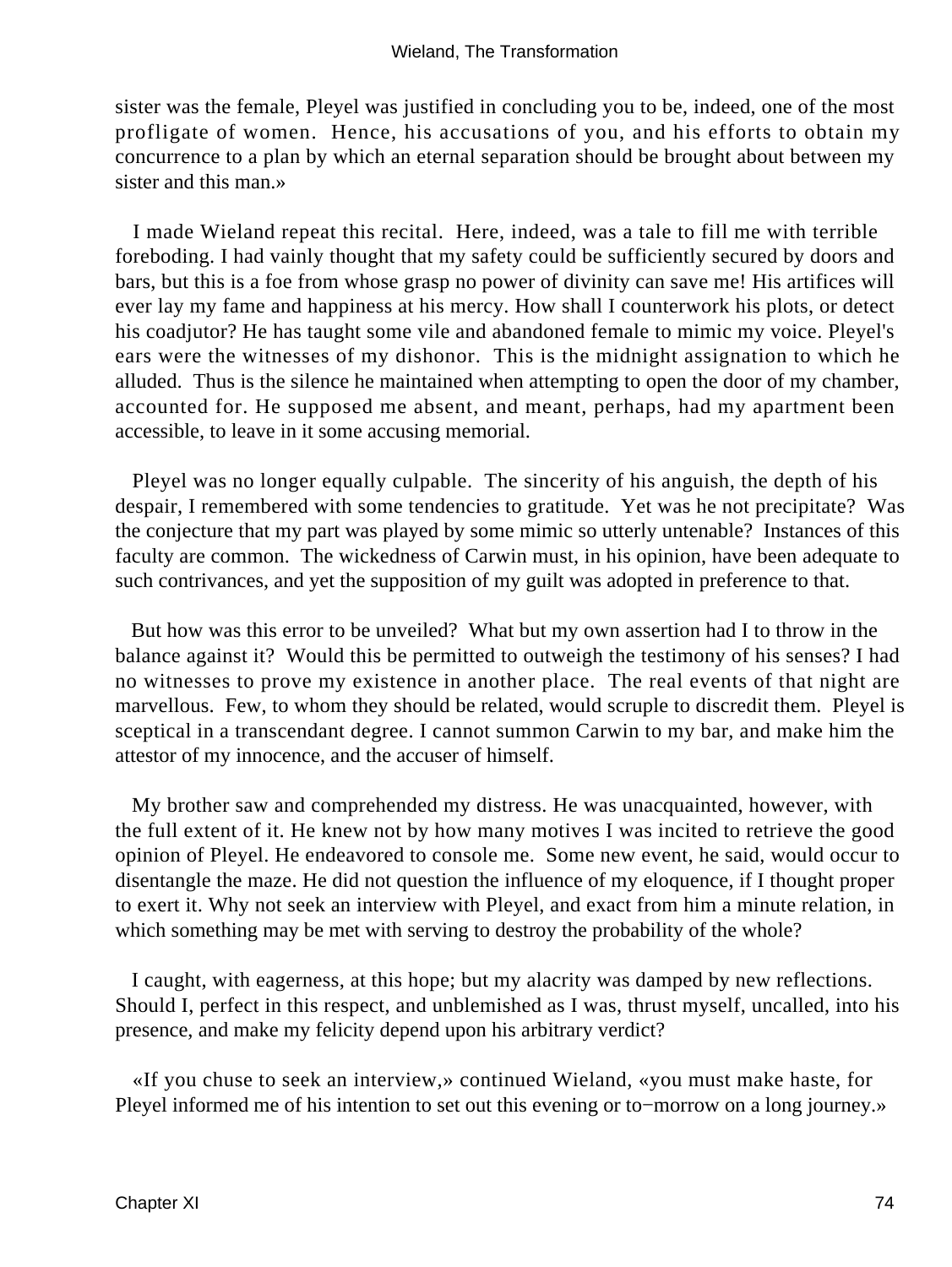sister was the female, Pleyel was justified in concluding you to be, indeed, one of the most profligate of women. Hence, his accusations of you, and his efforts to obtain my concurrence to a plan by which an eternal separation should be brought about between my sister and this man.»

I made Wieland repeat this recital. Here, indeed, was a tale to fill me with terrible foreboding. I had vainly thought that my safety could be sufficiently secured by doors and bars, but this is a foe from whose grasp no power of divinity can save me! His artifices will ever lay my fame and happiness at his mercy. How shall I counterwork his plots, or detect his coadjutor? He has taught some vile and abandoned female to mimic my voice. Pleyel's ears were the witnesses of my dishonor. This is the midnight assignation to which he alluded. Thus is the silence he maintained when attempting to open the door of my chamber, accounted for. He supposed me absent, and meant, perhaps, had my apartment been accessible, to leave in it some accusing memorial.

Pleyel was no longer equally culpable. The sincerity of his anguish, the depth of his despair, I remembered with some tendencies to gratitude. Yet was he not precipitate? Was the conjecture that my part was played by some mimic so utterly untenable? Instances of this faculty are common. The wickedness of Carwin must, in his opinion, have been adequate to such contrivances, and yet the supposition of my guilt was adopted in preference to that.

But how was this error to be unveiled? What but my own assertion had I to throw in the balance against it? Would this be permitted to outweigh the testimony of his senses? I had no witnesses to prove my existence in another place. The real events of that night are marvellous. Few, to whom they should be related, would scruple to discredit them. Pleyel is sceptical in a transcendant degree. I cannot summon Carwin to my bar, and make him the attestor of my innocence, and the accuser of himself.

My brother saw and comprehended my distress. He was unacquainted, however, with the full extent of it. He knew not by how many motives I was incited to retrieve the good opinion of Pleyel. He endeavored to console me. Some new event, he said, would occur to disentangle the maze. He did not question the influence of my eloquence, if I thought proper to exert it. Why not seek an interview with Pleyel, and exact from him a minute relation, in which something may be met with serving to destroy the probability of the whole?

I caught, with eagerness, at this hope; but my alacrity was damped by new reflections. Should I, perfect in this respect, and unblemished as I was, thrust myself, uncalled, into his presence, and make my felicity depend upon his arbitrary verdict?

«If you chuse to seek an interview,» continued Wieland, «you must make haste, for Pleyel informed me of his intention to set out this evening or to−morrow on a long journey.»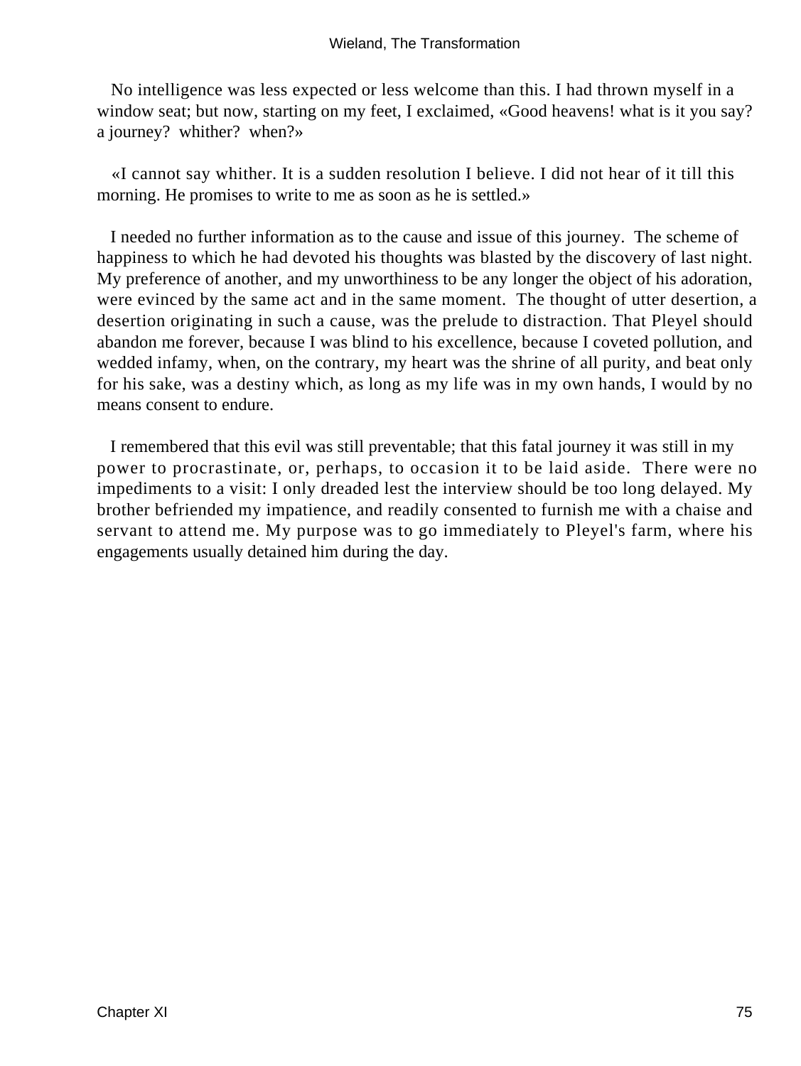No intelligence was less expected or less welcome than this. I had thrown myself in a window seat; but now, starting on my feet, I exclaimed, «Good heavens! what is it you say? a journey? whither? when?»

«I cannot say whither. It is a sudden resolution I believe. I did not hear of it till this morning. He promises to write to me as soon as he is settled.»

I needed no further information as to the cause and issue of this journey. The scheme of happiness to which he had devoted his thoughts was blasted by the discovery of last night. My preference of another, and my unworthiness to be any longer the object of his adoration, were evinced by the same act and in the same moment. The thought of utter desertion, a desertion originating in such a cause, was the prelude to distraction. That Pleyel should abandon me forever, because I was blind to his excellence, because I coveted pollution, and wedded infamy, when, on the contrary, my heart was the shrine of all purity, and beat only for his sake, was a destiny which, as long as my life was in my own hands, I would by no means consent to endure.

I remembered that this evil was still preventable; that this fatal journey it was still in my power to procrastinate, or, perhaps, to occasion it to be laid aside. There were no impediments to a visit: I only dreaded lest the interview should be too long delayed. My brother befriended my impatience, and readily consented to furnish me with a chaise and servant to attend me. My purpose was to go immediately to Pleyel's farm, where his engagements usually detained him during the day.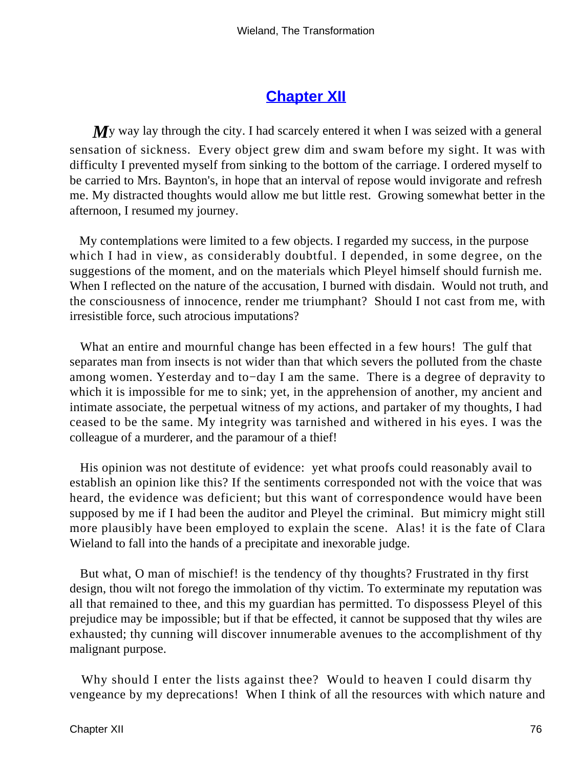## [Chapter XII]()

*M*y way lay through the city. I had scarcely entered it when I was seized with a general sensation of sickness. Every object grew dim and swam before my sight. It was with difficulty I prevented myself from sinking to the bottom of the carriage. I ordered myself to be carried to Mrs. Baynton's, in hope that an interval of repose would invigorate and refresh me. My distracted thoughts would allow me but little rest. Growing somewhat better in the afternoon, I resumed my journey.

My contemplations were limited to a few objects. I regarded my success, in the purpose which I had in view, as considerably doubtful. I depended, in some degree, on the suggestions of the moment, and on the materials which Pleyel himself should furnish me. When I reflected on the nature of the accusation, I burned with disdain. Would not truth, and the consciousness of innocence, render me triumphant? Should I not cast from me, with irresistible force, such atrocious imputations?

What an entire and mournful change has been effected in a few hours! The gulf that separates man from insects is not wider than that which severs the polluted from the chaste among women. Yesterday and to−day I am the same. There is a degree of depravity to which it is impossible for me to sink; yet, in the apprehension of another, my ancient and intimate associate, the perpetual witness of my actions, and partaker of my thoughts, I had ceased to be the same. My integrity was tarnished and withered in his eyes. I was the colleague of a murderer, and the paramour of a thief!

His opinion was not destitute of evidence: yet what proofs could reasonably avail to establish an opinion like this? If the sentiments corresponded not with the voice that was heard, the evidence was deficient; but this want of correspondence would have been supposed by me if I had been the auditor and Pleyel the criminal. But mimicry might still more plausibly have been employed to explain the scene. Alas! it is the fate of Clara Wieland to fall into the hands of a precipitate and inexorable judge.

But what, O man of mischief! is the tendency of thy thoughts? Frustrated in thy first design, thou wilt not forego the immolation of thy victim. To exterminate my reputation was all that remained to thee, and this my guardian has permitted. To dispossess Pleyel of this prejudice may be impossible; but if that be effected, it cannot be supposed that thy wiles are exhausted; thy cunning will discover innumerable avenues to the accomplishment of thy malignant purpose.

Why should I enter the lists against thee? Would to heaven I could disarm thy vengeance by my deprecations! When I think of all the resources with which nature and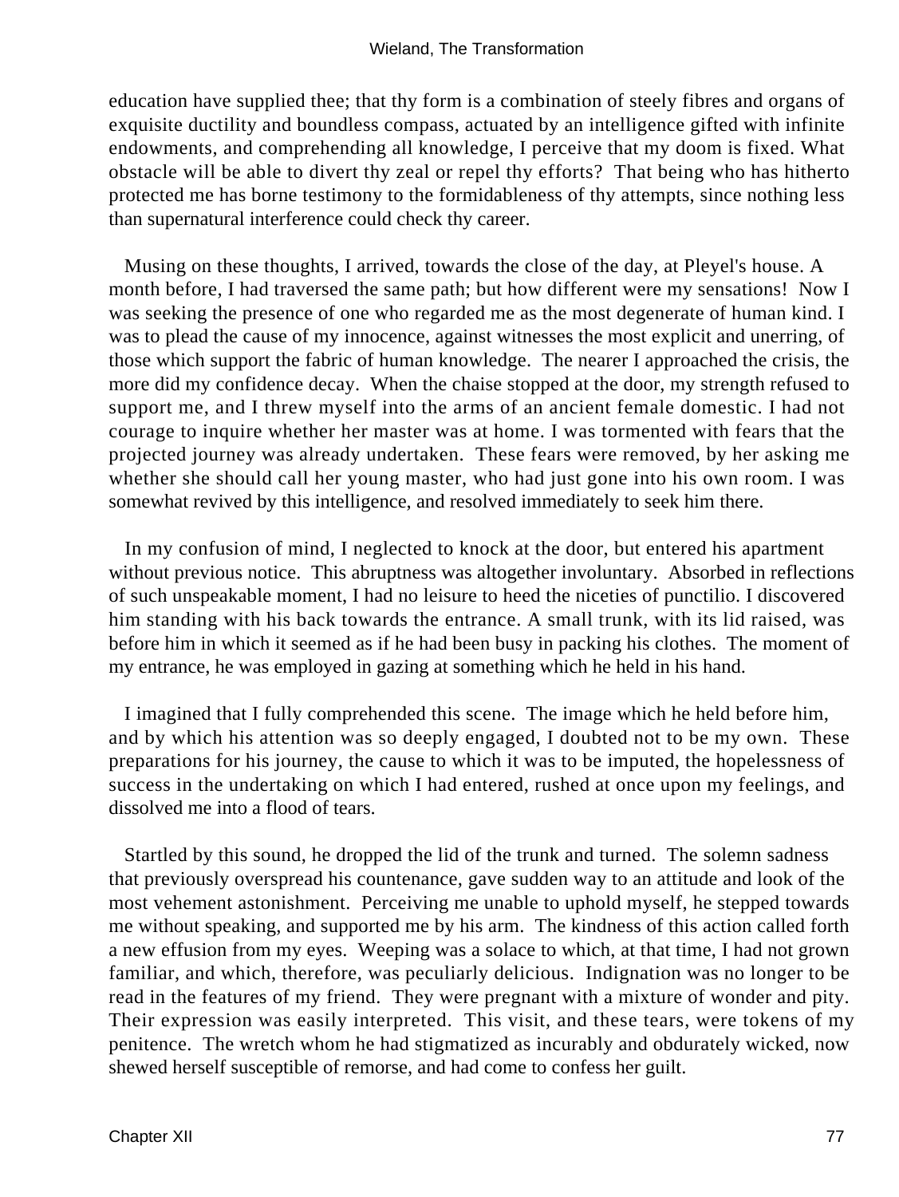education have supplied thee; that thy form is a combination of steely fibres and organs of exquisite ductility and boundless compass, actuated by an intelligence gifted with infinite endowments, and comprehending all knowledge, I perceive that my doom is fixed. What obstacle will be able to divert thy zeal or repel thy efforts? That being who has hitherto protected me has borne testimony to the formidableness of thy attempts, since nothing less than supernatural interference could check thy career.

Musing on these thoughts, I arrived, towards the close of the day, at Pleyel's house. A month before, I had traversed the same path; but how different were my sensations! Now I was seeking the presence of one who regarded me as the most degenerate of human kind. I was to plead the cause of my innocence, against witnesses the most explicit and unerring, of those which support the fabric of human knowledge. The nearer I approached the crisis, the more did my confidence decay. When the chaise stopped at the door, my strength refused to support me, and I threw myself into the arms of an ancient female domestic. I had not courage to inquire whether her master was at home. I was tormented with fears that the projected journey was already undertaken. These fears were removed, by her asking me whether she should call her young master, who had just gone into his own room. I was somewhat revived by this intelligence, and resolved immediately to seek him there.

In my confusion of mind, I neglected to knock at the door, but entered his apartment without previous notice. This abruptness was altogether involuntary. Absorbed in reflections of such unspeakable moment, I had no leisure to heed the niceties of punctilio. I discovered him standing with his back towards the entrance. A small trunk, with its lid raised, was before him in which it seemed as if he had been busy in packing his clothes. The moment of my entrance, he was employed in gazing at something which he held in his hand.

I imagined that I fully comprehended this scene. The image which he held before him, and by which his attention was so deeply engaged, I doubted not to be my own. These preparations for his journey, the cause to which it was to be imputed, the hopelessness of success in the undertaking on which I had entered, rushed at once upon my feelings, and dissolved me into a flood of tears.

Startled by this sound, he dropped the lid of the trunk and turned. The solemn sadness that previously overspread his countenance, gave sudden way to an attitude and look of the most vehement astonishment. Perceiving me unable to uphold myself, he stepped towards me without speaking, and supported me by his arm. The kindness of this action called forth a new effusion from my eyes. Weeping was a solace to which, at that time, I had not grown familiar, and which, therefore, was peculiarly delicious. Indignation was no longer to be read in the features of my friend. They were pregnant with a mixture of wonder and pity. Their expression was easily interpreted. This visit, and these tears, were tokens of my penitence. The wretch whom he had stigmatized as incurably and obdurately wicked, now shewed herself susceptible of remorse, and had come to confess her guilt.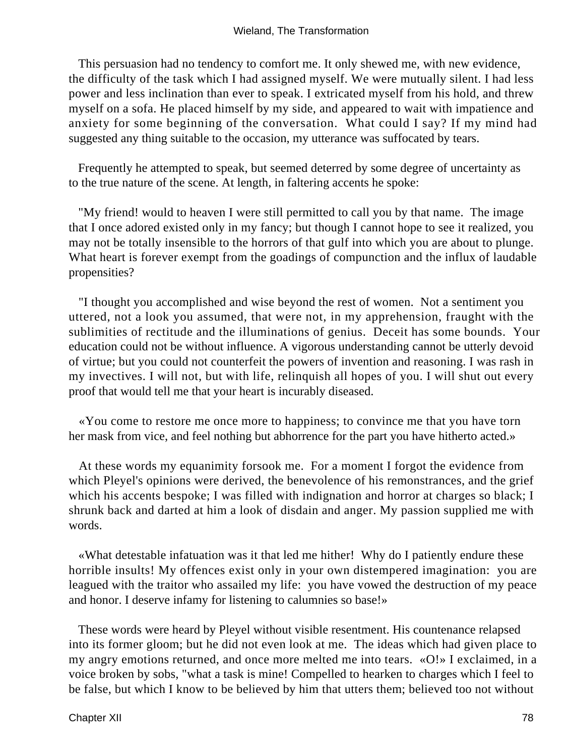This persuasion had no tendency to comfort me. It only shewed me, with new evidence, the difficulty of the task which I had assigned myself. We were mutually silent. I had less power and less inclination than ever to speak. I extricated myself from his hold, and threw myself on a sofa. He placed himself by my side, and appeared to wait with impatience and anxiety for some beginning of the conversation. What could I say? If my mind had suggested any thing suitable to the occasion, my utterance was suffocated by tears.

Frequently he attempted to speak, but seemed deterred by some degree of uncertainty as to the true nature of the scene. At length, in faltering accents he spoke:

"My friend! would to heaven I were still permitted to call you by that name. The image that I once adored existed only in my fancy; but though I cannot hope to see it realized, you may not be totally insensible to the horrors of that gulf into which you are about to plunge. What heart is forever exempt from the goadings of compunction and the influx of laudable propensities?

"I thought you accomplished and wise beyond the rest of women. Not a sentiment you uttered, not a look you assumed, that were not, in my apprehension, fraught with the sublimities of rectitude and the illuminations of genius. Deceit has some bounds. Your education could not be without influence. A vigorous understanding cannot be utterly devoid of virtue; but you could not counterfeit the powers of invention and reasoning. I was rash in my invectives. I will not, but with life, relinquish all hopes of you. I will shut out every proof that would tell me that your heart is incurably diseased.

«You come to restore me once more to happiness; to convince me that you have torn her mask from vice, and feel nothing but abhorrence for the part you have hitherto acted.»

At these words my equanimity forsook me. For a moment I forgot the evidence from which Pleyel's opinions were derived, the benevolence of his remonstrances, and the grief which his accents bespoke; I was filled with indignation and horror at charges so black; I shrunk back and darted at him a look of disdain and anger. My passion supplied me with words.

«What detestable infatuation was it that led me hither! Why do I patiently endure these horrible insults! My offences exist only in your own distempered imagination: you are leagued with the traitor who assailed my life: you have vowed the destruction of my peace and honor. I deserve infamy for listening to calumnies so base!»

These words were heard by Pleyel without visible resentment. His countenance relapsed into its former gloom; but he did not even look at me. The ideas which had given place to my angry emotions returned, and once more melted me into tears. «O!» I exclaimed, in a voice broken by sobs, "what a task is mine! Compelled to hearken to charges which I feel to be false, but which I know to be believed by him that utters them; believed too not without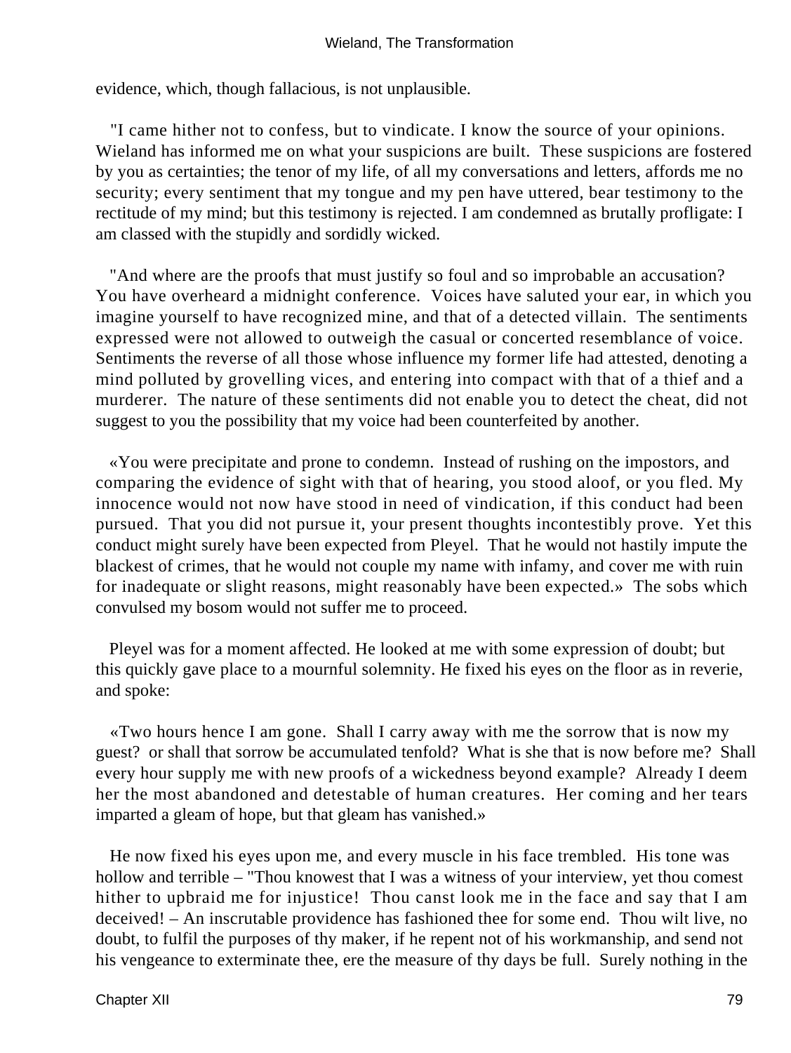evidence, which, though fallacious, is not unplausible.

"I came hither not to confess, but to vindicate. I know the source of your opinions. Wieland has informed me on what your suspicions are built. These suspicions are fostered by you as certainties; the tenor of my life, of all my conversations and letters, affords me no security; every sentiment that my tongue and my pen have uttered, bear testimony to the rectitude of my mind; but this testimony is rejected. I am condemned as brutally profligate: I am classed with the stupidly and sordidly wicked.

"And where are the proofs that must justify so foul and so improbable an accusation? You have overheard a midnight conference. Voices have saluted your ear, in which you imagine yourself to have recognized mine, and that of a detected villain. The sentiments expressed were not allowed to outweigh the casual or concerted resemblance of voice. Sentiments the reverse of all those whose influence my former life had attested, denoting a mind polluted by grovelling vices, and entering into compact with that of a thief and a murderer. The nature of these sentiments did not enable you to detect the cheat, did not suggest to you the possibility that my voice had been counterfeited by another.

«You were precipitate and prone to condemn. Instead of rushing on the impostors, and comparing the evidence of sight with that of hearing, you stood aloof, or you fled. My innocence would not now have stood in need of vindication, if this conduct had been pursued. That you did not pursue it, your present thoughts incontestibly prove. Yet this conduct might surely have been expected from Pleyel. That he would not hastily impute the blackest of crimes, that he would not couple my name with infamy, and cover me with ruin for inadequate or slight reasons, might reasonably have been expected.» The sobs which convulsed my bosom would not suffer me to proceed.

Pleyel was for a moment affected. He looked at me with some expression of doubt; but this quickly gave place to a mournful solemnity. He fixed his eyes on the floor as in reverie, and spoke:

«Two hours hence I am gone. Shall I carry away with me the sorrow that is now my guest? or shall that sorrow be accumulated tenfold? What is she that is now before me? Shall every hour supply me with new proofs of a wickedness beyond example? Already I deem her the most abandoned and detestable of human creatures. Her coming and her tears imparted a gleam of hope, but that gleam has vanished.»

He now fixed his eyes upon me, and every muscle in his face trembled. His tone was hollow and terrible – "Thou knowest that I was a witness of your interview, yet thou comest hither to upbraid me for injustice! Thou canst look me in the face and say that I am deceived! – An inscrutable providence has fashioned thee for some end. Thou wilt live, no doubt, to fulfil the purposes of thy maker, if he repent not of his workmanship, and send not his vengeance to exterminate thee, ere the measure of thy days be full. Surely nothing in the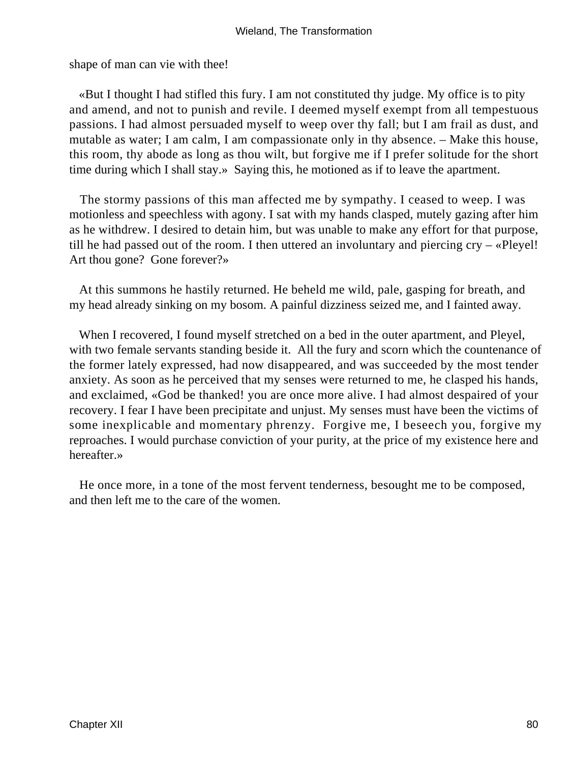shape of man can vie with thee!

«But I thought I had stifled this fury. I am not constituted thy judge. My office is to pity and amend, and not to punish and revile. I deemed myself exempt from all tempestuous passions. I had almost persuaded myself to weep over thy fall; but I am frail as dust, and mutable as water; I am calm, I am compassionate only in thy absence. – Make this house, this room, thy abode as long as thou wilt, but forgive me if I prefer solitude for the short time during which I shall stay.» Saying this, he motioned as if to leave the apartment.

The stormy passions of this man affected me by sympathy. I ceased to weep. I was motionless and speechless with agony. I sat with my hands clasped, mutely gazing after him as he withdrew. I desired to detain him, but was unable to make any effort for that purpose, till he had passed out of the room. I then uttered an involuntary and piercing cry – «Pleyel! Art thou gone? Gone forever?»

At this summons he hastily returned. He beheld me wild, pale, gasping for breath, and my head already sinking on my bosom. A painful dizziness seized me, and I fainted away.

When I recovered, I found myself stretched on a bed in the outer apartment, and Pleyel, with two female servants standing beside it. All the fury and scorn which the countenance of the former lately expressed, had now disappeared, and was succeeded by the most tender anxiety. As soon as he perceived that my senses were returned to me, he clasped his hands, and exclaimed, «God be thanked! you are once more alive. I had almost despaired of your recovery. I fear I have been precipitate and unjust. My senses must have been the victims of some inexplicable and momentary phrenzy. Forgive me, I beseech you, forgive my reproaches. I would purchase conviction of your purity, at the price of my existence here and hereafter.»

He once more, in a tone of the most fervent tenderness, besought me to be composed, and then left me to the care of the women.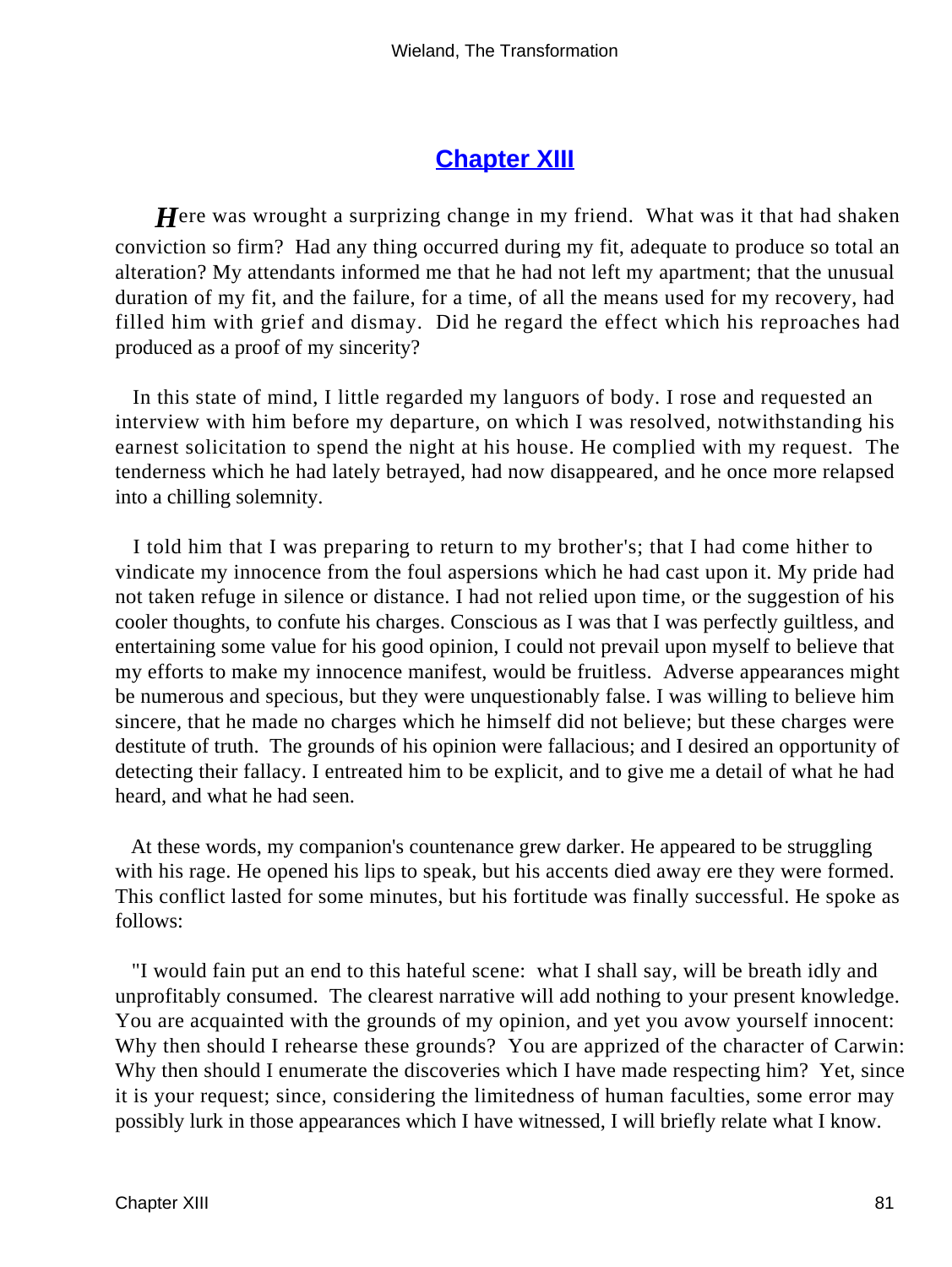## Chapter XIII

Here was wrought a surprizing change in my friend. What was it that had shaken conviction so firm? Had any thing occurred during my fit, adequate to produce so total an alteration? My attendants informed me that he had not left my apartment; that the unusual duration of my fit, and the failure, for a time, of all the means used for my recovery, had filled him with grief and dismay. Did he regard the effect which his reproaches had produced as a proof of my sincerity?

In this state of mind, I little regarded my languors of body. I rose and requested an interview with him before my departure, on which I was resolved, notwithstanding his earnest solicitation to spend the night at his house. He complied with my request. The tenderness which he had lately betrayed, had now disappeared, and he once more relapsed into a chilling solemnity.

I told him that I was preparing to return to my brother's; that I had come hither to vindicate my innocence from the foul aspersions which he had cast upon it. My pride had not taken refuge in silence or distance. I had not relied upon time, or the suggestion of his cooler thoughts, to confute his charges. Conscious as I was that I was perfectly guiltless, and entertaining some value for his good opinion, I could not prevail upon myself to believe that my efforts to make my innocence manifest, would be fruitless. Adverse appearances might be numerous and specious, but they were unquestionably false. I was willing to believe him sincere, that he made no charges which he himself did not believe; but these charges were destitute of truth. The grounds of his opinion were fallacious; and I desired an opportunity of detecting their fallacy. I entreated him to be explicit, and to give me a detail of what he had heard, and what he had seen.

At these words, my companion's countenance grew darker. He appeared to be struggling with his rage. He opened his lips to speak, but his accents died away ere they were formed. This conflict lasted for some minutes, but his fortitude was finally successful. He spoke as follows:

"I would fain put an end to this hateful scene: what I shall say, will be breath idly and unprofitably consumed. The clearest narrative will add nothing to your present knowledge. You are acquainted with the grounds of my opinion, and yet you avow yourself innocent: Why then should I rehearse these grounds? You are apprized of the character of Carwin: Why then should I enumerate the discoveries which I have made respecting him? Yet, since it is your request; since, considering the limitedness of human faculties, some error may possibly lurk in those appearances which I have witnessed, I will briefly relate what I know.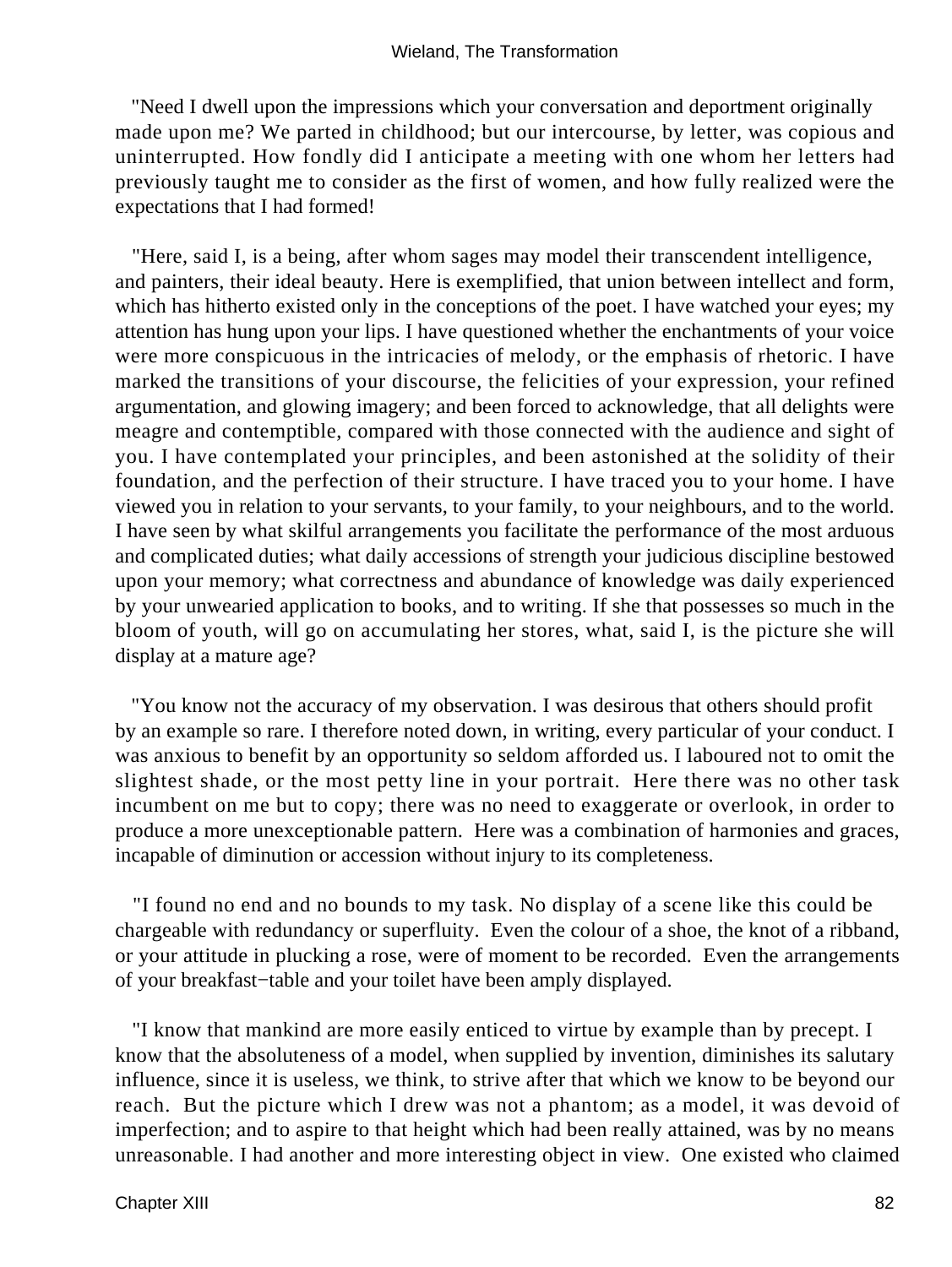"Need I dwell upon the impressions which your conversation and deportment originally made upon me? We parted in childhood; but our intercourse, by letter, was copious and uninterrupted. How fondly did I anticipate a meeting with one whom her letters had previously taught me to consider as the first of women, and how fully realized were the expectations that I had formed!

"Here, said I, is a being, after whom sages may model their transcendent intelligence, and painters, their ideal beauty. Here is exemplified, that union between intellect and form, which has hitherto existed only in the conceptions of the poet. I have watched your eyes; my attention has hung upon your lips. I have questioned whether the enchantments of your voice were more conspicuous in the intricacies of melody, or the emphasis of rhetoric. I have marked the transitions of your discourse, the felicities of your expression, your refined argumentation, and glowing imagery; and been forced to acknowledge, that all delights were meagre and contemptible, compared with those connected with the audience and sight of you. I have contemplated your principles, and been astonished at the solidity of their foundation, and the perfection of their structure. I have traced you to your home. I have viewed you in relation to your servants, to your family, to your neighbours, and to the world. I have seen by what skilful arrangements you facilitate the performance of the most arduous and complicated duties; what daily accessions of strength your judicious discipline bestowed upon your memory; what correctness and abundance of knowledge was daily experienced by your unwearied application to books, and to writing. If she that possesses so much in the bloom of youth, will go on accumulating her stores, what, said I, is the picture she will display at a mature age?

"You know not the accuracy of my observation. I was desirous that others should profit by an example so rare. I therefore noted down, in writing, every particular of your conduct. I was anxious to benefit by an opportunity so seldom afforded us. I laboured not to omit the slightest shade, or the most petty line in your portrait. Here there was no other task incumbent on me but to copy; there was no need to exaggerate or overlook, in order to produce a more unexceptionable pattern. Here was a combination of harmonies and graces, incapable of diminution or accession without injury to its completeness.

"I found no end and no bounds to my task. No display of a scene like this could be chargeable with redundancy or superfluity. Even the colour of a shoe, the knot of a ribband, or your attitude in plucking a rose, were of moment to be recorded. Even the arrangements of your breakfast−table and your toilet have been amply displayed.

"I know that mankind are more easily enticed to virtue by example than by precept. I know that the absoluteness of a model, when supplied by invention, diminishes its salutary influence, since it is useless, we think, to strive after that which we know to be beyond our reach. But the picture which I drew was not a phantom; as a model, it was devoid of imperfection; and to aspire to that height which had been really attained, was by no means unreasonable. I had another and more interesting object in view. One existed who claimed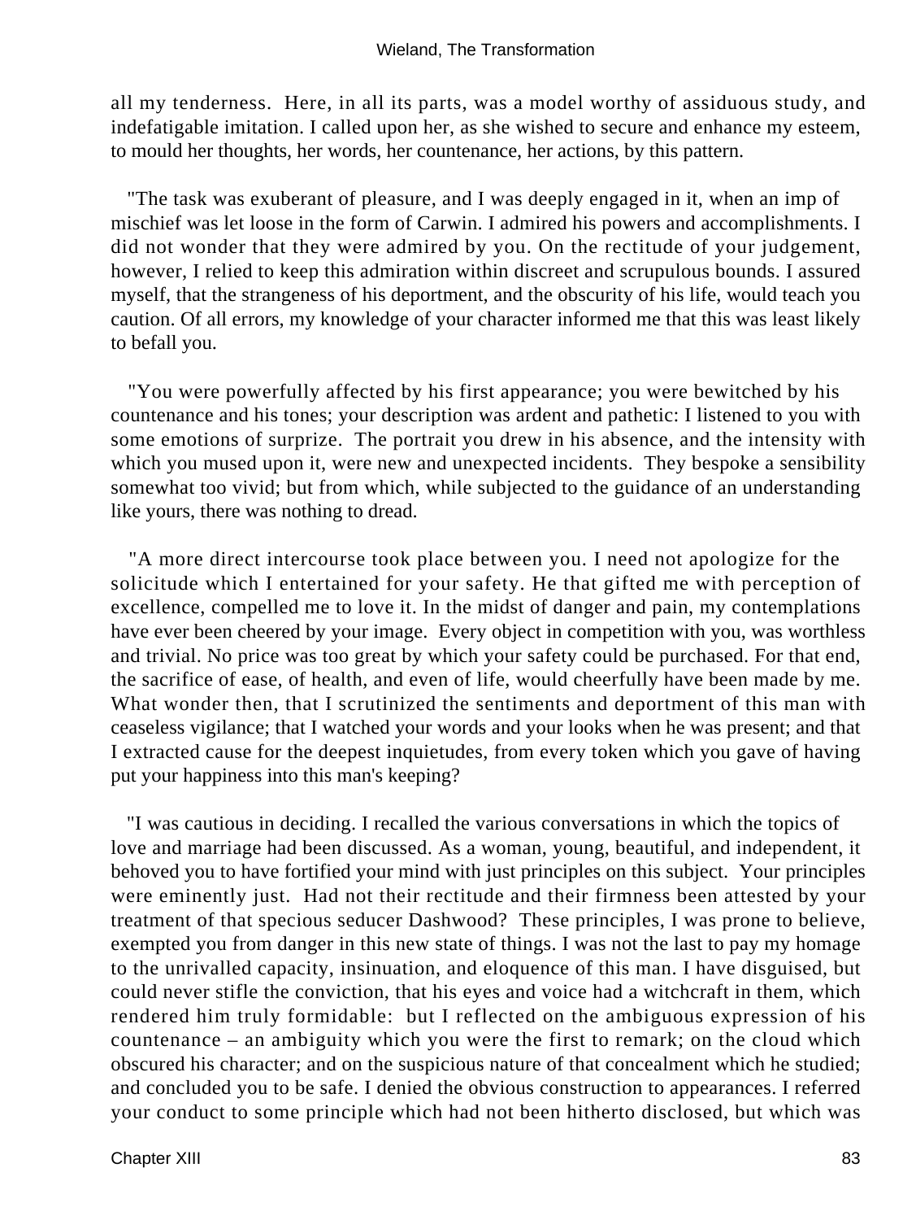all my tenderness. Here, in all its parts, was a model worthy of assiduous study, and indefatigable imitation. I called upon her, as she wished to secure and enhance my esteem, to mould her thoughts, her words, her countenance, her actions, by this pattern.

"The task was exuberant of pleasure, and I was deeply engaged in it, when an imp of mischief was let loose in the form of Carwin. I admired his powers and accomplishments. I did not wonder that they were admired by you. On the rectitude of your judgement, however, I relied to keep this admiration within discreet and scrupulous bounds. I assured myself, that the strangeness of his deportment, and the obscurity of his life, would teach you caution. Of all errors, my knowledge of your character informed me that this was least likely to befall you.

"You were powerfully affected by his first appearance; you were bewitched by his countenance and his tones; your description was ardent and pathetic: I listened to you with some emotions of surprize. The portrait you drew in his absence, and the intensity with which you mused upon it, were new and unexpected incidents. They bespoke a sensibility somewhat too vivid; but from which, while subjected to the guidance of an understanding like yours, there was nothing to dread.

"A more direct intercourse took place between you. I need not apologize for the solicitude which I entertained for your safety. He that gifted me with perception of excellence, compelled me to love it. In the midst of danger and pain, my contemplations have ever been cheered by your image. Every object in competition with you, was worthless and trivial. No price was too great by which your safety could be purchased. For that end, the sacrifice of ease, of health, and even of life, would cheerfully have been made by me. What wonder then, that I scrutinized the sentiments and deportment of this man with ceaseless vigilance; that I watched your words and your looks when he was present; and that I extracted cause for the deepest inquietudes, from every token which you gave of having put your happiness into this man's keeping?

"I was cautious in deciding. I recalled the various conversations in which the topics of love and marriage had been discussed. As a woman, young, beautiful, and independent, it behoved you to have fortified your mind with just principles on this subject. Your principles were eminently just. Had not their rectitude and their firmness been attested by your treatment of that specious seducer Dashwood? These principles, I was prone to believe, exempted you from danger in this new state of things. I was not the last to pay my homage to the unrivalled capacity, insinuation, and eloquence of this man. I have disguised, but could never stifle the conviction, that his eyes and voice had a witchcraft in them, which rendered him truly formidable: but I reflected on the ambiguous expression of his countenance – an ambiguity which you were the first to remark; on the cloud which obscured his character; and on the suspicious nature of that concealment which he studied; and concluded you to be safe. I denied the obvious construction to appearances. I referred your conduct to some principle which had not been hitherto disclosed, but which was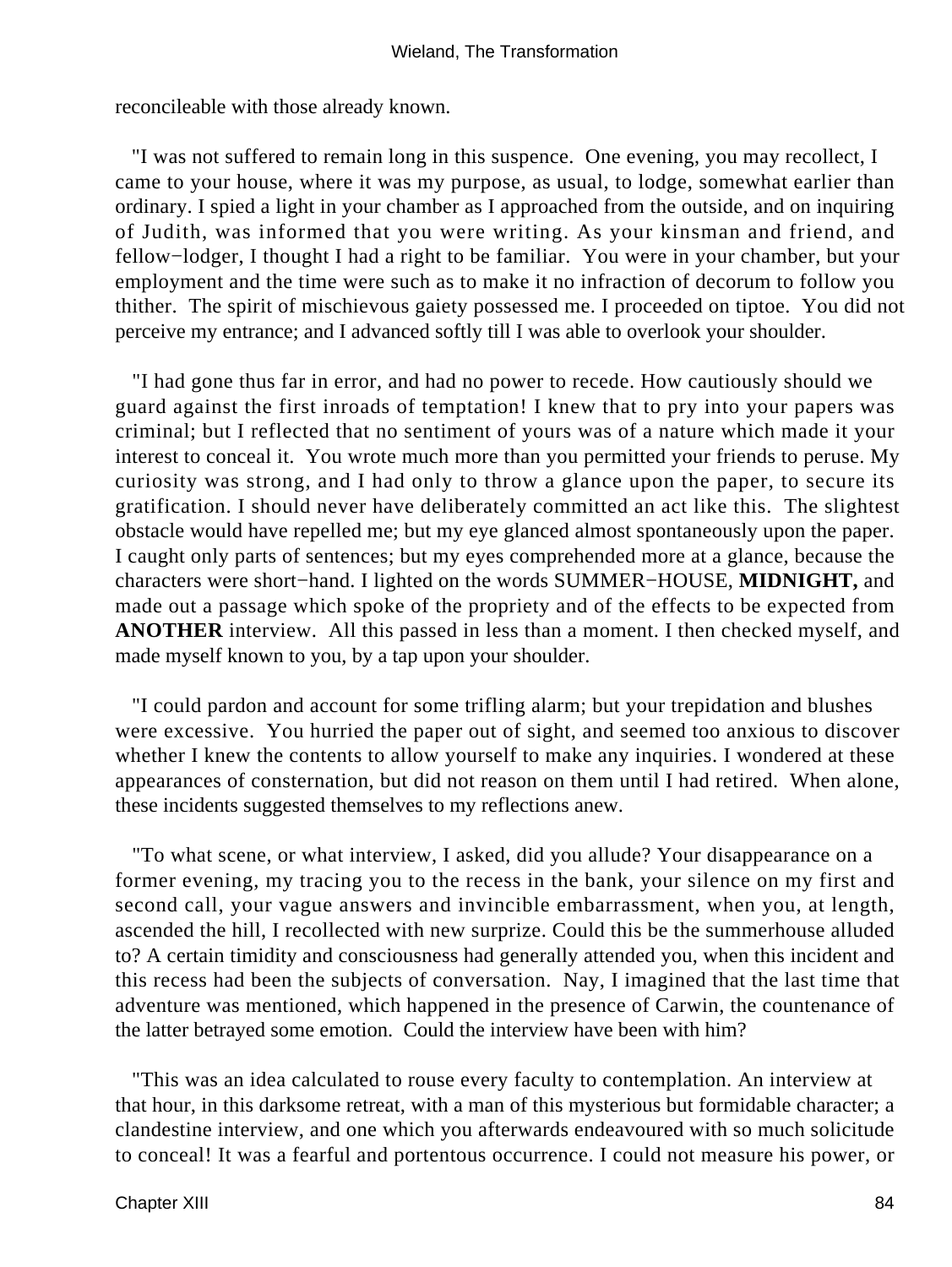reconcileable with those already known.

"I was not suffered to remain long in this suspence. One evening, you may recollect, I came to your house, where it was my purpose, as usual, to lodge, somewhat earlier than ordinary. I spied a light in your chamber as I approached from the outside, and on inquiring of Judith, was informed that you were writing. As your kinsman and friend, and fellow−lodger, I thought I had a right to be familiar. You were in your chamber, but your employment and the time were such as to make it no infraction of decorum to follow you thither. The spirit of mischievous gaiety possessed me. I proceeded on tiptoe. You did not perceive my entrance; and I advanced softly till I was able to overlook your shoulder.

"I had gone thus far in error, and had no power to recede. How cautiously should we guard against the first inroads of temptation! I knew that to pry into your papers was criminal; but I reflected that no sentiment of yours was of a nature which made it your interest to conceal it. You wrote much more than you permitted your friends to peruse. My curiosity was strong, and I had only to throw a glance upon the paper, to secure its gratification. I should never have deliberately committed an act like this. The slightest obstacle would have repelled me; but my eye glanced almost spontaneously upon the paper. I caught only parts of sentences; but my eyes comprehended more at a glance, because the characters were short−hand. I lighted on the words SUMMER−HOUSE, **MIDNIGHT,** and made out a passage which spoke of the propriety and of the effects to be expected from **ANOTHER** interview. All this passed in less than a moment. I then checked myself, and made myself known to you, by a tap upon your shoulder.

"I could pardon and account for some trifling alarm; but your trepidation and blushes were excessive. You hurried the paper out of sight, and seemed too anxious to discover whether I knew the contents to allow yourself to make any inquiries. I wondered at these appearances of consternation, but did not reason on them until I had retired. When alone, these incidents suggested themselves to my reflections anew.

"To what scene, or what interview, I asked, did you allude? Your disappearance on a former evening, my tracing you to the recess in the bank, your silence on my first and second call, your vague answers and invincible embarrassment, when you, at length, ascended the hill, I recollected with new surprize. Could this be the summerhouse alluded to? A certain timidity and consciousness had generally attended you, when this incident and this recess had been the subjects of conversation. Nay, I imagined that the last time that adventure was mentioned, which happened in the presence of Carwin, the countenance of the latter betrayed some emotion. Could the interview have been with him?

"This was an idea calculated to rouse every faculty to contemplation. An interview at that hour, in this darksome retreat, with a man of this mysterious but formidable character; a clandestine interview, and one which you afterwards endeavoured with so much solicitude to conceal! It was a fearful and portentous occurrence. I could not measure his power, or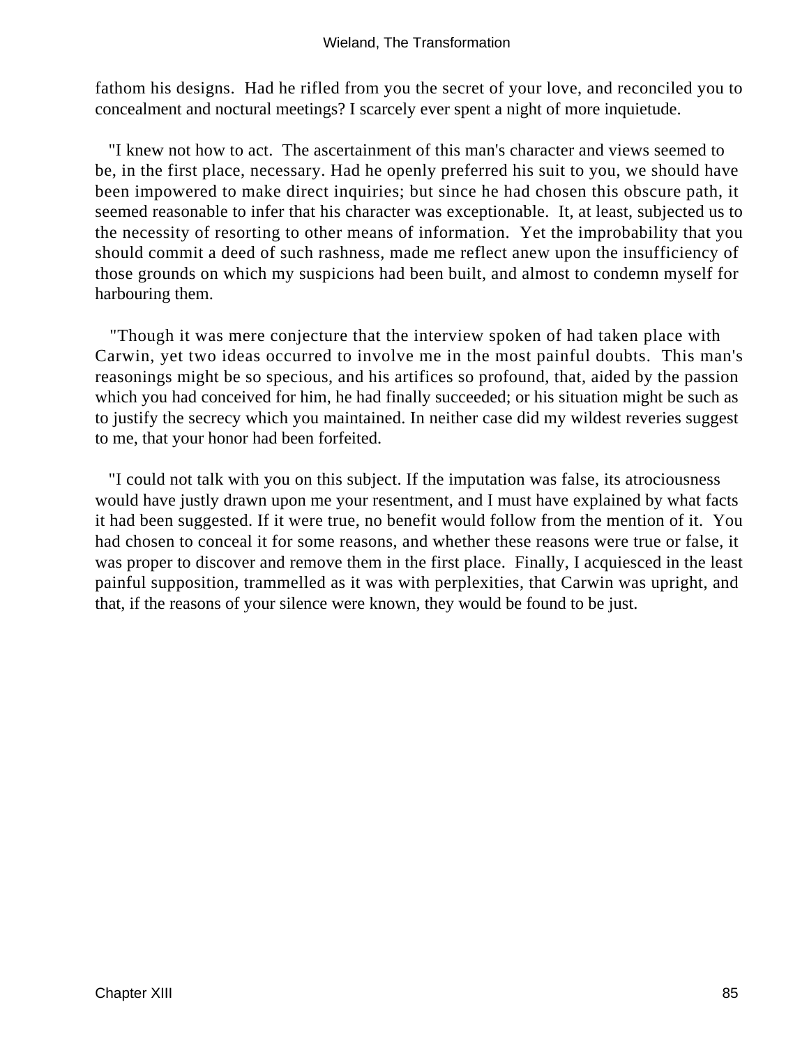fathom his designs. Had he rifled from you the secret of your love, and reconciled you to concealment and noctural meetings? I scarcely ever spent a night of more inquietude.

"I knew not how to act. The ascertainment of this man's character and views seemed to be, in the first place, necessary. Had he openly preferred his suit to you, we should have been impowered to make direct inquiries; but since he had chosen this obscure path, it seemed reasonable to infer that his character was exceptionable. It, at least, subjected us to the necessity of resorting to other means of information. Yet the improbability that you should commit a deed of such rashness, made me reflect anew upon the insufficiency of those grounds on which my suspicions had been built, and almost to condemn myself for harbouring them.

"Though it was mere conjecture that the interview spoken of had taken place with Carwin, yet two ideas occurred to involve me in the most painful doubts. This man's reasonings might be so specious, and his artifices so profound, that, aided by the passion which you had conceived for him, he had finally succeeded; or his situation might be such as to justify the secrecy which you maintained. In neither case did my wildest reveries suggest to me, that your honor had been forfeited.

"I could not talk with you on this subject. If the imputation was false, its atrociousness would have justly drawn upon me your resentment, and I must have explained by what facts it had been suggested. If it were true, no benefit would follow from the mention of it. You had chosen to conceal it for some reasons, and whether these reasons were true or false, it was proper to discover and remove them in the first place. Finally, I acquiesced in the least painful supposition, trammelled as it was with perplexities, that Carwin was upright, and that, if the reasons of your silence were known, they would be found to be just.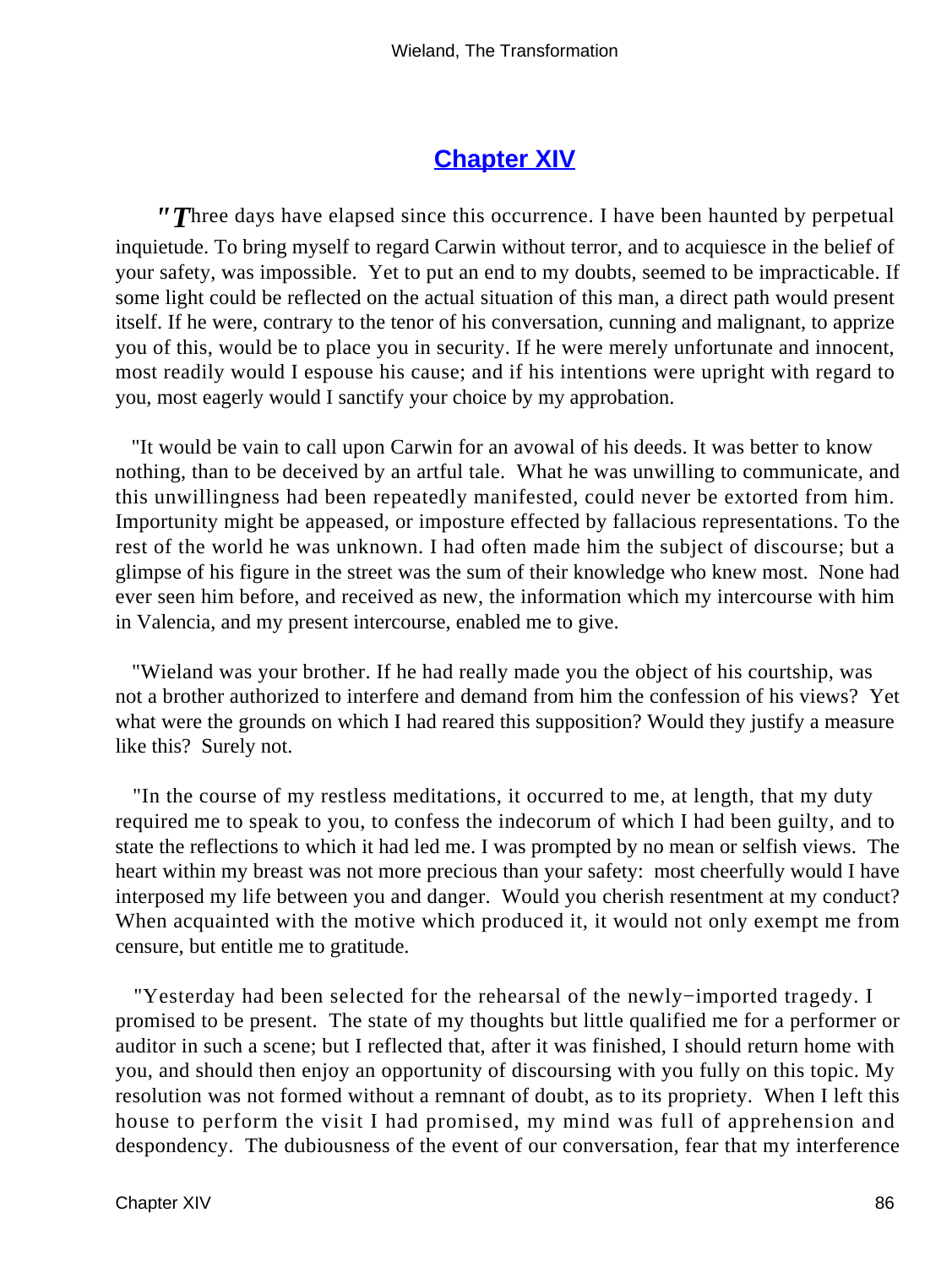## Chapter XIV

"Three days have elapsed since this occurrence. I have been haunted by perpetual inquietude. To bring myself to regard Carwin without terror, and to acquiesce in the belief of your safety, was impossible. Yet to put an end to my doubts, seemed to be impracticable. If some light could be reflected on the actual situation of this man, a direct path would present itself. If he were, contrary to the tenor of his conversation, cunning and malignant, to apprize you of this, would be to place you in security. If he were merely unfortunate and innocent, most readily would I espouse his cause; and if his intentions were upright with regard to you, most eagerly would I sanctify your choice by my approbation.

"It would be vain to call upon Carwin for an avowal of his deeds. It was better to know nothing, than to be deceived by an artful tale. What he was unwilling to communicate, and this unwillingness had been repeatedly manifested, could never be extorted from him. Importunity might be appeased, or imposture effected by fallacious representations. To the rest of the world he was unknown. I had often made him the subject of discourse; but a glimpse of his figure in the street was the sum of their knowledge who knew most. None had ever seen him before, and received as new, the information which my intercourse with him in Valencia, and my present intercourse, enabled me to give.

"Wieland was your brother. If he had really made you the object of his courtship, was not a brother authorized to interfere and demand from him the confession of his views? Yet what were the grounds on which I had reared this supposition? Would they justify a measure like this? Surely not.

"In the course of my restless meditations, it occurred to me, at length, that my duty required me to speak to you, to confess the indecorum of which I had been guilty, and to state the reflections to which it had led me. I was prompted by no mean or selfish views. The heart within my breast was not more precious than your safety: most cheerfully would I have interposed my life between you and danger. Would you cherish resentment at my conduct? When acquainted with the motive which produced it, it would not only exempt me from censure, but entitle me to gratitude.

"Yesterday had been selected for the rehearsal of the newly-imported tragedy. I promised to be present. The state of my thoughts but little qualified me for a performer or auditor in such a scene; but I reflected that, after it was finished, I should return home with you, and should then enjoy an opportunity of discoursing with you fully on this topic. My resolution was not formed without a remnant of doubt, as to its propriety. When I left this house to perform the visit I had promised, my mind was full of apprehension and despondency. The dubiousness of the event of our conversation, fear that my interference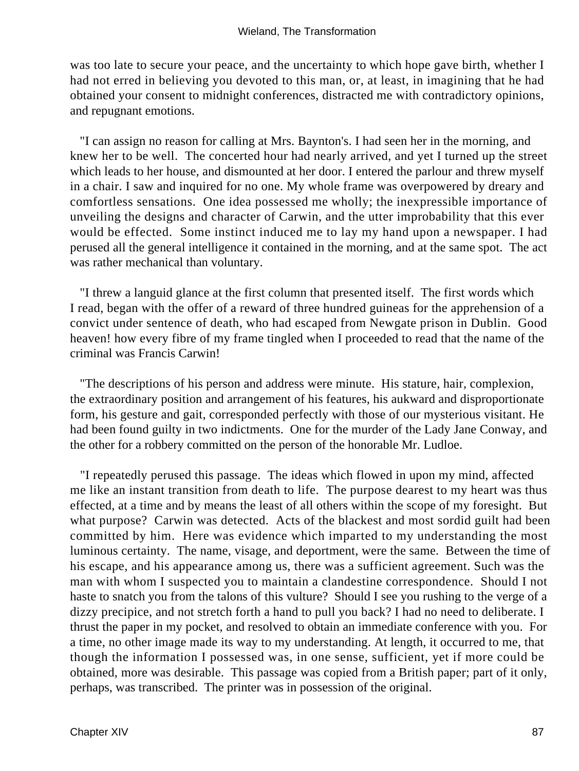was too late to secure your peace, and the uncertainty to which hope gave birth, whether I had not erred in believing you devoted to this man, or, at least, in imagining that he had obtained your consent to midnight conferences, distracted me with contradictory opinions, and repugnant emotions.

"I can assign no reason for calling at Mrs. Baynton's. I had seen her in the morning, and knew her to be well. The concerted hour had nearly arrived, and yet I turned up the street which leads to her house, and dismounted at her door. I entered the parlour and threw myself in a chair. I saw and inquired for no one. My whole frame was overpowered by dreary and comfortless sensations. One idea possessed me wholly; the inexpressible importance of unveiling the designs and character of Carwin, and the utter improbability that this ever would be effected. Some instinct induced me to lay my hand upon a newspaper. I had perused all the general intelligence it contained in the morning, and at the same spot. The act was rather mechanical than voluntary.

"I threw a languid glance at the first column that presented itself. The first words which I read, began with the offer of a reward of three hundred guineas for the apprehension of a convict under sentence of death, who had escaped from Newgate prison in Dublin. Good heaven! how every fibre of my frame tingled when I proceeded to read that the name of the criminal was Francis Carwin!

"The descriptions of his person and address were minute. His stature, hair, complexion, the extraordinary position and arrangement of his features, his aukward and disproportionate form, his gesture and gait, corresponded perfectly with those of our mysterious visitant. He had been found guilty in two indictments. One for the murder of the Lady Jane Conway, and the other for a robbery committed on the person of the honorable Mr. Ludloe.

"I repeatedly perused this passage. The ideas which flowed in upon my mind, affected me like an instant transition from death to life. The purpose dearest to my heart was thus effected, at a time and by means the least of all others within the scope of my foresight. But what purpose? Carwin was detected. Acts of the blackest and most sordid guilt had been committed by him. Here was evidence which imparted to my understanding the most luminous certainty. The name, visage, and deportment, were the same. Between the time of his escape, and his appearance among us, there was a sufficient agreement. Such was the man with whom I suspected you to maintain a clandestine correspondence. Should I not haste to snatch you from the talons of this vulture? Should I see you rushing to the verge of a dizzy precipice, and not stretch forth a hand to pull you back? I had no need to deliberate. I thrust the paper in my pocket, and resolved to obtain an immediate conference with you. For a time, no other image made its way to my understanding. At length, it occurred to me, that though the information I possessed was, in one sense, sufficient, yet if more could be obtained, more was desirable. This passage was copied from a British paper; part of it only, perhaps, was transcribed. The printer was in possession of the original.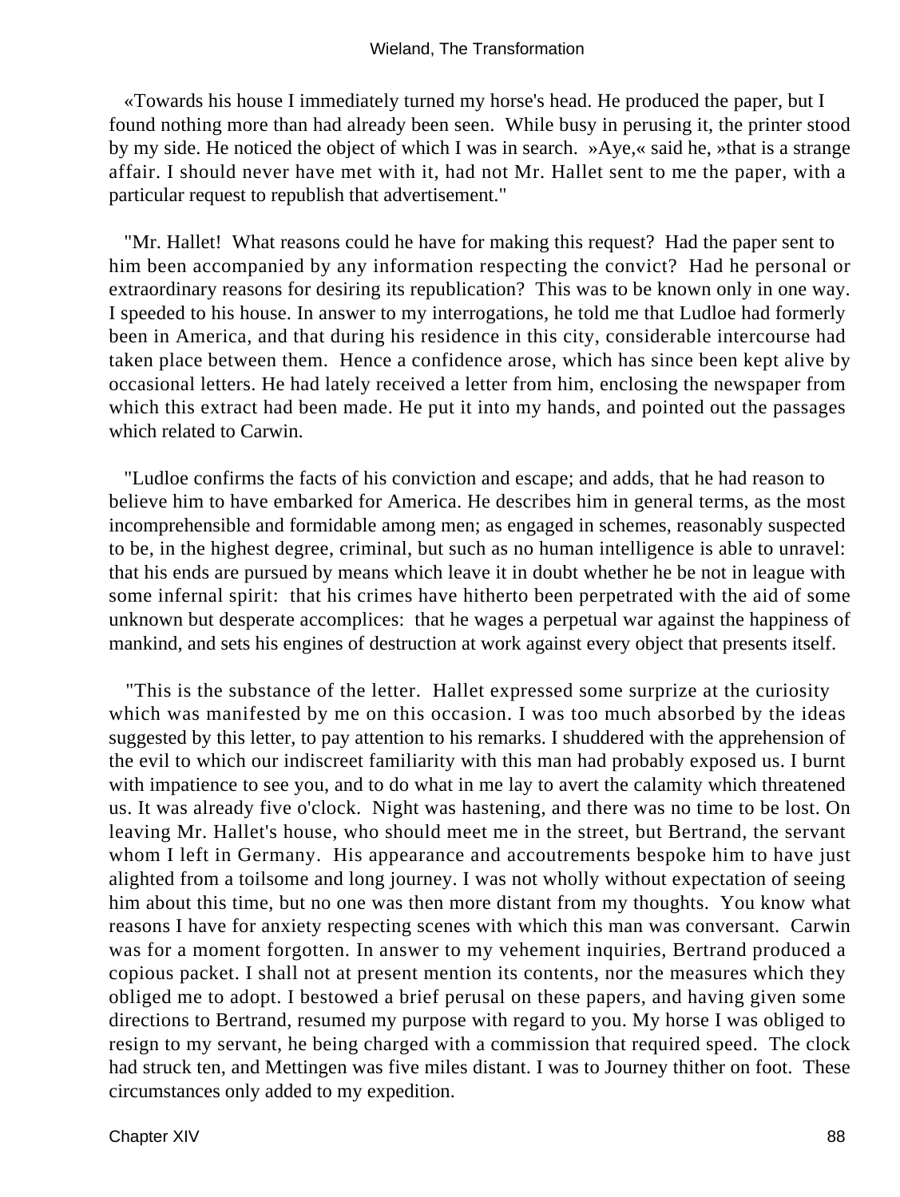«Towards his house I immediately turned my horse's head. He produced the paper, but I found nothing more than had already been seen. While busy in perusing it, the printer stood by my side. He noticed the object of which I was in search. »Aye,« said he, »that is a strange affair. I should never have met with it, had not Mr. Hallet sent to me the paper, with a particular request to republish that advertisement."

"Mr. Hallet! What reasons could he have for making this request? Had the paper sent to him been accompanied by any information respecting the convict? Had he personal or extraordinary reasons for desiring its republication? This was to be known only in one way. I speeded to his house. In answer to my interrogations, he told me that Ludloe had formerly been in America, and that during his residence in this city, considerable intercourse had taken place between them. Hence a confidence arose, which has since been kept alive by occasional letters. He had lately received a letter from him, enclosing the newspaper from which this extract had been made. He put it into my hands, and pointed out the passages which related to Carwin.

"Ludloe confirms the facts of his conviction and escape; and adds, that he had reason to believe him to have embarked for America. He describes him in general terms, as the most incomprehensible and formidable among men; as engaged in schemes, reasonably suspected to be, in the highest degree, criminal, but such as no human intelligence is able to unravel: that his ends are pursued by means which leave it in doubt whether he be not in league with some infernal spirit: that his crimes have hitherto been perpetrated with the aid of some unknown but desperate accomplices: that he wages a perpetual war against the happiness of mankind, and sets his engines of destruction at work against every object that presents itself.

"This is the substance of the letter. Hallet expressed some surprize at the curiosity which was manifested by me on this occasion. I was too much absorbed by the ideas suggested by this letter, to pay attention to his remarks. I shuddered with the apprehension of the evil to which our indiscreet familiarity with this man had probably exposed us. I burnt with impatience to see you, and to do what in me lay to avert the calamity which threatened us. It was already five o'clock. Night was hastening, and there was no time to be lost. On leaving Mr. Hallet's house, who should meet me in the street, but Bertrand, the servant whom I left in Germany. His appearance and accoutrements bespoke him to have just alighted from a toilsome and long journey. I was not wholly without expectation of seeing him about this time, but no one was then more distant from my thoughts. You know what reasons I have for anxiety respecting scenes with which this man was conversant. Carwin was for a moment forgotten. In answer to my vehement inquiries, Bertrand produced a copious packet. I shall not at present mention its contents, nor the measures which they obliged me to adopt. I bestowed a brief perusal on these papers, and having given some directions to Bertrand, resumed my purpose with regard to you. My horse I was obliged to resign to my servant, he being charged with a commission that required speed. The clock had struck ten, and Mettingen was five miles distant. I was to Journey thither on foot. These circumstances only added to my expedition.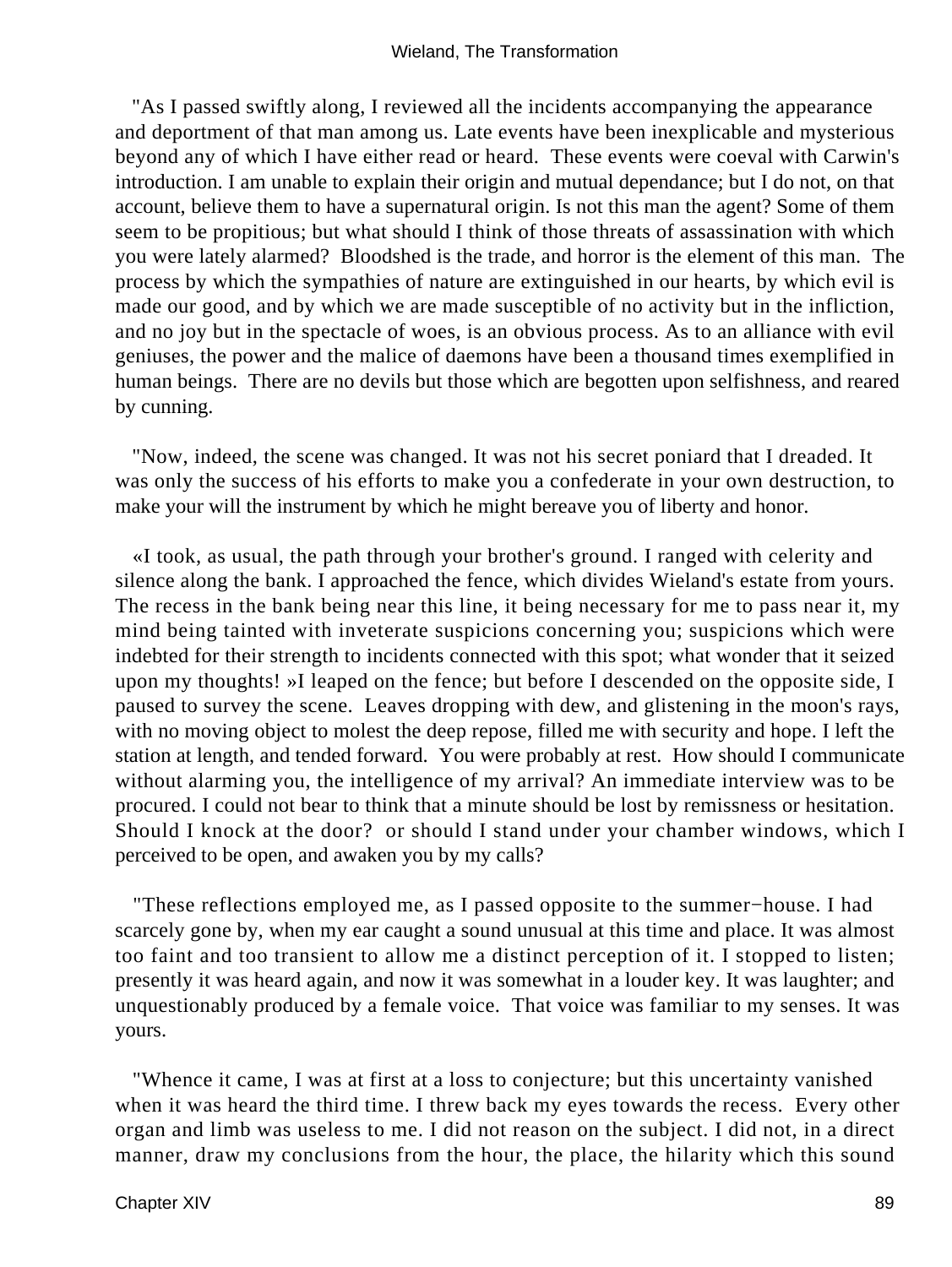"As I passed swiftly along, I reviewed all the incidents accompanying the appearance and deportment of that man among us. Late events have been inexplicable and mysterious beyond any of which I have either read or heard. These events were coeval with Carwin's introduction. I am unable to explain their origin and mutual dependance; but I do not, on that account, believe them to have a supernatural origin. Is not this man the agent? Some of them seem to be propitious; but what should I think of those threats of assassination with which you were lately alarmed? Bloodshed is the trade, and horror is the element of this man. The process by which the sympathies of nature are extinguished in our hearts, by which evil is made our good, and by which we are made susceptible of no activity but in the infliction, and no joy but in the spectacle of woes, is an obvious process. As to an alliance with evil geniuses, the power and the malice of daemons have been a thousand times exemplified in human beings. There are no devils but those which are begotten upon selfishness, and reared by cunning.

"Now, indeed, the scene was changed. It was not his secret poniard that I dreaded. It was only the success of his efforts to make you a confederate in your own destruction, to make your will the instrument by which he might bereave you of liberty and honor.

«I took, as usual, the path through your brother's ground. I ranged with celerity and silence along the bank. I approached the fence, which divides Wieland's estate from yours. The recess in the bank being near this line, it being necessary for me to pass near it, my mind being tainted with inveterate suspicions concerning you; suspicions which were indebted for their strength to incidents connected with this spot; what wonder that it seized upon my thoughts! »I leaped on the fence; but before I descended on the opposite side, I paused to survey the scene. Leaves dropping with dew, and glistening in the moon's rays, with no moving object to molest the deep repose, filled me with security and hope. I left the station at length, and tended forward. You were probably at rest. How should I communicate without alarming you, the intelligence of my arrival? An immediate interview was to be procured. I could not bear to think that a minute should be lost by remissness or hesitation. Should I knock at the door? or should I stand under your chamber windows, which I perceived to be open, and awaken you by my calls?

"These reflections employed me, as I passed opposite to the summer-house. I had scarcely gone by, when my ear caught a sound unusual at this time and place. It was almost too faint and too transient to allow me a distinct perception of it. I stopped to listen; presently it was heard again, and now it was somewhat in a louder key. It was laughter; and unquestionably produced by a female voice. That voice was familiar to my senses. It was yours.

"Whence it came, I was at first at a loss to conjecture; but this uncertainty vanished when it was heard the third time. I threw back my eyes towards the recess. Every other organ and limb was useless to me. I did not reason on the subject. I did not, in a direct manner, draw my conclusions from the hour, the place, the hilarity which this sound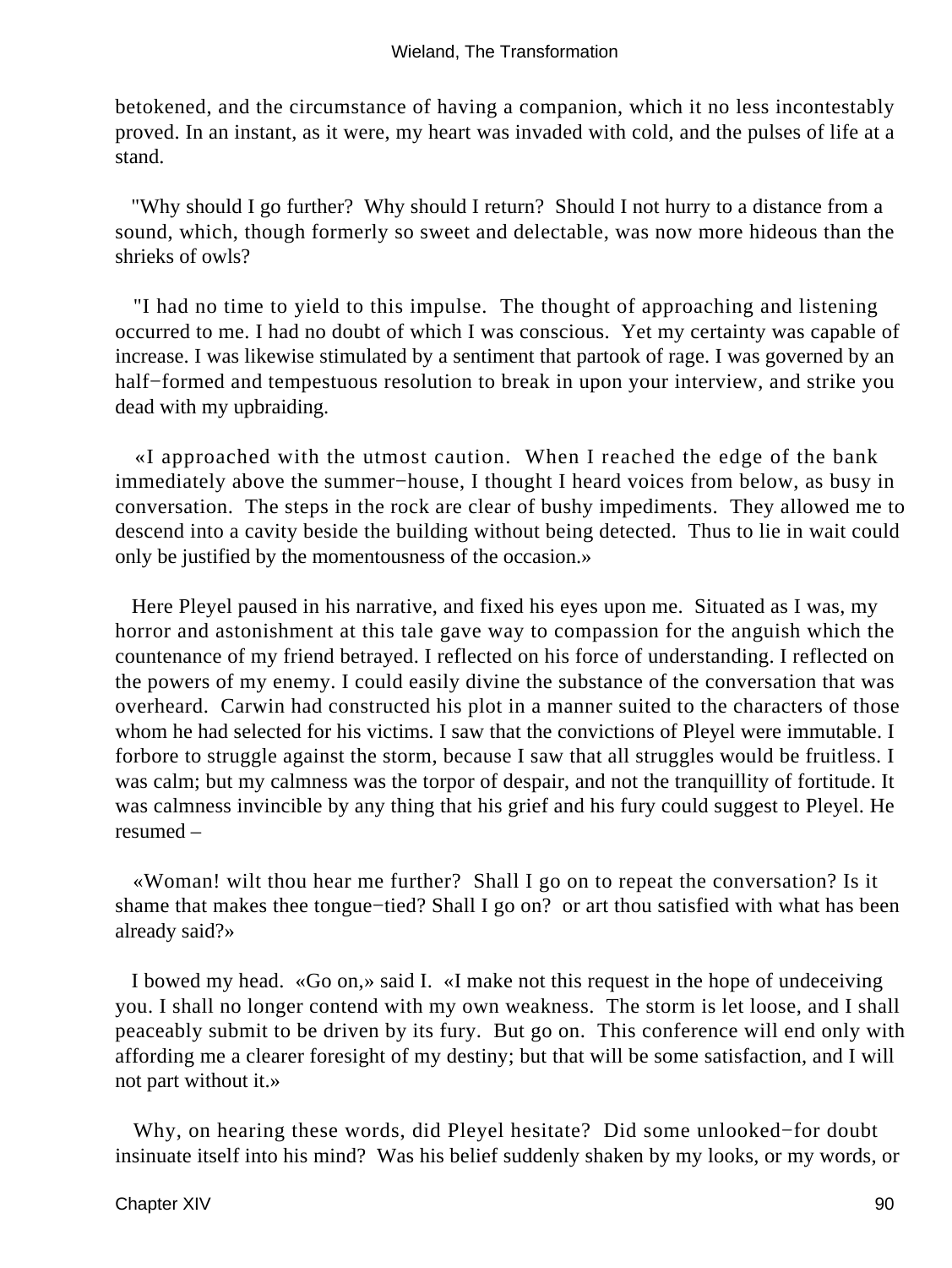betokened, and the circumstance of having a companion, which it no less incontestably proved. In an instant, as it were, my heart was invaded with cold, and the pulses of life at a stand.

"Why should I go further? Why should I return? Should I not hurry to a distance from a sound, which, though formerly so sweet and delectable, was now more hideous than the shrieks of owls?

"I had no time to yield to this impulse. The thought of approaching and listening occurred to me. I had no doubt of which I was conscious. Yet my certainty was capable of increase. I was likewise stimulated by a sentiment that partook of rage. I was governed by an half−formed and tempestuous resolution to break in upon your interview, and strike you dead with my upbraiding.

«I approached with the utmost caution. When I reached the edge of the bank immediately above the summer−house, I thought I heard voices from below, as busy in conversation. The steps in the rock are clear of bushy impediments. They allowed me to descend into a cavity beside the building without being detected. Thus to lie in wait could only be justified by the momentousness of the occasion.»

Here Pleyel paused in his narrative, and fixed his eyes upon me. Situated as I was, my horror and astonishment at this tale gave way to compassion for the anguish which the countenance of my friend betrayed. I reflected on his force of understanding. I reflected on the powers of my enemy. I could easily divine the substance of the conversation that was overheard. Carwin had constructed his plot in a manner suited to the characters of those whom he had selected for his victims. I saw that the convictions of Pleyel were immutable. I forbore to struggle against the storm, because I saw that all struggles would be fruitless. I was calm; but my calmness was the torpor of despair, and not the tranquillity of fortitude. It was calmness invincible by any thing that his grief and his fury could suggest to Pleyel. He resumed –

«Woman! wilt thou hear me further? Shall I go on to repeat the conversation? Is it shame that makes thee tongue−tied? Shall I go on? or art thou satisfied with what has been already said?»

I bowed my head. «Go on,» said I. «I make not this request in the hope of undeceiving you. I shall no longer contend with my own weakness. The storm is let loose, and I shall peaceably submit to be driven by its fury. But go on. This conference will end only with affording me a clearer foresight of my destiny; but that will be some satisfaction, and I will not part without it.»

Why, on hearing these words, did Pleyel hesitate? Did some unlooked−for doubt insinuate itself into his mind? Was his belief suddenly shaken by my looks, or my words, or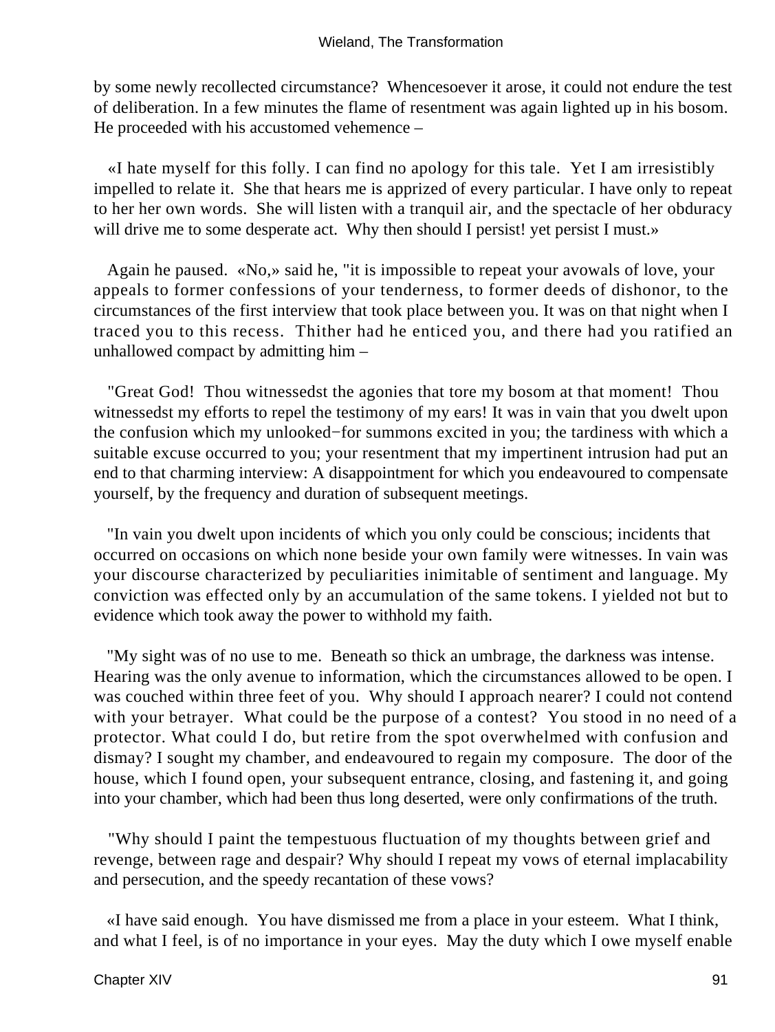by some newly recollected circumstance? Whencesoever it arose, it could not endure the test of deliberation. In a few minutes the flame of resentment was again lighted up in his bosom. He proceeded with his accustomed vehemence –

«I hate myself for this folly. I can find no apology for this tale. Yet I am irresistibly impelled to relate it. She that hears me is apprized of every particular. I have only to repeat to her her own words. She will listen with a tranquil air, and the spectacle of her obduracy will drive me to some desperate act. Why then should I persist! yet persist I must.»

Again he paused. «No,» said he, "it is impossible to repeat your avowals of love, your appeals to former confessions of your tenderness, to former deeds of dishonor, to the circumstances of the first interview that took place between you. It was on that night when I traced you to this recess. Thither had he enticed you, and there had you ratified an unhallowed compact by admitting him –

"Great God! Thou witnessedst the agonies that tore my bosom at that moment! Thou witnessedst my efforts to repel the testimony of my ears! It was in vain that you dwelt upon the confusion which my unlooked−for summons excited in you; the tardiness with which a suitable excuse occurred to you; your resentment that my impertinent intrusion had put an end to that charming interview: A disappointment for which you endeavoured to compensate yourself, by the frequency and duration of subsequent meetings.

"In vain you dwelt upon incidents of which you only could be conscious; incidents that occurred on occasions on which none beside your own family were witnesses. In vain was your discourse characterized by peculiarities inimitable of sentiment and language. My conviction was effected only by an accumulation of the same tokens. I yielded not but to evidence which took away the power to withhold my faith.

"My sight was of no use to me. Beneath so thick an umbrage, the darkness was intense. Hearing was the only avenue to information, which the circumstances allowed to be open. I was couched within three feet of you. Why should I approach nearer? I could not contend with your betrayer. What could be the purpose of a contest? You stood in no need of a protector. What could I do, but retire from the spot overwhelmed with confusion and dismay? I sought my chamber, and endeavoured to regain my composure. The door of the house, which I found open, your subsequent entrance, closing, and fastening it, and going into your chamber, which had been thus long deserted, were only confirmations of the truth.

"Why should I paint the tempestuous fluctuation of my thoughts between grief and revenge, between rage and despair? Why should I repeat my vows of eternal implacability and persecution, and the speedy recantation of these vows?

«I have said enough. You have dismissed me from a place in your esteem. What I think, and what I feel, is of no importance in your eyes. May the duty which I owe myself enable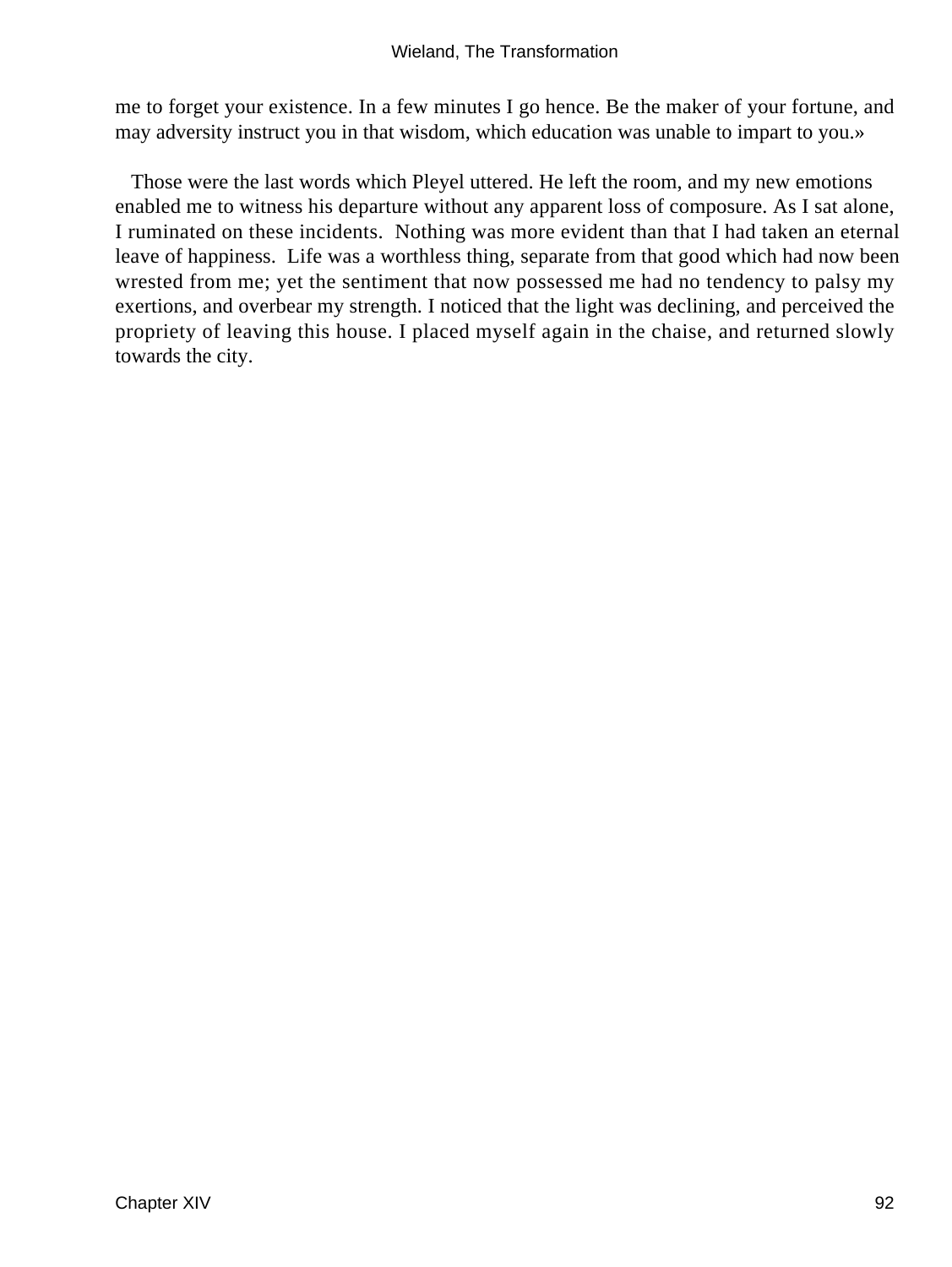me to forget your existence. In a few minutes I go hence. Be the maker of your fortune, and may adversity instruct you in that wisdom, which education was unable to impart to you.»

Those were the last words which Pleyel uttered. He left the room, and my new emotions enabled me to witness his departure without any apparent loss of composure. As I sat alone, I ruminated on these incidents. Nothing was more evident than that I had taken an eternal leave of happiness. Life was a worthless thing, separate from that good which had now been wrested from me; yet the sentiment that now possessed me had no tendency to palsy my exertions, and overbear my strength. I noticed that the light was declining, and perceived the propriety of leaving this house. I placed myself again in the chaise, and returned slowly towards the city.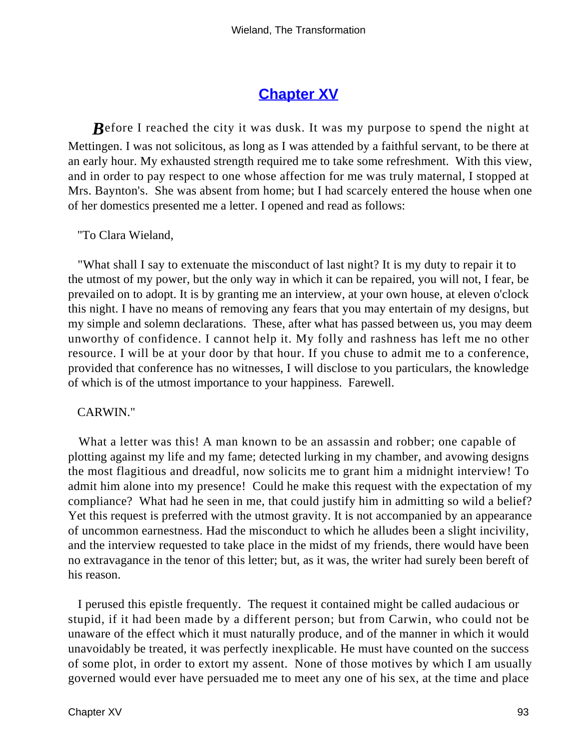## Chapter XV

*B*efore I reached the city it was dusk. It was my purpose to spend the night at Mettingen. I was not solicitous, as long as I was attended by a faithful servant, to be there at an early hour. My exhausted strength required me to take some refreshment. With this view, and in order to pay respect to one whose affection for me was truly maternal, I stopped at Mrs. Baynton's. She was absent from home; but I had scarcely entered the house when one of her domestics presented me a letter. I opened and read as follows:

"To Clara Wieland,

"What shall I say to extenuate the misconduct of last night? It is my duty to repair it to the utmost of my power, but the only way in which it can be repaired, you will not, I fear, be prevailed on to adopt. It is by granting me an interview, at your own house, at eleven o'clock this night. I have no means of removing any fears that you may entertain of my designs, but my simple and solemn declarations. These, after what has passed between us, you may deem unworthy of confidence. I cannot help it. My folly and rashness has left me no other resource. I will be at your door by that hour. If you chuse to admit me to a conference, provided that conference has no witnesses, I will disclose to you particulars, the knowledge of which is of the utmost importance to your happiness. Farewell.

CARWIN."

What a letter was this! A man known to be an assassin and robber; one capable of plotting against my life and my fame; detected lurking in my chamber, and avowing designs the most flagitious and dreadful, now solicits me to grant him a midnight interview! To admit him alone into my presence! Could he make this request with the expectation of my compliance? What had he seen in me, that could justify him in admitting so wild a belief? Yet this request is preferred with the utmost gravity. It is not accompanied by an appearance of uncommon earnestness. Had the misconduct to which he alludes been a slight incivility, and the interview requested to take place in the midst of my friends, there would have been no extravagance in the tenor of this letter; but, as it was, the writer had surely been bereft of his reason.

I perused this epistle frequently. The request it contained might be called audacious or stupid, if it had been made by a different person; but from Carwin, who could not be unaware of the effect which it must naturally produce, and of the manner in which it would unavoidably be treated, it was perfectly inexplicable. He must have counted on the success of some plot, in order to extort my assent. None of those motives by which I am usually governed would ever have persuaded me to meet any one of his sex, at the time and place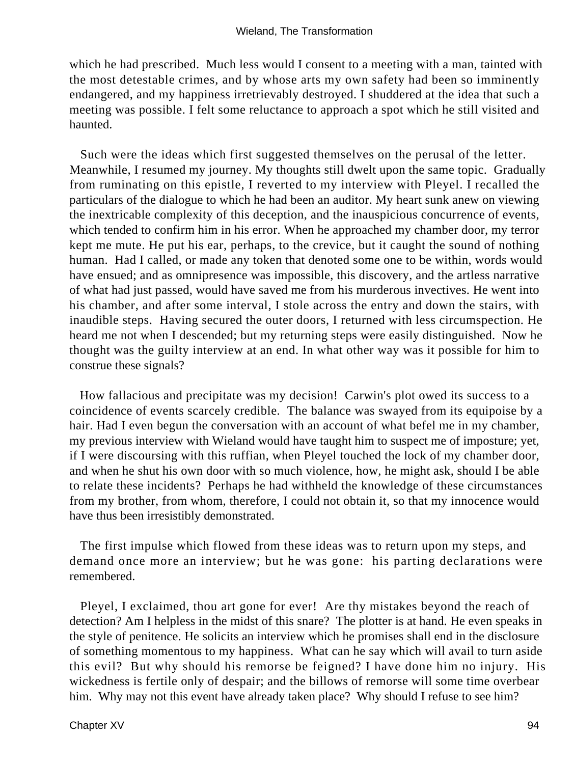which he had prescribed. Much less would I consent to a meeting with a man, tainted with the most detestable crimes, and by whose arts my own safety had been so imminently endangered, and my happiness irretrievably destroyed. I shuddered at the idea that such a meeting was possible. I felt some reluctance to approach a spot which he still visited and haunted.

Such were the ideas which first suggested themselves on the perusal of the letter. Meanwhile, I resumed my journey. My thoughts still dwelt upon the same topic. Gradually from ruminating on this epistle, I reverted to my interview with Pleyel. I recalled the particulars of the dialogue to which he had been an auditor. My heart sunk anew on viewing the inextricable complexity of this deception, and the inauspicious concurrence of events, which tended to confirm him in his error. When he approached my chamber door, my terror kept me mute. He put his ear, perhaps, to the crevice, but it caught the sound of nothing human. Had I called, or made any token that denoted some one to be within, words would have ensued; and as omnipresence was impossible, this discovery, and the artless narrative of what had just passed, would have saved me from his murderous invectives. He went into his chamber, and after some interval, I stole across the entry and down the stairs, with inaudible steps. Having secured the outer doors, I returned with less circumspection. He heard me not when I descended; but my returning steps were easily distinguished. Now he thought was the guilty interview at an end. In what other way was it possible for him to construe these signals?

How fallacious and precipitate was my decision! Carwin's plot owed its success to a coincidence of events scarcely credible. The balance was swayed from its equipoise by a hair. Had I even begun the conversation with an account of what befel me in my chamber, my previous interview with Wieland would have taught him to suspect me of imposture; yet, if I were discoursing with this ruffian, when Pleyel touched the lock of my chamber door, and when he shut his own door with so much violence, how, he might ask, should I be able to relate these incidents? Perhaps he had withheld the knowledge of these circumstances from my brother, from whom, therefore, I could not obtain it, so that my innocence would have thus been irresistibly demonstrated.

The first impulse which flowed from these ideas was to return upon my steps, and demand once more an interview; but he was gone: his parting declarations were remembered.

Pleyel, I exclaimed, thou art gone for ever! Are thy mistakes beyond the reach of detection? Am I helpless in the midst of this snare? The plotter is at hand. He even speaks in the style of penitence. He solicits an interview which he promises shall end in the disclosure of something momentous to my happiness. What can he say which will avail to turn aside this evil? But why should his remorse be feigned? I have done him no injury. His wickedness is fertile only of despair; and the billows of remorse will some time overbear him. Why may not this event have already taken place? Why should I refuse to see him?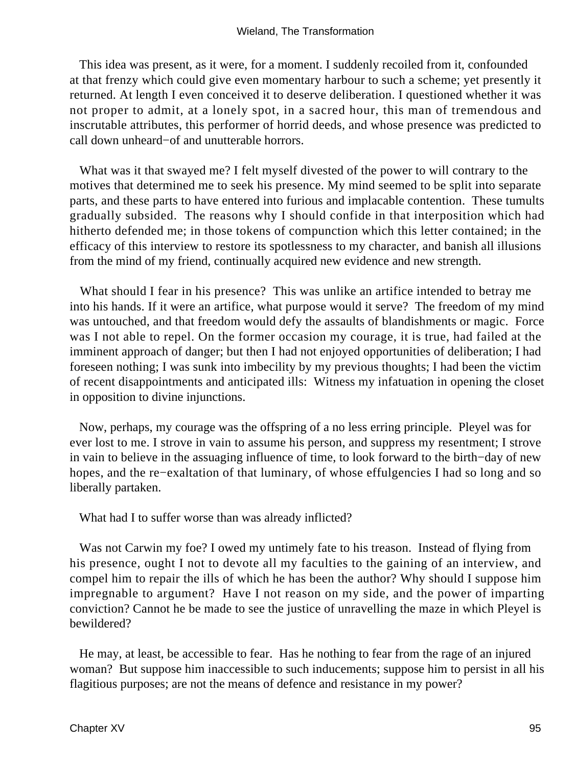This idea was present, as it were, for a moment. I suddenly recoiled from it, confounded at that frenzy which could give even momentary harbour to such a scheme; yet presently it returned. At length I even conceived it to deserve deliberation. I questioned whether it was not proper to admit, at a lonely spot, in a sacred hour, this man of tremendous and inscrutable attributes, this performer of horrid deeds, and whose presence was predicted to call down unheard−of and unutterable horrors.

What was it that swayed me? I felt myself divested of the power to will contrary to the motives that determined me to seek his presence. My mind seemed to be split into separate parts, and these parts to have entered into furious and implacable contention. These tumults gradually subsided. The reasons why I should confide in that interposition which had hitherto defended me; in those tokens of compunction which this letter contained; in the efficacy of this interview to restore its spotlessness to my character, and banish all illusions from the mind of my friend, continually acquired new evidence and new strength.

What should I fear in his presence? This was unlike an artifice intended to betray me into his hands. If it were an artifice, what purpose would it serve? The freedom of my mind was untouched, and that freedom would defy the assaults of blandishments or magic. Force was I not able to repel. On the former occasion my courage, it is true, had failed at the imminent approach of danger; but then I had not enjoyed opportunities of deliberation; I had foreseen nothing; I was sunk into imbecility by my previous thoughts; I had been the victim of recent disappointments and anticipated ills: Witness my infatuation in opening the closet in opposition to divine injunctions.

Now, perhaps, my courage was the offspring of a no less erring principle. Pleyel was for ever lost to me. I strove in vain to assume his person, and suppress my resentment; I strove in vain to believe in the assuaging influence of time, to look forward to the birth−day of new hopes, and the re−exaltation of that luminary, of whose effulgencies I had so long and so liberally partaken.

What had I to suffer worse than was already inflicted?

Was not Carwin my foe? I owed my untimely fate to his treason. Instead of flying from his presence, ought I not to devote all my faculties to the gaining of an interview, and compel him to repair the ills of which he has been the author? Why should I suppose him impregnable to argument? Have I not reason on my side, and the power of imparting conviction? Cannot he be made to see the justice of unravelling the maze in which Pleyel is bewildered?

He may, at least, be accessible to fear. Has he nothing to fear from the rage of an injured woman? But suppose him inaccessible to such inducements; suppose him to persist in all his flagitious purposes; are not the means of defence and resistance in my power?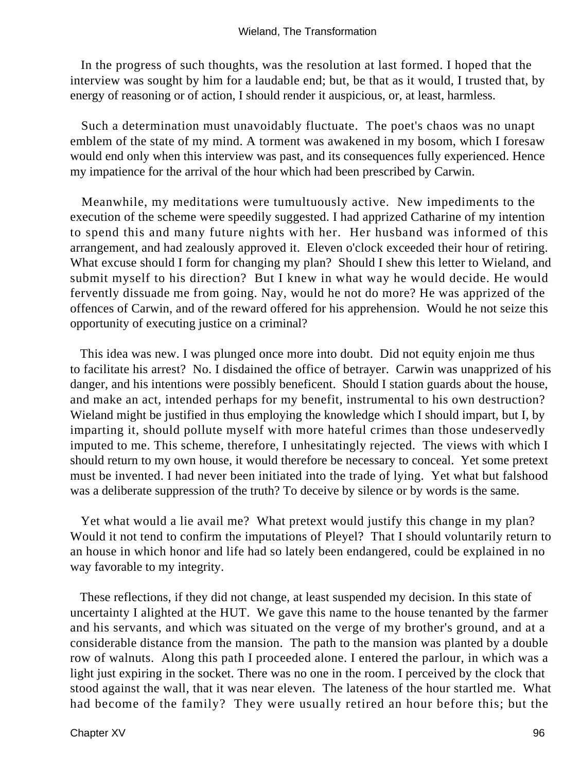In the progress of such thoughts, was the resolution at last formed. I hoped that the interview was sought by him for a laudable end; but, be that as it would, I trusted that, by energy of reasoning or of action, I should render it auspicious, or, at least, harmless.

Such a determination must unavoidably fluctuate. The poet's chaos was no unapt emblem of the state of my mind. A torment was awakened in my bosom, which I foresaw would end only when this interview was past, and its consequences fully experienced. Hence my impatience for the arrival of the hour which had been prescribed by Carwin.

Meanwhile, my meditations were tumultuously active. New impediments to the execution of the scheme were speedily suggested. I had apprized Catharine of my intention to spend this and many future nights with her. Her husband was informed of this arrangement, and had zealously approved it. Eleven o'clock exceeded their hour of retiring. What excuse should I form for changing my plan? Should I shew this letter to Wieland, and submit myself to his direction? But I knew in what way he would decide. He would fervently dissuade me from going. Nay, would he not do more? He was apprized of the offences of Carwin, and of the reward offered for his apprehension. Would he not seize this opportunity of executing justice on a criminal?

This idea was new. I was plunged once more into doubt. Did not equity enjoin me thus to facilitate his arrest? No. I disdained the office of betrayer. Carwin was unapprized of his danger, and his intentions were possibly beneficent. Should I station guards about the house, and make an act, intended perhaps for my benefit, instrumental to his own destruction? Wieland might be justified in thus employing the knowledge which I should impart, but I, by imparting it, should pollute myself with more hateful crimes than those undeservedly imputed to me. This scheme, therefore, I unhesitatingly rejected. The views with which I should return to my own house, it would therefore be necessary to conceal. Yet some pretext must be invented. I had never been initiated into the trade of lying. Yet what but falshood was a deliberate suppression of the truth? To deceive by silence or by words is the same.

Yet what would a lie avail me? What pretext would justify this change in my plan? Would it not tend to confirm the imputations of Pleyel? That I should voluntarily return to an house in which honor and life had so lately been endangered, could be explained in no way favorable to my integrity.

These reflections, if they did not change, at least suspended my decision. In this state of uncertainty I alighted at the HUT. We gave this name to the house tenanted by the farmer and his servants, and which was situated on the verge of my brother's ground, and at a considerable distance from the mansion. The path to the mansion was planted by a double row of walnuts. Along this path I proceeded alone. I entered the parlour, in which was a light just expiring in the socket. There was no one in the room. I perceived by the clock that stood against the wall, that it was near eleven. The lateness of the hour startled me. What had become of the family? They were usually retired an hour before this; but the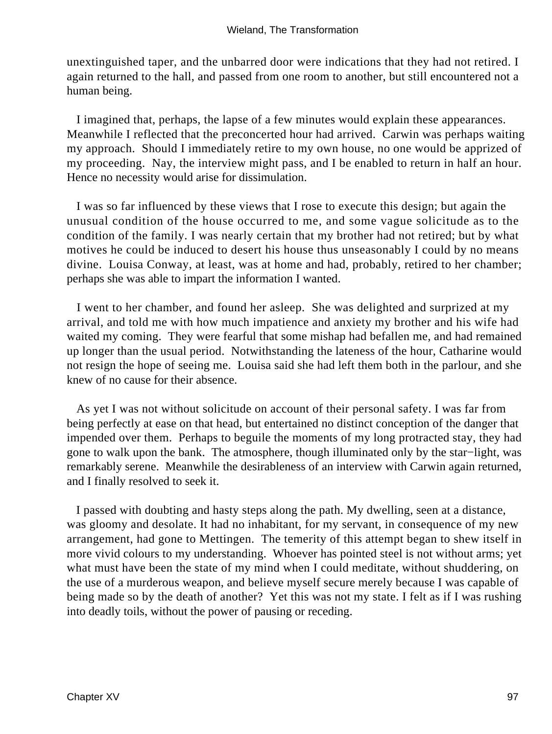unextinguished taper, and the unbarred door were indications that they had not retired. I again returned to the hall, and passed from one room to another, but still encountered not a human being.

I imagined that, perhaps, the lapse of a few minutes would explain these appearances. Meanwhile I reflected that the preconcerted hour had arrived. Carwin was perhaps waiting my approach. Should I immediately retire to my own house, no one would be apprized of my proceeding. Nay, the interview might pass, and I be enabled to return in half an hour. Hence no necessity would arise for dissimulation.

I was so far influenced by these views that I rose to execute this design; but again the unusual condition of the house occurred to me, and some vague solicitude as to the condition of the family. I was nearly certain that my brother had not retired; but by what motives he could be induced to desert his house thus unseasonably I could by no means divine. Louisa Conway, at least, was at home and had, probably, retired to her chamber; perhaps she was able to impart the information I wanted.

I went to her chamber, and found her asleep. She was delighted and surprized at my arrival, and told me with how much impatience and anxiety my brother and his wife had waited my coming. They were fearful that some mishap had befallen me, and had remained up longer than the usual period. Notwithstanding the lateness of the hour, Catharine would not resign the hope of seeing me. Louisa said she had left them both in the parlour, and she knew of no cause for their absence.

As yet I was not without solicitude on account of their personal safety. I was far from being perfectly at ease on that head, but entertained no distinct conception of the danger that impended over them. Perhaps to beguile the moments of my long protracted stay, they had gone to walk upon the bank. The atmosphere, though illuminated only by the star−light, was remarkably serene. Meanwhile the desirableness of an interview with Carwin again returned, and I finally resolved to seek it.

I passed with doubting and hasty steps along the path. My dwelling, seen at a distance, was gloomy and desolate. It had no inhabitant, for my servant, in consequence of my new arrangement, had gone to Mettingen. The temerity of this attempt began to shew itself in more vivid colours to my understanding. Whoever has pointed steel is not without arms; yet what must have been the state of my mind when I could meditate, without shuddering, on the use of a murderous weapon, and believe myself secure merely because I was capable of being made so by the death of another? Yet this was not my state. I felt as if I was rushing into deadly toils, without the power of pausing or receding.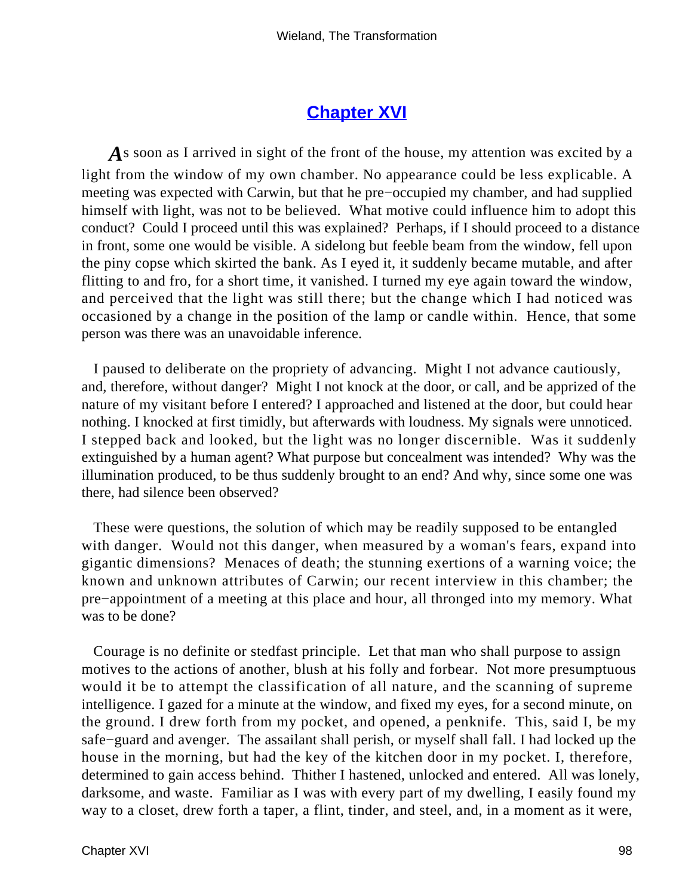## Chapter XVI

*A*s soon as I arrived in sight of the front of the house, my attention was excited by a light from the window of my own chamber. No appearance could be less explicable. A meeting was expected with Carwin, but that he pre−occupied my chamber, and had supplied himself with light, was not to be believed. What motive could influence him to adopt this conduct? Could I proceed until this was explained? Perhaps, if I should proceed to a distance in front, some one would be visible. A sidelong but feeble beam from the window, fell upon the piny copse which skirted the bank. As I eyed it, it suddenly became mutable, and after flitting to and fro, for a short time, it vanished. I turned my eye again toward the window, and perceived that the light was still there; but the change which I had noticed was occasioned by a change in the position of the lamp or candle within. Hence, that some person was there was an unavoidable inference.

I paused to deliberate on the propriety of advancing. Might I not advance cautiously, and, therefore, without danger? Might I not knock at the door, or call, and be apprized of the nature of my visitant before I entered? I approached and listened at the door, but could hear nothing. I knocked at first timidly, but afterwards with loudness. My signals were unnoticed. I stepped back and looked, but the light was no longer discernible. Was it suddenly extinguished by a human agent? What purpose but concealment was intended? Why was the illumination produced, to be thus suddenly brought to an end? And why, since some one was there, had silence been observed?

These were questions, the solution of which may be readily supposed to be entangled with danger. Would not this danger, when measured by a woman's fears, expand into gigantic dimensions? Menaces of death; the stunning exertions of a warning voice; the known and unknown attributes of Carwin; our recent interview in this chamber; the pre−appointment of a meeting at this place and hour, all thronged into my memory. What was to be done?

Courage is no definite or stedfast principle. Let that man who shall purpose to assign motives to the actions of another, blush at his folly and forbear. Not more presumptuous would it be to attempt the classification of all nature, and the scanning of supreme intelligence. I gazed for a minute at the window, and fixed my eyes, for a second minute, on the ground. I drew forth from my pocket, and opened, a penknife. This, said I, be my safe−guard and avenger. The assailant shall perish, or myself shall fall. I had locked up the house in the morning, but had the key of the kitchen door in my pocket. I, therefore, determined to gain access behind. Thither I hastened, unlocked and entered. All was lonely, darksome, and waste. Familiar as I was with every part of my dwelling, I easily found my way to a closet, drew forth a taper, a flint, tinder, and steel, and, in a moment as it were,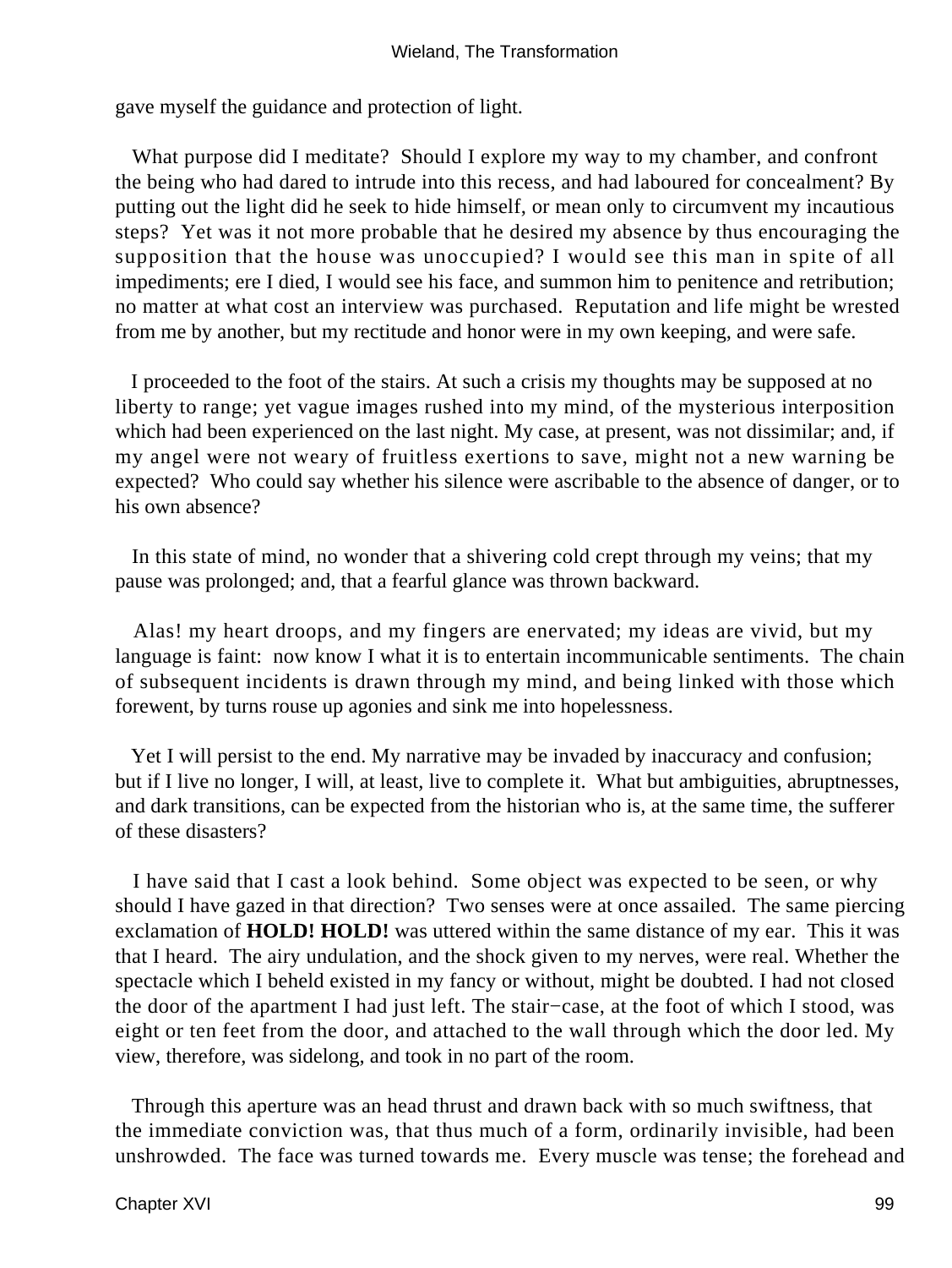gave myself the guidance and protection of light.

What purpose did I meditate? Should I explore my way to my chamber, and confront the being who had dared to intrude into this recess, and had laboured for concealment? By putting out the light did he seek to hide himself, or mean only to circumvent my incautious steps? Yet was it not more probable that he desired my absence by thus encouraging the supposition that the house was unoccupied? I would see this man in spite of all impediments; ere I died, I would see his face, and summon him to penitence and retribution; no matter at what cost an interview was purchased. Reputation and life might be wrested from me by another, but my rectitude and honor were in my own keeping, and were safe.

I proceeded to the foot of the stairs. At such a crisis my thoughts may be supposed at no liberty to range; yet vague images rushed into my mind, of the mysterious interposition which had been experienced on the last night. My case, at present, was not dissimilar; and, if my angel were not weary of fruitless exertions to save, might not a new warning be expected? Who could say whether his silence were ascribable to the absence of danger, or to his own absence?

In this state of mind, no wonder that a shivering cold crept through my veins; that my pause was prolonged; and, that a fearful glance was thrown backward.

Alas! my heart droops, and my fingers are enervated; my ideas are vivid, but my language is faint: now know I what it is to entertain incommunicable sentiments. The chain of subsequent incidents is drawn through my mind, and being linked with those which forewent, by turns rouse up agonies and sink me into hopelessness.

Yet I will persist to the end. My narrative may be invaded by inaccuracy and confusion; but if I live no longer, I will, at least, live to complete it. What but ambiguities, abruptnesses, and dark transitions, can be expected from the historian who is, at the same time, the sufferer of these disasters?

I have said that I cast a look behind. Some object was expected to be seen, or why should I have gazed in that direction? Two senses were at once assailed. The same piercing exclamation of **HOLD! HOLD!** was uttered within the same distance of my ear. This it was that I heard. The airy undulation, and the shock given to my nerves, were real. Whether the spectacle which I beheld existed in my fancy or without, might be doubted. I had not closed the door of the apartment I had just left. The stair−case, at the foot of which I stood, was eight or ten feet from the door, and attached to the wall through which the door led. My view, therefore, was sidelong, and took in no part of the room.

Through this aperture was an head thrust and drawn back with so much swiftness, that the immediate conviction was, that thus much of a form, ordinarily invisible, had been unshrowded. The face was turned towards me. Every muscle was tense; the forehead and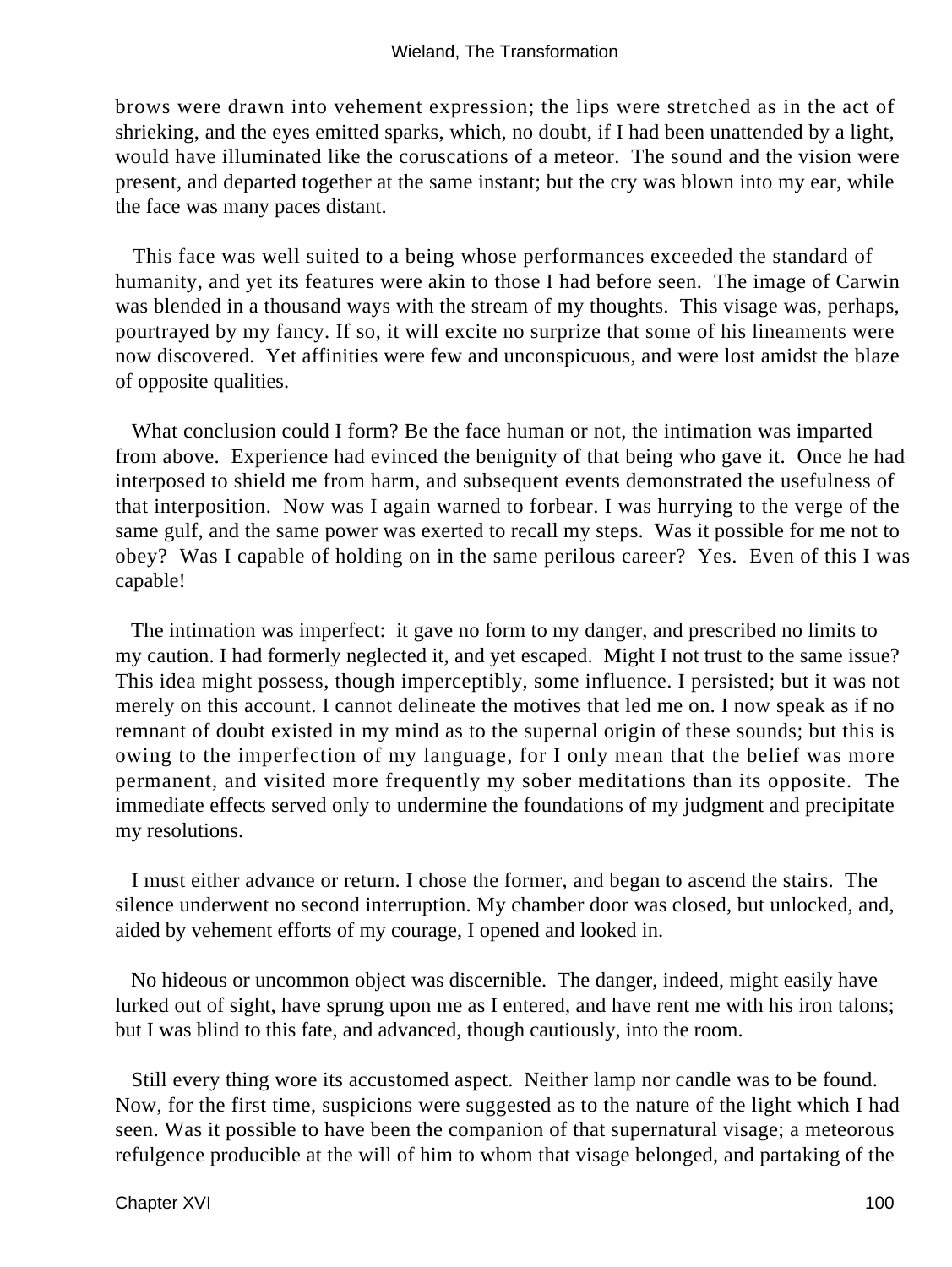brows were drawn into vehement expression; the lips were stretched as in the act of shrieking, and the eyes emitted sparks, which, no doubt, if I had been unattended by a light, would have illuminated like the coruscations of a meteor. The sound and the vision were present, and departed together at the same instant; but the cry was blown into my ear, while the face was many paces distant.

This face was well suited to a being whose performances exceeded the standard of humanity, and yet its features were akin to those I had before seen. The image of Carwin was blended in a thousand ways with the stream of my thoughts. This visage was, perhaps, pourtrayed by my fancy. If so, it will excite no surprize that some of his lineaments were now discovered. Yet affinities were few and unconspicuous, and were lost amidst the blaze of opposite qualities.

What conclusion could I form? Be the face human or not, the intimation was imparted from above. Experience had evinced the benignity of that being who gave it. Once he had interposed to shield me from harm, and subsequent events demonstrated the usefulness of that interposition. Now was I again warned to forbear. I was hurrying to the verge of the same gulf, and the same power was exerted to recall my steps. Was it possible for me not to obey? Was I capable of holding on in the same perilous career? Yes. Even of this I was capable!

The intimation was imperfect: it gave no form to my danger, and prescribed no limits to my caution. I had formerly neglected it, and yet escaped. Might I not trust to the same issue? This idea might possess, though imperceptibly, some influence. I persisted; but it was not merely on this account. I cannot delineate the motives that led me on. I now speak as if no remnant of doubt existed in my mind as to the supernal origin of these sounds; but this is owing to the imperfection of my language, for I only mean that the belief was more permanent, and visited more frequently my sober meditations than its opposite. The immediate effects served only to undermine the foundations of my judgment and precipitate my resolutions.

I must either advance or return. I chose the former, and began to ascend the stairs. The silence underwent no second interruption. My chamber door was closed, but unlocked, and, aided by vehement efforts of my courage, I opened and looked in.

No hideous or uncommon object was discernible. The danger, indeed, might easily have lurked out of sight, have sprung upon me as I entered, and have rent me with his iron talons; but I was blind to this fate, and advanced, though cautiously, into the room.

Still every thing wore its accustomed aspect. Neither lamp nor candle was to be found. Now, for the first time, suspicions were suggested as to the nature of the light which I had seen. Was it possible to have been the companion of that supernatural visage; a meteorous refulgence producible at the will of him to whom that visage belonged, and partaking of the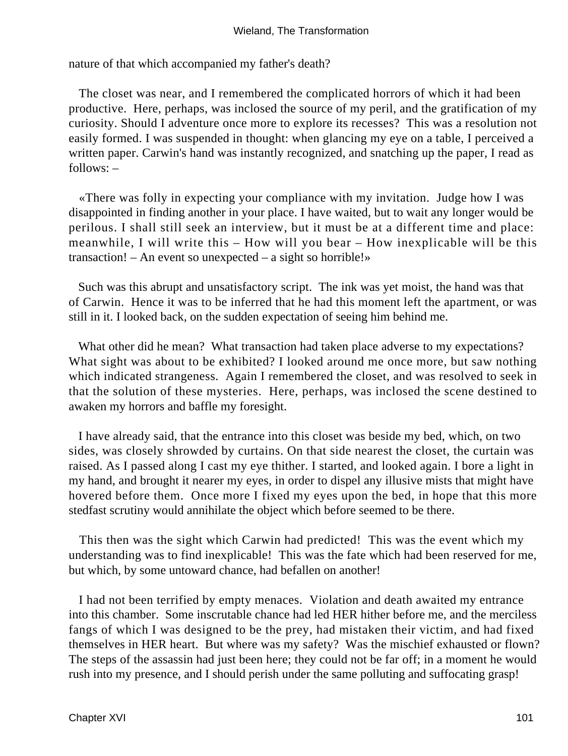nature of that which accompanied my father's death?

The closet was near, and I remembered the complicated horrors of which it had been productive. Here, perhaps, was inclosed the source of my peril, and the gratification of my curiosity. Should I adventure once more to explore its recesses? This was a resolution not easily formed. I was suspended in thought: when glancing my eye on a table, I perceived a written paper. Carwin's hand was instantly recognized, and snatching up the paper, I read as follows: –

«There was folly in expecting your compliance with my invitation. Judge how I was disappointed in finding another in your place. I have waited, but to wait any longer would be perilous. I shall still seek an interview, but it must be at a different time and place: meanwhile, I will write this – How will you bear – How inexplicable will be this transaction! – An event so unexpected – a sight so horrible!»

Such was this abrupt and unsatisfactory script. The ink was yet moist, the hand was that of Carwin. Hence it was to be inferred that he had this moment left the apartment, or was still in it. I looked back, on the sudden expectation of seeing him behind me.

What other did he mean? What transaction had taken place adverse to my expectations? What sight was about to be exhibited? I looked around me once more, but saw nothing which indicated strangeness. Again I remembered the closet, and was resolved to seek in that the solution of these mysteries. Here, perhaps, was inclosed the scene destined to awaken my horrors and baffle my foresight.

I have already said, that the entrance into this closet was beside my bed, which, on two sides, was closely shrowded by curtains. On that side nearest the closet, the curtain was raised. As I passed along I cast my eye thither. I started, and looked again. I bore a light in my hand, and brought it nearer my eyes, in order to dispel any illusive mists that might have hovered before them. Once more I fixed my eyes upon the bed, in hope that this more stedfast scrutiny would annihilate the object which before seemed to be there.

This then was the sight which Carwin had predicted! This was the event which my understanding was to find inexplicable! This was the fate which had been reserved for me, but which, by some untoward chance, had befallen on another!

I had not been terrified by empty menaces. Violation and death awaited my entrance into this chamber. Some inscrutable chance had led HER hither before me, and the merciless fangs of which I was designed to be the prey, had mistaken their victim, and had fixed themselves in HER heart. But where was my safety? Was the mischief exhausted or flown? The steps of the assassin had just been here; they could not be far off; in a moment he would rush into my presence, and I should perish under the same polluting and suffocating grasp!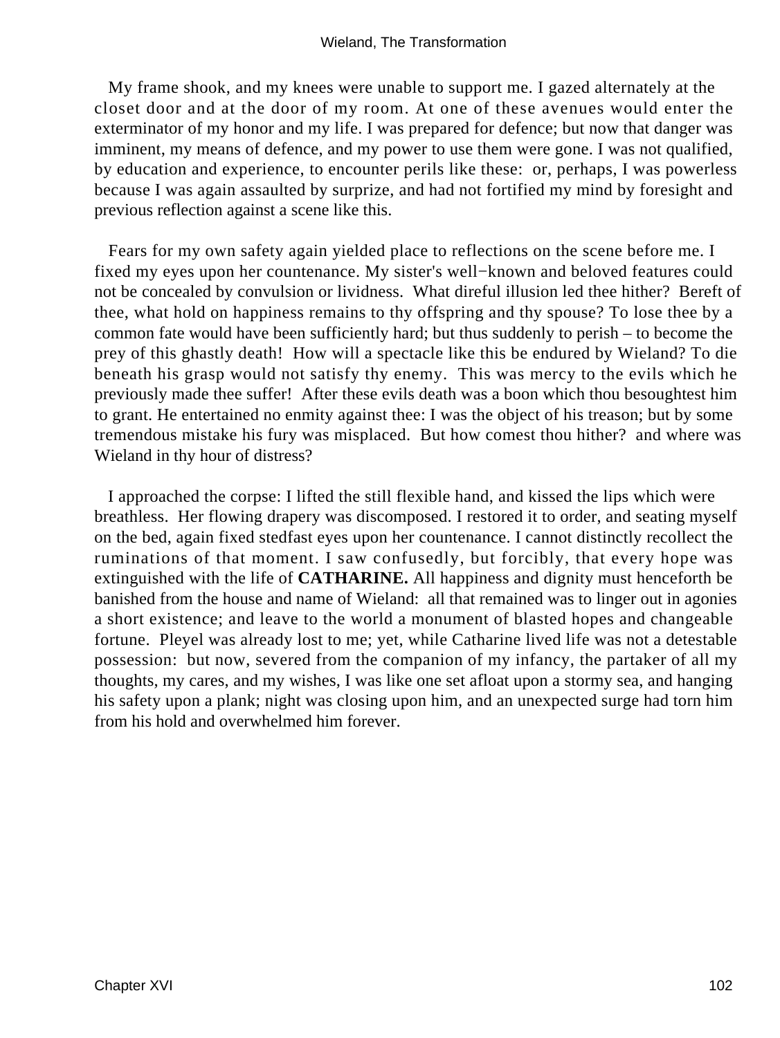My frame shook, and my knees were unable to support me. I gazed alternately at the closet door and at the door of my room. At one of these avenues would enter the exterminator of my honor and my life. I was prepared for defence; but now that danger was imminent, my means of defence, and my power to use them were gone. I was not qualified, by education and experience, to encounter perils like these: or, perhaps, I was powerless because I was again assaulted by surprize, and had not fortified my mind by foresight and previous reflection against a scene like this.

Fears for my own safety again yielded place to reflections on the scene before me. I fixed my eyes upon her countenance. My sister's well−known and beloved features could not be concealed by convulsion or lividness. What direful illusion led thee hither? Bereft of thee, what hold on happiness remains to thy offspring and thy spouse? To lose thee by a common fate would have been sufficiently hard; but thus suddenly to perish – to become the prey of this ghastly death! How will a spectacle like this be endured by Wieland? To die beneath his grasp would not satisfy thy enemy. This was mercy to the evils which he previously made thee suffer! After these evils death was a boon which thou besoughtest him to grant. He entertained no enmity against thee: I was the object of his treason; but by some tremendous mistake his fury was misplaced. But how comest thou hither? and where was Wieland in thy hour of distress?

I approached the corpse: I lifted the still flexible hand, and kissed the lips which were breathless. Her flowing drapery was discomposed. I restored it to order, and seating myself on the bed, again fixed stedfast eyes upon her countenance. I cannot distinctly recollect the ruminations of that moment. I saw confusedly, but forcibly, that every hope was extinguished with the life of **CATHARINE.** All happiness and dignity must henceforth be banished from the house and name of Wieland: all that remained was to linger out in agonies a short existence; and leave to the world a monument of blasted hopes and changeable fortune. Pleyel was already lost to me; yet, while Catharine lived life was not a detestable possession: but now, severed from the companion of my infancy, the partaker of all my thoughts, my cares, and my wishes, I was like one set afloat upon a stormy sea, and hanging his safety upon a plank; night was closing upon him, and an unexpected surge had torn him from his hold and overwhelmed him forever.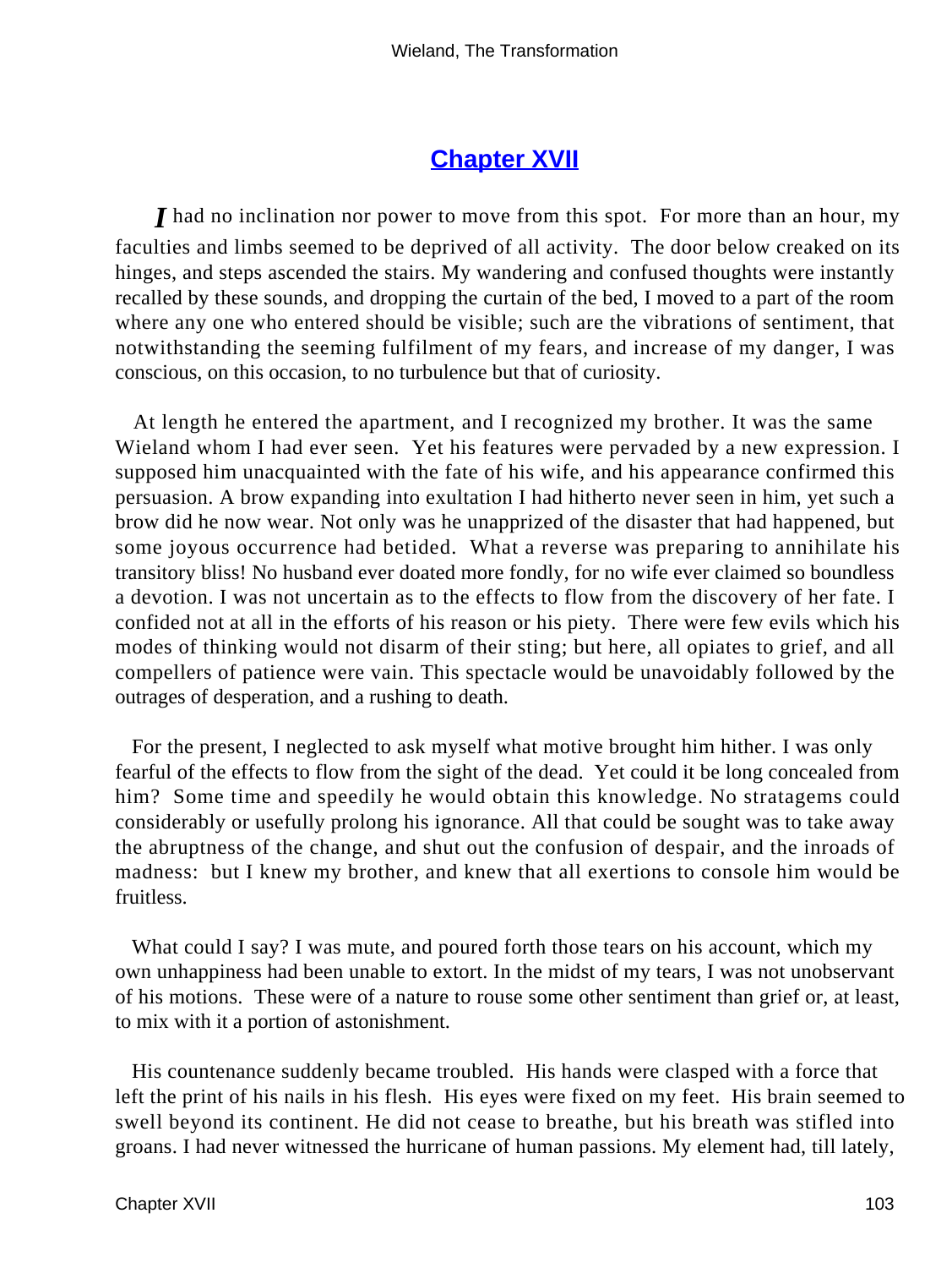## Chapter XVII

*I* had no inclination nor power to move from this spot. For more than an hour, my faculties and limbs seemed to be deprived of all activity. The door below creaked on its hinges, and steps ascended the stairs. My wandering and confused thoughts were instantly recalled by these sounds, and dropping the curtain of the bed, I moved to a part of the room where any one who entered should be visible; such are the vibrations of sentiment, that notwithstanding the seeming fulfilment of my fears, and increase of my danger, I was conscious, on this occasion, to no turbulence but that of curiosity.

At length he entered the apartment, and I recognized my brother. It was the same Wieland whom I had ever seen. Yet his features were pervaded by a new expression. I supposed him unacquainted with the fate of his wife, and his appearance confirmed this persuasion. A brow expanding into exultation I had hitherto never seen in him, yet such a brow did he now wear. Not only was he unapprized of the disaster that had happened, but some joyous occurrence had betided. What a reverse was preparing to annihilate his transitory bliss! No husband ever doated more fondly, for no wife ever claimed so boundless a devotion. I was not uncertain as to the effects to flow from the discovery of her fate. I confided not at all in the efforts of his reason or his piety. There were few evils which his modes of thinking would not disarm of their sting; but here, all opiates to grief, and all compellers of patience were vain. This spectacle would be unavoidably followed by the outrages of desperation, and a rushing to death.

For the present, I neglected to ask myself what motive brought him hither. I was only fearful of the effects to flow from the sight of the dead. Yet could it be long concealed from him? Some time and speedily he would obtain this knowledge. No stratagems could considerably or usefully prolong his ignorance. All that could be sought was to take away the abruptness of the change, and shut out the confusion of despair, and the inroads of madness: but I knew my brother, and knew that all exertions to console him would be fruitless.

What could I say? I was mute, and poured forth those tears on his account, which my own unhappiness had been unable to extort. In the midst of my tears, I was not unobservant of his motions. These were of a nature to rouse some other sentiment than grief or, at least, to mix with it a portion of astonishment.

His countenance suddenly became troubled. His hands were clasped with a force that left the print of his nails in his flesh. His eyes were fixed on my feet. His brain seemed to swell beyond its continent. He did not cease to breathe, but his breath was stifled into groans. I had never witnessed the hurricane of human passions. My element had, till lately,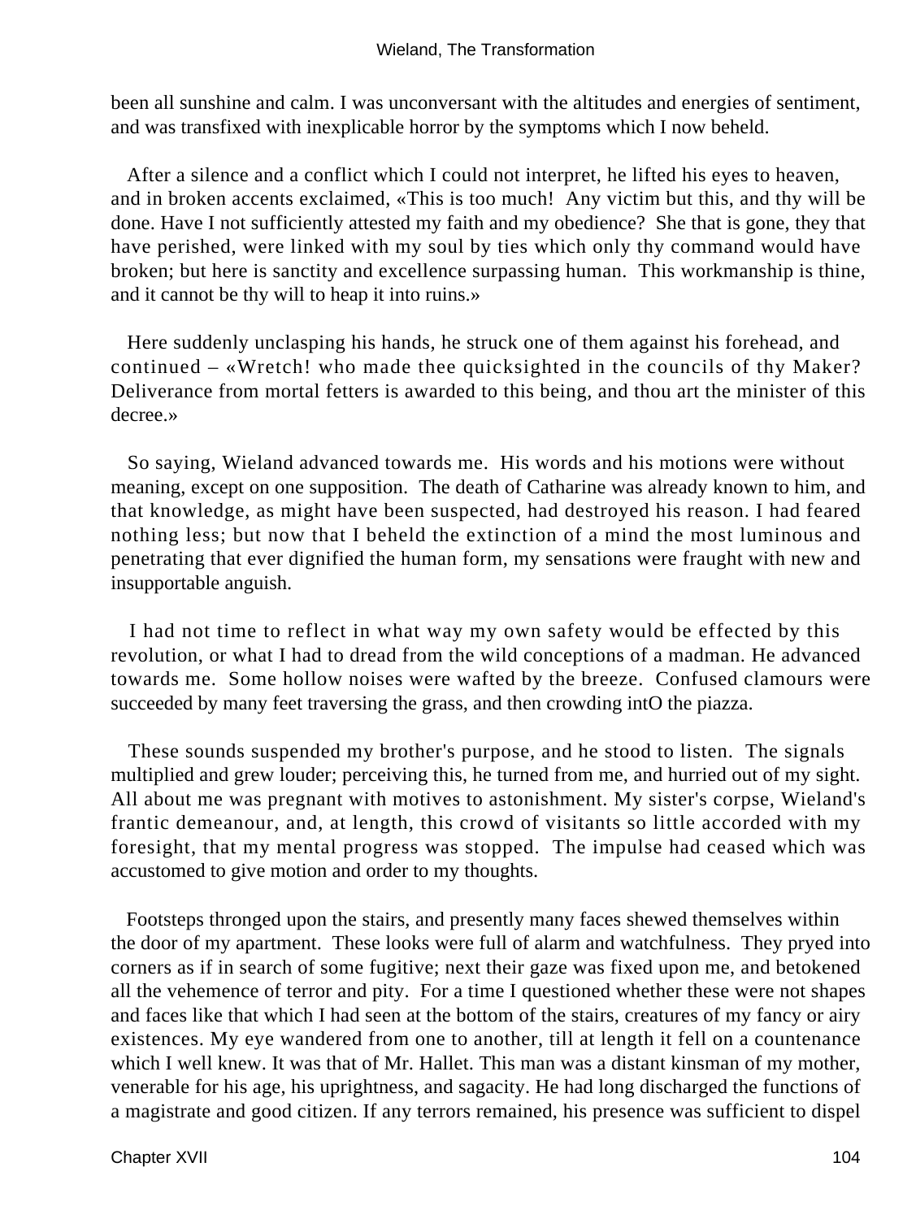been all sunshine and calm. I was unconversant with the altitudes and energies of sentiment, and was transfixed with inexplicable horror by the symptoms which I now beheld.

After a silence and a conflict which I could not interpret, he lifted his eyes to heaven, and in broken accents exclaimed, «This is too much! Any victim but this, and thy will be done. Have I not sufficiently attested my faith and my obedience? She that is gone, they that have perished, were linked with my soul by ties which only thy command would have broken; but here is sanctity and excellence surpassing human. This workmanship is thine, and it cannot be thy will to heap it into ruins.»

Here suddenly unclasping his hands, he struck one of them against his forehead, and continued – «Wretch! who made thee quicksighted in the councils of thy Maker? Deliverance from mortal fetters is awarded to this being, and thou art the minister of this decree.»

So saying, Wieland advanced towards me. His words and his motions were without meaning, except on one supposition. The death of Catharine was already known to him, and that knowledge, as might have been suspected, had destroyed his reason. I had feared nothing less; but now that I beheld the extinction of a mind the most luminous and penetrating that ever dignified the human form, my sensations were fraught with new and insupportable anguish.

I had not time to reflect in what way my own safety would be effected by this revolution, or what I had to dread from the wild conceptions of a madman. He advanced towards me. Some hollow noises were wafted by the breeze. Confused clamours were succeeded by many feet traversing the grass, and then crowding intO the piazza.

These sounds suspended my brother's purpose, and he stood to listen. The signals multiplied and grew louder; perceiving this, he turned from me, and hurried out of my sight. All about me was pregnant with motives to astonishment. My sister's corpse, Wieland's frantic demeanour, and, at length, this crowd of visitants so little accorded with my foresight, that my mental progress was stopped. The impulse had ceased which was accustomed to give motion and order to my thoughts.

Footsteps thronged upon the stairs, and presently many faces shewed themselves within the door of my apartment. These looks were full of alarm and watchfulness. They pryed into corners as if in search of some fugitive; next their gaze was fixed upon me, and betokened all the vehemence of terror and pity. For a time I questioned whether these were not shapes and faces like that which I had seen at the bottom of the stairs, creatures of my fancy or airy existences. My eye wandered from one to another, till at length it fell on a countenance which I well knew. It was that of Mr. Hallet. This man was a distant kinsman of my mother, venerable for his age, his uprightness, and sagacity. He had long discharged the functions of a magistrate and good citizen. If any terrors remained, his presence was sufficient to dispel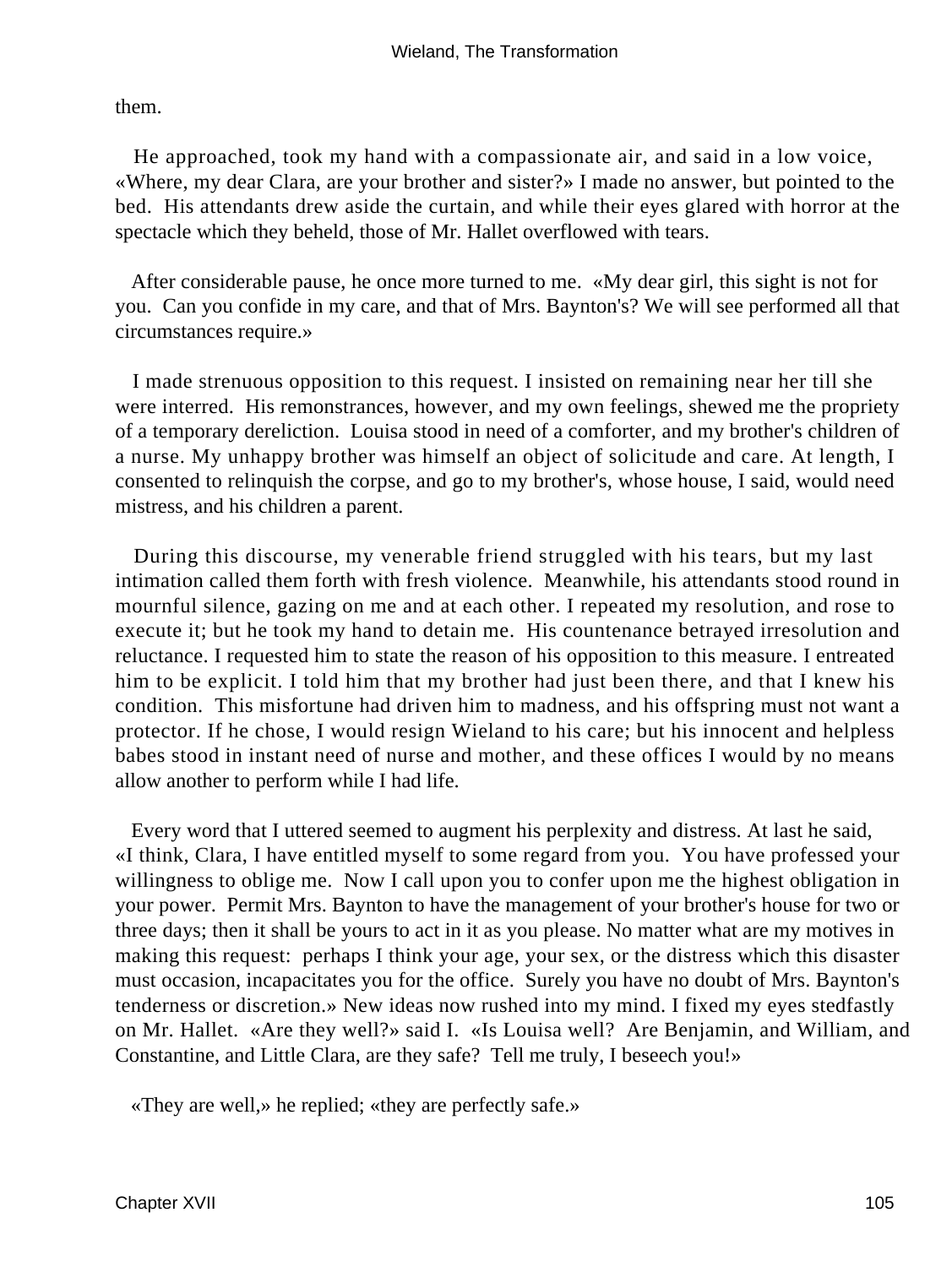them.

He approached, took my hand with a compassionate air, and said in a low voice, «Where, my dear Clara, are your brother and sister?» I made no answer, but pointed to the bed. His attendants drew aside the curtain, and while their eyes glared with horror at the spectacle which they beheld, those of Mr. Hallet overflowed with tears.

After considerable pause, he once more turned to me. «My dear girl, this sight is not for you. Can you confide in my care, and that of Mrs. Baynton's? We will see performed all that circumstances require.»

I made strenuous opposition to this request. I insisted on remaining near her till she were interred. His remonstrances, however, and my own feelings, shewed me the propriety of a temporary dereliction. Louisa stood in need of a comforter, and my brother's children of a nurse. My unhappy brother was himself an object of solicitude and care. At length, I consented to relinquish the corpse, and go to my brother's, whose house, I said, would need mistress, and his children a parent.

During this discourse, my venerable friend struggled with his tears, but my last intimation called them forth with fresh violence. Meanwhile, his attendants stood round in mournful silence, gazing on me and at each other. I repeated my resolution, and rose to execute it; but he took my hand to detain me. His countenance betrayed irresolution and reluctance. I requested him to state the reason of his opposition to this measure. I entreated him to be explicit. I told him that my brother had just been there, and that I knew his condition. This misfortune had driven him to madness, and his offspring must not want a protector. If he chose, I would resign Wieland to his care; but his innocent and helpless babes stood in instant need of nurse and mother, and these offices I would by no means allow another to perform while I had life.

Every word that I uttered seemed to augment his perplexity and distress. At last he said, «I think, Clara, I have entitled myself to some regard from you. You have professed your willingness to oblige me. Now I call upon you to confer upon me the highest obligation in your power. Permit Mrs. Baynton to have the management of your brother's house for two or three days; then it shall be yours to act in it as you please. No matter what are my motives in making this request: perhaps I think your age, your sex, or the distress which this disaster must occasion, incapacitates you for the office. Surely you have no doubt of Mrs. Baynton's tenderness or discretion.» New ideas now rushed into my mind. I fixed my eyes stedfastly on Mr. Hallet. «Are they well?» said I. «Is Louisa well? Are Benjamin, and William, and Constantine, and Little Clara, are they safe? Tell me truly, I beseech you!»

«They are well,» he replied; «they are perfectly safe.»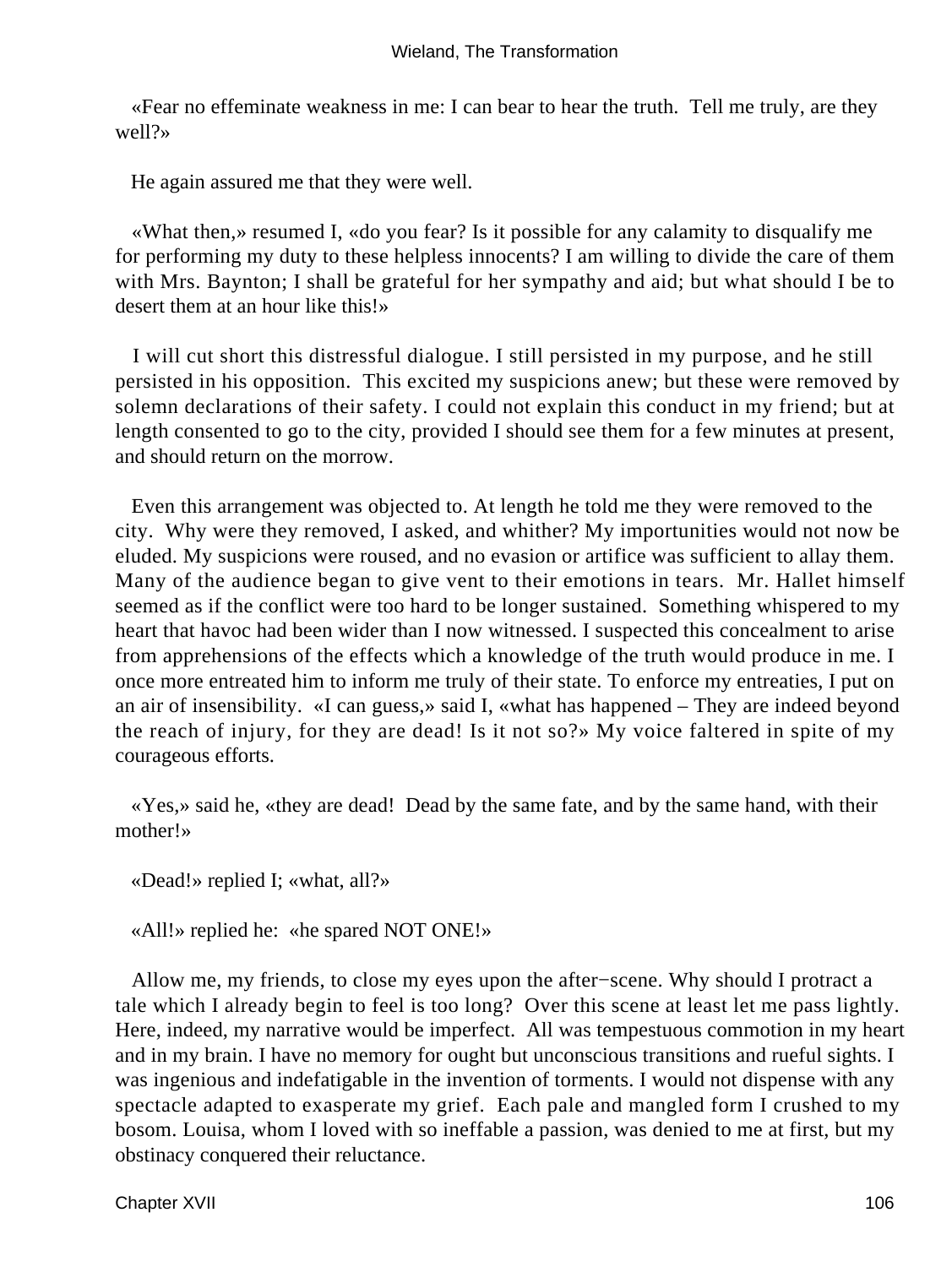«Fear no effeminate weakness in me: I can bear to hear the truth. Tell me truly, are they well?»

He again assured me that they were well.

«What then,» resumed I, «do you fear? Is it possible for any calamity to disqualify me for performing my duty to these helpless innocents? I am willing to divide the care of them with Mrs. Baynton; I shall be grateful for her sympathy and aid; but what should I be to desert them at an hour like this!»

I will cut short this distressful dialogue. I still persisted in my purpose, and he still persisted in his opposition. This excited my suspicions anew; but these were removed by solemn declarations of their safety. I could not explain this conduct in my friend; but at length consented to go to the city, provided I should see them for a few minutes at present, and should return on the morrow.

Even this arrangement was objected to. At length he told me they were removed to the city. Why were they removed, I asked, and whither? My importunities would not now be eluded. My suspicions were roused, and no evasion or artifice was sufficient to allay them. Many of the audience began to give vent to their emotions in tears. Mr. Hallet himself seemed as if the conflict were too hard to be longer sustained. Something whispered to my heart that havoc had been wider than I now witnessed. I suspected this concealment to arise from apprehensions of the effects which a knowledge of the truth would produce in me. I once more entreated him to inform me truly of their state. To enforce my entreaties, I put on an air of insensibility. «I can guess,» said I, «what has happened – They are indeed beyond the reach of injury, for they are dead! Is it not so?» My voice faltered in spite of my courageous efforts.

«Yes,» said he, «they are dead! Dead by the same fate, and by the same hand, with their mother!»

«Dead!» replied I; «what, all?»

«All!» replied he: «he spared NOT ONE!»

Allow me, my friends, to close my eyes upon the after−scene. Why should I protract a tale which I already begin to feel is too long? Over this scene at least let me pass lightly. Here, indeed, my narrative would be imperfect. All was tempestuous commotion in my heart and in my brain. I have no memory for ought but unconscious transitions and rueful sights. I was ingenious and indefatigable in the invention of torments. I would not dispense with any spectacle adapted to exasperate my grief. Each pale and mangled form I crushed to my bosom. Louisa, whom I loved with so ineffable a passion, was denied to me at first, but my obstinacy conquered their reluctance.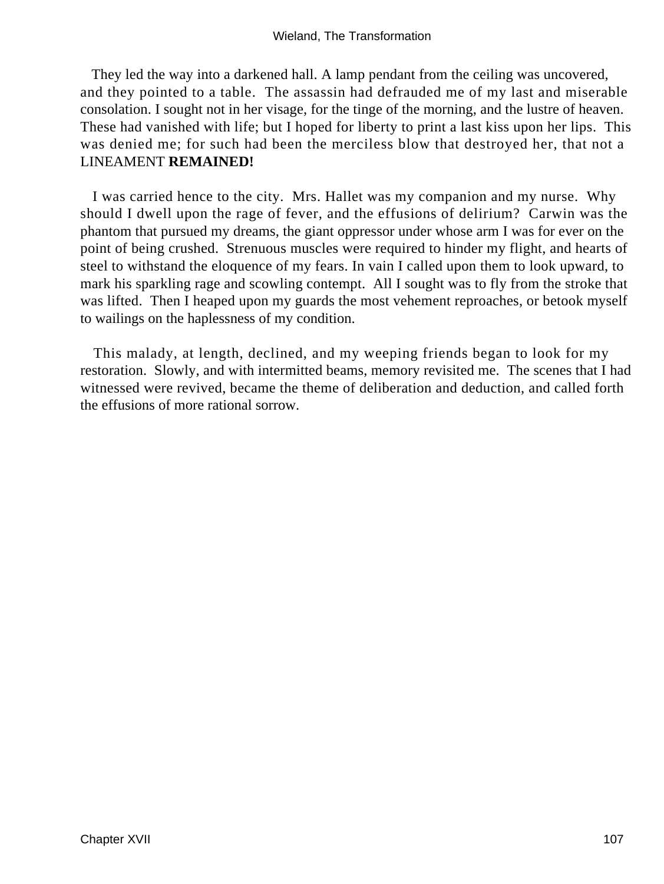They led the way into a darkened hall. A lamp pendant from the ceiling was uncovered, and they pointed to a table. The assassin had defrauded me of my last and miserable consolation. I sought not in her visage, for the tinge of the morning, and the lustre of heaven. These had vanished with life; but I hoped for liberty to print a last kiss upon her lips. This was denied me; for such had been the merciless blow that destroyed her, that not a LINEAMENT **REMAINED!**

I was carried hence to the city. Mrs. Hallet was my companion and my nurse. Why should I dwell upon the rage of fever, and the effusions of delirium? Carwin was the phantom that pursued my dreams, the giant oppressor under whose arm I was for ever on the point of being crushed. Strenuous muscles were required to hinder my flight, and hearts of steel to withstand the eloquence of my fears. In vain I called upon them to look upward, to mark his sparkling rage and scowling contempt. All I sought was to fly from the stroke that was lifted. Then I heaped upon my guards the most vehement reproaches, or betook myself to wailings on the haplessness of my condition.

This malady, at length, declined, and my weeping friends began to look for my restoration. Slowly, and with intermitted beams, memory revisited me. The scenes that I had witnessed were revived, became the theme of deliberation and deduction, and called forth the effusions of more rational sorrow.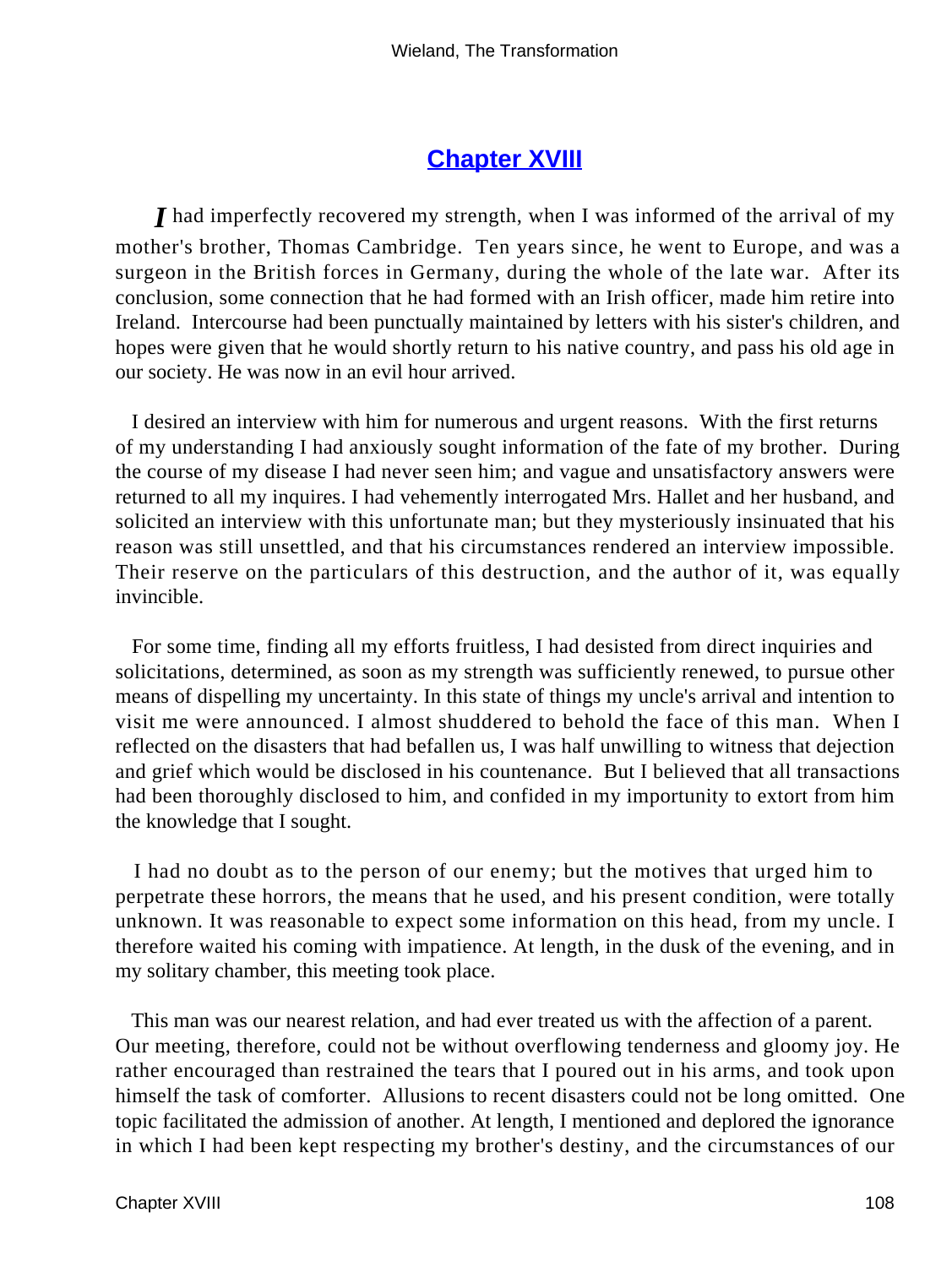## Chapter XVIII

*I* had imperfectly recovered my strength, when I was informed of the arrival of my mother's brother, Thomas Cambridge. Ten years since, he went to Europe, and was a surgeon in the British forces in Germany, during the whole of the late war. After its conclusion, some connection that he had formed with an Irish officer, made him retire into Ireland. Intercourse had been punctually maintained by letters with his sister's children, and hopes were given that he would shortly return to his native country, and pass his old age in our society. He was now in an evil hour arrived.

I desired an interview with him for numerous and urgent reasons. With the first returns of my understanding I had anxiously sought information of the fate of my brother. During the course of my disease I had never seen him; and vague and unsatisfactory answers were returned to all my inquires. I had vehemently interrogated Mrs. Hallet and her husband, and solicited an interview with this unfortunate man; but they mysteriously insinuated that his reason was still unsettled, and that his circumstances rendered an interview impossible. Their reserve on the particulars of this destruction, and the author of it, was equally invincible.

For some time, finding all my efforts fruitless, I had desisted from direct inquiries and solicitations, determined, as soon as my strength was sufficiently renewed, to pursue other means of dispelling my uncertainty. In this state of things my uncle's arrival and intention to visit me were announced. I almost shuddered to behold the face of this man. When I reflected on the disasters that had befallen us, I was half unwilling to witness that dejection and grief which would be disclosed in his countenance. But I believed that all transactions had been thoroughly disclosed to him, and confided in my importunity to extort from him the knowledge that I sought.

I had no doubt as to the person of our enemy; but the motives that urged him to perpetrate these horrors, the means that he used, and his present condition, were totally unknown. It was reasonable to expect some information on this head, from my uncle. I therefore waited his coming with impatience. At length, in the dusk of the evening, and in my solitary chamber, this meeting took place.

This man was our nearest relation, and had ever treated us with the affection of a parent. Our meeting, therefore, could not be without overflowing tenderness and gloomy joy. He rather encouraged than restrained the tears that I poured out in his arms, and took upon himself the task of comforter. Allusions to recent disasters could not be long omitted. One topic facilitated the admission of another. At length, I mentioned and deplored the ignorance in which I had been kept respecting my brother's destiny, and the circumstances of our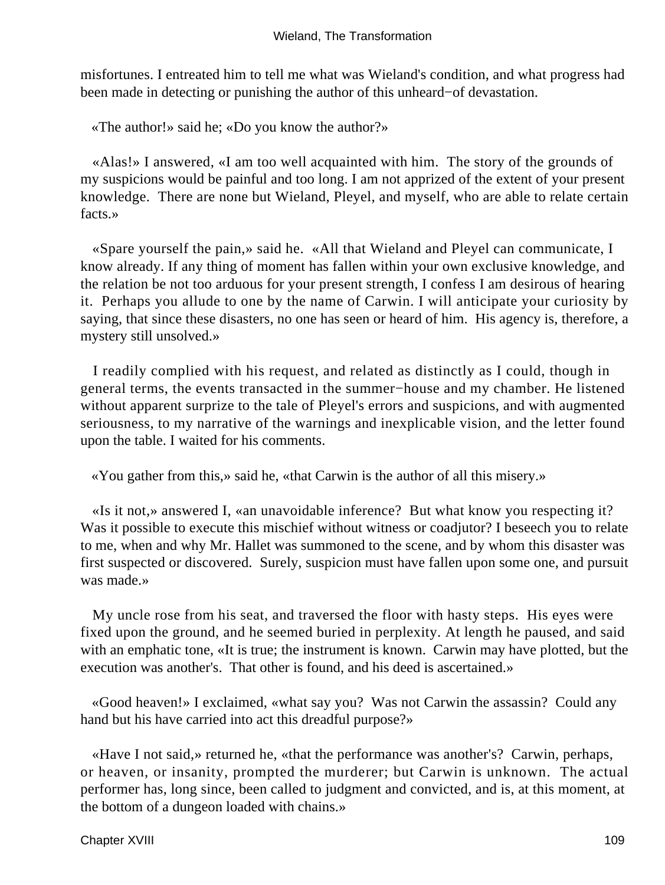misfortunes. I entreated him to tell me what was Wieland's condition, and what progress had been made in detecting or punishing the author of this unheard−of devastation.

«The author!» said he; «Do you know the author?»

«Alas!» I answered, «I am too well acquainted with him. The story of the grounds of my suspicions would be painful and too long. I am not apprized of the extent of your present knowledge. There are none but Wieland, Pleyel, and myself, who are able to relate certain facts.»

«Spare yourself the pain,» said he. «All that Wieland and Pleyel can communicate, I know already. If any thing of moment has fallen within your own exclusive knowledge, and the relation be not too arduous for your present strength, I confess I am desirous of hearing it. Perhaps you allude to one by the name of Carwin. I will anticipate your curiosity by saying, that since these disasters, no one has seen or heard of him. His agency is, therefore, a mystery still unsolved.»

I readily complied with his request, and related as distinctly as I could, though in general terms, the events transacted in the summer−house and my chamber. He listened without apparent surprize to the tale of Pleyel's errors and suspicions, and with augmented seriousness, to my narrative of the warnings and inexplicable vision, and the letter found upon the table. I waited for his comments.

«You gather from this,» said he, «that Carwin is the author of all this misery.»

«Is it not,» answered I, «an unavoidable inference? But what know you respecting it? Was it possible to execute this mischief without witness or coadjutor? I beseech you to relate to me, when and why Mr. Hallet was summoned to the scene, and by whom this disaster was first suspected or discovered. Surely, suspicion must have fallen upon some one, and pursuit was made.»

My uncle rose from his seat, and traversed the floor with hasty steps. His eyes were fixed upon the ground, and he seemed buried in perplexity. At length he paused, and said with an emphatic tone, «It is true; the instrument is known. Carwin may have plotted, but the execution was another's. That other is found, and his deed is ascertained.»

«Good heaven!» I exclaimed, «what say you? Was not Carwin the assassin? Could any hand but his have carried into act this dreadful purpose?»

«Have I not said,» returned he, «that the performance was another's? Carwin, perhaps, or heaven, or insanity, prompted the murderer; but Carwin is unknown. The actual performer has, long since, been called to judgment and convicted, and is, at this moment, at the bottom of a dungeon loaded with chains.»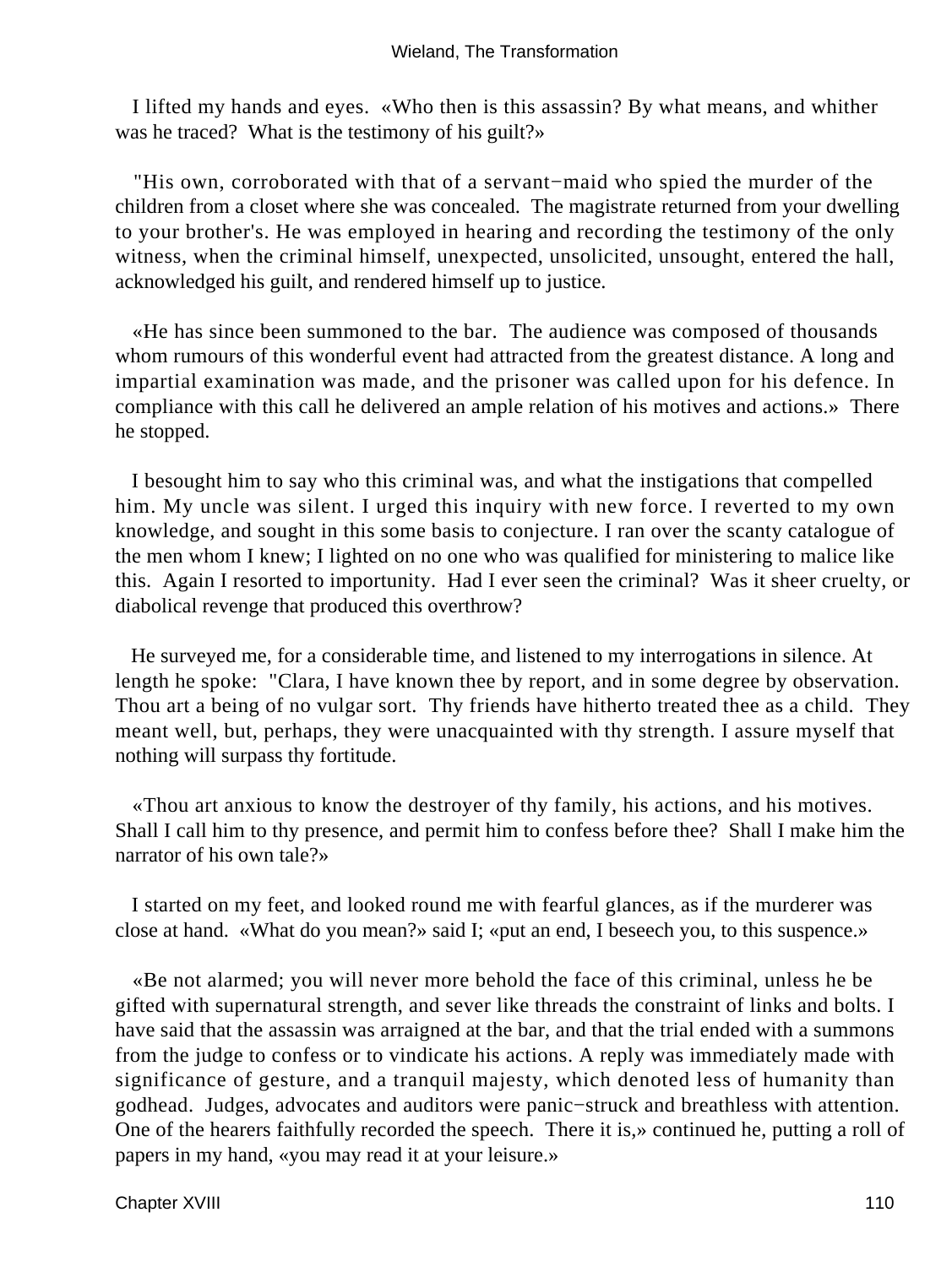I lifted my hands and eyes. «Who then is this assassin? By what means, and whither was he traced? What is the testimony of his guilt?»

"His own, corroborated with that of a servant−maid who spied the murder of the children from a closet where she was concealed. The magistrate returned from your dwelling to your brother's. He was employed in hearing and recording the testimony of the only witness, when the criminal himself, unexpected, unsolicited, unsought, entered the hall, acknowledged his guilt, and rendered himself up to justice.

«He has since been summoned to the bar. The audience was composed of thousands whom rumours of this wonderful event had attracted from the greatest distance. A long and impartial examination was made, and the prisoner was called upon for his defence. In compliance with this call he delivered an ample relation of his motives and actions.» There he stopped.

I besought him to say who this criminal was, and what the instigations that compelled him. My uncle was silent. I urged this inquiry with new force. I reverted to my own knowledge, and sought in this some basis to conjecture. I ran over the scanty catalogue of the men whom I knew; I lighted on no one who was qualified for ministering to malice like this. Again I resorted to importunity. Had I ever seen the criminal? Was it sheer cruelty, or diabolical revenge that produced this overthrow?

He surveyed me, for a considerable time, and listened to my interrogations in silence. At length he spoke: "Clara, I have known thee by report, and in some degree by observation. Thou art a being of no vulgar sort. Thy friends have hitherto treated thee as a child. They meant well, but, perhaps, they were unacquainted with thy strength. I assure myself that nothing will surpass thy fortitude.

«Thou art anxious to know the destroyer of thy family, his actions, and his motives. Shall I call him to thy presence, and permit him to confess before thee? Shall I make him the narrator of his own tale?»

I started on my feet, and looked round me with fearful glances, as if the murderer was close at hand. «What do you mean?» said I; «put an end, I beseech you, to this suspence.»

«Be not alarmed; you will never more behold the face of this criminal, unless he be gifted with supernatural strength, and sever like threads the constraint of links and bolts. I have said that the assassin was arraigned at the bar, and that the trial ended with a summons from the judge to confess or to vindicate his actions. A reply was immediately made with significance of gesture, and a tranquil majesty, which denoted less of humanity than godhead. Judges, advocates and auditors were panic−struck and breathless with attention. One of the hearers faithfully recorded the speech. There it is,» continued he, putting a roll of papers in my hand, «you may read it at your leisure.»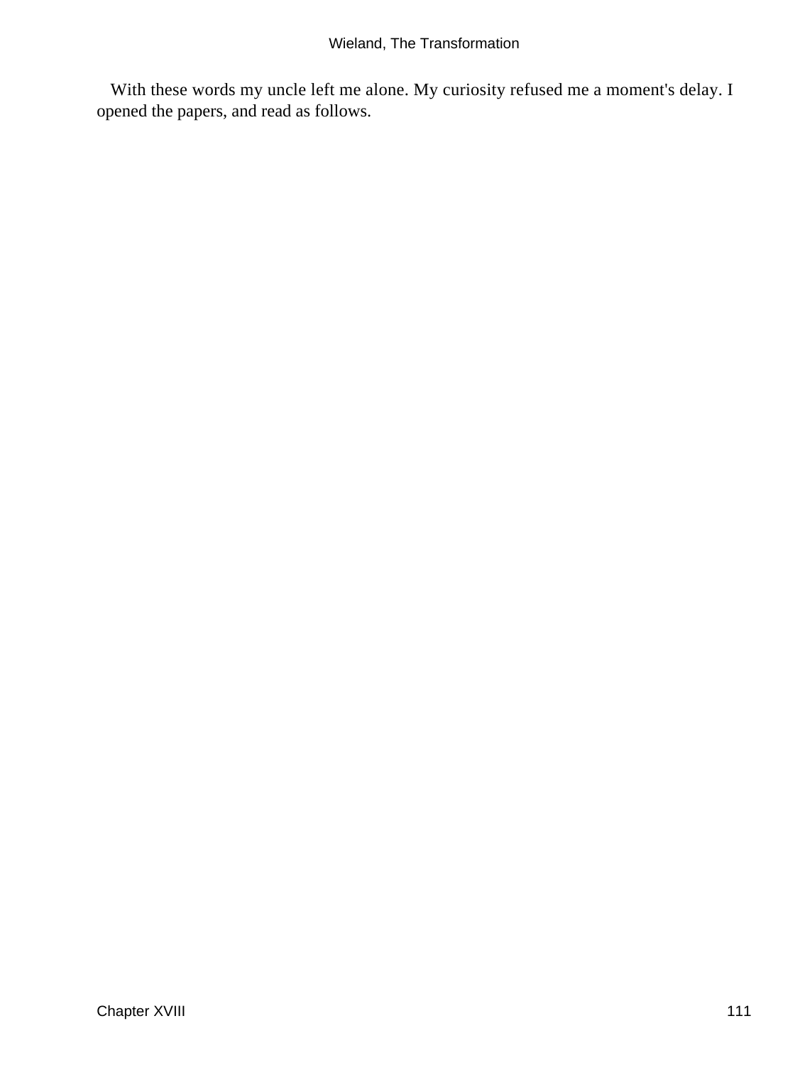With these words my uncle left me alone. My curiosity refused me a moment's delay. I opened the papers, and read as follows.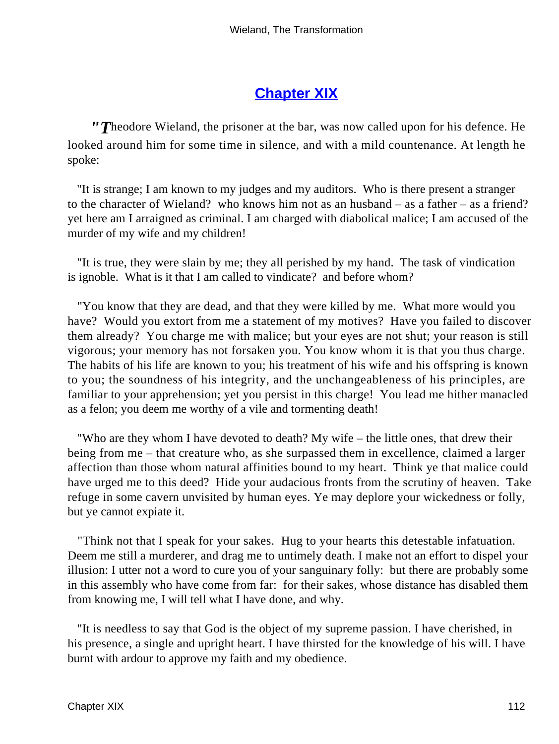# Chapter XIX

"Theodore Wieland, the prisoner at the bar, was now called upon for his defence. He looked around him for some time in silence, and with a mild countenance. At length he spoke:

"It is strange; I am known to my judges and my auditors. Who is there present a stranger to the character of Wieland? who knows him not as an husband – as a father – as a friend? yet here am I arraigned as criminal. I am charged with diabolical malice; I am accused of the murder of my wife and my children!

"It is true, they were slain by me; they all perished by my hand. The task of vindication is ignoble. What is it that I am called to vindicate? and before whom?

"You know that they are dead, and that they were killed by me. What more would you have? Would you extort from me a statement of my motives? Have you failed to discover them already? You charge me with malice; but your eyes are not shut; your reason is still vigorous; your memory has not forsaken you. You know whom it is that you thus charge. The habits of his life are known to you; his treatment of his wife and his offspring is known to you; the soundness of his integrity, and the unchangeableness of his principles, are familiar to your apprehension; yet you persist in this charge! You lead me hither manacled as a felon; you deem me worthy of a vile and tormenting death!

"Who are they whom I have devoted to death? My wife – the little ones, that drew their being from me – that creature who, as she surpassed them in excellence, claimed a larger affection than those whom natural affinities bound to my heart. Think ye that malice could have urged me to this deed? Hide your audacious fronts from the scrutiny of heaven. Take refuge in some cavern unvisited by human eyes. Ye may deplore your wickedness or folly, but ye cannot expiate it.

"Think not that I speak for your sakes. Hug to your hearts this detestable infatuation. Deem me still a murderer, and drag me to untimely death. I make not an effort to dispel your illusion: I utter not a word to cure you of your sanguinary folly: but there are probably some in this assembly who have come from far: for their sakes, whose distance has disabled them from knowing me, I will tell what I have done, and why.

"It is needless to say that God is the object of my supreme passion. I have cherished, in his presence, a single and upright heart. I have thirsted for the knowledge of his will. I have burnt with ardour to approve my faith and my obedience.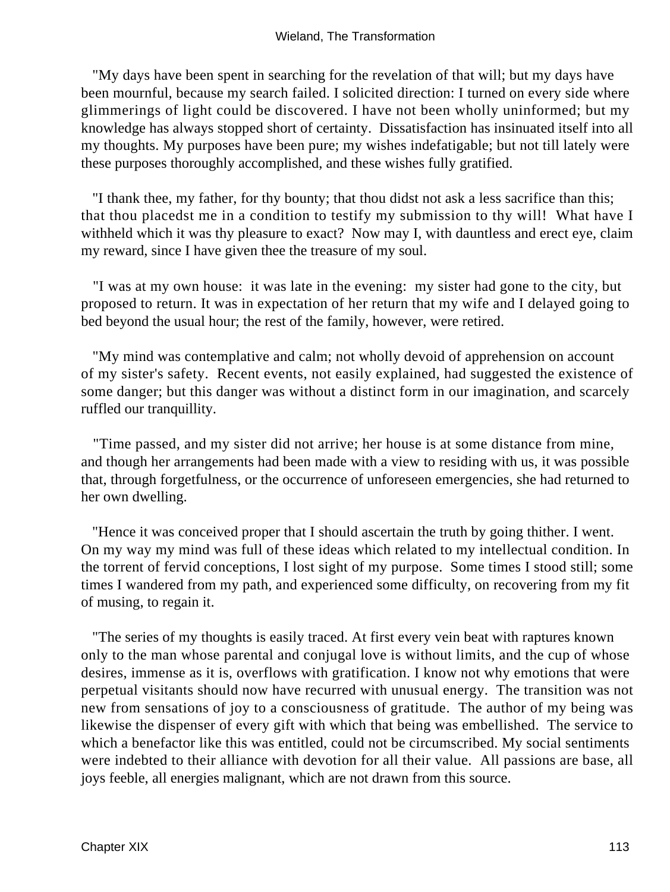"My days have been spent in searching for the revelation of that will; but my days have been mournful, because my search failed. I solicited direction: I turned on every side where glimmerings of light could be discovered. I have not been wholly uninformed; but my knowledge has always stopped short of certainty. Dissatisfaction has insinuated itself into all my thoughts. My purposes have been pure; my wishes indefatigable; but not till lately were these purposes thoroughly accomplished, and these wishes fully gratified.

"I thank thee, my father, for thy bounty; that thou didst not ask a less sacrifice than this; that thou placedst me in a condition to testify my submission to thy will! What have I withheld which it was thy pleasure to exact? Now may I, with dauntless and erect eye, claim my reward, since I have given thee the treasure of my soul.

"I was at my own house: it was late in the evening: my sister had gone to the city, but proposed to return. It was in expectation of her return that my wife and I delayed going to bed beyond the usual hour; the rest of the family, however, were retired.

"My mind was contemplative and calm; not wholly devoid of apprehension on account of my sister's safety. Recent events, not easily explained, had suggested the existence of some danger; but this danger was without a distinct form in our imagination, and scarcely ruffled our tranquillity.

"Time passed, and my sister did not arrive; her house is at some distance from mine, and though her arrangements had been made with a view to residing with us, it was possible that, through forgetfulness, or the occurrence of unforeseen emergencies, she had returned to her own dwelling.

"Hence it was conceived proper that I should ascertain the truth by going thither. I went. On my way my mind was full of these ideas which related to my intellectual condition. In the torrent of fervid conceptions, I lost sight of my purpose. Some times I stood still; some times I wandered from my path, and experienced some difficulty, on recovering from my fit of musing, to regain it.

"The series of my thoughts is easily traced. At first every vein beat with raptures known only to the man whose parental and conjugal love is without limits, and the cup of whose desires, immense as it is, overflows with gratification. I know not why emotions that were perpetual visitants should now have recurred with unusual energy. The transition was not new from sensations of joy to a consciousness of gratitude. The author of my being was likewise the dispenser of every gift with which that being was embellished. The service to which a benefactor like this was entitled, could not be circumscribed. My social sentiments were indebted to their alliance with devotion for all their value. All passions are base, all joys feeble, all energies malignant, which are not drawn from this source.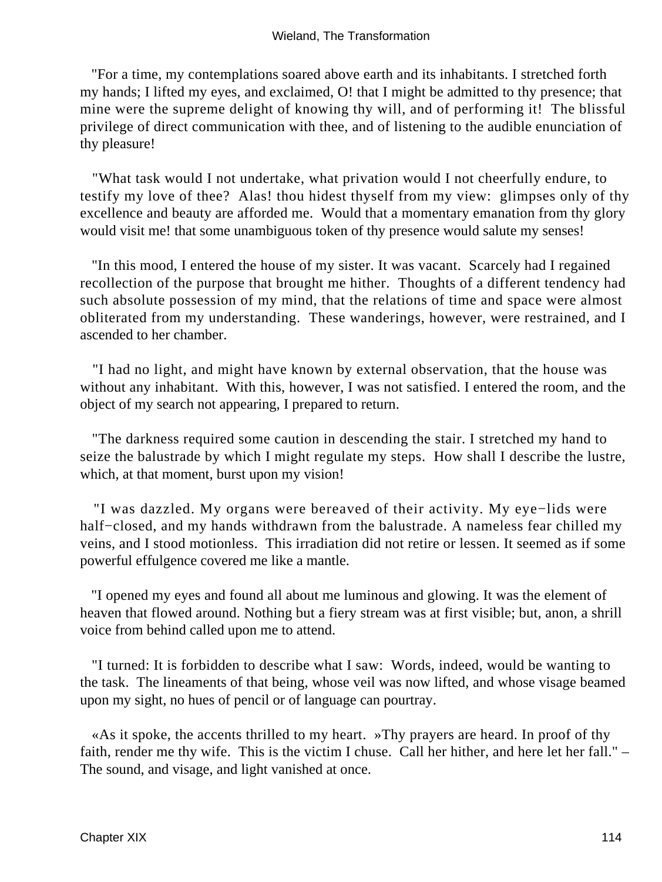"For a time, my contemplations soared above earth and its inhabitants. I stretched forth my hands; I lifted my eyes, and exclaimed, O! that I might be admitted to thy presence; that mine were the supreme delight of knowing thy will, and of performing it! The blissful privilege of direct communication with thee, and of listening to the audible enunciation of thy pleasure!

"What task would I not undertake, what privation would I not cheerfully endure, to testify my love of thee? Alas! thou hidest thyself from my view: glimpses only of thy excellence and beauty are afforded me. Would that a momentary emanation from thy glory would visit me! that some unambiguous token of thy presence would salute my senses!

"In this mood, I entered the house of my sister. It was vacant. Scarcely had I regained recollection of the purpose that brought me hither. Thoughts of a different tendency had such absolute possession of my mind, that the relations of time and space were almost obliterated from my understanding. These wanderings, however, were restrained, and I ascended to her chamber.

"I had no light, and might have known by external observation, that the house was without any inhabitant. With this, however, I was not satisfied. I entered the room, and the object of my search not appearing, I prepared to return.

"The darkness required some caution in descending the stair. I stretched my hand to seize the balustrade by which I might regulate my steps. How shall I describe the lustre, which, at that moment, burst upon my vision!

"I was dazzled. My organs were bereaved of their activity. My eye−lids were half−closed, and my hands withdrawn from the balustrade. A nameless fear chilled my veins, and I stood motionless. This irradiation did not retire or lessen. It seemed as if some powerful effulgence covered me like a mantle.

"I opened my eyes and found all about me luminous and glowing. It was the element of heaven that flowed around. Nothing but a fiery stream was at first visible; but, anon, a shrill voice from behind called upon me to attend.

"I turned: It is forbidden to describe what I saw: Words, indeed, would be wanting to the task. The lineaments of that being, whose veil was now lifted, and whose visage beamed upon my sight, no hues of pencil or of language can pourtray.

«As it spoke, the accents thrilled to my heart. »Thy prayers are heard. In proof of thy faith, render me thy wife. This is the victim I chuse. Call her hither, and here let her fall." – The sound, and visage, and light vanished at once.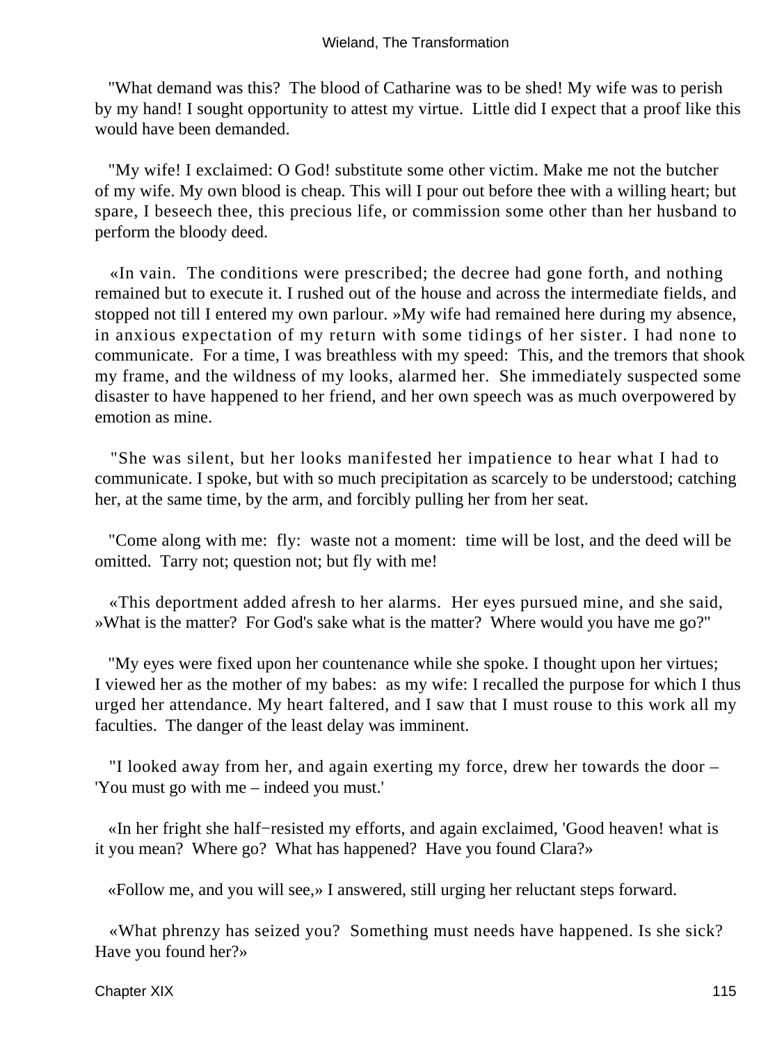"What demand was this? The blood of Catharine was to be shed! My wife was to perish by my hand! I sought opportunity to attest my virtue. Little did I expect that a proof like this would have been demanded.

"My wife! I exclaimed: O God! substitute some other victim. Make me not the butcher of my wife. My own blood is cheap. This will I pour out before thee with a willing heart; but spare, I beseech thee, this precious life, or commission some other than her husband to perform the bloody deed.

«In vain. The conditions were prescribed; the decree had gone forth, and nothing remained but to execute it. I rushed out of the house and across the intermediate fields, and stopped not till I entered my own parlour. »My wife had remained here during my absence, in anxious expectation of my return with some tidings of her sister. I had none to communicate. For a time, I was breathless with my speed: This, and the tremors that shook my frame, and the wildness of my looks, alarmed her. She immediately suspected some disaster to have happened to her friend, and her own speech was as much overpowered by emotion as mine.

"She was silent, but her looks manifested her impatience to hear what I had to communicate. I spoke, but with so much precipitation as scarcely to be understood; catching her, at the same time, by the arm, and forcibly pulling her from her seat.

"Come along with me: fly: waste not a moment: time will be lost, and the deed will be omitted. Tarry not; question not; but fly with me!

«This deportment added afresh to her alarms. Her eyes pursued mine, and she said, »What is the matter? For God's sake what is the matter? Where would you have me go?"

"My eyes were fixed upon her countenance while she spoke. I thought upon her virtues; I viewed her as the mother of my babes: as my wife: I recalled the purpose for which I thus urged her attendance. My heart faltered, and I saw that I must rouse to this work all my faculties. The danger of the least delay was imminent.

"I looked away from her, and again exerting my force, drew her towards the door – 'You must go with me – indeed you must.'

«In her fright she half−resisted my efforts, and again exclaimed, 'Good heaven! what is it you mean? Where go? What has happened? Have you found Clara?»

«Follow me, and you will see,» I answered, still urging her reluctant steps forward.

«What phrenzy has seized you? Something must needs have happened. Is she sick? Have you found her?»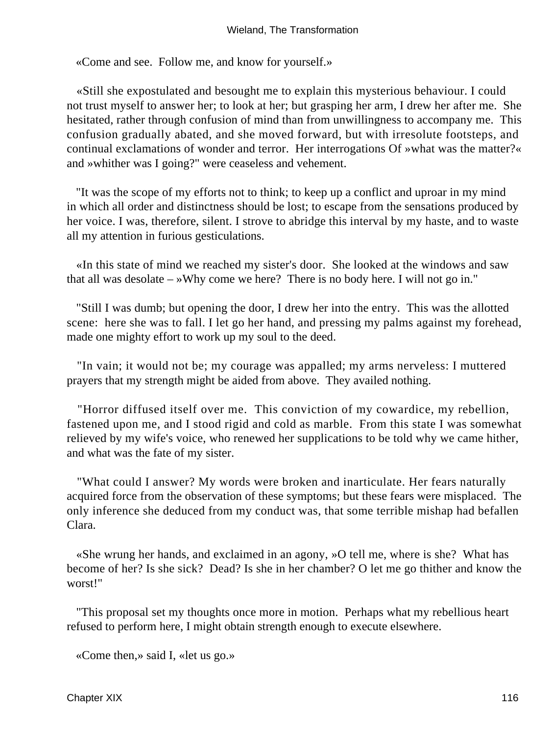«Come and see. Follow me, and know for yourself.»

«Still she expostulated and besought me to explain this mysterious behaviour. I could not trust myself to answer her; to look at her; but grasping her arm, I drew her after me. She hesitated, rather through confusion of mind than from unwillingness to accompany me. This confusion gradually abated, and she moved forward, but with irresolute footsteps, and continual exclamations of wonder and terror. Her interrogations Of »what was the matter?« and »whither was I going?" were ceaseless and vehement.

"It was the scope of my efforts not to think; to keep up a conflict and uproar in my mind in which all order and distinctness should be lost; to escape from the sensations produced by her voice. I was, therefore, silent. I strove to abridge this interval by my haste, and to waste all my attention in furious gesticulations.

«In this state of mind we reached my sister's door. She looked at the windows and saw that all was desolate – »Why come we here? There is no body here. I will not go in."

"Still I was dumb; but opening the door, I drew her into the entry. This was the allotted scene: here she was to fall. I let go her hand, and pressing my palms against my forehead, made one mighty effort to work up my soul to the deed.

"In vain; it would not be; my courage was appalled; my arms nerveless: I muttered prayers that my strength might be aided from above. They availed nothing.

"Horror diffused itself over me. This conviction of my cowardice, my rebellion, fastened upon me, and I stood rigid and cold as marble. From this state I was somewhat relieved by my wife's voice, who renewed her supplications to be told why we came hither, and what was the fate of my sister.

"What could I answer? My words were broken and inarticulate. Her fears naturally acquired force from the observation of these symptoms; but these fears were misplaced. The only inference she deduced from my conduct was, that some terrible mishap had befallen Clara.

«She wrung her hands, and exclaimed in an agony, »O tell me, where is she? What has become of her? Is she sick? Dead? Is she in her chamber? O let me go thither and know the worst!"

"This proposal set my thoughts once more in motion. Perhaps what my rebellious heart refused to perform here, I might obtain strength enough to execute elsewhere.

«Come then,» said I, «let us go.»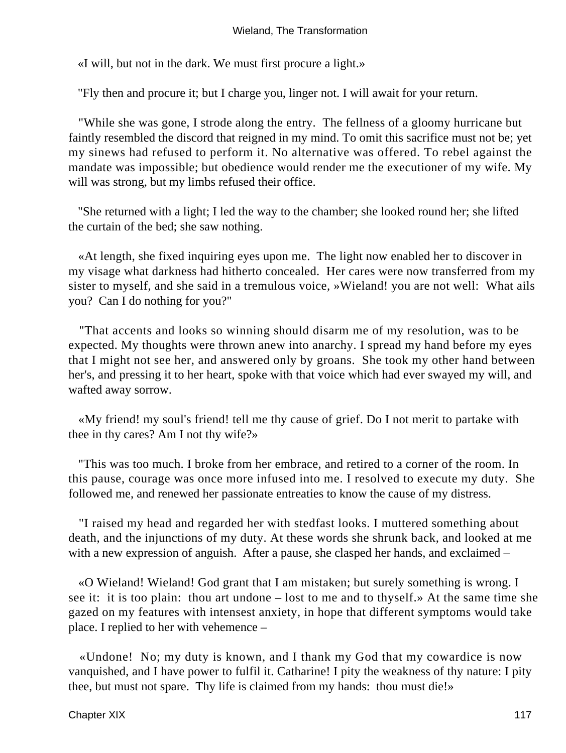«I will, but not in the dark. We must first procure a light.»

"Fly then and procure it; but I charge you, linger not. I will await for your return.

"While she was gone, I strode along the entry. The fellness of a gloomy hurricane but faintly resembled the discord that reigned in my mind. To omit this sacrifice must not be; yet my sinews had refused to perform it. No alternative was offered. To rebel against the mandate was impossible; but obedience would render me the executioner of my wife. My will was strong, but my limbs refused their office.

"She returned with a light; I led the way to the chamber; she looked round her; she lifted the curtain of the bed; she saw nothing.

«At length, she fixed inquiring eyes upon me. The light now enabled her to discover in my visage what darkness had hitherto concealed. Her cares were now transferred from my sister to myself, and she said in a tremulous voice, »Wieland! you are not well: What ails you? Can I do nothing for you?"

"That accents and looks so winning should disarm me of my resolution, was to be expected. My thoughts were thrown anew into anarchy. I spread my hand before my eyes that I might not see her, and answered only by groans. She took my other hand between her's, and pressing it to her heart, spoke with that voice which had ever swayed my will, and wafted away sorrow.

«My friend! my soul's friend! tell me thy cause of grief. Do I not merit to partake with thee in thy cares? Am I not thy wife?»

"This was too much. I broke from her embrace, and retired to a corner of the room. In this pause, courage was once more infused into me. I resolved to execute my duty. She followed me, and renewed her passionate entreaties to know the cause of my distress.

"I raised my head and regarded her with stedfast looks. I muttered something about death, and the injunctions of my duty. At these words she shrunk back, and looked at me with a new expression of anguish. After a pause, she clasped her hands, and exclaimed –

«O Wieland! Wieland! God grant that I am mistaken; but surely something is wrong. I see it: it is too plain: thou art undone – lost to me and to thyself.» At the same time she gazed on my features with intensest anxiety, in hope that different symptoms would take place. I replied to her with vehemence –

«Undone! No; my duty is known, and I thank my God that my cowardice is now vanquished, and I have power to fulfil it. Catharine! I pity the weakness of thy nature: I pity thee, but must not spare. Thy life is claimed from my hands: thou must die!»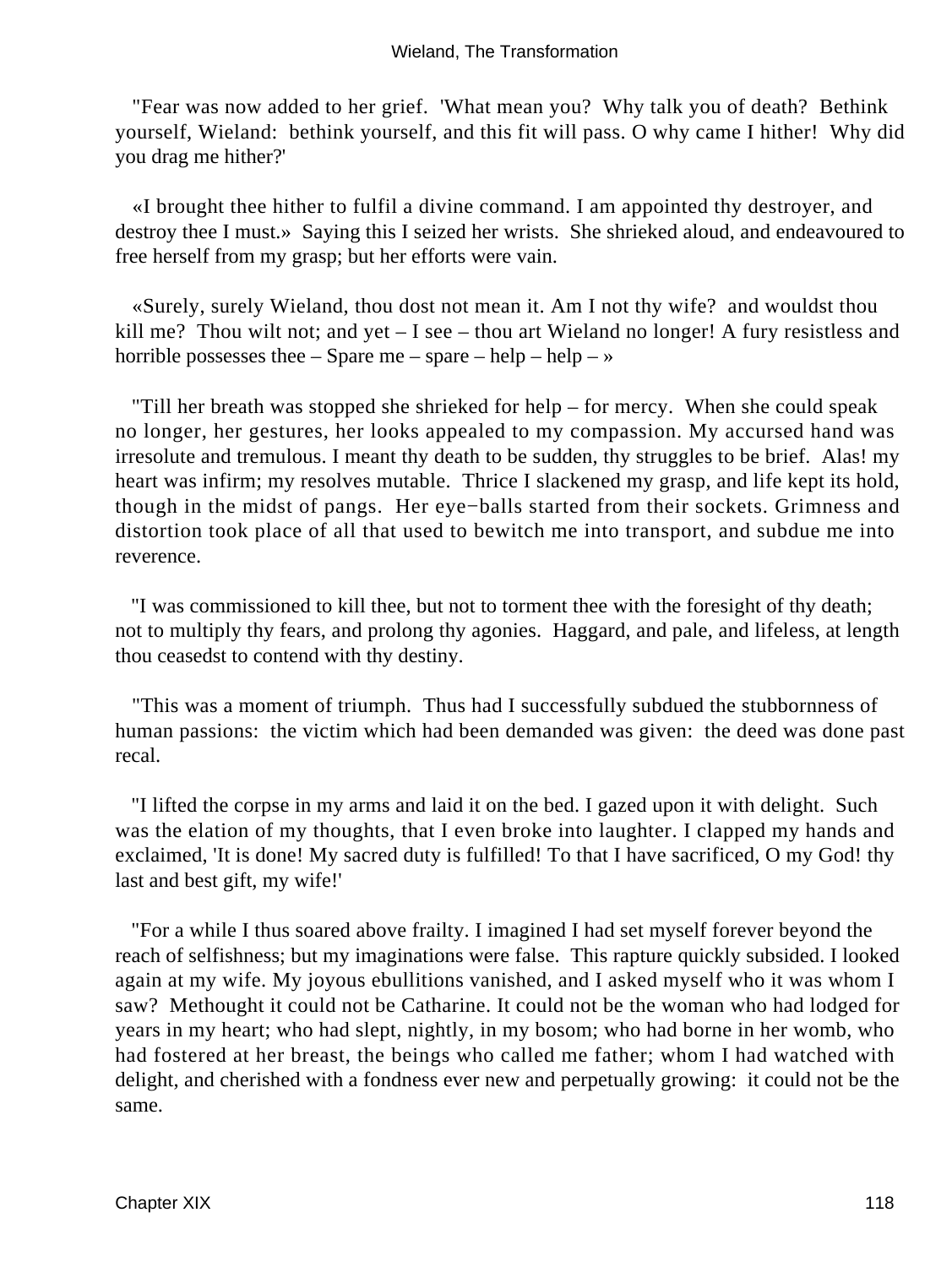"Fear was now added to her grief. 'What mean you? Why talk you of death? Bethink yourself, Wieland: bethink yourself, and this fit will pass. O why came I hither! Why did you drag me hither?'

«I brought thee hither to fulfil a divine command. I am appointed thy destroyer, and destroy thee I must.» Saying this I seized her wrists. She shrieked aloud, and endeavoured to free herself from my grasp; but her efforts were vain.

«Surely, surely Wieland, thou dost not mean it. Am I not thy wife? and wouldst thou kill me? Thou wilt not; and yet – I see – thou art Wieland no longer! A fury resistless and horrible possesses thee – Spare me – spare – help – help – »

"Till her breath was stopped she shrieked for help – for mercy. When she could speak no longer, her gestures, her looks appealed to my compassion. My accursed hand was irresolute and tremulous. I meant thy death to be sudden, thy struggles to be brief. Alas! my heart was infirm; my resolves mutable. Thrice I slackened my grasp, and life kept its hold, though in the midst of pangs. Her eye−balls started from their sockets. Grimness and distortion took place of all that used to bewitch me into transport, and subdue me into reverence.

"I was commissioned to kill thee, but not to torment thee with the foresight of thy death; not to multiply thy fears, and prolong thy agonies. Haggard, and pale, and lifeless, at length thou ceasedst to contend with thy destiny.

"This was a moment of triumph. Thus had I successfully subdued the stubbornness of human passions: the victim which had been demanded was given: the deed was done past recal.

"I lifted the corpse in my arms and laid it on the bed. I gazed upon it with delight. Such was the elation of my thoughts, that I even broke into laughter. I clapped my hands and exclaimed, 'It is done! My sacred duty is fulfilled! To that I have sacrificed, O my God! thy last and best gift, my wife!'

"For a while I thus soared above frailty. I imagined I had set myself forever beyond the reach of selfishness; but my imaginations were false. This rapture quickly subsided. I looked again at my wife. My joyous ebullitions vanished, and I asked myself who it was whom I saw? Methought it could not be Catharine. It could not be the woman who had lodged for years in my heart; who had slept, nightly, in my bosom; who had borne in her womb, who had fostered at her breast, the beings who called me father; whom I had watched with delight, and cherished with a fondness ever new and perpetually growing: it could not be the same.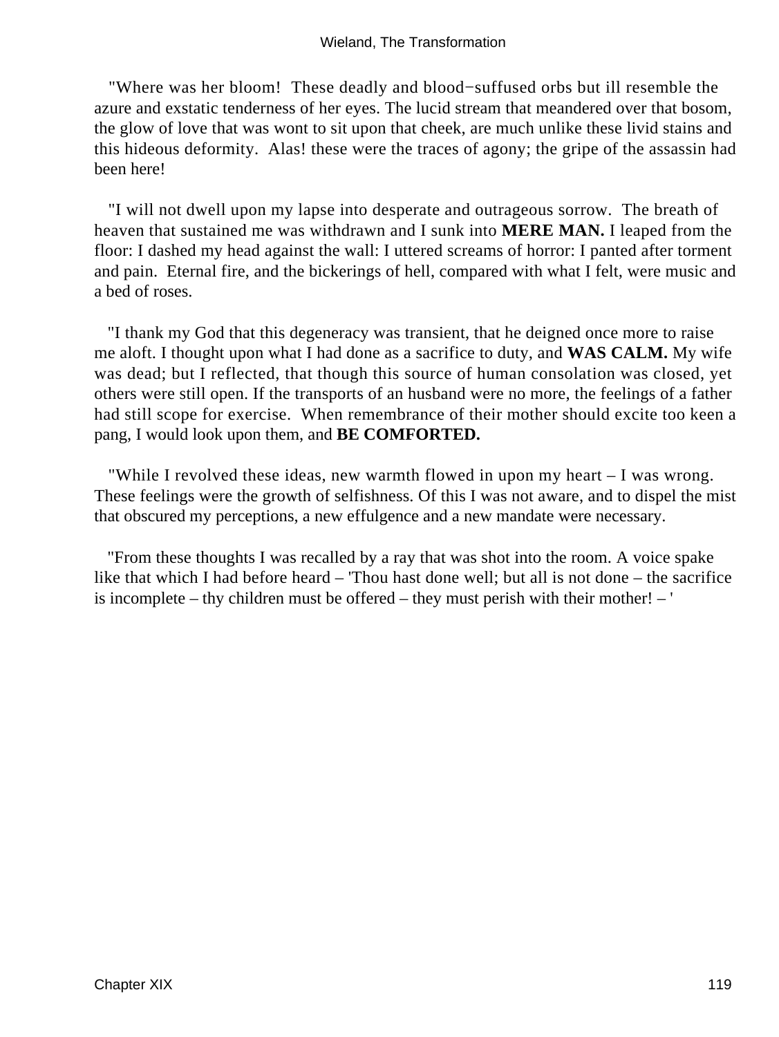"Where was her bloom! These deadly and blood−suffused orbs but ill resemble the azure and exstatic tenderness of her eyes. The lucid stream that meandered over that bosom, the glow of love that was wont to sit upon that cheek, are much unlike these livid stains and this hideous deformity. Alas! these were the traces of agony; the gripe of the assassin had been here!

"I will not dwell upon my lapse into desperate and outrageous sorrow. The breath of heaven that sustained me was withdrawn and I sunk into **MERE MAN.** I leaped from the floor: I dashed my head against the wall: I uttered screams of horror: I panted after torment and pain. Eternal fire, and the bickerings of hell, compared with what I felt, were music and a bed of roses.

"I thank my God that this degeneracy was transient, that he deigned once more to raise me aloft. I thought upon what I had done as a sacrifice to duty, and **WAS CALM.** My wife was dead; but I reflected, that though this source of human consolation was closed, yet others were still open. If the transports of an husband were no more, the feelings of a father had still scope for exercise. When remembrance of their mother should excite too keen a pang, I would look upon them, and **BE COMFORTED.**

"While I revolved these ideas, new warmth flowed in upon my heart – I was wrong. These feelings were the growth of selfishness. Of this I was not aware, and to dispel the mist that obscured my perceptions, a new effulgence and a new mandate were necessary.

"From these thoughts I was recalled by a ray that was shot into the room. A voice spake like that which I had before heard – 'Thou hast done well; but all is not done – the sacrifice is incomplete – thy children must be offered – they must perish with their mother! – '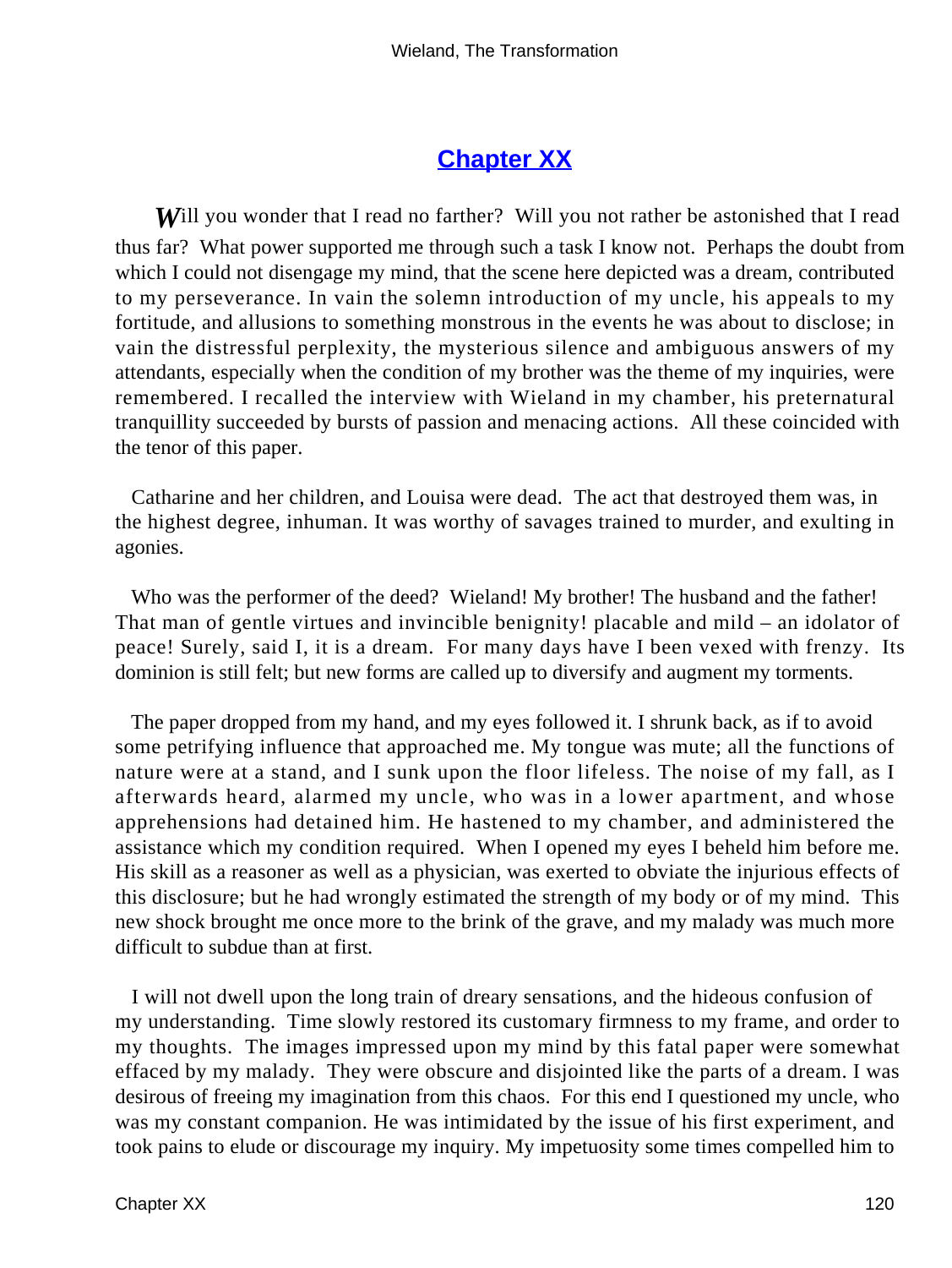## Chapter XX

*W*ill you wonder that I read no farther? Will you not rather be astonished that I read thus far? What power supported me through such a task I know not. Perhaps the doubt from which I could not disengage my mind, that the scene here depicted was a dream, contributed to my perseverance. In vain the solemn introduction of my uncle, his appeals to my fortitude, and allusions to something monstrous in the events he was about to disclose; in vain the distressful perplexity, the mysterious silence and ambiguous answers of my attendants, especially when the condition of my brother was the theme of my inquiries, were remembered. I recalled the interview with Wieland in my chamber, his preternatural tranquillity succeeded by bursts of passion and menacing actions. All these coincided with the tenor of this paper.

Catharine and her children, and Louisa were dead. The act that destroyed them was, in the highest degree, inhuman. It was worthy of savages trained to murder, and exulting in agonies.

Who was the performer of the deed? Wieland! My brother! The husband and the father! That man of gentle virtues and invincible benignity! placable and mild – an idolator of peace! Surely, said I, it is a dream. For many days have I been vexed with frenzy. Its dominion is still felt; but new forms are called up to diversify and augment my torments.

The paper dropped from my hand, and my eyes followed it. I shrunk back, as if to avoid some petrifying influence that approached me. My tongue was mute; all the functions of nature were at a stand, and I sunk upon the floor lifeless. The noise of my fall, as I afterwards heard, alarmed my uncle, who was in a lower apartment, and whose apprehensions had detained him. He hastened to my chamber, and administered the assistance which my condition required. When I opened my eyes I beheld him before me. His skill as a reasoner as well as a physician, was exerted to obviate the injurious effects of this disclosure; but he had wrongly estimated the strength of my body or of my mind. This new shock brought me once more to the brink of the grave, and my malady was much more difficult to subdue than at first.

I will not dwell upon the long train of dreary sensations, and the hideous confusion of my understanding. Time slowly restored its customary firmness to my frame, and order to my thoughts. The images impressed upon my mind by this fatal paper were somewhat effaced by my malady. They were obscure and disjointed like the parts of a dream. I was desirous of freeing my imagination from this chaos. For this end I questioned my uncle, who was my constant companion. He was intimidated by the issue of his first experiment, and took pains to elude or discourage my inquiry. My impetuosity some times compelled him to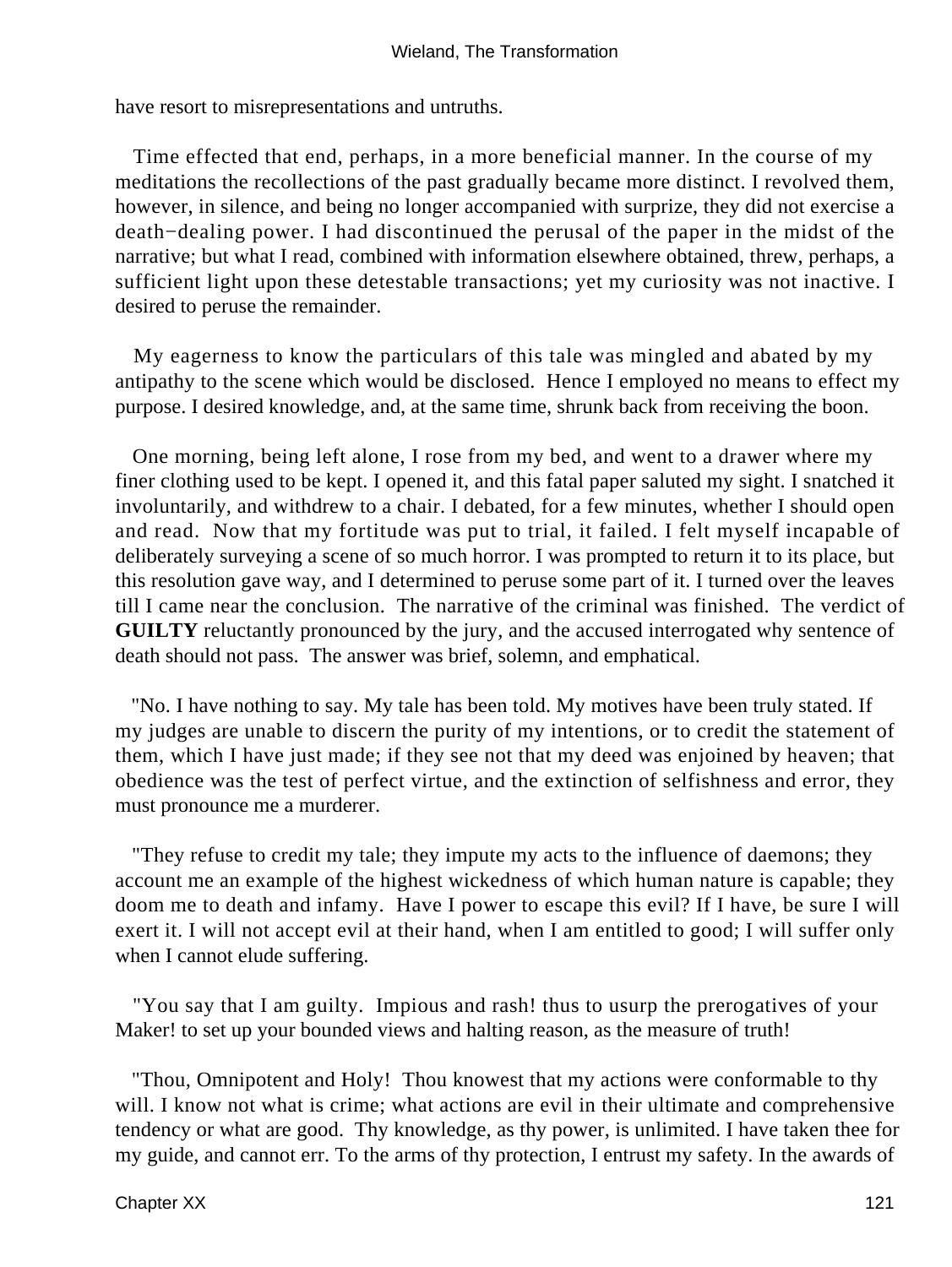have resort to misrepresentations and untruths.

Time effected that end, perhaps, in a more beneficial manner. In the course of my meditations the recollections of the past gradually became more distinct. I revolved them, however, in silence, and being no longer accompanied with surprize, they did not exercise a death−dealing power. I had discontinued the perusal of the paper in the midst of the narrative; but what I read, combined with information elsewhere obtained, threw, perhaps, a sufficient light upon these detestable transactions; yet my curiosity was not inactive. I desired to peruse the remainder.

My eagerness to know the particulars of this tale was mingled and abated by my antipathy to the scene which would be disclosed. Hence I employed no means to effect my purpose. I desired knowledge, and, at the same time, shrunk back from receiving the boon.

One morning, being left alone, I rose from my bed, and went to a drawer where my finer clothing used to be kept. I opened it, and this fatal paper saluted my sight. I snatched it involuntarily, and withdrew to a chair. I debated, for a few minutes, whether I should open and read. Now that my fortitude was put to trial, it failed. I felt myself incapable of deliberately surveying a scene of so much horror. I was prompted to return it to its place, but this resolution gave way, and I determined to peruse some part of it. I turned over the leaves till I came near the conclusion. The narrative of the criminal was finished. The verdict of **GUILTY** reluctantly pronounced by the jury, and the accused interrogated why sentence of death should not pass. The answer was brief, solemn, and emphatical.

"No. I have nothing to say. My tale has been told. My motives have been truly stated. If my judges are unable to discern the purity of my intentions, or to credit the statement of them, which I have just made; if they see not that my deed was enjoined by heaven; that obedience was the test of perfect virtue, and the extinction of selfishness and error, they must pronounce me a murderer.

"They refuse to credit my tale; they impute my acts to the influence of daemons; they account me an example of the highest wickedness of which human nature is capable; they doom me to death and infamy. Have I power to escape this evil? If I have, be sure I will exert it. I will not accept evil at their hand, when I am entitled to good; I will suffer only when I cannot elude suffering.

"You say that I am guilty. Impious and rash! thus to usurp the prerogatives of your Maker! to set up your bounded views and halting reason, as the measure of truth!

"Thou, Omnipotent and Holy! Thou knowest that my actions were conformable to thy will. I know not what is crime; what actions are evil in their ultimate and comprehensive tendency or what are good. Thy knowledge, as thy power, is unlimited. I have taken thee for my guide, and cannot err. To the arms of thy protection, I entrust my safety. In the awards of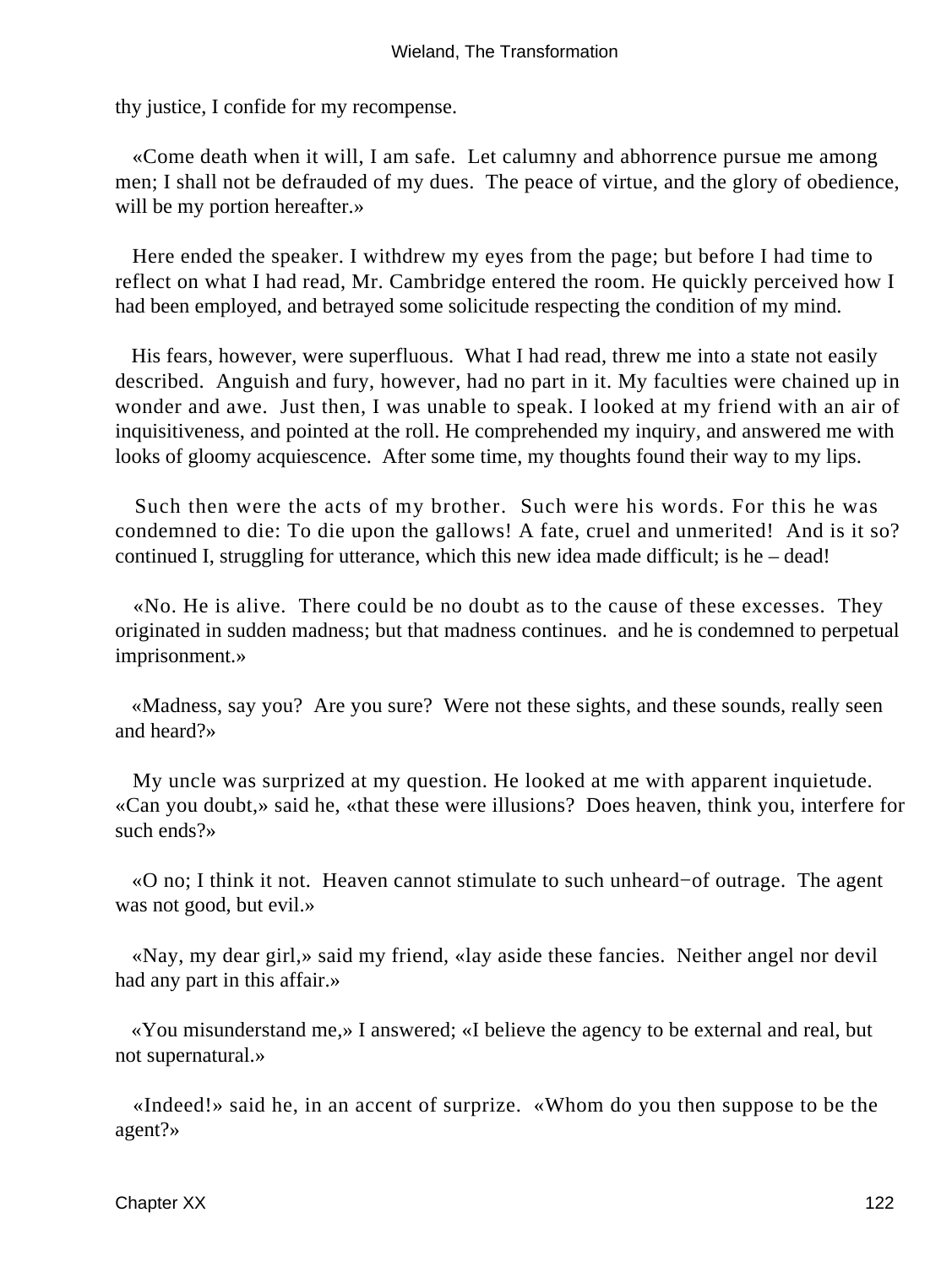thy justice, I confide for my recompense.

«Come death when it will, I am safe. Let calumny and abhorrence pursue me among men; I shall not be defrauded of my dues. The peace of virtue, and the glory of obedience, will be my portion hereafter.»

Here ended the speaker. I withdrew my eyes from the page; but before I had time to reflect on what I had read, Mr. Cambridge entered the room. He quickly perceived how I had been employed, and betrayed some solicitude respecting the condition of my mind.

His fears, however, were superfluous. What I had read, threw me into a state not easily described. Anguish and fury, however, had no part in it. My faculties were chained up in wonder and awe. Just then, I was unable to speak. I looked at my friend with an air of inquisitiveness, and pointed at the roll. He comprehended my inquiry, and answered me with looks of gloomy acquiescence. After some time, my thoughts found their way to my lips.

Such then were the acts of my brother. Such were his words. For this he was condemned to die: To die upon the gallows! A fate, cruel and unmerited! And is it so? continued I, struggling for utterance, which this new idea made difficult; is he – dead!

«No. He is alive. There could be no doubt as to the cause of these excesses. They originated in sudden madness; but that madness continues. and he is condemned to perpetual imprisonment.»

«Madness, say you? Are you sure? Were not these sights, and these sounds, really seen and heard?»

My uncle was surprized at my question. He looked at me with apparent inquietude. «Can you doubt,» said he, «that these were illusions? Does heaven, think you, interfere for such ends?»

«O no; I think it not. Heaven cannot stimulate to such unheard−of outrage. The agent was not good, but evil.»

«Nay, my dear girl,» said my friend, «lay aside these fancies. Neither angel nor devil had any part in this affair.»

«You misunderstand me,» I answered; «I believe the agency to be external and real, but not supernatural.»

«Indeed!» said he, in an accent of surprize. «Whom do you then suppose to be the agent?»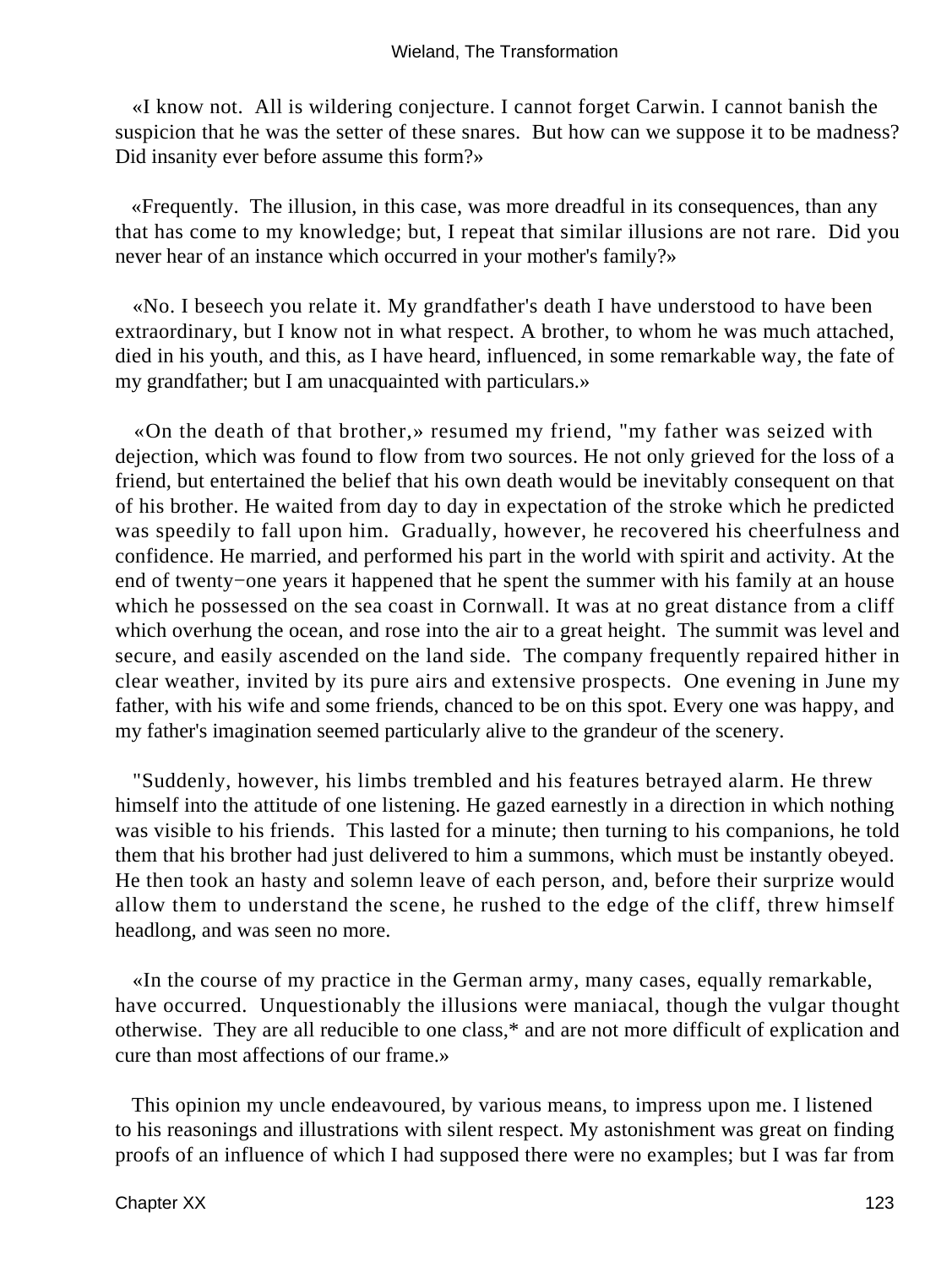«I know not. All is wildering conjecture. I cannot forget Carwin. I cannot banish the suspicion that he was the setter of these snares. But how can we suppose it to be madness? Did insanity ever before assume this form?»

«Frequently. The illusion, in this case, was more dreadful in its consequences, than any that has come to my knowledge; but, I repeat that similar illusions are not rare. Did you never hear of an instance which occurred in your mother's family?»

«No. I beseech you relate it. My grandfather's death I have understood to have been extraordinary, but I know not in what respect. A brother, to whom he was much attached, died in his youth, and this, as I have heard, influenced, in some remarkable way, the fate of my grandfather; but I am unacquainted with particulars.»

«On the death of that brother,» resumed my friend, "my father was seized with dejection, which was found to flow from two sources. He not only grieved for the loss of a friend, but entertained the belief that his own death would be inevitably consequent on that of his brother. He waited from day to day in expectation of the stroke which he predicted was speedily to fall upon him. Gradually, however, he recovered his cheerfulness and confidence. He married, and performed his part in the world with spirit and activity. At the end of twenty−one years it happened that he spent the summer with his family at an house which he possessed on the sea coast in Cornwall. It was at no great distance from a cliff which overhung the ocean, and rose into the air to a great height. The summit was level and secure, and easily ascended on the land side. The company frequently repaired hither in clear weather, invited by its pure airs and extensive prospects. One evening in June my father, with his wife and some friends, chanced to be on this spot. Every one was happy, and my father's imagination seemed particularly alive to the grandeur of the scenery.

"Suddenly, however, his limbs trembled and his features betrayed alarm. He threw himself into the attitude of one listening. He gazed earnestly in a direction in which nothing was visible to his friends. This lasted for a minute; then turning to his companions, he told them that his brother had just delivered to him a summons, which must be instantly obeyed. He then took an hasty and solemn leave of each person, and, before their surprize would allow them to understand the scene, he rushed to the edge of the cliff, threw himself headlong, and was seen no more.

«In the course of my practice in the German army, many cases, equally remarkable, have occurred. Unquestionably the illusions were maniacal, though the vulgar thought otherwise. They are all reducible to one class,* and are not more difficult of explication and cure than most affections of our frame.»

This opinion my uncle endeavoured, by various means, to impress upon me. I listened to his reasonings and illustrations with silent respect. My astonishment was great on finding proofs of an influence of which I had supposed there were no examples; but I was far from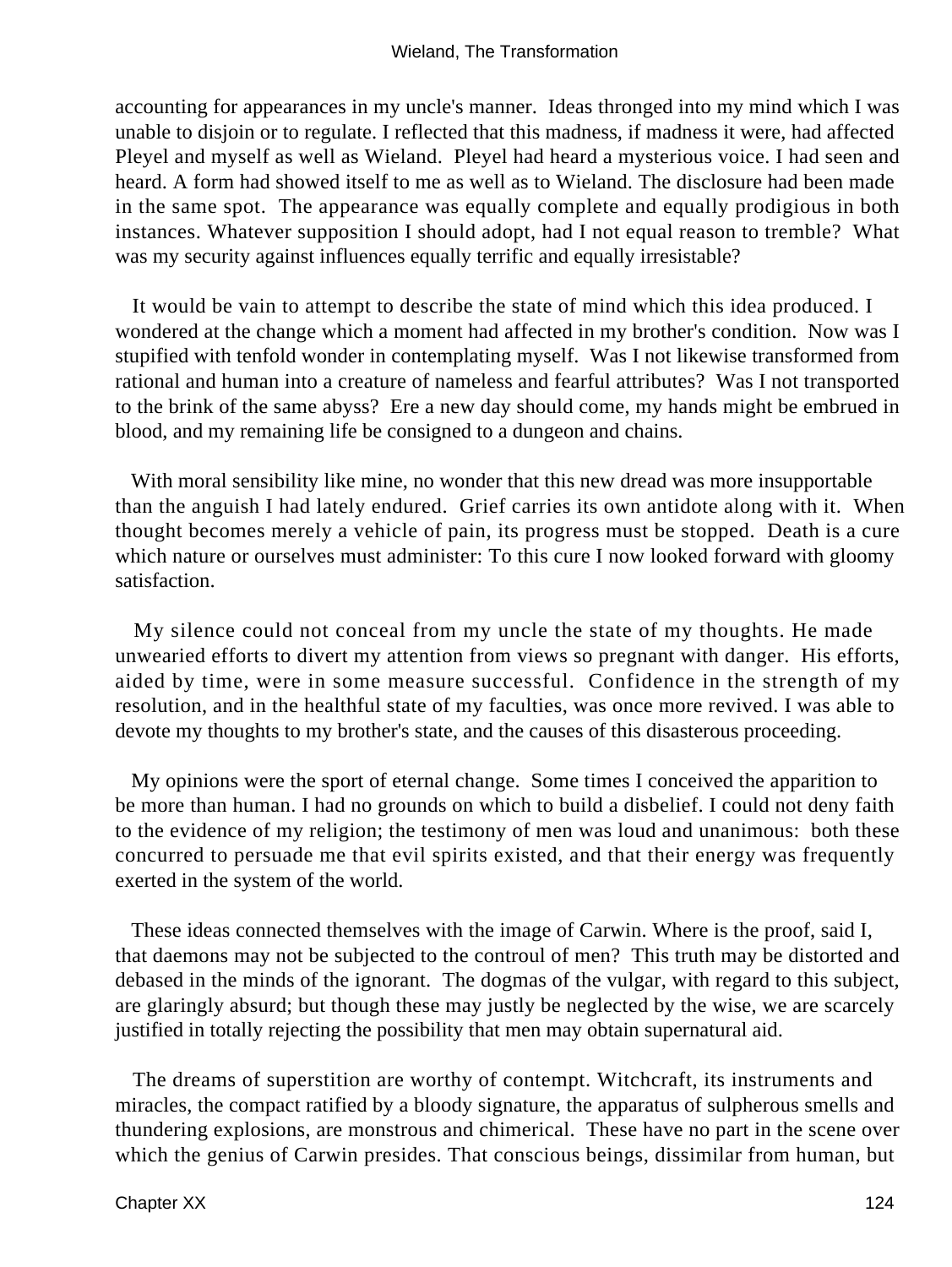accounting for appearances in my uncle's manner. Ideas thronged into my mind which I was unable to disjoin or to regulate. I reflected that this madness, if madness it were, had affected Pleyel and myself as well as Wieland. Pleyel had heard a mysterious voice. I had seen and heard. A form had showed itself to me as well as to Wieland. The disclosure had been made in the same spot. The appearance was equally complete and equally prodigious in both instances. Whatever supposition I should adopt, had I not equal reason to tremble? What was my security against influences equally terrific and equally irresistable?

It would be vain to attempt to describe the state of mind which this idea produced. I wondered at the change which a moment had affected in my brother's condition. Now was I stupified with tenfold wonder in contemplating myself. Was I not likewise transformed from rational and human into a creature of nameless and fearful attributes? Was I not transported to the brink of the same abyss? Ere a new day should come, my hands might be embrued in blood, and my remaining life be consigned to a dungeon and chains.

With moral sensibility like mine, no wonder that this new dread was more insupportable than the anguish I had lately endured. Grief carries its own antidote along with it. When thought becomes merely a vehicle of pain, its progress must be stopped. Death is a cure which nature or ourselves must administer: To this cure I now looked forward with gloomy satisfaction.

My silence could not conceal from my uncle the state of my thoughts. He made unwearied efforts to divert my attention from views so pregnant with danger. His efforts, aided by time, were in some measure successful. Confidence in the strength of my resolution, and in the healthful state of my faculties, was once more revived. I was able to devote my thoughts to my brother's state, and the causes of this disasterous proceeding.

My opinions were the sport of eternal change. Some times I conceived the apparition to be more than human. I had no grounds on which to build a disbelief. I could not deny faith to the evidence of my religion; the testimony of men was loud and unanimous: both these concurred to persuade me that evil spirits existed, and that their energy was frequently exerted in the system of the world.

These ideas connected themselves with the image of Carwin. Where is the proof, said I, that daemons may not be subjected to the controul of men? This truth may be distorted and debased in the minds of the ignorant. The dogmas of the vulgar, with regard to this subject, are glaringly absurd; but though these may justly be neglected by the wise, we are scarcely justified in totally rejecting the possibility that men may obtain supernatural aid.

The dreams of superstition are worthy of contempt. Witchcraft, its instruments and miracles, the compact ratified by a bloody signature, the apparatus of sulpherous smells and thundering explosions, are monstrous and chimerical. These have no part in the scene over which the genius of Carwin presides. That conscious beings, dissimilar from human, but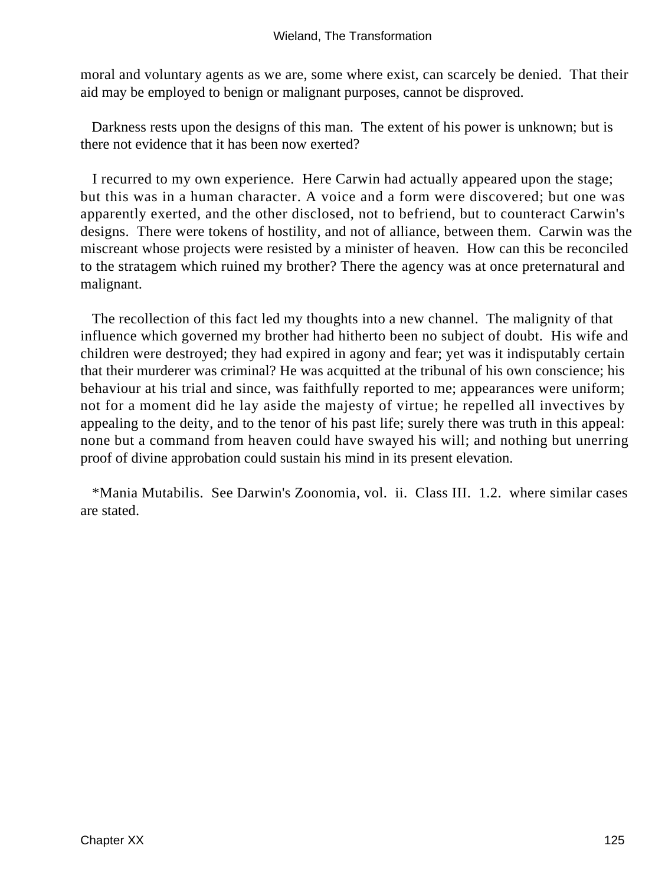moral and voluntary agents as we are, some where exist, can scarcely be denied. That their aid may be employed to benign or malignant purposes, cannot be disproved.

Darkness rests upon the designs of this man. The extent of his power is unknown; but is there not evidence that it has been now exerted?

I recurred to my own experience. Here Carwin had actually appeared upon the stage; but this was in a human character. A voice and a form were discovered; but one was apparently exerted, and the other disclosed, not to befriend, but to counteract Carwin's designs. There were tokens of hostility, and not of alliance, between them. Carwin was the miscreant whose projects were resisted by a minister of heaven. How can this be reconciled to the stratagem which ruined my brother? There the agency was at once preternatural and malignant.

The recollection of this fact led my thoughts into a new channel. The malignity of that influence which governed my brother had hitherto been no subject of doubt. His wife and children were destroyed; they had expired in agony and fear; yet was it indisputably certain that their murderer was criminal? He was acquitted at the tribunal of his own conscience; his behaviour at his trial and since, was faithfully reported to me; appearances were uniform; not for a moment did he lay aside the majesty of virtue; he repelled all invectives by appealing to the deity, and to the tenor of his past life; surely there was truth in this appeal: none but a command from heaven could have swayed his will; and nothing but unerring proof of divine approbation could sustain his mind in its present elevation.

*Mania Mutabilis. See Darwin's Zoonomia, vol. ii. Class III. 1.2. where similar cases are stated.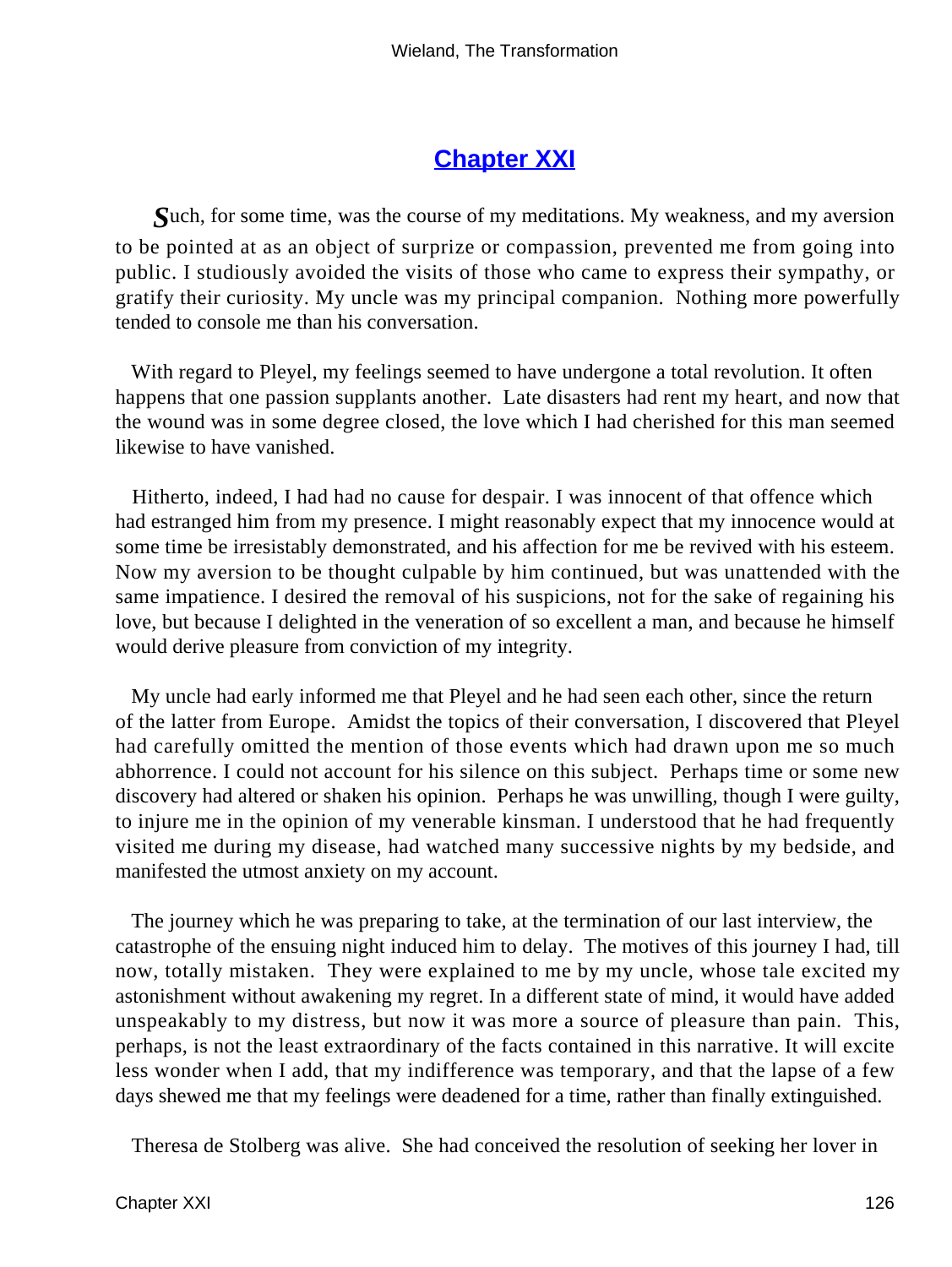## Chapter XXI

Such, for some time, was the course of my meditations. My weakness, and my aversion to be pointed at as an object of surprize or compassion, prevented me from going into public. I studiously avoided the visits of those who came to express their sympathy, or gratify their curiosity. My uncle was my principal companion. Nothing more powerfully tended to console me than his conversation.

With regard to Pleyel, my feelings seemed to have undergone a total revolution. It often happens that one passion supplants another. Late disasters had rent my heart, and now that the wound was in some degree closed, the love which I had cherished for this man seemed likewise to have vanished.

Hitherto, indeed, I had had no cause for despair. I was innocent of that offence which had estranged him from my presence. I might reasonably expect that my innocence would at some time be irresistably demonstrated, and his affection for me be revived with his esteem. Now my aversion to be thought culpable by him continued, but was unattended with the same impatience. I desired the removal of his suspicions, not for the sake of regaining his love, but because I delighted in the veneration of so excellent a man, and because he himself would derive pleasure from conviction of my integrity.

My uncle had early informed me that Pleyel and he had seen each other, since the return of the latter from Europe. Amidst the topics of their conversation, I discovered that Pleyel had carefully omitted the mention of those events which had drawn upon me so much abhorrence. I could not account for his silence on this subject. Perhaps time or some new discovery had altered or shaken his opinion. Perhaps he was unwilling, though I were guilty, to injure me in the opinion of my venerable kinsman. I understood that he had frequently visited me during my disease, had watched many successive nights by my bedside, and manifested the utmost anxiety on my account.

The journey which he was preparing to take, at the termination of our last interview, the catastrophe of the ensuing night induced him to delay. The motives of this journey I had, till now, totally mistaken. They were explained to me by my uncle, whose tale excited my astonishment without awakening my regret. In a different state of mind, it would have added unspeakably to my distress, but now it was more a source of pleasure than pain. This, perhaps, is not the least extraordinary of the facts contained in this narrative. It will excite less wonder when I add, that my indifference was temporary, and that the lapse of a few days shewed me that my feelings were deadened for a time, rather than finally extinguished.

Theresa de Stolberg was alive. She had conceived the resolution of seeking her lover in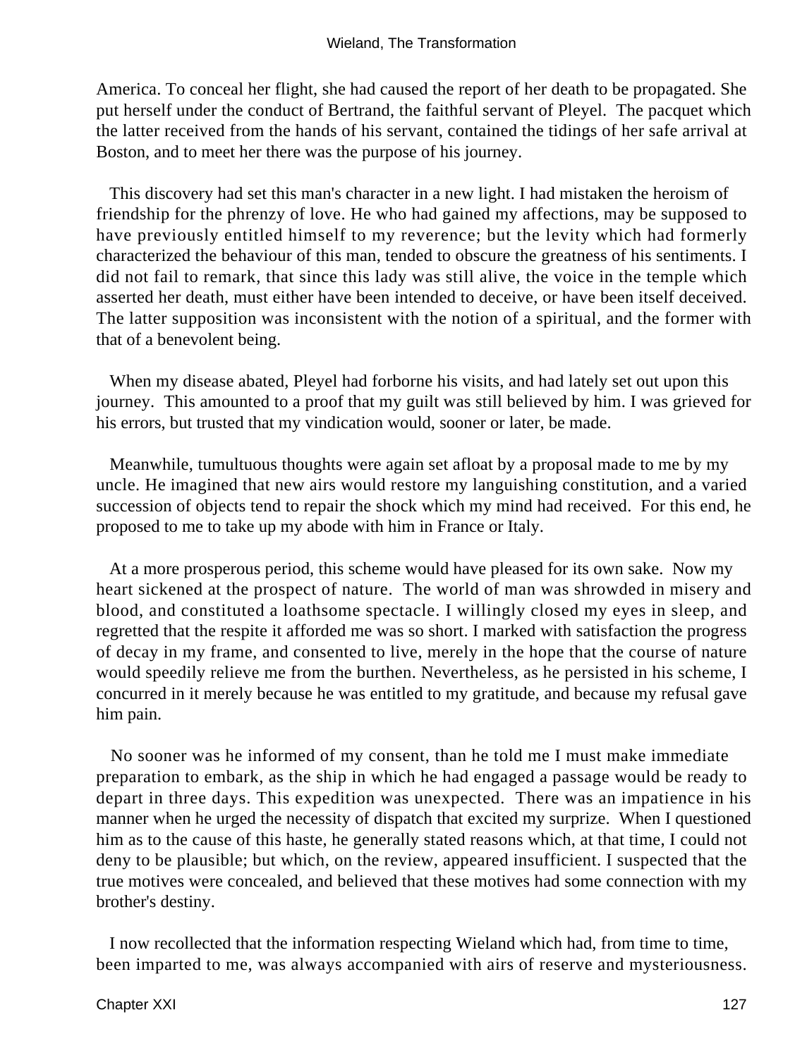America. To conceal her flight, she had caused the report of her death to be propagated. She put herself under the conduct of Bertrand, the faithful servant of Pleyel. The pacquet which the latter received from the hands of his servant, contained the tidings of her safe arrival at Boston, and to meet her there was the purpose of his journey.

This discovery had set this man's character in a new light. I had mistaken the heroism of friendship for the phrenzy of love. He who had gained my affections, may be supposed to have previously entitled himself to my reverence; but the levity which had formerly characterized the behaviour of this man, tended to obscure the greatness of his sentiments. I did not fail to remark, that since this lady was still alive, the voice in the temple which asserted her death, must either have been intended to deceive, or have been itself deceived. The latter supposition was inconsistent with the notion of a spiritual, and the former with that of a benevolent being.

When my disease abated, Pleyel had forborne his visits, and had lately set out upon this journey. This amounted to a proof that my guilt was still believed by him. I was grieved for his errors, but trusted that my vindication would, sooner or later, be made.

Meanwhile, tumultuous thoughts were again set afloat by a proposal made to me by my uncle. He imagined that new airs would restore my languishing constitution, and a varied succession of objects tend to repair the shock which my mind had received. For this end, he proposed to me to take up my abode with him in France or Italy.

At a more prosperous period, this scheme would have pleased for its own sake. Now my heart sickened at the prospect of nature. The world of man was shrowded in misery and blood, and constituted a loathsome spectacle. I willingly closed my eyes in sleep, and regretted that the respite it afforded me was so short. I marked with satisfaction the progress of decay in my frame, and consented to live, merely in the hope that the course of nature would speedily relieve me from the burthen. Nevertheless, as he persisted in his scheme, I concurred in it merely because he was entitled to my gratitude, and because my refusal gave him pain.

No sooner was he informed of my consent, than he told me I must make immediate preparation to embark, as the ship in which he had engaged a passage would be ready to depart in three days. This expedition was unexpected. There was an impatience in his manner when he urged the necessity of dispatch that excited my surprize. When I questioned him as to the cause of this haste, he generally stated reasons which, at that time, I could not deny to be plausible; but which, on the review, appeared insufficient. I suspected that the true motives were concealed, and believed that these motives had some connection with my brother's destiny.

I now recollected that the information respecting Wieland which had, from time to time, been imparted to me, was always accompanied with airs of reserve and mysteriousness.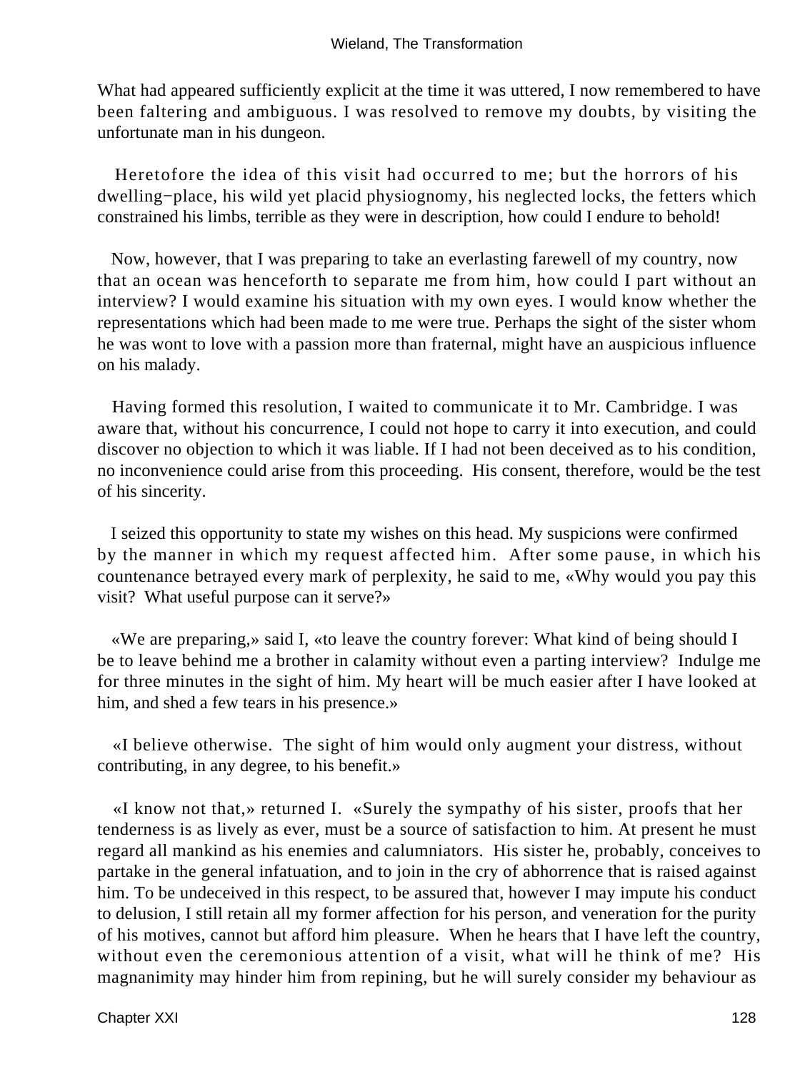What had appeared sufficiently explicit at the time it was uttered, I now remembered to have been faltering and ambiguous. I was resolved to remove my doubts, by visiting the unfortunate man in his dungeon.

Heretofore the idea of this visit had occurred to me; but the horrors of his dwelling−place, his wild yet placid physiognomy, his neglected locks, the fetters which constrained his limbs, terrible as they were in description, how could I endure to behold!

Now, however, that I was preparing to take an everlasting farewell of my country, now that an ocean was henceforth to separate me from him, how could I part without an interview? I would examine his situation with my own eyes. I would know whether the representations which had been made to me were true. Perhaps the sight of the sister whom he was wont to love with a passion more than fraternal, might have an auspicious influence on his malady.

Having formed this resolution, I waited to communicate it to Mr. Cambridge. I was aware that, without his concurrence, I could not hope to carry it into execution, and could discover no objection to which it was liable. If I had not been deceived as to his condition, no inconvenience could arise from this proceeding. His consent, therefore, would be the test of his sincerity.

I seized this opportunity to state my wishes on this head. My suspicions were confirmed by the manner in which my request affected him. After some pause, in which his countenance betrayed every mark of perplexity, he said to me, «Why would you pay this visit? What useful purpose can it serve?»

«We are preparing,» said I, «to leave the country forever: What kind of being should I be to leave behind me a brother in calamity without even a parting interview? Indulge me for three minutes in the sight of him. My heart will be much easier after I have looked at him, and shed a few tears in his presence.»

«I believe otherwise. The sight of him would only augment your distress, without contributing, in any degree, to his benefit.»

«I know not that,» returned I. «Surely the sympathy of his sister, proofs that her tenderness is as lively as ever, must be a source of satisfaction to him. At present he must regard all mankind as his enemies and calumniators. His sister he, probably, conceives to partake in the general infatuation, and to join in the cry of abhorrence that is raised against him. To be undeceived in this respect, to be assured that, however I may impute his conduct to delusion, I still retain all my former affection for his person, and veneration for the purity of his motives, cannot but afford him pleasure. When he hears that I have left the country, without even the ceremonious attention of a visit, what will he think of me? His magnanimity may hinder him from repining, but he will surely consider my behaviour as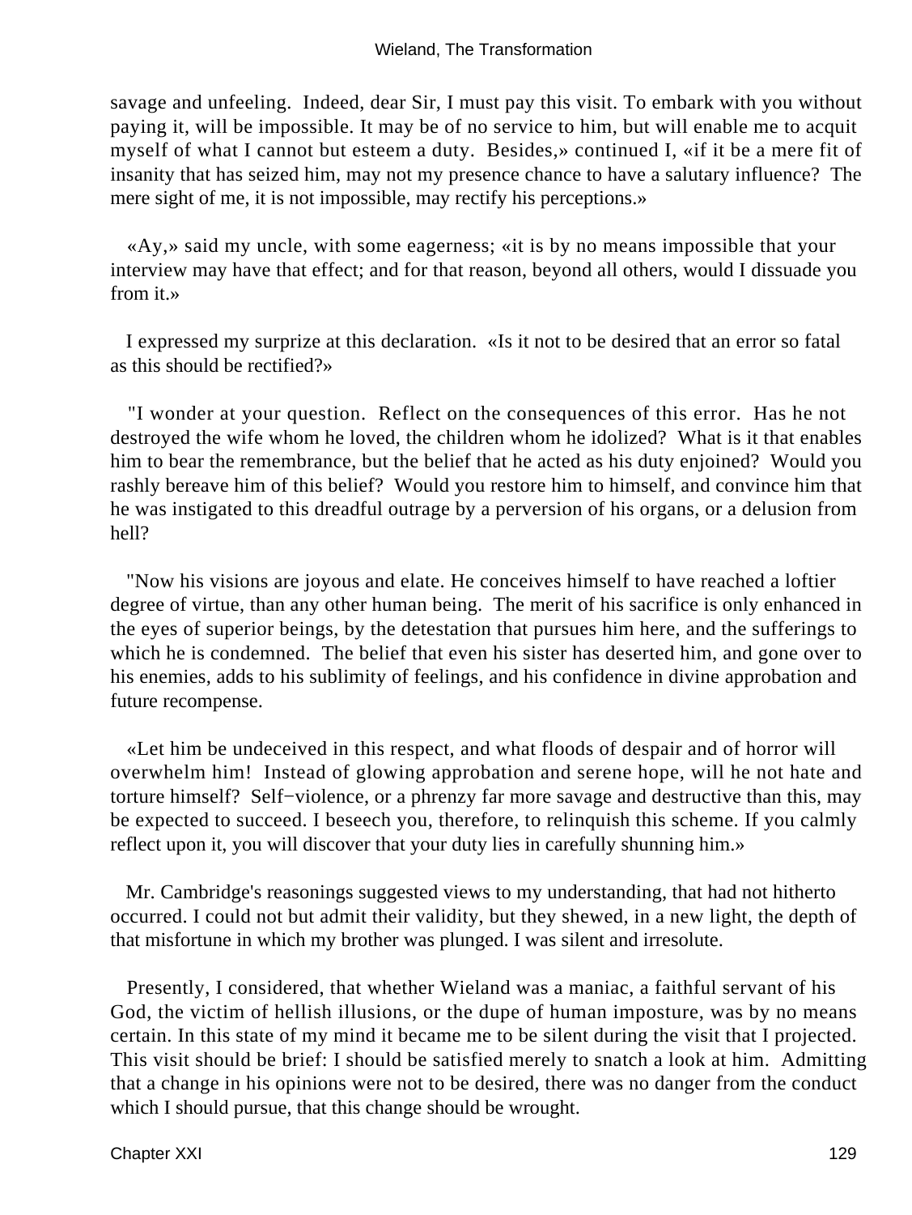savage and unfeeling. Indeed, dear Sir, I must pay this visit. To embark with you without paying it, will be impossible. It may be of no service to him, but will enable me to acquit myself of what I cannot but esteem a duty. Besides,» continued I, «if it be a mere fit of insanity that has seized him, may not my presence chance to have a salutary influence? The mere sight of me, it is not impossible, may rectify his perceptions.»

«Ay,» said my uncle, with some eagerness; «it is by no means impossible that your interview may have that effect; and for that reason, beyond all others, would I dissuade you from it.»

I expressed my surprize at this declaration. «Is it not to be desired that an error so fatal as this should be rectified?»

"I wonder at your question. Reflect on the consequences of this error. Has he not destroyed the wife whom he loved, the children whom he idolized? What is it that enables him to bear the remembrance, but the belief that he acted as his duty enjoined? Would you rashly bereave him of this belief? Would you restore him to himself, and convince him that he was instigated to this dreadful outrage by a perversion of his organs, or a delusion from hell?

"Now his visions are joyous and elate. He conceives himself to have reached a loftier degree of virtue, than any other human being. The merit of his sacrifice is only enhanced in the eyes of superior beings, by the detestation that pursues him here, and the sufferings to which he is condemned. The belief that even his sister has deserted him, and gone over to his enemies, adds to his sublimity of feelings, and his confidence in divine approbation and future recompense.

«Let him be undeceived in this respect, and what floods of despair and of horror will overwhelm him! Instead of glowing approbation and serene hope, will he not hate and torture himself? Self−violence, or a phrenzy far more savage and destructive than this, may be expected to succeed. I beseech you, therefore, to relinquish this scheme. If you calmly reflect upon it, you will discover that your duty lies in carefully shunning him.»

Mr. Cambridge's reasonings suggested views to my understanding, that had not hitherto occurred. I could not but admit their validity, but they shewed, in a new light, the depth of that misfortune in which my brother was plunged. I was silent and irresolute.

Presently, I considered, that whether Wieland was a maniac, a faithful servant of his God, the victim of hellish illusions, or the dupe of human imposture, was by no means certain. In this state of my mind it became me to be silent during the visit that I projected. This visit should be brief: I should be satisfied merely to snatch a look at him. Admitting that a change in his opinions were not to be desired, there was no danger from the conduct which I should pursue, that this change should be wrought.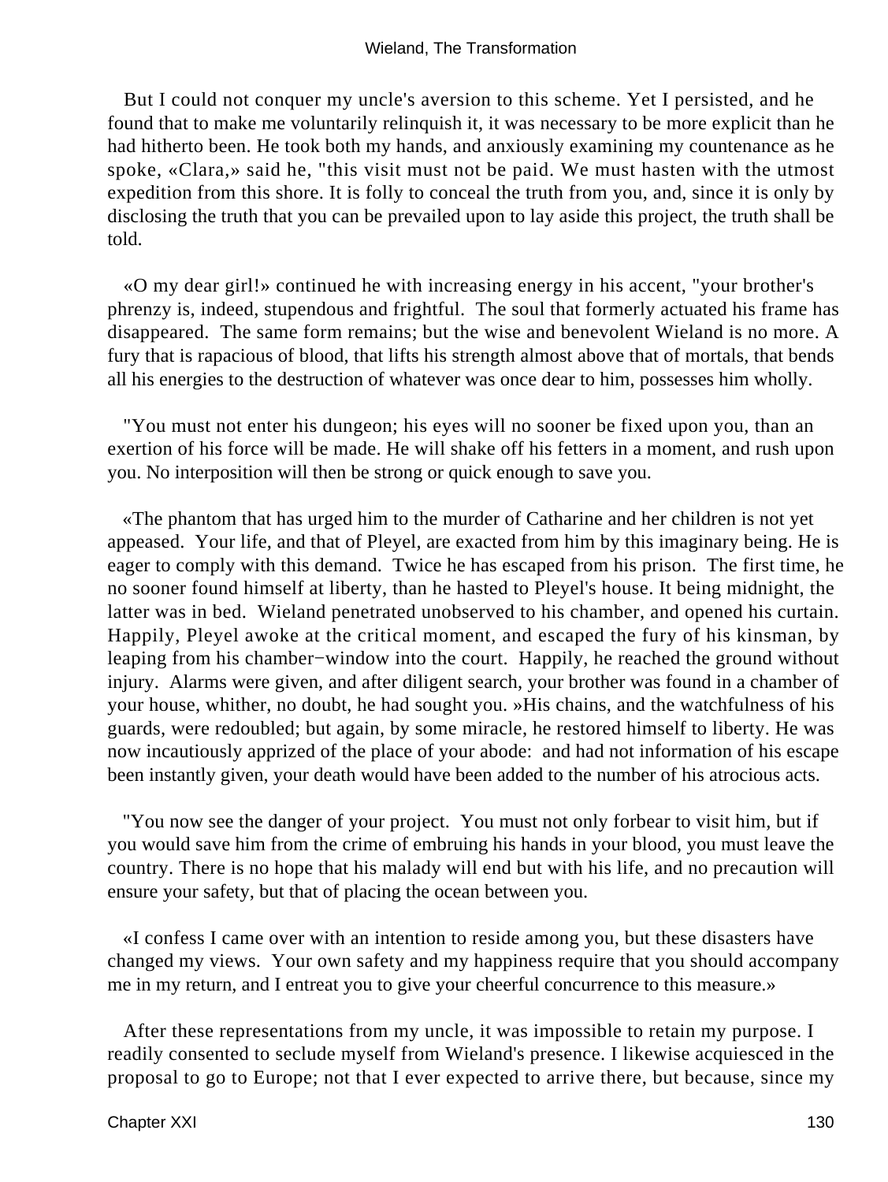But I could not conquer my uncle's aversion to this scheme. Yet I persisted, and he found that to make me voluntarily relinquish it, it was necessary to be more explicit than he had hitherto been. He took both my hands, and anxiously examining my countenance as he spoke, «Clara,» said he, "this visit must not be paid. We must hasten with the utmost expedition from this shore. It is folly to conceal the truth from you, and, since it is only by disclosing the truth that you can be prevailed upon to lay aside this project, the truth shall be told.

«O my dear girl!» continued he with increasing energy in his accent, "your brother's phrenzy is, indeed, stupendous and frightful. The soul that formerly actuated his frame has disappeared. The same form remains; but the wise and benevolent Wieland is no more. A fury that is rapacious of blood, that lifts his strength almost above that of mortals, that bends all his energies to the destruction of whatever was once dear to him, possesses him wholly.

"You must not enter his dungeon; his eyes will no sooner be fixed upon you, than an exertion of his force will be made. He will shake off his fetters in a moment, and rush upon you. No interposition will then be strong or quick enough to save you.

«The phantom that has urged him to the murder of Catharine and her children is not yet appeased. Your life, and that of Pleyel, are exacted from him by this imaginary being. He is eager to comply with this demand. Twice he has escaped from his prison. The first time, he no sooner found himself at liberty, than he hasted to Pleyel's house. It being midnight, the latter was in bed. Wieland penetrated unobserved to his chamber, and opened his curtain. Happily, Pleyel awoke at the critical moment, and escaped the fury of his kinsman, by leaping from his chamber−window into the court. Happily, he reached the ground without injury. Alarms were given, and after diligent search, your brother was found in a chamber of your house, whither, no doubt, he had sought you. »His chains, and the watchfulness of his guards, were redoubled; but again, by some miracle, he restored himself to liberty. He was now incautiously apprized of the place of your abode: and had not information of his escape been instantly given, your death would have been added to the number of his atrocious acts.

"You now see the danger of your project. You must not only forbear to visit him, but if you would save him from the crime of embruing his hands in your blood, you must leave the country. There is no hope that his malady will end but with his life, and no precaution will ensure your safety, but that of placing the ocean between you.

«I confess I came over with an intention to reside among you, but these disasters have changed my views. Your own safety and my happiness require that you should accompany me in my return, and I entreat you to give your cheerful concurrence to this measure.»

After these representations from my uncle, it was impossible to retain my purpose. I readily consented to seclude myself from Wieland's presence. I likewise acquiesced in the proposal to go to Europe; not that I ever expected to arrive there, but because, since my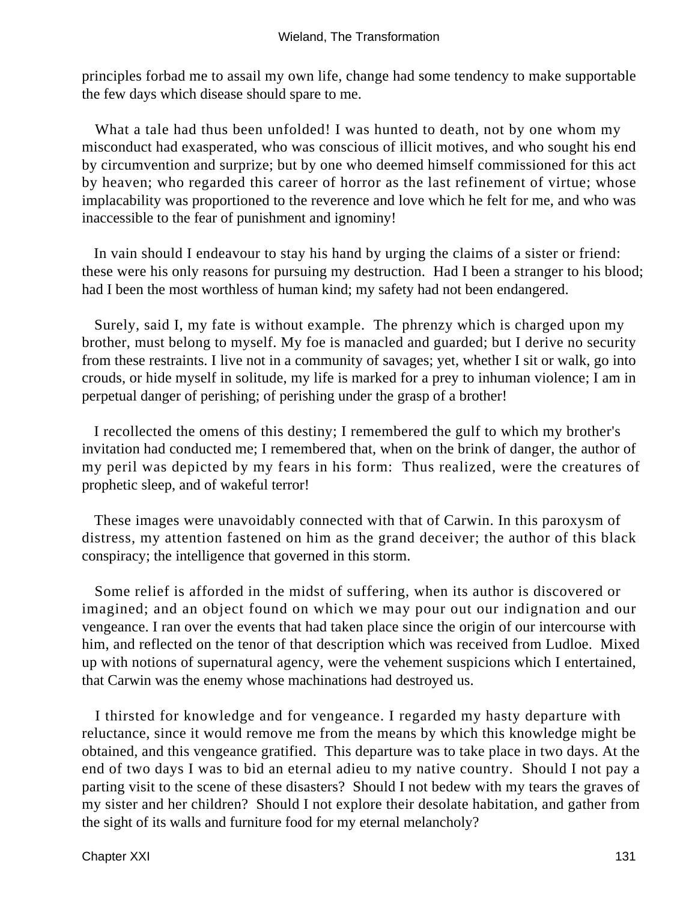principles forbad me to assail my own life, change had some tendency to make supportable the few days which disease should spare to me.

What a tale had thus been unfolded! I was hunted to death, not by one whom my misconduct had exasperated, who was conscious of illicit motives, and who sought his end by circumvention and surprize; but by one who deemed himself commissioned for this act by heaven; who regarded this career of horror as the last refinement of virtue; whose implacability was proportioned to the reverence and love which he felt for me, and who was inaccessible to the fear of punishment and ignominy!

In vain should I endeavour to stay his hand by urging the claims of a sister or friend: these were his only reasons for pursuing my destruction. Had I been a stranger to his blood; had I been the most worthless of human kind; my safety had not been endangered.

Surely, said I, my fate is without example. The phrenzy which is charged upon my brother, must belong to myself. My foe is manacled and guarded; but I derive no security from these restraints. I live not in a community of savages; yet, whether I sit or walk, go into crouds, or hide myself in solitude, my life is marked for a prey to inhuman violence; I am in perpetual danger of perishing; of perishing under the grasp of a brother!

I recollected the omens of this destiny; I remembered the gulf to which my brother's invitation had conducted me; I remembered that, when on the brink of danger, the author of my peril was depicted by my fears in his form: Thus realized, were the creatures of prophetic sleep, and of wakeful terror!

These images were unavoidably connected with that of Carwin. In this paroxysm of distress, my attention fastened on him as the grand deceiver; the author of this black conspiracy; the intelligence that governed in this storm.

Some relief is afforded in the midst of suffering, when its author is discovered or imagined; and an object found on which we may pour out our indignation and our vengeance. I ran over the events that had taken place since the origin of our intercourse with him, and reflected on the tenor of that description which was received from Ludloe. Mixed up with notions of supernatural agency, were the vehement suspicions which I entertained, that Carwin was the enemy whose machinations had destroyed us.

I thirsted for knowledge and for vengeance. I regarded my hasty departure with reluctance, since it would remove me from the means by which this knowledge might be obtained, and this vengeance gratified. This departure was to take place in two days. At the end of two days I was to bid an eternal adieu to my native country. Should I not pay a parting visit to the scene of these disasters? Should I not bedew with my tears the graves of my sister and her children? Should I not explore their desolate habitation, and gather from the sight of its walls and furniture food for my eternal melancholy?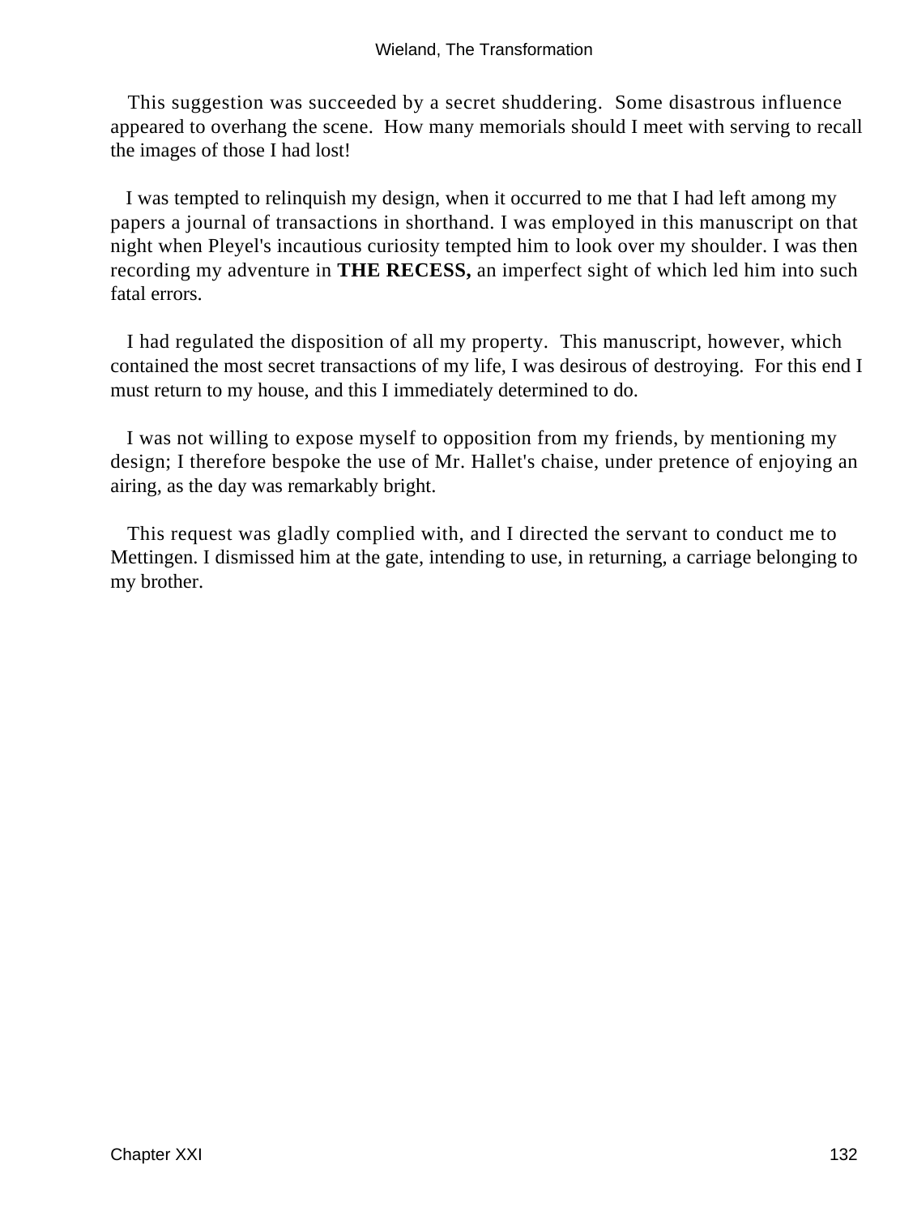This suggestion was succeeded by a secret shuddering. Some disastrous influence appeared to overhang the scene. How many memorials should I meet with serving to recall the images of those I had lost!

I was tempted to relinquish my design, when it occurred to me that I had left among my papers a journal of transactions in shorthand. I was employed in this manuscript on that night when Pleyel's incautious curiosity tempted him to look over my shoulder. I was then recording my adventure in **THE RECESS,** an imperfect sight of which led him into such fatal errors.

I had regulated the disposition of all my property. This manuscript, however, which contained the most secret transactions of my life, I was desirous of destroying. For this end I must return to my house, and this I immediately determined to do.

I was not willing to expose myself to opposition from my friends, by mentioning my design; I therefore bespoke the use of Mr. Hallet's chaise, under pretence of enjoying an airing, as the day was remarkably bright.

This request was gladly complied with, and I directed the servant to conduct me to Mettingen. I dismissed him at the gate, intending to use, in returning, a carriage belonging to my brother.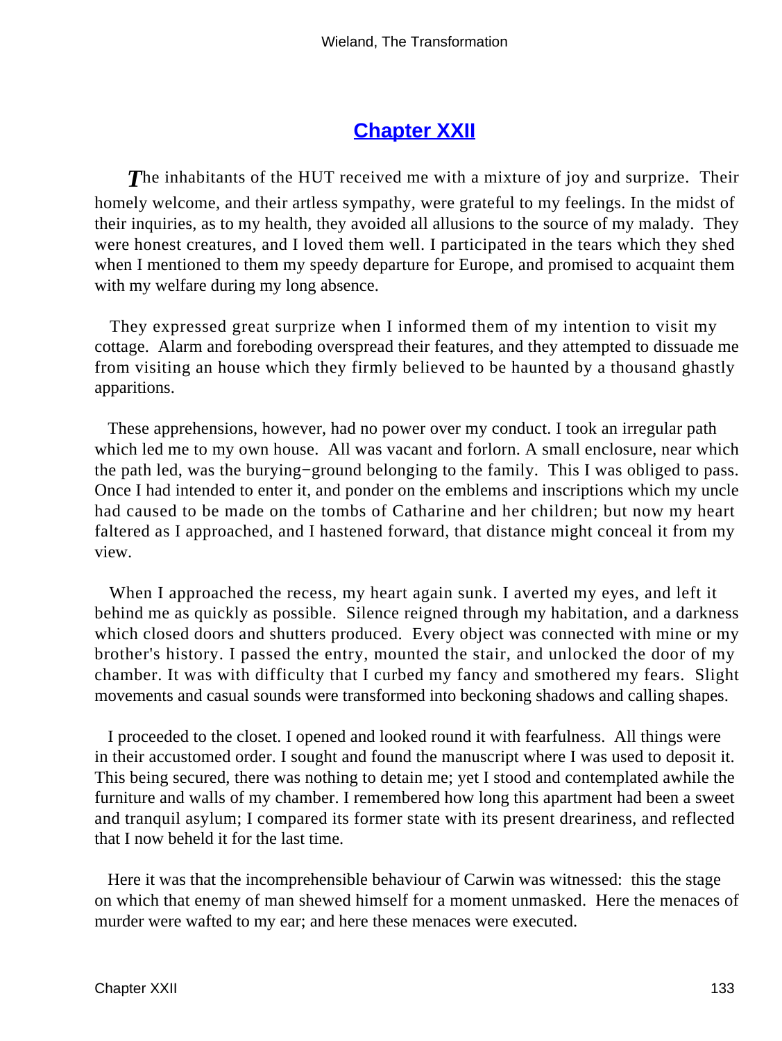## Chapter XXII

The inhabitants of the HUT received me with a mixture of joy and surprize. Their homely welcome, and their artless sympathy, were grateful to my feelings. In the midst of their inquiries, as to my health, they avoided all allusions to the source of my malady. They were honest creatures, and I loved them well. I participated in the tears which they shed when I mentioned to them my speedy departure for Europe, and promised to acquaint them with my welfare during my long absence.

They expressed great surprize when I informed them of my intention to visit my cottage. Alarm and foreboding overspread their features, and they attempted to dissuade me from visiting an house which they firmly believed to be haunted by a thousand ghastly apparitions.

These apprehensions, however, had no power over my conduct. I took an irregular path which led me to my own house. All was vacant and forlorn. A small enclosure, near which the path led, was the burying−ground belonging to the family. This I was obliged to pass. Once I had intended to enter it, and ponder on the emblems and inscriptions which my uncle had caused to be made on the tombs of Catharine and her children; but now my heart faltered as I approached, and I hastened forward, that distance might conceal it from my view.

When I approached the recess, my heart again sunk. I averted my eyes, and left it behind me as quickly as possible. Silence reigned through my habitation, and a darkness which closed doors and shutters produced. Every object was connected with mine or my brother's history. I passed the entry, mounted the stair, and unlocked the door of my chamber. It was with difficulty that I curbed my fancy and smothered my fears. Slight movements and casual sounds were transformed into beckoning shadows and calling shapes.

I proceeded to the closet. I opened and looked round it with fearfulness. All things were in their accustomed order. I sought and found the manuscript where I was used to deposit it. This being secured, there was nothing to detain me; yet I stood and contemplated awhile the furniture and walls of my chamber. I remembered how long this apartment had been a sweet and tranquil asylum; I compared its former state with its present dreariness, and reflected that I now beheld it for the last time.

Here it was that the incomprehensible behaviour of Carwin was witnessed: this the stage on which that enemy of man shewed himself for a moment unmasked. Here the menaces of murder were wafted to my ear; and here these menaces were executed.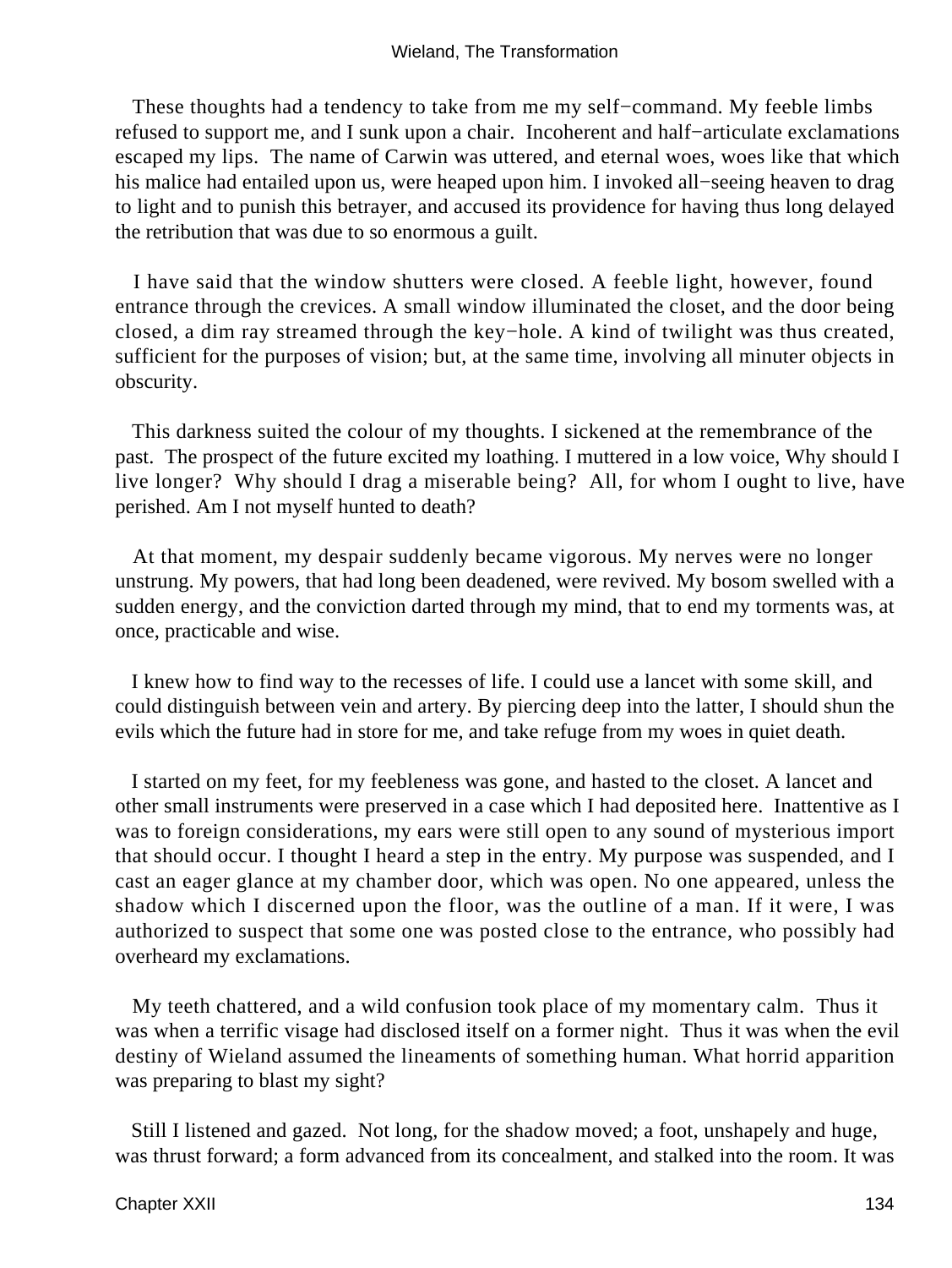These thoughts had a tendency to take from me my self−command. My feeble limbs refused to support me, and I sunk upon a chair. Incoherent and half−articulate exclamations escaped my lips. The name of Carwin was uttered, and eternal woes, woes like that which his malice had entailed upon us, were heaped upon him. I invoked all−seeing heaven to drag to light and to punish this betrayer, and accused its providence for having thus long delayed the retribution that was due to so enormous a guilt.

I have said that the window shutters were closed. A feeble light, however, found entrance through the crevices. A small window illuminated the closet, and the door being closed, a dim ray streamed through the key−hole. A kind of twilight was thus created, sufficient for the purposes of vision; but, at the same time, involving all minuter objects in obscurity.

This darkness suited the colour of my thoughts. I sickened at the remembrance of the past. The prospect of the future excited my loathing. I muttered in a low voice, Why should I live longer? Why should I drag a miserable being? All, for whom I ought to live, have perished. Am I not myself hunted to death?

At that moment, my despair suddenly became vigorous. My nerves were no longer unstrung. My powers, that had long been deadened, were revived. My bosom swelled with a sudden energy, and the conviction darted through my mind, that to end my torments was, at once, practicable and wise.

I knew how to find way to the recesses of life. I could use a lancet with some skill, and could distinguish between vein and artery. By piercing deep into the latter, I should shun the evils which the future had in store for me, and take refuge from my woes in quiet death.

I started on my feet, for my feebleness was gone, and hasted to the closet. A lancet and other small instruments were preserved in a case which I had deposited here. Inattentive as I was to foreign considerations, my ears were still open to any sound of mysterious import that should occur. I thought I heard a step in the entry. My purpose was suspended, and I cast an eager glance at my chamber door, which was open. No one appeared, unless the shadow which I discerned upon the floor, was the outline of a man. If it were, I was authorized to suspect that some one was posted close to the entrance, who possibly had overheard my exclamations.

My teeth chattered, and a wild confusion took place of my momentary calm. Thus it was when a terrific visage had disclosed itself on a former night. Thus it was when the evil destiny of Wieland assumed the lineaments of something human. What horrid apparition was preparing to blast my sight?

Still I listened and gazed. Not long, for the shadow moved; a foot, unshapely and huge, was thrust forward; a form advanced from its concealment, and stalked into the room. It was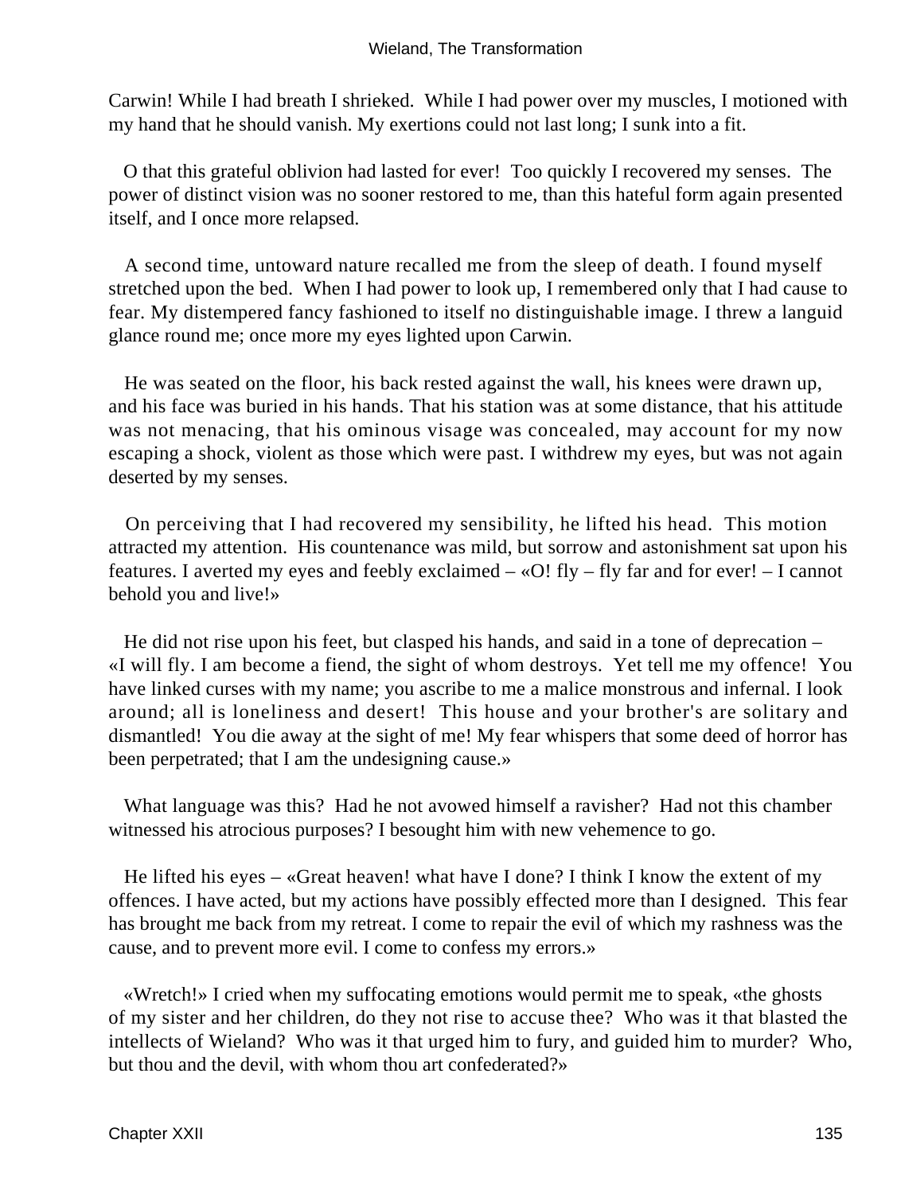Carwin! While I had breath I shrieked. While I had power over my muscles, I motioned with my hand that he should vanish. My exertions could not last long; I sunk into a fit.

O that this grateful oblivion had lasted for ever! Too quickly I recovered my senses. The power of distinct vision was no sooner restored to me, than this hateful form again presented itself, and I once more relapsed.

A second time, untoward nature recalled me from the sleep of death. I found myself stretched upon the bed. When I had power to look up, I remembered only that I had cause to fear. My distempered fancy fashioned to itself no distinguishable image. I threw a languid glance round me; once more my eyes lighted upon Carwin.

He was seated on the floor, his back rested against the wall, his knees were drawn up, and his face was buried in his hands. That his station was at some distance, that his attitude was not menacing, that his ominous visage was concealed, may account for my now escaping a shock, violent as those which were past. I withdrew my eyes, but was not again deserted by my senses.

On perceiving that I had recovered my sensibility, he lifted his head. This motion attracted my attention. His countenance was mild, but sorrow and astonishment sat upon his features. I averted my eyes and feebly exclaimed – «O! fly – fly far and for ever! – I cannot behold you and live!»

He did not rise upon his feet, but clasped his hands, and said in a tone of deprecation – «I will fly. I am become a fiend, the sight of whom destroys. Yet tell me my offence! You have linked curses with my name; you ascribe to me a malice monstrous and infernal. I look around; all is loneliness and desert! This house and your brother's are solitary and dismantled! You die away at the sight of me! My fear whispers that some deed of horror has been perpetrated; that I am the undesigning cause.»

What language was this? Had he not avowed himself a ravisher? Had not this chamber witnessed his atrocious purposes? I besought him with new vehemence to go.

He lifted his eyes – «Great heaven! what have I done? I think I know the extent of my offences. I have acted, but my actions have possibly effected more than I designed. This fear has brought me back from my retreat. I come to repair the evil of which my rashness was the cause, and to prevent more evil. I come to confess my errors.»

«Wretch!» I cried when my suffocating emotions would permit me to speak, «the ghosts of my sister and her children, do they not rise to accuse thee? Who was it that blasted the intellects of Wieland? Who was it that urged him to fury, and guided him to murder? Who, but thou and the devil, with whom thou art confederated?»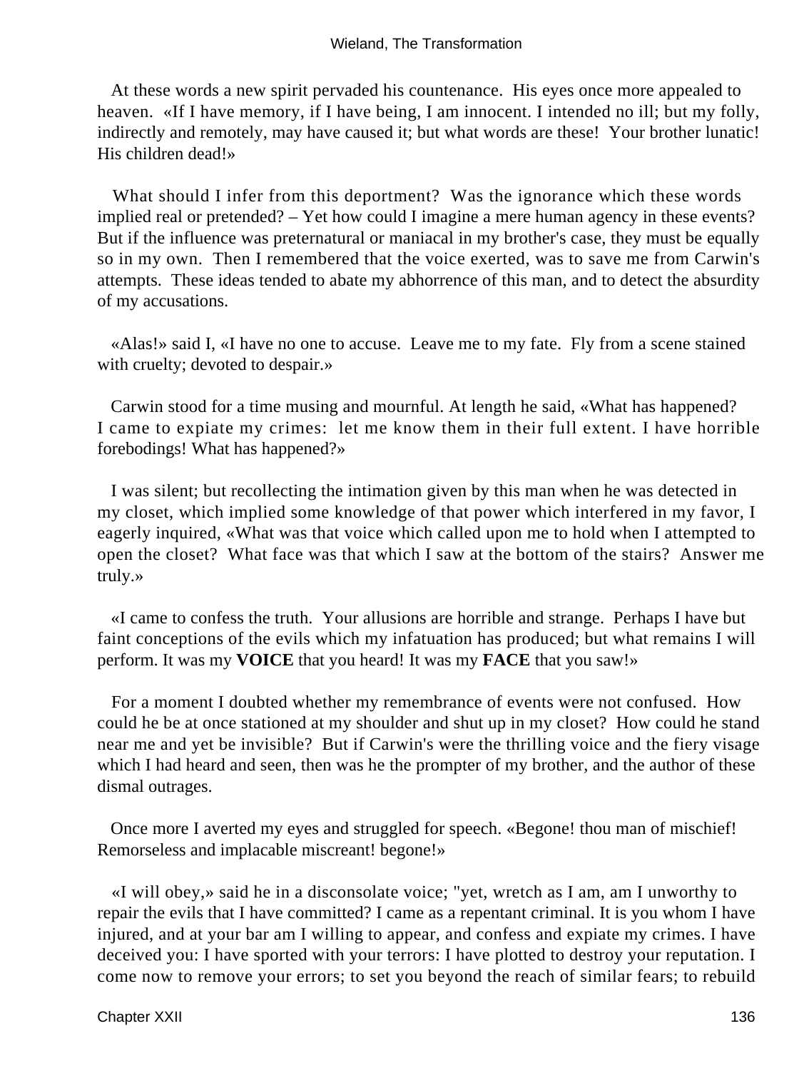At these words a new spirit pervaded his countenance. His eyes once more appealed to heaven. «If I have memory, if I have being, I am innocent. I intended no ill; but my folly, indirectly and remotely, may have caused it; but what words are these! Your brother lunatic! His children dead!»

What should I infer from this deportment? Was the ignorance which these words implied real or pretended? – Yet how could I imagine a mere human agency in these events? But if the influence was preternatural or maniacal in my brother's case, they must be equally so in my own. Then I remembered that the voice exerted, was to save me from Carwin's attempts. These ideas tended to abate my abhorrence of this man, and to detect the absurdity of my accusations.

«Alas!» said I, «I have no one to accuse. Leave me to my fate. Fly from a scene stained with cruelty; devoted to despair.»

Carwin stood for a time musing and mournful. At length he said, «What has happened? I came to expiate my crimes: let me know them in their full extent. I have horrible forebodings! What has happened?»

I was silent; but recollecting the intimation given by this man when he was detected in my closet, which implied some knowledge of that power which interfered in my favor, I eagerly inquired, «What was that voice which called upon me to hold when I attempted to open the closet? What face was that which I saw at the bottom of the stairs? Answer me truly.»

«I came to confess the truth. Your allusions are horrible and strange. Perhaps I have but faint conceptions of the evils which my infatuation has produced; but what remains I will perform. It was my **VOICE** that you heard! It was my **FACE** that you saw!»

For a moment I doubted whether my remembrance of events were not confused. How could he be at once stationed at my shoulder and shut up in my closet? How could he stand near me and yet be invisible? But if Carwin's were the thrilling voice and the fiery visage which I had heard and seen, then was he the prompter of my brother, and the author of these dismal outrages.

Once more I averted my eyes and struggled for speech. «Begone! thou man of mischief! Remorseless and implacable miscreant! begone!»

«I will obey,» said he in a disconsolate voice; "yet, wretch as I am, am I unworthy to repair the evils that I have committed? I came as a repentant criminal. It is you whom I have injured, and at your bar am I willing to appear, and confess and expiate my crimes. I have deceived you: I have sported with your terrors: I have plotted to destroy your reputation. I come now to remove your errors; to set you beyond the reach of similar fears; to rebuild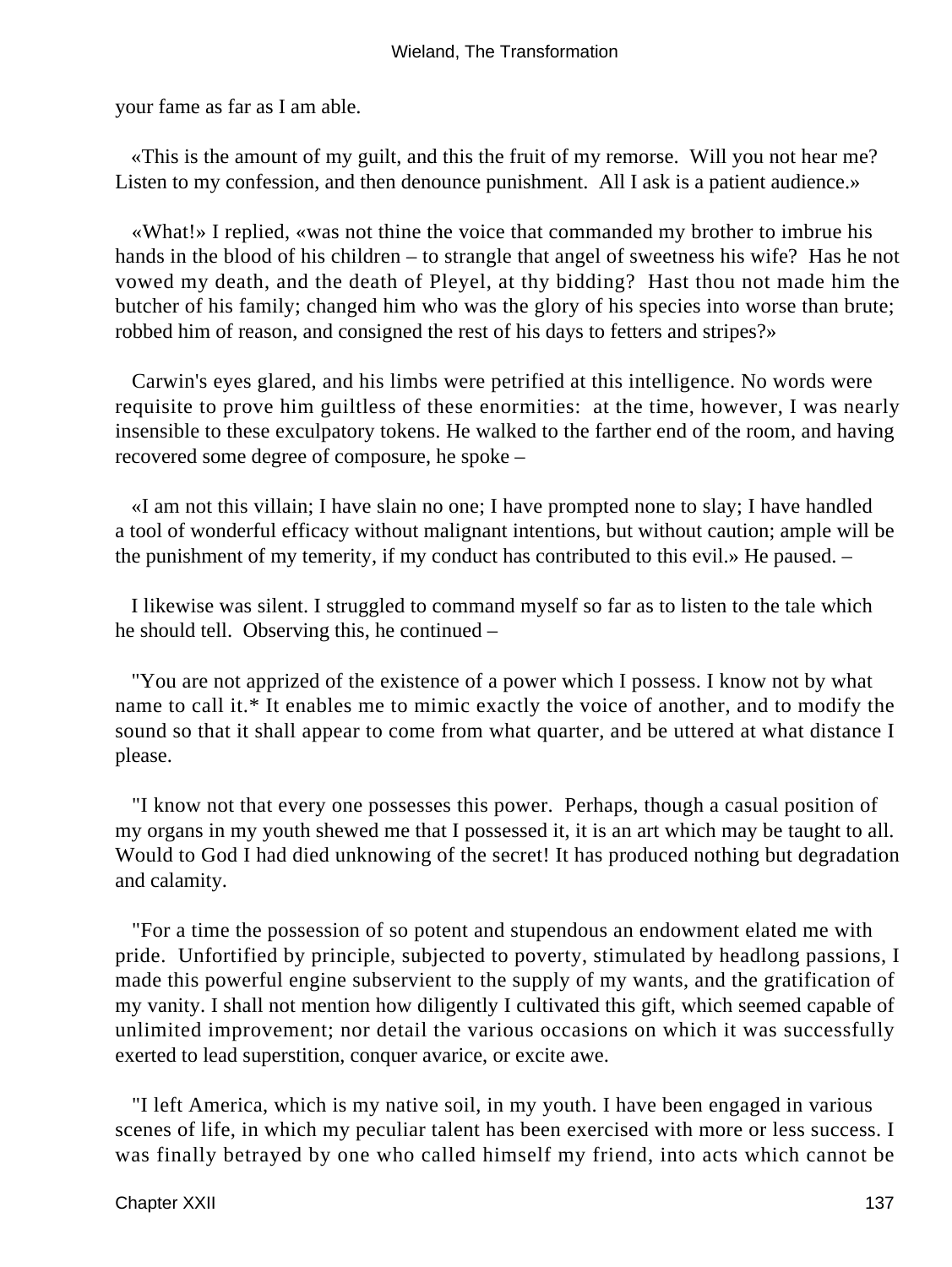your fame as far as I am able.

«This is the amount of my guilt, and this the fruit of my remorse. Will you not hear me? Listen to my confession, and then denounce punishment. All I ask is a patient audience.»

«What!» I replied, «was not thine the voice that commanded my brother to imbrue his hands in the blood of his children – to strangle that angel of sweetness his wife? Has he not vowed my death, and the death of Pleyel, at thy bidding? Hast thou not made him the butcher of his family; changed him who was the glory of his species into worse than brute; robbed him of reason, and consigned the rest of his days to fetters and stripes?»

Carwin's eyes glared, and his limbs were petrified at this intelligence. No words were requisite to prove him guiltless of these enormities: at the time, however, I was nearly insensible to these exculpatory tokens. He walked to the farther end of the room, and having recovered some degree of composure, he spoke –

«I am not this villain; I have slain no one; I have prompted none to slay; I have handled a tool of wonderful efficacy without malignant intentions, but without caution; ample will be the punishment of my temerity, if my conduct has contributed to this evil.» He paused. –

I likewise was silent. I struggled to command myself so far as to listen to the tale which he should tell. Observing this, he continued –

"You are not apprized of the existence of a power which I possess. I know not by what name to call it.* It enables me to mimic exactly the voice of another, and to modify the sound so that it shall appear to come from what quarter, and be uttered at what distance I please.

"I know not that every one possesses this power. Perhaps, though a casual position of my organs in my youth shewed me that I possessed it, it is an art which may be taught to all. Would to God I had died unknowing of the secret! It has produced nothing but degradation and calamity.

"For a time the possession of so potent and stupendous an endowment elated me with pride. Unfortified by principle, subjected to poverty, stimulated by headlong passions, I made this powerful engine subservient to the supply of my wants, and the gratification of my vanity. I shall not mention how diligently I cultivated this gift, which seemed capable of unlimited improvement; nor detail the various occasions on which it was successfully exerted to lead superstition, conquer avarice, or excite awe.

"I left America, which is my native soil, in my youth. I have been engaged in various scenes of life, in which my peculiar talent has been exercised with more or less success. I was finally betrayed by one who called himself my friend, into acts which cannot be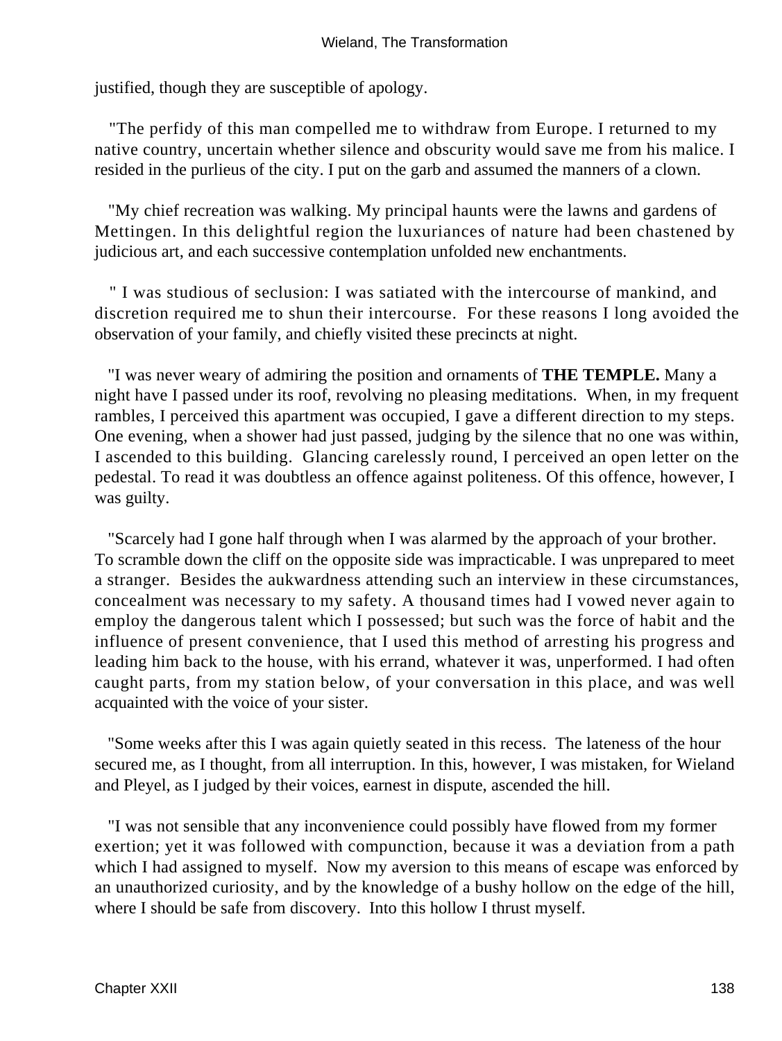justified, though they are susceptible of apology.

"The perfidy of this man compelled me to withdraw from Europe. I returned to my native country, uncertain whether silence and obscurity would save me from his malice. I resided in the purlieus of the city. I put on the garb and assumed the manners of a clown.

"My chief recreation was walking. My principal haunts were the lawns and gardens of Mettingen. In this delightful region the luxuriances of nature had been chastened by judicious art, and each successive contemplation unfolded new enchantments.

" I was studious of seclusion: I was satiated with the intercourse of mankind, and discretion required me to shun their intercourse. For these reasons I long avoided the observation of your family, and chiefly visited these precincts at night.

"I was never weary of admiring the position and ornaments of **THE TEMPLE.** Many a night have I passed under its roof, revolving no pleasing meditations. When, in my frequent rambles, I perceived this apartment was occupied, I gave a different direction to my steps. One evening, when a shower had just passed, judging by the silence that no one was within, I ascended to this building. Glancing carelessly round, I perceived an open letter on the pedestal. To read it was doubtless an offence against politeness. Of this offence, however, I was guilty.

"Scarcely had I gone half through when I was alarmed by the approach of your brother. To scramble down the cliff on the opposite side was impracticable. I was unprepared to meet a stranger. Besides the aukwardness attending such an interview in these circumstances, concealment was necessary to my safety. A thousand times had I vowed never again to employ the dangerous talent which I possessed; but such was the force of habit and the influence of present convenience, that I used this method of arresting his progress and leading him back to the house, with his errand, whatever it was, unperformed. I had often caught parts, from my station below, of your conversation in this place, and was well acquainted with the voice of your sister.

"Some weeks after this I was again quietly seated in this recess. The lateness of the hour secured me, as I thought, from all interruption. In this, however, I was mistaken, for Wieland and Pleyel, as I judged by their voices, earnest in dispute, ascended the hill.

"I was not sensible that any inconvenience could possibly have flowed from my former exertion; yet it was followed with compunction, because it was a deviation from a path which I had assigned to myself. Now my aversion to this means of escape was enforced by an unauthorized curiosity, and by the knowledge of a bushy hollow on the edge of the hill, where I should be safe from discovery. Into this hollow I thrust myself.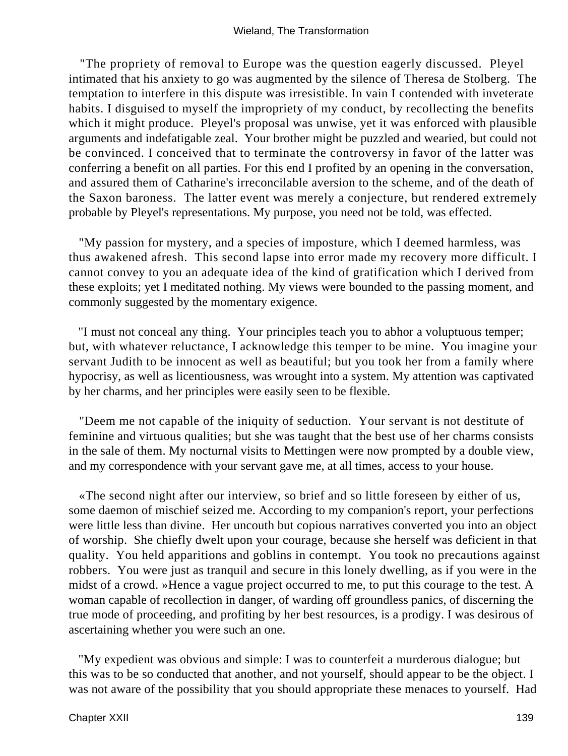"The propriety of removal to Europe was the question eagerly discussed. Pleyel intimated that his anxiety to go was augmented by the silence of Theresa de Stolberg. The temptation to interfere in this dispute was irresistible. In vain I contended with inveterate habits. I disguised to myself the impropriety of my conduct, by recollecting the benefits which it might produce. Pleyel's proposal was unwise, yet it was enforced with plausible arguments and indefatigable zeal. Your brother might be puzzled and wearied, but could not be convinced. I conceived that to terminate the controversy in favor of the latter was conferring a benefit on all parties. For this end I profited by an opening in the conversation, and assured them of Catharine's irreconcilable aversion to the scheme, and of the death of the Saxon baroness. The latter event was merely a conjecture, but rendered extremely probable by Pleyel's representations. My purpose, you need not be told, was effected.

"My passion for mystery, and a species of imposture, which I deemed harmless, was thus awakened afresh. This second lapse into error made my recovery more difficult. I cannot convey to you an adequate idea of the kind of gratification which I derived from these exploits; yet I meditated nothing. My views were bounded to the passing moment, and commonly suggested by the momentary exigence.

"I must not conceal any thing. Your principles teach you to abhor a voluptuous temper; but, with whatever reluctance, I acknowledge this temper to be mine. You imagine your servant Judith to be innocent as well as beautiful; but you took her from a family where hypocrisy, as well as licentiousness, was wrought into a system. My attention was captivated by her charms, and her principles were easily seen to be flexible.

"Deem me not capable of the iniquity of seduction. Your servant is not destitute of feminine and virtuous qualities; but she was taught that the best use of her charms consists in the sale of them. My nocturnal visits to Mettingen were now prompted by a double view, and my correspondence with your servant gave me, at all times, access to your house.

«The second night after our interview, so brief and so little foreseen by either of us, some daemon of mischief seized me. According to my companion's report, your perfections were little less than divine. Her uncouth but copious narratives converted you into an object of worship. She chiefly dwelt upon your courage, because she herself was deficient in that quality. You held apparitions and goblins in contempt. You took no precautions against robbers. You were just as tranquil and secure in this lonely dwelling, as if you were in the midst of a crowd. »Hence a vague project occurred to me, to put this courage to the test. A woman capable of recollection in danger, of warding off groundless panics, of discerning the true mode of proceeding, and profiting by her best resources, is a prodigy. I was desirous of ascertaining whether you were such an one.

"My expedient was obvious and simple: I was to counterfeit a murderous dialogue; but this was to be so conducted that another, and not yourself, should appear to be the object. I was not aware of the possibility that you should appropriate these menaces to yourself. Had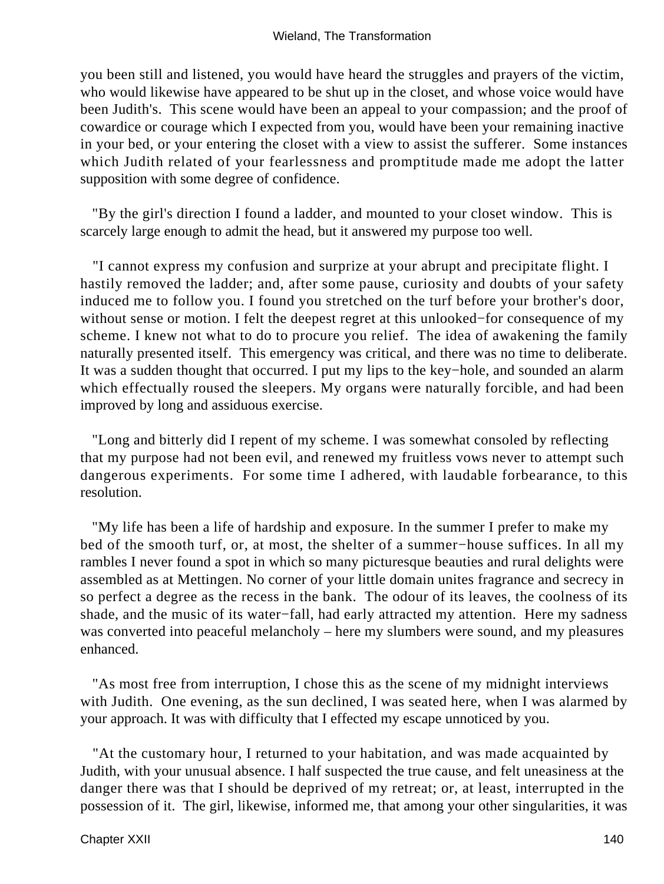you been still and listened, you would have heard the struggles and prayers of the victim, who would likewise have appeared to be shut up in the closet, and whose voice would have been Judith's. This scene would have been an appeal to your compassion; and the proof of cowardice or courage which I expected from you, would have been your remaining inactive in your bed, or your entering the closet with a view to assist the sufferer. Some instances which Judith related of your fearlessness and promptitude made me adopt the latter supposition with some degree of confidence.

"By the girl's direction I found a ladder, and mounted to your closet window. This is scarcely large enough to admit the head, but it answered my purpose too well.

"I cannot express my confusion and surprize at your abrupt and precipitate flight. I hastily removed the ladder; and, after some pause, curiosity and doubts of your safety induced me to follow you. I found you stretched on the turf before your brother's door, without sense or motion. I felt the deepest regret at this unlooked−for consequence of my scheme. I knew not what to do to procure you relief. The idea of awakening the family naturally presented itself. This emergency was critical, and there was no time to deliberate. It was a sudden thought that occurred. I put my lips to the key−hole, and sounded an alarm which effectually roused the sleepers. My organs were naturally forcible, and had been improved by long and assiduous exercise.

"Long and bitterly did I repent of my scheme. I was somewhat consoled by reflecting that my purpose had not been evil, and renewed my fruitless vows never to attempt such dangerous experiments. For some time I adhered, with laudable forbearance, to this resolution.

"My life has been a life of hardship and exposure. In the summer I prefer to make my bed of the smooth turf, or, at most, the shelter of a summer−house suffices. In all my rambles I never found a spot in which so many picturesque beauties and rural delights were assembled as at Mettingen. No corner of your little domain unites fragrance and secrecy in so perfect a degree as the recess in the bank. The odour of its leaves, the coolness of its shade, and the music of its water−fall, had early attracted my attention. Here my sadness was converted into peaceful melancholy – here my slumbers were sound, and my pleasures enhanced.

"As most free from interruption, I chose this as the scene of my midnight interviews with Judith. One evening, as the sun declined, I was seated here, when I was alarmed by your approach. It was with difficulty that I effected my escape unnoticed by you.

"At the customary hour, I returned to your habitation, and was made acquainted by Judith, with your unusual absence. I half suspected the true cause, and felt uneasiness at the danger there was that I should be deprived of my retreat; or, at least, interrupted in the possession of it. The girl, likewise, informed me, that among your other singularities, it was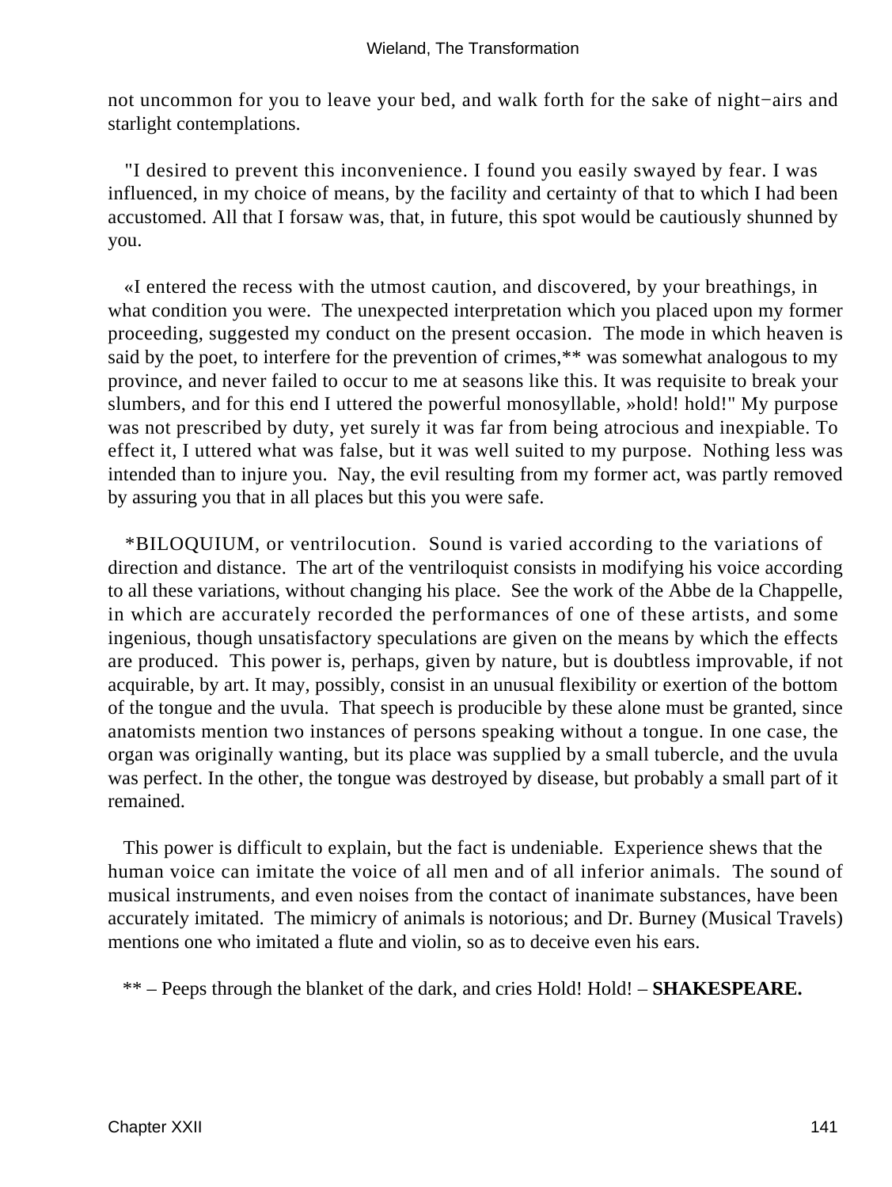not uncommon for you to leave your bed, and walk forth for the sake of night−airs and starlight contemplations.

"I desired to prevent this inconvenience. I found you easily swayed by fear. I was influenced, in my choice of means, by the facility and certainty of that to which I had been accustomed. All that I forsaw was, that, in future, this spot would be cautiously shunned by you.

«I entered the recess with the utmost caution, and discovered, by your breathings, in what condition you were. The unexpected interpretation which you placed upon my former proceeding, suggested my conduct on the present occasion. The mode in which heaven is said by the poet, to interfere for the prevention of crimes,** was somewhat analogous to my province, and never failed to occur to me at seasons like this. It was requisite to break your slumbers, and for this end I uttered the powerful monosyllable, »hold! hold!" My purpose was not prescribed by duty, yet surely it was far from being atrocious and inexpiable. To effect it, I uttered what was false, but it was well suited to my purpose. Nothing less was intended than to injure you. Nay, the evil resulting from my former act, was partly removed by assuring you that in all places but this you were safe.

*BILOQUIUM, or ventrilocution. Sound is varied according to the variations of direction and distance. The art of the ventriloquist consists in modifying his voice according to all these variations, without changing his place. See the work of the Abbe de la Chappelle, in which are accurately recorded the performances of one of these artists, and some ingenious, though unsatisfactory speculations are given on the means by which the effects are produced. This power is, perhaps, given by nature, but is doubtless improvable, if not acquirable, by art. It may, possibly, consist in an unusual flexibility or exertion of the bottom of the tongue and the uvula. That speech is producible by these alone must be granted, since anatomists mention two instances of persons speaking without a tongue. In one case, the organ was originally wanting, but its place was supplied by a small tubercle, and the uvula was perfect. In the other, the tongue was destroyed by disease, but probably a small part of it remained.

This power is difficult to explain, but the fact is undeniable. Experience shews that the human voice can imitate the voice of all men and of all inferior animals. The sound of musical instruments, and even noises from the contact of inanimate substances, have been accurately imitated. The mimicry of animals is notorious; and Dr. Burney (Musical Travels) mentions one who imitated a flute and violin, so as to deceive even his ears.

** – Peeps through the blanket of the dark, and cries Hold! Hold! – **SHAKESPEARE.**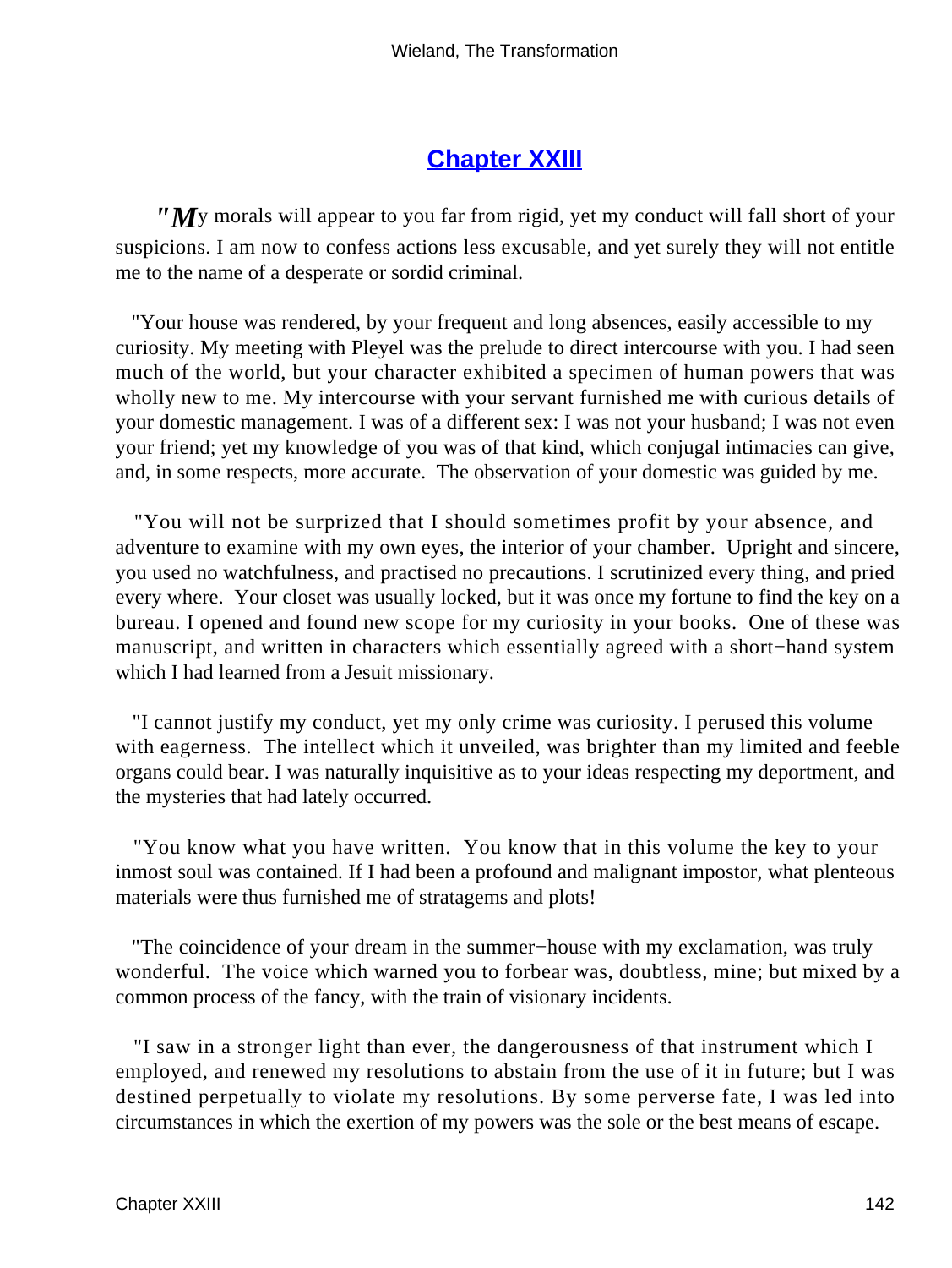## Chapter XXIII

"My morals will appear to you far from rigid, yet my conduct will fall short of your suspicions. I am now to confess actions less excusable, and yet surely they will not entitle me to the name of a desperate or sordid criminal.

"Your house was rendered, by your frequent and long absences, easily accessible to my curiosity. My meeting with Pleyel was the prelude to direct intercourse with you. I had seen much of the world, but your character exhibited a specimen of human powers that was wholly new to me. My intercourse with your servant furnished me with curious details of your domestic management. I was of a different sex: I was not your husband; I was not even your friend; yet my knowledge of you was of that kind, which conjugal intimacies can give, and, in some respects, more accurate. The observation of your domestic was guided by me.

"You will not be surprized that I should sometimes profit by your absence, and adventure to examine with my own eyes, the interior of your chamber. Upright and sincere, you used no watchfulness, and practised no precautions. I scrutinized every thing, and pried every where. Your closet was usually locked, but it was once my fortune to find the key on a bureau. I opened and found new scope for my curiosity in your books. One of these was manuscript, and written in characters which essentially agreed with a short−hand system which I had learned from a Jesuit missionary.

"I cannot justify my conduct, yet my only crime was curiosity. I perused this volume with eagerness. The intellect which it unveiled, was brighter than my limited and feeble organs could bear. I was naturally inquisitive as to your ideas respecting my deportment, and the mysteries that had lately occurred.

"You know what you have written. You know that in this volume the key to your inmost soul was contained. If I had been a profound and malignant impostor, what plenteous materials were thus furnished me of stratagems and plots!

"The coincidence of your dream in the summer−house with my exclamation, was truly wonderful. The voice which warned you to forbear was, doubtless, mine; but mixed by a common process of the fancy, with the train of visionary incidents.

"I saw in a stronger light than ever, the dangerousness of that instrument which I employed, and renewed my resolutions to abstain from the use of it in future; but I was destined perpetually to violate my resolutions. By some perverse fate, I was led into circumstances in which the exertion of my powers was the sole or the best means of escape.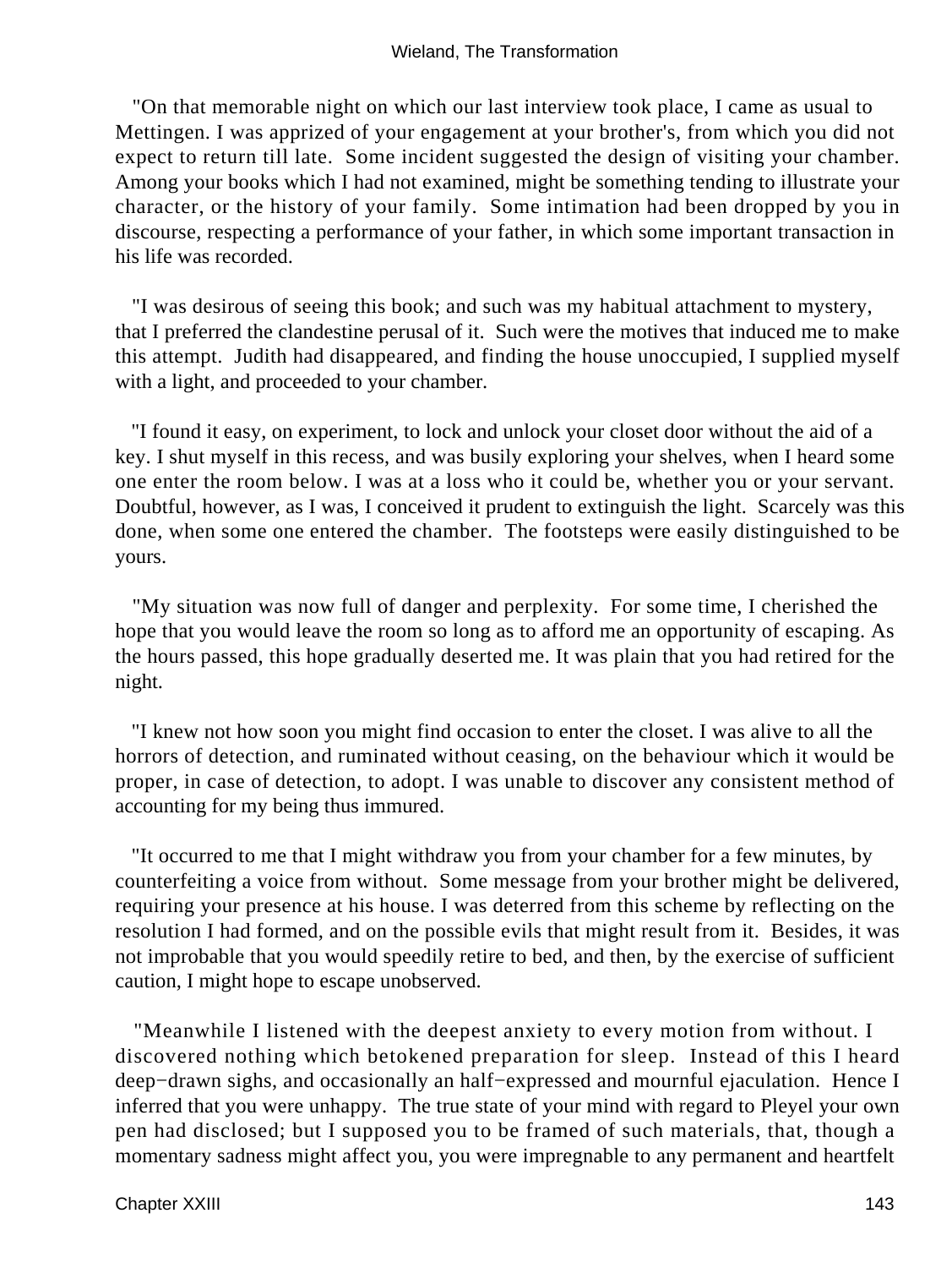"On that memorable night on which our last interview took place, I came as usual to Mettingen. I was apprized of your engagement at your brother's, from which you did not expect to return till late. Some incident suggested the design of visiting your chamber. Among your books which I had not examined, might be something tending to illustrate your character, or the history of your family. Some intimation had been dropped by you in discourse, respecting a performance of your father, in which some important transaction in his life was recorded.

"I was desirous of seeing this book; and such was my habitual attachment to mystery, that I preferred the clandestine perusal of it. Such were the motives that induced me to make this attempt. Judith had disappeared, and finding the house unoccupied, I supplied myself with a light, and proceeded to your chamber.

"I found it easy, on experiment, to lock and unlock your closet door without the aid of a key. I shut myself in this recess, and was busily exploring your shelves, when I heard some one enter the room below. I was at a loss who it could be, whether you or your servant. Doubtful, however, as I was, I conceived it prudent to extinguish the light. Scarcely was this done, when some one entered the chamber. The footsteps were easily distinguished to be yours.

"My situation was now full of danger and perplexity. For some time, I cherished the hope that you would leave the room so long as to afford me an opportunity of escaping. As the hours passed, this hope gradually deserted me. It was plain that you had retired for the night.

"I knew not how soon you might find occasion to enter the closet. I was alive to all the horrors of detection, and ruminated without ceasing, on the behaviour which it would be proper, in case of detection, to adopt. I was unable to discover any consistent method of accounting for my being thus immured.

"It occurred to me that I might withdraw you from your chamber for a few minutes, by counterfeiting a voice from without. Some message from your brother might be delivered, requiring your presence at his house. I was deterred from this scheme by reflecting on the resolution I had formed, and on the possible evils that might result from it. Besides, it was not improbable that you would speedily retire to bed, and then, by the exercise of sufficient caution, I might hope to escape unobserved.

"Meanwhile I listened with the deepest anxiety to every motion from without. I discovered nothing which betokened preparation for sleep. Instead of this I heard deep−drawn sighs, and occasionally an half−expressed and mournful ejaculation. Hence I inferred that you were unhappy. The true state of your mind with regard to Pleyel your own pen had disclosed; but I supposed you to be framed of such materials, that, though a momentary sadness might affect you, you were impregnable to any permanent and heartfelt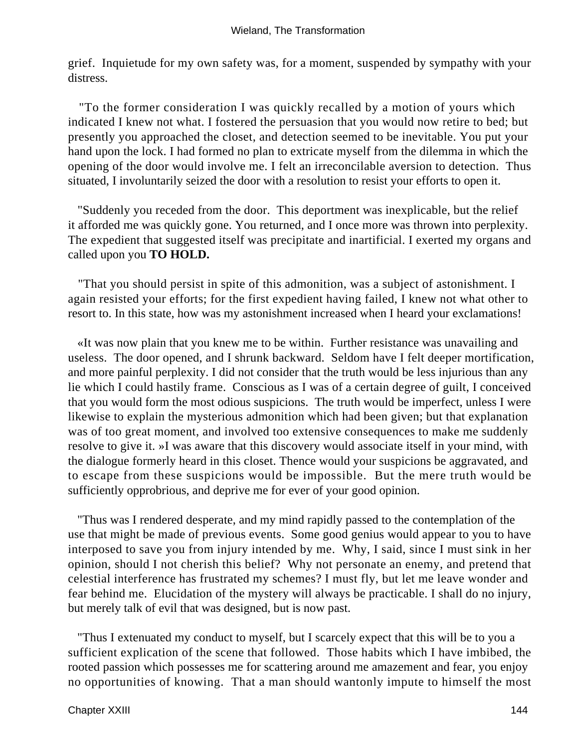grief. Inquietude for my own safety was, for a moment, suspended by sympathy with your distress.

"To the former consideration I was quickly recalled by a motion of yours which indicated I knew not what. I fostered the persuasion that you would now retire to bed; but presently you approached the closet, and detection seemed to be inevitable. You put your hand upon the lock. I had formed no plan to extricate myself from the dilemma in which the opening of the door would involve me. I felt an irreconcilable aversion to detection. Thus situated, I involuntarily seized the door with a resolution to resist your efforts to open it.

"Suddenly you receded from the door. This deportment was inexplicable, but the relief it afforded me was quickly gone. You returned, and I once more was thrown into perplexity. The expedient that suggested itself was precipitate and inartificial. I exerted my organs and called upon you **TO HOLD.**

"That you should persist in spite of this admonition, was a subject of astonishment. I again resisted your efforts; for the first expedient having failed, I knew not what other to resort to. In this state, how was my astonishment increased when I heard your exclamations!

«It was now plain that you knew me to be within. Further resistance was unavailing and useless. The door opened, and I shrunk backward. Seldom have I felt deeper mortification, and more painful perplexity. I did not consider that the truth would be less injurious than any lie which I could hastily frame. Conscious as I was of a certain degree of guilt, I conceived that you would form the most odious suspicions. The truth would be imperfect, unless I were likewise to explain the mysterious admonition which had been given; but that explanation was of too great moment, and involved too extensive consequences to make me suddenly resolve to give it. »I was aware that this discovery would associate itself in your mind, with the dialogue formerly heard in this closet. Thence would your suspicions be aggravated, and to escape from these suspicions would be impossible. But the mere truth would be sufficiently opprobrious, and deprive me for ever of your good opinion.

"Thus was I rendered desperate, and my mind rapidly passed to the contemplation of the use that might be made of previous events. Some good genius would appear to you to have interposed to save you from injury intended by me. Why, I said, since I must sink in her opinion, should I not cherish this belief? Why not personate an enemy, and pretend that celestial interference has frustrated my schemes? I must fly, but let me leave wonder and fear behind me. Elucidation of the mystery will always be practicable. I shall do no injury, but merely talk of evil that was designed, but is now past.

"Thus I extenuated my conduct to myself, but I scarcely expect that this will be to you a sufficient explication of the scene that followed. Those habits which I have imbibed, the rooted passion which possesses me for scattering around me amazement and fear, you enjoy no opportunities of knowing. That a man should wantonly impute to himself the most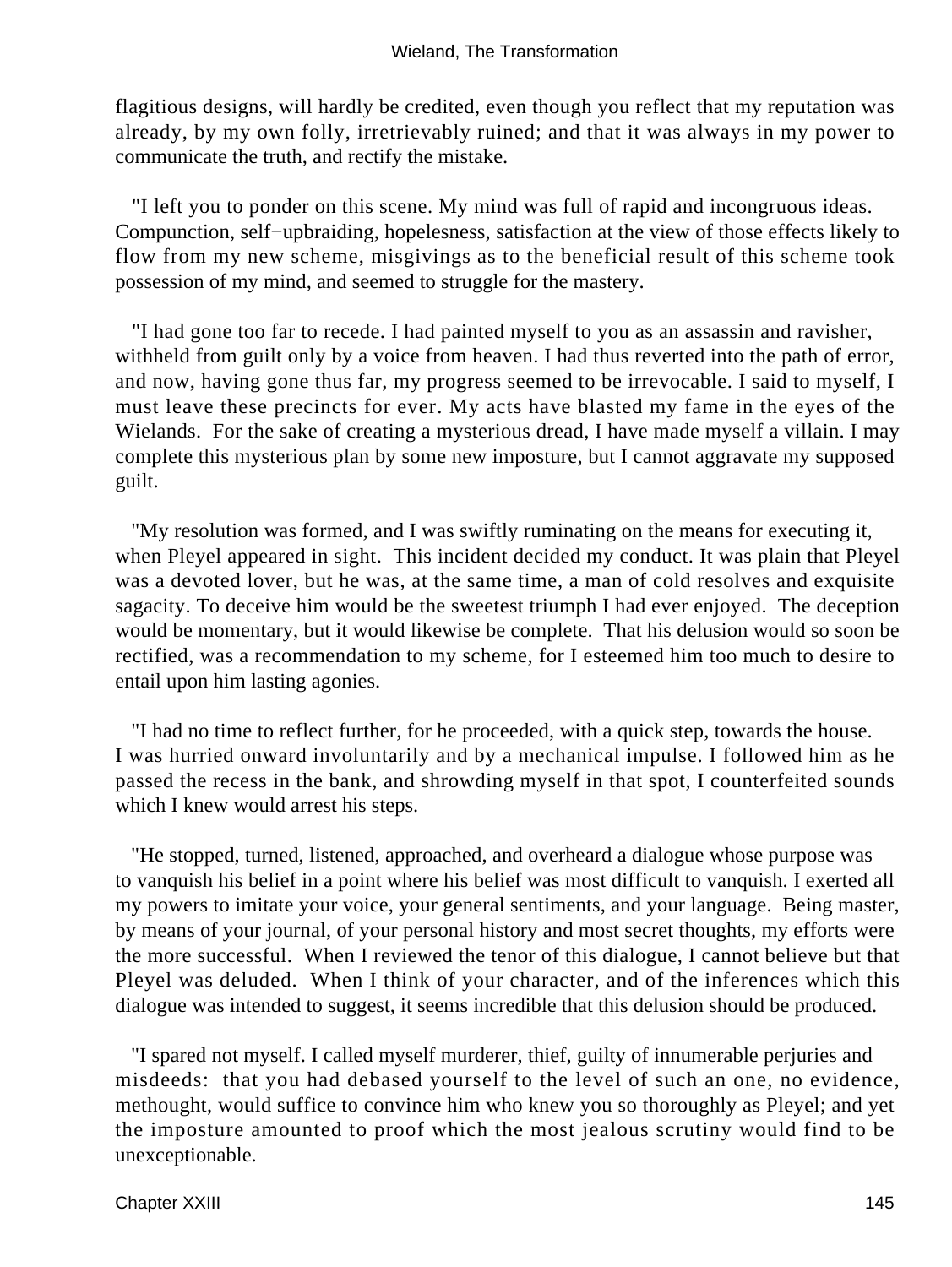flagitious designs, will hardly be credited, even though you reflect that my reputation was already, by my own folly, irretrievably ruined; and that it was always in my power to communicate the truth, and rectify the mistake.

"I left you to ponder on this scene. My mind was full of rapid and incongruous ideas. Compunction, self−upbraiding, hopelessness, satisfaction at the view of those effects likely to flow from my new scheme, misgivings as to the beneficial result of this scheme took possession of my mind, and seemed to struggle for the mastery.

"I had gone too far to recede. I had painted myself to you as an assassin and ravisher, withheld from guilt only by a voice from heaven. I had thus reverted into the path of error, and now, having gone thus far, my progress seemed to be irrevocable. I said to myself, I must leave these precincts for ever. My acts have blasted my fame in the eyes of the Wielands. For the sake of creating a mysterious dread, I have made myself a villain. I may complete this mysterious plan by some new imposture, but I cannot aggravate my supposed guilt.

"My resolution was formed, and I was swiftly ruminating on the means for executing it, when Pleyel appeared in sight. This incident decided my conduct. It was plain that Pleyel was a devoted lover, but he was, at the same time, a man of cold resolves and exquisite sagacity. To deceive him would be the sweetest triumph I had ever enjoyed. The deception would be momentary, but it would likewise be complete. That his delusion would so soon be rectified, was a recommendation to my scheme, for I esteemed him too much to desire to entail upon him lasting agonies.

"I had no time to reflect further, for he proceeded, with a quick step, towards the house. I was hurried onward involuntarily and by a mechanical impulse. I followed him as he passed the recess in the bank, and shrowding myself in that spot, I counterfeited sounds which I knew would arrest his steps.

"He stopped, turned, listened, approached, and overheard a dialogue whose purpose was to vanquish his belief in a point where his belief was most difficult to vanquish. I exerted all my powers to imitate your voice, your general sentiments, and your language. Being master, by means of your journal, of your personal history and most secret thoughts, my efforts were the more successful. When I reviewed the tenor of this dialogue, I cannot believe but that Pleyel was deluded. When I think of your character, and of the inferences which this dialogue was intended to suggest, it seems incredible that this delusion should be produced.

"I spared not myself. I called myself murderer, thief, guilty of innumerable perjuries and misdeeds: that you had debased yourself to the level of such an one, no evidence, methought, would suffice to convince him who knew you so thoroughly as Pleyel; and yet the imposture amounted to proof which the most jealous scrutiny would find to be unexceptionable.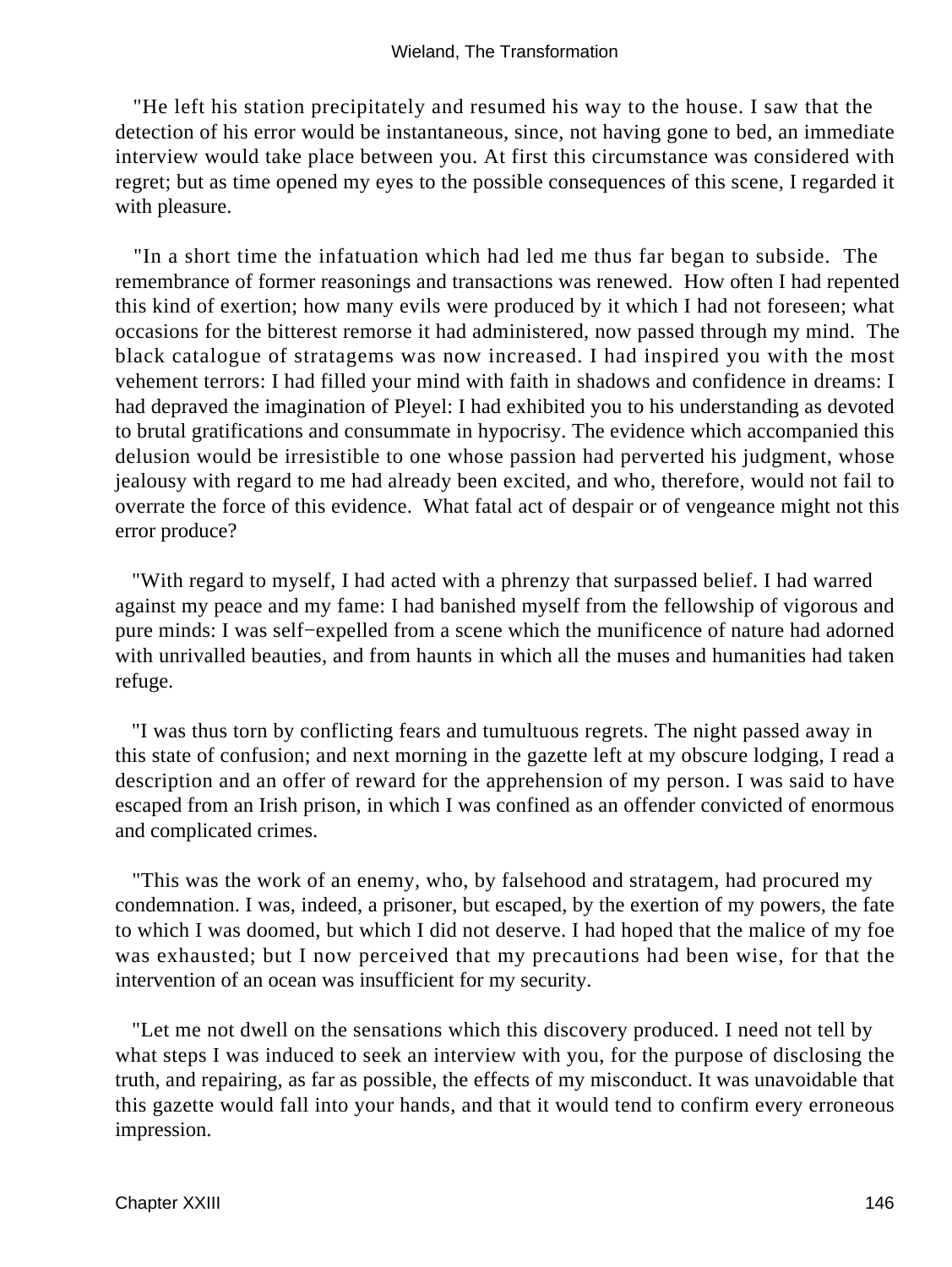"He left his station precipitately and resumed his way to the house. I saw that the detection of his error would be instantaneous, since, not having gone to bed, an immediate interview would take place between you. At first this circumstance was considered with regret; but as time opened my eyes to the possible consequences of this scene, I regarded it with pleasure.

"In a short time the infatuation which had led me thus far began to subside. The remembrance of former reasonings and transactions was renewed. How often I had repented this kind of exertion; how many evils were produced by it which I had not foreseen; what occasions for the bitterest remorse it had administered, now passed through my mind. The black catalogue of stratagems was now increased. I had inspired you with the most vehement terrors: I had filled your mind with faith in shadows and confidence in dreams: I had depraved the imagination of Pleyel: I had exhibited you to his understanding as devoted to brutal gratifications and consummate in hypocrisy. The evidence which accompanied this delusion would be irresistible to one whose passion had perverted his judgment, whose jealousy with regard to me had already been excited, and who, therefore, would not fail to overrate the force of this evidence. What fatal act of despair or of vengeance might not this error produce?

"With regard to myself, I had acted with a phrenzy that surpassed belief. I had warred against my peace and my fame: I had banished myself from the fellowship of vigorous and pure minds: I was self−expelled from a scene which the munificence of nature had adorned with unrivalled beauties, and from haunts in which all the muses and humanities had taken refuge.

"I was thus torn by conflicting fears and tumultuous regrets. The night passed away in this state of confusion; and next morning in the gazette left at my obscure lodging, I read a description and an offer of reward for the apprehension of my person. I was said to have escaped from an Irish prison, in which I was confined as an offender convicted of enormous and complicated crimes.

"This was the work of an enemy, who, by falsehood and stratagem, had procured my condemnation. I was, indeed, a prisoner, but escaped, by the exertion of my powers, the fate to which I was doomed, but which I did not deserve. I had hoped that the malice of my foe was exhausted; but I now perceived that my precautions had been wise, for that the intervention of an ocean was insufficient for my security.

"Let me not dwell on the sensations which this discovery produced. I need not tell by what steps I was induced to seek an interview with you, for the purpose of disclosing the truth, and repairing, as far as possible, the effects of my misconduct. It was unavoidable that this gazette would fall into your hands, and that it would tend to confirm every erroneous impression.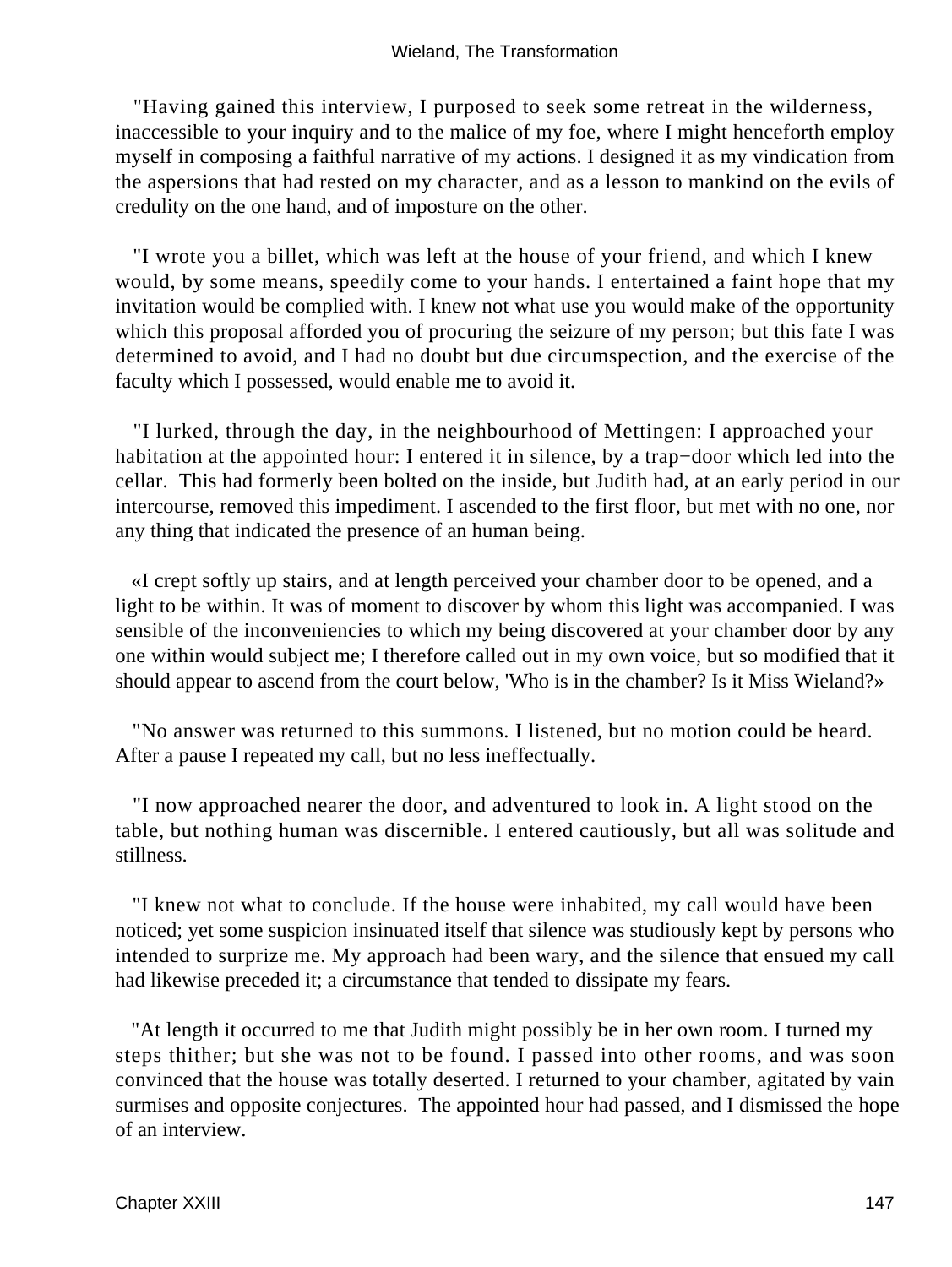"Having gained this interview, I purposed to seek some retreat in the wilderness, inaccessible to your inquiry and to the malice of my foe, where I might henceforth employ myself in composing a faithful narrative of my actions. I designed it as my vindication from the aspersions that had rested on my character, and as a lesson to mankind on the evils of credulity on the one hand, and of imposture on the other.

"I wrote you a billet, which was left at the house of your friend, and which I knew would, by some means, speedily come to your hands. I entertained a faint hope that my invitation would be complied with. I knew not what use you would make of the opportunity which this proposal afforded you of procuring the seizure of my person; but this fate I was determined to avoid, and I had no doubt but due circumspection, and the exercise of the faculty which I possessed, would enable me to avoid it.

"I lurked, through the day, in the neighbourhood of Mettingen: I approached your habitation at the appointed hour: I entered it in silence, by a trap−door which led into the cellar. This had formerly been bolted on the inside, but Judith had, at an early period in our intercourse, removed this impediment. I ascended to the first floor, but met with no one, nor any thing that indicated the presence of an human being.

«I crept softly up stairs, and at length perceived your chamber door to be opened, and a light to be within. It was of moment to discover by whom this light was accompanied. I was sensible of the inconveniencies to which my being discovered at your chamber door by any one within would subject me; I therefore called out in my own voice, but so modified that it should appear to ascend from the court below, 'Who is in the chamber? Is it Miss Wieland?»

"No answer was returned to this summons. I listened, but no motion could be heard. After a pause I repeated my call, but no less ineffectually.

"I now approached nearer the door, and adventured to look in. A light stood on the table, but nothing human was discernible. I entered cautiously, but all was solitude and stillness.

"I knew not what to conclude. If the house were inhabited, my call would have been noticed; yet some suspicion insinuated itself that silence was studiously kept by persons who intended to surprize me. My approach had been wary, and the silence that ensued my call had likewise preceded it; a circumstance that tended to dissipate my fears.

"At length it occurred to me that Judith might possibly be in her own room. I turned my steps thither; but she was not to be found. I passed into other rooms, and was soon convinced that the house was totally deserted. I returned to your chamber, agitated by vain surmises and opposite conjectures. The appointed hour had passed, and I dismissed the hope of an interview.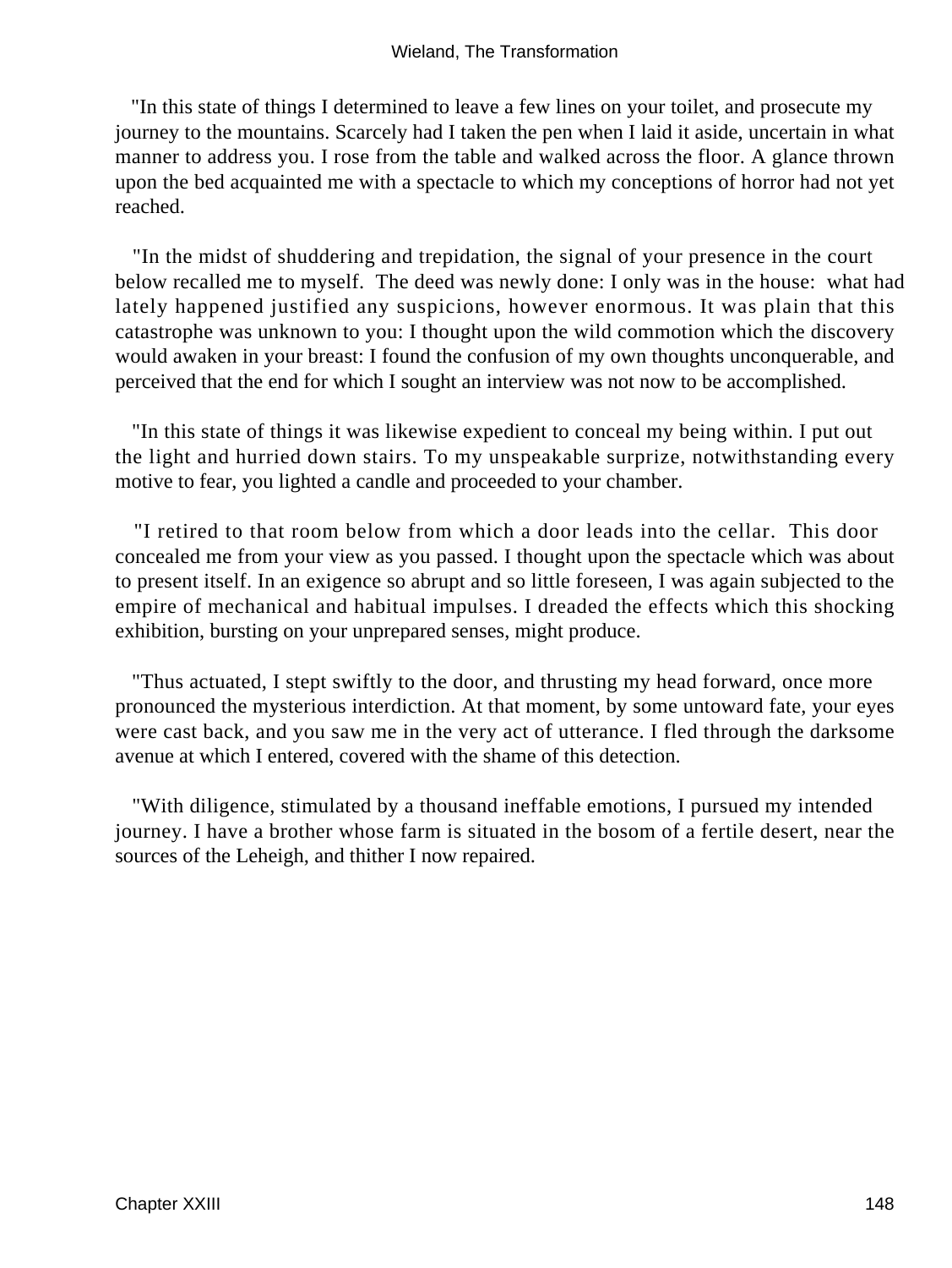"In this state of things I determined to leave a few lines on your toilet, and prosecute my journey to the mountains. Scarcely had I taken the pen when I laid it aside, uncertain in what manner to address you. I rose from the table and walked across the floor. A glance thrown upon the bed acquainted me with a spectacle to which my conceptions of horror had not yet reached.

"In the midst of shuddering and trepidation, the signal of your presence in the court below recalled me to myself. The deed was newly done: I only was in the house: what had lately happened justified any suspicions, however enormous. It was plain that this catastrophe was unknown to you: I thought upon the wild commotion which the discovery would awaken in your breast: I found the confusion of my own thoughts unconquerable, and perceived that the end for which I sought an interview was not now to be accomplished.

"In this state of things it was likewise expedient to conceal my being within. I put out the light and hurried down stairs. To my unspeakable surprize, notwithstanding every motive to fear, you lighted a candle and proceeded to your chamber.

"I retired to that room below from which a door leads into the cellar. This door concealed me from your view as you passed. I thought upon the spectacle which was about to present itself. In an exigence so abrupt and so little foreseen, I was again subjected to the empire of mechanical and habitual impulses. I dreaded the effects which this shocking exhibition, bursting on your unprepared senses, might produce.

"Thus actuated, I stept swiftly to the door, and thrusting my head forward, once more pronounced the mysterious interdiction. At that moment, by some untoward fate, your eyes were cast back, and you saw me in the very act of utterance. I fled through the darksome avenue at which I entered, covered with the shame of this detection.

"With diligence, stimulated by a thousand ineffable emotions, I pursued my intended journey. I have a brother whose farm is situated in the bosom of a fertile desert, near the sources of the Leheigh, and thither I now repaired.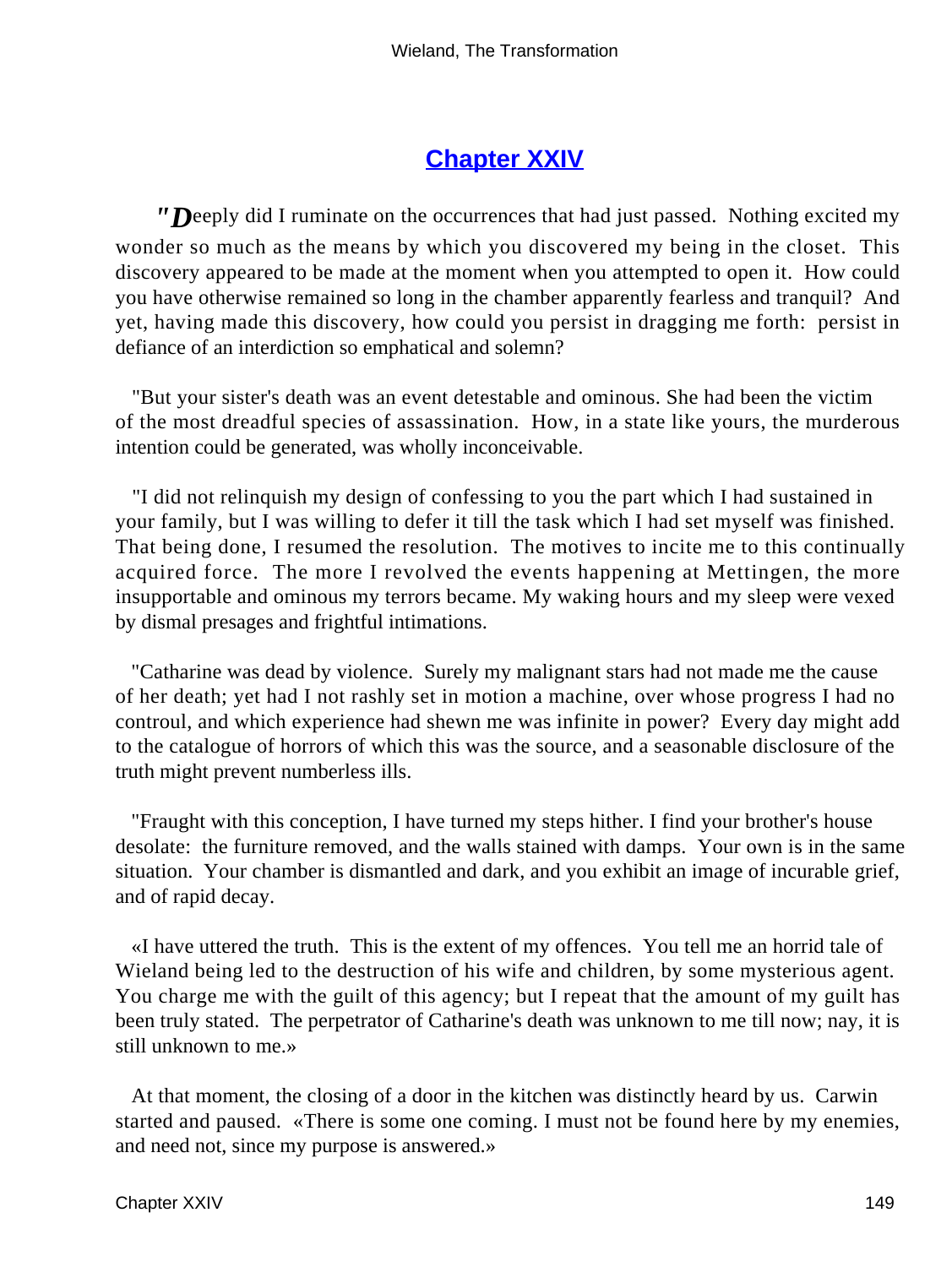## Chapter XXIV

"Deeply did I ruminate on the occurrences that had just passed. Nothing excited my wonder so much as the means by which you discovered my being in the closet. This discovery appeared to be made at the moment when you attempted to open it. How could you have otherwise remained so long in the chamber apparently fearless and tranquil? And yet, having made this discovery, how could you persist in dragging me forth: persist in defiance of an interdiction so emphatical and solemn?

"But your sister's death was an event detestable and ominous. She had been the victim of the most dreadful species of assassination. How, in a state like yours, the murderous intention could be generated, was wholly inconceivable.

"I did not relinquish my design of confessing to you the part which I had sustained in your family, but I was willing to defer it till the task which I had set myself was finished. That being done, I resumed the resolution. The motives to incite me to this continually acquired force. The more I revolved the events happening at Mettingen, the more insupportable and ominous my terrors became. My waking hours and my sleep were vexed by dismal presages and frightful intimations.

"Catharine was dead by violence. Surely my malignant stars had not made me the cause of her death; yet had I not rashly set in motion a machine, over whose progress I had no controul, and which experience had shewn me was infinite in power? Every day might add to the catalogue of horrors of which this was the source, and a seasonable disclosure of the truth might prevent numberless ills.

"Fraught with this conception, I have turned my steps hither. I find your brother's house desolate: the furniture removed, and the walls stained with damps. Your own is in the same situation. Your chamber is dismantled and dark, and you exhibit an image of incurable grief, and of rapid decay.

«I have uttered the truth. This is the extent of my offences. You tell me an horrid tale of Wieland being led to the destruction of his wife and children, by some mysterious agent. You charge me with the guilt of this agency; but I repeat that the amount of my guilt has been truly stated. The perpetrator of Catharine's death was unknown to me till now; nay, it is still unknown to me.»

At that moment, the closing of a door in the kitchen was distinctly heard by us. Carwin started and paused. «There is some one coming. I must not be found here by my enemies, and need not, since my purpose is answered.»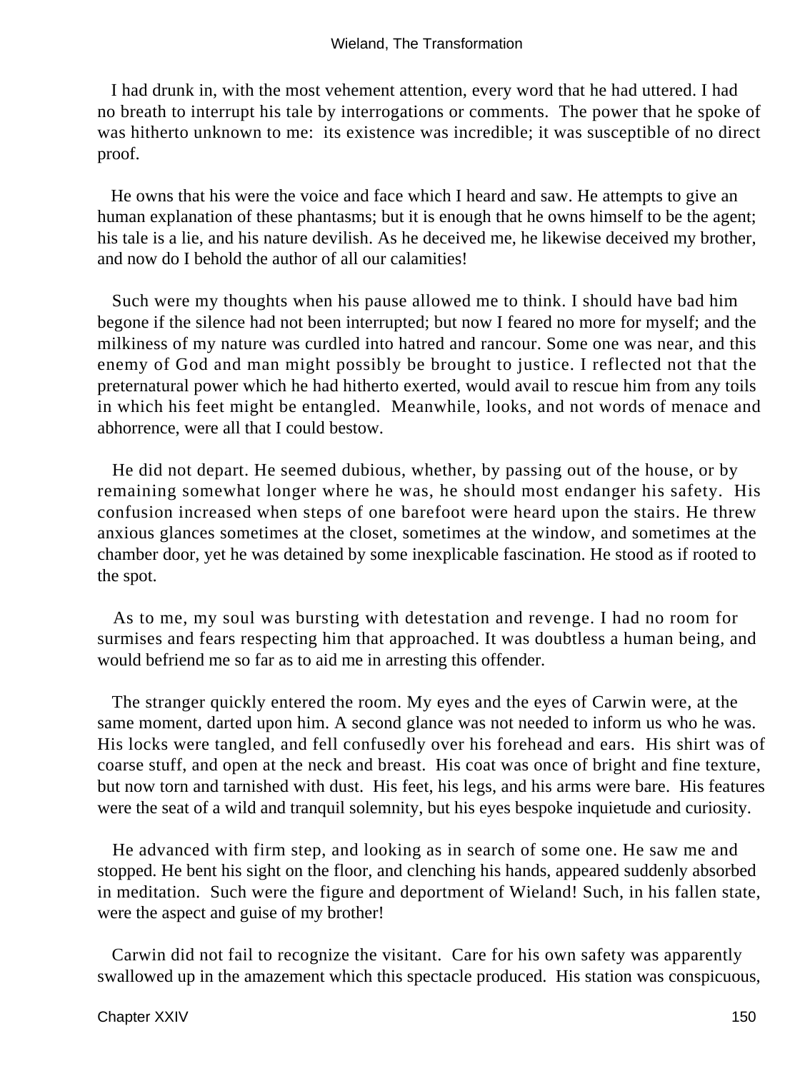I had drunk in, with the most vehement attention, every word that he had uttered. I had no breath to interrupt his tale by interrogations or comments. The power that he spoke of was hitherto unknown to me: its existence was incredible; it was susceptible of no direct proof.

He owns that his were the voice and face which I heard and saw. He attempts to give an human explanation of these phantasms; but it is enough that he owns himself to be the agent; his tale is a lie, and his nature devilish. As he deceived me, he likewise deceived my brother, and now do I behold the author of all our calamities!

Such were my thoughts when his pause allowed me to think. I should have bad him begone if the silence had not been interrupted; but now I feared no more for myself; and the milkiness of my nature was curdled into hatred and rancour. Some one was near, and this enemy of God and man might possibly be brought to justice. I reflected not that the preternatural power which he had hitherto exerted, would avail to rescue him from any toils in which his feet might be entangled. Meanwhile, looks, and not words of menace and abhorrence, were all that I could bestow.

He did not depart. He seemed dubious, whether, by passing out of the house, or by remaining somewhat longer where he was, he should most endanger his safety. His confusion increased when steps of one barefoot were heard upon the stairs. He threw anxious glances sometimes at the closet, sometimes at the window, and sometimes at the chamber door, yet he was detained by some inexplicable fascination. He stood as if rooted to the spot.

As to me, my soul was bursting with detestation and revenge. I had no room for surmises and fears respecting him that approached. It was doubtless a human being, and would befriend me so far as to aid me in arresting this offender.

The stranger quickly entered the room. My eyes and the eyes of Carwin were, at the same moment, darted upon him. A second glance was not needed to inform us who he was. His locks were tangled, and fell confusedly over his forehead and ears. His shirt was of coarse stuff, and open at the neck and breast. His coat was once of bright and fine texture, but now torn and tarnished with dust. His feet, his legs, and his arms were bare. His features were the seat of a wild and tranquil solemnity, but his eyes bespoke inquietude and curiosity.

He advanced with firm step, and looking as in search of some one. He saw me and stopped. He bent his sight on the floor, and clenching his hands, appeared suddenly absorbed in meditation. Such were the figure and deportment of Wieland! Such, in his fallen state, were the aspect and guise of my brother!

Carwin did not fail to recognize the visitant. Care for his own safety was apparently swallowed up in the amazement which this spectacle produced. His station was conspicuous,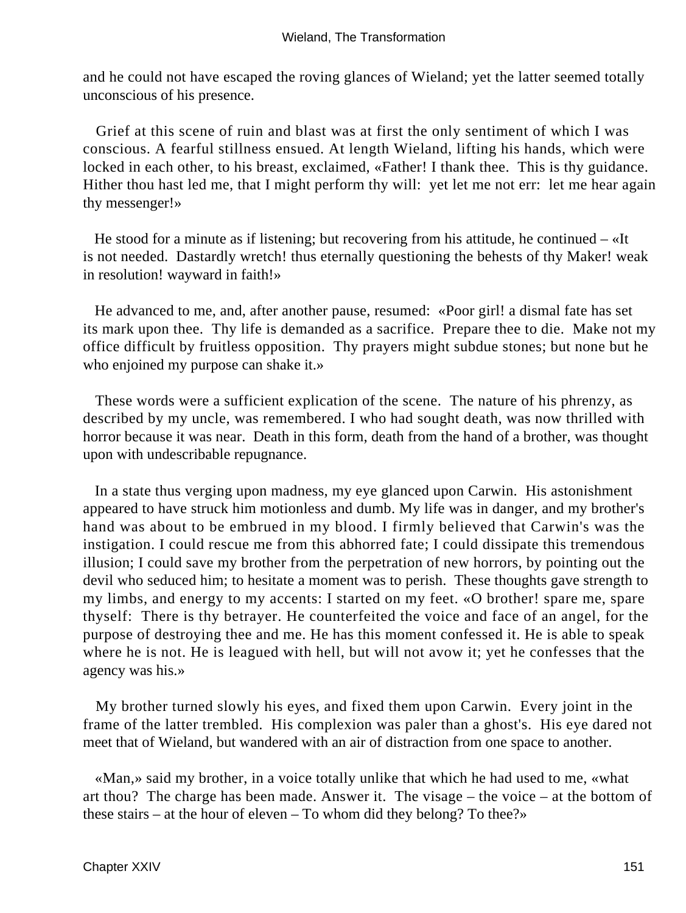and he could not have escaped the roving glances of Wieland; yet the latter seemed totally unconscious of his presence.

Grief at this scene of ruin and blast was at first the only sentiment of which I was conscious. A fearful stillness ensued. At length Wieland, lifting his hands, which were locked in each other, to his breast, exclaimed, «Father! I thank thee. This is thy guidance. Hither thou hast led me, that I might perform thy will: yet let me not err: let me hear again thy messenger!»

He stood for a minute as if listening; but recovering from his attitude, he continued – «It is not needed. Dastardly wretch! thus eternally questioning the behests of thy Maker! weak in resolution! wayward in faith!»

He advanced to me, and, after another pause, resumed: «Poor girl! a dismal fate has set its mark upon thee. Thy life is demanded as a sacrifice. Prepare thee to die. Make not my office difficult by fruitless opposition. Thy prayers might subdue stones; but none but he who enjoined my purpose can shake it.»

These words were a sufficient explication of the scene. The nature of his phrenzy, as described by my uncle, was remembered. I who had sought death, was now thrilled with horror because it was near. Death in this form, death from the hand of a brother, was thought upon with undescribable repugnance.

In a state thus verging upon madness, my eye glanced upon Carwin. His astonishment appeared to have struck him motionless and dumb. My life was in danger, and my brother's hand was about to be embrued in my blood. I firmly believed that Carwin's was the instigation. I could rescue me from this abhorred fate; I could dissipate this tremendous illusion; I could save my brother from the perpetration of new horrors, by pointing out the devil who seduced him; to hesitate a moment was to perish. These thoughts gave strength to my limbs, and energy to my accents: I started on my feet. «O brother! spare me, spare thyself: There is thy betrayer. He counterfeited the voice and face of an angel, for the purpose of destroying thee and me. He has this moment confessed it. He is able to speak where he is not. He is leagued with hell, but will not avow it; yet he confesses that the agency was his.»

My brother turned slowly his eyes, and fixed them upon Carwin. Every joint in the frame of the latter trembled. His complexion was paler than a ghost's. His eye dared not meet that of Wieland, but wandered with an air of distraction from one space to another.

«Man,» said my brother, in a voice totally unlike that which he had used to me, «what art thou? The charge has been made. Answer it. The visage – the voice – at the bottom of these stairs – at the hour of eleven – To whom did they belong? To thee?»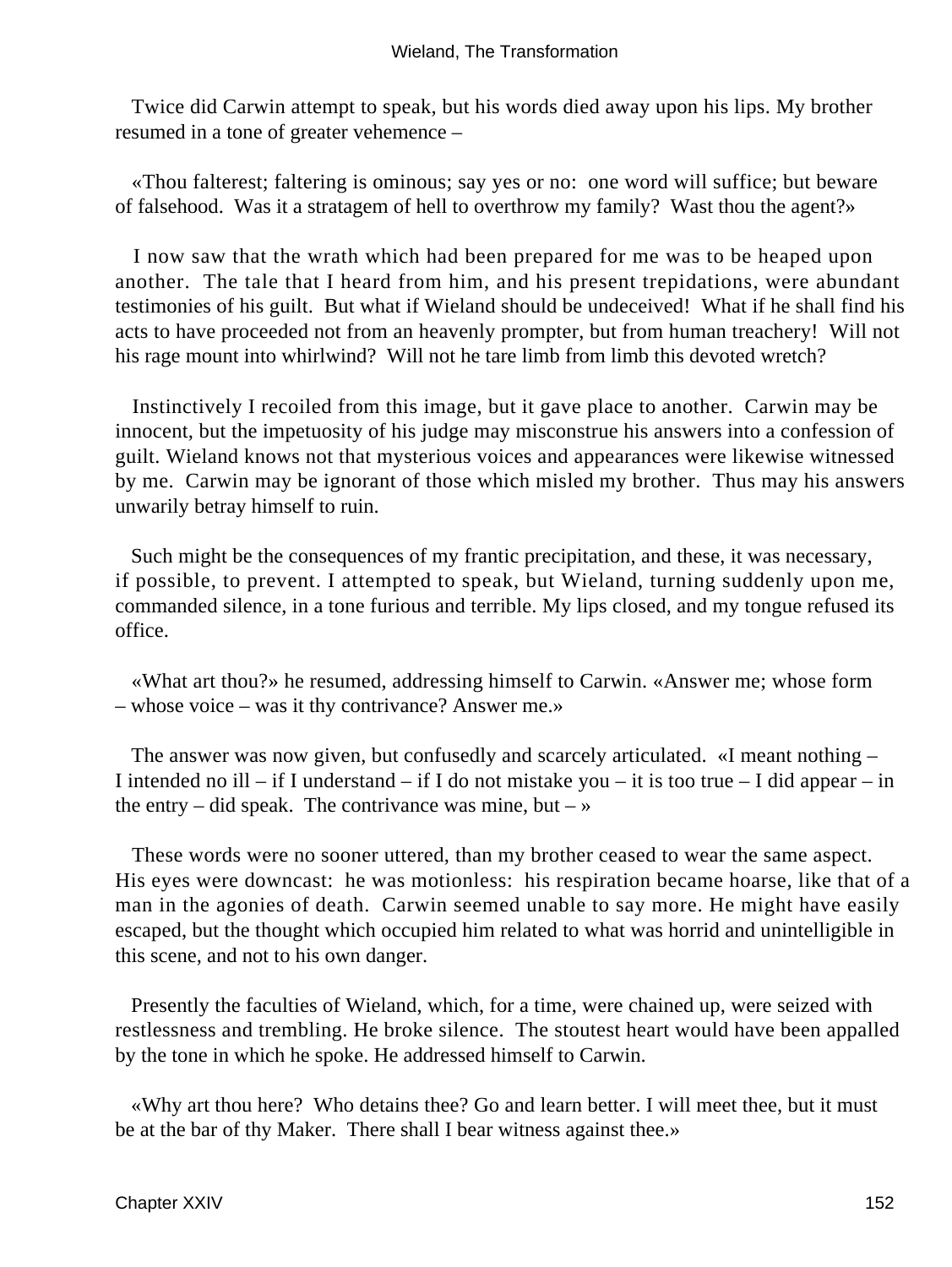Twice did Carwin attempt to speak, but his words died away upon his lips. My brother resumed in a tone of greater vehemence –

«Thou falterest; faltering is ominous; say yes or no: one word will suffice; but beware of falsehood. Was it a stratagem of hell to overthrow my family? Wast thou the agent?»

I now saw that the wrath which had been prepared for me was to be heaped upon another. The tale that I heard from him, and his present trepidations, were abundant testimonies of his guilt. But what if Wieland should be undeceived! What if he shall find his acts to have proceeded not from an heavenly prompter, but from human treachery! Will not his rage mount into whirlwind? Will not he tare limb from limb this devoted wretch?

Instinctively I recoiled from this image, but it gave place to another. Carwin may be innocent, but the impetuosity of his judge may misconstrue his answers into a confession of guilt. Wieland knows not that mysterious voices and appearances were likewise witnessed by me. Carwin may be ignorant of those which misled my brother. Thus may his answers unwarily betray himself to ruin.

Such might be the consequences of my frantic precipitation, and these, it was necessary, if possible, to prevent. I attempted to speak, but Wieland, turning suddenly upon me, commanded silence, in a tone furious and terrible. My lips closed, and my tongue refused its office.

«What art thou?» he resumed, addressing himself to Carwin. «Answer me; whose form – whose voice – was it thy contrivance? Answer me.»

The answer was now given, but confusedly and scarcely articulated. «I meant nothing – I intended no ill – if I understand – if I do not mistake you – it is too true – I did appear – in the entry – did speak. The contrivance was mine, but – »

These words were no sooner uttered, than my brother ceased to wear the same aspect. His eyes were downcast: he was motionless: his respiration became hoarse, like that of a man in the agonies of death. Carwin seemed unable to say more. He might have easily escaped, but the thought which occupied him related to what was horrid and unintelligible in this scene, and not to his own danger.

Presently the faculties of Wieland, which, for a time, were chained up, were seized with restlessness and trembling. He broke silence. The stoutest heart would have been appalled by the tone in which he spoke. He addressed himself to Carwin.

«Why art thou here? Who detains thee? Go and learn better. I will meet thee, but it must be at the bar of thy Maker. There shall I bear witness against thee.»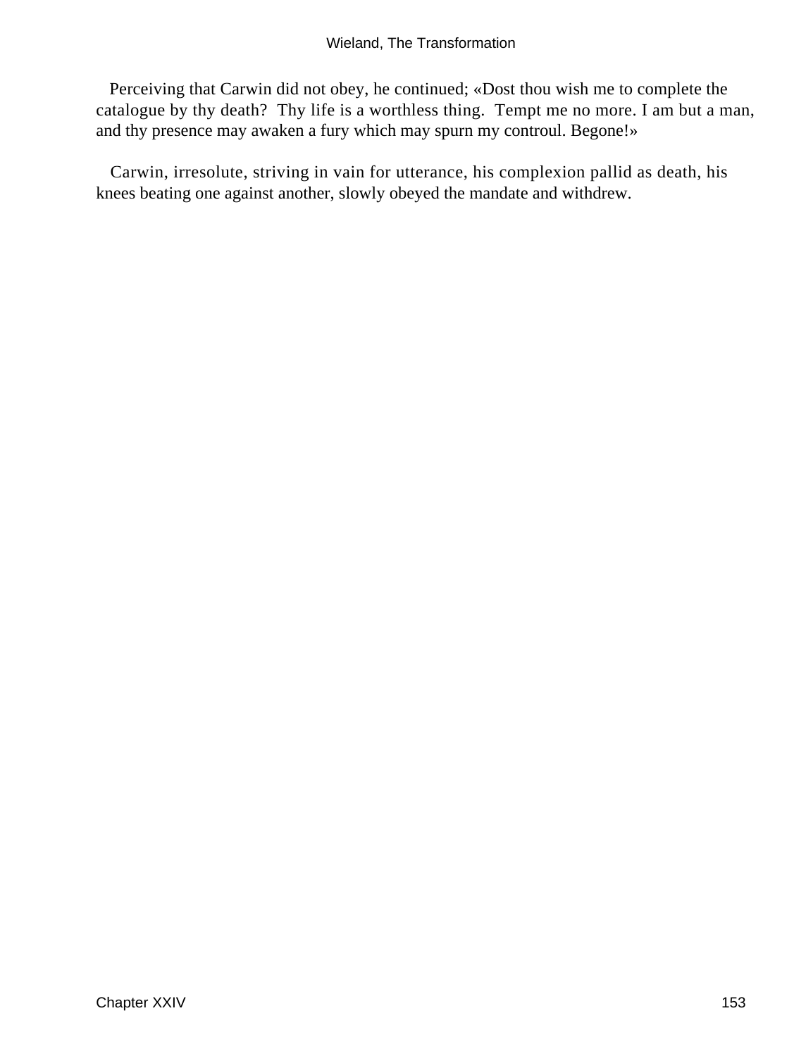Perceiving that Carwin did not obey, he continued; «Dost thou wish me to complete the catalogue by thy death? Thy life is a worthless thing. Tempt me no more. I am but a man, and thy presence may awaken a fury which may spurn my controul. Begone!»

Carwin, irresolute, striving in vain for utterance, his complexion pallid as death, his knees beating one against another, slowly obeyed the mandate and withdrew.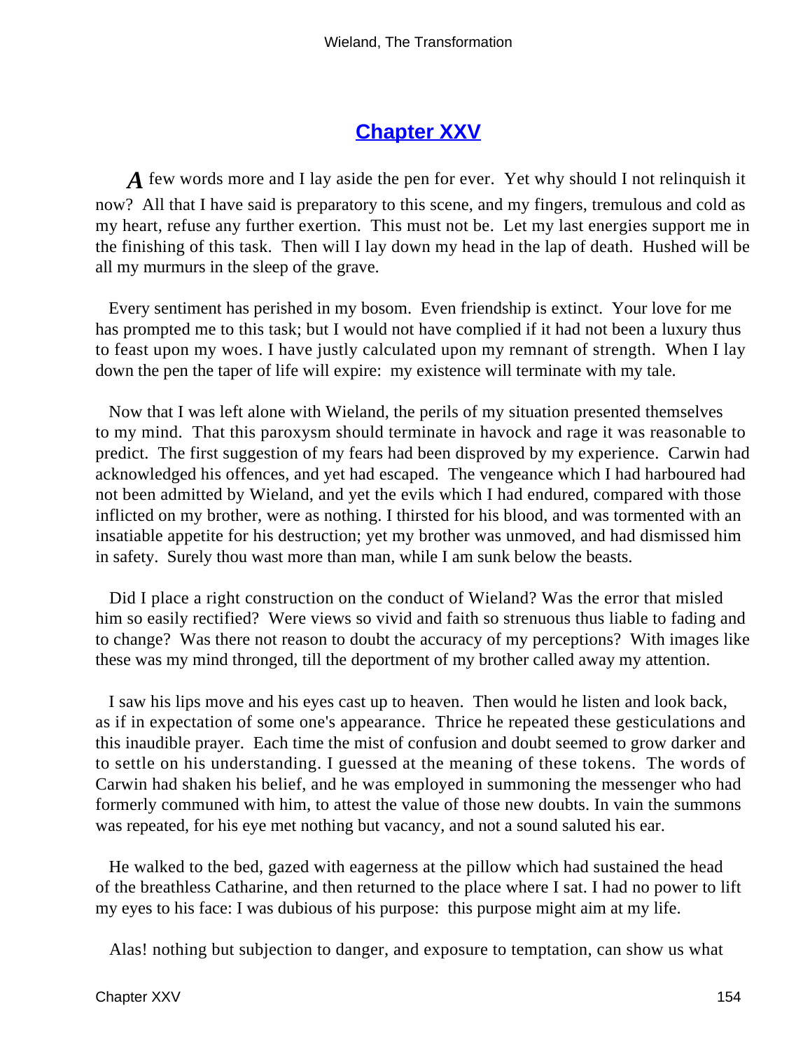## Chapter XXV

*A* few words more and I lay aside the pen for ever. Yet why should I not relinquish it now? All that I have said is preparatory to this scene, and my fingers, tremulous and cold as my heart, refuse any further exertion. This must not be. Let my last energies support me in the finishing of this task. Then will I lay down my head in the lap of death. Hushed will be all my murmurs in the sleep of the grave.

Every sentiment has perished in my bosom. Even friendship is extinct. Your love for me has prompted me to this task; but I would not have complied if it had not been a luxury thus to feast upon my woes. I have justly calculated upon my remnant of strength. When I lay down the pen the taper of life will expire: my existence will terminate with my tale.

Now that I was left alone with Wieland, the perils of my situation presented themselves to my mind. That this paroxysm should terminate in havock and rage it was reasonable to predict. The first suggestion of my fears had been disproved by my experience. Carwin had acknowledged his offences, and yet had escaped. The vengeance which I had harboured had not been admitted by Wieland, and yet the evils which I had endured, compared with those inflicted on my brother, were as nothing. I thirsted for his blood, and was tormented with an insatiable appetite for his destruction; yet my brother was unmoved, and had dismissed him in safety. Surely thou wast more than man, while I am sunk below the beasts.

Did I place a right construction on the conduct of Wieland? Was the error that misled him so easily rectified? Were views so vivid and faith so strenuous thus liable to fading and to change? Was there not reason to doubt the accuracy of my perceptions? With images like these was my mind thronged, till the deportment of my brother called away my attention.

I saw his lips move and his eyes cast up to heaven. Then would he listen and look back, as if in expectation of some one's appearance. Thrice he repeated these gesticulations and this inaudible prayer. Each time the mist of confusion and doubt seemed to grow darker and to settle on his understanding. I guessed at the meaning of these tokens. The words of Carwin had shaken his belief, and he was employed in summoning the messenger who had formerly communed with him, to attest the value of those new doubts. In vain the summons was repeated, for his eye met nothing but vacancy, and not a sound saluted his ear.

He walked to the bed, gazed with eagerness at the pillow which had sustained the head of the breathless Catharine, and then returned to the place where I sat. I had no power to lift my eyes to his face: I was dubious of his purpose: this purpose might aim at my life.

Alas! nothing but subjection to danger, and exposure to temptation, can show us what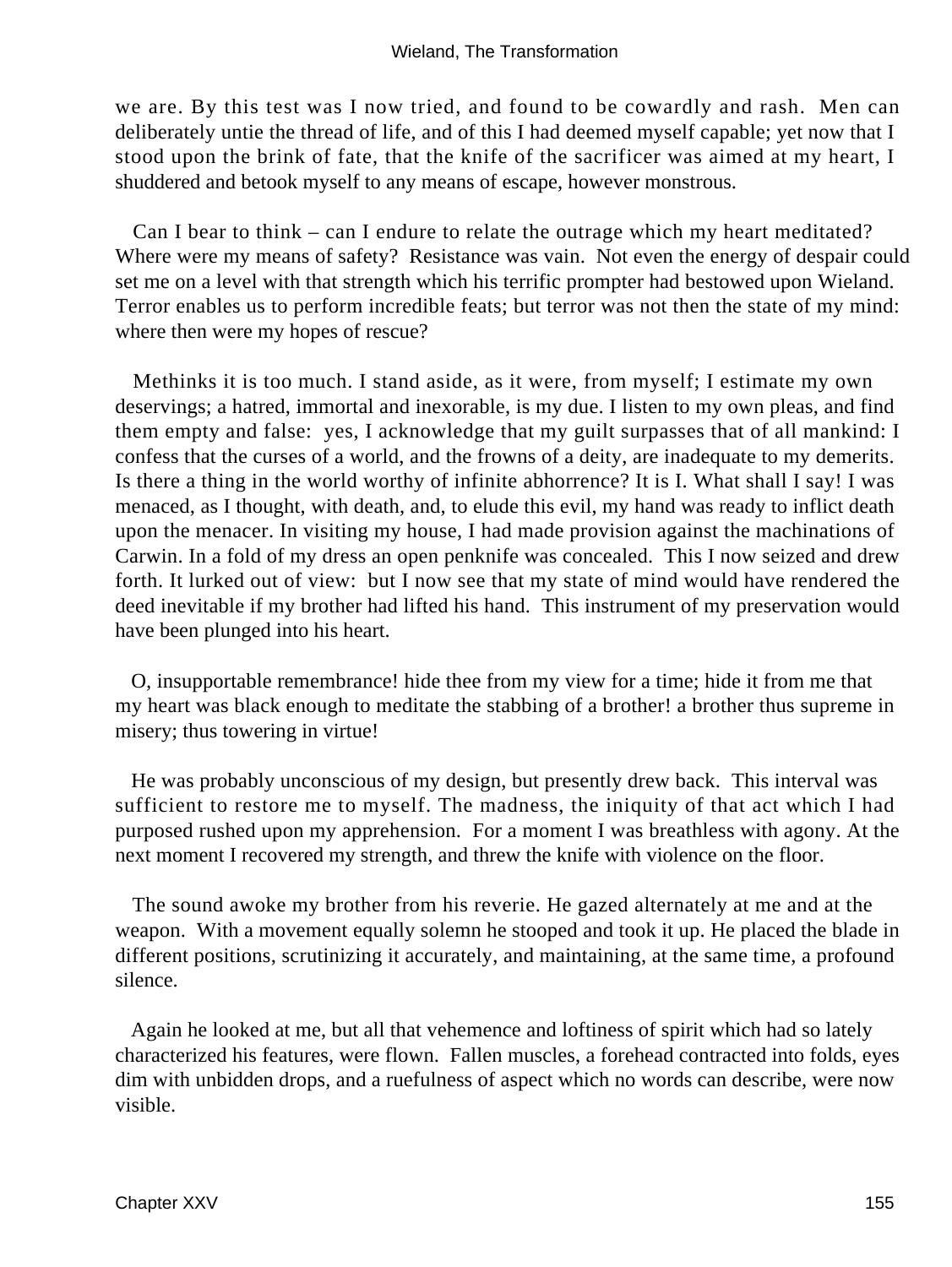we are. By this test was I now tried, and found to be cowardly and rash. Men can deliberately untie the thread of life, and of this I had deemed myself capable; yet now that I stood upon the brink of fate, that the knife of the sacrificer was aimed at my heart, I shuddered and betook myself to any means of escape, however monstrous.

Can I bear to think – can I endure to relate the outrage which my heart meditated? Where were my means of safety? Resistance was vain. Not even the energy of despair could set me on a level with that strength which his terrific prompter had bestowed upon Wieland. Terror enables us to perform incredible feats; but terror was not then the state of my mind: where then were my hopes of rescue?

Methinks it is too much. I stand aside, as it were, from myself; I estimate my own deservings; a hatred, immortal and inexorable, is my due. I listen to my own pleas, and find them empty and false: yes, I acknowledge that my guilt surpasses that of all mankind: I confess that the curses of a world, and the frowns of a deity, are inadequate to my demerits. Is there a thing in the world worthy of infinite abhorrence? It is I. What shall I say! I was menaced, as I thought, with death, and, to elude this evil, my hand was ready to inflict death upon the menacer. In visiting my house, I had made provision against the machinations of Carwin. In a fold of my dress an open penknife was concealed. This I now seized and drew forth. It lurked out of view: but I now see that my state of mind would have rendered the deed inevitable if my brother had lifted his hand. This instrument of my preservation would have been plunged into his heart.

O, insupportable remembrance! hide thee from my view for a time; hide it from me that my heart was black enough to meditate the stabbing of a brother! a brother thus supreme in misery; thus towering in virtue!

He was probably unconscious of my design, but presently drew back. This interval was sufficient to restore me to myself. The madness, the iniquity of that act which I had purposed rushed upon my apprehension. For a moment I was breathless with agony. At the next moment I recovered my strength, and threw the knife with violence on the floor.

The sound awoke my brother from his reverie. He gazed alternately at me and at the weapon. With a movement equally solemn he stooped and took it up. He placed the blade in different positions, scrutinizing it accurately, and maintaining, at the same time, a profound silence.

Again he looked at me, but all that vehemence and loftiness of spirit which had so lately characterized his features, were flown. Fallen muscles, a forehead contracted into folds, eyes dim with unbidden drops, and a ruefulness of aspect which no words can describe, were now visible.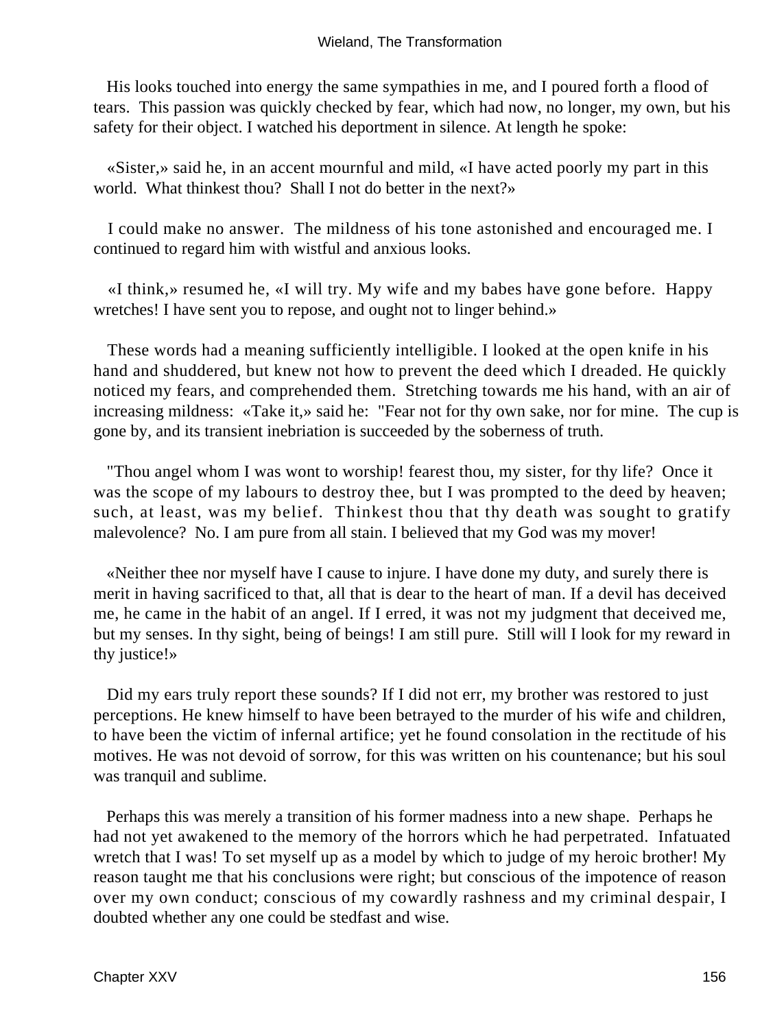His looks touched into energy the same sympathies in me, and I poured forth a flood of tears. This passion was quickly checked by fear, which had now, no longer, my own, but his safety for their object. I watched his deportment in silence. At length he spoke:

«Sister,» said he, in an accent mournful and mild, «I have acted poorly my part in this world. What thinkest thou? Shall I not do better in the next?»

I could make no answer. The mildness of his tone astonished and encouraged me. I continued to regard him with wistful and anxious looks.

«I think,» resumed he, «I will try. My wife and my babes have gone before. Happy wretches! I have sent you to repose, and ought not to linger behind.»

These words had a meaning sufficiently intelligible. I looked at the open knife in his hand and shuddered, but knew not how to prevent the deed which I dreaded. He quickly noticed my fears, and comprehended them. Stretching towards me his hand, with an air of increasing mildness: «Take it,» said he: "Fear not for thy own sake, nor for mine. The cup is gone by, and its transient inebriation is succeeded by the soberness of truth.

"Thou angel whom I was wont to worship! fearest thou, my sister, for thy life? Once it was the scope of my labours to destroy thee, but I was prompted to the deed by heaven; such, at least, was my belief. Thinkest thou that thy death was sought to gratify malevolence? No. I am pure from all stain. I believed that my God was my mover!

«Neither thee nor myself have I cause to injure. I have done my duty, and surely there is merit in having sacrificed to that, all that is dear to the heart of man. If a devil has deceived me, he came in the habit of an angel. If I erred, it was not my judgment that deceived me, but my senses. In thy sight, being of beings! I am still pure. Still will I look for my reward in thy justice!»

Did my ears truly report these sounds? If I did not err, my brother was restored to just perceptions. He knew himself to have been betrayed to the murder of his wife and children, to have been the victim of infernal artifice; yet he found consolation in the rectitude of his motives. He was not devoid of sorrow, for this was written on his countenance; but his soul was tranquil and sublime.

Perhaps this was merely a transition of his former madness into a new shape. Perhaps he had not yet awakened to the memory of the horrors which he had perpetrated. Infatuated wretch that I was! To set myself up as a model by which to judge of my heroic brother! My reason taught me that his conclusions were right; but conscious of the impotence of reason over my own conduct; conscious of my cowardly rashness and my criminal despair, I doubted whether any one could be stedfast and wise.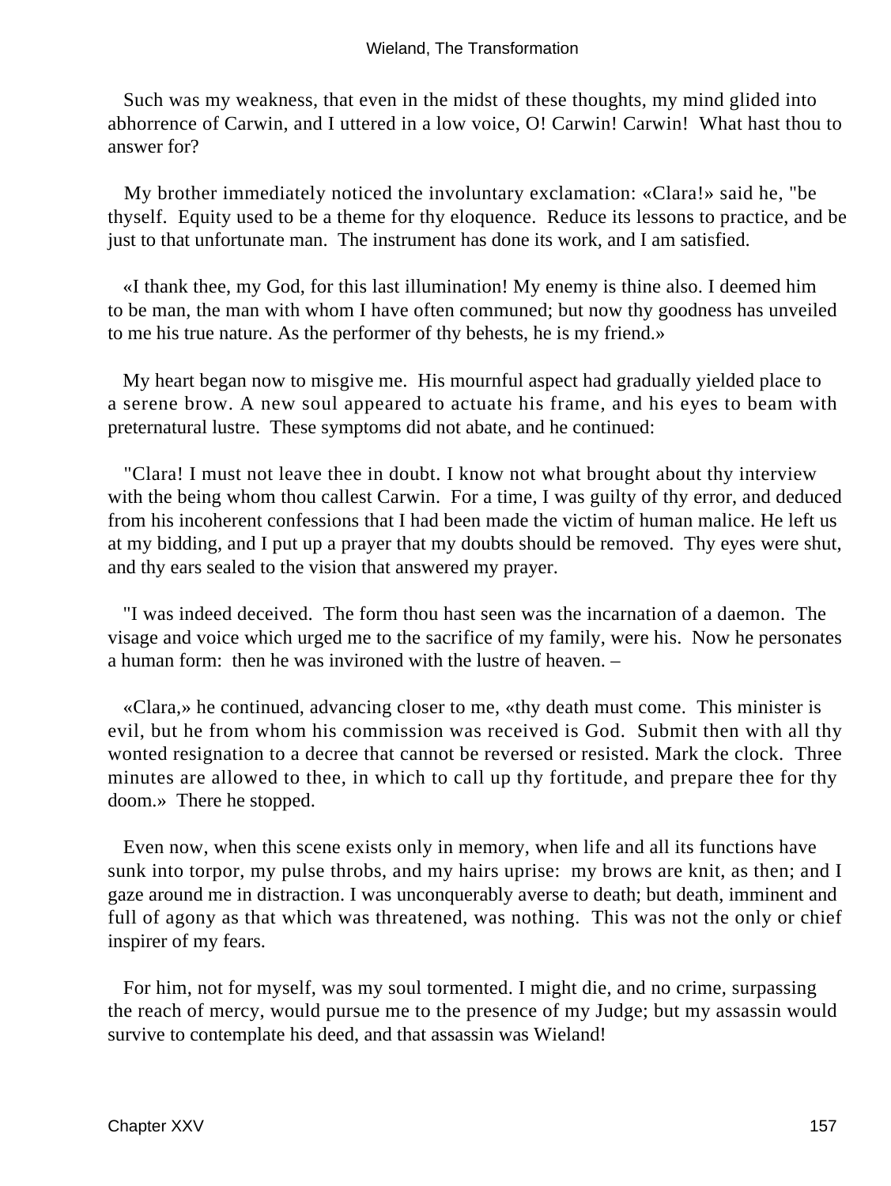Such was my weakness, that even in the midst of these thoughts, my mind glided into abhorrence of Carwin, and I uttered in a low voice, O! Carwin! Carwin! What hast thou to answer for?

My brother immediately noticed the involuntary exclamation: «Clara!» said he, "be thyself. Equity used to be a theme for thy eloquence. Reduce its lessons to practice, and be just to that unfortunate man. The instrument has done its work, and I am satisfied.

«I thank thee, my God, for this last illumination! My enemy is thine also. I deemed him to be man, the man with whom I have often communed; but now thy goodness has unveiled to me his true nature. As the performer of thy behests, he is my friend.»

My heart began now to misgive me. His mournful aspect had gradually yielded place to a serene brow. A new soul appeared to actuate his frame, and his eyes to beam with preternatural lustre. These symptoms did not abate, and he continued:

"Clara! I must not leave thee in doubt. I know not what brought about thy interview with the being whom thou callest Carwin. For a time, I was guilty of thy error, and deduced from his incoherent confessions that I had been made the victim of human malice. He left us at my bidding, and I put up a prayer that my doubts should be removed. Thy eyes were shut, and thy ears sealed to the vision that answered my prayer.

"I was indeed deceived. The form thou hast seen was the incarnation of a daemon. The visage and voice which urged me to the sacrifice of my family, were his. Now he personates a human form: then he was invironed with the lustre of heaven. –

«Clara,» he continued, advancing closer to me, «thy death must come. This minister is evil, but he from whom his commission was received is God. Submit then with all thy wonted resignation to a decree that cannot be reversed or resisted. Mark the clock. Three minutes are allowed to thee, in which to call up thy fortitude, and prepare thee for thy doom.» There he stopped.

Even now, when this scene exists only in memory, when life and all its functions have sunk into torpor, my pulse throbs, and my hairs uprise: my brows are knit, as then; and I gaze around me in distraction. I was unconquerably averse to death; but death, imminent and full of agony as that which was threatened, was nothing. This was not the only or chief inspirer of my fears.

For him, not for myself, was my soul tormented. I might die, and no crime, surpassing the reach of mercy, would pursue me to the presence of my Judge; but my assassin would survive to contemplate his deed, and that assassin was Wieland!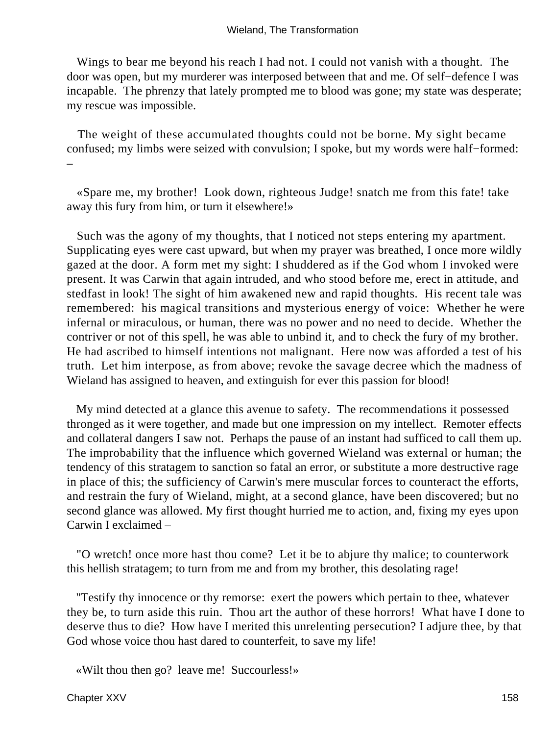Wings to bear me beyond his reach I had not. I could not vanish with a thought. The door was open, but my murderer was interposed between that and me. Of self−defence I was incapable. The phrenzy that lately prompted me to blood was gone; my state was desperate; my rescue was impossible.

The weight of these accumulated thoughts could not be borne. My sight became confused; my limbs were seized with convulsion; I spoke, but my words were half−formed: –

«Spare me, my brother! Look down, righteous Judge! snatch me from this fate! take away this fury from him, or turn it elsewhere!»

Such was the agony of my thoughts, that I noticed not steps entering my apartment. Supplicating eyes were cast upward, but when my prayer was breathed, I once more wildly gazed at the door. A form met my sight: I shuddered as if the God whom I invoked were present. It was Carwin that again intruded, and who stood before me, erect in attitude, and stedfast in look! The sight of him awakened new and rapid thoughts. His recent tale was remembered: his magical transitions and mysterious energy of voice: Whether he were infernal or miraculous, or human, there was no power and no need to decide. Whether the contriver or not of this spell, he was able to unbind it, and to check the fury of my brother. He had ascribed to himself intentions not malignant. Here now was afforded a test of his truth. Let him interpose, as from above; revoke the savage decree which the madness of Wieland has assigned to heaven, and extinguish for ever this passion for blood!

My mind detected at a glance this avenue to safety. The recommendations it possessed thronged as it were together, and made but one impression on my intellect. Remoter effects and collateral dangers I saw not. Perhaps the pause of an instant had sufficed to call them up. The improbability that the influence which governed Wieland was external or human; the tendency of this stratagem to sanction so fatal an error, or substitute a more destructive rage in place of this; the sufficiency of Carwin's mere muscular forces to counteract the efforts, and restrain the fury of Wieland, might, at a second glance, have been discovered; but no second glance was allowed. My first thought hurried me to action, and, fixing my eyes upon Carwin I exclaimed –

"O wretch! once more hast thou come? Let it be to abjure thy malice; to counterwork this hellish stratagem; to turn from me and from my brother, this desolating rage!

"Testify thy innocence or thy remorse: exert the powers which pertain to thee, whatever they be, to turn aside this ruin. Thou art the author of these horrors! What have I done to deserve thus to die? How have I merited this unrelenting persecution? I adjure thee, by that God whose voice thou hast dared to counterfeit, to save my life!

«Wilt thou then go? leave me! Succourless!»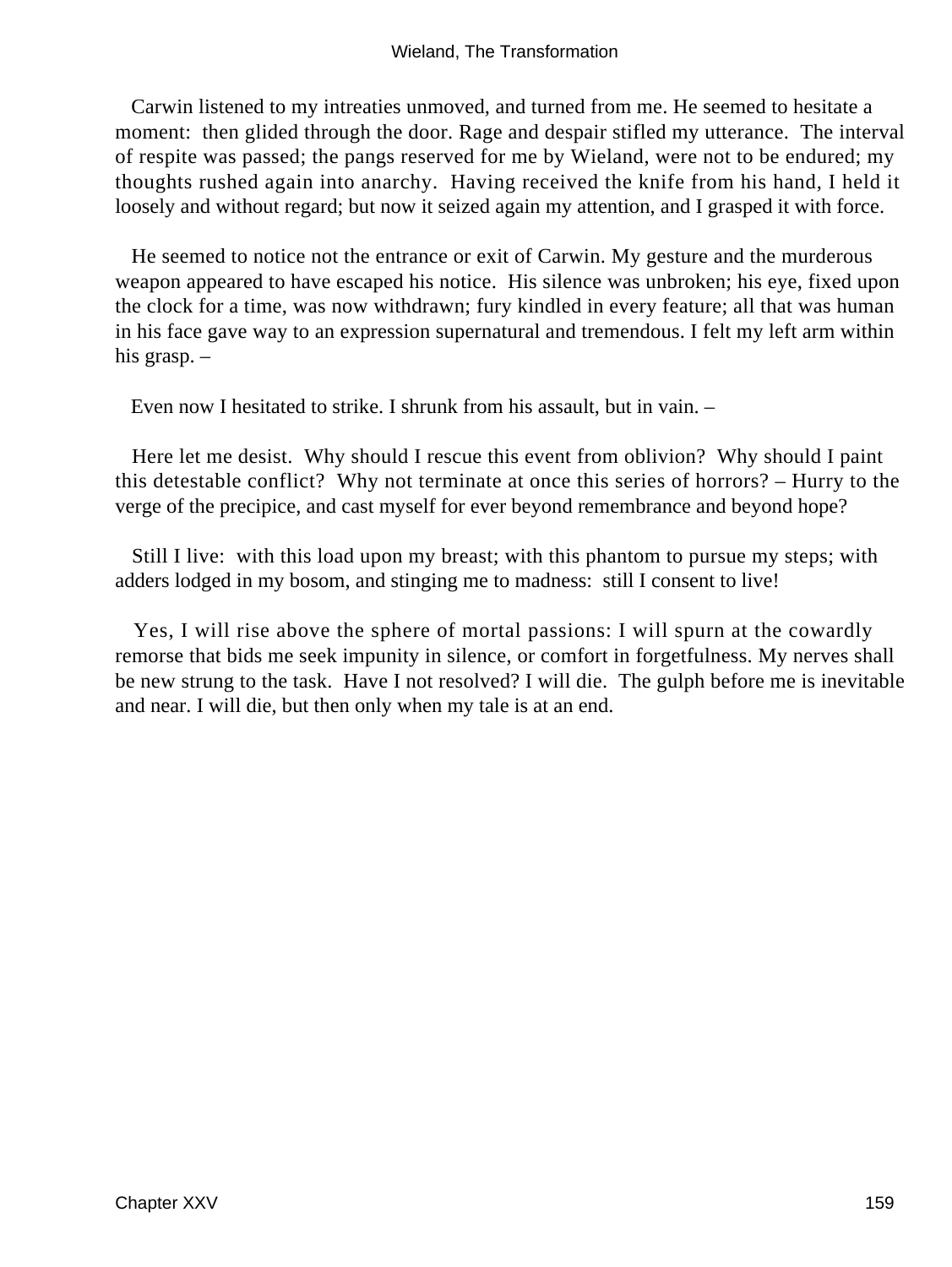Carwin listened to my intreaties unmoved, and turned from me. He seemed to hesitate a moment: then glided through the door. Rage and despair stifled my utterance. The interval of respite was passed; the pangs reserved for me by Wieland, were not to be endured; my thoughts rushed again into anarchy. Having received the knife from his hand, I held it loosely and without regard; but now it seized again my attention, and I grasped it with force.

He seemed to notice not the entrance or exit of Carwin. My gesture and the murderous weapon appeared to have escaped his notice. His silence was unbroken; his eye, fixed upon the clock for a time, was now withdrawn; fury kindled in every feature; all that was human in his face gave way to an expression supernatural and tremendous. I felt my left arm within his grasp. –

Even now I hesitated to strike. I shrunk from his assault, but in vain. –

Here let me desist. Why should I rescue this event from oblivion? Why should I paint this detestable conflict? Why not terminate at once this series of horrors? – Hurry to the verge of the precipice, and cast myself for ever beyond remembrance and beyond hope?

Still I live: with this load upon my breast; with this phantom to pursue my steps; with adders lodged in my bosom, and stinging me to madness: still I consent to live!

Yes, I will rise above the sphere of mortal passions: I will spurn at the cowardly remorse that bids me seek impunity in silence, or comfort in forgetfulness. My nerves shall be new strung to the task. Have I not resolved? I will die. The gulph before me is inevitable and near. I will die, but then only when my tale is at an end.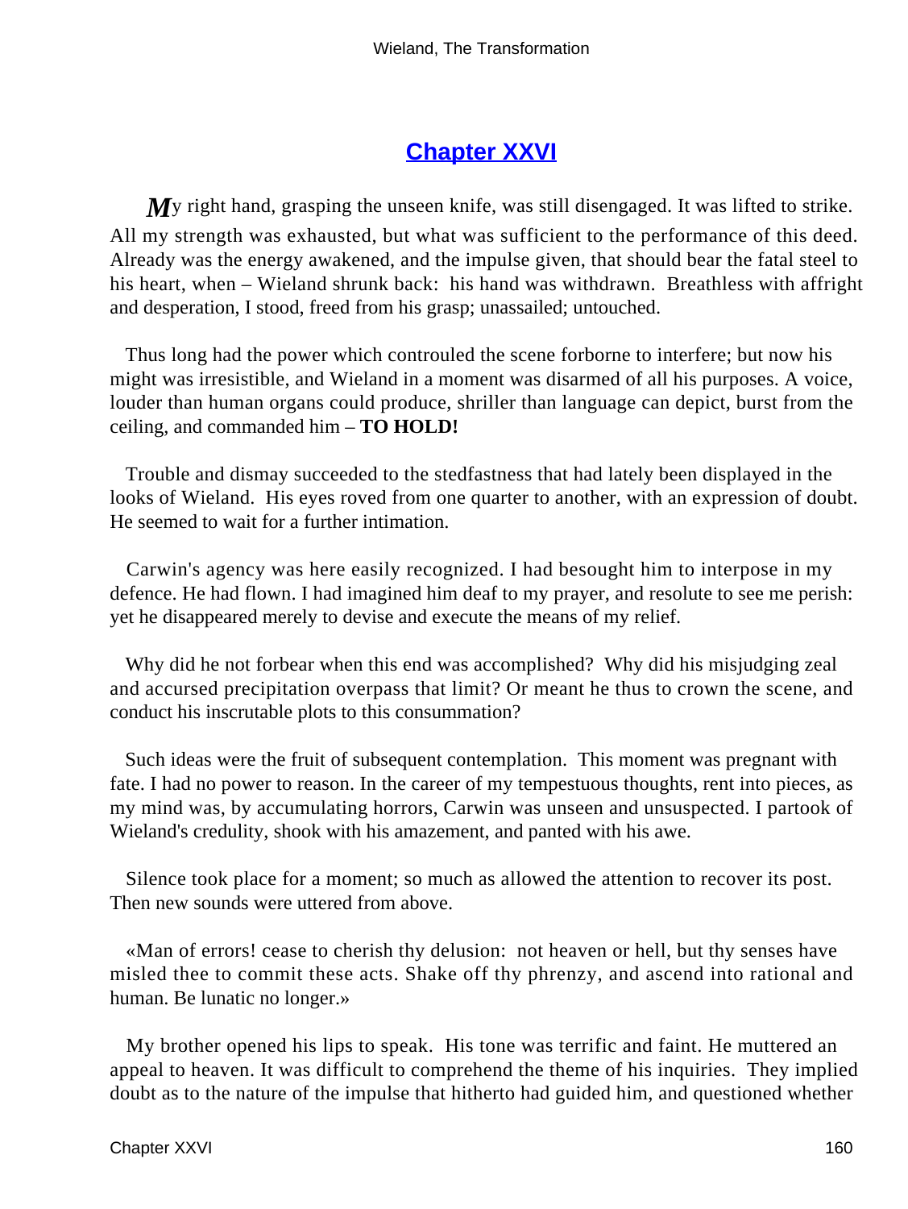## [Chapter XXVI]()

*M*y right hand, grasping the unseen knife, was still disengaged. It was lifted to strike. All my strength was exhausted, but what was sufficient to the performance of this deed. Already was the energy awakened, and the impulse given, that should bear the fatal steel to his heart, when – Wieland shrunk back: his hand was withdrawn. Breathless with affright and desperation, I stood, freed from his grasp; unassailed; untouched.

Thus long had the power which controuled the scene forborne to interfere; but now his might was irresistible, and Wieland in a moment was disarmed of all his purposes. A voice, louder than human organs could produce, shriller than language can depict, burst from the ceiling, and commanded him – **TO HOLD!**

Trouble and dismay succeeded to the stedfastness that had lately been displayed in the looks of Wieland. His eyes roved from one quarter to another, with an expression of doubt. He seemed to wait for a further intimation.

Carwin's agency was here easily recognized. I had besought him to interpose in my defence. He had flown. I had imagined him deaf to my prayer, and resolute to see me perish: yet he disappeared merely to devise and execute the means of my relief.

Why did he not forbear when this end was accomplished? Why did his misjudging zeal and accursed precipitation overpass that limit? Or meant he thus to crown the scene, and conduct his inscrutable plots to this consummation?

Such ideas were the fruit of subsequent contemplation. This moment was pregnant with fate. I had no power to reason. In the career of my tempestuous thoughts, rent into pieces, as my mind was, by accumulating horrors, Carwin was unseen and unsuspected. I partook of Wieland's credulity, shook with his amazement, and panted with his awe.

Silence took place for a moment; so much as allowed the attention to recover its post. Then new sounds were uttered from above.

«Man of errors! cease to cherish thy delusion: not heaven or hell, but thy senses have misled thee to commit these acts. Shake off thy phrenzy, and ascend into rational and human. Be lunatic no longer.»

My brother opened his lips to speak. His tone was terrific and faint. He muttered an appeal to heaven. It was difficult to comprehend the theme of his inquiries. They implied doubt as to the nature of the impulse that hitherto had guided him, and questioned whether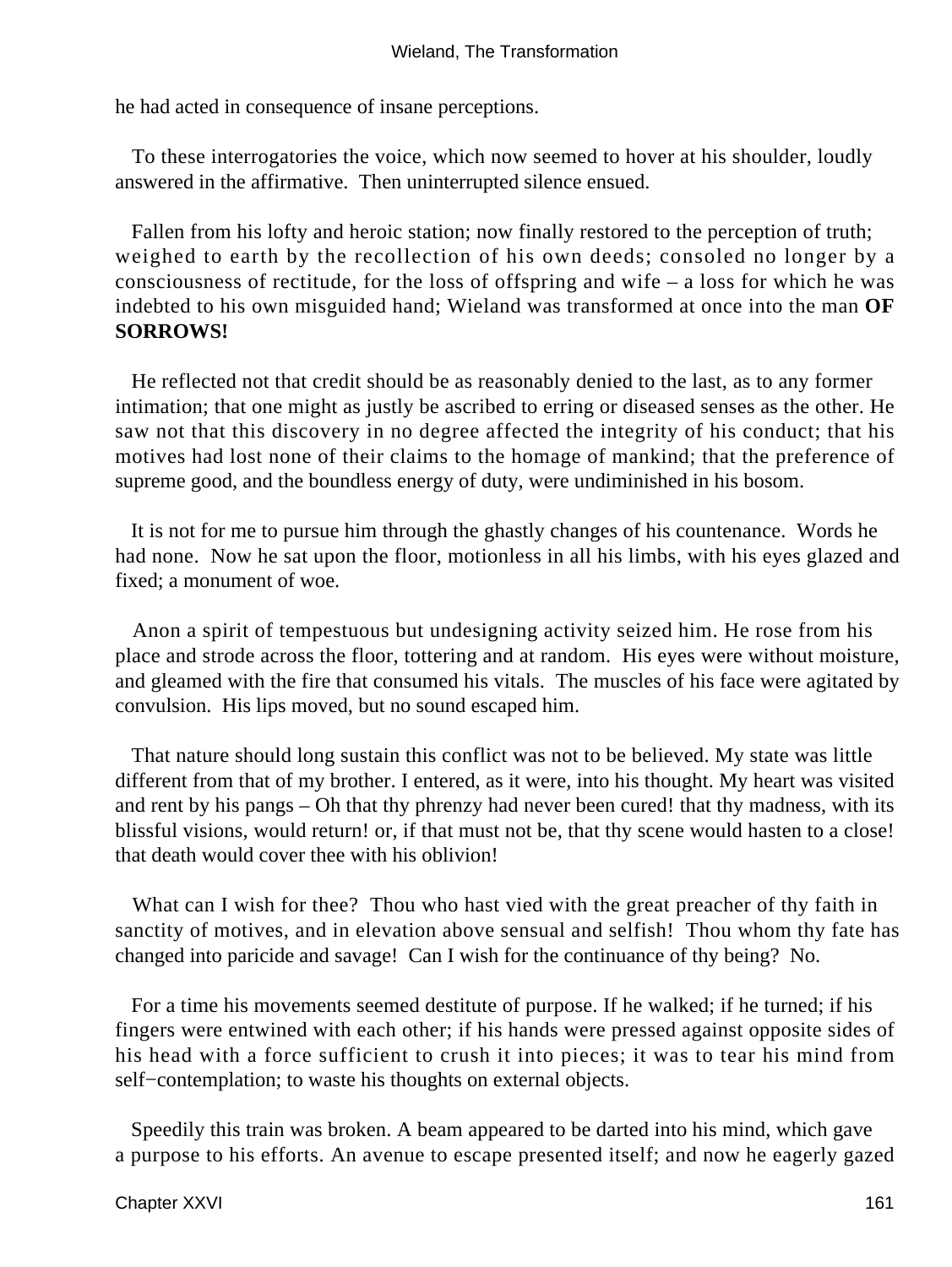he had acted in consequence of insane perceptions.

To these interrogatories the voice, which now seemed to hover at his shoulder, loudly answered in the affirmative. Then uninterrupted silence ensued.

Fallen from his lofty and heroic station; now finally restored to the perception of truth; weighed to earth by the recollection of his own deeds; consoled no longer by a consciousness of rectitude, for the loss of offspring and wife – a loss for which he was indebted to his own misguided hand; Wieland was transformed at once into the man **OF SORROWS!**

He reflected not that credit should be as reasonably denied to the last, as to any former intimation; that one might as justly be ascribed to erring or diseased senses as the other. He saw not that this discovery in no degree affected the integrity of his conduct; that his motives had lost none of their claims to the homage of mankind; that the preference of supreme good, and the boundless energy of duty, were undiminished in his bosom.

It is not for me to pursue him through the ghastly changes of his countenance. Words he had none. Now he sat upon the floor, motionless in all his limbs, with his eyes glazed and fixed; a monument of woe.

Anon a spirit of tempestuous but undesigning activity seized him. He rose from his place and strode across the floor, tottering and at random. His eyes were without moisture, and gleamed with the fire that consumed his vitals. The muscles of his face were agitated by convulsion. His lips moved, but no sound escaped him.

That nature should long sustain this conflict was not to be believed. My state was little different from that of my brother. I entered, as it were, into his thought. My heart was visited and rent by his pangs – Oh that thy phrenzy had never been cured! that thy madness, with its blissful visions, would return! or, if that must not be, that thy scene would hasten to a close! that death would cover thee with his oblivion!

What can I wish for thee? Thou who hast vied with the great preacher of thy faith in sanctity of motives, and in elevation above sensual and selfish! Thou whom thy fate has changed into paricide and savage! Can I wish for the continuance of thy being? No.

For a time his movements seemed destitute of purpose. If he walked; if he turned; if his fingers were entwined with each other; if his hands were pressed against opposite sides of his head with a force sufficient to crush it into pieces; it was to tear his mind from self−contemplation; to waste his thoughts on external objects.

Speedily this train was broken. A beam appeared to be darted into his mind, which gave a purpose to his efforts. An avenue to escape presented itself; and now he eagerly gazed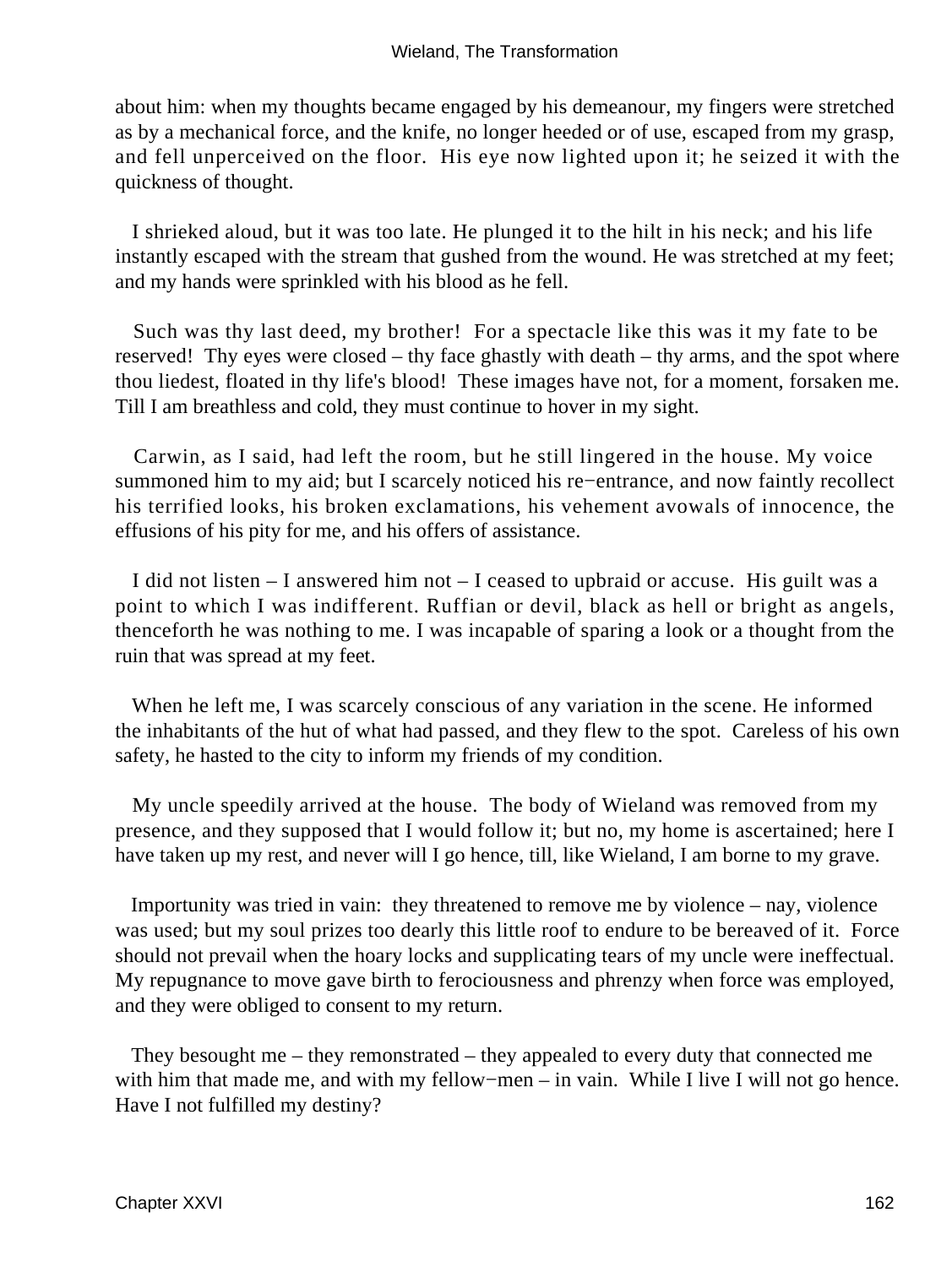about him: when my thoughts became engaged by his demeanour, my fingers were stretched as by a mechanical force, and the knife, no longer heeded or of use, escaped from my grasp, and fell unperceived on the floor. His eye now lighted upon it; he seized it with the quickness of thought.

I shrieked aloud, but it was too late. He plunged it to the hilt in his neck; and his life instantly escaped with the stream that gushed from the wound. He was stretched at my feet; and my hands were sprinkled with his blood as he fell.

Such was thy last deed, my brother! For a spectacle like this was it my fate to be reserved! Thy eyes were closed – thy face ghastly with death – thy arms, and the spot where thou liedest, floated in thy life's blood! These images have not, for a moment, forsaken me. Till I am breathless and cold, they must continue to hover in my sight.

Carwin, as I said, had left the room, but he still lingered in the house. My voice summoned him to my aid; but I scarcely noticed his re−entrance, and now faintly recollect his terrified looks, his broken exclamations, his vehement avowals of innocence, the effusions of his pity for me, and his offers of assistance.

I did not listen – I answered him not – I ceased to upbraid or accuse. His guilt was a point to which I was indifferent. Ruffian or devil, black as hell or bright as angels, thenceforth he was nothing to me. I was incapable of sparing a look or a thought from the ruin that was spread at my feet.

When he left me, I was scarcely conscious of any variation in the scene. He informed the inhabitants of the hut of what had passed, and they flew to the spot. Careless of his own safety, he hasted to the city to inform my friends of my condition.

My uncle speedily arrived at the house. The body of Wieland was removed from my presence, and they supposed that I would follow it; but no, my home is ascertained; here I have taken up my rest, and never will I go hence, till, like Wieland, I am borne to my grave.

Importunity was tried in vain: they threatened to remove me by violence – nay, violence was used; but my soul prizes too dearly this little roof to endure to be bereaved of it. Force should not prevail when the hoary locks and supplicating tears of my uncle were ineffectual. My repugnance to move gave birth to ferociousness and phrenzy when force was employed, and they were obliged to consent to my return.

They besought me – they remonstrated – they appealed to every duty that connected me with him that made me, and with my fellow−men – in vain. While I live I will not go hence. Have I not fulfilled my destiny?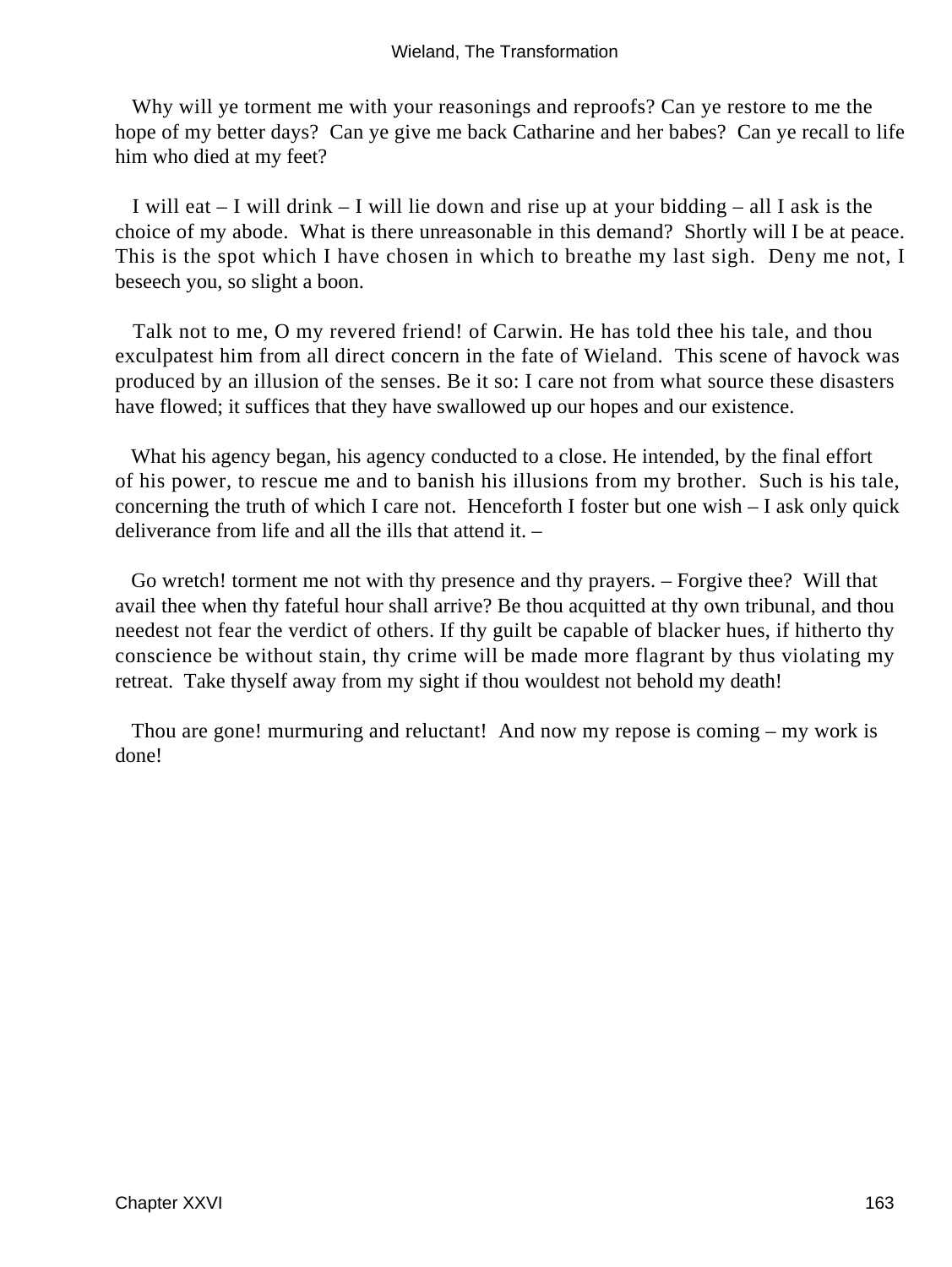Why will ye torment me with your reasonings and reproofs? Can ye restore to me the hope of my better days? Can ye give me back Catharine and her babes? Can ye recall to life him who died at my feet?

I will eat – I will drink – I will lie down and rise up at your bidding – all I ask is the choice of my abode. What is there unreasonable in this demand? Shortly will I be at peace. This is the spot which I have chosen in which to breathe my last sigh. Deny me not, I beseech you, so slight a boon.

Talk not to me, O my revered friend! of Carwin. He has told thee his tale, and thou exculpatest him from all direct concern in the fate of Wieland. This scene of havock was produced by an illusion of the senses. Be it so: I care not from what source these disasters have flowed; it suffices that they have swallowed up our hopes and our existence.

What his agency began, his agency conducted to a close. He intended, by the final effort of his power, to rescue me and to banish his illusions from my brother. Such is his tale, concerning the truth of which I care not. Henceforth I foster but one wish – I ask only quick deliverance from life and all the ills that attend it. –

Go wretch! torment me not with thy presence and thy prayers. – Forgive thee? Will that avail thee when thy fateful hour shall arrive? Be thou acquitted at thy own tribunal, and thou needest not fear the verdict of others. If thy guilt be capable of blacker hues, if hitherto thy conscience be without stain, thy crime will be made more flagrant by thus violating my retreat. Take thyself away from my sight if thou wouldest not behold my death!

Thou are gone! murmuring and reluctant! And now my repose is coming – my work is done!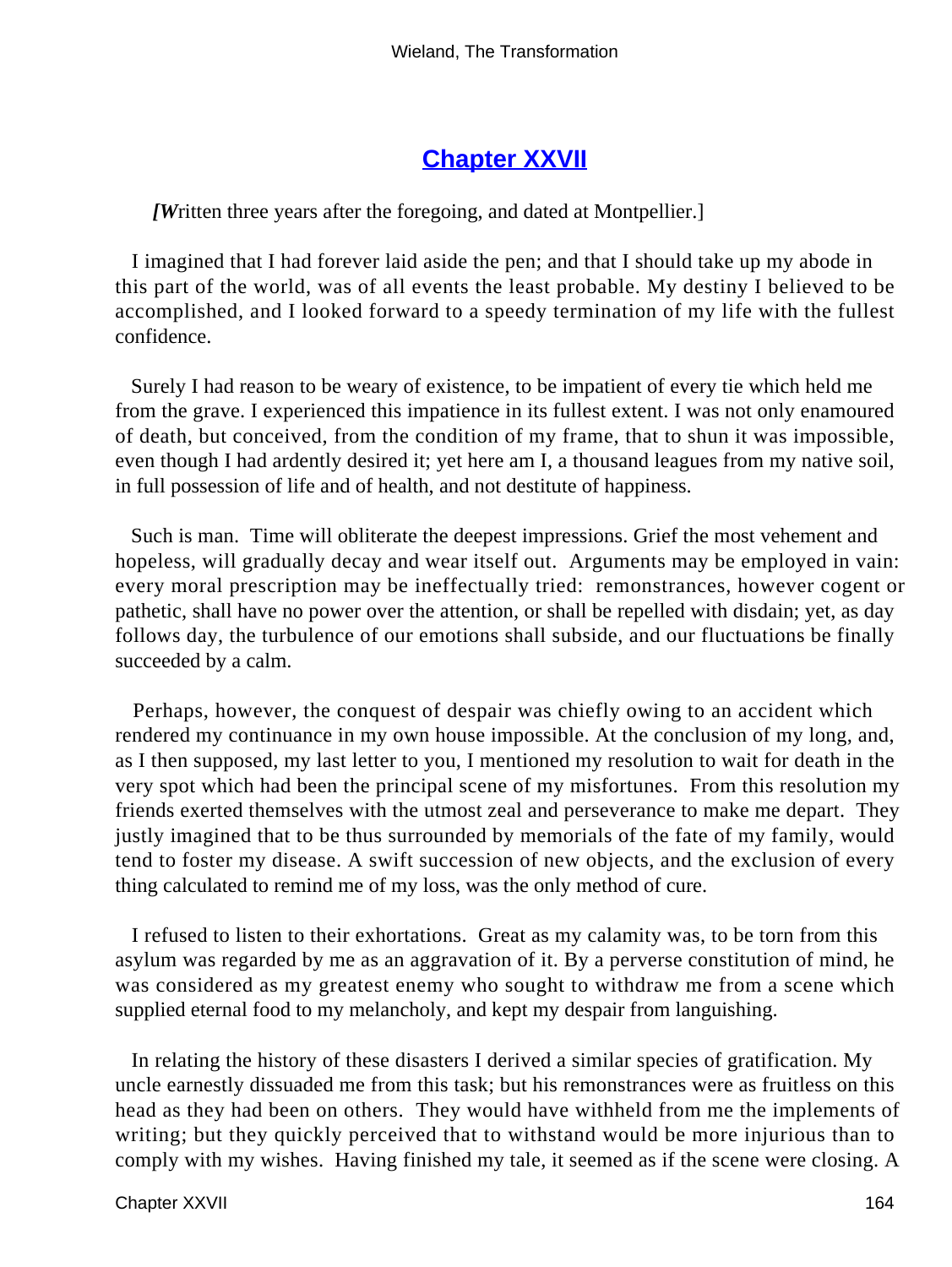## Chapter XXVII

*[Written three years after the foregoing, and dated at Montpellier.]*

I imagined that I had forever laid aside the pen; and that I should take up my abode in this part of the world, was of all events the least probable. My destiny I believed to be accomplished, and I looked forward to a speedy termination of my life with the fullest confidence.

Surely I had reason to be weary of existence, to be impatient of every tie which held me from the grave. I experienced this impatience in its fullest extent. I was not only enamoured of death, but conceived, from the condition of my frame, that to shun it was impossible, even though I had ardently desired it; yet here am I, a thousand leagues from my native soil, in full possession of life and of health, and not destitute of happiness.

Such is man. Time will obliterate the deepest impressions. Grief the most vehement and hopeless, will gradually decay and wear itself out. Arguments may be employed in vain: every moral prescription may be ineffectually tried: remonstrances, however cogent or pathetic, shall have no power over the attention, or shall be repelled with disdain; yet, as day follows day, the turbulence of our emotions shall subside, and our fluctuations be finally succeeded by a calm.

Perhaps, however, the conquest of despair was chiefly owing to an accident which rendered my continuance in my own house impossible. At the conclusion of my long, and, as I then supposed, my last letter to you, I mentioned my resolution to wait for death in the very spot which had been the principal scene of my misfortunes. From this resolution my friends exerted themselves with the utmost zeal and perseverance to make me depart. They justly imagined that to be thus surrounded by memorials of the fate of my family, would tend to foster my disease. A swift succession of new objects, and the exclusion of every thing calculated to remind me of my loss, was the only method of cure.

I refused to listen to their exhortations. Great as my calamity was, to be torn from this asylum was regarded by me as an aggravation of it. By a perverse constitution of mind, he was considered as my greatest enemy who sought to withdraw me from a scene which supplied eternal food to my melancholy, and kept my despair from languishing.

In relating the history of these disasters I derived a similar species of gratification. My uncle earnestly dissuaded me from this task; but his remonstrances were as fruitless on this head as they had been on others. They would have withheld from me the implements of writing; but they quickly perceived that to withstand would be more injurious than to comply with my wishes. Having finished my tale, it seemed as if the scene were closing. A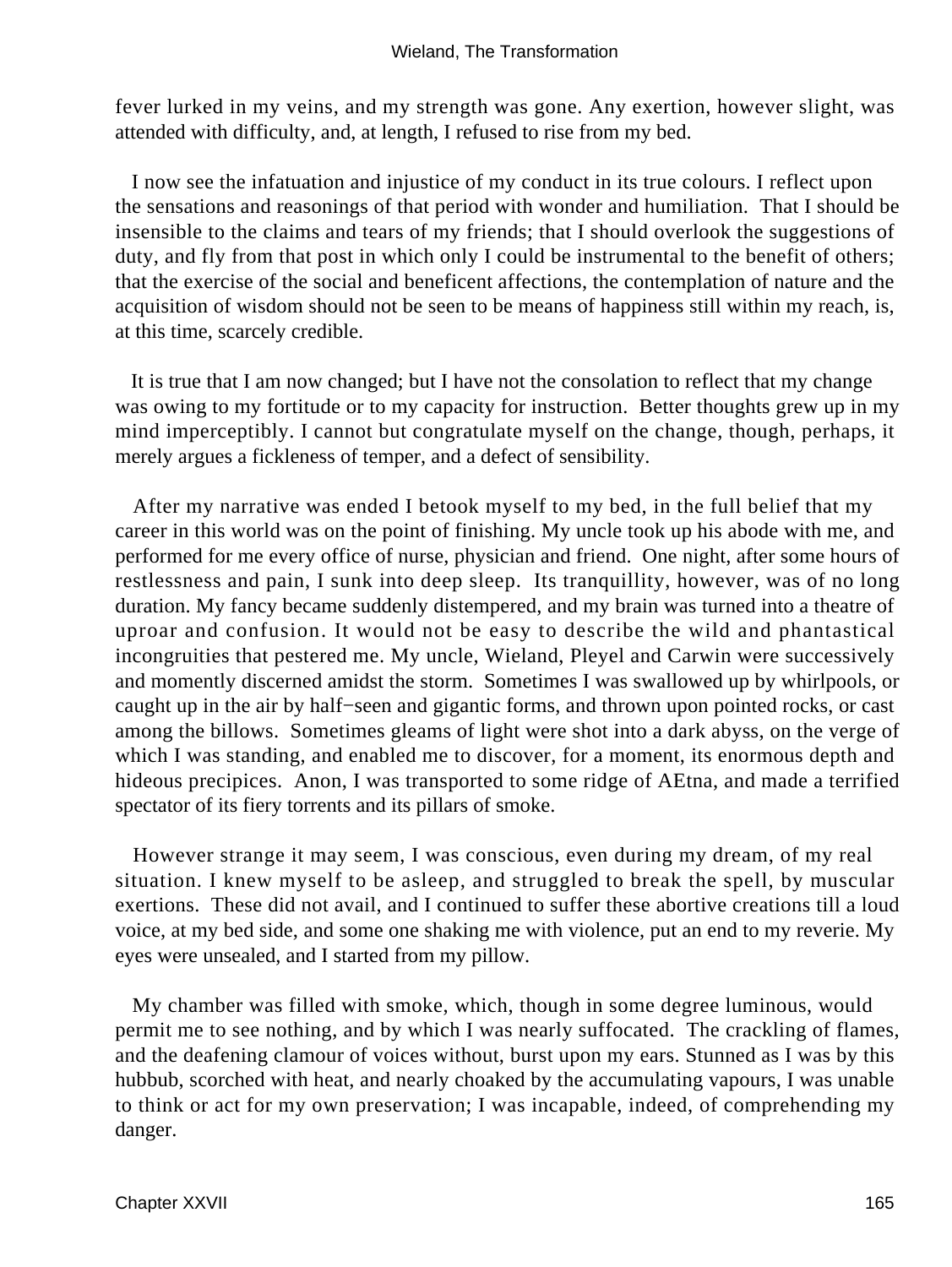fever lurked in my veins, and my strength was gone. Any exertion, however slight, was attended with difficulty, and, at length, I refused to rise from my bed.

I now see the infatuation and injustice of my conduct in its true colours. I reflect upon the sensations and reasonings of that period with wonder and humiliation. That I should be insensible to the claims and tears of my friends; that I should overlook the suggestions of duty, and fly from that post in which only I could be instrumental to the benefit of others; that the exercise of the social and beneficent affections, the contemplation of nature and the acquisition of wisdom should not be seen to be means of happiness still within my reach, is, at this time, scarcely credible.

It is true that I am now changed; but I have not the consolation to reflect that my change was owing to my fortitude or to my capacity for instruction. Better thoughts grew up in my mind imperceptibly. I cannot but congratulate myself on the change, though, perhaps, it merely argues a fickleness of temper, and a defect of sensibility.

After my narrative was ended I betook myself to my bed, in the full belief that my career in this world was on the point of finishing. My uncle took up his abode with me, and performed for me every office of nurse, physician and friend. One night, after some hours of restlessness and pain, I sunk into deep sleep. Its tranquillity, however, was of no long duration. My fancy became suddenly distempered, and my brain was turned into a theatre of uproar and confusion. It would not be easy to describe the wild and phantastical incongruities that pestered me. My uncle, Wieland, Pleyel and Carwin were successively and momently discerned amidst the storm. Sometimes I was swallowed up by whirlpools, or caught up in the air by half−seen and gigantic forms, and thrown upon pointed rocks, or cast among the billows. Sometimes gleams of light were shot into a dark abyss, on the verge of which I was standing, and enabled me to discover, for a moment, its enormous depth and hideous precipices. Anon, I was transported to some ridge of AEtna, and made a terrified spectator of its fiery torrents and its pillars of smoke.

However strange it may seem, I was conscious, even during my dream, of my real situation. I knew myself to be asleep, and struggled to break the spell, by muscular exertions. These did not avail, and I continued to suffer these abortive creations till a loud voice, at my bed side, and some one shaking me with violence, put an end to my reverie. My eyes were unsealed, and I started from my pillow.

My chamber was filled with smoke, which, though in some degree luminous, would permit me to see nothing, and by which I was nearly suffocated. The crackling of flames, and the deafening clamour of voices without, burst upon my ears. Stunned as I was by this hubbub, scorched with heat, and nearly choaked by the accumulating vapours, I was unable to think or act for my own preservation; I was incapable, indeed, of comprehending my danger.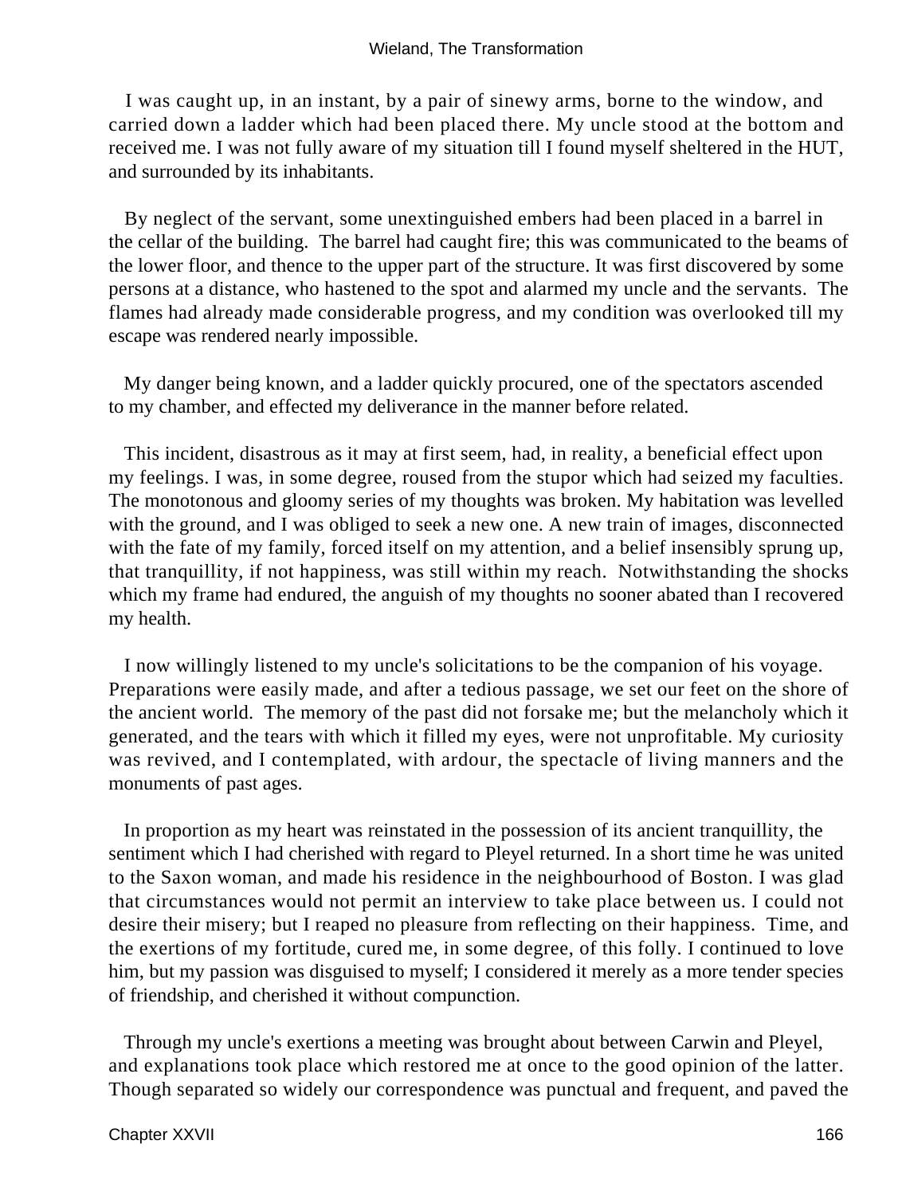I was caught up, in an instant, by a pair of sinewy arms, borne to the window, and carried down a ladder which had been placed there. My uncle stood at the bottom and received me. I was not fully aware of my situation till I found myself sheltered in the HUT, and surrounded by its inhabitants.

By neglect of the servant, some unextinguished embers had been placed in a barrel in the cellar of the building. The barrel had caught fire; this was communicated to the beams of the lower floor, and thence to the upper part of the structure. It was first discovered by some persons at a distance, who hastened to the spot and alarmed my uncle and the servants. The flames had already made considerable progress, and my condition was overlooked till my escape was rendered nearly impossible.

My danger being known, and a ladder quickly procured, one of the spectators ascended to my chamber, and effected my deliverance in the manner before related.

This incident, disastrous as it may at first seem, had, in reality, a beneficial effect upon my feelings. I was, in some degree, roused from the stupor which had seized my faculties. The monotonous and gloomy series of my thoughts was broken. My habitation was levelled with the ground, and I was obliged to seek a new one. A new train of images, disconnected with the fate of my family, forced itself on my attention, and a belief insensibly sprung up, that tranquillity, if not happiness, was still within my reach. Notwithstanding the shocks which my frame had endured, the anguish of my thoughts no sooner abated than I recovered my health.

I now willingly listened to my uncle's solicitations to be the companion of his voyage. Preparations were easily made, and after a tedious passage, we set our feet on the shore of the ancient world. The memory of the past did not forsake me; but the melancholy which it generated, and the tears with which it filled my eyes, were not unprofitable. My curiosity was revived, and I contemplated, with ardour, the spectacle of living manners and the monuments of past ages.

In proportion as my heart was reinstated in the possession of its ancient tranquillity, the sentiment which I had cherished with regard to Pleyel returned. In a short time he was united to the Saxon woman, and made his residence in the neighbourhood of Boston. I was glad that circumstances would not permit an interview to take place between us. I could not desire their misery; but I reaped no pleasure from reflecting on their happiness. Time, and the exertions of my fortitude, cured me, in some degree, of this folly. I continued to love him, but my passion was disguised to myself; I considered it merely as a more tender species of friendship, and cherished it without compunction.

Through my uncle's exertions a meeting was brought about between Carwin and Pleyel, and explanations took place which restored me at once to the good opinion of the latter. Though separated so widely our correspondence was punctual and frequent, and paved the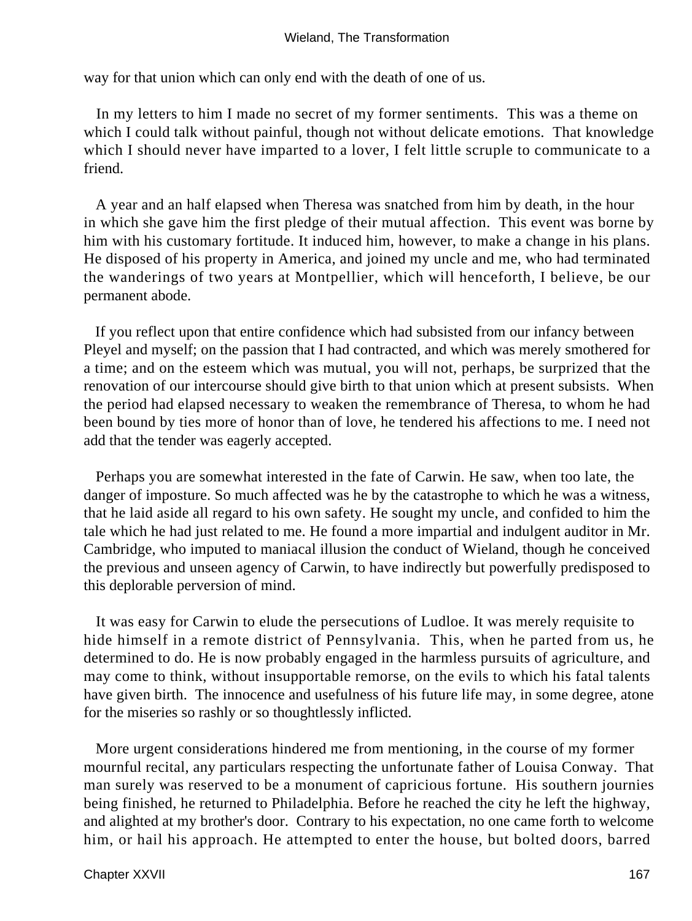way for that union which can only end with the death of one of us.

In my letters to him I made no secret of my former sentiments. This was a theme on which I could talk without painful, though not without delicate emotions. That knowledge which I should never have imparted to a lover, I felt little scruple to communicate to a friend.

A year and an half elapsed when Theresa was snatched from him by death, in the hour in which she gave him the first pledge of their mutual affection. This event was borne by him with his customary fortitude. It induced him, however, to make a change in his plans. He disposed of his property in America, and joined my uncle and me, who had terminated the wanderings of two years at Montpellier, which will henceforth, I believe, be our permanent abode.

If you reflect upon that entire confidence which had subsisted from our infancy between Pleyel and myself; on the passion that I had contracted, and which was merely smothered for a time; and on the esteem which was mutual, you will not, perhaps, be surprized that the renovation of our intercourse should give birth to that union which at present subsists. When the period had elapsed necessary to weaken the remembrance of Theresa, to whom he had been bound by ties more of honor than of love, he tendered his affections to me. I need not add that the tender was eagerly accepted.

Perhaps you are somewhat interested in the fate of Carwin. He saw, when too late, the danger of imposture. So much affected was he by the catastrophe to which he was a witness, that he laid aside all regard to his own safety. He sought my uncle, and confided to him the tale which he had just related to me. He found a more impartial and indulgent auditor in Mr. Cambridge, who imputed to maniacal illusion the conduct of Wieland, though he conceived the previous and unseen agency of Carwin, to have indirectly but powerfully predisposed to this deplorable perversion of mind.

It was easy for Carwin to elude the persecutions of Ludloe. It was merely requisite to hide himself in a remote district of Pennsylvania. This, when he parted from us, he determined to do. He is now probably engaged in the harmless pursuits of agriculture, and may come to think, without insupportable remorse, on the evils to which his fatal talents have given birth. The innocence and usefulness of his future life may, in some degree, atone for the miseries so rashly or so thoughtlessly inflicted.

More urgent considerations hindered me from mentioning, in the course of my former mournful recital, any particulars respecting the unfortunate father of Louisa Conway. That man surely was reserved to be a monument of capricious fortune. His southern journies being finished, he returned to Philadelphia. Before he reached the city he left the highway, and alighted at my brother's door. Contrary to his expectation, no one came forth to welcome him, or hail his approach. He attempted to enter the house, but bolted doors, barred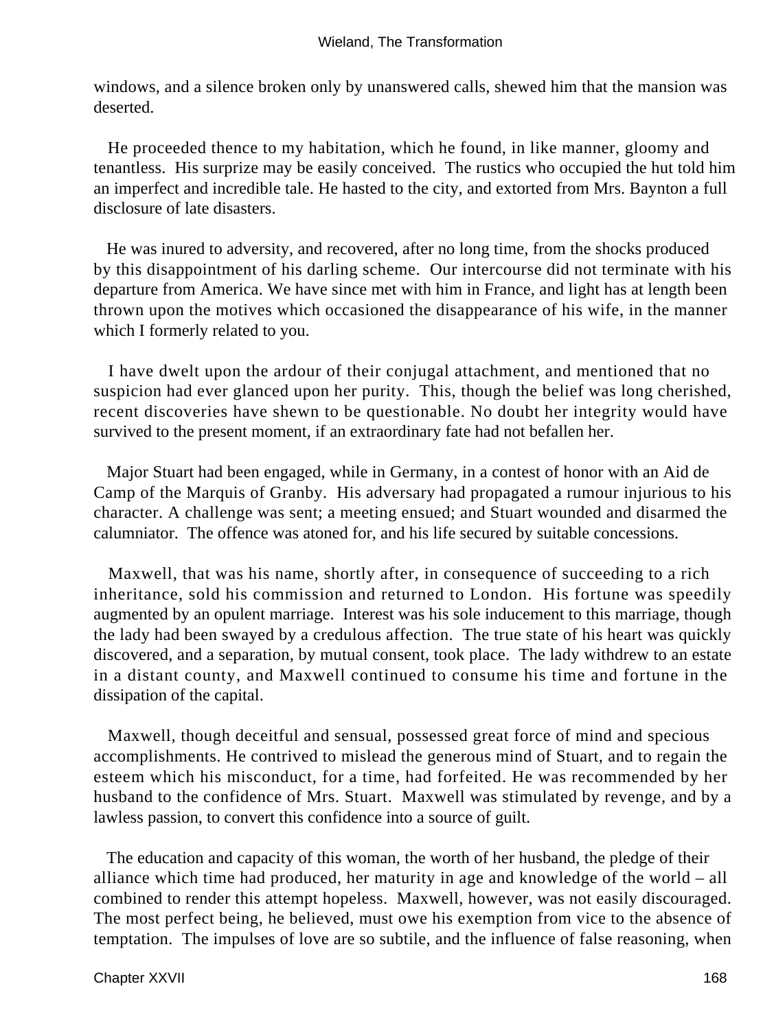windows, and a silence broken only by unanswered calls, shewed him that the mansion was deserted.

He proceeded thence to my habitation, which he found, in like manner, gloomy and tenantless. His surprize may be easily conceived. The rustics who occupied the hut told him an imperfect and incredible tale. He hasted to the city, and extorted from Mrs. Baynton a full disclosure of late disasters.

He was inured to adversity, and recovered, after no long time, from the shocks produced by this disappointment of his darling scheme. Our intercourse did not terminate with his departure from America. We have since met with him in France, and light has at length been thrown upon the motives which occasioned the disappearance of his wife, in the manner which I formerly related to you.

I have dwelt upon the ardour of their conjugal attachment, and mentioned that no suspicion had ever glanced upon her purity. This, though the belief was long cherished, recent discoveries have shewn to be questionable. No doubt her integrity would have survived to the present moment, if an extraordinary fate had not befallen her.

Major Stuart had been engaged, while in Germany, in a contest of honor with an Aid de Camp of the Marquis of Granby. His adversary had propagated a rumour injurious to his character. A challenge was sent; a meeting ensued; and Stuart wounded and disarmed the calumniator. The offence was atoned for, and his life secured by suitable concessions.

Maxwell, that was his name, shortly after, in consequence of succeeding to a rich inheritance, sold his commission and returned to London. His fortune was speedily augmented by an opulent marriage. Interest was his sole inducement to this marriage, though the lady had been swayed by a credulous affection. The true state of his heart was quickly discovered, and a separation, by mutual consent, took place. The lady withdrew to an estate in a distant county, and Maxwell continued to consume his time and fortune in the dissipation of the capital.

Maxwell, though deceitful and sensual, possessed great force of mind and specious accomplishments. He contrived to mislead the generous mind of Stuart, and to regain the esteem which his misconduct, for a time, had forfeited. He was recommended by her husband to the confidence of Mrs. Stuart. Maxwell was stimulated by revenge, and by a lawless passion, to convert this confidence into a source of guilt.

The education and capacity of this woman, the worth of her husband, the pledge of their alliance which time had produced, her maturity in age and knowledge of the world – all combined to render this attempt hopeless. Maxwell, however, was not easily discouraged. The most perfect being, he believed, must owe his exemption from vice to the absence of temptation. The impulses of love are so subtile, and the influence of false reasoning, when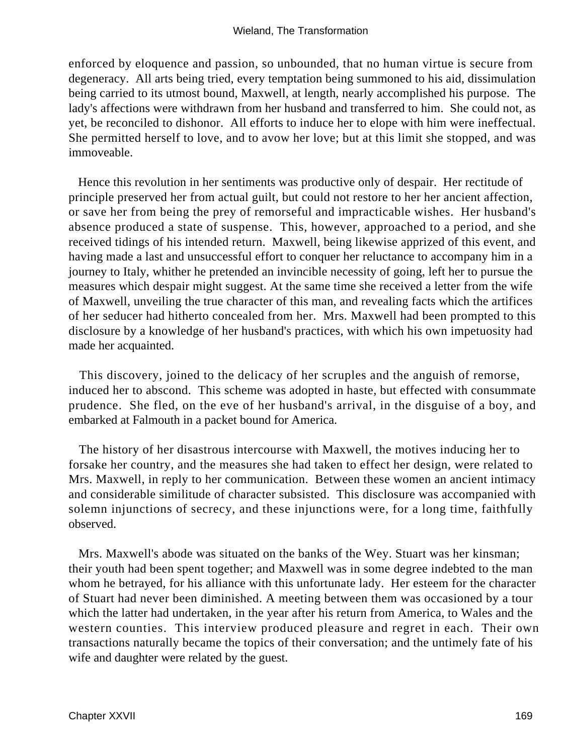enforced by eloquence and passion, so unbounded, that no human virtue is secure from degeneracy. All arts being tried, every temptation being summoned to his aid, dissimulation being carried to its utmost bound, Maxwell, at length, nearly accomplished his purpose. The lady's affections were withdrawn from her husband and transferred to him. She could not, as yet, be reconciled to dishonor. All efforts to induce her to elope with him were ineffectual. She permitted herself to love, and to avow her love; but at this limit she stopped, and was immoveable.

Hence this revolution in her sentiments was productive only of despair. Her rectitude of principle preserved her from actual guilt, but could not restore to her her ancient affection, or save her from being the prey of remorseful and impracticable wishes. Her husband's absence produced a state of suspense. This, however, approached to a period, and she received tidings of his intended return. Maxwell, being likewise apprized of this event, and having made a last and unsuccessful effort to conquer her reluctance to accompany him in a journey to Italy, whither he pretended an invincible necessity of going, left her to pursue the measures which despair might suggest. At the same time she received a letter from the wife of Maxwell, unveiling the true character of this man, and revealing facts which the artifices of her seducer had hitherto concealed from her. Mrs. Maxwell had been prompted to this disclosure by a knowledge of her husband's practices, with which his own impetuosity had made her acquainted.

This discovery, joined to the delicacy of her scruples and the anguish of remorse, induced her to abscond. This scheme was adopted in haste, but effected with consummate prudence. She fled, on the eve of her husband's arrival, in the disguise of a boy, and embarked at Falmouth in a packet bound for America.

The history of her disastrous intercourse with Maxwell, the motives inducing her to forsake her country, and the measures she had taken to effect her design, were related to Mrs. Maxwell, in reply to her communication. Between these women an ancient intimacy and considerable similitude of character subsisted. This disclosure was accompanied with solemn injunctions of secrecy, and these injunctions were, for a long time, faithfully observed.

Mrs. Maxwell's abode was situated on the banks of the Wey. Stuart was her kinsman; their youth had been spent together; and Maxwell was in some degree indebted to the man whom he betrayed, for his alliance with this unfortunate lady. Her esteem for the character of Stuart had never been diminished. A meeting between them was occasioned by a tour which the latter had undertaken, in the year after his return from America, to Wales and the western counties. This interview produced pleasure and regret in each. Their own transactions naturally became the topics of their conversation; and the untimely fate of his wife and daughter were related by the guest.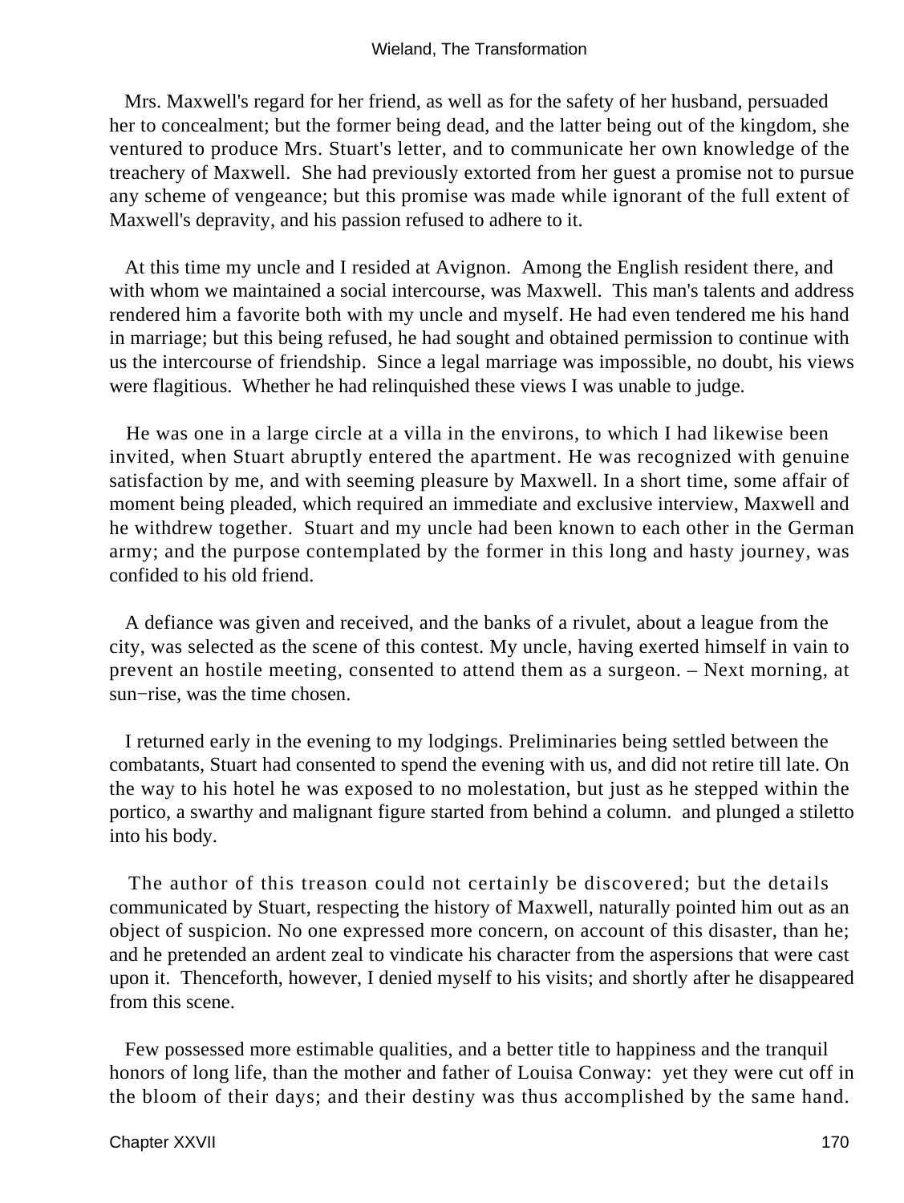Mrs. Maxwell's regard for her friend, as well as for the safety of her husband, persuaded her to concealment; but the former being dead, and the latter being out of the kingdom, she ventured to produce Mrs. Stuart's letter, and to communicate her own knowledge of the treachery of Maxwell. She had previously extorted from her guest a promise not to pursue any scheme of vengeance; but this promise was made while ignorant of the full extent of Maxwell's depravity, and his passion refused to adhere to it.

At this time my uncle and I resided at Avignon. Among the English resident there, and with whom we maintained a social intercourse, was Maxwell. This man's talents and address rendered him a favorite both with my uncle and myself. He had even tendered me his hand in marriage; but this being refused, he had sought and obtained permission to continue with us the intercourse of friendship. Since a legal marriage was impossible, no doubt, his views were flagitious. Whether he had relinquished these views I was unable to judge.

He was one in a large circle at a villa in the environs, to which I had likewise been invited, when Stuart abruptly entered the apartment. He was recognized with genuine satisfaction by me, and with seeming pleasure by Maxwell. In a short time, some affair of moment being pleaded, which required an immediate and exclusive interview, Maxwell and he withdrew together. Stuart and my uncle had been known to each other in the German army; and the purpose contemplated by the former in this long and hasty journey, was confided to his old friend.

A defiance was given and received, and the banks of a rivulet, about a league from the city, was selected as the scene of this contest. My uncle, having exerted himself in vain to prevent an hostile meeting, consented to attend them as a surgeon. – Next morning, at sun−rise, was the time chosen.

I returned early in the evening to my lodgings. Preliminaries being settled between the combatants, Stuart had consented to spend the evening with us, and did not retire till late. On the way to his hotel he was exposed to no molestation, but just as he stepped within the portico, a swarthy and malignant figure started from behind a column. and plunged a stiletto into his body.

The author of this treason could not certainly be discovered; but the details communicated by Stuart, respecting the history of Maxwell, naturally pointed him out as an object of suspicion. No one expressed more concern, on account of this disaster, than he; and he pretended an ardent zeal to vindicate his character from the aspersions that were cast upon it. Thenceforth, however, I denied myself to his visits; and shortly after he disappeared from this scene.

Few possessed more estimable qualities, and a better title to happiness and the tranquil honors of long life, than the mother and father of Louisa Conway: yet they were cut off in the bloom of their days; and their destiny was thus accomplished by the same hand.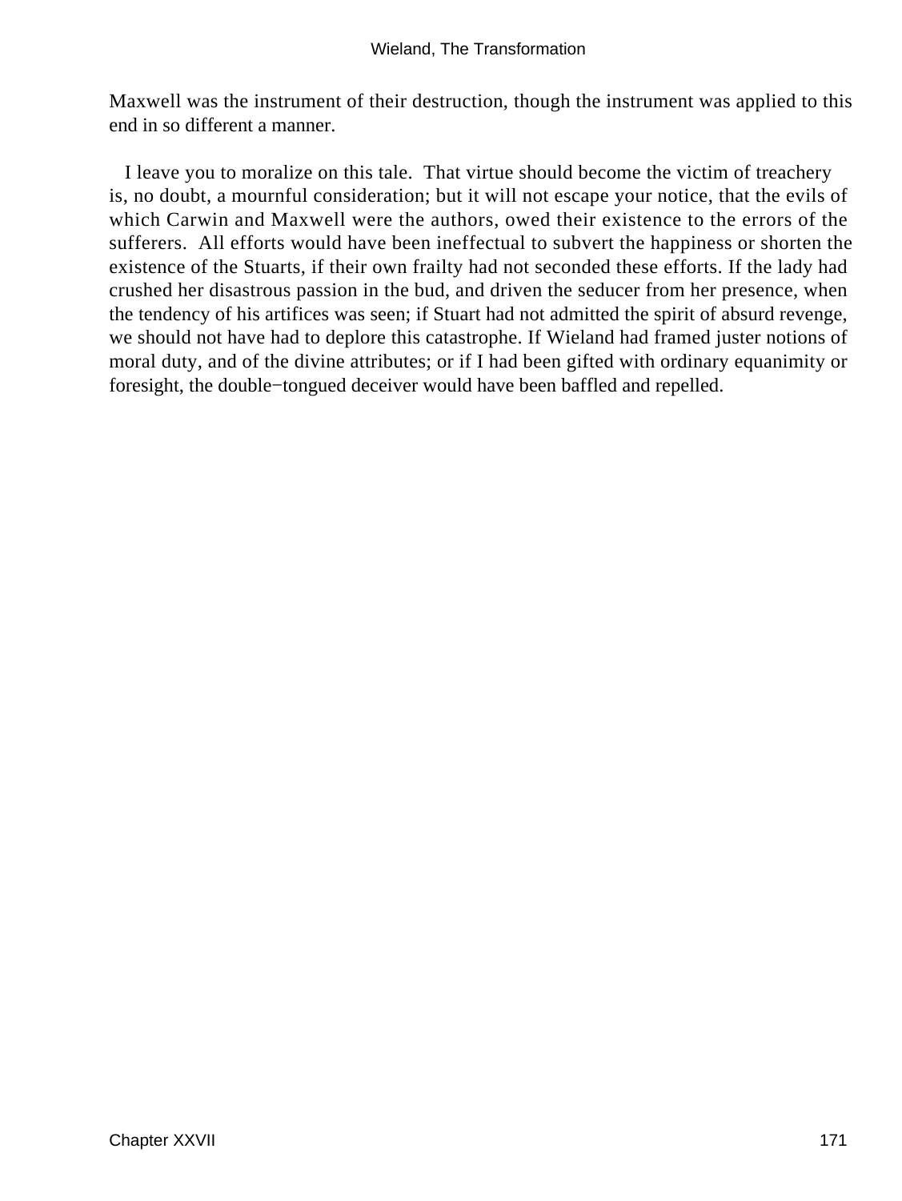Maxwell was the instrument of their destruction, though the instrument was applied to this end in so different a manner.

I leave you to moralize on this tale. That virtue should become the victim of treachery is, no doubt, a mournful consideration; but it will not escape your notice, that the evils of which Carwin and Maxwell were the authors, owed their existence to the errors of the sufferers. All efforts would have been ineffectual to subvert the happiness or shorten the existence of the Stuarts, if their own frailty had not seconded these efforts. If the lady had crushed her disastrous passion in the bud, and driven the seducer from her presence, when the tendency of his artifices was seen; if Stuart had not admitted the spirit of absurd revenge, we should not have had to deplore this catastrophe. If Wieland had framed juster notions of moral duty, and of the divine attributes; or if I had been gifted with ordinary equanimity or foresight, the double−tongued deceiver would have been baffled and repelled.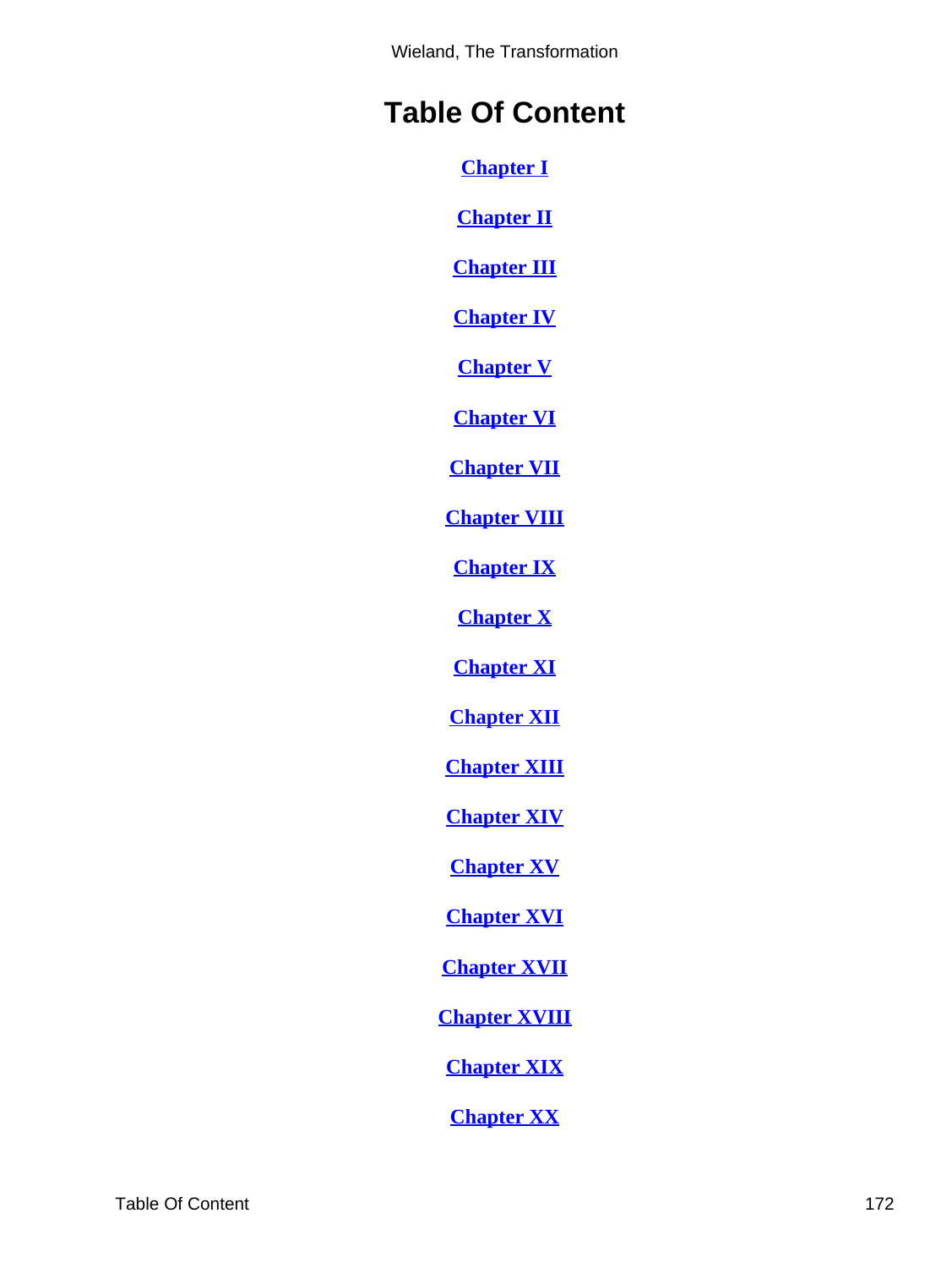# Table Of Content

Chapter I

Chapter II

Chapter III

Chapter IV

Chapter V

Chapter VI

Chapter VII

Chapter VIII

Chapter IX

Chapter X

Chapter XI

Chapter XII

Chapter XIII

Chapter XIV

Chapter XV

Chapter XVI

Chapter XVII

Chapter XVIII

Chapter XIX

Chapter XX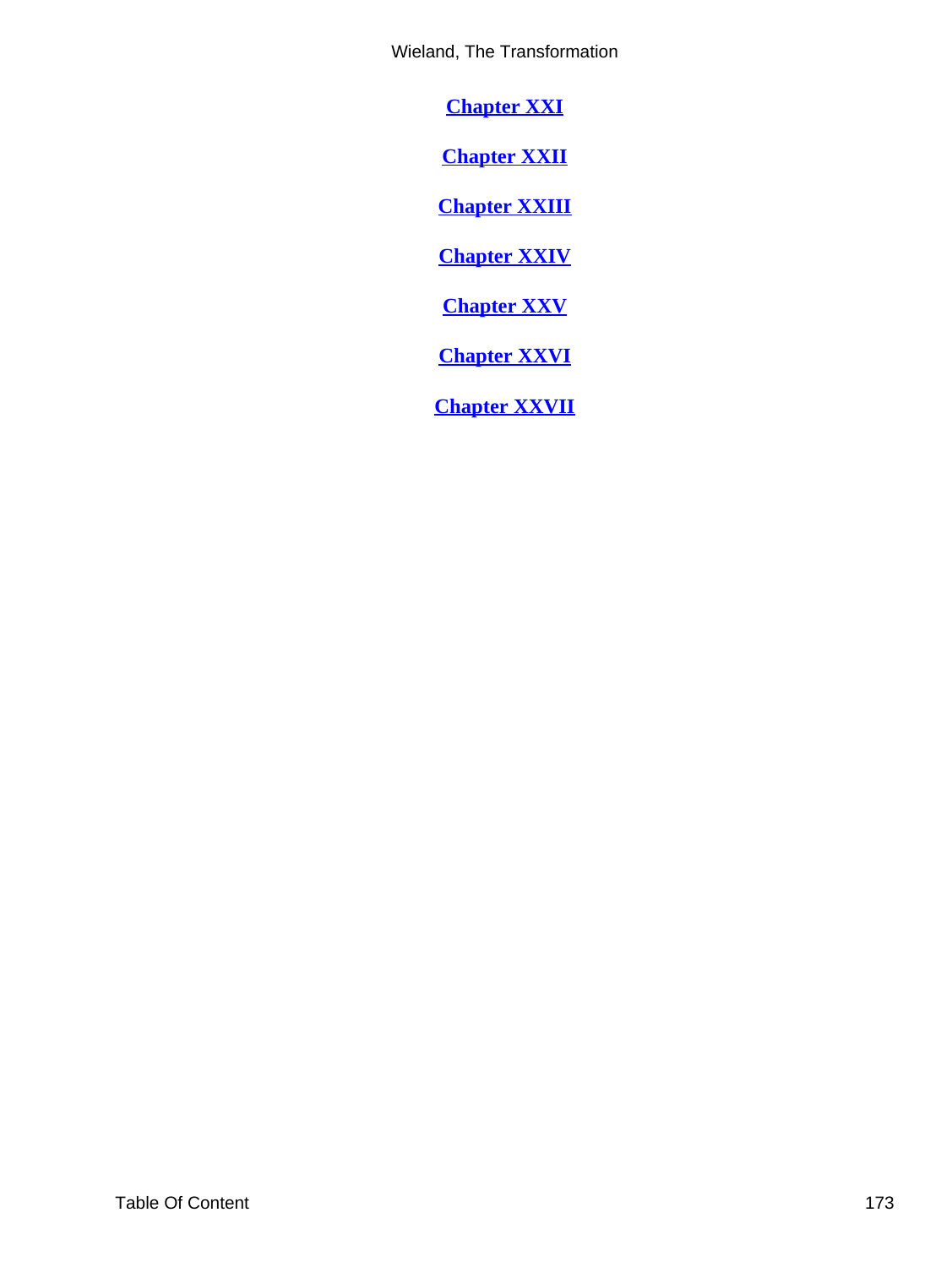**Chapter XXI**

**Chapter XXII**

**Chapter XXIII**

**Chapter XXIV**

**Chapter XXV**

**Chapter XXVI**

**Chapter XXVII**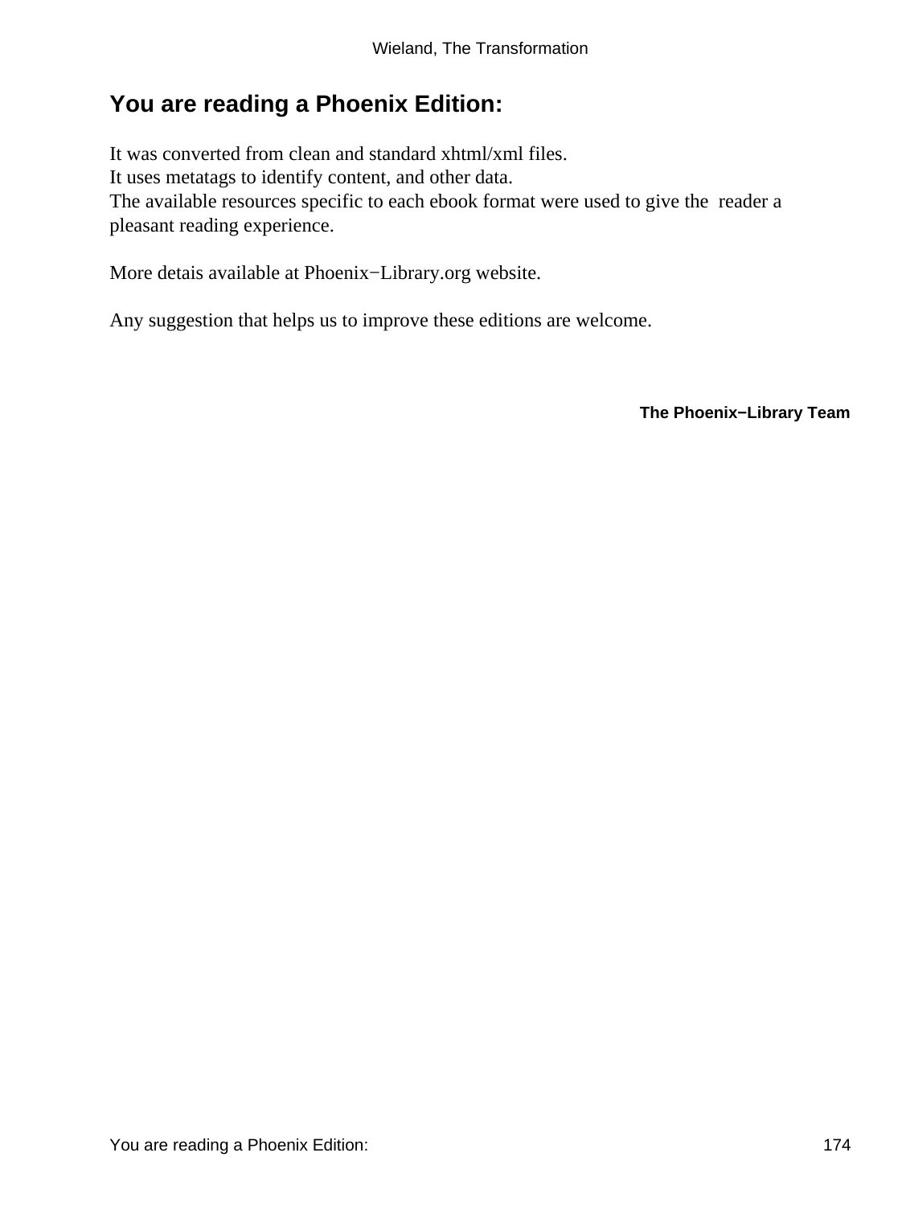## You are reading a Phoenix Edition:

It was converted from clean and standard xhtml/xml files.
It uses metatags to identify content, and other data.
The available resources specific to each ebook format were used to give the reader a pleasant reading experience.

More detais available at Phoenix−Library.org website.

Any suggestion that helps us to improve these editions are welcome.

**The Phoenix−Library Team**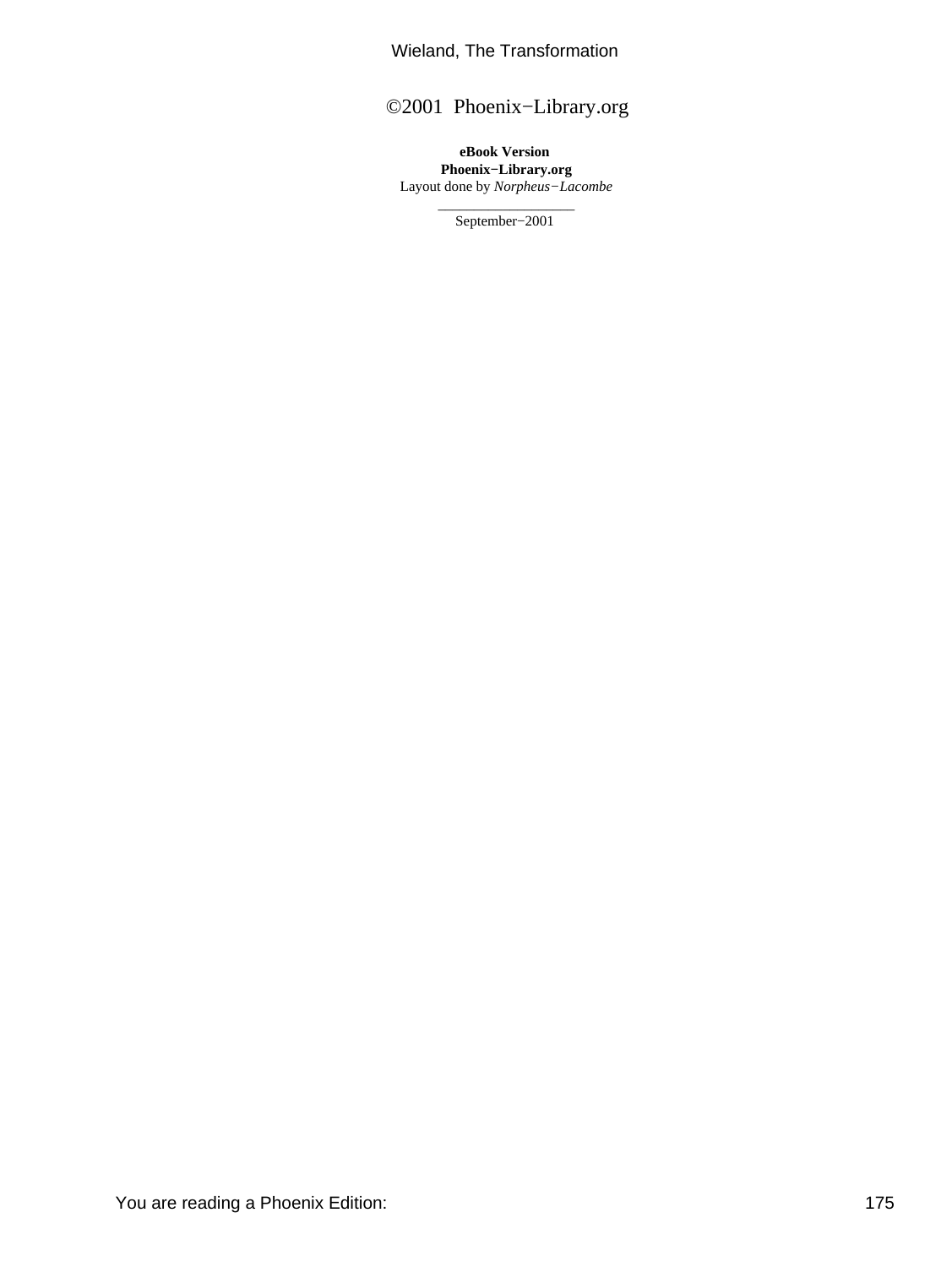©2001 Phoenix−Library.org

**eBook Version**
**Phoenix−Library.org**
Layout done by *Norpheus−Lacombe*

___________________

September−2001